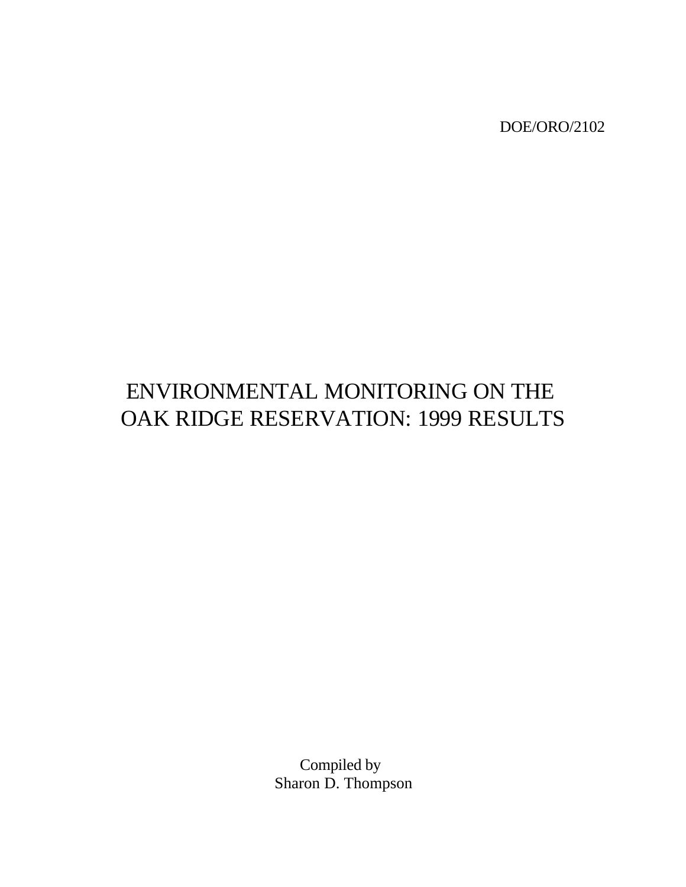DOE/ORO/2102

# ENVIRONMENTAL MONITORING ON THE OAK RIDGE RESERVATION: 1999 RESULTS

Compiled by
Sharon D. Thompson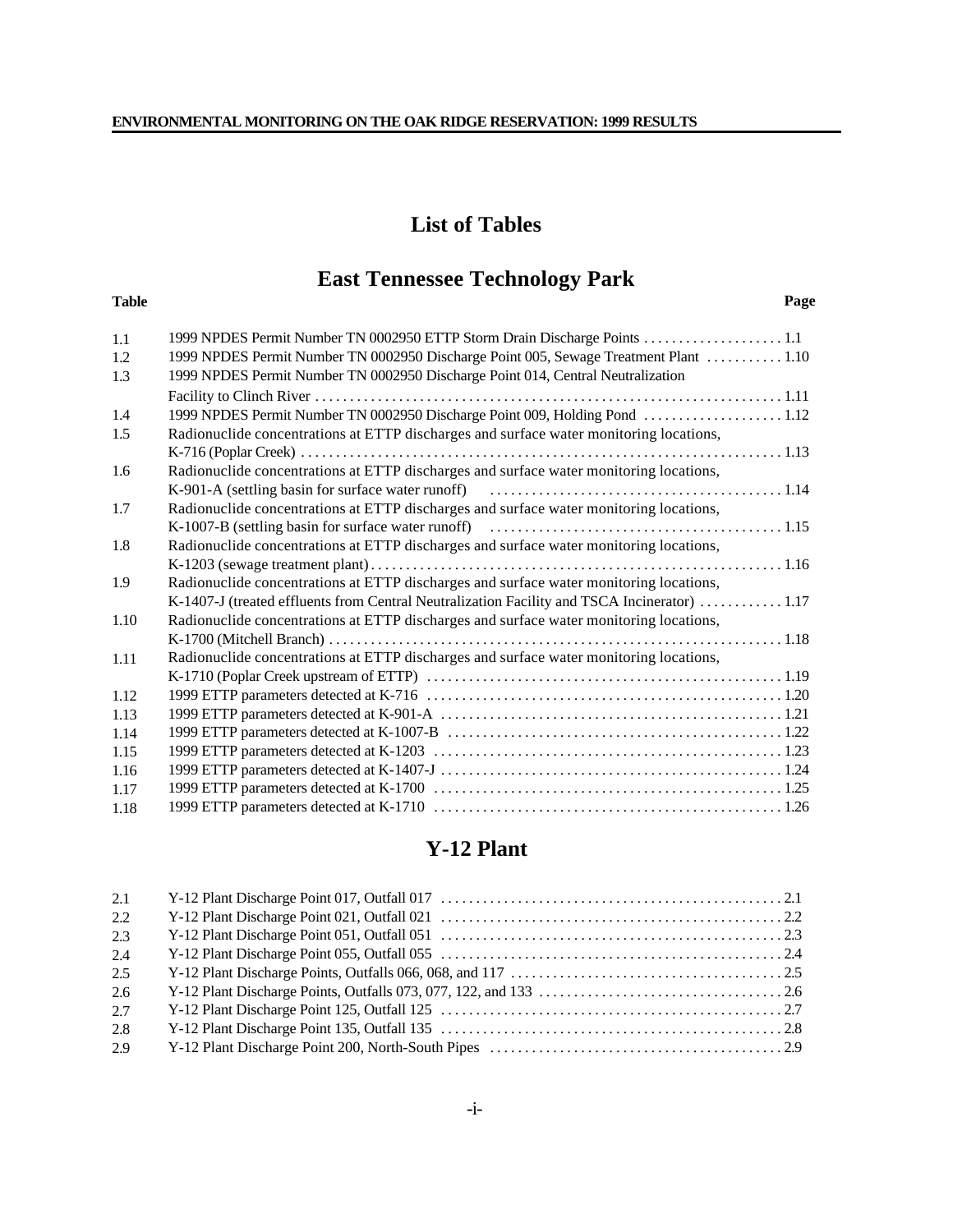# List of Tables

## East Tennessee Technology Park

| Table | | Page |
|---|---|---|
| 1.1 | 1999 NPDES Permit Number TN 0002950 ETTP Storm Drain Discharge Points | 1.1 |
| 1.2 | 1999 NPDES Permit Number TN 0002950 Discharge Point 005, Sewage Treatment Plant | 1.10 |
| 1.3 | 1999 NPDES Permit Number TN 0002950 Discharge Point 014, Central Neutralization Facility to Clinch River | 1.11 |
| 1.4 | 1999 NPDES Permit Number TN 0002950 Discharge Point 009, Holding Pond | 1.12 |
| 1.5 | Radionuclide concentrations at ETTP discharges and surface water monitoring locations, K-716 (Poplar Creek) | 1.13 |
| 1.6 | Radionuclide concentrations at ETTP discharges and surface water monitoring locations, K-901-A (settling basin for surface water runoff) | 1.14 |
| 1.7 | Radionuclide concentrations at ETTP discharges and surface water monitoring locations, K-1007-B (settling basin for surface water runoff) | 1.15 |
| 1.8 | Radionuclide concentrations at ETTP discharges and surface water monitoring locations, K-1203 (sewage treatment plant) | 1.16 |
| 1.9 | Radionuclide concentrations at ETTP discharges and surface water monitoring locations, K-1407-J (treated effluents from Central Neutralization Facility and TSCA Incinerator) | 1.17 |
| 1.10 | Radionuclide concentrations at ETTP discharges and surface water monitoring locations, K-1700 (Mitchell Branch) | 1.18 |
| 1.11 | Radionuclide concentrations at ETTP discharges and surface water monitoring locations, K-1710 (Poplar Creek upstream of ETTP) | 1.19 |
| 1.12 | 1999 ETTP parameters detected at K-716 | 1.20 |
| 1.13 | 1999 ETTP parameters detected at K-901-A | 1.21 |
| 1.14 | 1999 ETTP parameters detected at K-1007-B | 1.22 |
| 1.15 | 1999 ETTP parameters detected at K-1203 | 1.23 |
| 1.16 | 1999 ETTP parameters detected at K-1407-J | 1.24 |
| 1.17 | 1999 ETTP parameters detected at K-1700 | 1.25 |
| 1.18 | 1999 ETTP parameters detected at K-1710 | 1.26 |

## Y-12 Plant

| Table | | Page |
|---|---|---|
| 2.1 | Y-12 Plant Discharge Point 017, Outfall 017 | 2.1 |
| 2.2 | Y-12 Plant Discharge Point 021, Outfall 021 | 2.2 |
| 2.3 | Y-12 Plant Discharge Point 051, Outfall 051 | 2.3 |
| 2.4 | Y-12 Plant Discharge Point 055, Outfall 055 | 2.4 |
| 2.5 | Y-12 Plant Discharge Points, Outfalls 066, 068, and 117 | 2.5 |
| 2.6 | Y-12 Plant Discharge Points, Outfalls 073, 077, 122, and 133 | 2.6 |
| 2.7 | Y-12 Plant Discharge Point 125, Outfall 125 | 2.7 |
| 2.8 | Y-12 Plant Discharge Point 135, Outfall 135 | 2.8 |
| 2.9 | Y-12 Plant Discharge Point 200, North-South Pipes | 2.9 |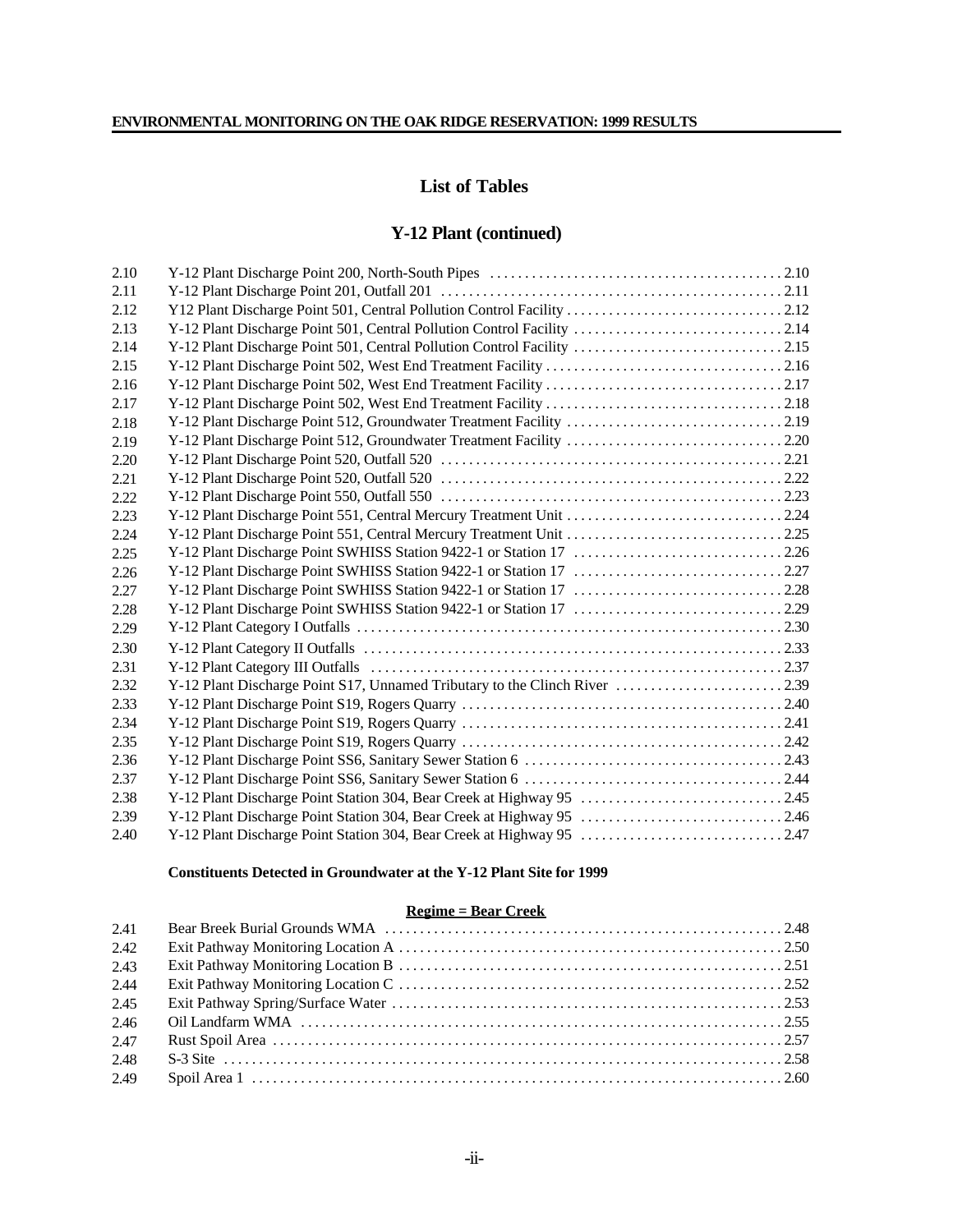# List of Tables

## Y-12 Plant (continued)

| | | |
|---|---|---|
| 2.10 | Y-12 Plant Discharge Point 200, North-South Pipes | 2.10 |
| 2.11 | Y-12 Plant Discharge Point 201, Outfall 201 | 2.11 |
| 2.12 | Y12 Plant Discharge Point 501, Central Pollution Control Facility | 2.12 |
| 2.13 | Y-12 Plant Discharge Point 501, Central Pollution Control Facility | 2.14 |
| 2.14 | Y-12 Plant Discharge Point 501, Central Pollution Control Facility | 2.15 |
| 2.15 | Y-12 Plant Discharge Point 502, West End Treatment Facility | 2.16 |
| 2.16 | Y-12 Plant Discharge Point 502, West End Treatment Facility | 2.17 |
| 2.17 | Y-12 Plant Discharge Point 502, West End Treatment Facility | 2.18 |
| 2.18 | Y-12 Plant Discharge Point 512, Groundwater Treatment Facility | 2.19 |
| 2.19 | Y-12 Plant Discharge Point 512, Groundwater Treatment Facility | 2.20 |
| 2.20 | Y-12 Plant Discharge Point 520, Outfall 520 | 2.21 |
| 2.21 | Y-12 Plant Discharge Point 520, Outfall 520 | 2.22 |
| 2.22 | Y-12 Plant Discharge Point 550, Outfall 550 | 2.23 |
| 2.23 | Y-12 Plant Discharge Point 551, Central Mercury Treatment Unit | 2.24 |
| 2.24 | Y-12 Plant Discharge Point 551, Central Mercury Treatment Unit | 2.25 |
| 2.25 | Y-12 Plant Discharge Point SWHISS Station 9422-1 or Station 17 | 2.26 |
| 2.26 | Y-12 Plant Discharge Point SWHISS Station 9422-1 or Station 17 | 2.27 |
| 2.27 | Y-12 Plant Discharge Point SWHISS Station 9422-1 or Station 17 | 2.28 |
| 2.28 | Y-12 Plant Discharge Point SWHISS Station 9422-1 or Station 17 | 2.29 |
| 2.29 | Y-12 Plant Category I Outfalls | 2.30 |
| 2.30 | Y-12 Plant Category II Outfalls | 2.33 |
| 2.31 | Y-12 Plant Category III Outfalls | 2.37 |
| 2.32 | Y-12 Plant Discharge Point S17, Unnamed Tributary to the Clinch River | 2.39 |
| 2.33 | Y-12 Plant Discharge Point S19, Rogers Quarry | 2.40 |
| 2.34 | Y-12 Plant Discharge Point S19, Rogers Quarry | 2.41 |
| 2.35 | Y-12 Plant Discharge Point S19, Rogers Quarry | 2.42 |
| 2.36 | Y-12 Plant Discharge Point SS6, Sanitary Sewer Station 6 | 2.43 |
| 2.37 | Y-12 Plant Discharge Point SS6, Sanitary Sewer Station 6 | 2.44 |
| 2.38 | Y-12 Plant Discharge Point Station 304, Bear Creek at Highway 95 | 2.45 |
| 2.39 | Y-12 Plant Discharge Point Station 304, Bear Creek at Highway 95 | 2.46 |
| 2.40 | Y-12 Plant Discharge Point Station 304, Bear Creek at Highway 95 | 2.47 |

**Constituents Detected in Groundwater at the Y-12 Plant Site for 1999**

**Regime = Bear Creek**

| | | |
|---|---|---|
| 2.41 | Bear Breek Burial Grounds WMA | 2.48 |
| 2.42 | Exit Pathway Monitoring Location A | 2.50 |
| 2.43 | Exit Pathway Monitoring Location B | 2.51 |
| 2.44 | Exit Pathway Monitoring Location C | 2.52 |
| 2.45 | Exit Pathway Spring/Surface Water | 2.53 |
| 2.46 | Oil Landfarm WMA | 2.55 |
| 2.47 | Rust Spoil Area | 2.57 |
| 2.48 | S-3 Site | 2.58 |
| 2.49 | Spoil Area 1 | 2.60 |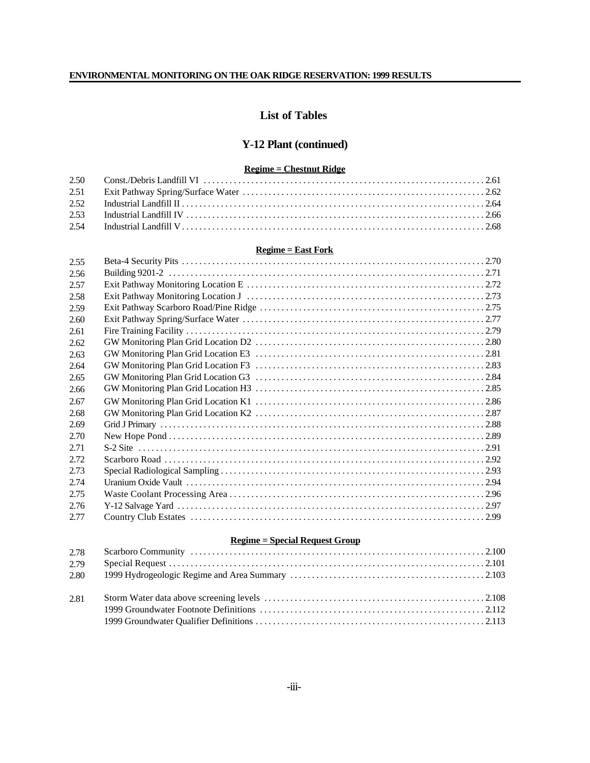# List of Tables

## Y-12 Plant (continued)

**Regime = Chestnut Ridge**

| | | |
|---|---|---|
| 2.50 | Const./Debris Landfill VI | 2.61 |
| 2.51 | Exit Pathway Spring/Surface Water | 2.62 |
| 2.52 | Industrial Landfill II | 2.64 |
| 2.53 | Industrial Landfill IV | 2.66 |
| 2.54 | Industrial Landfill V | 2.68 |

**Regime = East Fork**

| | | |
|---|---|---|
| 2.55 | Beta-4 Security Pits | 2.70 |
| 2.56 | Building 9201-2 | 2.71 |
| 2.57 | Exit Pathway Monitoring Location E | 2.72 |
| 2.58 | Exit Pathway Monitoring Location J | 2.73 |
| 2.59 | Exit Pathway Scarboro Road/Pine Ridge | 2.75 |
| 2.60 | Exit Pathway Spring/Surface Water | 2.77 |
| 2.61 | Fire Training Facility | 2.79 |
| 2.62 | GW Monitoring Plan Grid Location D2 | 2.80 |
| 2.63 | GW Monitoring Plan Grid Location E3 | 2.81 |
| 2.64 | GW Monitoring Plan Grid Location F3 | 2.83 |
| 2.65 | GW Monitoring Plan Grid Location G3 | 2.84 |
| 2.66 | GW Monitoring Plan Grid Location H3 | 2.85 |
| 2.67 | GW Monitoring Plan Grid Location K1 | 2.86 |
| 2.68 | GW Monitoring Plan Grid Location K2 | 2.87 |
| 2.69 | Grid J Primary | 2.88 |
| 2.70 | New Hope Pond | 2.89 |
| 2.71 | S-2 Site | 2.91 |
| 2.72 | Scarboro Road | 2.92 |
| 2.73 | Special Radiological Sampling | 2.93 |
| 2.74 | Uranium Oxide Vault | 2.94 |
| 2.75 | Waste Coolant Processing Area | 2.96 |
| 2.76 | Y-12 Salvage Yard | 2.97 |
| 2.77 | Country Club Estates | 2.99 |

**Regime = Special Request Group**

| | | |
|---|---|---|
| 2.78 | Scarboro Community | 2.100 |
| 2.79 | Special Request | 2.101 |
| 2.80 | 1999 Hydrogeologic Regime and Area Summary | 2.103 |
| 2.81 | Storm Water data above screening levels | 2.108 |
| | 1999 Groundwater Footnote Definitions | 2.112 |
| | 1999 Groundwater Qualifier Definitions | 2.113 |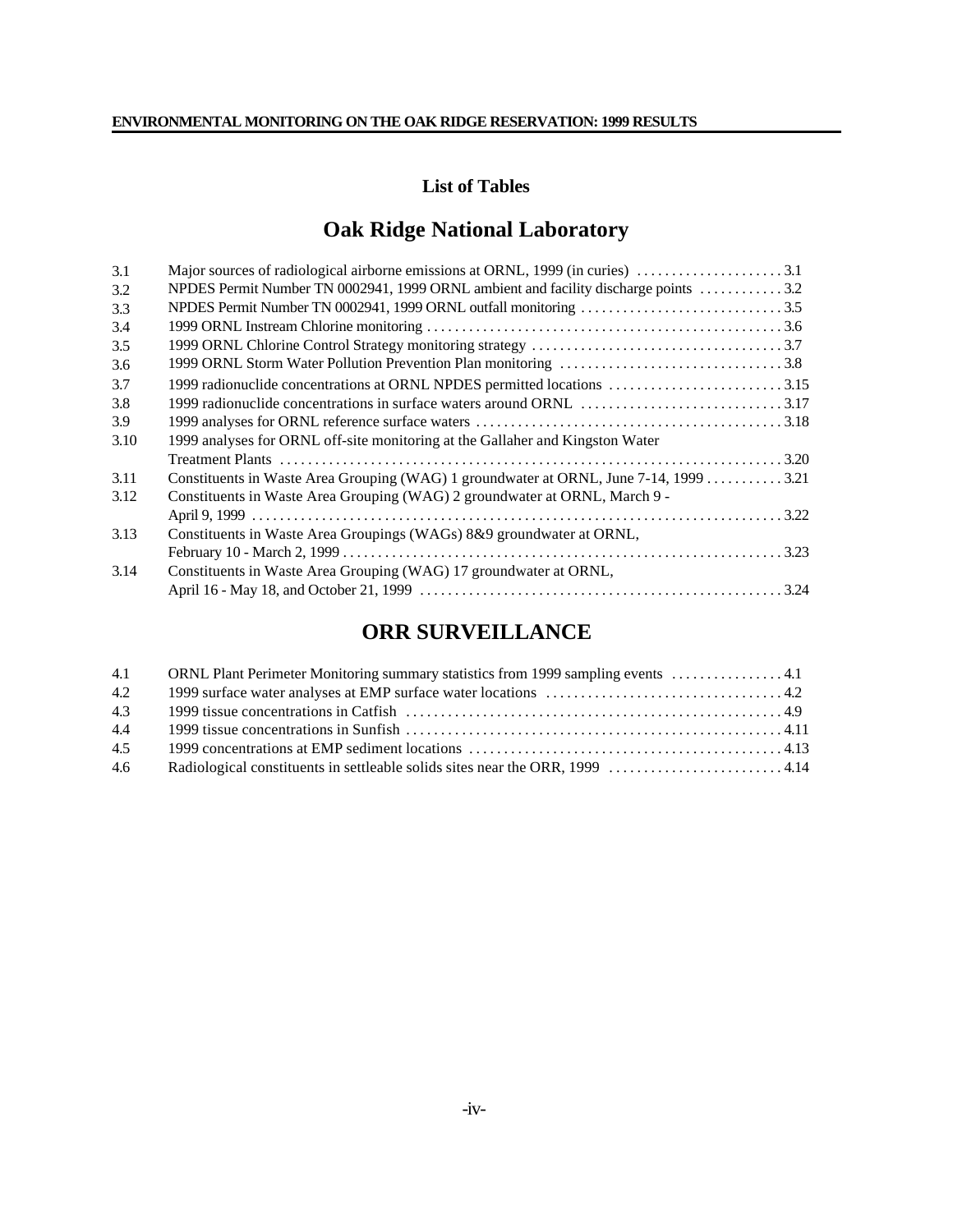## List of Tables

# Oak Ridge National Laboratory

| | | |
|---|---|---|
| 3.1 | Major sources of radiological airborne emissions at ORNL, 1999 (in curies) | 3.1 |
| 3.2 | NPDES Permit Number TN 0002941, 1999 ORNL ambient and facility discharge points | 3.2 |
| 3.3 | NPDES Permit Number TN 0002941, 1999 ORNL outfall monitoring | 3.5 |
| 3.4 | 1999 ORNL Instream Chlorine monitoring | 3.6 |
| 3.5 | 1999 ORNL Chlorine Control Strategy monitoring strategy | 3.7 |
| 3.6 | 1999 ORNL Storm Water Pollution Prevention Plan monitoring | 3.8 |
| 3.7 | 1999 radionuclide concentrations at ORNL NPDES permitted locations | 3.15 |
| 3.8 | 1999 radionuclide concentrations in surface waters around ORNL | 3.17 |
| 3.9 | 1999 analyses for ORNL reference surface waters | 3.18 |
| 3.10 | 1999 analyses for ORNL off-site monitoring at the Gallaher and Kingston Water Treatment Plants | 3.20 |
| 3.11 | Constituents in Waste Area Grouping (WAG) 1 groundwater at ORNL, June 7-14, 1999 | 3.21 |
| 3.12 | Constituents in Waste Area Grouping (WAG) 2 groundwater at ORNL, March 9 - April 9, 1999 | 3.22 |
| 3.13 | Constituents in Waste Area Groupings (WAGs) 8&9 groundwater at ORNL, February 10 - March 2, 1999 | 3.23 |
| 3.14 | Constituents in Waste Area Grouping (WAG) 17 groundwater at ORNL, April 16 - May 18, and October 21, 1999 | 3.24 |

# ORR SURVEILLANCE

| | | |
|---|---|---|
| 4.1 | ORNL Plant Perimeter Monitoring summary statistics from 1999 sampling events | 4.1 |
| 4.2 | 1999 surface water analyses at EMP surface water locations | 4.2 |
| 4.3 | 1999 tissue concentrations in Catfish | 4.9 |
| 4.4 | 1999 tissue concentrations in Sunfish | 4.11 |
| 4.5 | 1999 concentrations at EMP sediment locations | 4.13 |
| 4.6 | Radiological constituents in settleable solids sites near the ORR, 1999 | 4.14 |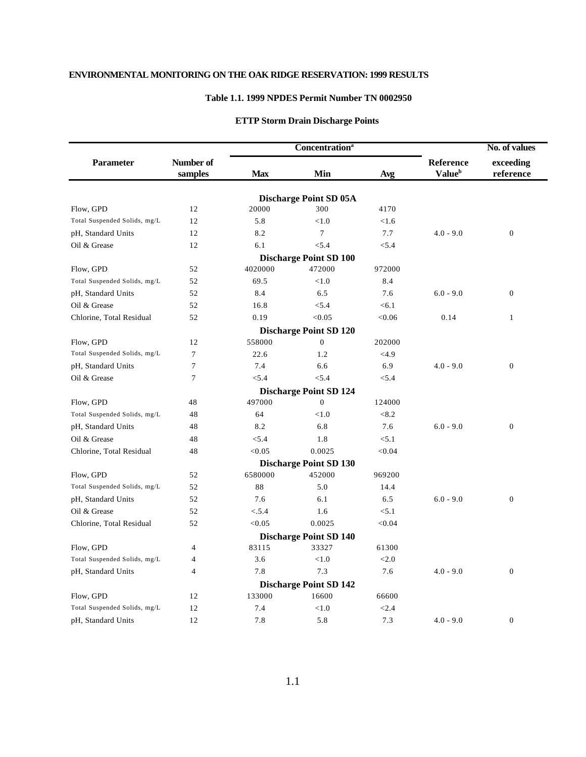## ENVIRONMENTAL MONITORING ON THE OAK RIDGE RESERVATION: 1999 RESULTS

### Table 1.1. 1999 NPDES Permit Number TN 0002950

### ETTP Storm Drain Discharge Points

| Parameter | Number of samples | Concentration[a] | | | Reference Value[b] | No. of values exceeding reference |
|---|---|---|---|---|---|---|
| | | Max | Min | Avg | | |
| | | | **Discharge Point SD 05A** | | | |
| Flow, GPD | 12 | 20000 | 300 | 4170 | | |
| Total Suspended Solids, mg/L | 12 | 5.8 | <1.0 | <1.6 | | |
| pH, Standard Units | 12 | 8.2 | 7 | 7.7 | 4.0 - 9.0 | 0 |
| Oil & Grease | 12 | 6.1 | <5.4 | <5.4 | | |
| | | | **Discharge Point SD 100** | | | |
| Flow, GPD | 52 | 4020000 | 472000 | 972000 | | |
| Total Suspended Solids, mg/L | 52 | 69.5 | <1.0 | 8.4 | | |
| pH, Standard Units | 52 | 8.4 | 6.5 | 7.6 | 6.0 - 9.0 | 0 |
| Oil & Grease | 52 | 16.8 | <5.4 | <6.1 | | |
| Chlorine, Total Residual | 52 | 0.19 | <0.05 | <0.06 | 0.14 | 1 |
| | | | **Discharge Point SD 120** | | | |
| Flow, GPD | 12 | 558000 | 0 | 202000 | | |
| Total Suspended Solids, mg/L | 7 | 22.6 | 1.2 | <4.9 | | |
| pH, Standard Units | 7 | 7.4 | 6.6 | 6.9 | 4.0 - 9.0 | 0 |
| Oil & Grease | 7 | <5.4 | <5.4 | <5.4 | | |
| | | | **Discharge Point SD 124** | | | |
| Flow, GPD | 48 | 497000 | 0 | 124000 | | |
| Total Suspended Solids, mg/L | 48 | 64 | <1.0 | <8.2 | | |
| pH, Standard Units | 48 | 8.2 | 6.8 | 7.6 | 6.0 - 9.0 | 0 |
| Oil & Grease | 48 | <5.4 | 1.8 | <5.1 | | |
| Chlorine, Total Residual | 48 | <0.05 | 0.0025 | <0.04 | | |
| | | | **Discharge Point SD 130** | | | |
| Flow, GPD | 52 | 6580000 | 452000 | 969200 | | |
| Total Suspended Solids, mg/L | 52 | 88 | 5.0 | 14.4 | | |
| pH, Standard Units | 52 | 7.6 | 6.1 | 6.5 | 6.0 - 9.0 | 0 |
| Oil & Grease | 52 | <.5.4 | 1.6 | <5.1 | | |
| Chlorine, Total Residual | 52 | <0.05 | 0.0025 | <0.04 | | |
| | | | **Discharge Point SD 140** | | | |
| Flow, GPD | 4 | 83115 | 33327 | 61300 | | |
| Total Suspended Solids, mg/L | 4 | 3.6 | <1.0 | <2.0 | | |
| pH, Standard Units | 4 | 7.8 | 7.3 | 7.6 | 4.0 - 9.0 | 0 |
| | | | **Discharge Point SD 142** | | | |
| Flow, GPD | 12 | 133000 | 16600 | 66600 | | |
| Total Suspended Solids, mg/L | 12 | 7.4 | <1.0 | <2.4 | | |
| pH, Standard Units | 12 | 7.8 | 5.8 | 7.3 | 4.0 - 9.0 | 0 |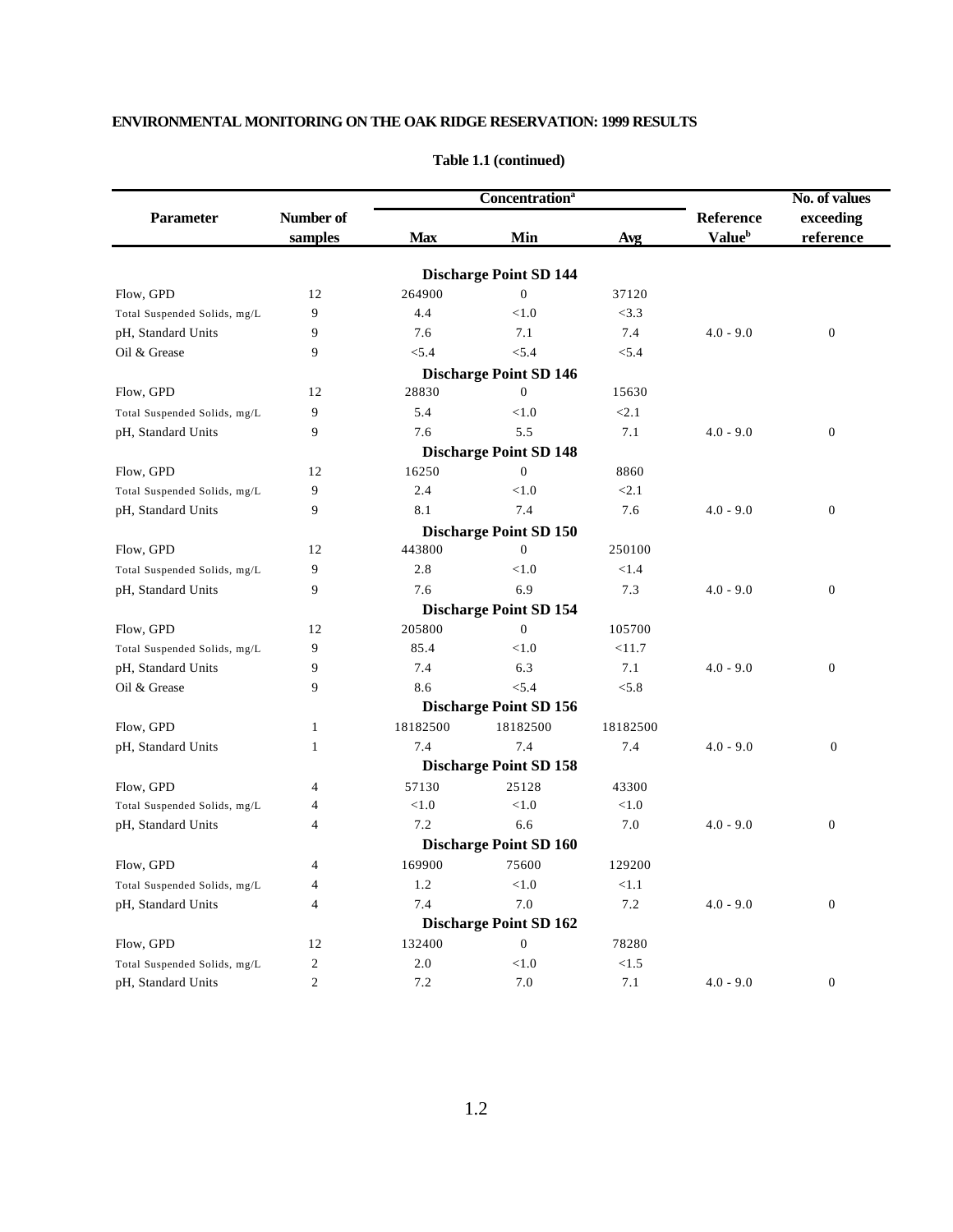**ENVIRONMENTAL MONITORING ON THE OAK RIDGE RESERVATION: 1999 RESULTS**

**Table 1.1 (continued)**

| Parameter | Number of samples | Concentration[a] | | | Reference Value[b] | No. of values exceeding reference |
|---|---|---|---|---|---|---|
| | | Max | Min | Avg | | |
| **Discharge Point SD 144** | | | | | | |
| Flow, GPD | 12 | 264900 | 0 | 37120 | | |
| Total Suspended Solids, mg/L | 9 | 4.4 | <1.0 | <3.3 | | |
| pH, Standard Units | 9 | 7.6 | 7.1 | 7.4 | 4.0 - 9.0 | 0 |
| Oil & Grease | 9 | <5.4 | <5.4 | <5.4 | | |
| **Discharge Point SD 146** | | | | | | |
| Flow, GPD | 12 | 28830 | 0 | 15630 | | |
| Total Suspended Solids, mg/L | 9 | 5.4 | <1.0 | <2.1 | | |
| pH, Standard Units | 9 | 7.6 | 5.5 | 7.1 | 4.0 - 9.0 | 0 |
| **Discharge Point SD 148** | | | | | | |
| Flow, GPD | 12 | 16250 | 0 | 8860 | | |
| Total Suspended Solids, mg/L | 9 | 2.4 | <1.0 | <2.1 | | |
| pH, Standard Units | 9 | 8.1 | 7.4 | 7.6 | 4.0 - 9.0 | 0 |
| **Discharge Point SD 150** | | | | | | |
| Flow, GPD | 12 | 443800 | 0 | 250100 | | |
| Total Suspended Solids, mg/L | 9 | 2.8 | <1.0 | <1.4 | | |
| pH, Standard Units | 9 | 7.6 | 6.9 | 7.3 | 4.0 - 9.0 | 0 |
| **Discharge Point SD 154** | | | | | | |
| Flow, GPD | 12 | 205800 | 0 | 105700 | | |
| Total Suspended Solids, mg/L | 9 | 85.4 | <1.0 | <11.7 | | |
| pH, Standard Units | 9 | 7.4 | 6.3 | 7.1 | 4.0 - 9.0 | 0 |
| Oil & Grease | 9 | 8.6 | <5.4 | <5.8 | | |
| **Discharge Point SD 156** | | | | | | |
| Flow, GPD | 1 | 18182500 | 18182500 | 18182500 | | |
| pH, Standard Units | 1 | 7.4 | 7.4 | 7.4 | 4.0 - 9.0 | 0 |
| **Discharge Point SD 158** | | | | | | |
| Flow, GPD | 4 | 57130 | 25128 | 43300 | | |
| Total Suspended Solids, mg/L | 4 | <1.0 | <1.0 | <1.0 | | |
| pH, Standard Units | 4 | 7.2 | 6.6 | 7.0 | 4.0 - 9.0 | 0 |
| **Discharge Point SD 160** | | | | | | |
| Flow, GPD | 4 | 169900 | 75600 | 129200 | | |
| Total Suspended Solids, mg/L | 4 | 1.2 | <1.0 | <1.1 | | |
| pH, Standard Units | 4 | 7.4 | 7.0 | 7.2 | 4.0 - 9.0 | 0 |
| **Discharge Point SD 162** | | | | | | |
| Flow, GPD | 12 | 132400 | 0 | 78280 | | |
| Total Suspended Solids, mg/L | 2 | 2.0 | <1.0 | <1.5 | | |
| pH, Standard Units | 2 | 7.2 | 7.0 | 7.1 | 4.0 - 9.0 | 0 |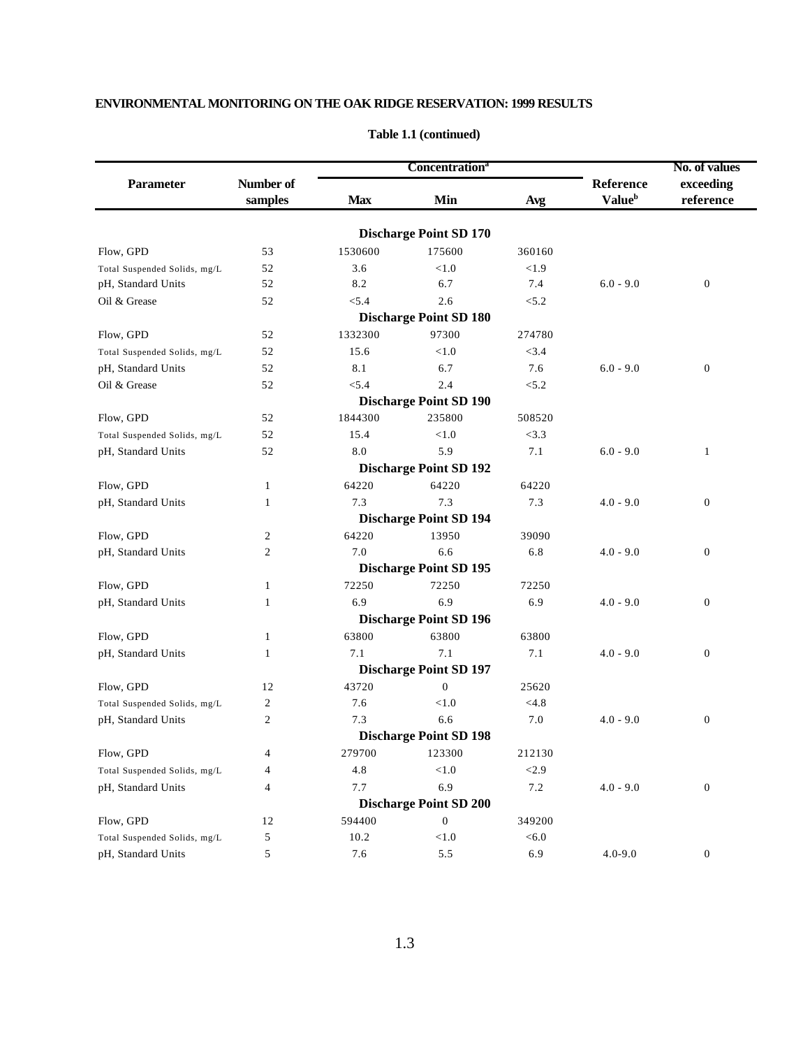## ENVIRONMENTAL MONITORING ON THE OAK RIDGE RESERVATION: 1999 RESULTS

**Table 1.1 (continued)**

| Parameter | Number of samples | Concentration[a] Max | Min | Avg | Reference Value[b] | No. of values exceeding reference |
|---|---|---|---|---|---|---|
| **Discharge Point SD 170** | | | | | | |
| Flow, GPD | 53 | 1530600 | 175600 | 360160 | | |
| Total Suspended Solids, mg/L | 52 | 3.6 | <1.0 | <1.9 | | |
| pH, Standard Units | 52 | 8.2 | 6.7 | 7.4 | 6.0 - 9.0 | 0 |
| Oil & Grease | 52 | <5.4 | 2.6 | <5.2 | | |
| **Discharge Point SD 180** | | | | | | |
| Flow, GPD | 52 | 1332300 | 97300 | 274780 | | |
| Total Suspended Solids, mg/L | 52 | 15.6 | <1.0 | <3.4 | | |
| pH, Standard Units | 52 | 8.1 | 6.7 | 7.6 | 6.0 - 9.0 | 0 |
| Oil & Grease | 52 | <5.4 | 2.4 | <5.2 | | |
| **Discharge Point SD 190** | | | | | | |
| Flow, GPD | 52 | 1844300 | 235800 | 508520 | | |
| Total Suspended Solids, mg/L | 52 | 15.4 | <1.0 | <3.3 | | |
| pH, Standard Units | 52 | 8.0 | 5.9 | 7.1 | 6.0 - 9.0 | 1 |
| **Discharge Point SD 192** | | | | | | |
| Flow, GPD | 1 | 64220 | 64220 | 64220 | | |
| pH, Standard Units | 1 | 7.3 | 7.3 | 7.3 | 4.0 - 9.0 | 0 |
| **Discharge Point SD 194** | | | | | | |
| Flow, GPD | 2 | 64220 | 13950 | 39090 | | |
| pH, Standard Units | 2 | 7.0 | 6.6 | 6.8 | 4.0 - 9.0 | 0 |
| **Discharge Point SD 195** | | | | | | |
| Flow, GPD | 1 | 72250 | 72250 | 72250 | | |
| pH, Standard Units | 1 | 6.9 | 6.9 | 6.9 | 4.0 - 9.0 | 0 |
| **Discharge Point SD 196** | | | | | | |
| Flow, GPD | 1 | 63800 | 63800 | 63800 | | |
| pH, Standard Units | 1 | 7.1 | 7.1 | 7.1 | 4.0 - 9.0 | 0 |
| **Discharge Point SD 197** | | | | | | |
| Flow, GPD | 12 | 43720 | 0 | 25620 | | |
| Total Suspended Solids, mg/L | 2 | 7.6 | <1.0 | <4.8 | | |
| pH, Standard Units | 2 | 7.3 | 6.6 | 7.0 | 4.0 - 9.0 | 0 |
| **Discharge Point SD 198** | | | | | | |
| Flow, GPD | 4 | 279700 | 123300 | 212130 | | |
| Total Suspended Solids, mg/L | 4 | 4.8 | <1.0 | <2.9 | | |
| pH, Standard Units | 4 | 7.7 | 6.9 | 7.2 | 4.0 - 9.0 | 0 |
| **Discharge Point SD 200** | | | | | | |
| Flow, GPD | 12 | 594400 | 0 | 349200 | | |
| Total Suspended Solids, mg/L | 5 | 10.2 | <1.0 | <6.0 | | |
| pH, Standard Units | 5 | 7.6 | 5.5 | 6.9 | 4.0-9.0 | 0 |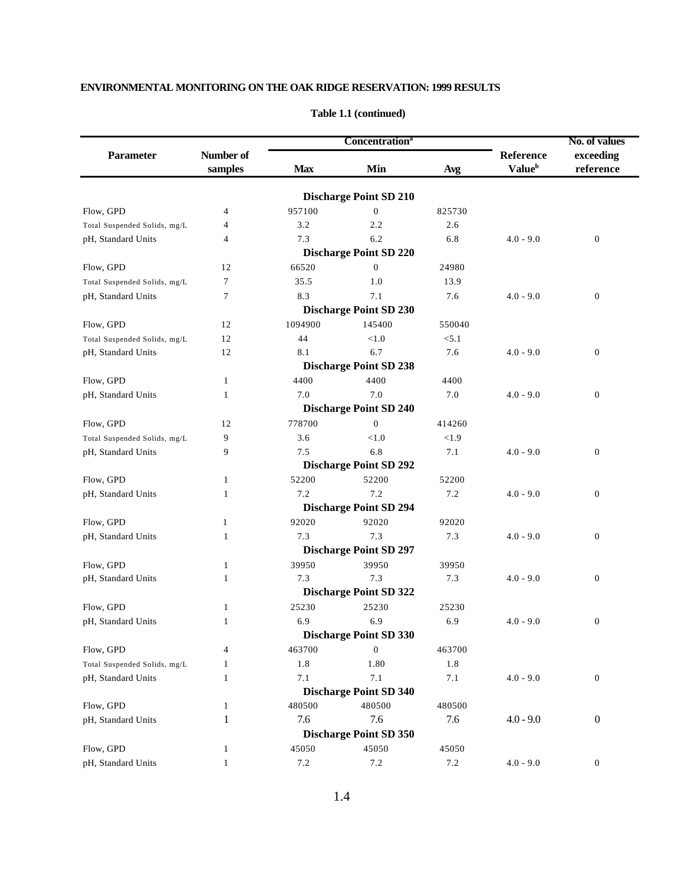**ENVIRONMENTAL MONITORING ON THE OAK RIDGE RESERVATION: 1999 RESULTS**

**Table 1.1 (continued)**

| Parameter | Number of samples | Concentration[a] Max | Min | Avg | Reference Value[b] | No. of values exceeding reference |
|---|---|---|---|---|---|---|
| **Discharge Point SD 210** | | | | | | |
| Flow, GPD | 4 | 957100 | 0 | 825730 | | |
| Total Suspended Solids, mg/L | 4 | 3.2 | 2.2 | 2.6 | | |
| pH, Standard Units | 4 | 7.3 | 6.2 | 6.8 | 4.0 - 9.0 | 0 |
| **Discharge Point SD 220** | | | | | | |
| Flow, GPD | 12 | 66520 | 0 | 24980 | | |
| Total Suspended Solids, mg/L | 7 | 35.5 | 1.0 | 13.9 | | |
| pH, Standard Units | 7 | 8.3 | 7.1 | 7.6 | 4.0 - 9.0 | 0 |
| **Discharge Point SD 230** | | | | | | |
| Flow, GPD | 12 | 1094900 | 145400 | 550040 | | |
| Total Suspended Solids, mg/L | 12 | 44 | <1.0 | <5.1 | | |
| pH, Standard Units | 12 | 8.1 | 6.7 | 7.6 | 4.0 - 9.0 | 0 |
| **Discharge Point SD 238** | | | | | | |
| Flow, GPD | 1 | 4400 | 4400 | 4400 | | |
| pH, Standard Units | 1 | 7.0 | 7.0 | 7.0 | 4.0 - 9.0 | 0 |
| **Discharge Point SD 240** | | | | | | |
| Flow, GPD | 12 | 778700 | 0 | 414260 | | |
| Total Suspended Solids, mg/L | 9 | 3.6 | <1.0 | <1.9 | | |
| pH, Standard Units | 9 | 7.5 | 6.8 | 7.1 | 4.0 - 9.0 | 0 |
| **Discharge Point SD 292** | | | | | | |
| Flow, GPD | 1 | 52200 | 52200 | 52200 | | |
| pH, Standard Units | 1 | 7.2 | 7.2 | 7.2 | 4.0 - 9.0 | 0 |
| **Discharge Point SD 294** | | | | | | |
| Flow, GPD | 1 | 92020 | 92020 | 92020 | | |
| pH, Standard Units | 1 | 7.3 | 7.3 | 7.3 | 4.0 - 9.0 | 0 |
| **Discharge Point SD 297** | | | | | | |
| Flow, GPD | 1 | 39950 | 39950 | 39950 | | |
| pH, Standard Units | 1 | 7.3 | 7.3 | 7.3 | 4.0 - 9.0 | 0 |
| **Discharge Point SD 322** | | | | | | |
| Flow, GPD | 1 | 25230 | 25230 | 25230 | | |
| pH, Standard Units | 1 | 6.9 | 6.9 | 6.9 | 4.0 - 9.0 | 0 |
| **Discharge Point SD 330** | | | | | | |
| Flow, GPD | 4 | 463700 | 0 | 463700 | | |
| Total Suspended Solids, mg/L | 1 | 1.8 | 1.80 | 1.8 | | |
| pH, Standard Units | 1 | 7.1 | 7.1 | 7.1 | 4.0 - 9.0 | 0 |
| **Discharge Point SD 340** | | | | | | |
| Flow, GPD | 1 | 480500 | 480500 | 480500 | | |
| pH, Standard Units | 1 | 7.6 | 7.6 | 7.6 | 4.0 - 9.0 | 0 |
| **Discharge Point SD 350** | | | | | | |
| Flow, GPD | 1 | 45050 | 45050 | 45050 | | |
| pH, Standard Units | 1 | 7.2 | 7.2 | 7.2 | 4.0 - 9.0 | 0 |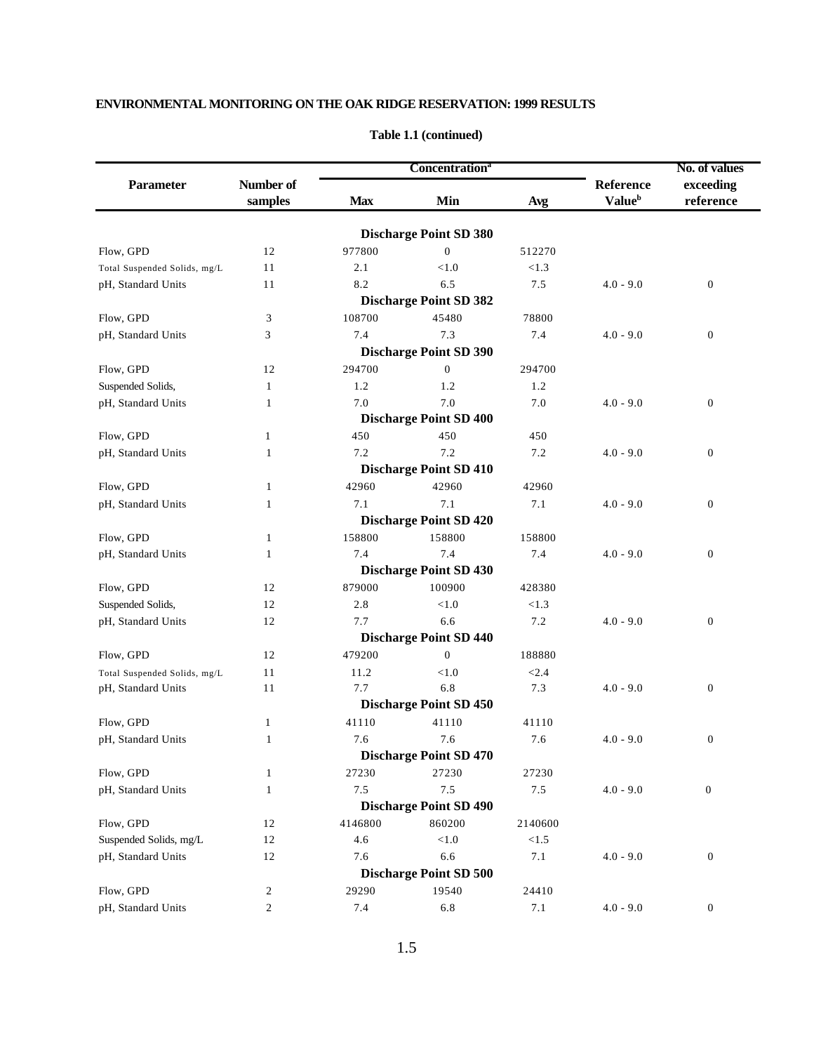## ENVIRONMENTAL MONITORING ON THE OAK RIDGE RESERVATION: 1999 RESULTS

**Table 1.1 (continued)**

| Parameter | Number of samples | Concentration[a] | | | Reference Value[b] | No. of values exceeding reference |
|---|---|---|---|---|---|---|
| | | Max | Min | Avg | | |
| **Discharge Point SD 380** | | | | | | |
| Flow, GPD | 12 | 977800 | 0 | 512270 | | |
| Total Suspended Solids, mg/L | 11 | 2.1 | <1.0 | <1.3 | | |
| pH, Standard Units | 11 | 8.2 | 6.5 | 7.5 | 4.0 - 9.0 | 0 |
| **Discharge Point SD 382** | | | | | | |
| Flow, GPD | 3 | 108700 | 45480 | 78800 | | |
| pH, Standard Units | 3 | 7.4 | 7.3 | 7.4 | 4.0 - 9.0 | 0 |
| **Discharge Point SD 390** | | | | | | |
| Flow, GPD | 12 | 294700 | 0 | 294700 | | |
| Suspended Solids, | 1 | 1.2 | 1.2 | 1.2 | | |
| pH, Standard Units | 1 | 7.0 | 7.0 | 7.0 | 4.0 - 9.0 | 0 |
| **Discharge Point SD 400** | | | | | | |
| Flow, GPD | 1 | 450 | 450 | 450 | | |
| pH, Standard Units | 1 | 7.2 | 7.2 | 7.2 | 4.0 - 9.0 | 0 |
| **Discharge Point SD 410** | | | | | | |
| Flow, GPD | 1 | 42960 | 42960 | 42960 | | |
| pH, Standard Units | 1 | 7.1 | 7.1 | 7.1 | 4.0 - 9.0 | 0 |
| **Discharge Point SD 420** | | | | | | |
| Flow, GPD | 1 | 158800 | 158800 | 158800 | | |
| pH, Standard Units | 1 | 7.4 | 7.4 | 7.4 | 4.0 - 9.0 | 0 |
| **Discharge Point SD 430** | | | | | | |
| Flow, GPD | 12 | 879000 | 100900 | 428380 | | |
| Suspended Solids, | 12 | 2.8 | <1.0 | <1.3 | | |
| pH, Standard Units | 12 | 7.7 | 6.6 | 7.2 | 4.0 - 9.0 | 0 |
| **Discharge Point SD 440** | | | | | | |
| Flow, GPD | 12 | 479200 | 0 | 188880 | | |
| Total Suspended Solids, mg/L | 11 | 11.2 | <1.0 | <2.4 | | |
| pH, Standard Units | 11 | 7.7 | 6.8 | 7.3 | 4.0 - 9.0 | 0 |
| **Discharge Point SD 450** | | | | | | |
| Flow, GPD | 1 | 41110 | 41110 | 41110 | | |
| pH, Standard Units | 1 | 7.6 | 7.6 | 7.6 | 4.0 - 9.0 | 0 |
| **Discharge Point SD 470** | | | | | | |
| Flow, GPD | 1 | 27230 | 27230 | 27230 | | |
| pH, Standard Units | 1 | 7.5 | 7.5 | 7.5 | 4.0 - 9.0 | 0 |
| **Discharge Point SD 490** | | | | | | |
| Flow, GPD | 12 | 4146800 | 860200 | 2140600 | | |
| Suspended Solids, mg/L | 12 | 4.6 | <1.0 | <1.5 | | |
| pH, Standard Units | 12 | 7.6 | 6.6 | 7.1 | 4.0 - 9.0 | 0 |
| **Discharge Point SD 500** | | | | | | |
| Flow, GPD | 2 | 29290 | 19540 | 24410 | | |
| pH, Standard Units | 2 | 7.4 | 6.8 | 7.1 | 4.0 - 9.0 | 0 |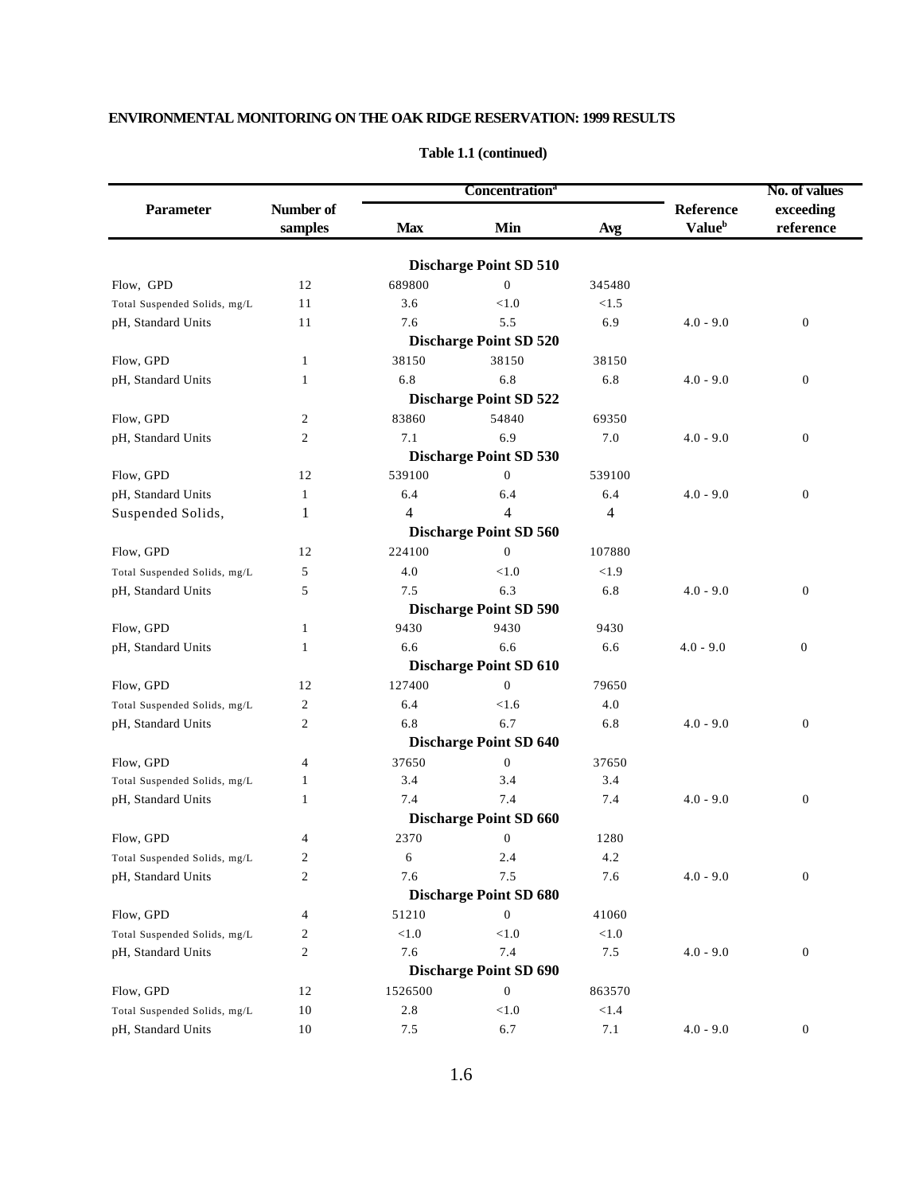**ENVIRONMENTAL MONITORING ON THE OAK RIDGE RESERVATION: 1999 RESULTS**

**Table 1.1 (continued)**

| Parameter | Number of samples | Concentration[a] | | | Reference Value[b] | No. of values exceeding reference |
|---|---|---|---|---|---|---|
| | | Max | Min | Avg | | |
| **Discharge Point SD 510** | | | | | | |
| Flow, GPD | 12 | 689800 | 0 | 345480 | | |
| Total Suspended Solids, mg/L | 11 | 3.6 | <1.0 | <1.5 | | |
| pH, Standard Units | 11 | 7.6 | 5.5 | 6.9 | 4.0 - 9.0 | 0 |
| **Discharge Point SD 520** | | | | | | |
| Flow, GPD | 1 | 38150 | 38150 | 38150 | | |
| pH, Standard Units | 1 | 6.8 | 6.8 | 6.8 | 4.0 - 9.0 | 0 |
| **Discharge Point SD 522** | | | | | | |
| Flow, GPD | 2 | 83860 | 54840 | 69350 | | |
| pH, Standard Units | 2 | 7.1 | 6.9 | 7.0 | 4.0 - 9.0 | 0 |
| **Discharge Point SD 530** | | | | | | |
| Flow, GPD | 12 | 539100 | 0 | 539100 | | |
| pH, Standard Units | 1 | 6.4 | 6.4 | 6.4 | 4.0 - 9.0 | 0 |
| Suspended Solids, | 1 | 4 | 4 | 4 | | |
| **Discharge Point SD 560** | | | | | | |
| Flow, GPD | 12 | 224100 | 0 | 107880 | | |
| Total Suspended Solids, mg/L | 5 | 4.0 | <1.0 | <1.9 | | |
| pH, Standard Units | 5 | 7.5 | 6.3 | 6.8 | 4.0 - 9.0 | 0 |
| **Discharge Point SD 590** | | | | | | |
| Flow, GPD | 1 | 9430 | 9430 | 9430 | | |
| pH, Standard Units | 1 | 6.6 | 6.6 | 6.6 | 4.0 - 9.0 | 0 |
| **Discharge Point SD 610** | | | | | | |
| Flow, GPD | 12 | 127400 | 0 | 79650 | | |
| Total Suspended Solids, mg/L | 2 | 6.4 | <1.6 | 4.0 | | |
| pH, Standard Units | 2 | 6.8 | 6.7 | 6.8 | 4.0 - 9.0 | 0 |
| **Discharge Point SD 640** | | | | | | |
| Flow, GPD | 4 | 37650 | 0 | 37650 | | |
| Total Suspended Solids, mg/L | 1 | 3.4 | 3.4 | 3.4 | | |
| pH, Standard Units | 1 | 7.4 | 7.4 | 7.4 | 4.0 - 9.0 | 0 |
| **Discharge Point SD 660** | | | | | | |
| Flow, GPD | 4 | 2370 | 0 | 1280 | | |
| Total Suspended Solids, mg/L | 2 | 6 | 2.4 | 4.2 | | |
| pH, Standard Units | 2 | 7.6 | 7.5 | 7.6 | 4.0 - 9.0 | 0 |
| **Discharge Point SD 680** | | | | | | |
| Flow, GPD | 4 | 51210 | 0 | 41060 | | |
| Total Suspended Solids, mg/L | 2 | <1.0 | <1.0 | <1.0 | | |
| pH, Standard Units | 2 | 7.6 | 7.4 | 7.5 | 4.0 - 9.0 | 0 |
| **Discharge Point SD 690** | | | | | | |
| Flow, GPD | 12 | 1526500 | 0 | 863570 | | |
| Total Suspended Solids, mg/L | 10 | 2.8 | <1.0 | <1.4 | | |
| pH, Standard Units | 10 | 7.5 | 6.7 | 7.1 | 4.0 - 9.0 | 0 |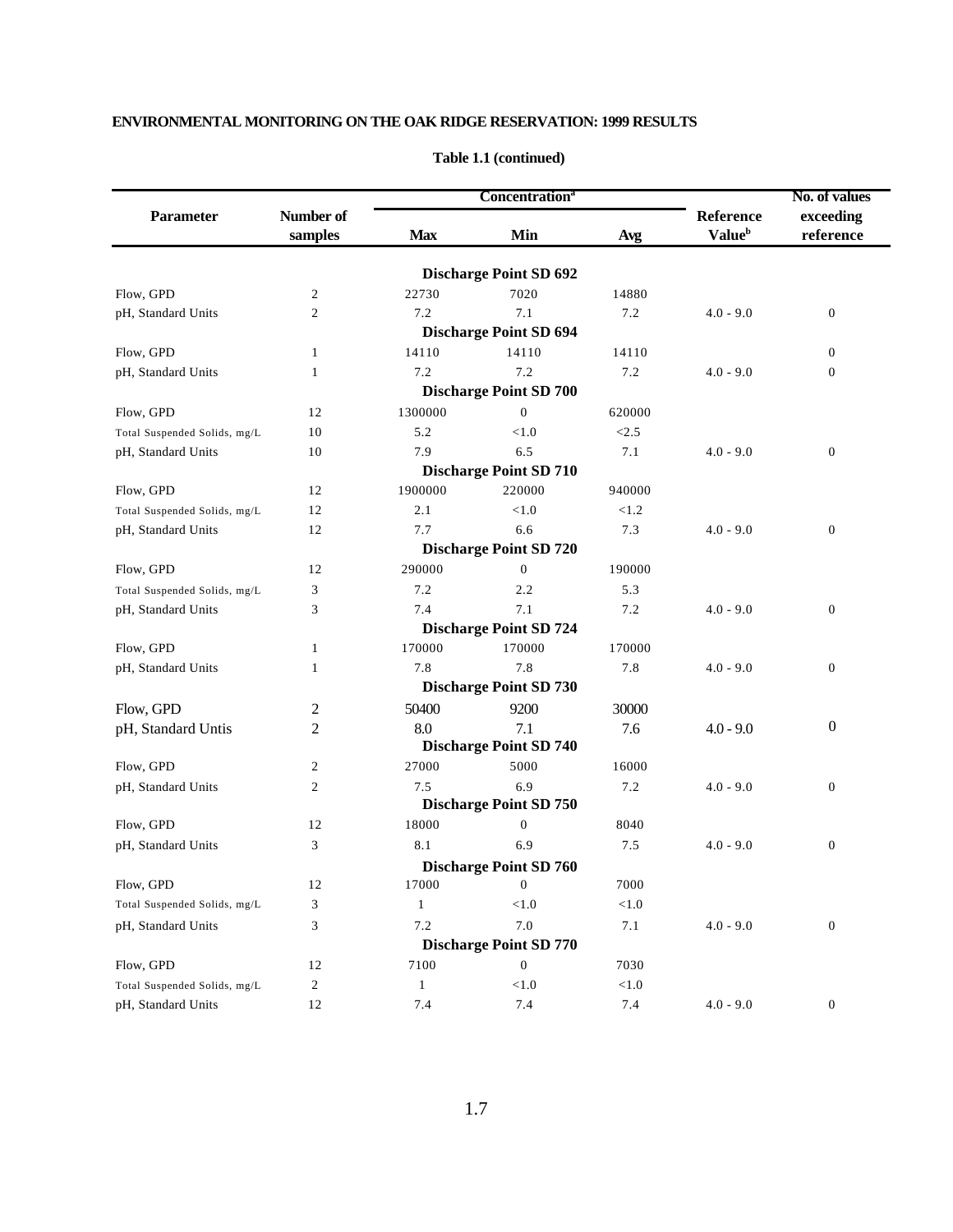**ENVIRONMENTAL MONITORING ON THE OAK RIDGE RESERVATION: 1999 RESULTS**

**Table 1.1 (continued)**

| Parameter | Number of samples | Concentration[a] Max | Min | Avg | Reference Value[b] | No. of values exceeding reference |
|---|---|---|---|---|---|---|
| | | | **Discharge Point SD 692** | | | |
| Flow, GPD | 2 | 22730 | 7020 | 14880 | | |
| pH, Standard Units | 2 | 7.2 | 7.1 | 7.2 | 4.0 - 9.0 | 0 |
| | | | **Discharge Point SD 694** | | | |
| Flow, GPD | 1 | 14110 | 14110 | 14110 | | 0 |
| pH, Standard Units | 1 | 7.2 | 7.2 | 7.2 | 4.0 - 9.0 | 0 |
| | | | **Discharge Point SD 700** | | | |
| Flow, GPD | 12 | 1300000 | 0 | 620000 | | |
| Total Suspended Solids, mg/L | 10 | 5.2 | <1.0 | <2.5 | | |
| pH, Standard Units | 10 | 7.9 | 6.5 | 7.1 | 4.0 - 9.0 | 0 |
| | | | **Discharge Point SD 710** | | | |
| Flow, GPD | 12 | 1900000 | 220000 | 940000 | | |
| Total Suspended Solids, mg/L | 12 | 2.1 | <1.0 | <1.2 | | |
| pH, Standard Units | 12 | 7.7 | 6.6 | 7.3 | 4.0 - 9.0 | 0 |
| | | | **Discharge Point SD 720** | | | |
| Flow, GPD | 12 | 290000 | 0 | 190000 | | |
| Total Suspended Solids, mg/L | 3 | 7.2 | 2.2 | 5.3 | | |
| pH, Standard Units | 3 | 7.4 | 7.1 | 7.2 | 4.0 - 9.0 | 0 |
| | | | **Discharge Point SD 724** | | | |
| Flow, GPD | 1 | 170000 | 170000 | 170000 | | |
| pH, Standard Units | 1 | 7.8 | 7.8 | 7.8 | 4.0 - 9.0 | 0 |
| | | | **Discharge Point SD 730** | | | |
| Flow, GPD | 2 | 50400 | 9200 | 30000 | | |
| pH, Standard Untis | 2 | 8.0 | 7.1 | 7.6 | 4.0 - 9.0 | 0 |
| | | | **Discharge Point SD 740** | | | |
| Flow, GPD | 2 | 27000 | 5000 | 16000 | | |
| pH, Standard Units | 2 | 7.5 | 6.9 | 7.2 | 4.0 - 9.0 | 0 |
| | | | **Discharge Point SD 750** | | | |
| Flow, GPD | 12 | 18000 | 0 | 8040 | | |
| pH, Standard Units | 3 | 8.1 | 6.9 | 7.5 | 4.0 - 9.0 | 0 |
| | | | **Discharge Point SD 760** | | | |
| Flow, GPD | 12 | 17000 | 0 | 7000 | | |
| Total Suspended Solids, mg/L | 3 | 1 | <1.0 | <1.0 | | |
| pH, Standard Units | 3 | 7.2 | 7.0 | 7.1 | 4.0 - 9.0 | 0 |
| | | | **Discharge Point SD 770** | | | |
| Flow, GPD | 12 | 7100 | 0 | 7030 | | |
| Total Suspended Solids, mg/L | 2 | 1 | <1.0 | <1.0 | | |
| pH, Standard Units | 12 | 7.4 | 7.4 | 7.4 | 4.0 - 9.0 | 0 |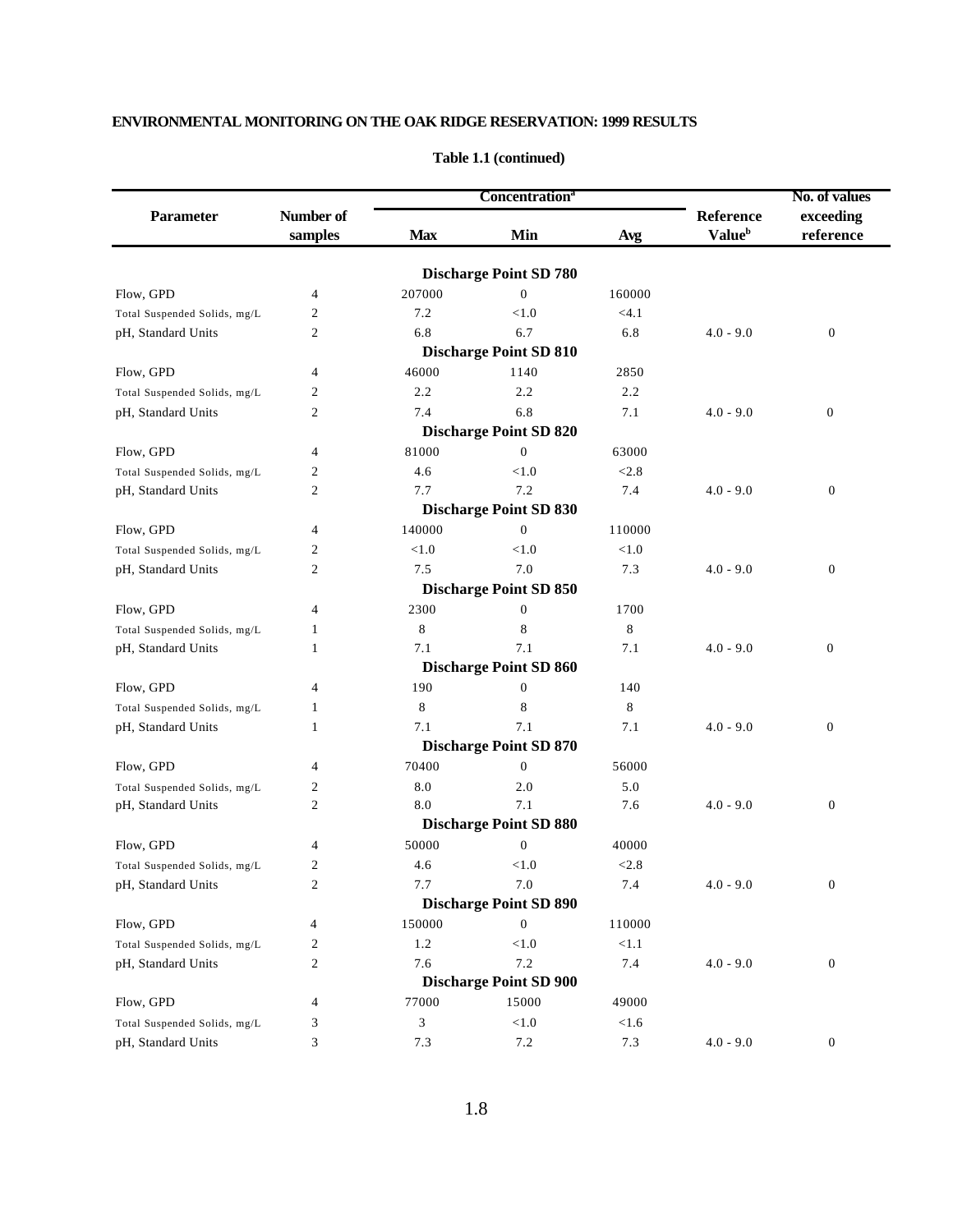ENVIRONMENTAL MONITORING ON THE OAK RIDGE RESERVATION: 1999 RESULTS

**Table 1.1 (continued)**

| Parameter | Number of samples | Concentration[a] Max | Min | Avg | Reference Value[b] | No. of values exceeding reference |
|---|---|---|---|---|---|---|
| **Discharge Point SD 780** | | | | | | |
| Flow, GPD | 4 | 207000 | 0 | 160000 | | |
| Total Suspended Solids, mg/L | 2 | 7.2 | <1.0 | <4.1 | | |
| pH, Standard Units | 2 | 6.8 | 6.7 | 6.8 | 4.0 - 9.0 | 0 |
| **Discharge Point SD 810** | | | | | | |
| Flow, GPD | 4 | 46000 | 1140 | 2850 | | |
| Total Suspended Solids, mg/L | 2 | 2.2 | 2.2 | 2.2 | | |
| pH, Standard Units | 2 | 7.4 | 6.8 | 7.1 | 4.0 - 9.0 | 0 |
| **Discharge Point SD 820** | | | | | | |
| Flow, GPD | 4 | 81000 | 0 | 63000 | | |
| Total Suspended Solids, mg/L | 2 | 4.6 | <1.0 | <2.8 | | |
| pH, Standard Units | 2 | 7.7 | 7.2 | 7.4 | 4.0 - 9.0 | 0 |
| **Discharge Point SD 830** | | | | | | |
| Flow, GPD | 4 | 140000 | 0 | 110000 | | |
| Total Suspended Solids, mg/L | 2 | <1.0 | <1.0 | <1.0 | | |
| pH, Standard Units | 2 | 7.5 | 7.0 | 7.3 | 4.0 - 9.0 | 0 |
| **Discharge Point SD 850** | | | | | | |
| Flow, GPD | 4 | 2300 | 0 | 1700 | | |
| Total Suspended Solids, mg/L | 1 | 8 | 8 | 8 | | |
| pH, Standard Units | 1 | 7.1 | 7.1 | 7.1 | 4.0 - 9.0 | 0 |
| **Discharge Point SD 860** | | | | | | |
| Flow, GPD | 4 | 190 | 0 | 140 | | |
| Total Suspended Solids, mg/L | 1 | 8 | 8 | 8 | | |
| pH, Standard Units | 1 | 7.1 | 7.1 | 7.1 | 4.0 - 9.0 | 0 |
| **Discharge Point SD 870** | | | | | | |
| Flow, GPD | 4 | 70400 | 0 | 56000 | | |
| Total Suspended Solids, mg/L | 2 | 8.0 | 2.0 | 5.0 | | |
| pH, Standard Units | 2 | 8.0 | 7.1 | 7.6 | 4.0 - 9.0 | 0 |
| **Discharge Point SD 880** | | | | | | |
| Flow, GPD | 4 | 50000 | 0 | 40000 | | |
| Total Suspended Solids, mg/L | 2 | 4.6 | <1.0 | <2.8 | | |
| pH, Standard Units | 2 | 7.7 | 7.0 | 7.4 | 4.0 - 9.0 | 0 |
| **Discharge Point SD 890** | | | | | | |
| Flow, GPD | 4 | 150000 | 0 | 110000 | | |
| Total Suspended Solids, mg/L | 2 | 1.2 | <1.0 | <1.1 | | |
| pH, Standard Units | 2 | 7.6 | 7.2 | 7.4 | 4.0 - 9.0 | 0 |
| **Discharge Point SD 900** | | | | | | |
| Flow, GPD | 4 | 77000 | 15000 | 49000 | | |
| Total Suspended Solids, mg/L | 3 | 3 | <1.0 | <1.6 | | |
| pH, Standard Units | 3 | 7.3 | 7.2 | 7.3 | 4.0 - 9.0 | 0 |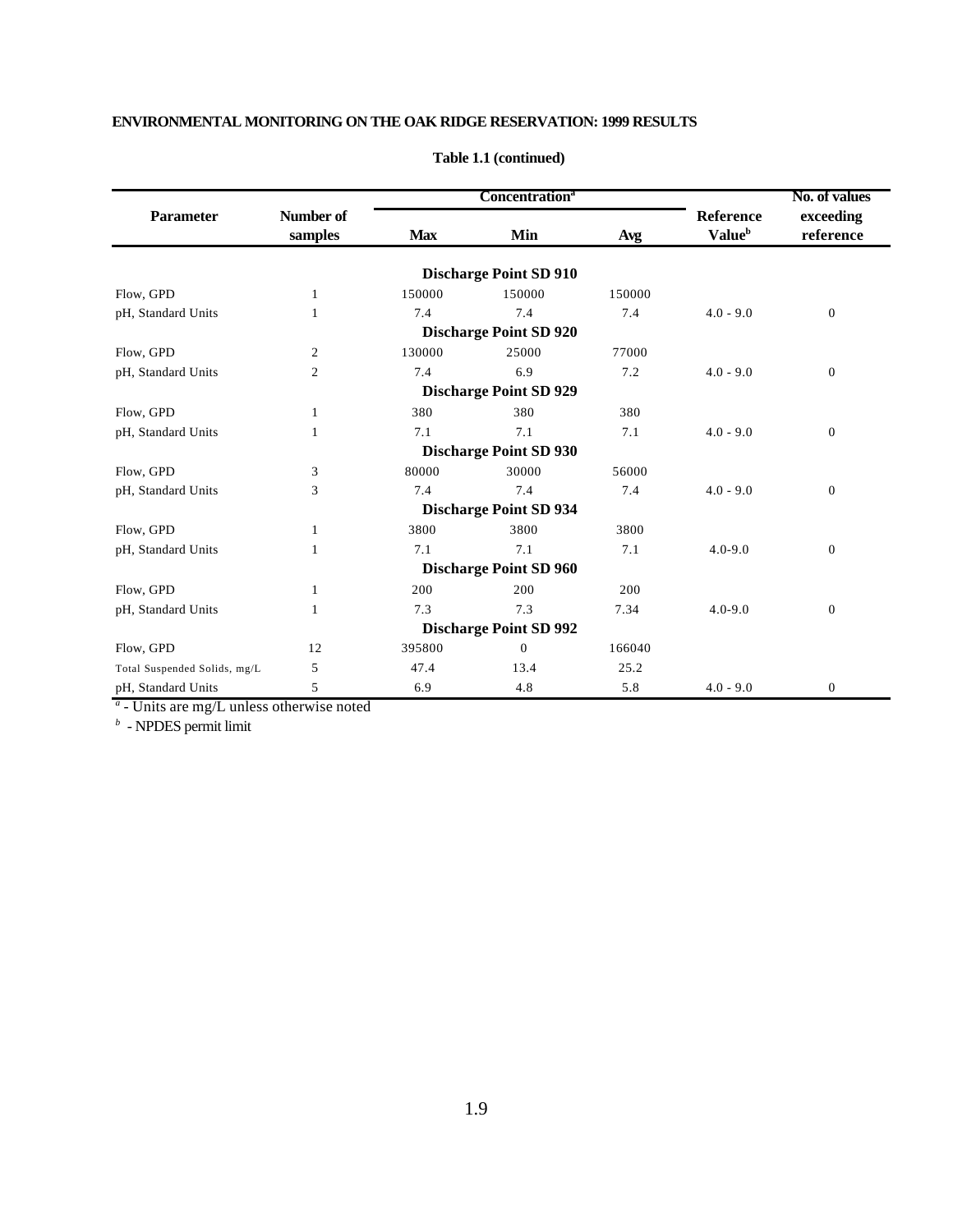**ENVIRONMENTAL MONITORING ON THE OAK RIDGE RESERVATION: 1999 RESULTS**

**Table 1.1 (continued)**

| Parameter | Number of samples | Concentration[a] Max | Min | Avg | Reference Value[b] | No. of values exceeding reference |
|---|---|---|---|---|---|---|
| | | | **Discharge Point SD 910** | | | |
| Flow, GPD | 1 | 150000 | 150000 | 150000 | | |
| pH, Standard Units | 1 | 7.4 | 7.4 | 7.4 | 4.0 - 9.0 | 0 |
| | | | **Discharge Point SD 920** | | | |
| Flow, GPD | 2 | 130000 | 25000 | 77000 | | |
| pH, Standard Units | 2 | 7.4 | 6.9 | 7.2 | 4.0 - 9.0 | 0 |
| | | | **Discharge Point SD 929** | | | |
| Flow, GPD | 1 | 380 | 380 | 380 | | |
| pH, Standard Units | 1 | 7.1 | 7.1 | 7.1 | 4.0 - 9.0 | 0 |
| | | | **Discharge Point SD 930** | | | |
| Flow, GPD | 3 | 80000 | 30000 | 56000 | | |
| pH, Standard Units | 3 | 7.4 | 7.4 | 7.4 | 4.0 - 9.0 | 0 |
| | | | **Discharge Point SD 934** | | | |
| Flow, GPD | 1 | 3800 | 3800 | 3800 | | |
| pH, Standard Units | 1 | 7.1 | 7.1 | 7.1 | 4.0-9.0 | 0 |
| | | | **Discharge Point SD 960** | | | |
| Flow, GPD | 1 | 200 | 200 | 200 | | |
| pH, Standard Units | 1 | 7.3 | 7.3 | 7.34 | 4.0-9.0 | 0 |
| | | | **Discharge Point SD 992** | | | |
| Flow, GPD | 12 | 395800 | 0 | 166040 | | |
| Total Suspended Solids, mg/L | 5 | 47.4 | 13.4 | 25.2 | | |
| pH, Standard Units | 5 | 6.9 | 4.8 | 5.8 | 4.0 - 9.0 | 0 |

[a] - Units are mg/L unless otherwise noted

[b] - NPDES permit limit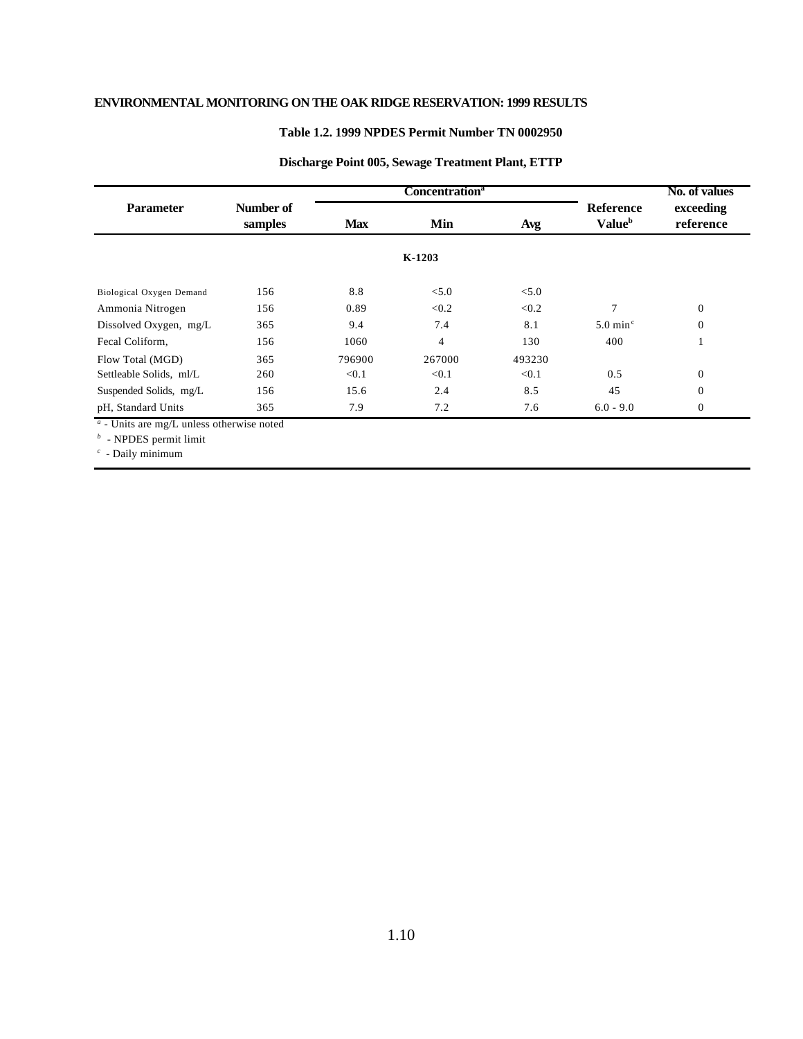**ENVIRONMENTAL MONITORING ON THE OAK RIDGE RESERVATION: 1999 RESULTS**

**Table 1.2. 1999 NPDES Permit Number TN 0002950**

**Discharge Point 005, Sewage Treatment Plant, ETTP**

| Parameter | Number of samples | Concentration[a] | | | Reference Value[b] | No. of values exceeding reference |
|---|---|---|---|---|---|---|
| | | Max | Min | Avg | | |
| | | | **K-1203** | | | |
| Biological Oxygen Demand | 156 | 8.8 | <5.0 | <5.0 | | |
| Ammonia Nitrogen | 156 | 0.89 | <0.2 | <0.2 | 7 | 0 |
| Dissolved Oxygen, mg/L | 365 | 9.4 | 7.4 | 8.1 | 5.0 min[c] | 0 |
| Fecal Coliform, | 156 | 1060 | 4 | 130 | 400 | 1 |
| Flow Total (MGD) | 365 | 796900 | 267000 | 493230 | | |
| Settleable Solids, ml/L | 260 | <0.1 | <0.1 | <0.1 | 0.5 | 0 |
| Suspended Solids, mg/L | 156 | 15.6 | 2.4 | 8.5 | 45 | 0 |
| pH, Standard Units | 365 | 7.9 | 7.2 | 7.6 | 6.0 - 9.0 | 0 |

[a] - Units are mg/L unless otherwise noted

[b] - NPDES permit limit

[c] - Daily minimum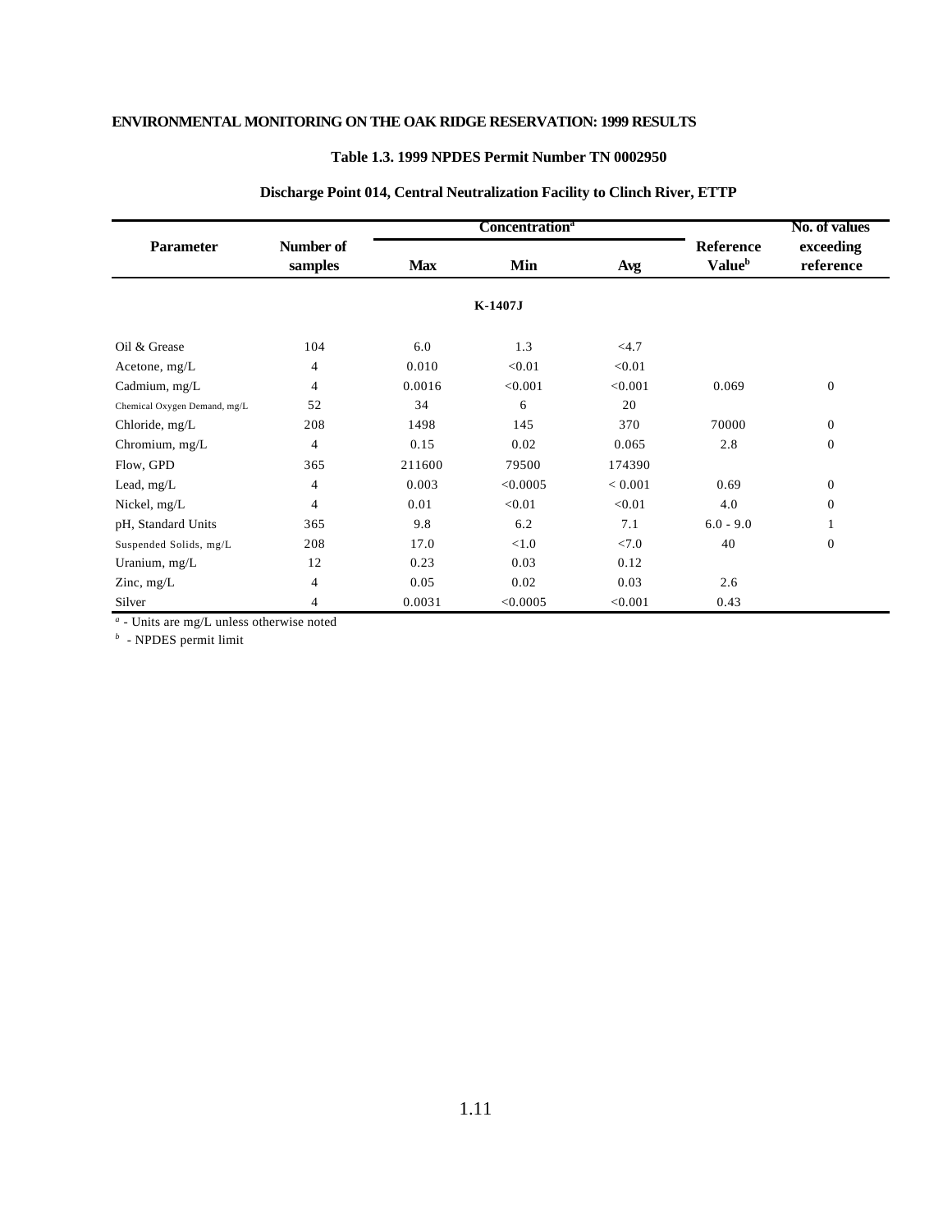ENVIRONMENTAL MONITORING ON THE OAK RIDGE RESERVATION: 1999 RESULTS

## Table 1.3. 1999 NPDES Permit Number TN 0002950

### Discharge Point 014, Central Neutralization Facility to Clinch River, ETTP

| Parameter | Number of samples | Concentration[a] | | | Reference Value[b] | No. of values exceeding reference |
|---|---|---|---|---|---|---|
| | | Max | Min | Avg | | |
| | | | K-1407J | | | |
| Oil & Grease | 104 | 6.0 | 1.3 | <4.7 | | |
| Acetone, mg/L | 4 | 0.010 | <0.01 | <0.01 | | |
| Cadmium, mg/L | 4 | 0.0016 | <0.001 | <0.001 | 0.069 | 0 |
| Chemical Oxygen Demand, mg/L | 52 | 34 | 6 | 20 | | |
| Chloride, mg/L | 208 | 1498 | 145 | 370 | 70000 | 0 |
| Chromium, mg/L | 4 | 0.15 | 0.02 | 0.065 | 2.8 | 0 |
| Flow, GPD | 365 | 211600 | 79500 | 174390 | | |
| Lead, mg/L | 4 | 0.003 | <0.0005 | < 0.001 | 0.69 | 0 |
| Nickel, mg/L | 4 | 0.01 | <0.01 | <0.01 | 4.0 | 0 |
| pH, Standard Units | 365 | 9.8 | 6.2 | 7.1 | 6.0 - 9.0 | 1 |
| Suspended Solids, mg/L | 208 | 17.0 | <1.0 | <7.0 | 40 | 0 |
| Uranium, mg/L | 12 | 0.23 | 0.03 | 0.12 | | |
| Zinc, mg/L | 4 | 0.05 | 0.02 | 0.03 | 2.6 | |
| Silver | 4 | 0.0031 | <0.0005 | <0.001 | 0.43 | |

[a] - Units are mg/L unless otherwise noted

[b] - NPDES permit limit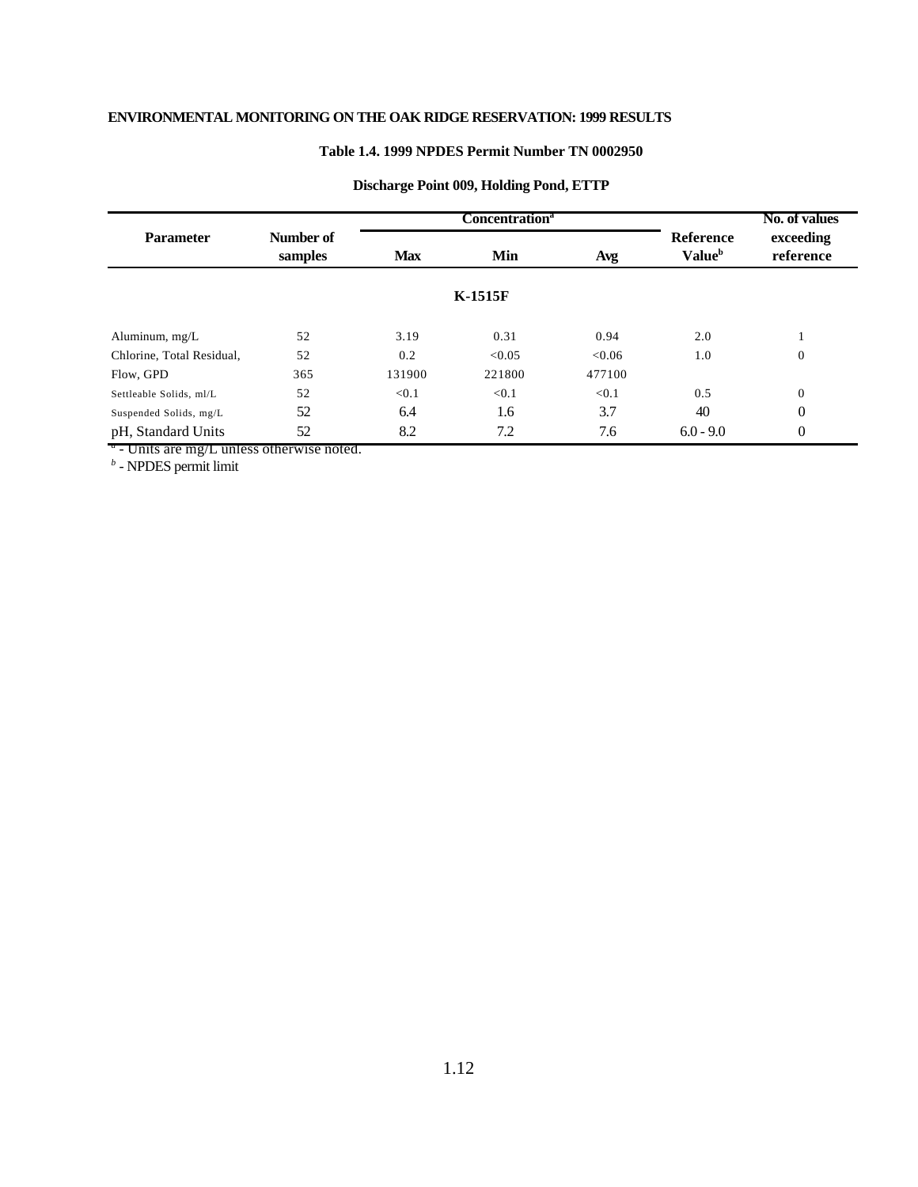**ENVIRONMENTAL MONITORING ON THE OAK RIDGE RESERVATION: 1999 RESULTS**

**Table 1.4. 1999 NPDES Permit Number TN 0002950**

**Discharge Point 009, Holding Pond, ETTP**

| Parameter | Number of samples | Concentration[a] | | | Reference Value[b] | No. of values exceeding reference |
|---|---|---|---|---|---|---|
| | | Max | Min | Avg | | |
| **K-1515F** | | | | | | |
| Aluminum, mg/L | 52 | 3.19 | 0.31 | 0.94 | 2.0 | 1 |
| Chlorine, Total Residual, | 52 | 0.2 | <0.05 | <0.06 | 1.0 | 0 |
| Flow, GPD | 365 | 131900 | 221800 | 477100 | | |
| Settleable Solids, ml/L | 52 | <0.1 | <0.1 | <0.1 | 0.5 | 0 |
| Suspended Solids, mg/L | 52 | 6.4 | 1.6 | 3.7 | 40 | 0 |
| pH, Standard Units | 52 | 8.2 | 7.2 | 7.6 | 6.0 - 9.0 | 0 |

[a] - Units are mg/L unless otherwise noted.
[b] - NPDES permit limit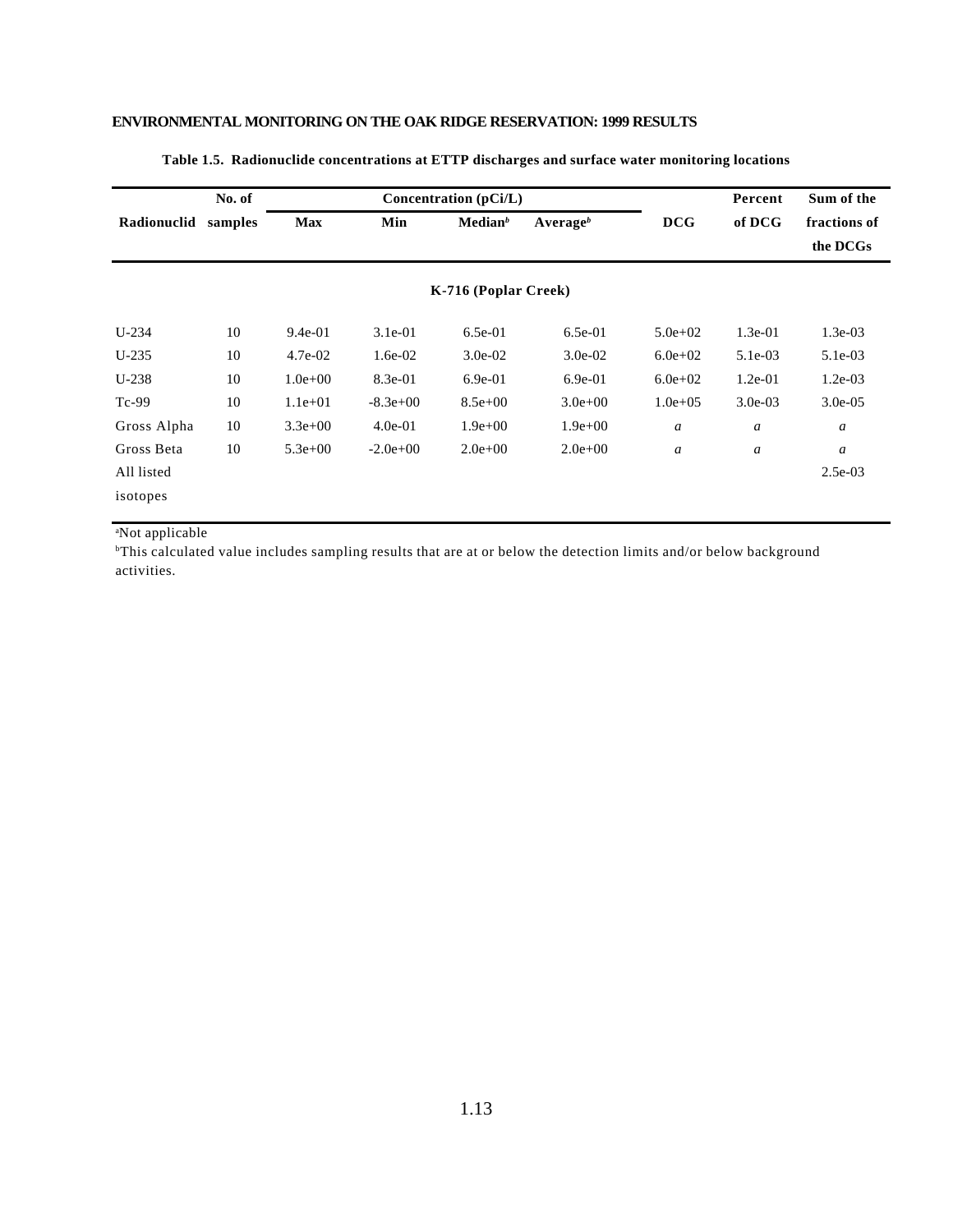**Table 1.5. Radionuclide concentrations at ETTP discharges and surface water monitoring locations**

| Radionuclid | No. of samples | Concentration (pCi/L) | | | | DCG | Percent of DCG | Sum of the fractions of the DCGs |
|---|---|---|---|---|---|---|---|---|
| | | Max | Min | Median[b] | Average[b] | | | |
| **K-716 (Poplar Creek)** | | | | | | | | |
| U-234 | 10 | 9.4e-01 | 3.1e-01 | 6.5e-01 | 6.5e-01 | 5.0e+02 | 1.3e-01 | 1.3e-03 |
| U-235 | 10 | 4.7e-02 | 1.6e-02 | 3.0e-02 | 3.0e-02 | 6.0e+02 | 5.1e-03 | 5.1e-03 |
| U-238 | 10 | 1.0e+00 | 8.3e-01 | 6.9e-01 | 6.9e-01 | 6.0e+02 | 1.2e-01 | 1.2e-03 |
| Tc-99 | 10 | 1.1e+01 | -8.3e+00 | 8.5e+00 | 3.0e+00 | 1.0e+05 | 3.0e-03 | 3.0e-05 |
| Gross Alpha | 10 | 3.3e+00 | 4.0e-01 | 1.9e+00 | 1.9e+00 | *a* | *a* | *a* |
| Gross Beta | 10 | 5.3e+00 | -2.0e+00 | 2.0e+00 | 2.0e+00 | *a* | *a* | *a* |
| All listed isotopes | | | | | | | | 2.5e-03 |

[a]Not applicable

[b]This calculated value includes sampling results that are at or below the detection limits and/or below background activities.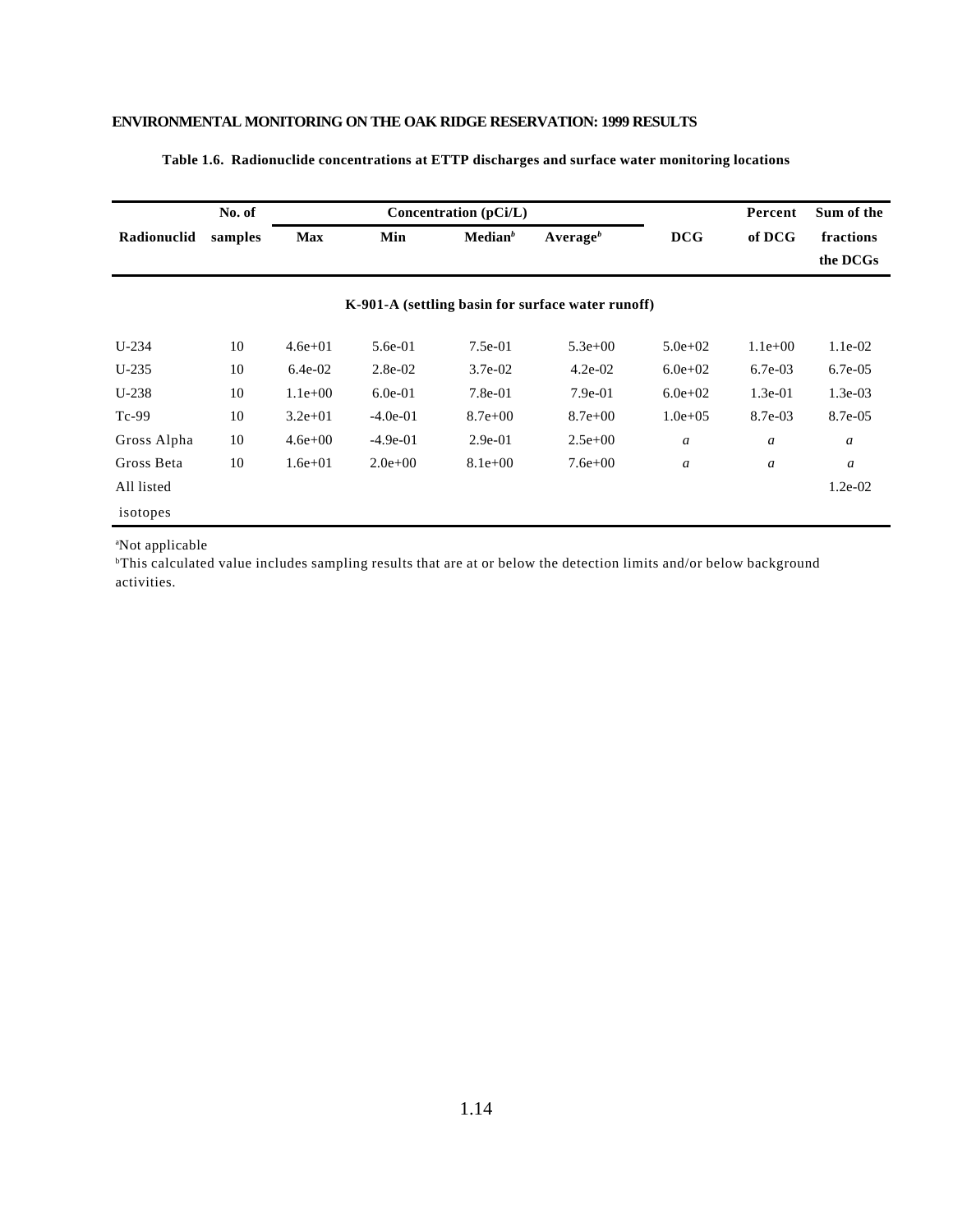**Table 1.6. Radionuclide concentrations at ETTP discharges and surface water monitoring locations**

| Radionuclid | No. of samples | Concentration (pCi/L) | | | | DCG | Percent of DCG | Sum of the fractions the DCGs |
|---|---|---|---|---|---|---|---|---|
| | | Max | Min | Median[b] | Average[b] | | | |
| **K-901-A (settling basin for surface water runoff)** | | | | | | | | |
| U-234 | 10 | 4.6e+01 | 5.6e-01 | 7.5e-01 | 5.3e+00 | 5.0e+02 | 1.1e+00 | 1.1e-02 |
| U-235 | 10 | 6.4e-02 | 2.8e-02 | 3.7e-02 | 4.2e-02 | 6.0e+02 | 6.7e-03 | 6.7e-05 |
| U-238 | 10 | 1.1e+00 | 6.0e-01 | 7.8e-01 | 7.9e-01 | 6.0e+02 | 1.3e-01 | 1.3e-03 |
| Tc-99 | 10 | 3.2e+01 | -4.0e-01 | 8.7e+00 | 8.7e+00 | 1.0e+05 | 8.7e-03 | 8.7e-05 |
| Gross Alpha | 10 | 4.6e+00 | -4.9e-01 | 2.9e-01 | 2.5e+00 | *a* | *a* | *a* |
| Gross Beta | 10 | 1.6e+01 | 2.0e+00 | 8.1e+00 | 7.6e+00 | *a* | *a* | *a* |
| All listed isotopes | | | | | | | | 1.2e-02 |

[a]Not applicable

[b]This calculated value includes sampling results that are at or below the detection limits and/or below background activities.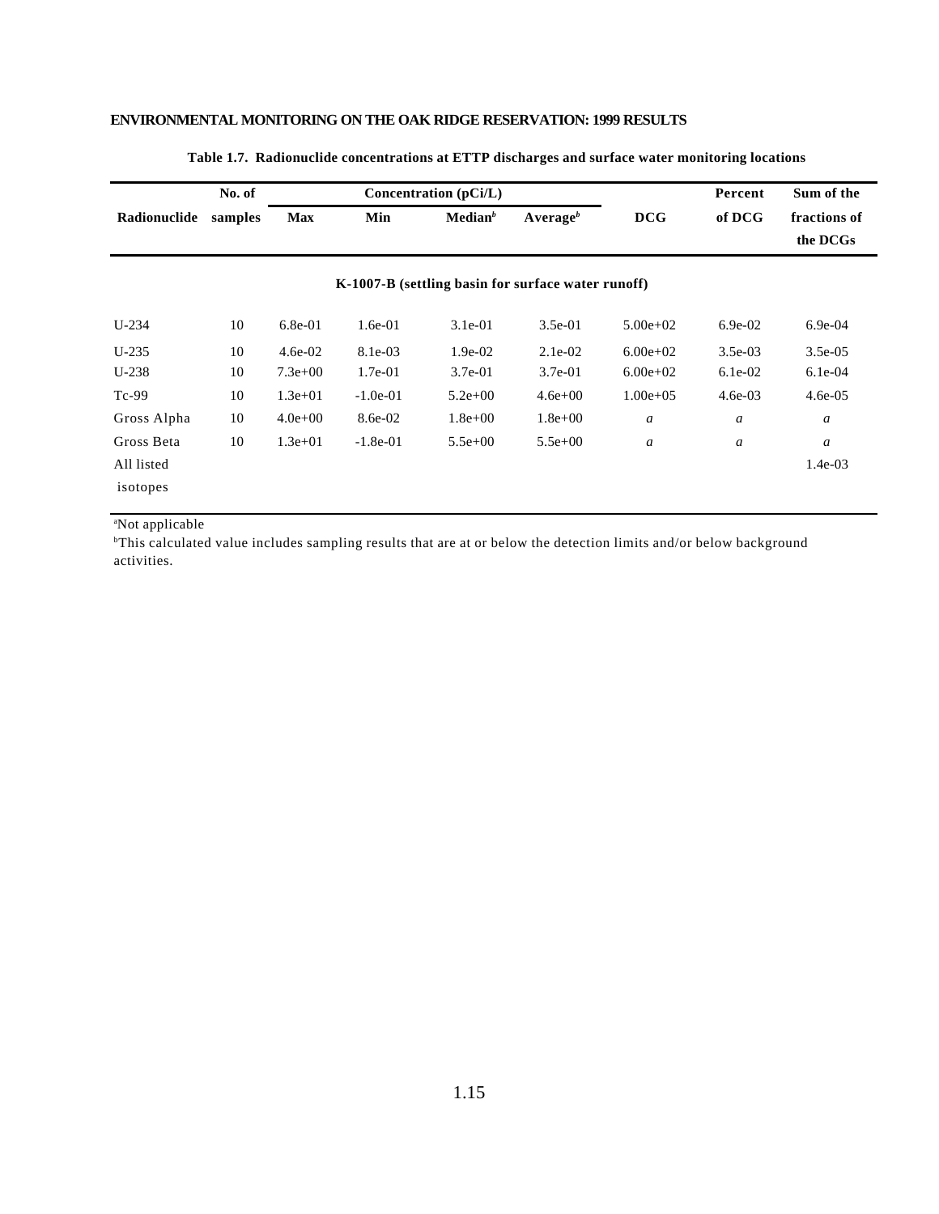**Table 1.7. Radionuclide concentrations at ETTP discharges and surface water monitoring locations**

| Radionuclide | No. of samples | Concentration (pCi/L) | | | | DCG | Percent of DCG | Sum of the fractions of the DCGs |
|---|---|---|---|---|---|---|---|---|
| | | Max | Min | Median[b] | Average[b] | | | |
| **K-1007-B (settling basin for surface water runoff)** | | | | | | | | |
| U-234 | 10 | 6.8e-01 | 1.6e-01 | 3.1e-01 | 3.5e-01 | 5.00e+02 | 6.9e-02 | 6.9e-04 |
| U-235 | 10 | 4.6e-02 | 8.1e-03 | 1.9e-02 | 2.1e-02 | 6.00e+02 | 3.5e-03 | 3.5e-05 |
| U-238 | 10 | 7.3e+00 | 1.7e-01 | 3.7e-01 | 3.7e-01 | 6.00e+02 | 6.1e-02 | 6.1e-04 |
| Tc-99 | 10 | 1.3e+01 | -1.0e-01 | 5.2e+00 | 4.6e+00 | 1.00e+05 | 4.6e-03 | 4.6e-05 |
| Gross Alpha | 10 | 4.0e+00 | 8.6e-02 | 1.8e+00 | 1.8e+00 | *a* | *a* | *a* |
| Gross Beta | 10 | 1.3e+01 | -1.8e-01 | 5.5e+00 | 5.5e+00 | *a* | *a* | *a* |
| All listed isotopes | | | | | | | | 1.4e-03 |

[a]Not applicable

[b]This calculated value includes sampling results that are at or below the detection limits and/or below background activities.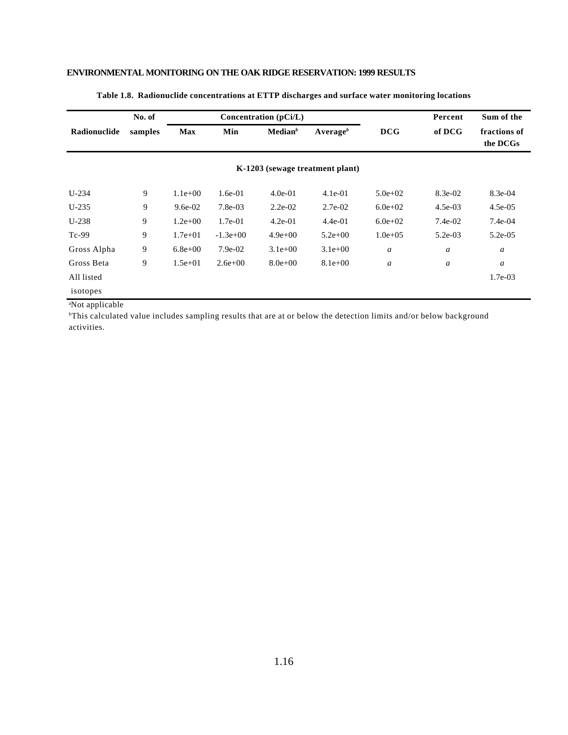**Table 1.8. Radionuclide concentrations at ETTP discharges and surface water monitoring locations**

| Radionuclide | No. of samples | Concentration (pCi/L) | | | | DCG | Percent of DCG | Sum of the fractions of the DCGs |
|---|---|---|---|---|---|---|---|---|
| | | Max | Min | Median[b] | Average[b] | | | |
| **K-1203 (sewage treatment plant)** | | | | | | | | |
| U-234 | 9 | 1.1e+00 | 1.6e-01 | 4.0e-01 | 4.1e-01 | 5.0e+02 | 8.3e-02 | 8.3e-04 |
| U-235 | 9 | 9.6e-02 | 7.8e-03 | 2.2e-02 | 2.7e-02 | 6.0e+02 | 4.5e-03 | 4.5e-05 |
| U-238 | 9 | 1.2e+00 | 1.7e-01 | 4.2e-01 | 4.4e-01 | 6.0e+02 | 7.4e-02 | 7.4e-04 |
| Tc-99 | 9 | 1.7e+01 | -1.3e+00 | 4.9e+00 | 5.2e+00 | 1.0e+05 | 5.2e-03 | 5.2e-05 |
| Gross Alpha | 9 | 6.8e+00 | 7.9e-02 | 3.1e+00 | 3.1e+00 | *a* | *a* | *a* |
| Gross Beta | 9 | 1.5e+01 | 2.6e+00 | 8.0e+00 | 8.1e+00 | *a* | *a* | *a* |
| All listed isotopes | | | | | | | | 1.7e-03 |

[a]Not applicable

[b]This calculated value includes sampling results that are at or below the detection limits and/or below background activities.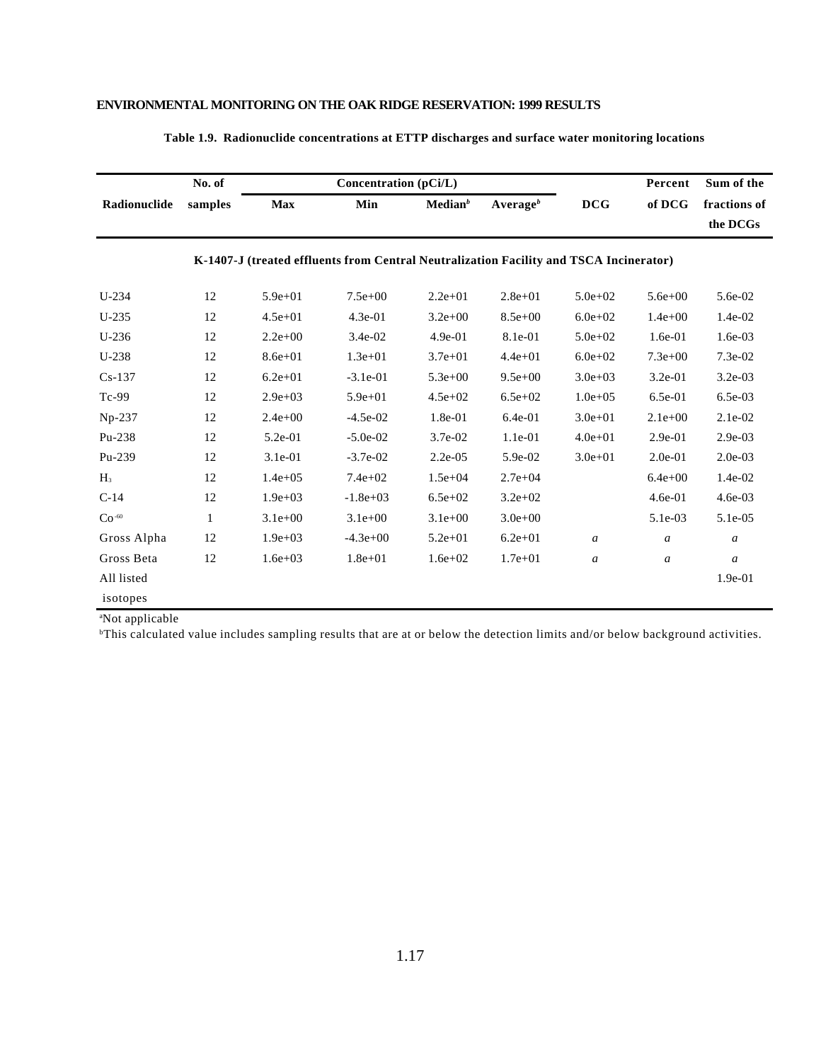**Table 1.9. Radionuclide concentrations at ETTP discharges and surface water monitoring locations**

| Radionuclide | No. of samples | Concentration (pCi/L) | | | | DCG | Percent of DCG | Sum of the fractions of the DCGs |
|---|---|---|---|---|---|---|---|---|
| | | Max | Min | Median[b] | Average[b] | | | |
| **K-1407-J (treated effluents from Central Neutralization Facility and TSCA Incinerator)** | | | | | | | | |
| U-234 | 12 | 5.9e+01 | 7.5e+00 | 2.2e+01 | 2.8e+01 | 5.0e+02 | 5.6e+00 | 5.6e-02 |
| U-235 | 12 | 4.5e+01 | 4.3e-01 | 3.2e+00 | 8.5e+00 | 6.0e+02 | 1.4e+00 | 1.4e-02 |
| U-236 | 12 | 2.2e+00 | 3.4e-02 | 4.9e-01 | 8.1e-01 | 5.0e+02 | 1.6e-01 | 1.6e-03 |
| U-238 | 12 | 8.6e+01 | 1.3e+01 | 3.7e+01 | 4.4e+01 | 6.0e+02 | 7.3e+00 | 7.3e-02 |
| Cs-137 | 12 | 6.2e+01 | -3.1e-01 | 5.3e+00 | 9.5e+00 | 3.0e+03 | 3.2e-01 | 3.2e-03 |
| Tc-99 | 12 | 2.9e+03 | 5.9e+01 | 4.5e+02 | 6.5e+02 | 1.0e+05 | 6.5e-01 | 6.5e-03 |
| Np-237 | 12 | 2.4e+00 | -4.5e-02 | 1.8e-01 | 6.4e-01 | 3.0e+01 | 2.1e+00 | 2.1e-02 |
| Pu-238 | 12 | 5.2e-01 | -5.0e-02 | 3.7e-02 | 1.1e-01 | 4.0e+01 | 2.9e-01 | 2.9e-03 |
| Pu-239 | 12 | 3.1e-01 | -3.7e-02 | 2.2e-05 | 5.9e-02 | 3.0e+01 | 2.0e-01 | 2.0e-03 |
| $H_3$ | 12 | 1.4e+05 | 7.4e+02 | 1.5e+04 | 2.7e+04 | | 6.4e+00 | 1.4e-02 |
| C-14 | 12 | 1.9e+03 | -1.8e+03 | 6.5e+02 | 3.2e+02 | | 4.6e-01 | 4.6e-03 |
| $Co^{-60}$ | 1 | 3.1e+00 | 3.1e+00 | 3.1e+00 | 3.0e+00 | | 5.1e-03 | 5.1e-05 |
| Gross Alpha | 12 | 1.9e+03 | -4.3e+00 | 5.2e+01 | 6.2e+01 | *a* | *a* | *a* |
| Gross Beta | 12 | 1.6e+03 | 1.8e+01 | 1.6e+02 | 1.7e+01 | *a* | *a* | *a* |
| All listed isotopes | | | | | | | | 1.9e-01 |

[a]Not applicable

[b]This calculated value includes sampling results that are at or below the detection limits and/or below background activities.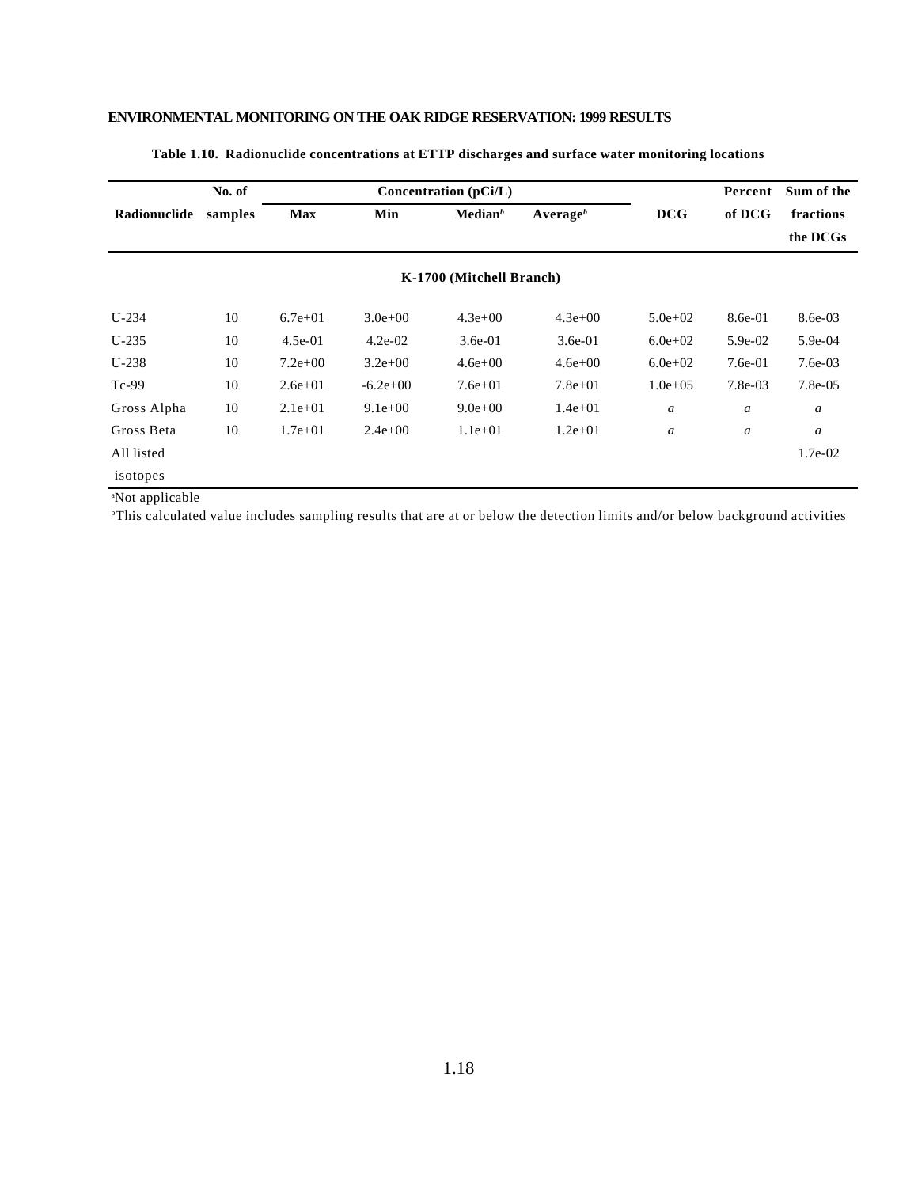**Table 1.10. Radionuclide concentrations at ETTP discharges and surface water monitoring locations**

| Radionuclide | No. of samples | Concentration (pCi/L) | | | | DCG | Percent of DCG | Sum of the fractions the DCGs |
|---|---|---|---|---|---|---|---|---|
| | | Max | Min | Median[b] | Average[b] | | | |
| **K-1700 (Mitchell Branch)** | | | | | | | | |
| U-234 | 10 | 6.7e+01 | 3.0e+00 | 4.3e+00 | 4.3e+00 | 5.0e+02 | 8.6e-01 | 8.6e-03 |
| U-235 | 10 | 4.5e-01 | 4.2e-02 | 3.6e-01 | 3.6e-01 | 6.0e+02 | 5.9e-02 | 5.9e-04 |
| U-238 | 10 | 7.2e+00 | 3.2e+00 | 4.6e+00 | 4.6e+00 | 6.0e+02 | 7.6e-01 | 7.6e-03 |
| Tc-99 | 10 | 2.6e+01 | -6.2e+00 | 7.6e+01 | 7.8e+01 | 1.0e+05 | 7.8e-03 | 7.8e-05 |
| Gross Alpha | 10 | 2.1e+01 | 9.1e+00 | 9.0e+00 | 1.4e+01 | *a* | *a* | *a* |
| Gross Beta | 10 | 1.7e+01 | 2.4e+00 | 1.1e+01 | 1.2e+01 | *a* | *a* | *a* |
| All listed isotopes | | | | | | | | 1.7e-02 |

[a]Not applicable

[b]This calculated value includes sampling results that are at or below the detection limits and/or below background activities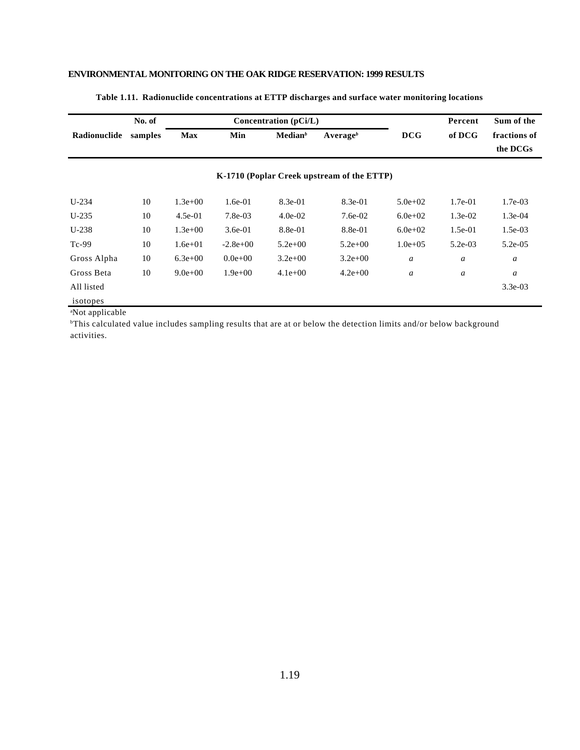**Table 1.11. Radionuclide concentrations at ETTP discharges and surface water monitoring locations**

| Radionuclide | No. of samples | Concentration (pCi/L) | | | | DCG | Percent of DCG | Sum of the fractions of the DCGs |
|---|---|---|---|---|---|---|---|---|
| | | Max | Min | Median[b] | Average[b] | | | |
| **K-1710 (Poplar Creek upstream of the ETTP)** | | | | | | | | |
| U-234 | 10 | 1.3e+00 | 1.6e-01 | 8.3e-01 | 8.3e-01 | 5.0e+02 | 1.7e-01 | 1.7e-03 |
| U-235 | 10 | 4.5e-01 | 7.8e-03 | 4.0e-02 | 7.6e-02 | 6.0e+02 | 1.3e-02 | 1.3e-04 |
| U-238 | 10 | 1.3e+00 | 3.6e-01 | 8.8e-01 | 8.8e-01 | 6.0e+02 | 1.5e-01 | 1.5e-03 |
| Tc-99 | 10 | 1.6e+01 | -2.8e+00 | 5.2e+00 | 5.2e+00 | 1.0e+05 | 5.2e-03 | 5.2e-05 |
| Gross Alpha | 10 | 6.3e+00 | 0.0e+00 | 3.2e+00 | 3.2e+00 | *a* | *a* | *a* |
| Gross Beta | 10 | 9.0e+00 | 1.9e+00 | 4.1e+00 | 4.2e+00 | *a* | *a* | *a* |
| All listed isotopes | | | | | | | | 3.3e-03 |

[a]Not applicable

[b]This calculated value includes sampling results that are at or below the detection limits and/or below background activities.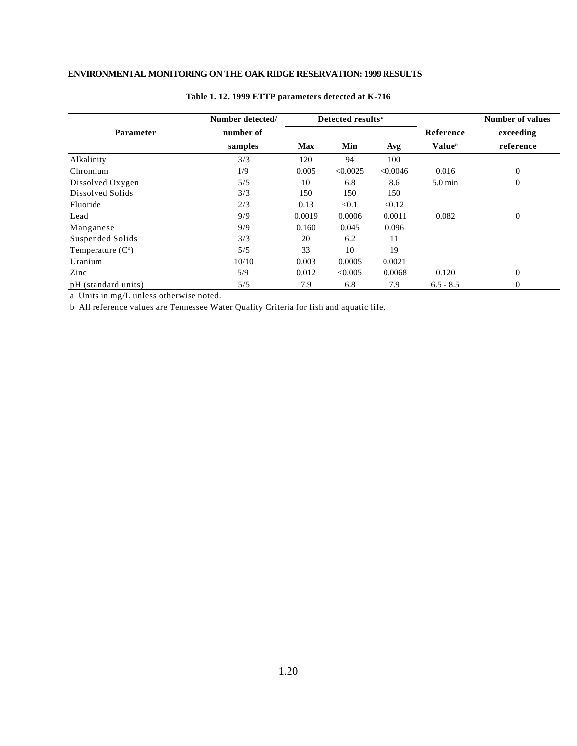**Table 1. 12. 1999 ETTP parameters detected at K-716**

| Parameter | Number detected/ number of samples | Detected results[a] | | | Reference Value[b] | Number of values exceeding reference |
|---|---|---|---|---|---|---|
| | | Max | Min | Avg | | |
| Alkalinity | 3/3 | 120 | 94 | 100 | | |
| Chromium | 1/9 | 0.005 | <0.0025 | <0.0046 | 0.016 | 0 |
| Dissolved Oxygen | 5/5 | 10 | 6.8 | 8.6 | 5.0 min | 0 |
| Dissolved Solids | 3/3 | 150 | 150 | 150 | | |
| Fluoride | 2/3 | 0.13 | <0.1 | <0.12 | | |
| Lead | 9/9 | 0.0019 | 0.0006 | 0.0011 | 0.082 | 0 |
| Manganese | 9/9 | 0.160 | 0.045 | 0.096 | | |
| Suspended Solids | 3/3 | 20 | 6.2 | 11 | | |
| Temperature (C°) | 5/5 | 33 | 10 | 19 | | |
| Uranium | 10/10 | 0.003 | 0.0005 | 0.0021 | | |
| Zinc | 5/9 | 0.012 | <0.005 | 0.0068 | 0.120 | 0 |
| pH (standard units) | 5/5 | 7.9 | 6.8 | 7.9 | 6.5 - 8.5 | 0 |

a Units in mg/L unless otherwise noted.

b All reference values are Tennessee Water Quality Criteria for fish and aquatic life.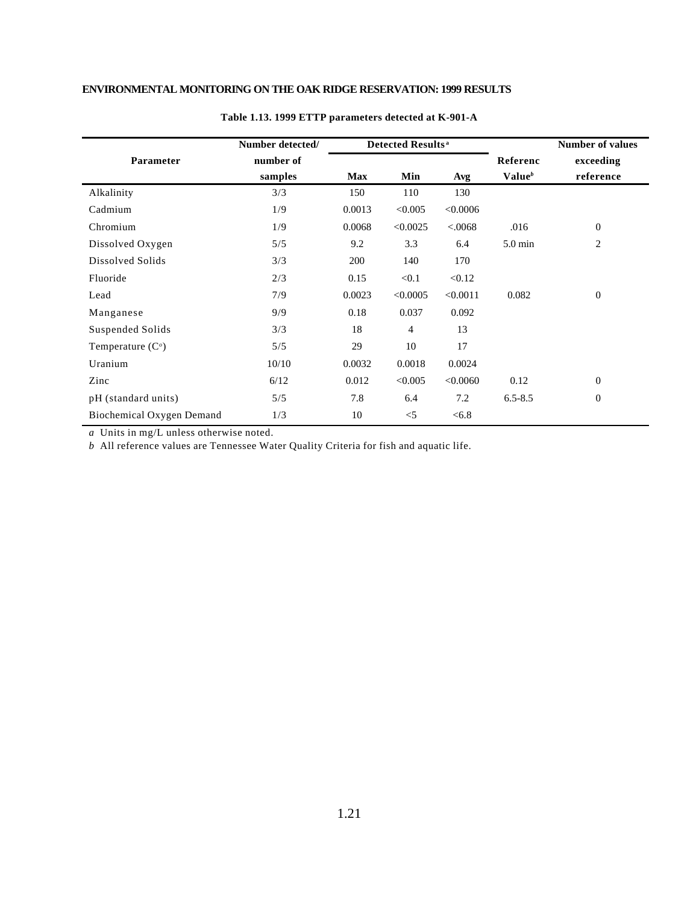**Table 1.13. 1999 ETTP parameters detected at K-901-A**

| Parameter | Number detected/ number of samples | Detected Results[a] | | | Referenc Value[b] | Number of values exceeding reference |
|---|---|---|---|---|---|---|
| | | Max | Min | Avg | | |
| Alkalinity | 3/3 | 150 | 110 | 130 | | |
| Cadmium | 1/9 | 0.0013 | <0.005 | <0.0006 | | |
| Chromium | 1/9 | 0.0068 | <0.0025 | <.0068 | .016 | 0 |
| Dissolved Oxygen | 5/5 | 9.2 | 3.3 | 6.4 | 5.0 min | 2 |
| Dissolved Solids | 3/3 | 200 | 140 | 170 | | |
| Fluoride | 2/3 | 0.15 | <0.1 | <0.12 | | |
| Lead | 7/9 | 0.0023 | <0.0005 | <0.0011 | 0.082 | 0 |
| Manganese | 9/9 | 0.18 | 0.037 | 0.092 | | |
| Suspended Solids | 3/3 | 18 | 4 | 13 | | |
| Temperature (C°) | 5/5 | 29 | 10 | 17 | | |
| Uranium | 10/10 | 0.0032 | 0.0018 | 0.0024 | | |
| Zinc | 6/12 | 0.012 | <0.005 | <0.0060 | 0.12 | 0 |
| pH (standard units) | 5/5 | 7.8 | 6.4 | 7.2 | 6.5-8.5 | 0 |
| Biochemical Oxygen Demand | 1/3 | 10 | <5 | <6.8 | | |

*a* Units in mg/L unless otherwise noted.

*b* All reference values are Tennessee Water Quality Criteria for fish and aquatic life.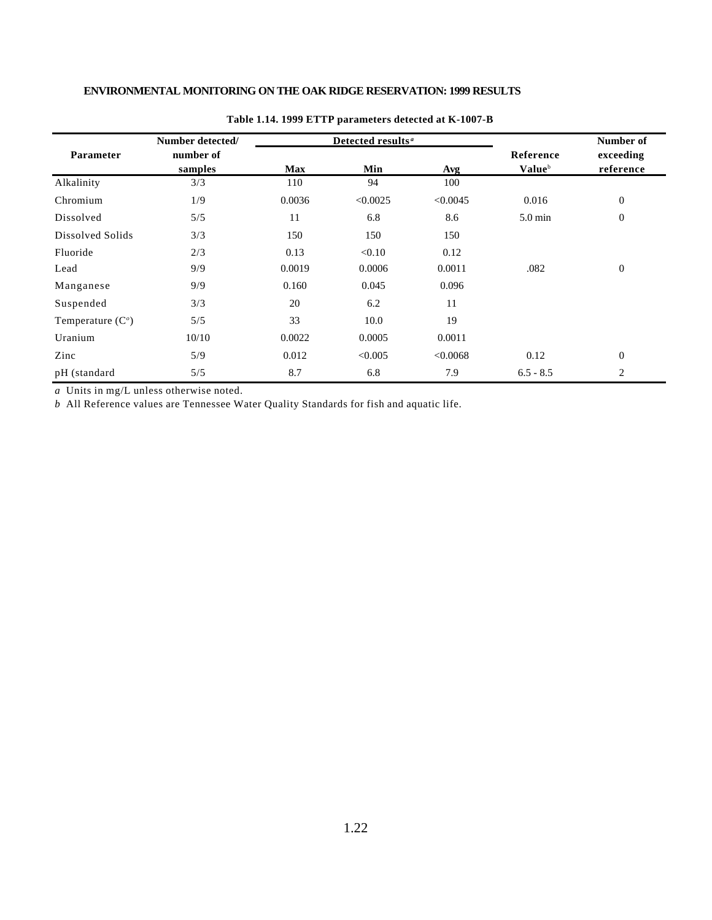**Table 1.14. 1999 ETTP parameters detected at K-1007-B**

| Parameter | Number detected/ number of samples | Detected results[a] | | | Reference Value[b] | Number of exceeding reference |
|---|---|---|---|---|---|---|
| | | Max | Min | Avg | | |
| Alkalinity | 3/3 | 110 | 94 | 100 | | |
| Chromium | 1/9 | 0.0036 | <0.0025 | <0.0045 | 0.016 | 0 |
| Dissolved | 5/5 | 11 | 6.8 | 8.6 | 5.0 min | 0 |
| Dissolved Solids | 3/3 | 150 | 150 | 150 | | |
| Fluoride | 2/3 | 0.13 | <0.10 | 0.12 | | |
| Lead | 9/9 | 0.0019 | 0.0006 | 0.0011 | .082 | 0 |
| Manganese | 9/9 | 0.160 | 0.045 | 0.096 | | |
| Suspended | 3/3 | 20 | 6.2 | 11 | | |
| Temperature (C°) | 5/5 | 33 | 10.0 | 19 | | |
| Uranium | 10/10 | 0.0022 | 0.0005 | 0.0011 | | |
| Zinc | 5/9 | 0.012 | <0.005 | <0.0068 | 0.12 | 0 |
| pH (standard | 5/5 | 8.7 | 6.8 | 7.9 | 6.5 - 8.5 | 2 |

*a* Units in mg/L unless otherwise noted.

*b* All Reference values are Tennessee Water Quality Standards for fish and aquatic life.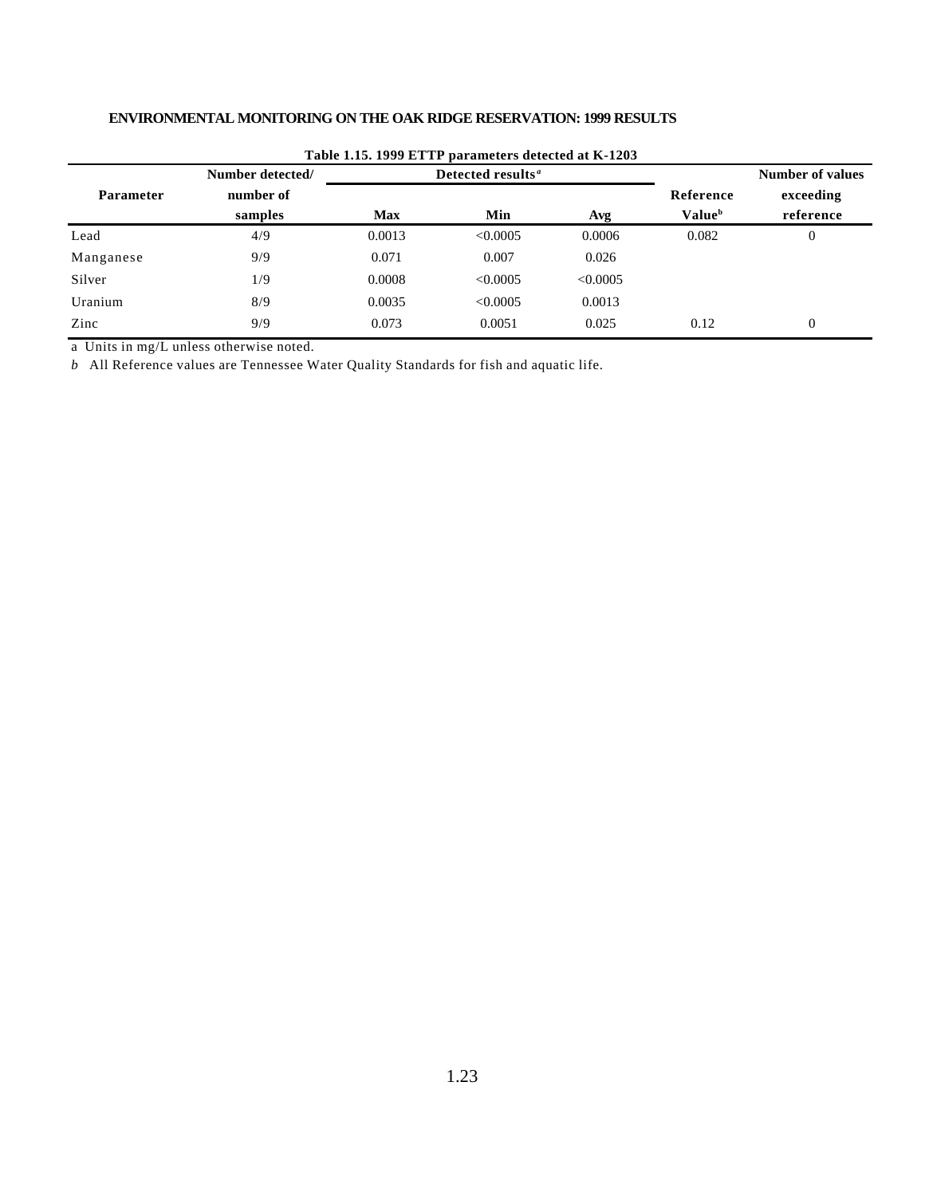**Table 1.15. 1999 ETTP parameters detected at K-1203**

| Parameter | Number detected/ number of samples | Detected results[a] | | | Reference Value[b] | Number of values exceeding reference |
|---|---|---|---|---|---|---|
| | | Max | Min | Avg | | |
| Lead | 4/9 | 0.0013 | <0.0005 | 0.0006 | 0.082 | 0 |
| Manganese | 9/9 | 0.071 | 0.007 | 0.026 | | |
| Silver | 1/9 | 0.0008 | <0.0005 | <0.0005 | | |
| Uranium | 8/9 | 0.0035 | <0.0005 | 0.0013 | | |
| Zinc | 9/9 | 0.073 | 0.0051 | 0.025 | 0.12 | 0 |

a Units in mg/L unless otherwise noted.

*b* All Reference values are Tennessee Water Quality Standards for fish and aquatic life.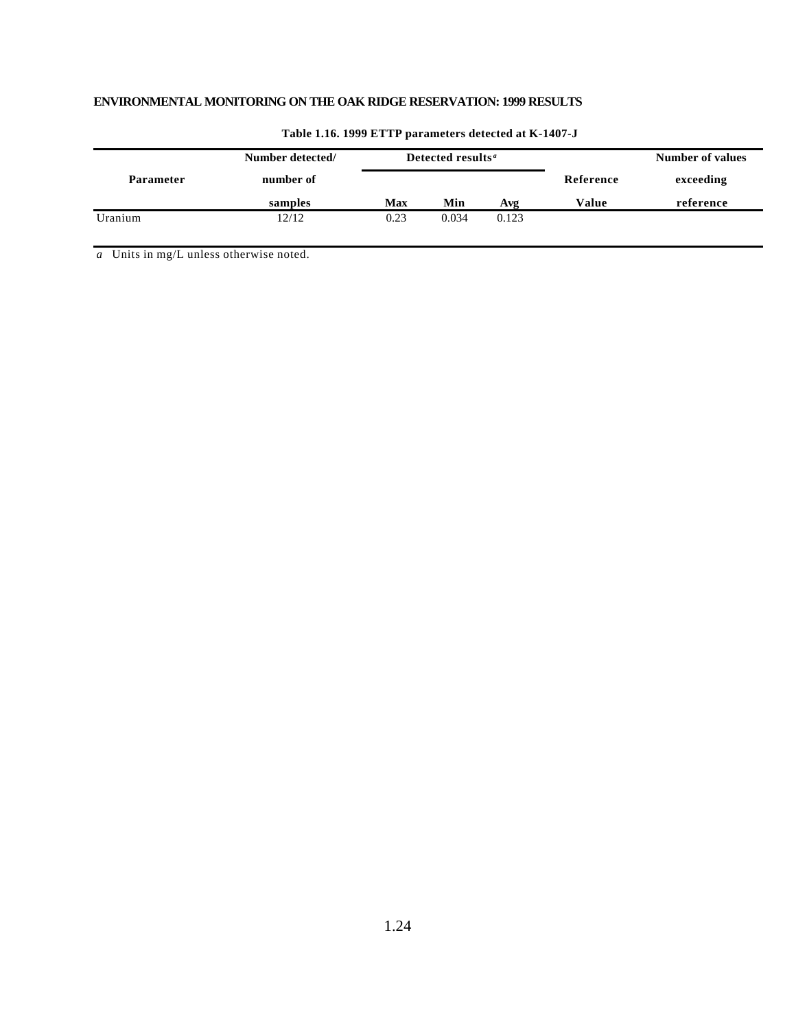**Table 1.16. 1999 ETTP parameters detected at K-1407-J**

| Parameter | Number detected/ number of samples | Detected results[a] | | | Reference Value | Number of values exceeding reference |
|---|---|---|---|---|---|---|
| | | Max | Min | Avg | | |
| Uranium | 12/12 | 0.23 | 0.034 | 0.123 | | |

*a* Units in mg/L unless otherwise noted.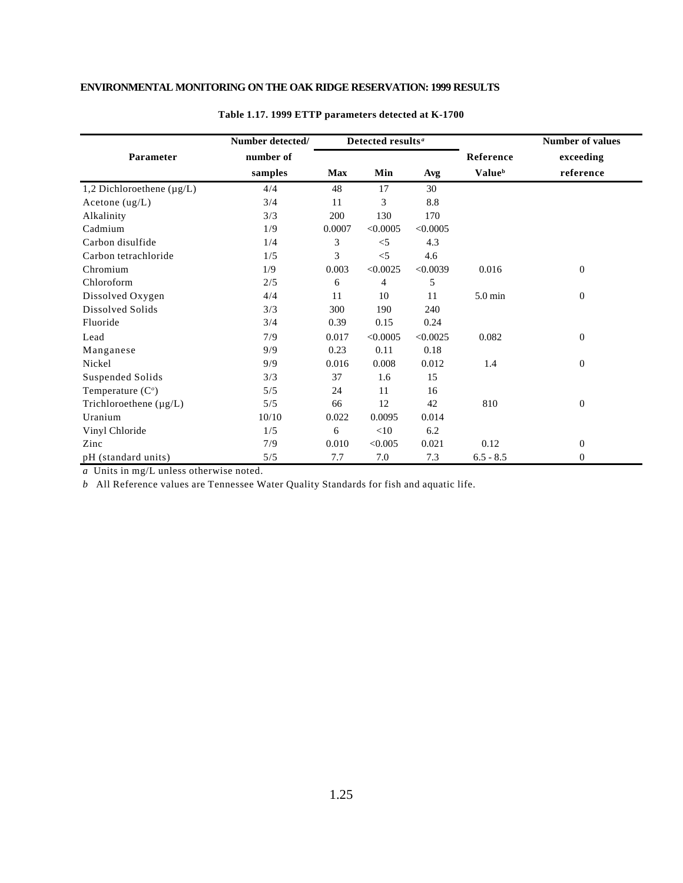**Table 1.17. 1999 ETTP parameters detected at K-1700**

| Parameter | Number detected/ number of samples | Detected results[a] | | | Reference Value[b] | Number of values exceeding reference |
|---|---|---|---|---|---|---|
| | | Max | Min | Avg | | |
| 1,2 Dichloroethene (µg/L) | 4/4 | 48 | 17 | 30 | | |
| Acetone (ug/L) | 3/4 | 11 | 3 | 8.8 | | |
| Alkalinity | 3/3 | 200 | 130 | 170 | | |
| Cadmium | 1/9 | 0.0007 | <0.0005 | <0.0005 | | |
| Carbon disulfide | 1/4 | 3 | <5 | 4.3 | | |
| Carbon tetrachloride | 1/5 | 3 | <5 | 4.6 | | |
| Chromium | 1/9 | 0.003 | <0.0025 | <0.0039 | 0.016 | 0 |
| Chloroform | 2/5 | 6 | 4 | 5 | | |
| Dissolved Oxygen | 4/4 | 11 | 10 | 11 | 5.0 min | 0 |
| Dissolved Solids | 3/3 | 300 | 190 | 240 | | |
| Fluoride | 3/4 | 0.39 | 0.15 | 0.24 | | |
| Lead | 7/9 | 0.017 | <0.0005 | <0.0025 | 0.082 | 0 |
| Manganese | 9/9 | 0.23 | 0.11 | 0.18 | | |
| Nickel | 9/9 | 0.016 | 0.008 | 0.012 | 1.4 | 0 |
| Suspended Solids | 3/3 | 37 | 1.6 | 15 | | |
| Temperature (C°) | 5/5 | 24 | 11 | 16 | | |
| Trichloroethene (µg/L) | 5/5 | 66 | 12 | 42 | 810 | 0 |
| Uranium | 10/10 | 0.022 | 0.0095 | 0.014 | | |
| Vinyl Chloride | 1/5 | 6 | <10 | 6.2 | | |
| Zinc | 7/9 | 0.010 | <0.005 | 0.021 | 0.12 | 0 |
| pH (standard units) | 5/5 | 7.7 | 7.0 | 7.3 | 6.5 - 8.5 | 0 |

*a* Units in mg/L unless otherwise noted.

*b* All Reference values are Tennessee Water Quality Standards for fish and aquatic life.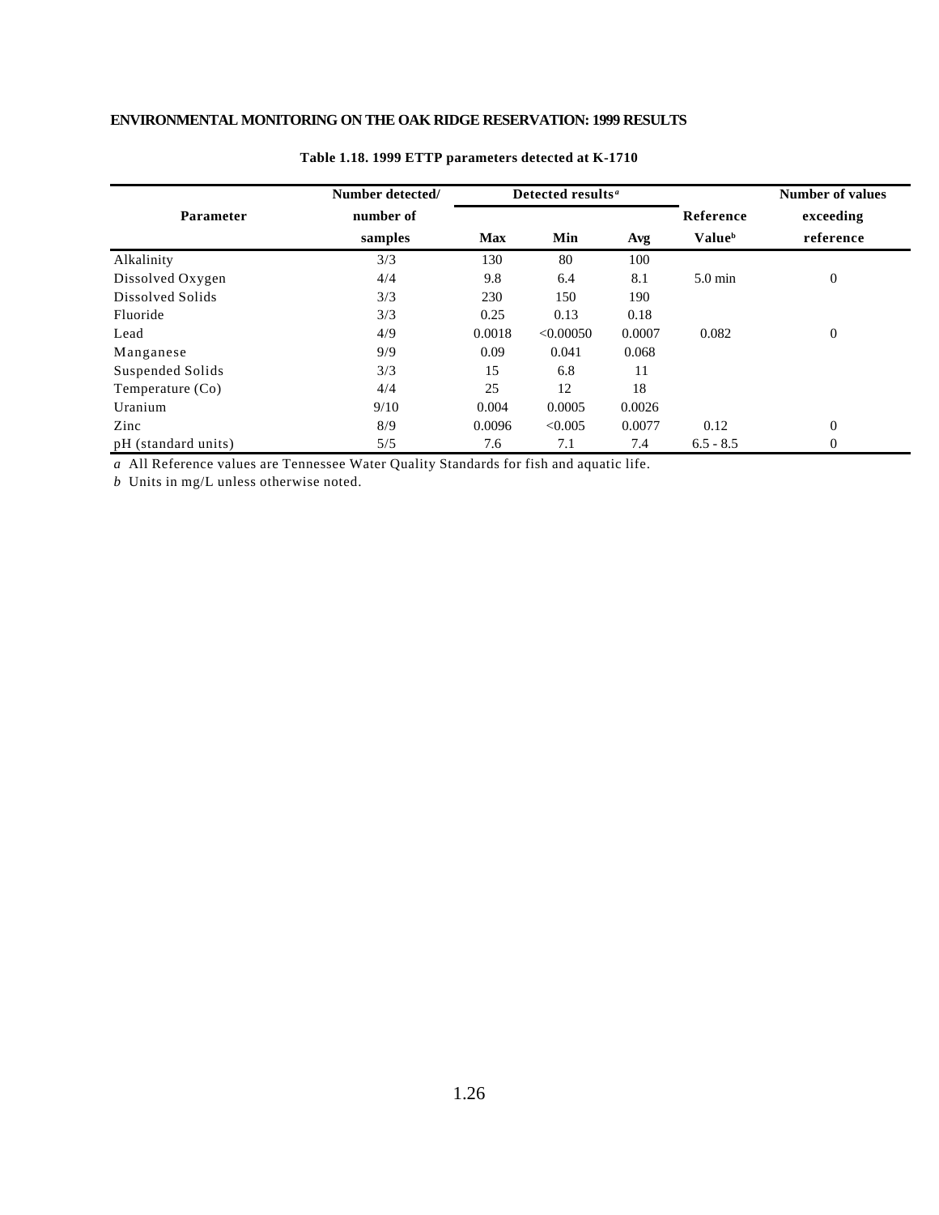**Table 1.18. 1999 ETTP parameters detected at K-1710**

| Parameter | Number detected/ number of samples | Detected results[a] | | | Reference Value[b] | Number of values exceeding reference |
|---|---|---|---|---|---|---|
| | | Max | Min | Avg | | |
| Alkalinity | 3/3 | 130 | 80 | 100 | | |
| Dissolved Oxygen | 4/4 | 9.8 | 6.4 | 8.1 | 5.0 min | 0 |
| Dissolved Solids | 3/3 | 230 | 150 | 190 | | |
| Fluoride | 3/3 | 0.25 | 0.13 | 0.18 | | |
| Lead | 4/9 | 0.0018 | <0.00050 | 0.0007 | 0.082 | 0 |
| Manganese | 9/9 | 0.09 | 0.041 | 0.068 | | |
| Suspended Solids | 3/3 | 15 | 6.8 | 11 | | |
| Temperature (Co) | 4/4 | 25 | 12 | 18 | | |
| Uranium | 9/10 | 0.004 | 0.0005 | 0.0026 | | |
| Zinc | 8/9 | 0.0096 | <0.005 | 0.0077 | 0.12 | 0 |
| pH (standard units) | 5/5 | 7.6 | 7.1 | 7.4 | 6.5 - 8.5 | 0 |

*a* All Reference values are Tennessee Water Quality Standards for fish and aquatic life.

*b* Units in mg/L unless otherwise noted.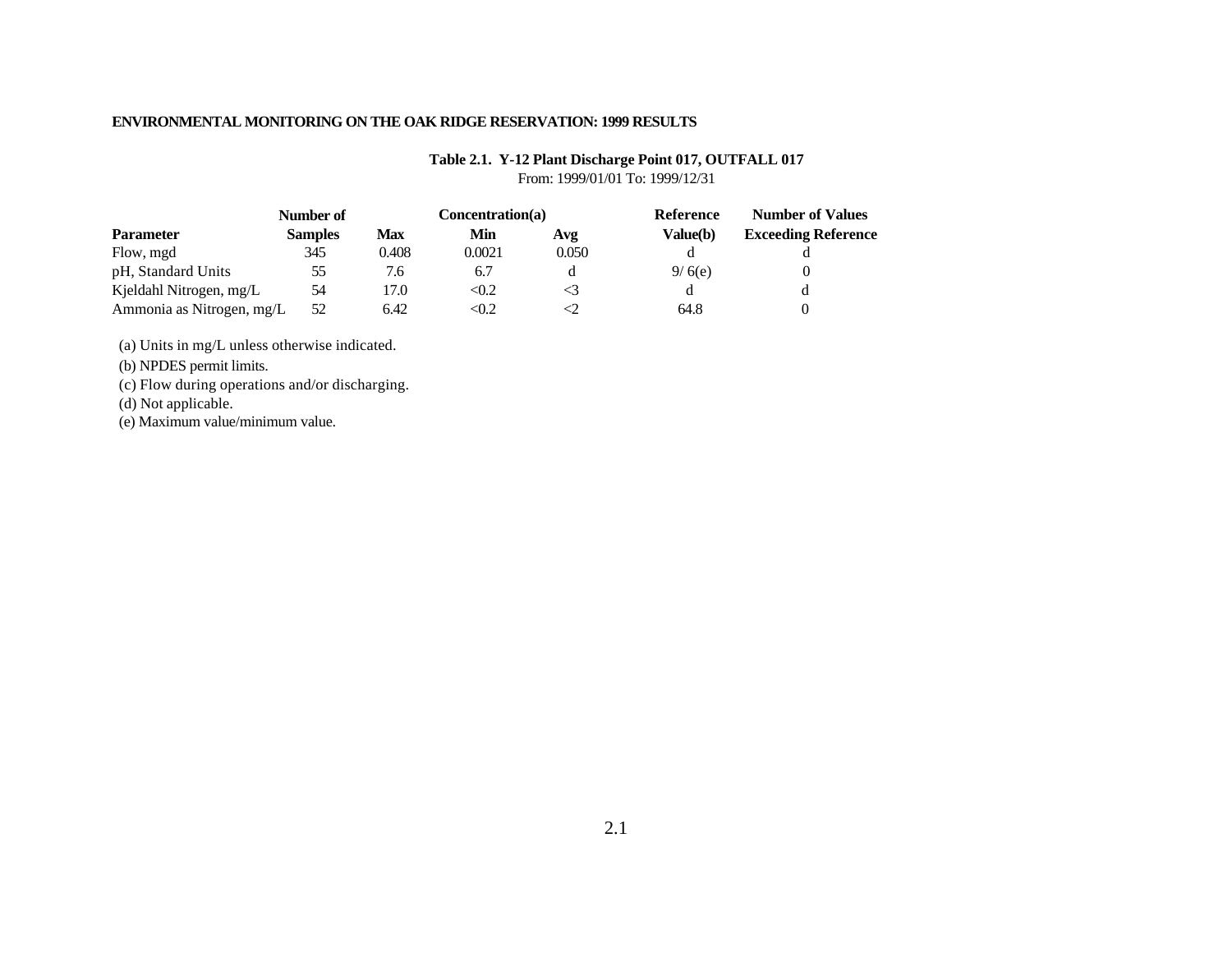ENVIRONMENTAL MONITORING ON THE OAK RIDGE RESERVATION: 1999 RESULTS

**Table 2.1. Y-12 Plant Discharge Point 017, OUTFALL 017**

From: 1999/01/01 To: 1999/12/31

| Parameter | Number of Samples | Concentration(a) Max | Min | Avg | Reference Value(b) | Number of Values Exceeding Reference |
|---|---|---|---|---|---|---|
| Flow, mgd | 345 | 0.408 | 0.0021 | 0.050 | d | d |
| pH, Standard Units | 55 | 7.6 | 6.7 | d | 9/ 6(e) | 0 |
| Kjeldahl Nitrogen, mg/L | 54 | 17.0 | <0.2 | <3 | d | d |
| Ammonia as Nitrogen, mg/L | 52 | 6.42 | <0.2 | <2 | 64.8 | 0 |

(a) Units in mg/L unless otherwise indicated.

(b) NPDES permit limits.

(c) Flow during operations and/or discharging.

(d) Not applicable.

(e) Maximum value/minimum value.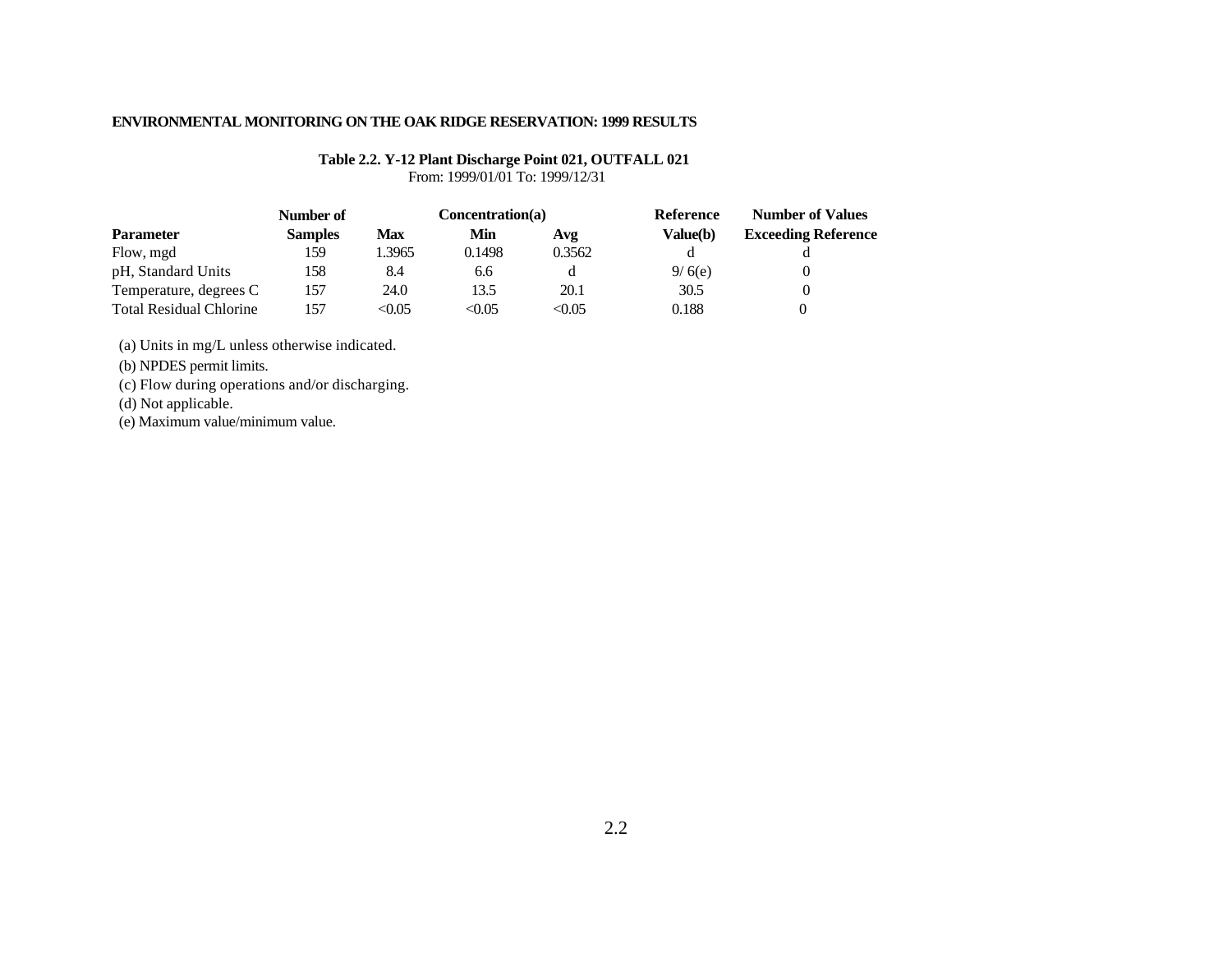**ENVIRONMENTAL MONITORING ON THE OAK RIDGE RESERVATION: 1999 RESULTS**

**Table 2.2. Y-12 Plant Discharge Point 021, OUTFALL 021**
From: 1999/01/01 To: 1999/12/31

| Parameter | Number of Samples | Concentration(a) Max | Min | Avg | Reference Value(b) | Number of Values Exceeding Reference |
|---|---|---|---|---|---|---|
| Flow, mgd | 159 | 1.3965 | 0.1498 | 0.3562 | d | d |
| pH, Standard Units | 158 | 8.4 | 6.6 | d | 9/ 6(e) | 0 |
| Temperature, degrees C | 157 | 24.0 | 13.5 | 20.1 | 30.5 | 0 |
| Total Residual Chlorine | 157 | <0.05 | <0.05 | <0.05 | 0.188 | 0 |

(a) Units in mg/L unless otherwise indicated.
(b) NPDES permit limits.
(c) Flow during operations and/or discharging.
(d) Not applicable.
(e) Maximum value/minimum value.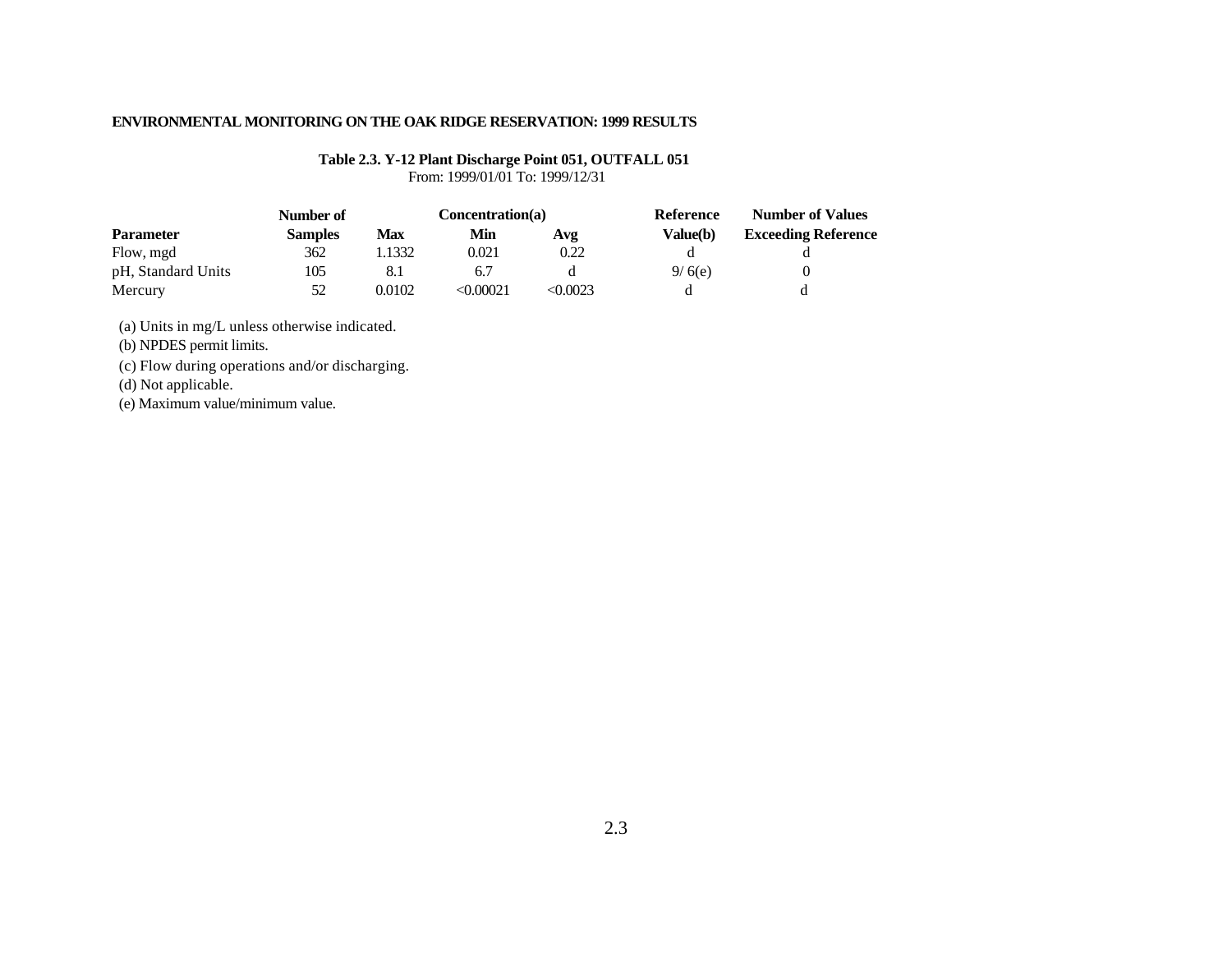**ENVIRONMENTAL MONITORING ON THE OAK RIDGE RESERVATION: 1999 RESULTS**

**Table 2.3. Y-12 Plant Discharge Point 051, OUTFALL 051**
From: 1999/01/01 To: 1999/12/31

| Parameter | Number of Samples | Concentration(a) Max | Min | Avg | Reference Value(b) | Number of Values Exceeding Reference |
|---|---|---|---|---|---|---|
| Flow, mgd | 362 | 1.1332 | 0.021 | 0.22 | d | d |
| pH, Standard Units | 105 | 8.1 | 6.7 | d | 9/ 6(e) | 0 |
| Mercury | 52 | 0.0102 | <0.00021 | <0.0023 | d | d |

(a) Units in mg/L unless otherwise indicated.
(b) NPDES permit limits.
(c) Flow during operations and/or discharging.
(d) Not applicable.
(e) Maximum value/minimum value.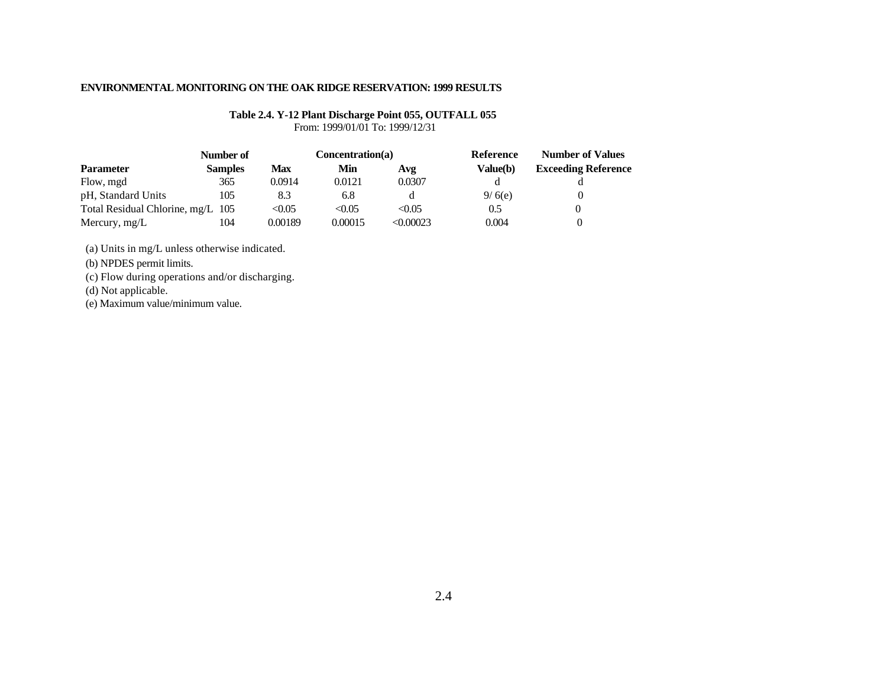**ENVIRONMENTAL MONITORING ON THE OAK RIDGE RESERVATION: 1999 RESULTS**

**Table 2.4. Y-12 Plant Discharge Point 055, OUTFALL 055**

From: 1999/01/01 To: 1999/12/31

| Parameter | Number of Samples | Concentration(a) Max | Min | Avg | Reference Value(b) | Number of Values Exceeding Reference |
|---|---|---|---|---|---|---|
| Flow, mgd | 365 | 0.0914 | 0.0121 | 0.0307 | d | d |
| pH, Standard Units | 105 | 8.3 | 6.8 | d | 9/ 6(e) | 0 |
| Total Residual Chlorine, mg/L | 105 | <0.05 | <0.05 | <0.05 | 0.5 | 0 |
| Mercury, mg/L | 104 | 0.00189 | 0.00015 | <0.00023 | 0.004 | 0 |

(a) Units in mg/L unless otherwise indicated.

(b) NPDES permit limits.

(c) Flow during operations and/or discharging.

(d) Not applicable.

(e) Maximum value/minimum value.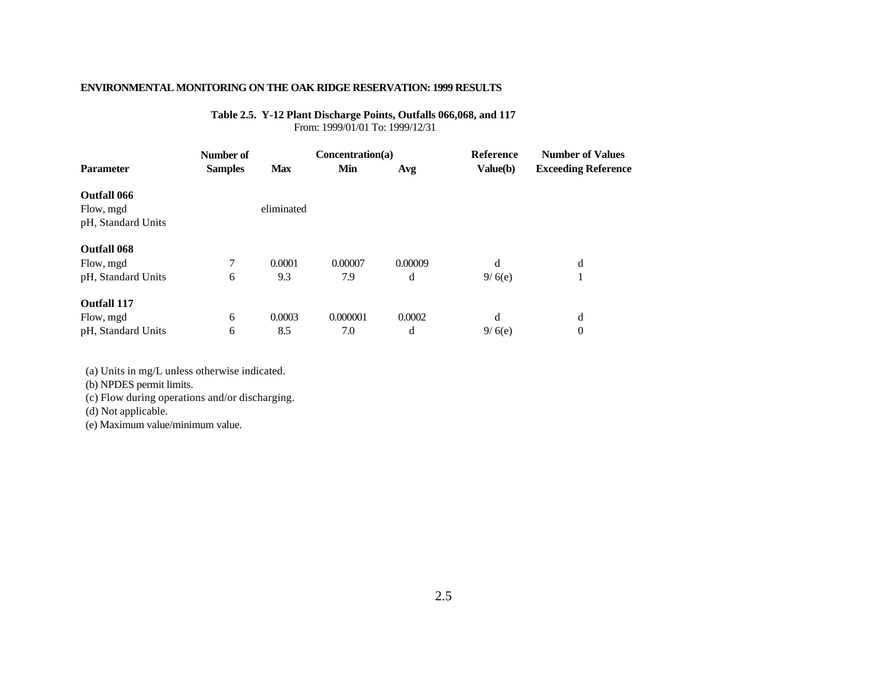**ENVIRONMENTAL MONITORING ON THE OAK RIDGE RESERVATION: 1999 RESULTS**

**Table 2.5. Y-12 Plant Discharge Points, Outfalls 066,068, and 117**
From: 1999/01/01 To: 1999/12/31

| Parameter | Number of Samples | Concentration(a) Max | Min | Avg | Reference Value(b) | Number of Values Exceeding Reference |
|---|---|---|---|---|---|---|
| **Outfall 066** | | | | | | |
| Flow, mgd | | eliminated | | | | |
| pH, Standard Units | | | | | | |
| **Outfall 068** | | | | | | |
| Flow, mgd | 7 | 0.0001 | 0.00007 | 0.00009 | d | d |
| pH, Standard Units | 6 | 9.3 | 7.9 | d | 9/ 6(e) | 1 |
| **Outfall 117** | | | | | | |
| Flow, mgd | 6 | 0.0003 | 0.000001 | 0.0002 | d | d |
| pH, Standard Units | 6 | 8.5 | 7.0 | d | 9/ 6(e) | 0 |

(a) Units in mg/L unless otherwise indicated.
(b) NPDES permit limits.
(c) Flow during operations and/or discharging.
(d) Not applicable.
(e) Maximum value/minimum value.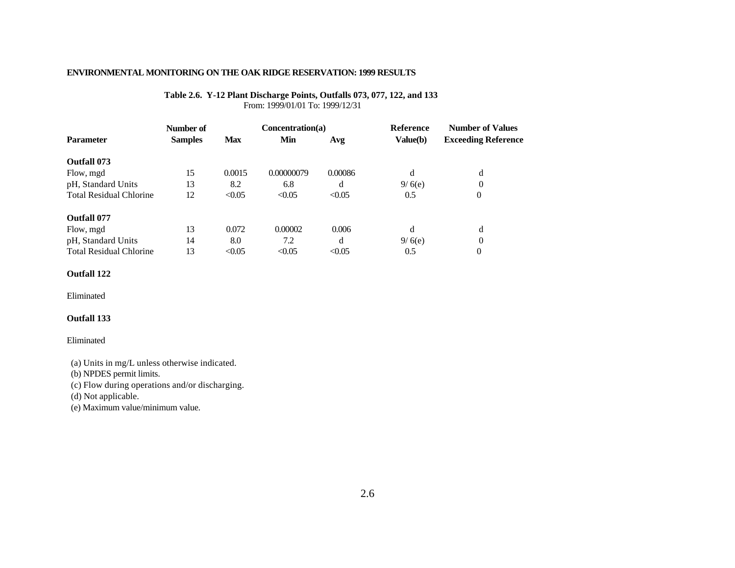ENVIRONMENTAL MONITORING ON THE OAK RIDGE RESERVATION: 1999 RESULTS

**Table 2.6. Y-12 Plant Discharge Points, Outfalls 073, 077, 122, and 133**
From: 1999/01/01 To: 1999/12/31

| Parameter | Number of Samples | Concentration(a) Max | Min | Avg | Reference Value(b) | Number of Values Exceeding Reference |
|---|---|---|---|---|---|---|
| **Outfall 073** | | | | | | |
| Flow, mgd | 15 | 0.0015 | 0.00000079 | 0.00086 | d | d |
| pH, Standard Units | 13 | 8.2 | 6.8 | d | 9/ 6(e) | 0 |
| Total Residual Chlorine | 12 | <0.05 | <0.05 | <0.05 | 0.5 | 0 |
| **Outfall 077** | | | | | | |
| Flow, mgd | 13 | 0.072 | 0.00002 | 0.006 | d | d |
| pH, Standard Units | 14 | 8.0 | 7.2 | d | 9/ 6(e) | 0 |
| Total Residual Chlorine | 13 | <0.05 | <0.05 | <0.05 | 0.5 | 0 |

**Outfall 122**

Eliminated

**Outfall 133**

Eliminated

(a) Units in mg/L unless otherwise indicated.
(b) NPDES permit limits.
(c) Flow during operations and/or discharging.
(d) Not applicable.
(e) Maximum value/minimum value.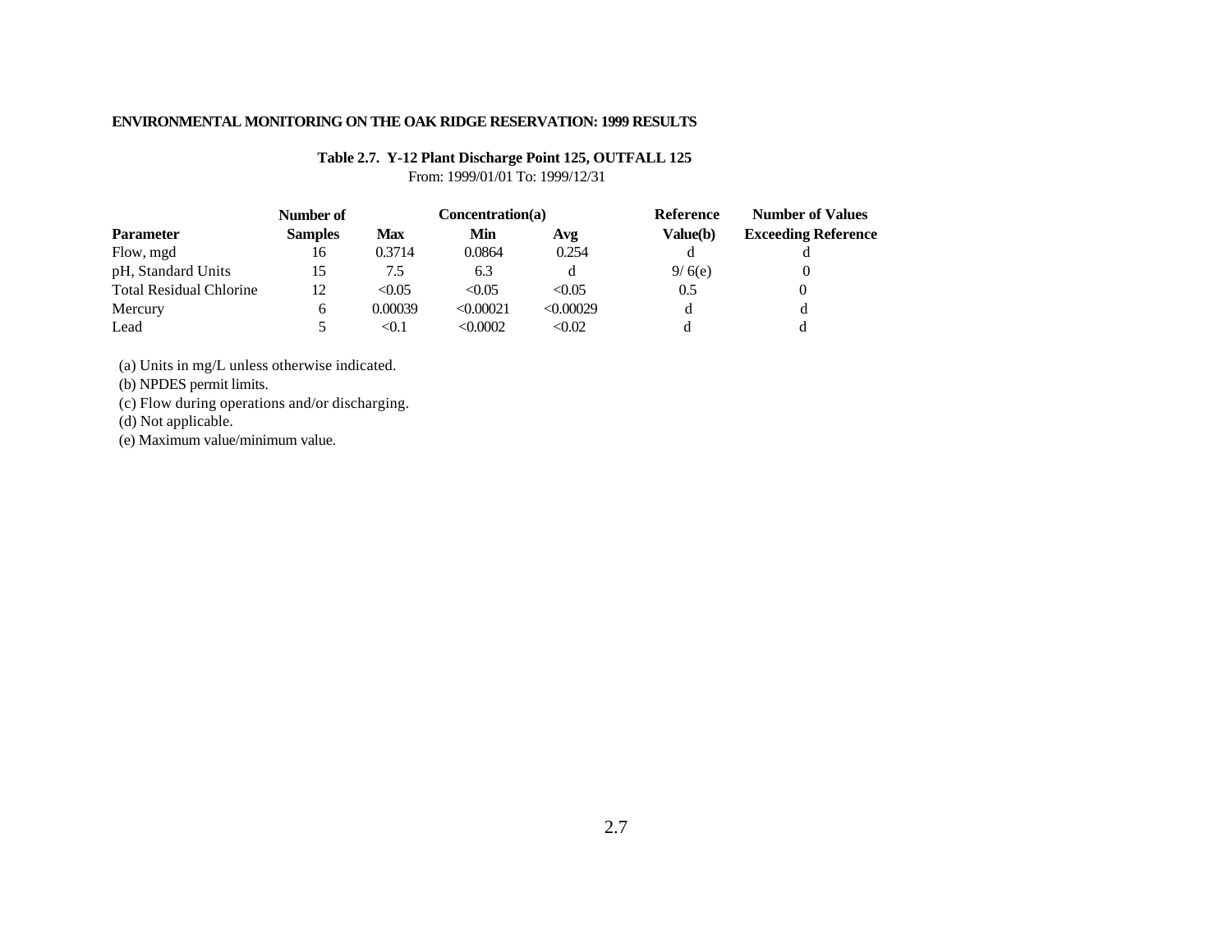**ENVIRONMENTAL MONITORING ON THE OAK RIDGE RESERVATION: 1999 RESULTS**

**Table 2.7. Y-12 Plant Discharge Point 125, OUTFALL 125**

From: 1999/01/01 To: 1999/12/31

| Parameter | Number of Samples | Concentration(a) Max | Min | Avg | Reference Value(b) | Number of Values Exceeding Reference |
|---|---|---|---|---|---|---|
| Flow, mgd | 16 | 0.3714 | 0.0864 | 0.254 | d | d |
| pH, Standard Units | 15 | 7.5 | 6.3 | d | 9/ 6(e) | 0 |
| Total Residual Chlorine | 12 | <0.05 | <0.05 | <0.05 | 0.5 | 0 |
| Mercury | 6 | 0.00039 | <0.00021 | <0.00029 | d | d |
| Lead | 5 | <0.1 | <0.0002 | <0.02 | d | d |

(a) Units in mg/L unless otherwise indicated.

(b) NPDES permit limits.

(c) Flow during operations and/or discharging.

(d) Not applicable.

(e) Maximum value/minimum value.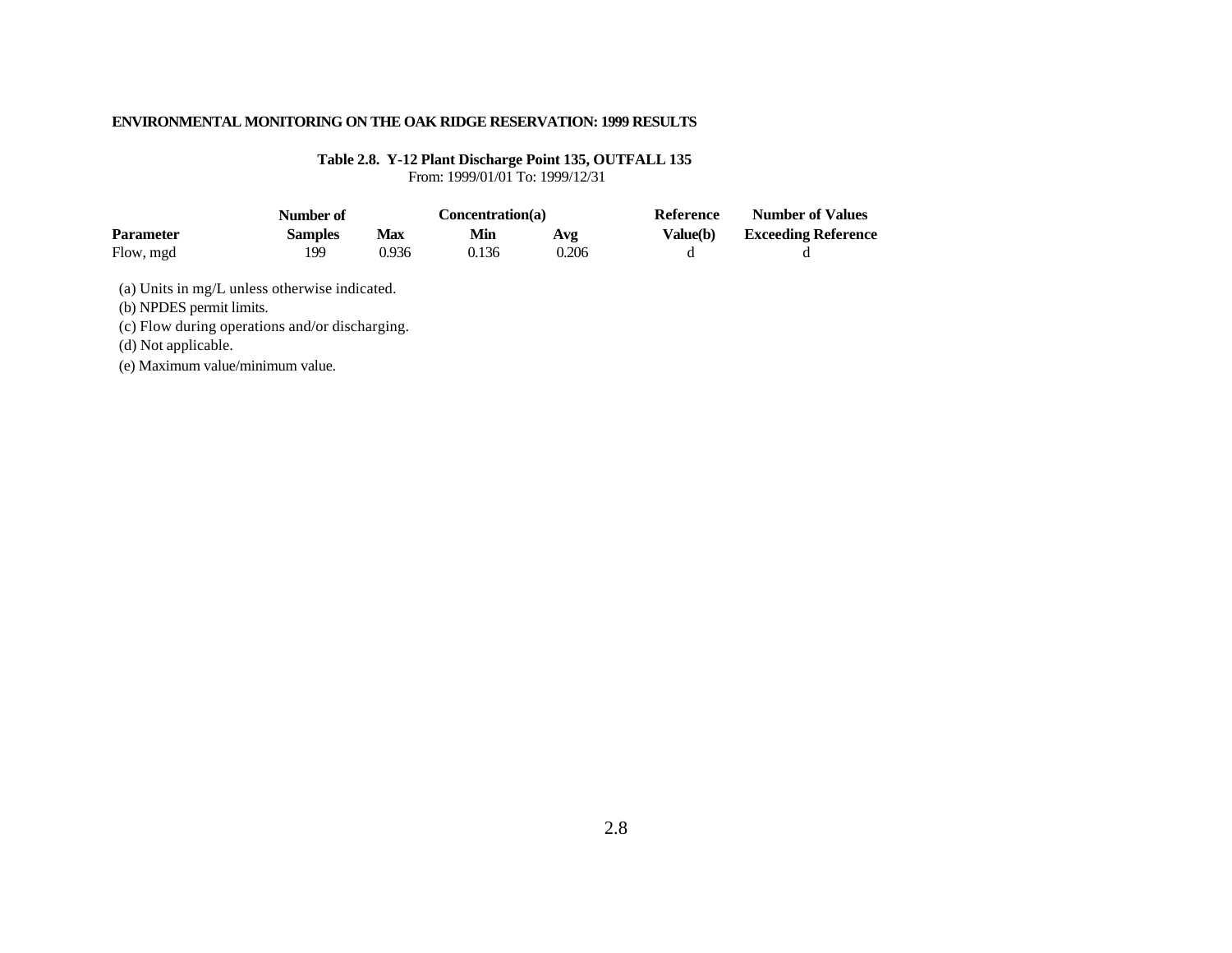**ENVIRONMENTAL MONITORING ON THE OAK RIDGE RESERVATION: 1999 RESULTS**

**Table 2.8. Y-12 Plant Discharge Point 135, OUTFALL 135**
From: 1999/01/01 To: 1999/12/31

| Parameter | Number of Samples | Concentration(a) Max | Min | Avg | Reference Value(b) | Number of Values Exceeding Reference |
|---|---|---|---|---|---|---|
| Flow, mgd | 199 | 0.936 | 0.136 | 0.206 | d | d |

(a) Units in mg/L unless otherwise indicated.
(b) NPDES permit limits.
(c) Flow during operations and/or discharging.
(d) Not applicable.
(e) Maximum value/minimum value.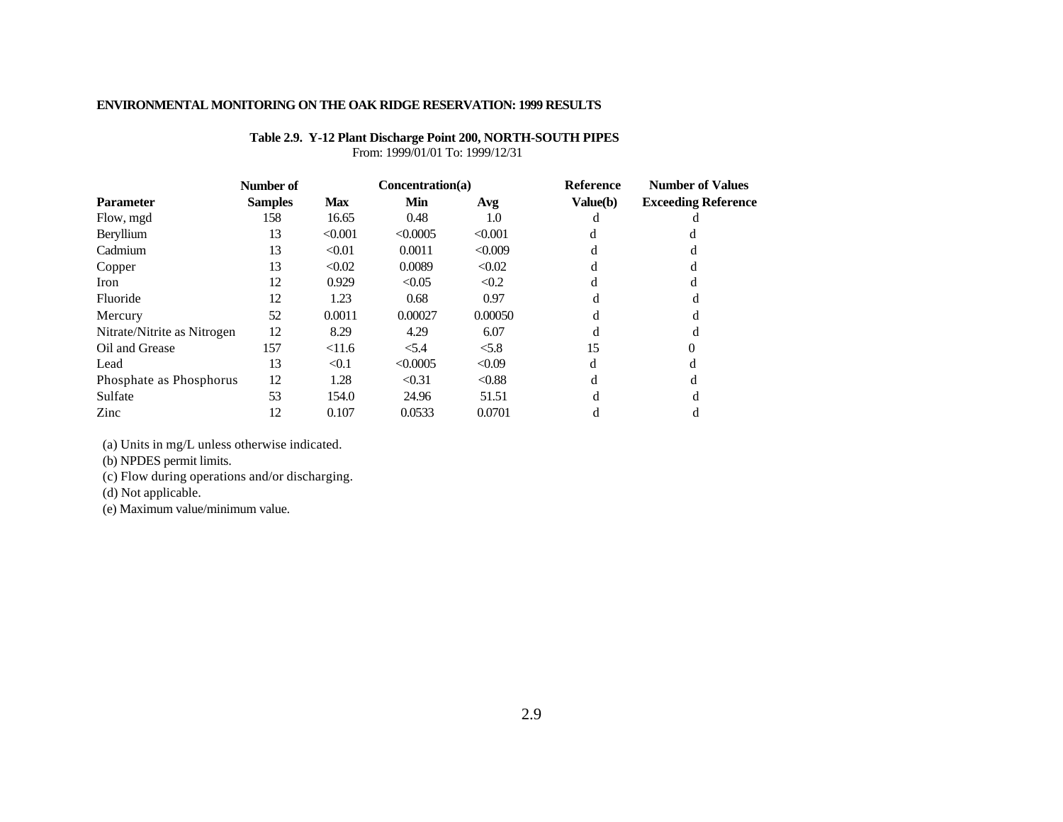## ENVIRONMENTAL MONITORING ON THE OAK RIDGE RESERVATION: 1999 RESULTS

**Table 2.9. Y-12 Plant Discharge Point 200, NORTH-SOUTH PIPES**
From: 1999/01/01 To: 1999/12/31

| Parameter | Number of Samples | Concentration(a) Max | Min | Avg | Reference Value(b) | Number of Values Exceeding Reference |
|---|---|---|---|---|---|---|
| Flow, mgd | 158 | 16.65 | 0.48 | 1.0 | d | d |
| Beryllium | 13 | <0.001 | <0.0005 | <0.001 | d | d |
| Cadmium | 13 | <0.01 | 0.0011 | <0.009 | d | d |
| Copper | 13 | <0.02 | 0.0089 | <0.02 | d | d |
| Iron | 12 | 0.929 | <0.05 | <0.2 | d | d |
| Fluoride | 12 | 1.23 | 0.68 | 0.97 | d | d |
| Mercury | 52 | 0.0011 | 0.00027 | 0.00050 | d | d |
| Nitrate/Nitrite as Nitrogen | 12 | 8.29 | 4.29 | 6.07 | d | d |
| Oil and Grease | 157 | <11.6 | <5.4 | <5.8 | 15 | 0 |
| Lead | 13 | <0.1 | <0.0005 | <0.09 | d | d |
| Phosphate as Phosphorus | 12 | 1.28 | <0.31 | <0.88 | d | d |
| Sulfate | 53 | 154.0 | 24.96 | 51.51 | d | d |
| Zinc | 12 | 0.107 | 0.0533 | 0.0701 | d | d |

(a) Units in mg/L unless otherwise indicated.
(b) NPDES permit limits.
(c) Flow during operations and/or discharging.
(d) Not applicable.
(e) Maximum value/minimum value.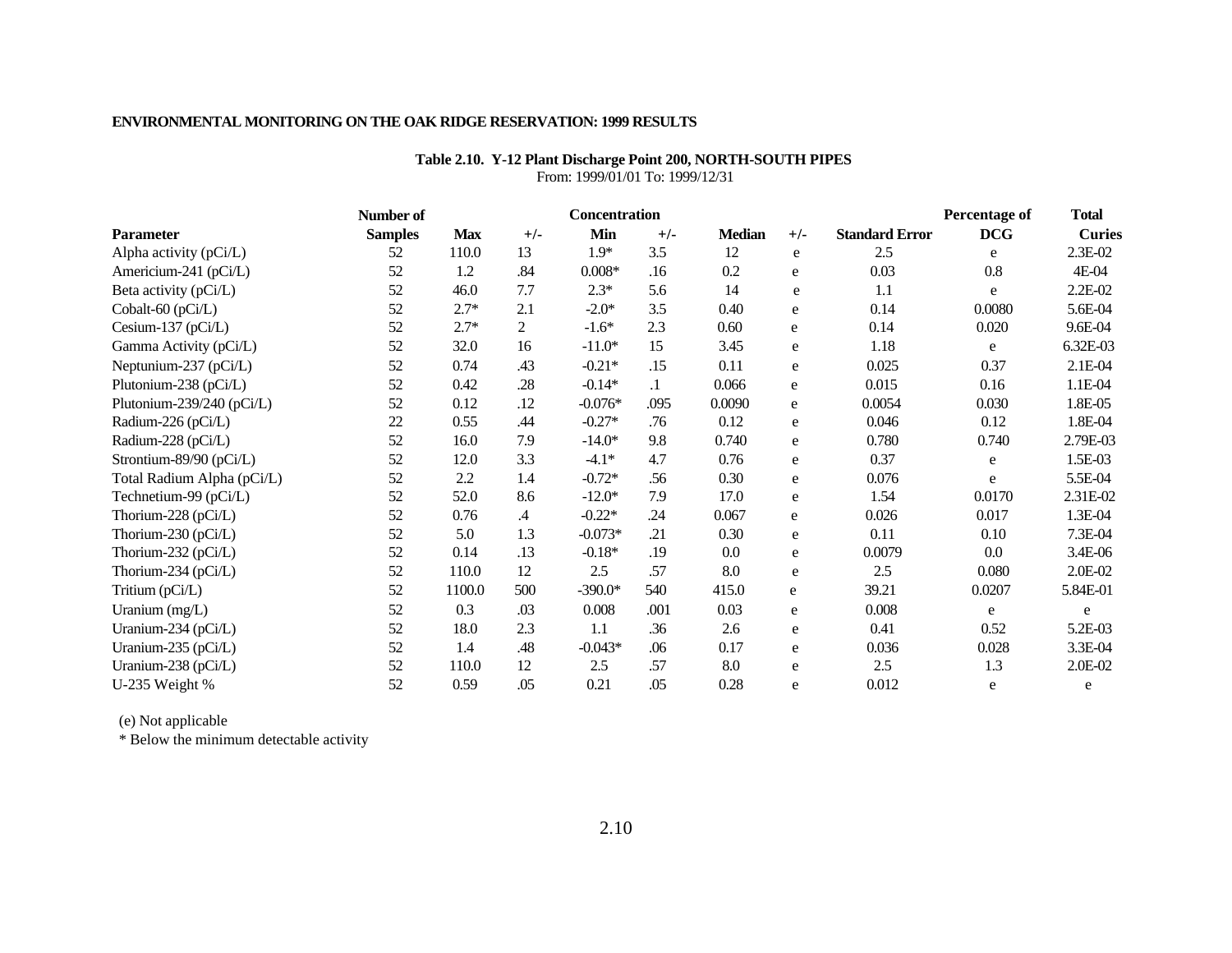## Table 2.10. Y-12 Plant Discharge Point 200, NORTH-SOUTH PIPES

From: 1999/01/01 To: 1999/12/31

| Parameter | Number of Samples | Concentration Max | +/- | Min | +/- | Median | +/- | Standard Error | Percentage of DCG | Total Curies |
|---|---|---|---|---|---|---|---|---|---|---|
| Alpha activity (pCi/L) | 52 | 110.0 | 13 | 1.9* | 3.5 | 12 | e | 2.5 | e | 2.3E-02 |
| Americium-241 (pCi/L) | 52 | 1.2 | .84 | 0.008* | .16 | 0.2 | e | 0.03 | 0.8 | 4E-04 |
| Beta activity (pCi/L) | 52 | 46.0 | 7.7 | 2.3* | 5.6 | 14 | e | 1.1 | e | 2.2E-02 |
| Cobalt-60 (pCi/L) | 52 | 2.7* | 2.1 | -2.0* | 3.5 | 0.40 | e | 0.14 | 0.0080 | 5.6E-04 |
| Cesium-137 (pCi/L) | 52 | 2.7* | 2 | -1.6* | 2.3 | 0.60 | e | 0.14 | 0.020 | 9.6E-04 |
| Gamma Activity (pCi/L) | 52 | 32.0 | 16 | -11.0* | 15 | 3.45 | e | 1.18 | e | 6.32E-03 |
| Neptunium-237 (pCi/L) | 52 | 0.74 | .43 | -0.21* | .15 | 0.11 | e | 0.025 | 0.37 | 2.1E-04 |
| Plutonium-238 (pCi/L) | 52 | 0.42 | .28 | -0.14* | .1 | 0.066 | e | 0.015 | 0.16 | 1.1E-04 |
| Plutonium-239/240 (pCi/L) | 52 | 0.12 | .12 | -0.076* | .095 | 0.0090 | e | 0.0054 | 0.030 | 1.8E-05 |
| Radium-226 (pCi/L) | 22 | 0.55 | .44 | -0.27* | .76 | 0.12 | e | 0.046 | 0.12 | 1.8E-04 |
| Radium-228 (pCi/L) | 52 | 16.0 | 7.9 | -14.0* | 9.8 | 0.740 | e | 0.780 | 0.740 | 2.79E-03 |
| Strontium-89/90 (pCi/L) | 52 | 12.0 | 3.3 | -4.1* | 4.7 | 0.76 | e | 0.37 | e | 1.5E-03 |
| Total Radium Alpha (pCi/L) | 52 | 2.2 | 1.4 | -0.72* | .56 | 0.30 | e | 0.076 | e | 5.5E-04 |
| Technetium-99 (pCi/L) | 52 | 52.0 | 8.6 | -12.0* | 7.9 | 17.0 | e | 1.54 | 0.0170 | 2.31E-02 |
| Thorium-228 (pCi/L) | 52 | 0.76 | .4 | -0.22* | .24 | 0.067 | e | 0.026 | 0.017 | 1.3E-04 |
| Thorium-230 (pCi/L) | 52 | 5.0 | 1.3 | -0.073* | .21 | 0.30 | e | 0.11 | 0.10 | 7.3E-04 |
| Thorium-232 (pCi/L) | 52 | 0.14 | .13 | -0.18* | .19 | 0.0 | e | 0.0079 | 0.0 | 3.4E-06 |
| Thorium-234 (pCi/L) | 52 | 110.0 | 12 | 2.5 | .57 | 8.0 | e | 2.5 | 0.080 | 2.0E-02 |
| Tritium (pCi/L) | 52 | 1100.0 | 500 | -390.0* | 540 | 415.0 | e | 39.21 | 0.0207 | 5.84E-01 |
| Uranium (mg/L) | 52 | 0.3 | .03 | 0.008 | .001 | 0.03 | e | 0.008 | e | e |
| Uranium-234 (pCi/L) | 52 | 18.0 | 2.3 | 1.1 | .36 | 2.6 | e | 0.41 | 0.52 | 5.2E-03 |
| Uranium-235 (pCi/L) | 52 | 1.4 | .48 | -0.043* | .06 | 0.17 | e | 0.036 | 0.028 | 3.3E-04 |
| Uranium-238 (pCi/L) | 52 | 110.0 | 12 | 2.5 | .57 | 8.0 | e | 2.5 | 1.3 | 2.0E-02 |
| U-235 Weight % | 52 | 0.59 | .05 | 0.21 | .05 | 0.28 | e | 0.012 | e | e |

(e) Not applicable

\* Below the minimum detectable activity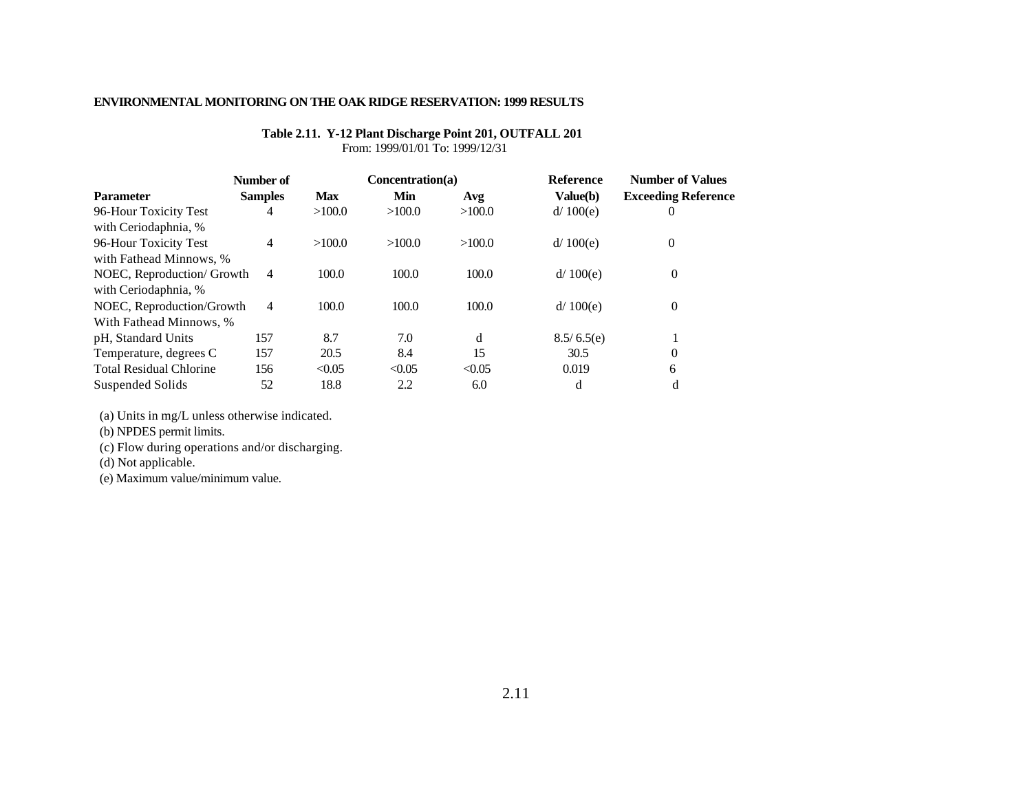ENVIRONMENTAL MONITORING ON THE OAK RIDGE RESERVATION: 1999 RESULTS

**Table 2.11. Y-12 Plant Discharge Point 201, OUTFALL 201**
From: 1999/01/01 To: 1999/12/31

| Parameter | Number of Samples | Concentration(a) Max | Min | Avg | Reference Value(b) | Number of Values Exceeding Reference |
|---|---|---|---|---|---|---|
| 96-Hour Toxicity Test with Ceriodaphnia, % | 4 | >100.0 | >100.0 | >100.0 | d/ 100(e) | 0 |
| 96-Hour Toxicity Test with Fathead Minnows, % | 4 | >100.0 | >100.0 | >100.0 | d/ 100(e) | 0 |
| NOEC, Reproduction/ Growth with Ceriodaphnia, % | 4 | 100.0 | 100.0 | 100.0 | d/ 100(e) | 0 |
| NOEC, Reproduction/Growth With Fathead Minnows, % | 4 | 100.0 | 100.0 | 100.0 | d/ 100(e) | 0 |
| pH, Standard Units | 157 | 8.7 | 7.0 | d | 8.5/ 6.5(e) | 1 |
| Temperature, degrees C | 157 | 20.5 | 8.4 | 15 | 30.5 | 0 |
| Total Residual Chlorine | 156 | <0.05 | <0.05 | <0.05 | 0.019 | 6 |
| Suspended Solids | 52 | 18.8 | 2.2 | 6.0 | d | d |

(a) Units in mg/L unless otherwise indicated.
(b) NPDES permit limits.
(c) Flow during operations and/or discharging.
(d) Not applicable.
(e) Maximum value/minimum value.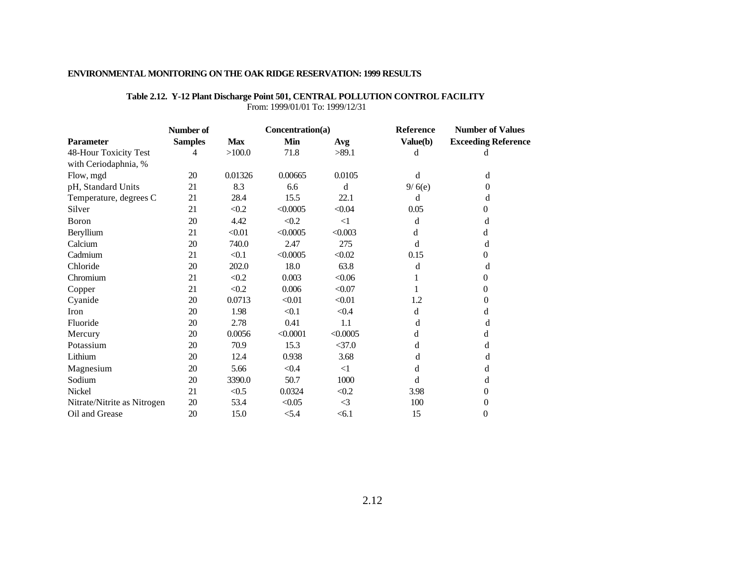**ENVIRONMENTAL MONITORING ON THE OAK RIDGE RESERVATION: 1999 RESULTS**

**Table 2.12. Y-12 Plant Discharge Point 501, CENTRAL POLLUTION CONTROL FACILITY**
From: 1999/01/01 To: 1999/12/31

| Parameter | Number of Samples | Concentration(a) Max | Min | Avg | Reference Value(b) | Number of Values Exceeding Reference |
|---|---|---|---|---|---|---|
| 48-Hour Toxicity Test with Ceriodaphnia, % | 4 | >100.0 | 71.8 | >89.1 | d | d |
| Flow, mgd | 20 | 0.01326 | 0.00665 | 0.0105 | d | d |
| pH, Standard Units | 21 | 8.3 | 6.6 | d | 9/ 6(e) | 0 |
| Temperature, degrees C | 21 | 28.4 | 15.5 | 22.1 | d | d |
| Silver | 21 | <0.2 | <0.0005 | <0.04 | 0.05 | 0 |
| Boron | 20 | 4.42 | <0.2 | <1 | d | d |
| Beryllium | 21 | <0.01 | <0.0005 | <0.003 | d | d |
| Calcium | 20 | 740.0 | 2.47 | 275 | d | d |
| Cadmium | 21 | <0.1 | <0.0005 | <0.02 | 0.15 | 0 |
| Chloride | 20 | 202.0 | 18.0 | 63.8 | d | d |
| Chromium | 21 | <0.2 | 0.003 | <0.06 | 1 | 0 |
| Copper | 21 | <0.2 | 0.006 | <0.07 | 1 | 0 |
| Cyanide | 20 | 0.0713 | <0.01 | <0.01 | 1.2 | 0 |
| Iron | 20 | 1.98 | <0.1 | <0.4 | d | d |
| Fluoride | 20 | 2.78 | 0.41 | 1.1 | d | d |
| Mercury | 20 | 0.0056 | <0.0001 | <0.0005 | d | d |
| Potassium | 20 | 70.9 | 15.3 | <37.0 | d | d |
| Lithium | 20 | 12.4 | 0.938 | 3.68 | d | d |
| Magnesium | 20 | 5.66 | <0.4 | <1 | d | d |
| Sodium | 20 | 3390.0 | 50.7 | 1000 | d | d |
| Nickel | 21 | <0.5 | 0.0324 | <0.2 | 3.98 | 0 |
| Nitrate/Nitrite as Nitrogen | 20 | 53.4 | <0.05 | <3 | 100 | 0 |
| Oil and Grease | 20 | 15.0 | <5.4 | <6.1 | 15 | 0 |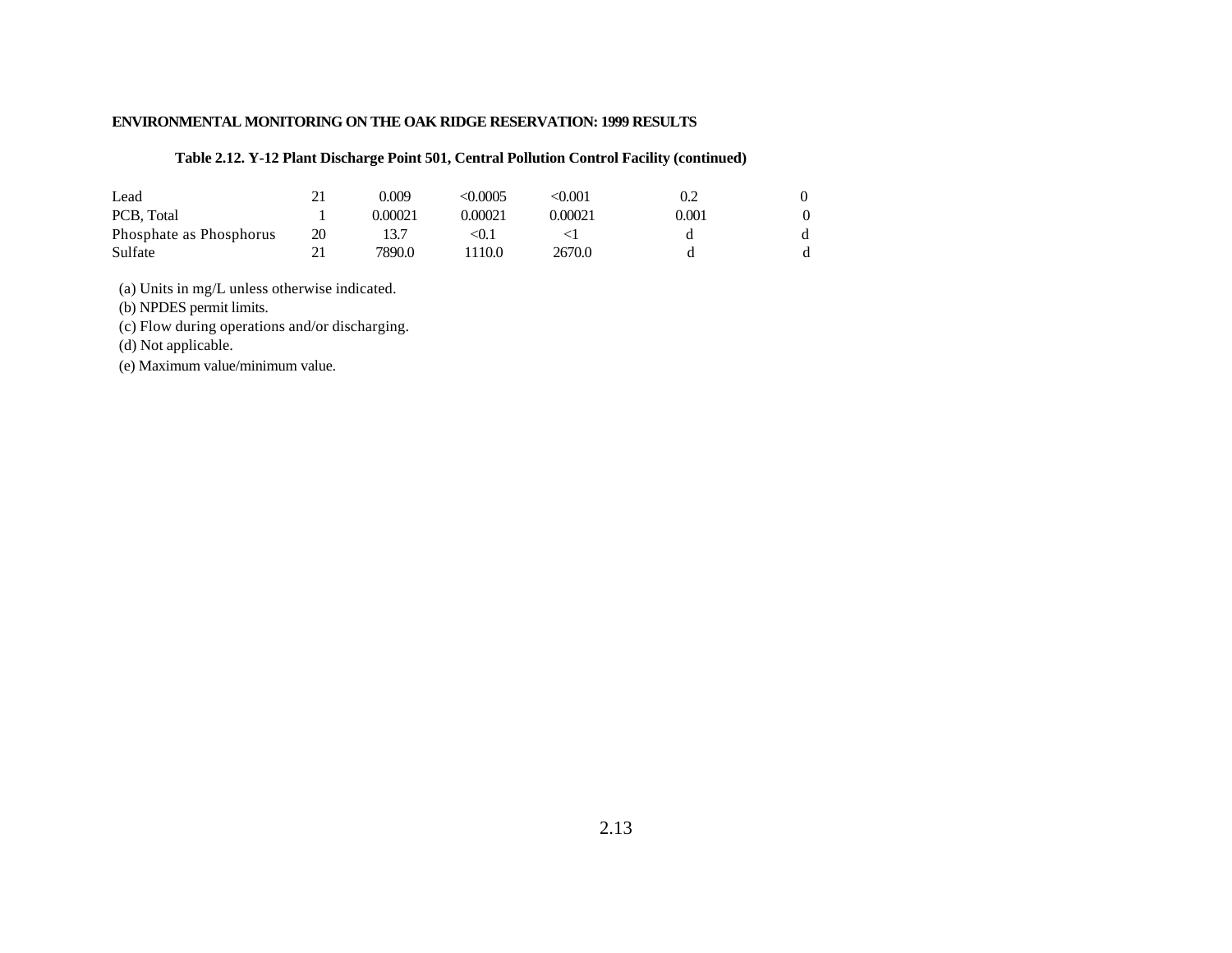**Table 2.12. Y-12 Plant Discharge Point 501, Central Pollution Control Facility (continued)**

| | | | | | | |
|---|---|---|---|---|---|---|
| Lead | 21 | 0.009 | <0.0005 | <0.001 | 0.2 | 0 |
| PCB, Total | 1 | 0.00021 | 0.00021 | 0.00021 | 0.001 | 0 |
| Phosphate as Phosphorus | 20 | 13.7 | <0.1 | <1 | d | d |
| Sulfate | 21 | 7890.0 | 1110.0 | 2670.0 | d | d |

(a) Units in mg/L unless otherwise indicated.
(b) NPDES permit limits.
(c) Flow during operations and/or discharging.
(d) Not applicable.
(e) Maximum value/minimum value.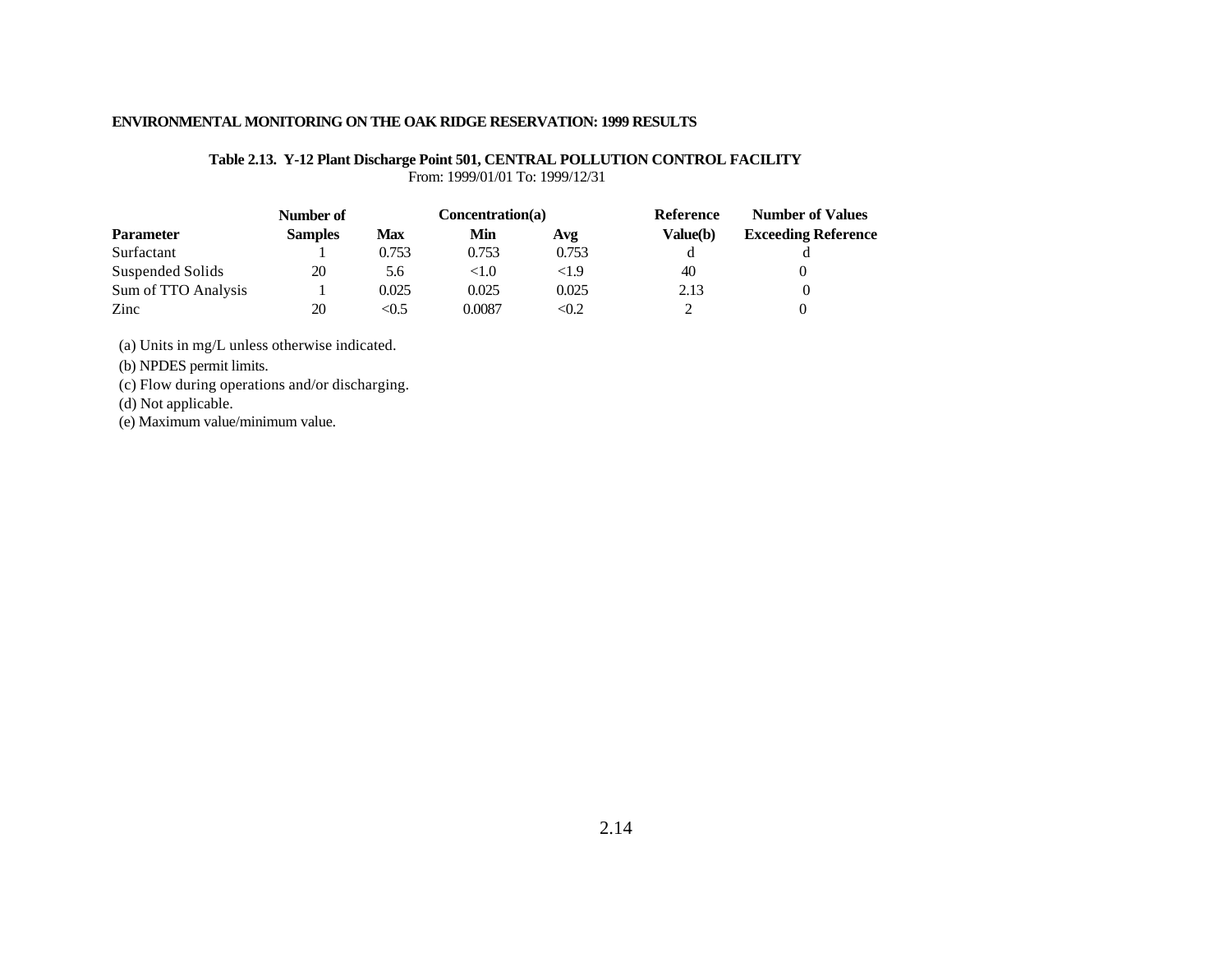**Table 2.13. Y-12 Plant Discharge Point 501, CENTRAL POLLUTION CONTROL FACILITY**

From: 1999/01/01 To: 1999/12/31

| Parameter | Number of Samples | Concentration(a) Max | Min | Avg | Reference Value(b) | Number of Values Exceeding Reference |
|---|---|---|---|---|---|---|
| Surfactant | 1 | 0.753 | 0.753 | 0.753 | d | d |
| Suspended Solids | 20 | 5.6 | <1.0 | <1.9 | 40 | 0 |
| Sum of TTO Analysis | 1 | 0.025 | 0.025 | 0.025 | 2.13 | 0 |
| Zinc | 20 | <0.5 | 0.0087 | <0.2 | 2 | 0 |

(a) Units in mg/L unless otherwise indicated.

(b) NPDES permit limits.

(c) Flow during operations and/or discharging.

(d) Not applicable.

(e) Maximum value/minimum value.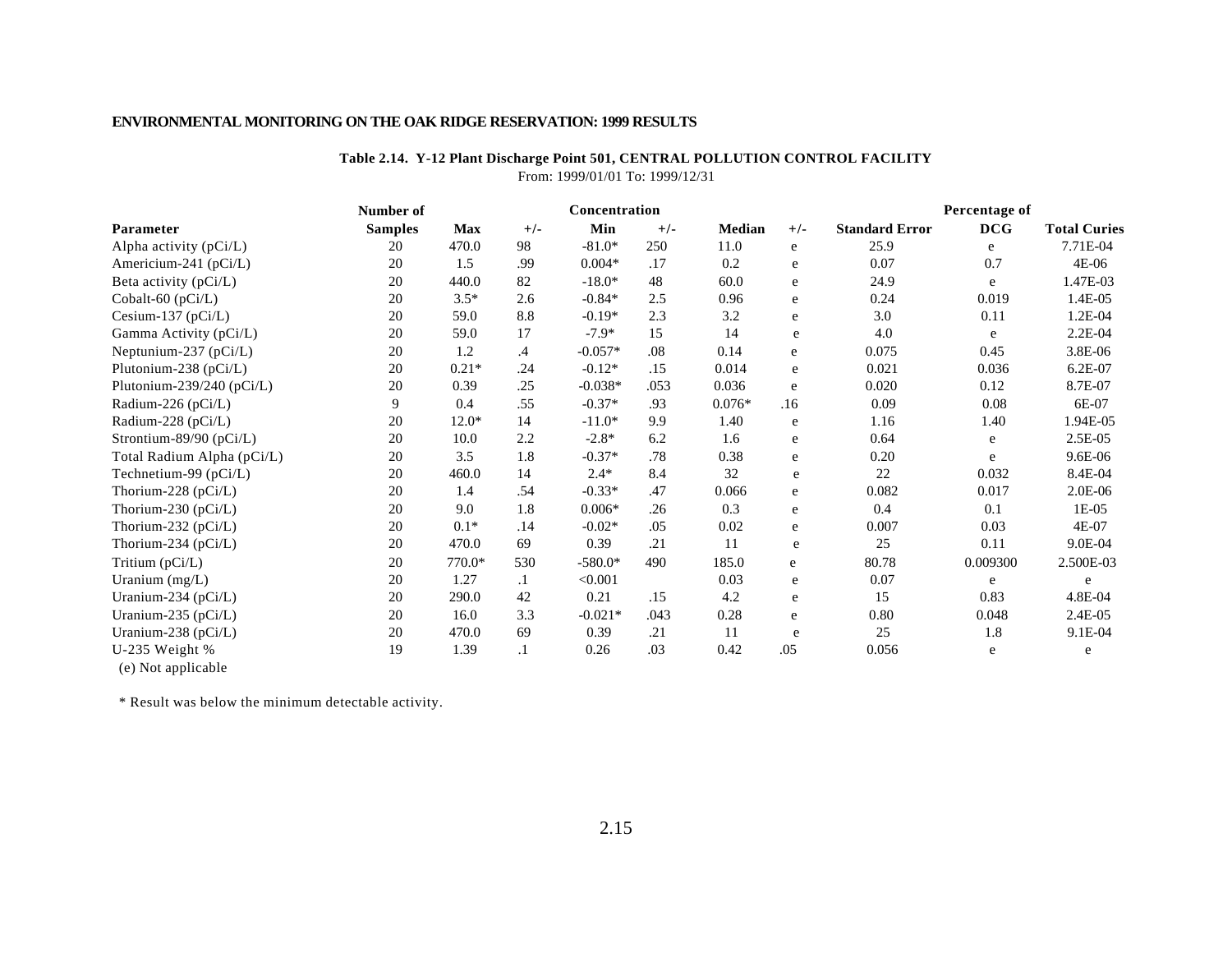**ENVIRONMENTAL MONITORING ON THE OAK RIDGE RESERVATION: 1999 RESULTS**

**Table 2.14. Y-12 Plant Discharge Point 501, CENTRAL POLLUTION CONTROL FACILITY**

From: 1999/01/01 To: 1999/12/31

| | Number of | Concentration | | | | | | | Percentage of | |
|---|---|---|---|---|---|---|---|---|---|---|
| **Parameter** | **Samples** | **Max** | **+/-** | **Min** | **+/-** | **Median** | **+/-** | **Standard Error** | **DCG** | **Total Curies** |
| Alpha activity (pCi/L) | 20 | 470.0 | 98 | -81.0* | 250 | 11.0 | e | 25.9 | e | 7.71E-04 |
| Americium-241 (pCi/L) | 20 | 1.5 | .99 | 0.004* | .17 | 0.2 | e | 0.07 | 0.7 | 4E-06 |
| Beta activity (pCi/L) | 20 | 440.0 | 82 | -18.0* | 48 | 60.0 | e | 24.9 | e | 1.47E-03 |
| Cobalt-60 (pCi/L) | 20 | 3.5* | 2.6 | -0.84* | 2.5 | 0.96 | e | 0.24 | 0.019 | 1.4E-05 |
| Cesium-137 (pCi/L) | 20 | 59.0 | 8.8 | -0.19* | 2.3 | 3.2 | e | 3.0 | 0.11 | 1.2E-04 |
| Gamma Activity (pCi/L) | 20 | 59.0 | 17 | -7.9* | 15 | 14 | e | 4.0 | e | 2.2E-04 |
| Neptunium-237 (pCi/L) | 20 | 1.2 | .4 | -0.057* | .08 | 0.14 | e | 0.075 | 0.45 | 3.8E-06 |
| Plutonium-238 (pCi/L) | 20 | 0.21* | .24 | -0.12* | .15 | 0.014 | e | 0.021 | 0.036 | 6.2E-07 |
| Plutonium-239/240 (pCi/L) | 20 | 0.39 | .25 | -0.038* | .053 | 0.036 | e | 0.020 | 0.12 | 8.7E-07 |
| Radium-226 (pCi/L) | 9 | 0.4 | .55 | -0.37* | .93 | 0.076* | .16 | 0.09 | 0.08 | 6E-07 |
| Radium-228 (pCi/L) | 20 | 12.0* | 14 | -11.0* | 9.9 | 1.40 | e | 1.16 | 1.40 | 1.94E-05 |
| Strontium-89/90 (pCi/L) | 20 | 10.0 | 2.2 | -2.8* | 6.2 | 1.6 | e | 0.64 | e | 2.5E-05 |
| Total Radium Alpha (pCi/L) | 20 | 3.5 | 1.8 | -0.37* | .78 | 0.38 | e | 0.20 | e | 9.6E-06 |
| Technetium-99 (pCi/L) | 20 | 460.0 | 14 | 2.4* | 8.4 | 32 | e | 22 | 0.032 | 8.4E-04 |
| Thorium-228 (pCi/L) | 20 | 1.4 | .54 | -0.33* | .47 | 0.066 | e | 0.082 | 0.017 | 2.0E-06 |
| Thorium-230 (pCi/L) | 20 | 9.0 | 1.8 | 0.006* | .26 | 0.3 | e | 0.4 | 0.1 | 1E-05 |
| Thorium-232 (pCi/L) | 20 | 0.1* | .14 | -0.02* | .05 | 0.02 | e | 0.007 | 0.03 | 4E-07 |
| Thorium-234 (pCi/L) | 20 | 470.0 | 69 | 0.39 | .21 | 11 | e | 25 | 0.11 | 9.0E-04 |
| Tritium (pCi/L) | 20 | 770.0* | 530 | -580.0* | 490 | 185.0 | e | 80.78 | 0.009300 | 2.500E-03 |
| Uranium (mg/L) | 20 | 1.27 | .1 | <0.001 | | 0.03 | e | 0.07 | e | e |
| Uranium-234 (pCi/L) | 20 | 290.0 | 42 | 0.21 | .15 | 4.2 | e | 15 | 0.83 | 4.8E-04 |
| Uranium-235 (pCi/L) | 20 | 16.0 | 3.3 | -0.021* | .043 | 0.28 | e | 0.80 | 0.048 | 2.4E-05 |
| Uranium-238 (pCi/L) | 20 | 470.0 | 69 | 0.39 | .21 | 11 | e | 25 | 1.8 | 9.1E-04 |
| U-235 Weight % | 19 | 1.39 | .1 | 0.26 | .03 | 0.42 | .05 | 0.056 | e | e |

(e) Not applicable

* Result was below the minimum detectable activity.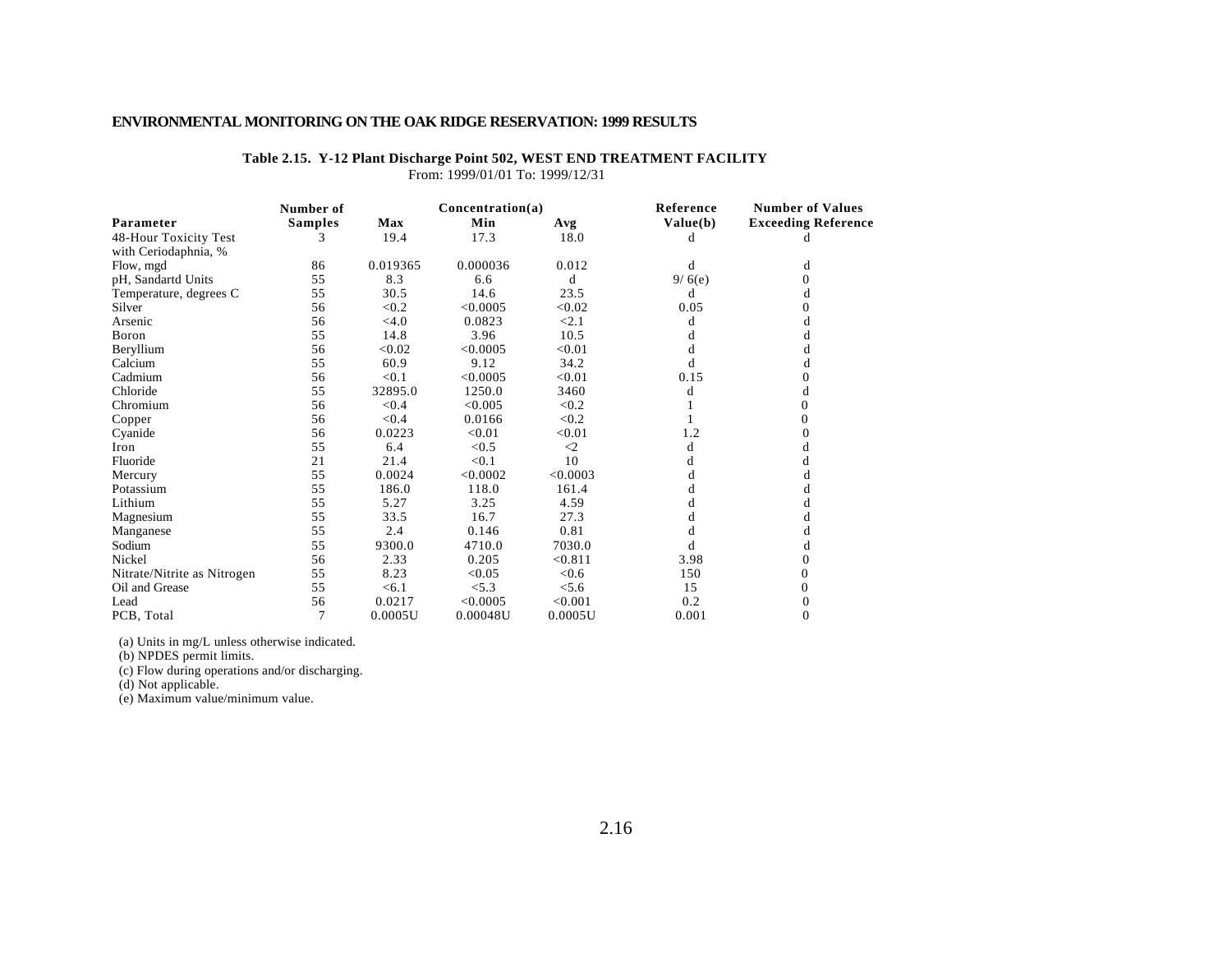## ENVIRONMENTAL MONITORING ON THE OAK RIDGE RESERVATION: 1999 RESULTS

**Table 2.15. Y-12 Plant Discharge Point 502, WEST END TREATMENT FACILITY**

From: 1999/01/01 To: 1999/12/31

| Parameter | Number of Samples | Concentration(a) Max | Min | Avg | Reference Value(b) | Number of Values Exceeding Reference |
|---|---|---|---|---|---|---|
| 48-Hour Toxicity Test with Ceriodaphnia, % | 3 | 19.4 | 17.3 | 18.0 | d | d |
| Flow, mgd | 86 | 0.019365 | 0.000036 | 0.012 | d | d |
| pH, Sandartd Units | 55 | 8.3 | 6.6 | d | 9/ 6(e) | 0 |
| Temperature, degrees C | 55 | 30.5 | 14.6 | 23.5 | d | d |
| Silver | 56 | <0.2 | <0.0005 | <0.02 | 0.05 | 0 |
| Arsenic | 56 | <4.0 | 0.0823 | <2.1 | d | d |
| Boron | 55 | 14.8 | 3.96 | 10.5 | d | d |
| Beryllium | 56 | <0.02 | <0.0005 | <0.01 | d | d |
| Calcium | 55 | 60.9 | 9.12 | 34.2 | d | d |
| Cadmium | 56 | <0.1 | <0.0005 | <0.01 | 0.15 | 0 |
| Chloride | 55 | 32895.0 | 1250.0 | 3460 | d | d |
| Chromium | 56 | <0.4 | <0.005 | <0.2 | 1 | 0 |
| Copper | 56 | <0.4 | 0.0166 | <0.2 | 1 | 0 |
| Cyanide | 56 | 0.0223 | <0.01 | <0.01 | 1.2 | 0 |
| Iron | 55 | 6.4 | <0.5 | <2 | d | d |
| Fluoride | 21 | 21.4 | <0.1 | 10 | d | d |
| Mercury | 55 | 0.0024 | <0.0002 | <0.0003 | d | d |
| Potassium | 55 | 186.0 | 118.0 | 161.4 | d | d |
| Lithium | 55 | 5.27 | 3.25 | 4.59 | d | d |
| Magnesium | 55 | 33.5 | 16.7 | 27.3 | d | d |
| Manganese | 55 | 2.4 | 0.146 | 0.81 | d | d |
| Sodium | 55 | 9300.0 | 4710.0 | 7030.0 | d | d |
| Nickel | 56 | 2.33 | 0.205 | <0.811 | 3.98 | 0 |
| Nitrate/Nitrite as Nitrogen | 55 | 8.23 | <0.05 | <0.6 | 150 | 0 |
| Oil and Grease | 55 | <6.1 | <5.3 | <5.6 | 15 | 0 |
| Lead | 56 | 0.0217 | <0.0005 | <0.001 | 0.2 | 0 |
| PCB, Total | 7 | 0.0005U | 0.00048U | 0.0005U | 0.001 | 0 |

(a) Units in mg/L unless otherwise indicated.
(b) NPDES permit limits.
(c) Flow during operations and/or discharging.
(d) Not applicable.
(e) Maximum value/minimum value.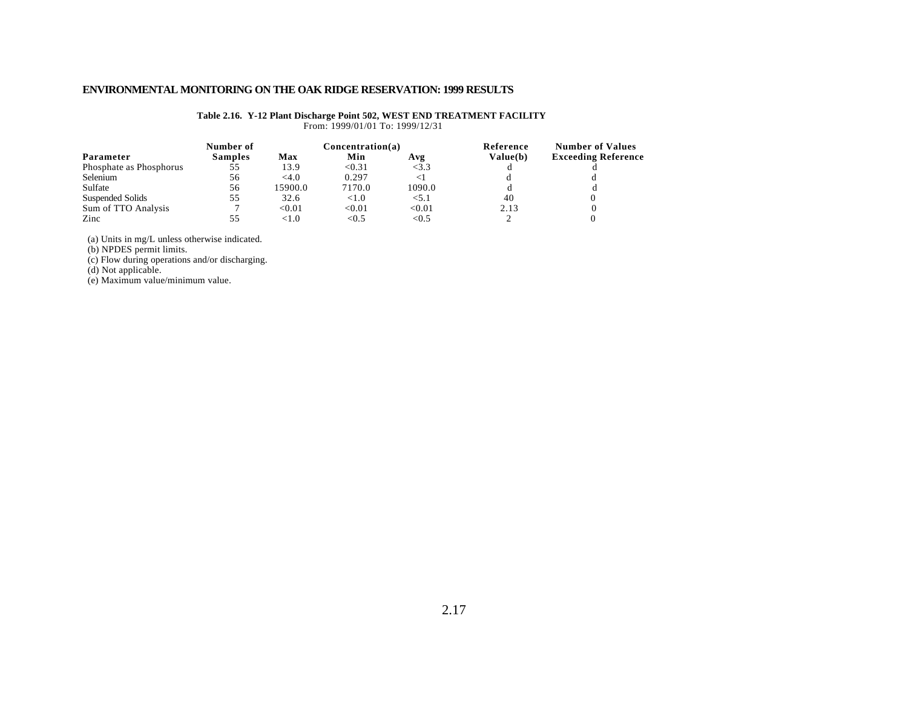**Table 2.16. Y-12 Plant Discharge Point 502, WEST END TREATMENT FACILITY**

From: 1999/01/01 To: 1999/12/31

| Parameter | Number of Samples | Concentration(a) Max | Min | Avg | Reference Value(b) | Number of Values Exceeding Reference |
|---|---|---|---|---|---|---|
| Phosphate as Phosphorus | 55 | 13.9 | <0.31 | <3.3 | d | d |
| Selenium | 56 | <4.0 | 0.297 | <1 | d | d |
| Sulfate | 56 | 15900.0 | 7170.0 | 1090.0 | d | d |
| Suspended Solids | 55 | 32.6 | <1.0 | <5.1 | 40 | 0 |
| Sum of TTO Analysis | 7 | <0.01 | <0.01 | <0.01 | 2.13 | 0 |
| Zinc | 55 | <1.0 | <0.5 | <0.5 | 2 | 0 |

(a) Units in mg/L unless otherwise indicated.
(b) NPDES permit limits.
(c) Flow during operations and/or discharging.
(d) Not applicable.
(e) Maximum value/minimum value.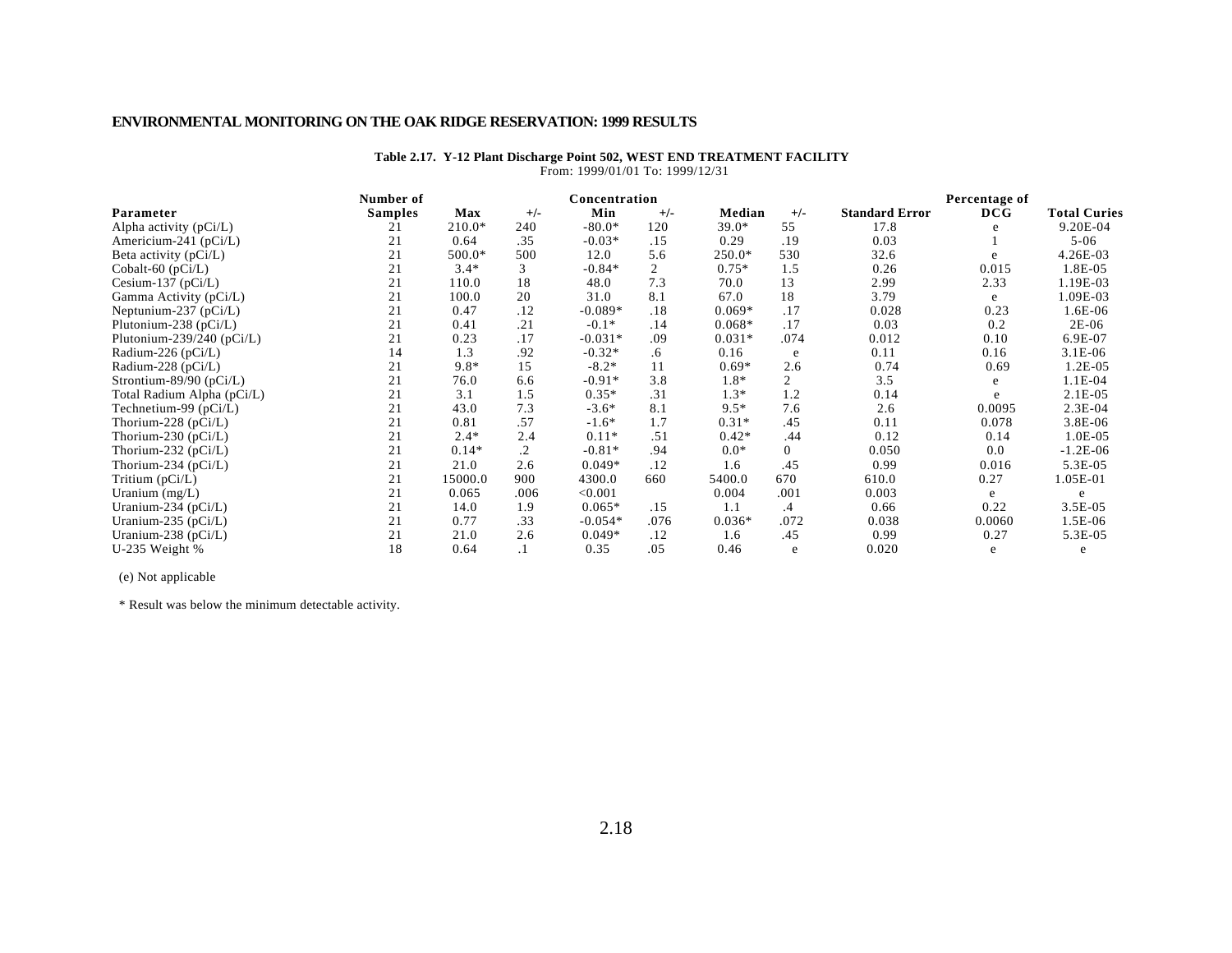**Table 2.17. Y-12 Plant Discharge Point 502, WEST END TREATMENT FACILITY**
From: 1999/01/01 To: 1999/12/31

| Parameter | Number of Samples | Concentration Max | +/- | Min | +/- | Median | +/- | Standard Error | Percentage of DCG | Total Curies |
|---|---|---|---|---|---|---|---|---|---|---|
| Alpha activity (pCi/L) | 21 | 210.0* | 240 | -80.0* | 120 | 39.0* | 55 | 17.8 | e | 9.20E-04 |
| Americium-241 (pCi/L) | 21 | 0.64 | .35 | -0.03* | .15 | 0.29 | .19 | 0.03 | 1 | 5-06 |
| Beta activity (pCi/L) | 21 | 500.0* | 500 | 12.0 | 5.6 | 250.0* | 530 | 32.6 | e | 4.26E-03 |
| Cobalt-60 (pCi/L) | 21 | 3.4* | 3 | -0.84* | 2 | 0.75* | 1.5 | 0.26 | 0.015 | 1.8E-05 |
| Cesium-137 (pCi/L) | 21 | 110.0 | 18 | 48.0 | 7.3 | 70.0 | 13 | 2.99 | 2.33 | 1.19E-03 |
| Gamma Activity (pCi/L) | 21 | 100.0 | 20 | 31.0 | 8.1 | 67.0 | 18 | 3.79 | e | 1.09E-03 |
| Neptunium-237 (pCi/L) | 21 | 0.47 | .12 | -0.089* | .18 | 0.069* | .17 | 0.028 | 0.23 | 1.6E-06 |
| Plutonium-238 (pCi/L) | 21 | 0.41 | .21 | -0.1* | .14 | 0.068* | .17 | 0.03 | 0.2 | 2E-06 |
| Plutonium-239/240 (pCi/L) | 21 | 0.23 | .17 | -0.031* | .09 | 0.031* | .074 | 0.012 | 0.10 | 6.9E-07 |
| Radium-226 (pCi/L) | 14 | 1.3 | .92 | -0.32* | .6 | 0.16 | e | 0.11 | 0.16 | 3.1E-06 |
| Radium-228 (pCi/L) | 21 | 9.8* | 15 | -8.2* | 11 | 0.69* | 2.6 | 0.74 | 0.69 | 1.2E-05 |
| Strontium-89/90 (pCi/L) | 21 | 76.0 | 6.6 | -0.91* | 3.8 | 1.8* | 2 | 3.5 | e | 1.1E-04 |
| Total Radium Alpha (pCi/L) | 21 | 3.1 | 1.5 | 0.35* | .31 | 1.3* | 1.2 | 0.14 | e | 2.1E-05 |
| Technetium-99 (pCi/L) | 21 | 43.0 | 7.3 | -3.6* | 8.1 | 9.5* | 7.6 | 2.6 | 0.0095 | 2.3E-04 |
| Thorium-228 (pCi/L) | 21 | 0.81 | .57 | -1.6* | 1.7 | 0.31* | .45 | 0.11 | 0.078 | 3.8E-06 |
| Thorium-230 (pCi/L) | 21 | 2.4* | 2.4 | 0.11* | .51 | 0.42* | .44 | 0.12 | 0.14 | 1.0E-05 |
| Thorium-232 (pCi/L) | 21 | 0.14* | .2 | -0.81* | .94 | 0.0* | 0 | 0.050 | 0.0 | -1.2E-06 |
| Thorium-234 (pCi/L) | 21 | 21.0 | 2.6 | 0.049* | .12 | 1.6 | .45 | 0.99 | 0.016 | 5.3E-05 |
| Tritium (pCi/L) | 21 | 15000.0 | 900 | 4300.0 | 660 | 5400.0 | 670 | 610.0 | 0.27 | 1.05E-01 |
| Uranium (mg/L) | 21 | 0.065 | .006 | <0.001 | | 0.004 | .001 | 0.003 | e | e |
| Uranium-234 (pCi/L) | 21 | 14.0 | 1.9 | 0.065* | .15 | 1.1 | .4 | 0.66 | 0.22 | 3.5E-05 |
| Uranium-235 (pCi/L) | 21 | 0.77 | .33 | -0.054* | .076 | 0.036* | .072 | 0.038 | 0.0060 | 1.5E-06 |
| Uranium-238 (pCi/L) | 21 | 21.0 | 2.6 | 0.049* | .12 | 1.6 | .45 | 0.99 | 0.27 | 5.3E-05 |
| U-235 Weight % | 18 | 0.64 | .1 | 0.35 | .05 | 0.46 | e | 0.020 | e | e |

(e) Not applicable

* Result was below the minimum detectable activity.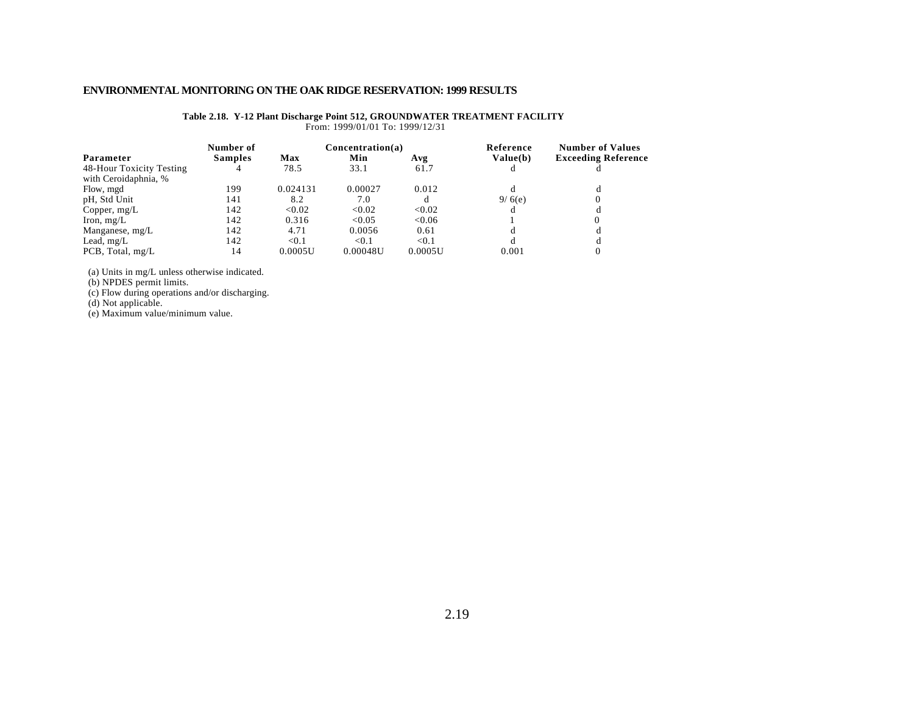**Table 2.18. Y-12 Plant Discharge Point 512, GROUNDWATER TREATMENT FACILITY**
From: 1999/01/01 To: 1999/12/31

| Parameter | Number of Samples | Concentration(a) Max | Min | Avg | Reference Value(b) | Number of Values Exceeding Reference |
|---|---|---|---|---|---|---|
| 48-Hour Toxicity Testing with Ceroidaphnia, % | 4 | 78.5 | 33.1 | 61.7 | d | d |
| Flow, mgd | 199 | 0.024131 | 0.00027 | 0.012 | d | d |
| pH, Std Unit | 141 | 8.2 | 7.0 | d | 9/ 6(e) | 0 |
| Copper, mg/L | 142 | <0.02 | <0.02 | <0.02 | d | d |
| Iron, mg/L | 142 | 0.316 | <0.05 | <0.06 | 1 | 0 |
| Manganese, mg/L | 142 | 4.71 | 0.0056 | 0.61 | d | d |
| Lead, mg/L | 142 | <0.1 | <0.1 | <0.1 | d | d |
| PCB, Total, mg/L | 14 | 0.0005U | 0.00048U | 0.0005U | 0.001 | 0 |

(a) Units in mg/L unless otherwise indicated.
(b) NPDES permit limits.
(c) Flow during operations and/or discharging.
(d) Not applicable.
(e) Maximum value/minimum value.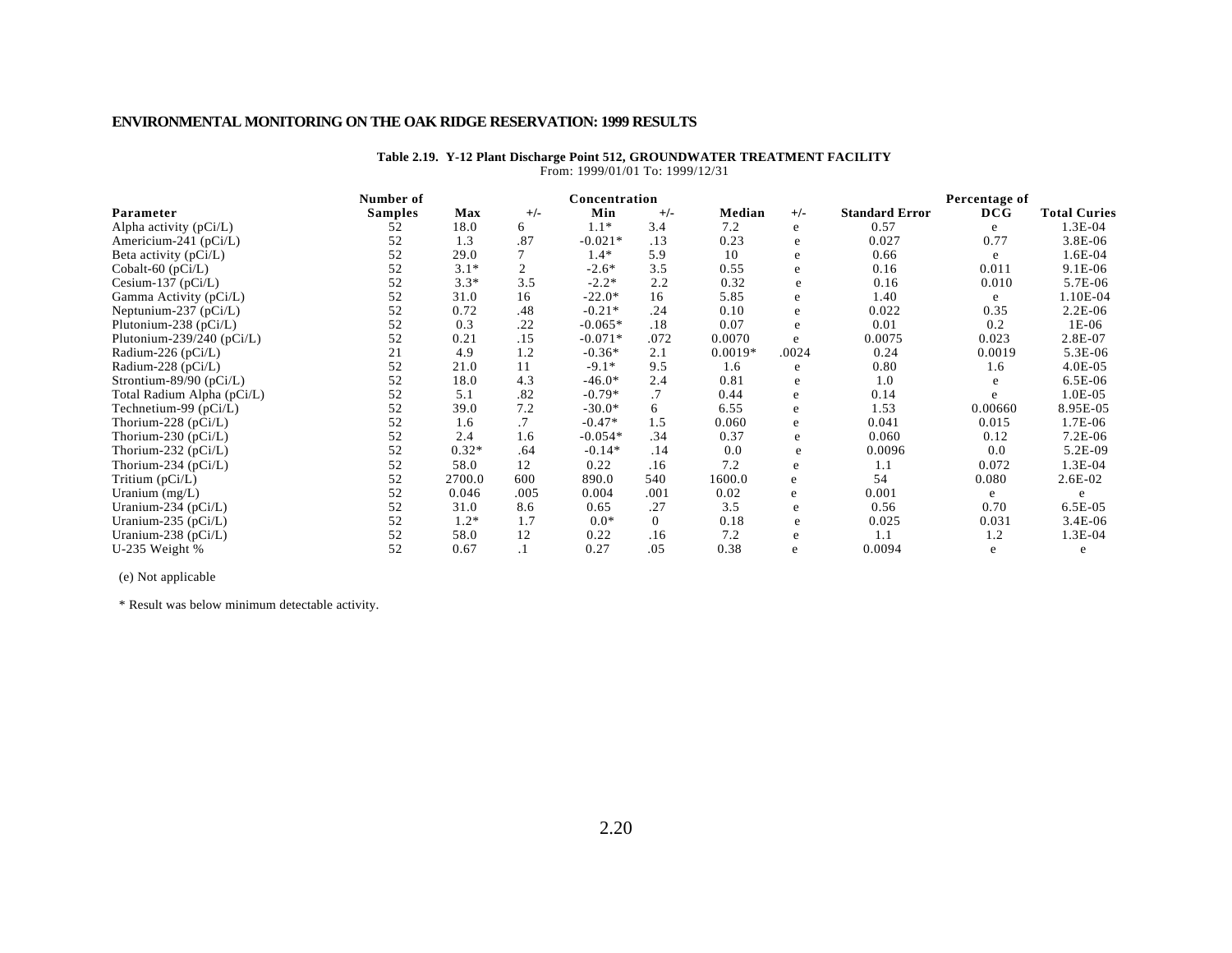## ENVIRONMENTAL MONITORING ON THE OAK RIDGE RESERVATION: 1999 RESULTS

**Table 2.19. Y-12 Plant Discharge Point 512, GROUNDWATER TREATMENT FACILITY**

From: 1999/01/01 To: 1999/12/31

| Parameter | Number of Samples | Concentration Max | +/- | Min | +/- | Median | +/- | Standard Error | Percentage of DCG | Total Curies |
|---|---|---|---|---|---|---|---|---|---|---|
| Alpha activity (pCi/L) | 52 | 18.0 | 6 | 1.1* | 3.4 | 7.2 | e | 0.57 | e | 1.3E-04 |
| Americium-241 (pCi/L) | 52 | 1.3 | .87 | -0.021* | .13 | 0.23 | e | 0.027 | 0.77 | 3.8E-06 |
| Beta activity (pCi/L) | 52 | 29.0 | 7 | 1.4* | 5.9 | 10 | e | 0.66 | e | 1.6E-04 |
| Cobalt-60 (pCi/L) | 52 | 3.1* | 2 | -2.6* | 3.5 | 0.55 | e | 0.16 | 0.011 | 9.1E-06 |
| Cesium-137 (pCi/L) | 52 | 3.3* | 3.5 | -2.2* | 2.2 | 0.32 | e | 0.16 | 0.010 | 5.7E-06 |
| Gamma Activity (pCi/L) | 52 | 31.0 | 16 | -22.0* | 16 | 5.85 | e | 1.40 | e | 1.10E-04 |
| Neptunium-237 (pCi/L) | 52 | 0.72 | .48 | -0.21* | .24 | 0.10 | e | 0.022 | 0.35 | 2.2E-06 |
| Plutonium-238 (pCi/L) | 52 | 0.3 | .22 | -0.065* | .18 | 0.07 | e | 0.01 | 0.2 | 1E-06 |
| Plutonium-239/240 (pCi/L) | 52 | 0.21 | .15 | -0.071* | .072 | 0.0070 | e | 0.0075 | 0.023 | 2.8E-07 |
| Radium-226 (pCi/L) | 21 | 4.9 | 1.2 | -0.36* | 2.1 | 0.0019* | .0024 | 0.24 | 0.0019 | 5.3E-06 |
| Radium-228 (pCi/L) | 52 | 21.0 | 11 | -9.1* | 9.5 | 1.6 | e | 0.80 | 1.6 | 4.0E-05 |
| Strontium-89/90 (pCi/L) | 52 | 18.0 | 4.3 | -46.0* | 2.4 | 0.81 | e | 1.0 | e | 6.5E-06 |
| Total Radium Alpha (pCi/L) | 52 | 5.1 | .82 | -0.79* | .7 | 0.44 | e | 0.14 | e | 1.0E-05 |
| Technetium-99 (pCi/L) | 52 | 39.0 | 7.2 | -30.0* | 6 | 6.55 | e | 1.53 | 0.00660 | 8.95E-05 |
| Thorium-228 (pCi/L) | 52 | 1.6 | .7 | -0.47* | 1.5 | 0.060 | e | 0.041 | 0.015 | 1.7E-06 |
| Thorium-230 (pCi/L) | 52 | 2.4 | 1.6 | -0.054* | .34 | 0.37 | e | 0.060 | 0.12 | 7.2E-06 |
| Thorium-232 (pCi/L) | 52 | 0.32* | .64 | -0.14* | .14 | 0.0 | e | 0.0096 | 0.0 | 5.2E-09 |
| Thorium-234 (pCi/L) | 52 | 58.0 | 12 | 0.22 | .16 | 7.2 | e | 1.1 | 0.072 | 1.3E-04 |
| Tritium (pCi/L) | 52 | 2700.0 | 600 | 890.0 | 540 | 1600.0 | e | 54 | 0.080 | 2.6E-02 |
| Uranium (mg/L) | 52 | 0.046 | .005 | 0.004 | .001 | 0.02 | e | 0.001 | e | e |
| Uranium-234 (pCi/L) | 52 | 31.0 | 8.6 | 0.65 | .27 | 3.5 | e | 0.56 | 0.70 | 6.5E-05 |
| Uranium-235 (pCi/L) | 52 | 1.2* | 1.7 | 0.0* | 0 | 0.18 | e | 0.025 | 0.031 | 3.4E-06 |
| Uranium-238 (pCi/L) | 52 | 58.0 | 12 | 0.22 | .16 | 7.2 | e | 1.1 | 1.2 | 1.3E-04 |
| U-235 Weight % | 52 | 0.67 | .1 | 0.27 | .05 | 0.38 | e | 0.0094 | e | e |

(e) Not applicable

\* Result was below minimum detectable activity.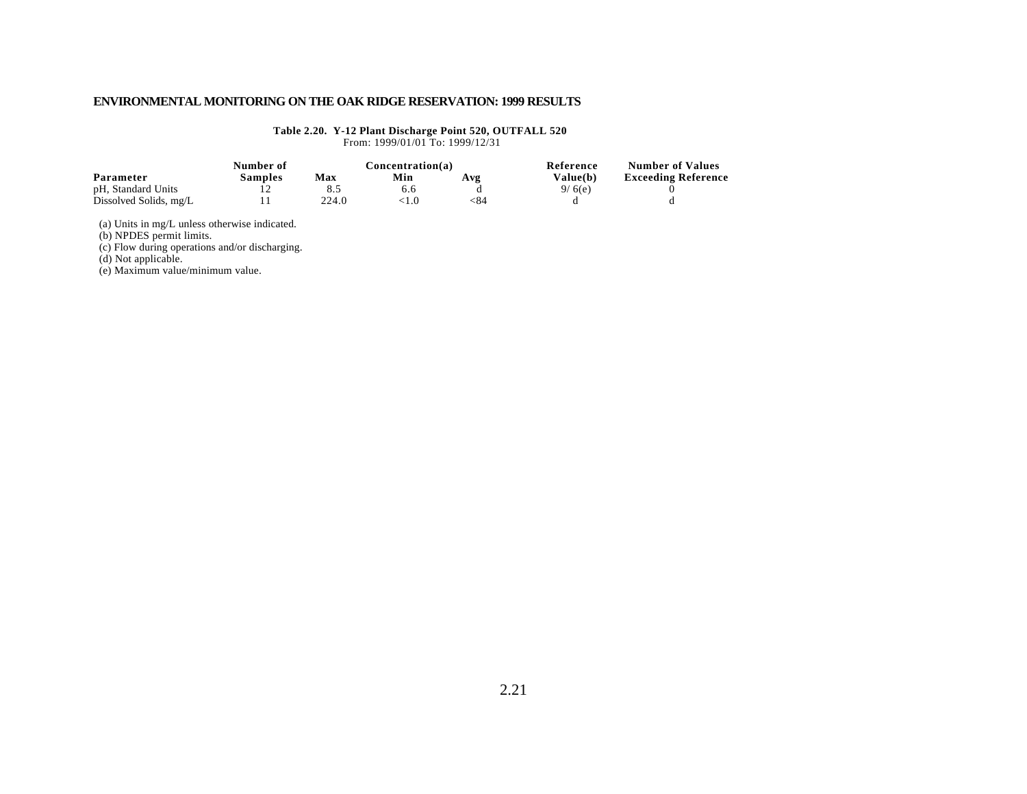**Table 2.20. Y-12 Plant Discharge Point 520, OUTFALL 520**

From: 1999/01/01 To: 1999/12/31

| Parameter | Number of Samples | Concentration(a) Max | Min | Avg | Reference Value(b) | Number of Values Exceeding Reference |
|---|---|---|---|---|---|---|
| pH, Standard Units | 12 | 8.5 | 6.6 | d | 9/ 6(e) | 0 |
| Dissolved Solids, mg/L | 11 | 224.0 | <1.0 | <84 | d | d |

(a) Units in mg/L unless otherwise indicated.

(b) NPDES permit limits.

(c) Flow during operations and/or discharging.

(d) Not applicable.

(e) Maximum value/minimum value.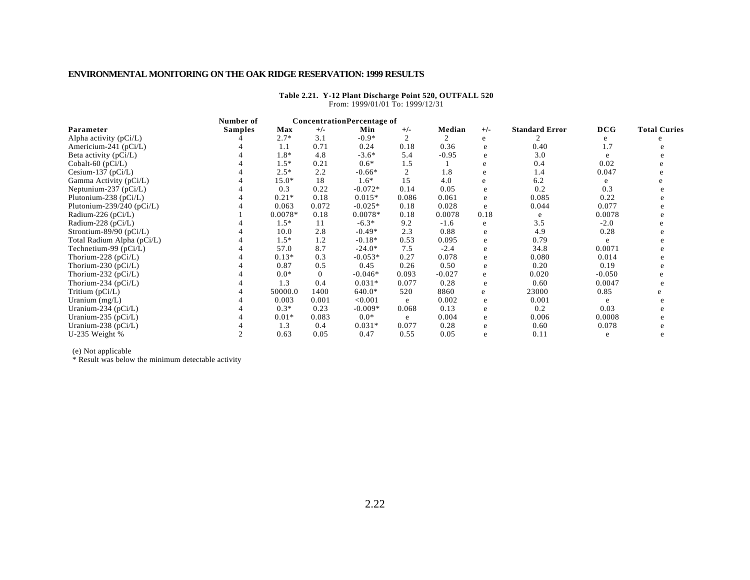**Table 2.21. Y-12 Plant Discharge Point 520, OUTFALL 520**
From: 1999/01/01 To: 1999/12/31

| Parameter | Number of Samples | Concentration Max | +/- | Min | +/- | Median | +/- | Standard Error | Percentage of DCG | Total Curies |
|---|---|---|---|---|---|---|---|---|---|---|
| Alpha activity (pCi/L) | 4 | 2.7* | 3.1 | -0.9* | 2 | 2 | e | 2 | e | e |
| Americium-241 (pCi/L) | 4 | 1.1 | 0.71 | 0.24 | 0.18 | 0.36 | e | 0.40 | 1.7 | e |
| Beta activity (pCi/L) | 4 | 1.8* | 4.8 | -3.6* | 5.4 | -0.95 | e | 3.0 | e | e |
| Cobalt-60 (pCi/L) | 4 | 1.5* | 0.21 | 0.6* | 1.5 | 1 | e | 0.4 | 0.02 | e |
| Cesium-137 (pCi/L) | 4 | 2.5* | 2.2 | -0.66* | 2 | 1.8 | e | 1.4 | 0.047 | e |
| Gamma Activity (pCi/L) | 4 | 15.0* | 18 | 1.6* | 15 | 4.0 | e | 6.2 | e | e |
| Neptunium-237 (pCi/L) | 4 | 0.3 | 0.22 | -0.072* | 0.14 | 0.05 | e | 0.2 | 0.3 | e |
| Plutonium-238 (pCi/L) | 4 | 0.21* | 0.18 | 0.015* | 0.086 | 0.061 | e | 0.085 | 0.22 | e |
| Plutonium-239/240 (pCi/L) | 4 | 0.063 | 0.072 | -0.025* | 0.18 | 0.028 | e | 0.044 | 0.077 | e |
| Radium-226 (pCi/L) | 1 | 0.0078* | 0.18 | 0.0078* | 0.18 | 0.0078 | 0.18 | e | 0.0078 | e |
| Radium-228 (pCi/L) | 4 | 1.5* | 11 | -6.3* | 9.2 | -1.6 | e | 3.5 | -2.0 | e |
| Strontium-89/90 (pCi/L) | 4 | 10.0 | 2.8 | -0.49* | 2.3 | 0.88 | e | 4.9 | 0.28 | e |
| Total Radium Alpha (pCi/L) | 4 | 1.5* | 1.2 | -0.18* | 0.53 | 0.095 | e | 0.79 | e | e |
| Technetium-99 (pCi/L) | 4 | 57.0 | 8.7 | -24.0* | 7.5 | -2.4 | e | 34.8 | 0.0071 | e |
| Thorium-228 (pCi/L) | 4 | 0.13* | 0.3 | -0.053* | 0.27 | 0.078 | e | 0.080 | 0.014 | e |
| Thorium-230 (pCi/L) | 4 | 0.87 | 0.5 | 0.45 | 0.26 | 0.50 | e | 0.20 | 0.19 | e |
| Thorium-232 (pCi/L) | 4 | 0.0* | 0 | -0.046* | 0.093 | -0.027 | e | 0.020 | -0.050 | e |
| Thorium-234 (pCi/L) | 4 | 1.3 | 0.4 | 0.031* | 0.077 | 0.28 | e | 0.60 | 0.0047 | e |
| Tritium (pCi/L) | 4 | 50000.0 | 1400 | 640.0* | 520 | 8860 | e | 23000 | 0.85 | e |
| Uranium (mg/L) | 4 | 0.003 | 0.001 | <0.001 | e | 0.002 | e | 0.001 | e | e |
| Uranium-234 (pCi/L) | 4 | 0.3* | 0.23 | -0.009* | 0.068 | 0.13 | e | 0.2 | 0.03 | e |
| Uranium-235 (pCi/L) | 4 | 0.01* | 0.083 | 0.0* | e | 0.004 | e | 0.006 | 0.0008 | e |
| Uranium-238 (pCi/L) | 4 | 1.3 | 0.4 | 0.031* | 0.077 | 0.28 | e | 0.60 | 0.078 | e |
| U-235 Weight % | 2 | 0.63 | 0.05 | 0.47 | 0.55 | 0.05 | e | 0.11 | e | e |

(e) Not applicable
* Result was below the minimum detectable activity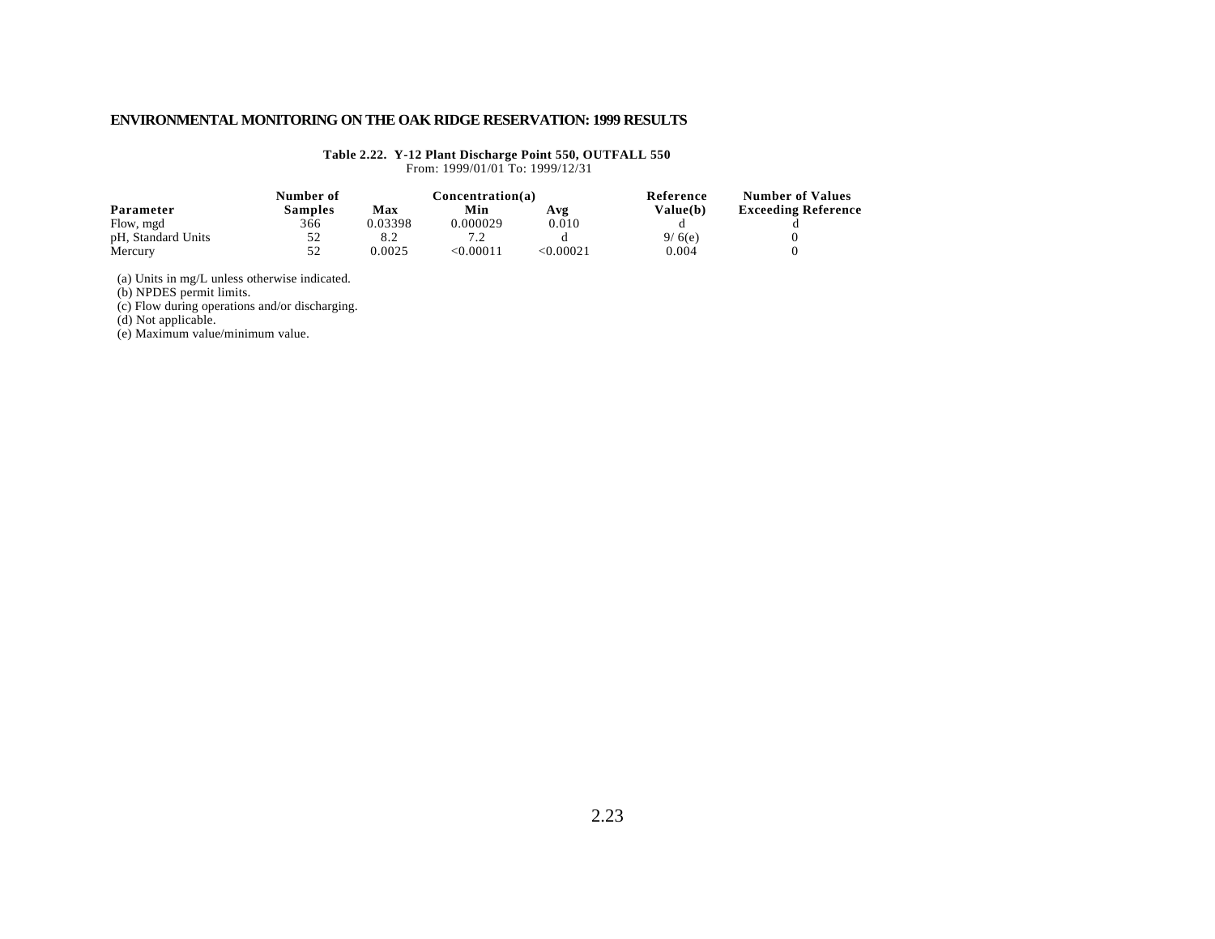**Table 2.22. Y-12 Plant Discharge Point 550, OUTFALL 550**
From: 1999/01/01 To: 1999/12/31

| Parameter | Number of Samples | Concentration(a) Max | Min | Avg | Reference Value(b) | Number of Values Exceeding Reference |
|---|---|---|---|---|---|---|
| Flow, mgd | 366 | 0.03398 | 0.000029 | 0.010 | d | d |
| pH, Standard Units | 52 | 8.2 | 7.2 | d | 9/ 6(e) | 0 |
| Mercury | 52 | 0.0025 | <0.00011 | <0.00021 | 0.004 | 0 |

(a) Units in mg/L unless otherwise indicated.
(b) NPDES permit limits.
(c) Flow during operations and/or discharging.
(d) Not applicable.
(e) Maximum value/minimum value.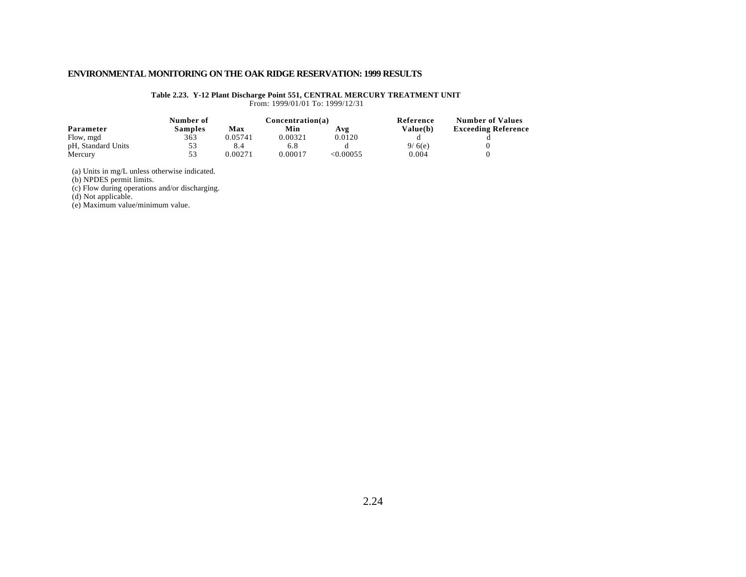**Table 2.23. Y-12 Plant Discharge Point 551, CENTRAL MERCURY TREATMENT UNIT**
From: 1999/01/01 To: 1999/12/31

| Parameter | Number of Samples | Concentration(a) Max | Min | Avg | Reference Value(b) | Number of Values Exceeding Reference |
|---|---|---|---|---|---|---|
| Flow, mgd | 363 | 0.05741 | 0.00321 | 0.0120 | d | d |
| pH, Standard Units | 53 | 8.4 | 6.8 | d | 9/ 6(e) | 0 |
| Mercury | 53 | 0.00271 | 0.00017 | <0.00055 | 0.004 | 0 |

(a) Units in mg/L unless otherwise indicated.
(b) NPDES permit limits.
(c) Flow during operations and/or discharging.
(d) Not applicable.
(e) Maximum value/minimum value.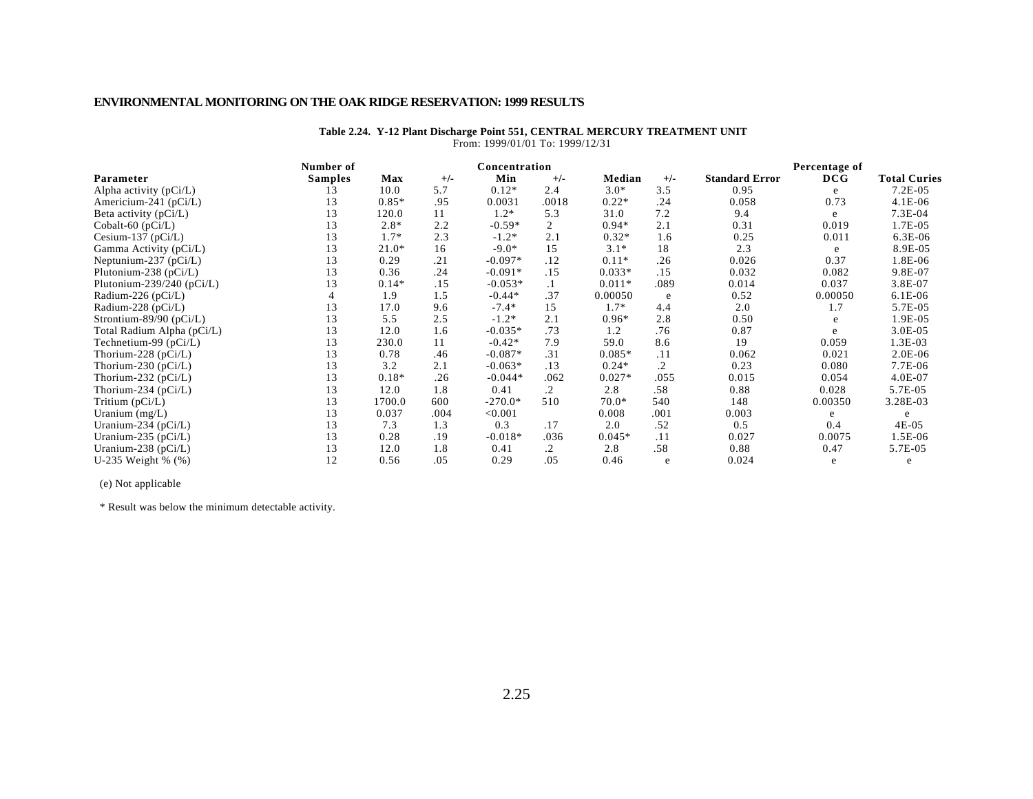**ENVIRONMENTAL MONITORING ON THE OAK RIDGE RESERVATION: 1999 RESULTS**

**Table 2.24. Y-12 Plant Discharge Point 551, CENTRAL MERCURY TREATMENT UNIT**
From: 1999/01/01 To: 1999/12/31

| Parameter | Number of Samples | Concentration Max | +/- | Min | +/- | Median | +/- | Standard Error | Percentage of DCG | Total Curies |
|---|---|---|---|---|---|---|---|---|---|---|
| Alpha activity (pCi/L) | 13 | 10.0 | 5.7 | 0.12* | 2.4 | 3.0* | 3.5 | 0.95 | e | 7.2E-05 |
| Americium-241 (pCi/L) | 13 | 0.85* | .95 | 0.0031 | .0018 | 0.22* | .24 | 0.058 | 0.73 | 4.1E-06 |
| Beta activity (pCi/L) | 13 | 120.0 | 11 | 1.2* | 5.3 | 31.0 | 7.2 | 9.4 | e | 7.3E-04 |
| Cobalt-60 (pCi/L) | 13 | 2.8* | 2.2 | -0.59* | 2 | 0.94* | 2.1 | 0.31 | 0.019 | 1.7E-05 |
| Cesium-137 (pCi/L) | 13 | 1.7* | 2.3 | -1.2* | 2.1 | 0.32* | 1.6 | 0.25 | 0.011 | 6.3E-06 |
| Gamma Activity (pCi/L) | 13 | 21.0* | 16 | -9.0* | 15 | 3.1* | 18 | 2.3 | e | 8.9E-05 |
| Neptunium-237 (pCi/L) | 13 | 0.29 | .21 | -0.097* | .12 | 0.11* | .26 | 0.026 | 0.37 | 1.8E-06 |
| Plutonium-238 (pCi/L) | 13 | 0.36 | .24 | -0.091* | .15 | 0.033* | .15 | 0.032 | 0.082 | 9.8E-07 |
| Plutonium-239/240 (pCi/L) | 13 | 0.14* | .15 | -0.053* | .1 | 0.011* | .089 | 0.014 | 0.037 | 3.8E-07 |
| Radium-226 (pCi/L) | 4 | 1.9 | 1.5 | -0.44* | .37 | 0.00050 | e | 0.52 | 0.00050 | 6.1E-06 |
| Radium-228 (pCi/L) | 13 | 17.0 | 9.6 | -7.4* | 15 | 1.7* | 4.4 | 2.0 | 1.7 | 5.7E-05 |
| Strontium-89/90 (pCi/L) | 13 | 5.5 | 2.5 | -1.2* | 2.1 | 0.96* | 2.8 | 0.50 | e | 1.9E-05 |
| Total Radium Alpha (pCi/L) | 13 | 12.0 | 1.6 | -0.035* | .73 | 1.2 | .76 | 0.87 | e | 3.0E-05 |
| Technetium-99 (pCi/L) | 13 | 230.0 | 11 | -0.42* | 7.9 | 59.0 | 8.6 | 19 | 0.059 | 1.3E-03 |
| Thorium-228 (pCi/L) | 13 | 0.78 | .46 | -0.087* | .31 | 0.085* | .11 | 0.062 | 0.021 | 2.0E-06 |
| Thorium-230 (pCi/L) | 13 | 3.2 | 2.1 | -0.063* | .13 | 0.24* | .2 | 0.23 | 0.080 | 7.7E-06 |
| Thorium-232 (pCi/L) | 13 | 0.18* | .26 | -0.044* | .062 | 0.027* | .055 | 0.015 | 0.054 | 4.0E-07 |
| Thorium-234 (pCi/L) | 13 | 12.0 | 1.8 | 0.41 | .2 | 2.8 | .58 | 0.88 | 0.028 | 5.7E-05 |
| Tritium (pCi/L) | 13 | 1700.0 | 600 | -270.0* | 510 | 70.0* | 540 | 148 | 0.00350 | 3.28E-03 |
| Uranium (mg/L) | 13 | 0.037 | .004 | <0.001 | | 0.008 | .001 | 0.003 | e | e |
| Uranium-234 (pCi/L) | 13 | 7.3 | 1.3 | 0.3 | .17 | 2.0 | .52 | 0.5 | 0.4 | 4E-05 |
| Uranium-235 (pCi/L) | 13 | 0.28 | .19 | -0.018* | .036 | 0.045* | .11 | 0.027 | 0.0075 | 1.5E-06 |
| Uranium-238 (pCi/L) | 13 | 12.0 | 1.8 | 0.41 | .2 | 2.8 | .58 | 0.88 | 0.47 | 5.7E-05 |
| U-235 Weight % (%) | 12 | 0.56 | .05 | 0.29 | .05 | 0.46 | e | 0.024 | e | e |

(e) Not applicable

* Result was below the minimum detectable activity.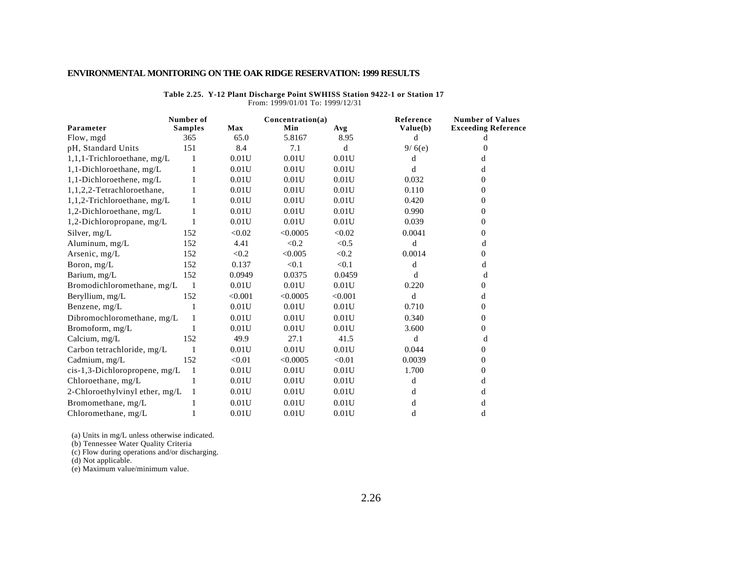## ENVIRONMENTAL MONITORING ON THE OAK RIDGE RESERVATION: 1999 RESULTS

**Table 2.25. Y-12 Plant Discharge Point SWHISS Station 9422-1 or Station 17**
From: 1999/01/01 To: 1999/12/31

| Parameter | Number of Samples | Concentration(a) Max | Min | Avg | Reference Value(b) | Number of Values Exceeding Reference |
|---|---|---|---|---|---|---|
| Flow, mgd | 365 | 65.0 | 5.8167 | 8.95 | d | d |
| pH, Standard Units | 151 | 8.4 | 7.1 | d | 9/ 6(e) | 0 |
| 1,1,1-Trichloroethane, mg/L | 1 | 0.01U | 0.01U | 0.01U | d | d |
| 1,1-Dichloroethane, mg/L | 1 | 0.01U | 0.01U | 0.01U | d | d |
| 1,1-Dichloroethene, mg/L | 1 | 0.01U | 0.01U | 0.01U | 0.032 | 0 |
| 1,1,2,2-Tetrachloroethane, | 1 | 0.01U | 0.01U | 0.01U | 0.110 | 0 |
| 1,1,2-Trichloroethane, mg/L | 1 | 0.01U | 0.01U | 0.01U | 0.420 | 0 |
| 1,2-Dichloroethane, mg/L | 1 | 0.01U | 0.01U | 0.01U | 0.990 | 0 |
| 1,2-Dichloropropane, mg/L | 1 | 0.01U | 0.01U | 0.01U | 0.039 | 0 |
| Silver, mg/L | 152 | <0.02 | <0.0005 | <0.02 | 0.0041 | 0 |
| Aluminum, mg/L | 152 | 4.41 | <0.2 | <0.5 | d | d |
| Arsenic, mg/L | 152 | <0.2 | <0.005 | <0.2 | 0.0014 | 0 |
| Boron, mg/L | 152 | 0.137 | <0.1 | <0.1 | d | d |
| Barium, mg/L | 152 | 0.0949 | 0.0375 | 0.0459 | d | d |
| Bromodichloromethane, mg/L | 1 | 0.01U | 0.01U | 0.01U | 0.220 | 0 |
| Beryllium, mg/L | 152 | <0.001 | <0.0005 | <0.001 | d | d |
| Benzene, mg/L | 1 | 0.01U | 0.01U | 0.01U | 0.710 | 0 |
| Dibromochloromethane, mg/L | 1 | 0.01U | 0.01U | 0.01U | 0.340 | 0 |
| Bromoform, mg/L | 1 | 0.01U | 0.01U | 0.01U | 3.600 | 0 |
| Calcium, mg/L | 152 | 49.9 | 27.1 | 41.5 | d | d |
| Carbon tetrachloride, mg/L | 1 | 0.01U | 0.01U | 0.01U | 0.044 | 0 |
| Cadmium, mg/L | 152 | <0.01 | <0.0005 | <0.01 | 0.0039 | 0 |
| cis-1,3-Dichloropropene, mg/L | 1 | 0.01U | 0.01U | 0.01U | 1.700 | 0 |
| Chloroethane, mg/L | 1 | 0.01U | 0.01U | 0.01U | d | d |
| 2-Chloroethylvinyl ether, mg/L | 1 | 0.01U | 0.01U | 0.01U | d | d |
| Bromomethane, mg/L | 1 | 0.01U | 0.01U | 0.01U | d | d |
| Chloromethane, mg/L | 1 | 0.01U | 0.01U | 0.01U | d | d |

(a) Units in mg/L unless otherwise indicated.
(b) Tennessee Water Quality Criteria
(c) Flow during operations and/or discharging.
(d) Not applicable.
(e) Maximum value/minimum value.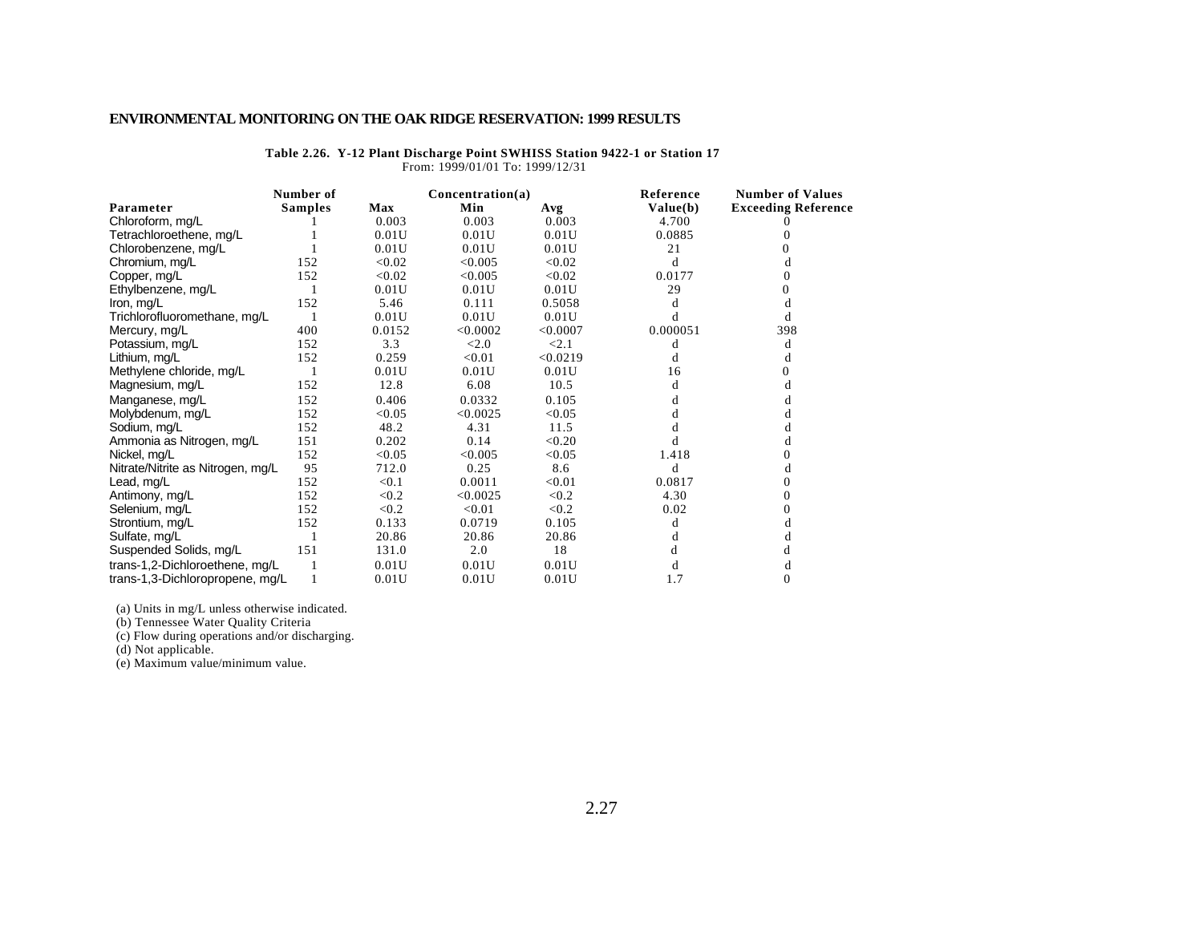**Table 2.26. Y-12 Plant Discharge Point SWHISS Station 9422-1 or Station 17**
From: 1999/01/01 To: 1999/12/31

| Parameter | Number of Samples | Concentration(a) Max | Min | Avg | Reference Value(b) | Number of Values Exceeding Reference |
|---|---|---|---|---|---|---|
| Chloroform, mg/L | 1 | 0.003 | 0.003 | 0.003 | 4.700 | 0 |
| Tetrachloroethene, mg/L | 1 | 0.01U | 0.01U | 0.01U | 0.0885 | 0 |
| Chlorobenzene, mg/L | 1 | 0.01U | 0.01U | 0.01U | 21 | 0 |
| Chromium, mg/L | 152 | <0.02 | <0.005 | <0.02 | d | d |
| Copper, mg/L | 152 | <0.02 | <0.005 | <0.02 | 0.0177 | 0 |
| Ethylbenzene, mg/L | 1 | 0.01U | 0.01U | 0.01U | 29 | 0 |
| Iron, mg/L | 152 | 5.46 | 0.111 | 0.5058 | d | d |
| Trichlorofluoromethane, mg/L | 1 | 0.01U | 0.01U | 0.01U | d | d |
| Mercury, mg/L | 400 | 0.0152 | <0.0002 | <0.0007 | 0.000051 | 398 |
| Potassium, mg/L | 152 | 3.3 | <2.0 | <2.1 | d | d |
| Lithium, mg/L | 152 | 0.259 | <0.01 | <0.0219 | d | d |
| Methylene chloride, mg/L | 1 | 0.01U | 0.01U | 0.01U | 16 | 0 |
| Magnesium, mg/L | 152 | 12.8 | 6.08 | 10.5 | d | d |
| Manganese, mg/L | 152 | 0.406 | 0.0332 | 0.105 | d | d |
| Molybdenum, mg/L | 152 | <0.05 | <0.0025 | <0.05 | d | d |
| Sodium, mg/L | 152 | 48.2 | 4.31 | 11.5 | d | d |
| Ammonia as Nitrogen, mg/L | 151 | 0.202 | 0.14 | <0.20 | d | d |
| Nickel, mg/L | 152 | <0.05 | <0.005 | <0.05 | 1.418 | 0 |
| Nitrate/Nitrite as Nitrogen, mg/L | 95 | 712.0 | 0.25 | 8.6 | d | d |
| Lead, mg/L | 152 | <0.1 | 0.0011 | <0.01 | 0.0817 | 0 |
| Antimony, mg/L | 152 | <0.2 | <0.0025 | <0.2 | 4.30 | 0 |
| Selenium, mg/L | 152 | <0.2 | <0.01 | <0.2 | 0.02 | 0 |
| Strontium, mg/L | 152 | 0.133 | 0.0719 | 0.105 | d | d |
| Sulfate, mg/L | 1 | 20.86 | 20.86 | 20.86 | d | d |
| Suspended Solids, mg/L | 151 | 131.0 | 2.0 | 18 | d | d |
| trans-1,2-Dichloroethene, mg/L | 1 | 0.01U | 0.01U | 0.01U | d | d |
| trans-1,3-Dichloropropene, mg/L | 1 | 0.01U | 0.01U | 0.01U | 1.7 | 0 |

(a) Units in mg/L unless otherwise indicated.
(b) Tennessee Water Quality Criteria
(c) Flow during operations and/or discharging.
(d) Not applicable.
(e) Maximum value/minimum value.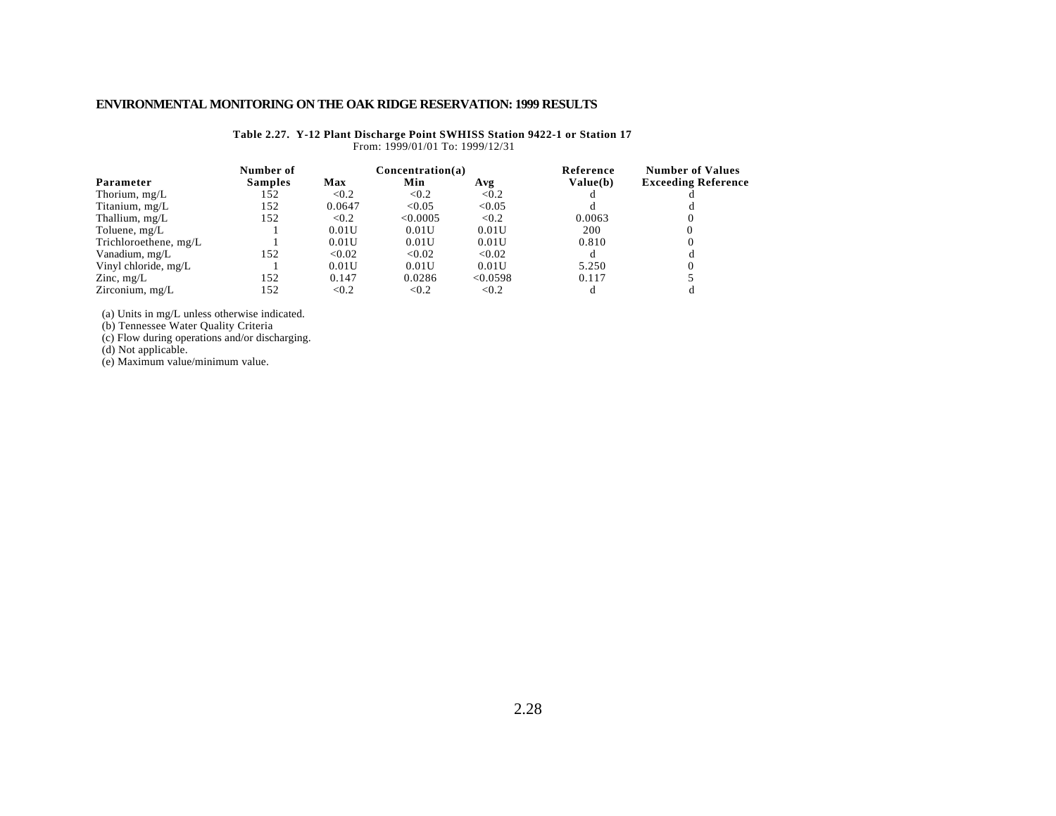**Table 2.27. Y-12 Plant Discharge Point SWHISS Station 9422-1 or Station 17**

From: 1999/01/01 To: 1999/12/31

| Parameter | Number of Samples | Concentration(a) | | | Reference Value(b) | Number of Values Exceeding Reference |
|---|---|---|---|---|---|---|
| | | Max | Min | Avg | | |
| Thorium, mg/L | 152 | <0.2 | <0.2 | <0.2 | d | d |
| Titanium, mg/L | 152 | 0.0647 | <0.05 | <0.05 | d | d |
| Thallium, mg/L | 152 | <0.2 | <0.0005 | <0.2 | 0.0063 | 0 |
| Toluene, mg/L | 1 | 0.01U | 0.01U | 0.01U | 200 | 0 |
| Trichloroethene, mg/L | 1 | 0.01U | 0.01U | 0.01U | 0.810 | 0 |
| Vanadium, mg/L | 152 | <0.02 | <0.02 | <0.02 | d | d |
| Vinyl chloride, mg/L | 1 | 0.01U | 0.01U | 0.01U | 5.250 | 0 |
| Zinc, mg/L | 152 | 0.147 | 0.0286 | <0.0598 | 0.117 | 5 |
| Zirconium, mg/L | 152 | <0.2 | <0.2 | <0.2 | d | d |

(a) Units in mg/L unless otherwise indicated.
(b) Tennessee Water Quality Criteria
(c) Flow during operations and/or discharging.
(d) Not applicable.
(e) Maximum value/minimum value.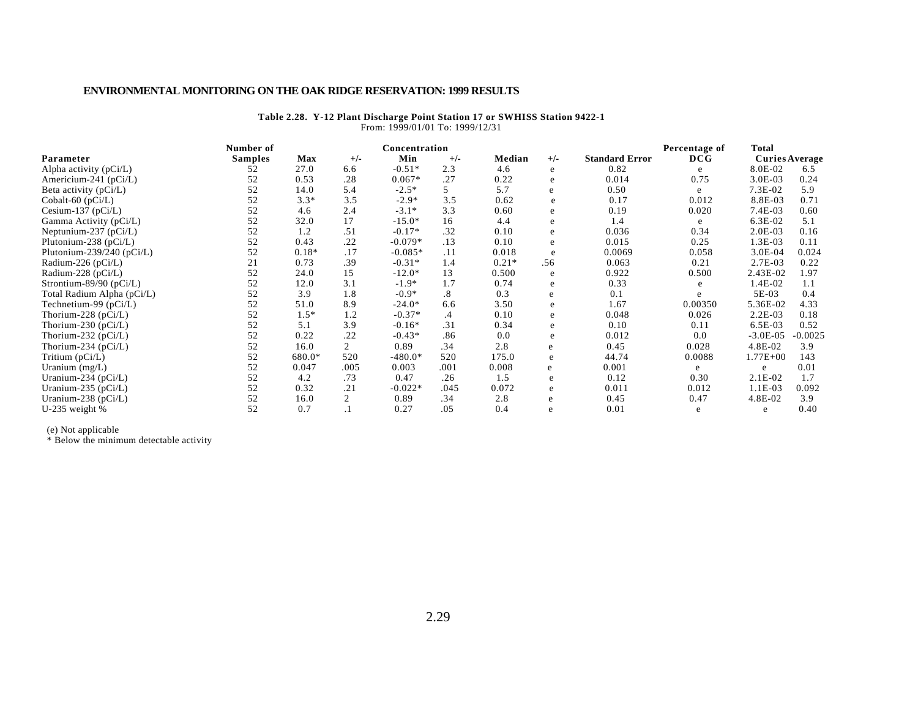**Table 2.28. Y-12 Plant Discharge Point Station 17 or SWHISS Station 9422-1**

From: 1999/01/01 To: 1999/12/31

| Parameter | Number of Samples | Concentration Max | +/- | Min | +/- | Median | +/- | Standard Error | Percentage of DCG | Total Curies | Average |
|---|---|---|---|---|---|---|---|---|---|---|---|
| Alpha activity (pCi/L) | 52 | 27.0 | 6.6 | -0.51* | 2.3 | 4.6 | e | 0.82 | e | 8.0E-02 | 6.5 |
| Americium-241 (pCi/L) | 52 | 0.53 | .28 | 0.067* | .27 | 0.22 | e | 0.014 | 0.75 | 3.0E-03 | 0.24 |
| Beta activity (pCi/L) | 52 | 14.0 | 5.4 | -2.5* | 5 | 5.7 | e | 0.50 | e | 7.3E-02 | 5.9 |
| Cobalt-60 (pCi/L) | 52 | 3.3* | 3.5 | -2.9* | 3.5 | 0.62 | e | 0.17 | 0.012 | 8.8E-03 | 0.71 |
| Cesium-137 (pCi/L) | 52 | 4.6 | 2.4 | -3.1* | 3.3 | 0.60 | e | 0.19 | 0.020 | 7.4E-03 | 0.60 |
| Gamma Activity (pCi/L) | 52 | 32.0 | 17 | -15.0* | 16 | 4.4 | e | 1.4 | e | 6.3E-02 | 5.1 |
| Neptunium-237 (pCi/L) | 52 | 1.2 | .51 | -0.17* | .32 | 0.10 | e | 0.036 | 0.34 | 2.0E-03 | 0.16 |
| Plutonium-238 (pCi/L) | 52 | 0.43 | .22 | -0.079* | .13 | 0.10 | e | 0.015 | 0.25 | 1.3E-03 | 0.11 |
| Plutonium-239/240 (pCi/L) | 52 | 0.18* | .17 | -0.085* | .11 | 0.018 | e | 0.0069 | 0.058 | 3.0E-04 | 0.024 |
| Radium-226 (pCi/L) | 21 | 0.73 | .39 | -0.31* | 1.4 | 0.21* | .56 | 0.063 | 0.21 | 2.7E-03 | 0.22 |
| Radium-228 (pCi/L) | 52 | 24.0 | 15 | -12.0* | 13 | 0.500 | e | 0.922 | 0.500 | 2.43E-02 | 1.97 |
| Strontium-89/90 (pCi/L) | 52 | 12.0 | 3.1 | -1.9* | 1.7 | 0.74 | e | 0.33 | e | 1.4E-02 | 1.1 |
| Total Radium Alpha (pCi/L) | 52 | 3.9 | 1.8 | -0.9* | .8 | 0.3 | e | 0.1 | e | 5E-03 | 0.4 |
| Technetium-99 (pCi/L) | 52 | 51.0 | 8.9 | -24.0* | 6.6 | 3.50 | e | 1.67 | 0.00350 | 5.36E-02 | 4.33 |
| Thorium-228 (pCi/L) | 52 | 1.5* | 1.2 | -0.37* | .4 | 0.10 | e | 0.048 | 0.026 | 2.2E-03 | 0.18 |
| Thorium-230 (pCi/L) | 52 | 5.1 | 3.9 | -0.16* | .31 | 0.34 | e | 0.10 | 0.11 | 6.5E-03 | 0.52 |
| Thorium-232 (pCi/L) | 52 | 0.22 | .22 | -0.43* | .86 | 0.0 | e | 0.012 | 0.0 | -3.0E-05 | -0.0025 |
| Thorium-234 (pCi/L) | 52 | 16.0 | 2 | 0.89 | .34 | 2.8 | e | 0.45 | 0.028 | 4.8E-02 | 3.9 |
| Tritium (pCi/L) | 52 | 680.0* | 520 | -480.0* | 520 | 175.0 | e | 44.74 | 0.0088 | 1.77E+00 | 143 |
| Uranium (mg/L) | 52 | 0.047 | .005 | 0.003 | .001 | 0.008 | e | 0.001 | e | e | 0.01 |
| Uranium-234 (pCi/L) | 52 | 4.2 | .73 | 0.47 | .26 | 1.5 | e | 0.12 | 0.30 | 2.1E-02 | 1.7 |
| Uranium-235 (pCi/L) | 52 | 0.32 | .21 | -0.022* | .045 | 0.072 | e | 0.011 | 0.012 | 1.1E-03 | 0.092 |
| Uranium-238 (pCi/L) | 52 | 16.0 | 2 | 0.89 | .34 | 2.8 | e | 0.45 | 0.47 | 4.8E-02 | 3.9 |
| U-235 weight % | 52 | 0.7 | .1 | 0.27 | .05 | 0.4 | e | 0.01 | e | e | 0.40 |

(e) Not applicable

* Below the minimum detectable activity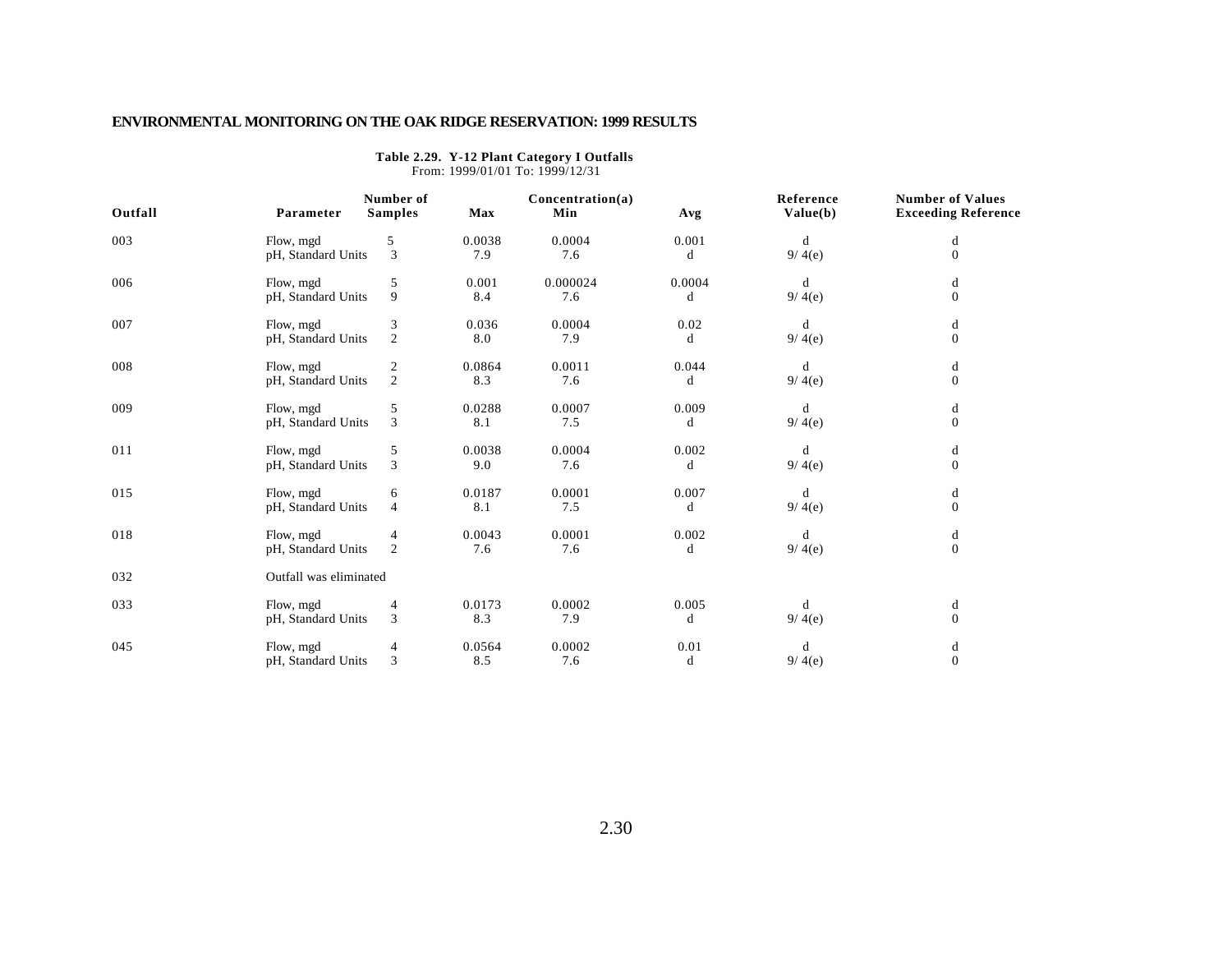**Table 2.29. Y-12 Plant Category I Outfalls**
From: 1999/01/01 To: 1999/12/31

| Outfall | Parameter | Number of Samples | Concentration(a) Max | Min | Avg | Reference Value(b) | Number of Values Exceeding Reference |
|---|---|---|---|---|---|---|---|
| 003 | Flow, mgd | 5 | 0.0038 | 0.0004 | 0.001 | d | d |
| | pH, Standard Units | 3 | 7.9 | 7.6 | d | 9/ 4(e) | 0 |
| 006 | Flow, mgd | 5 | 0.001 | 0.000024 | 0.0004 | d | d |
| | pH, Standard Units | 9 | 8.4 | 7.6 | d | 9/ 4(e) | 0 |
| 007 | Flow, mgd | 3 | 0.036 | 0.0004 | 0.02 | d | d |
| | pH, Standard Units | 2 | 8.0 | 7.9 | d | 9/ 4(e) | 0 |
| 008 | Flow, mgd | 2 | 0.0864 | 0.0011 | 0.044 | d | d |
| | pH, Standard Units | 2 | 8.3 | 7.6 | d | 9/ 4(e) | 0 |
| 009 | Flow, mgd | 5 | 0.0288 | 0.0007 | 0.009 | d | d |
| | pH, Standard Units | 3 | 8.1 | 7.5 | d | 9/ 4(e) | 0 |
| 011 | Flow, mgd | 5 | 0.0038 | 0.0004 | 0.002 | d | d |
| | pH, Standard Units | 3 | 9.0 | 7.6 | d | 9/ 4(e) | 0 |
| 015 | Flow, mgd | 6 | 0.0187 | 0.0001 | 0.007 | d | d |
| | pH, Standard Units | 4 | 8.1 | 7.5 | d | 9/ 4(e) | 0 |
| 018 | Flow, mgd | 4 | 0.0043 | 0.0001 | 0.002 | d | d |
| | pH, Standard Units | 2 | 7.6 | 7.6 | d | 9/ 4(e) | 0 |
| 032 | Outfall was eliminated | | | | | | |
| 033 | Flow, mgd | 4 | 0.0173 | 0.0002 | 0.005 | d | d |
| | pH, Standard Units | 3 | 8.3 | 7.9 | d | 9/ 4(e) | 0 |
| 045 | Flow, mgd | 4 | 0.0564 | 0.0002 | 0.01 | d | d |
| | pH, Standard Units | 3 | 8.5 | 7.6 | d | 9/ 4(e) | 0 |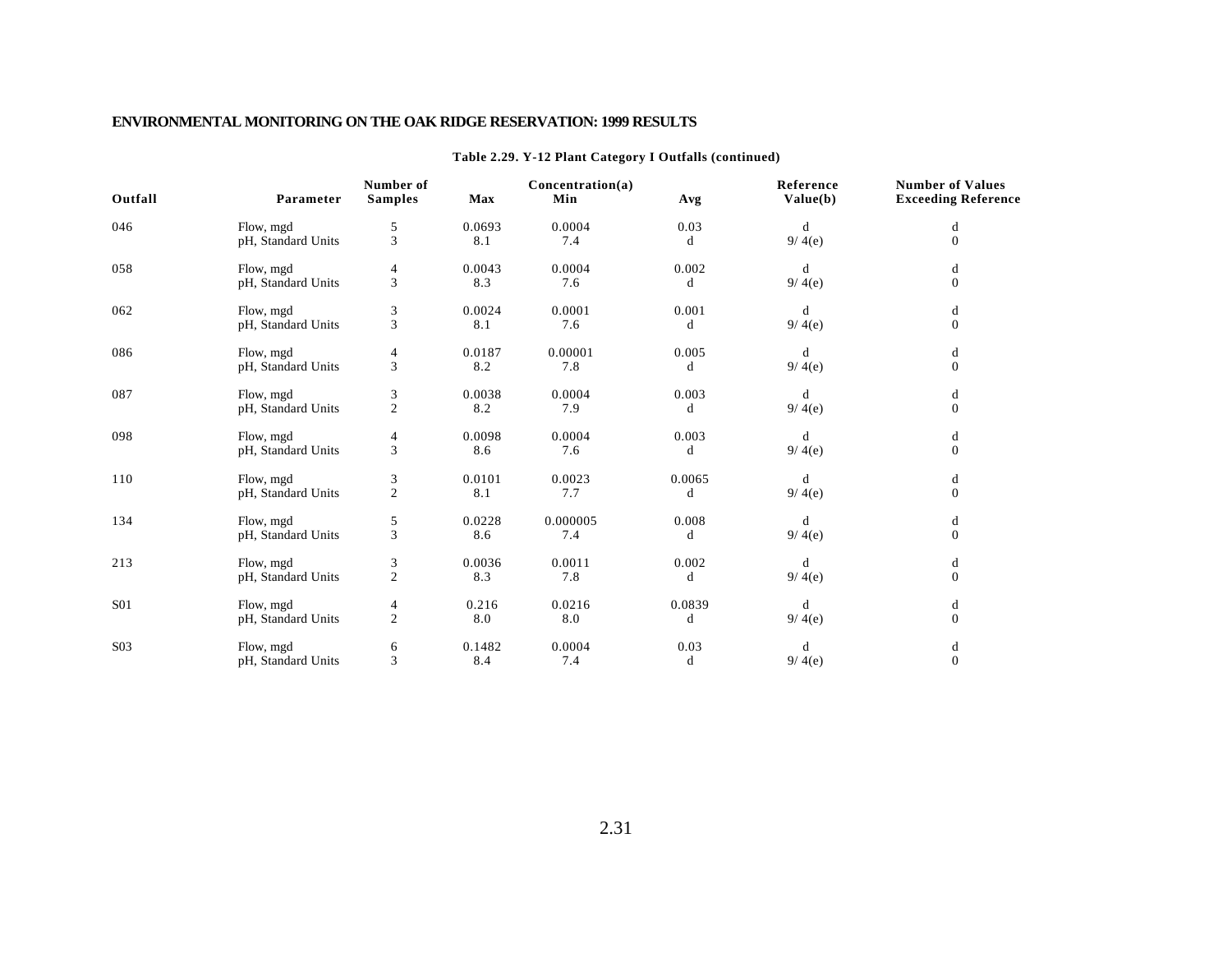**Table 2.29. Y-12 Plant Category I Outfalls (continued)**

| Outfall | Parameter | Number of Samples | Concentration(a) Max | Min | Avg | Reference Value(b) | Number of Values Exceeding Reference |
|---|---|---|---|---|---|---|---|
| 046 | Flow, mgd | 5 | 0.0693 | 0.0004 | 0.03 | d | d |
| | pH, Standard Units | 3 | 8.1 | 7.4 | d | 9/ 4(e) | 0 |
| 058 | Flow, mgd | 4 | 0.0043 | 0.0004 | 0.002 | d | d |
| | pH, Standard Units | 3 | 8.3 | 7.6 | d | 9/ 4(e) | 0 |
| 062 | Flow, mgd | 3 | 0.0024 | 0.0001 | 0.001 | d | d |
| | pH, Standard Units | 3 | 8.1 | 7.6 | d | 9/ 4(e) | 0 |
| 086 | Flow, mgd | 4 | 0.0187 | 0.00001 | 0.005 | d | d |
| | pH, Standard Units | 3 | 8.2 | 7.8 | d | 9/ 4(e) | 0 |
| 087 | Flow, mgd | 3 | 0.0038 | 0.0004 | 0.003 | d | d |
| | pH, Standard Units | 2 | 8.2 | 7.9 | d | 9/ 4(e) | 0 |
| 098 | Flow, mgd | 4 | 0.0098 | 0.0004 | 0.003 | d | d |
| | pH, Standard Units | 3 | 8.6 | 7.6 | d | 9/ 4(e) | 0 |
| 110 | Flow, mgd | 3 | 0.0101 | 0.0023 | 0.0065 | d | d |
| | pH, Standard Units | 2 | 8.1 | 7.7 | d | 9/ 4(e) | 0 |
| 134 | Flow, mgd | 5 | 0.0228 | 0.000005 | 0.008 | d | d |
| | pH, Standard Units | 3 | 8.6 | 7.4 | d | 9/ 4(e) | 0 |
| 213 | Flow, mgd | 3 | 0.0036 | 0.0011 | 0.002 | d | d |
| | pH, Standard Units | 2 | 8.3 | 7.8 | d | 9/ 4(e) | 0 |
| S01 | Flow, mgd | 4 | 0.216 | 0.0216 | 0.0839 | d | d |
| | pH, Standard Units | 2 | 8.0 | 8.0 | d | 9/ 4(e) | 0 |
| S03 | Flow, mgd | 6 | 0.1482 | 0.0004 | 0.03 | d | d |
| | pH, Standard Units | 3 | 8.4 | 7.4 | d | 9/ 4(e) | 0 |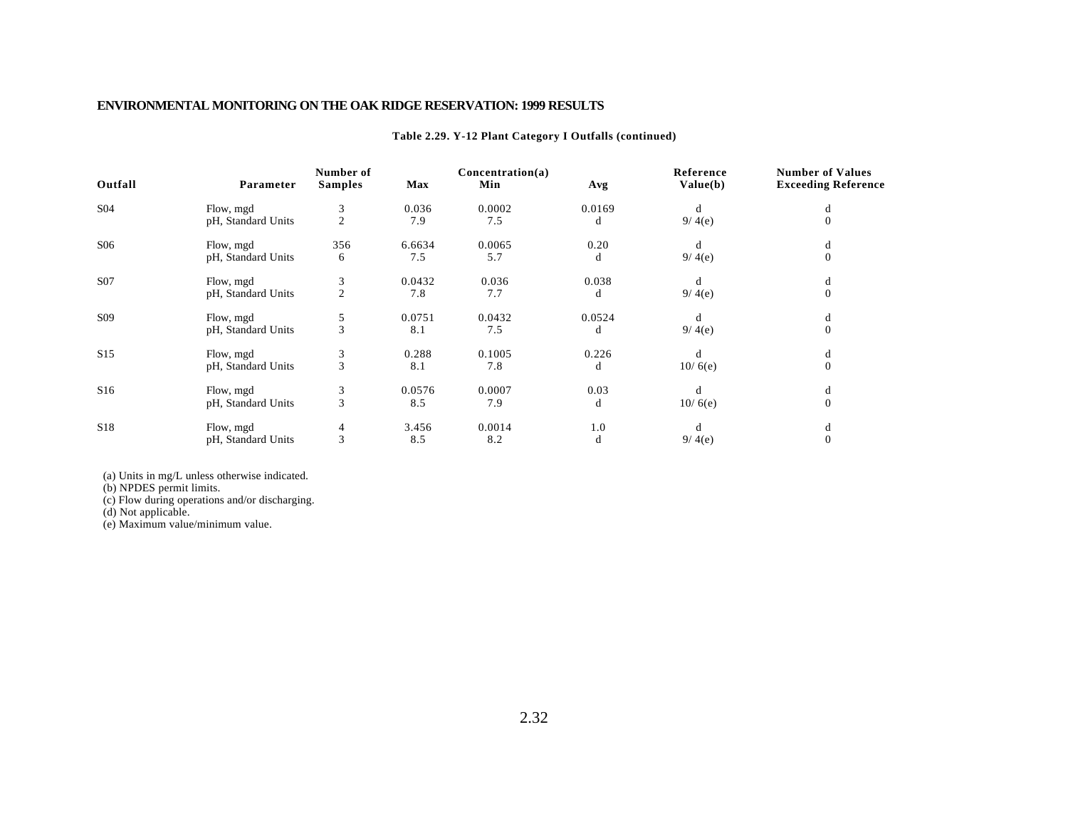**Table 2.29. Y-12 Plant Category I Outfalls (continued)**

| Outfall | Parameter | Number of Samples | Concentration(a) Max | Min | Avg | Reference Value(b) | Number of Values Exceeding Reference |
|---|---|---|---|---|---|---|---|
| S04 | Flow, mgd | 3 | 0.036 | 0.0002 | 0.0169 | d | d |
| | pH, Standard Units | 2 | 7.9 | 7.5 | d | 9/ 4(e) | 0 |
| S06 | Flow, mgd | 356 | 6.6634 | 0.0065 | 0.20 | d | d |
| | pH, Standard Units | 6 | 7.5 | 5.7 | d | 9/ 4(e) | 0 |
| S07 | Flow, mgd | 3 | 0.0432 | 0.036 | 0.038 | d | d |
| | pH, Standard Units | 2 | 7.8 | 7.7 | d | 9/ 4(e) | 0 |
| S09 | Flow, mgd | 5 | 0.0751 | 0.0432 | 0.0524 | d | d |
| | pH, Standard Units | 3 | 8.1 | 7.5 | d | 9/ 4(e) | 0 |
| S15 | Flow, mgd | 3 | 0.288 | 0.1005 | 0.226 | d | d |
| | pH, Standard Units | 3 | 8.1 | 7.8 | d | 10/ 6(e) | 0 |
| S16 | Flow, mgd | 3 | 0.0576 | 0.0007 | 0.03 | d | d |
| | pH, Standard Units | 3 | 8.5 | 7.9 | d | 10/ 6(e) | 0 |
| S18 | Flow, mgd | 4 | 3.456 | 0.0014 | 1.0 | d | d |
| | pH, Standard Units | 3 | 8.5 | 8.2 | d | 9/ 4(e) | 0 |

(a) Units in mg/L unless otherwise indicated.
(b) NPDES permit limits.
(c) Flow during operations and/or discharging.
(d) Not applicable.
(e) Maximum value/minimum value.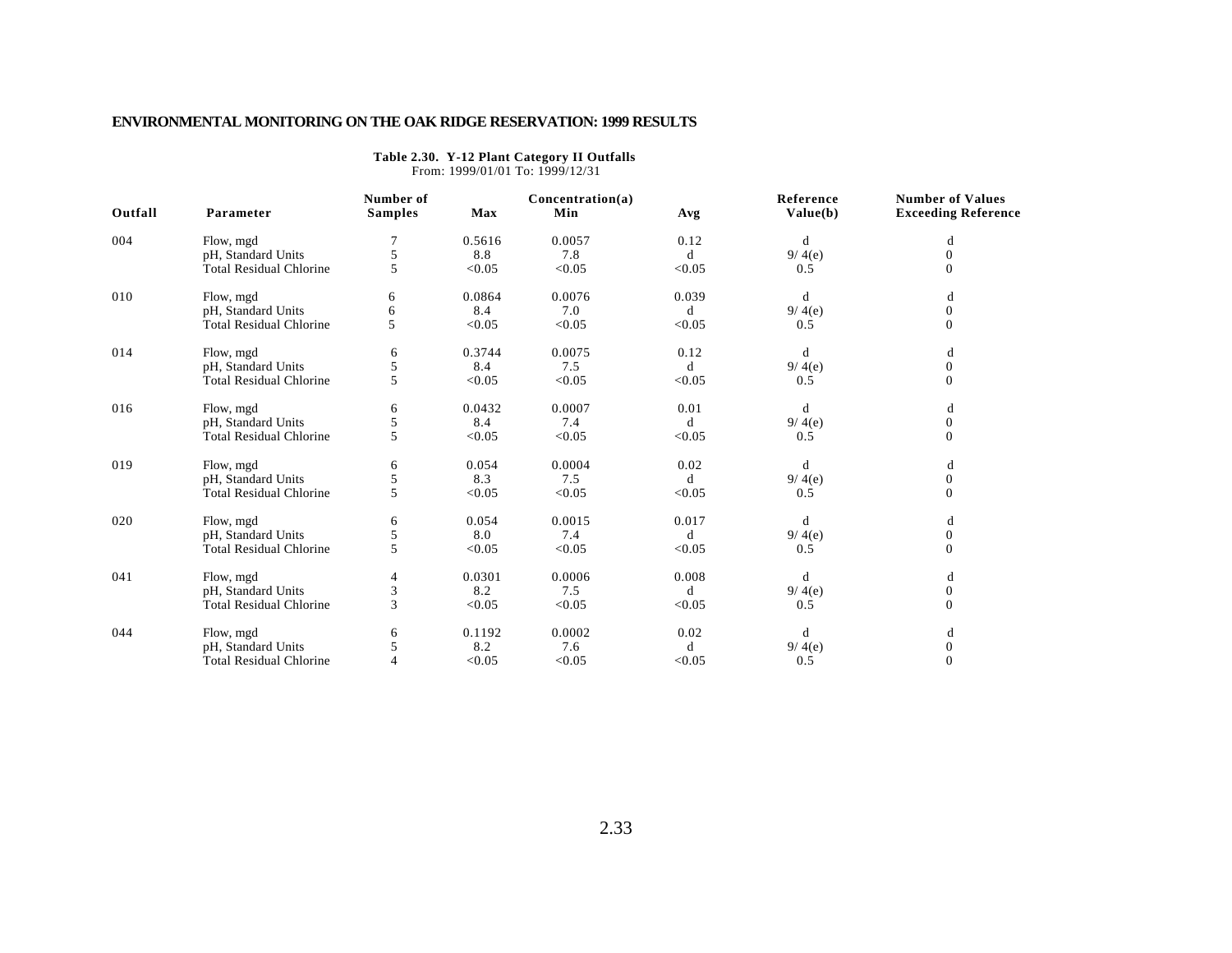**Table 2.30. Y-12 Plant Category II Outfalls**

From: 1999/01/01 To: 1999/12/31

| Outfall | Parameter | Number of Samples | Concentration(a) Max | Min | Avg | Reference Value(b) | Number of Values Exceeding Reference |
|---|---|---|---|---|---|---|---|
| 004 | Flow, mgd | 7 | 0.5616 | 0.0057 | 0.12 | d | d |
| | pH, Standard Units | 5 | 8.8 | 7.8 | d | 9/ 4(e) | 0 |
| | Total Residual Chlorine | 5 | <0.05 | <0.05 | <0.05 | 0.5 | 0 |
| 010 | Flow, mgd | 6 | 0.0864 | 0.0076 | 0.039 | d | d |
| | pH, Standard Units | 6 | 8.4 | 7.0 | d | 9/ 4(e) | 0 |
| | Total Residual Chlorine | 5 | <0.05 | <0.05 | <0.05 | 0.5 | 0 |
| 014 | Flow, mgd | 6 | 0.3744 | 0.0075 | 0.12 | d | d |
| | pH, Standard Units | 5 | 8.4 | 7.5 | d | 9/ 4(e) | 0 |
| | Total Residual Chlorine | 5 | <0.05 | <0.05 | <0.05 | 0.5 | 0 |
| 016 | Flow, mgd | 6 | 0.0432 | 0.0007 | 0.01 | d | d |
| | pH, Standard Units | 5 | 8.4 | 7.4 | d | 9/ 4(e) | 0 |
| | Total Residual Chlorine | 5 | <0.05 | <0.05 | <0.05 | 0.5 | 0 |
| 019 | Flow, mgd | 6 | 0.054 | 0.0004 | 0.02 | d | d |
| | pH, Standard Units | 5 | 8.3 | 7.5 | d | 9/ 4(e) | 0 |
| | Total Residual Chlorine | 5 | <0.05 | <0.05 | <0.05 | 0.5 | 0 |
| 020 | Flow, mgd | 6 | 0.054 | 0.0015 | 0.017 | d | d |
| | pH, Standard Units | 5 | 8.0 | 7.4 | d | 9/ 4(e) | 0 |
| | Total Residual Chlorine | 5 | <0.05 | <0.05 | <0.05 | 0.5 | 0 |
| 041 | Flow, mgd | 4 | 0.0301 | 0.0006 | 0.008 | d | d |
| | pH, Standard Units | 3 | 8.2 | 7.5 | d | 9/ 4(e) | 0 |
| | Total Residual Chlorine | 3 | <0.05 | <0.05 | <0.05 | 0.5 | 0 |
| 044 | Flow, mgd | 6 | 0.1192 | 0.0002 | 0.02 | d | d |
| | pH, Standard Units | 5 | 8.2 | 7.6 | d | 9/ 4(e) | 0 |
| | Total Residual Chlorine | 4 | <0.05 | <0.05 | <0.05 | 0.5 | 0 |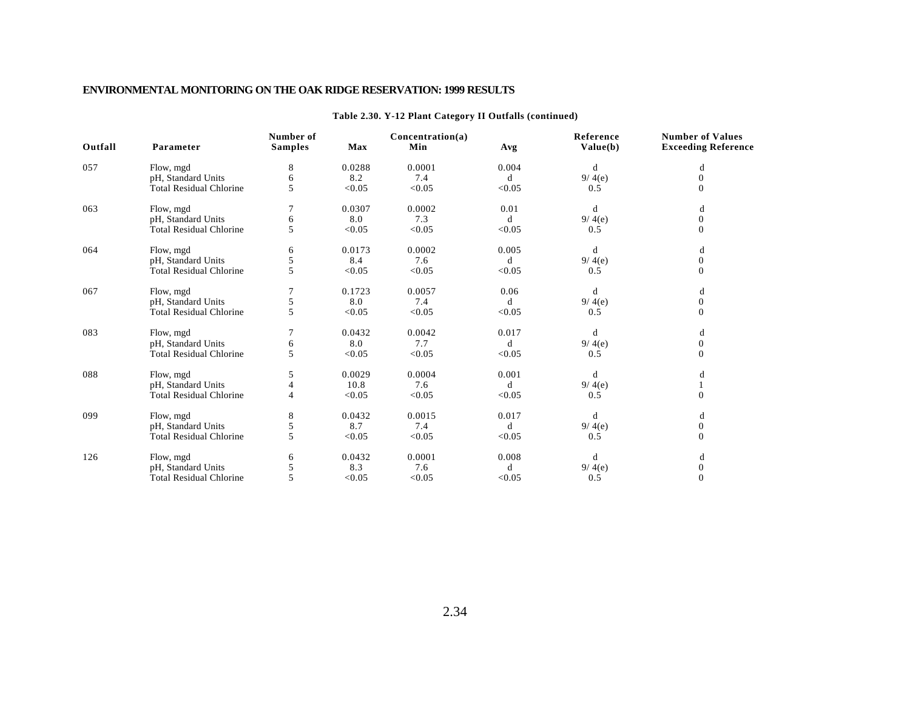**Table 2.30. Y-12 Plant Category II Outfalls (continued)**

| Outfall | Parameter | Number of Samples | Concentration(a) Max | Min | Avg | Reference Value(b) | Number of Values Exceeding Reference |
|---|---|---|---|---|---|---|---|
| 057 | Flow, mgd | 8 | 0.0288 | 0.0001 | 0.004 | d | d |
| | pH, Standard Units | 6 | 8.2 | 7.4 | d | 9/ 4(e) | 0 |
| | Total Residual Chlorine | 5 | <0.05 | <0.05 | <0.05 | 0.5 | 0 |
| 063 | Flow, mgd | 7 | 0.0307 | 0.0002 | 0.01 | d | d |
| | pH, Standard Units | 6 | 8.0 | 7.3 | d | 9/ 4(e) | 0 |
| | Total Residual Chlorine | 5 | <0.05 | <0.05 | <0.05 | 0.5 | 0 |
| 064 | Flow, mgd | 6 | 0.0173 | 0.0002 | 0.005 | d | d |
| | pH, Standard Units | 5 | 8.4 | 7.6 | d | 9/ 4(e) | 0 |
| | Total Residual Chlorine | 5 | <0.05 | <0.05 | <0.05 | 0.5 | 0 |
| 067 | Flow, mgd | 7 | 0.1723 | 0.0057 | 0.06 | d | d |
| | pH, Standard Units | 5 | 8.0 | 7.4 | d | 9/ 4(e) | 0 |
| | Total Residual Chlorine | 5 | <0.05 | <0.05 | <0.05 | 0.5 | 0 |
| 083 | Flow, mgd | 7 | 0.0432 | 0.0042 | 0.017 | d | d |
| | pH, Standard Units | 6 | 8.0 | 7.7 | d | 9/ 4(e) | 0 |
| | Total Residual Chlorine | 5 | <0.05 | <0.05 | <0.05 | 0.5 | 0 |
| 088 | Flow, mgd | 5 | 0.0029 | 0.0004 | 0.001 | d | d |
| | pH, Standard Units | 4 | 10.8 | 7.6 | d | 9/ 4(e) | 1 |
| | Total Residual Chlorine | 4 | <0.05 | <0.05 | <0.05 | 0.5 | 0 |
| 099 | Flow, mgd | 8 | 0.0432 | 0.0015 | 0.017 | d | d |
| | pH, Standard Units | 5 | 8.7 | 7.4 | d | 9/ 4(e) | 0 |
| | Total Residual Chlorine | 5 | <0.05 | <0.05 | <0.05 | 0.5 | 0 |
| 126 | Flow, mgd | 6 | 0.0432 | 0.0001 | 0.008 | d | d |
| | pH, Standard Units | 5 | 8.3 | 7.6 | d | 9/ 4(e) | 0 |
| | Total Residual Chlorine | 5 | <0.05 | <0.05 | <0.05 | 0.5 | 0 |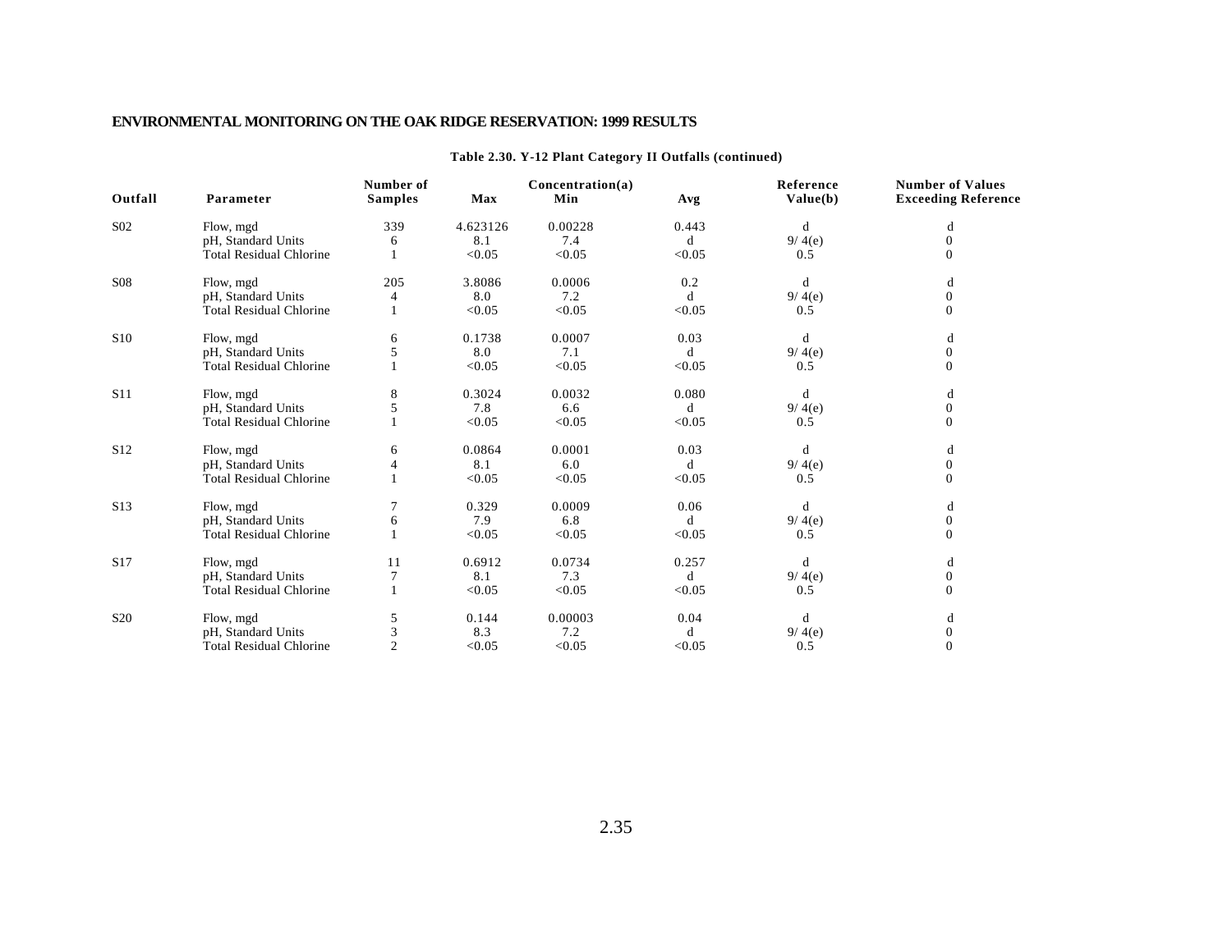**ENVIRONMENTAL MONITORING ON THE OAK RIDGE RESERVATION: 1999 RESULTS**

**Table 2.30. Y-12 Plant Category II Outfalls (continued)**

| Outfall | Parameter | Number of Samples | Concentration(a) Max | Min | Avg | Reference Value(b) | Number of Values Exceeding Reference |
|---|---|---|---|---|---|---|---|
| S02 | Flow, mgd | 339 | 4.623126 | 0.00228 | 0.443 | d | d |
| | pH, Standard Units | 6 | 8.1 | 7.4 | d | 9/ 4(e) | 0 |
| | Total Residual Chlorine | 1 | <0.05 | <0.05 | <0.05 | 0.5 | 0 |
| S08 | Flow, mgd | 205 | 3.8086 | 0.0006 | 0.2 | d | d |
| | pH, Standard Units | 4 | 8.0 | 7.2 | d | 9/ 4(e) | 0 |
| | Total Residual Chlorine | 1 | <0.05 | <0.05 | <0.05 | 0.5 | 0 |
| S10 | Flow, mgd | 6 | 0.1738 | 0.0007 | 0.03 | d | d |
| | pH, Standard Units | 5 | 8.0 | 7.1 | d | 9/ 4(e) | 0 |
| | Total Residual Chlorine | 1 | <0.05 | <0.05 | <0.05 | 0.5 | 0 |
| S11 | Flow, mgd | 8 | 0.3024 | 0.0032 | 0.080 | d | d |
| | pH, Standard Units | 5 | 7.8 | 6.6 | d | 9/ 4(e) | 0 |
| | Total Residual Chlorine | 1 | <0.05 | <0.05 | <0.05 | 0.5 | 0 |
| S12 | Flow, mgd | 6 | 0.0864 | 0.0001 | 0.03 | d | d |
| | pH, Standard Units | 4 | 8.1 | 6.0 | d | 9/ 4(e) | 0 |
| | Total Residual Chlorine | 1 | <0.05 | <0.05 | <0.05 | 0.5 | 0 |
| S13 | Flow, mgd | 7 | 0.329 | 0.0009 | 0.06 | d | d |
| | pH, Standard Units | 6 | 7.9 | 6.8 | d | 9/ 4(e) | 0 |
| | Total Residual Chlorine | 1 | <0.05 | <0.05 | <0.05 | 0.5 | 0 |
| S17 | Flow, mgd | 11 | 0.6912 | 0.0734 | 0.257 | d | d |
| | pH, Standard Units | 7 | 8.1 | 7.3 | d | 9/ 4(e) | 0 |
| | Total Residual Chlorine | 1 | <0.05 | <0.05 | <0.05 | 0.5 | 0 |
| S20 | Flow, mgd | 5 | 0.144 | 0.00003 | 0.04 | d | d |
| | pH, Standard Units | 3 | 8.3 | 7.2 | d | 9/ 4(e) | 0 |
| | Total Residual Chlorine | 2 | <0.05 | <0.05 | <0.05 | 0.5 | 0 |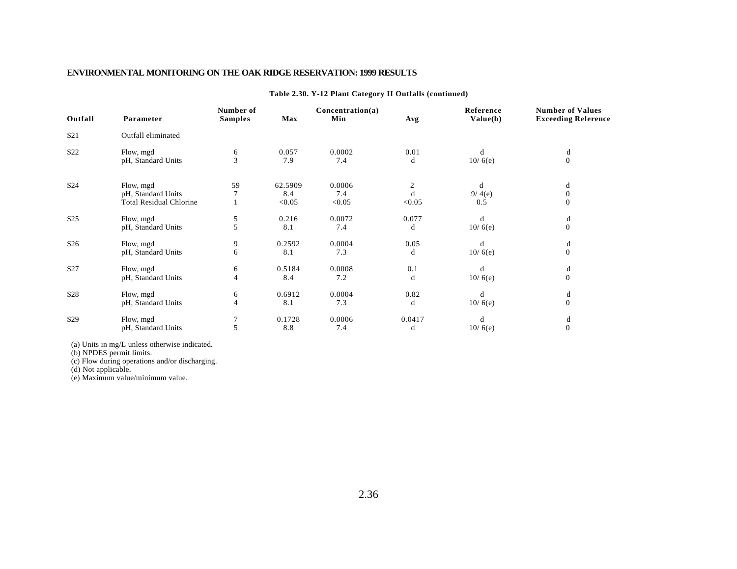**Table 2.30. Y-12 Plant Category II Outfalls (continued)**

| Outfall | Parameter | Number of Samples | Concentration(a) | | | Reference Value(b) | Number of Values Exceeding Reference |
|---|---|---|---|---|---|---|---|
| | | | Max | Min | Avg | | |
| S21 | Outfall eliminated | | | | | | |
| S22 | Flow, mgd | 6 | 0.057 | 0.0002 | 0.01 | d | d |
| | pH, Standard Units | 3 | 7.9 | 7.4 | d | 10/ 6(e) | 0 |
| S24 | Flow, mgd | 59 | 62.5909 | 0.0006 | 2 | d | d |
| | pH, Standard Units | 7 | 8.4 | 7.4 | d | 9/ 4(e) | 0 |
| | Total Residual Chlorine | 1 | <0.05 | <0.05 | <0.05 | 0.5 | 0 |
| S25 | Flow, mgd | 5 | 0.216 | 0.0072 | 0.077 | d | d |
| | pH, Standard Units | 5 | 8.1 | 7.4 | d | 10/ 6(e) | 0 |
| S26 | Flow, mgd | 9 | 0.2592 | 0.0004 | 0.05 | d | d |
| | pH, Standard Units | 6 | 8.1 | 7.3 | d | 10/ 6(e) | 0 |
| S27 | Flow, mgd | 6 | 0.5184 | 0.0008 | 0.1 | d | d |
| | pH, Standard Units | 4 | 8.4 | 7.2 | d | 10/ 6(e) | 0 |
| S28 | Flow, mgd | 6 | 0.6912 | 0.0004 | 0.82 | d | d |
| | pH, Standard Units | 4 | 8.1 | 7.3 | d | 10/ 6(e) | 0 |
| S29 | Flow, mgd | 7 | 0.1728 | 0.0006 | 0.0417 | d | d |
| | pH, Standard Units | 5 | 8.8 | 7.4 | d | 10/ 6(e) | 0 |

(a) Units in mg/L unless otherwise indicated.
(b) NPDES permit limits.
(c) Flow during operations and/or discharging.
(d) Not applicable.
(e) Maximum value/minimum value.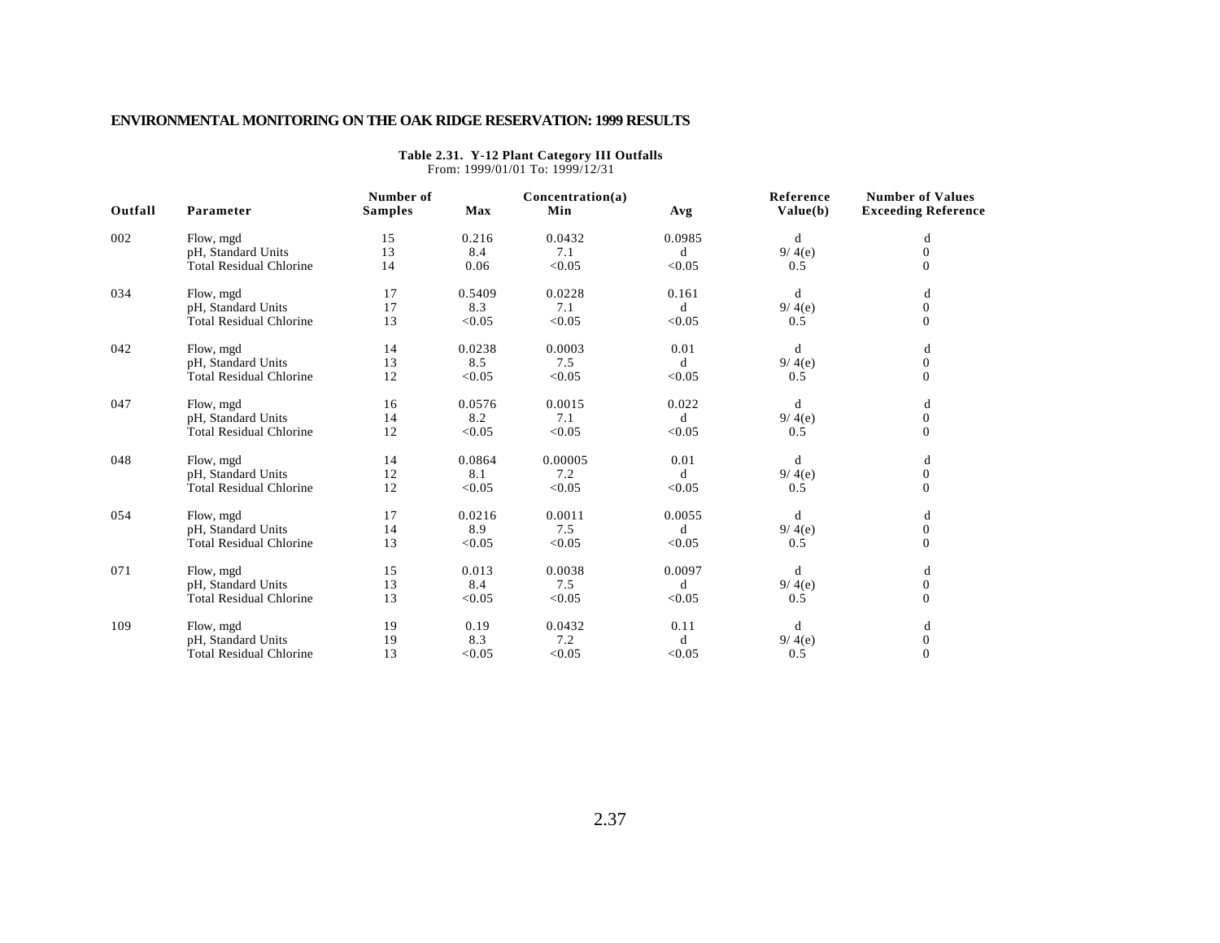**Table 2.31. Y-12 Plant Category III Outfalls**
From: 1999/01/01 To: 1999/12/31

| Outfall | Parameter | Number of Samples | Concentration(a) Max | Min | Avg | Reference Value(b) | Number of Values Exceeding Reference |
|---|---|---|---|---|---|---|---|
| 002 | Flow, mgd | 15 | 0.216 | 0.0432 | 0.0985 | d | d |
| | pH, Standard Units | 13 | 8.4 | 7.1 | d | 9/ 4(e) | 0 |
| | Total Residual Chlorine | 14 | 0.06 | <0.05 | <0.05 | 0.5 | 0 |
| 034 | Flow, mgd | 17 | 0.5409 | 0.0228 | 0.161 | d | d |
| | pH, Standard Units | 17 | 8.3 | 7.1 | d | 9/ 4(e) | 0 |
| | Total Residual Chlorine | 13 | <0.05 | <0.05 | <0.05 | 0.5 | 0 |
| 042 | Flow, mgd | 14 | 0.0238 | 0.0003 | 0.01 | d | d |
| | pH, Standard Units | 13 | 8.5 | 7.5 | d | 9/ 4(e) | 0 |
| | Total Residual Chlorine | 12 | <0.05 | <0.05 | <0.05 | 0.5 | 0 |
| 047 | Flow, mgd | 16 | 0.0576 | 0.0015 | 0.022 | d | d |
| | pH, Standard Units | 14 | 8.2 | 7.1 | d | 9/ 4(e) | 0 |
| | Total Residual Chlorine | 12 | <0.05 | <0.05 | <0.05 | 0.5 | 0 |
| 048 | Flow, mgd | 14 | 0.0864 | 0.00005 | 0.01 | d | d |
| | pH, Standard Units | 12 | 8.1 | 7.2 | d | 9/ 4(e) | 0 |
| | Total Residual Chlorine | 12 | <0.05 | <0.05 | <0.05 | 0.5 | 0 |
| 054 | Flow, mgd | 17 | 0.0216 | 0.0011 | 0.0055 | d | d |
| | pH, Standard Units | 14 | 8.9 | 7.5 | d | 9/ 4(e) | 0 |
| | Total Residual Chlorine | 13 | <0.05 | <0.05 | <0.05 | 0.5 | 0 |
| 071 | Flow, mgd | 15 | 0.013 | 0.0038 | 0.0097 | d | d |
| | pH, Standard Units | 13 | 8.4 | 7.5 | d | 9/ 4(e) | 0 |
| | Total Residual Chlorine | 13 | <0.05 | <0.05 | <0.05 | 0.5 | 0 |
| 109 | Flow, mgd | 19 | 0.19 | 0.0432 | 0.11 | d | d |
| | pH, Standard Units | 19 | 8.3 | 7.2 | d | 9/ 4(e) | 0 |
| | Total Residual Chlorine | 13 | <0.05 | <0.05 | <0.05 | 0.5 | 0 |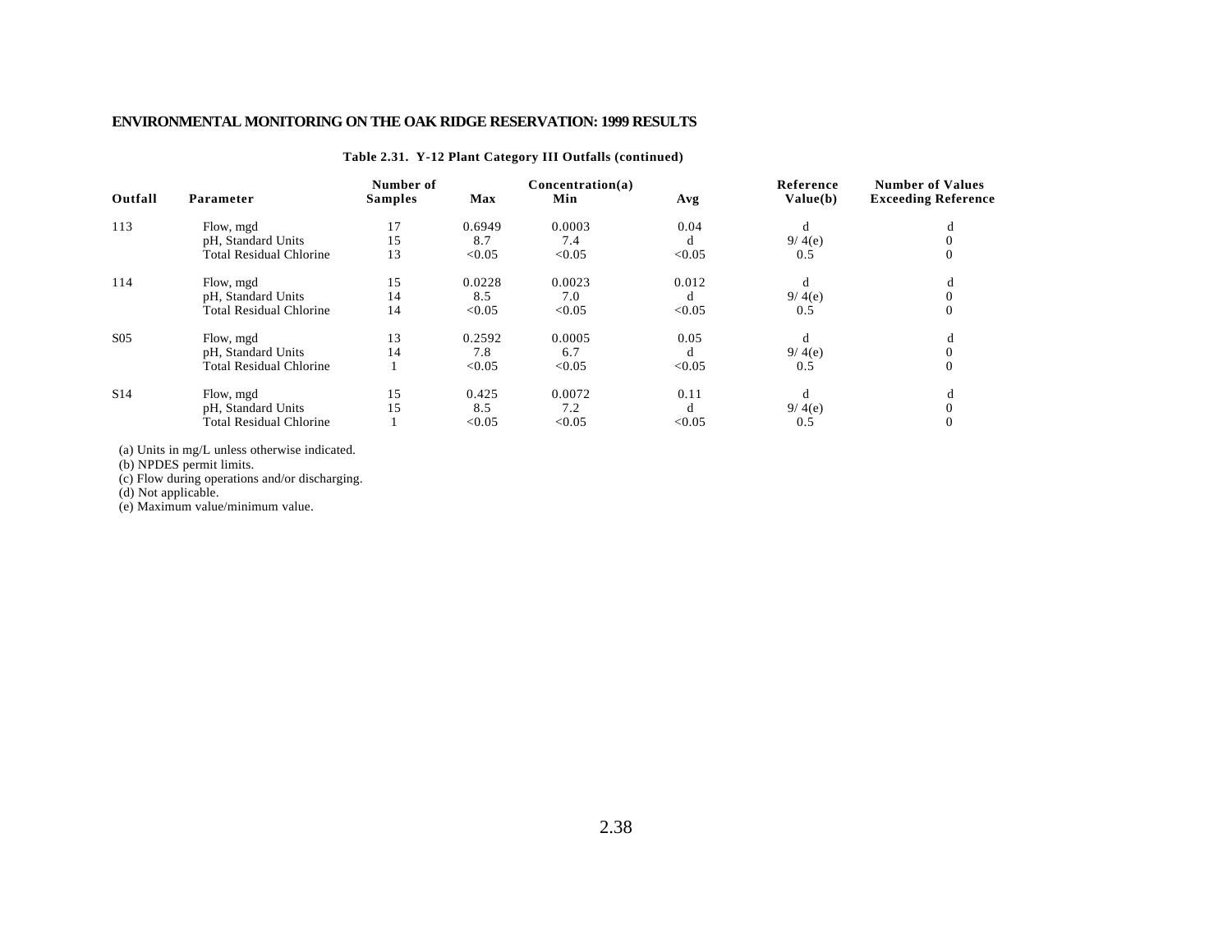**Table 2.31. Y-12 Plant Category III Outfalls (continued)**

| Outfall | Parameter | Number of Samples | Concentration(a) Max | Min | Avg | Reference Value(b) | Number of Values Exceeding Reference |
|---|---|---|---|---|---|---|---|
| 113 | Flow, mgd | 17 | 0.6949 | 0.0003 | 0.04 | d | d |
| | pH, Standard Units | 15 | 8.7 | 7.4 | d | 9/ 4(e) | 0 |
| | Total Residual Chlorine | 13 | <0.05 | <0.05 | <0.05 | 0.5 | 0 |
| 114 | Flow, mgd | 15 | 0.0228 | 0.0023 | 0.012 | d | d |
| | pH, Standard Units | 14 | 8.5 | 7.0 | d | 9/ 4(e) | 0 |
| | Total Residual Chlorine | 14 | <0.05 | <0.05 | <0.05 | 0.5 | 0 |
| S05 | Flow, mgd | 13 | 0.2592 | 0.0005 | 0.05 | d | d |
| | pH, Standard Units | 14 | 7.8 | 6.7 | d | 9/ 4(e) | 0 |
| | Total Residual Chlorine | 1 | <0.05 | <0.05 | <0.05 | 0.5 | 0 |
| S14 | Flow, mgd | 15 | 0.425 | 0.0072 | 0.11 | d | d |
| | pH, Standard Units | 15 | 8.5 | 7.2 | d | 9/ 4(e) | 0 |
| | Total Residual Chlorine | 1 | <0.05 | <0.05 | <0.05 | 0.5 | 0 |

(a) Units in mg/L unless otherwise indicated.
(b) NPDES permit limits.
(c) Flow during operations and/or discharging.
(d) Not applicable.
(e) Maximum value/minimum value.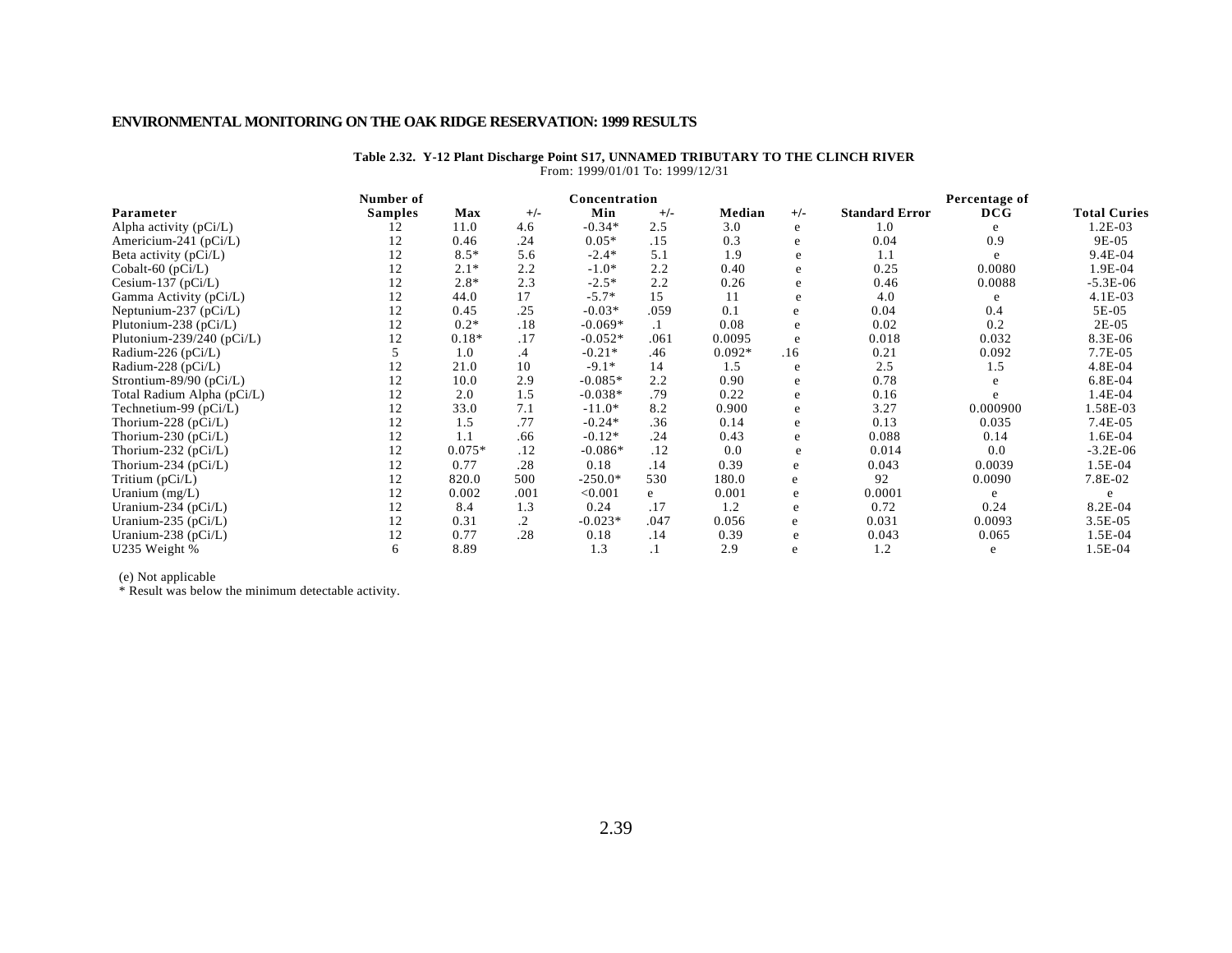# ENVIRONMENTAL MONITORING ON THE OAK RIDGE RESERVATION: 1999 RESULTS

**Table 2.32. Y-12 Plant Discharge Point S17, UNNAMED TRIBUTARY TO THE CLINCH RIVER**

From: 1999/01/01 To: 1999/12/31

| Parameter | Number of Samples | Concentration Max | +/- | Min | +/- | Median | +/- | Standard Error | Percentage of DCG | Total Curies |
|---|---|---|---|---|---|---|---|---|---|---|
| Alpha activity (pCi/L) | 12 | 11.0 | 4.6 | -0.34* | 2.5 | 3.0 | e | 1.0 | e | 1.2E-03 |
| Americium-241 (pCi/L) | 12 | 0.46 | .24 | 0.05* | .15 | 0.3 | e | 0.04 | 0.9 | 9E-05 |
| Beta activity (pCi/L) | 12 | 8.5* | 5.6 | -2.4* | 5.1 | 1.9 | e | 1.1 | e | 9.4E-04 |
| Cobalt-60 (pCi/L) | 12 | 2.1* | 2.2 | -1.0* | 2.2 | 0.40 | e | 0.25 | 0.0080 | 1.9E-04 |
| Cesium-137 (pCi/L) | 12 | 2.8* | 2.3 | -2.5* | 2.2 | 0.26 | e | 0.46 | 0.0088 | -5.3E-06 |
| Gamma Activity (pCi/L) | 12 | 44.0 | 17 | -5.7* | 15 | 11 | e | 4.0 | e | 4.1E-03 |
| Neptunium-237 (pCi/L) | 12 | 0.45 | .25 | -0.03* | .059 | 0.1 | e | 0.04 | 0.4 | 5E-05 |
| Plutonium-238 (pCi/L) | 12 | 0.2* | .18 | -0.069* | .1 | 0.08 | e | 0.02 | 0.2 | 2E-05 |
| Plutonium-239/240 (pCi/L) | 12 | 0.18* | .17 | -0.052* | .061 | 0.0095 | e | 0.018 | 0.032 | 8.3E-06 |
| Radium-226 (pCi/L) | 5 | 1.0 | .4 | -0.21* | .46 | 0.092* | .16 | 0.21 | 0.092 | 7.7E-05 |
| Radium-228 (pCi/L) | 12 | 21.0 | 10 | -9.1* | 14 | 1.5 | e | 2.5 | 1.5 | 4.8E-04 |
| Strontium-89/90 (pCi/L) | 12 | 10.0 | 2.9 | -0.085* | 2.2 | 0.90 | e | 0.78 | e | 6.8E-04 |
| Total Radium Alpha (pCi/L) | 12 | 2.0 | 1.5 | -0.038* | .79 | 0.22 | e | 0.16 | e | 1.4E-04 |
| Technetium-99 (pCi/L) | 12 | 33.0 | 7.1 | -11.0* | 8.2 | 0.900 | e | 3.27 | 0.000900 | 1.58E-03 |
| Thorium-228 (pCi/L) | 12 | 1.5 | .77 | -0.24* | .36 | 0.14 | e | 0.13 | 0.035 | 7.4E-05 |
| Thorium-230 (pCi/L) | 12 | 1.1 | .66 | -0.12* | .24 | 0.43 | e | 0.088 | 0.14 | 1.6E-04 |
| Thorium-232 (pCi/L) | 12 | 0.075* | .12 | -0.086* | .12 | 0.0 | e | 0.014 | 0.0 | -3.2E-06 |
| Thorium-234 (pCi/L) | 12 | 0.77 | .28 | 0.18 | .14 | 0.39 | e | 0.043 | 0.0039 | 1.5E-04 |
| Tritium (pCi/L) | 12 | 820.0 | 500 | -250.0* | 530 | 180.0 | e | 92 | 0.0090 | 7.8E-02 |
| Uranium (mg/L) | 12 | 0.002 | .001 | <0.001 | e | 0.001 | e | 0.0001 | e | e |
| Uranium-234 (pCi/L) | 12 | 8.4 | 1.3 | 0.24 | .17 | 1.2 | e | 0.72 | 0.24 | 8.2E-04 |
| Uranium-235 (pCi/L) | 12 | 0.31 | .2 | -0.023* | .047 | 0.056 | e | 0.031 | 0.0093 | 3.5E-05 |
| Uranium-238 (pCi/L) | 12 | 0.77 | .28 | 0.18 | .14 | 0.39 | e | 0.043 | 0.065 | 1.5E-04 |
| U235 Weight % | 6 | 8.89 | | 1.3 | .1 | 2.9 | e | 1.2 | e | 1.5E-04 |

(e) Not applicable

* Result was below the minimum detectable activity.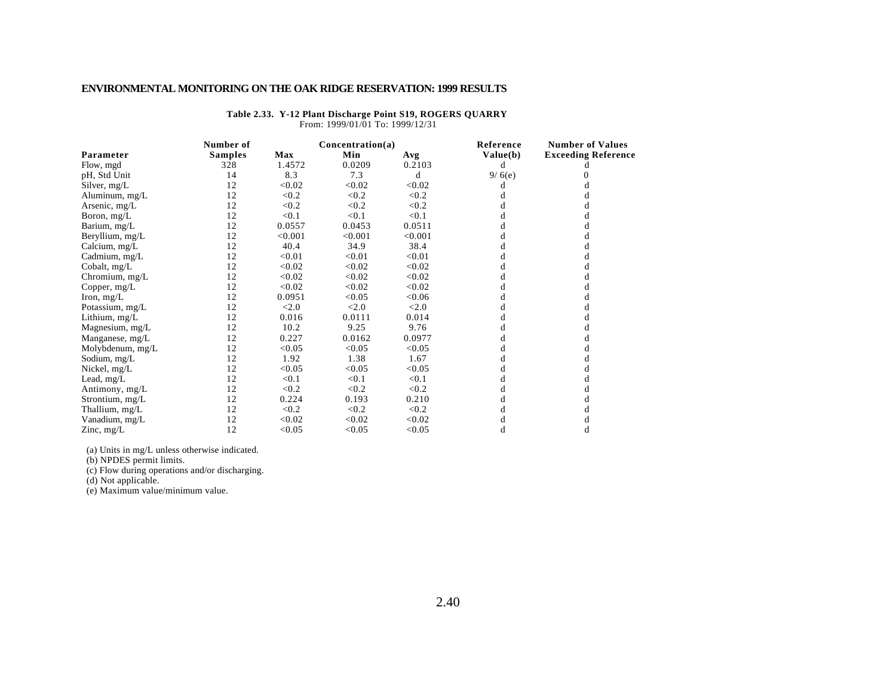ENVIRONMENTAL MONITORING ON THE OAK RIDGE RESERVATION: 1999 RESULTS

**Table 2.33. Y-12 Plant Discharge Point S19, ROGERS QUARRY**
From: 1999/01/01 To: 1999/12/31

| Parameter | Number of Samples | Concentration(a) Max | Min | Avg | Reference Value(b) | Number of Values Exceeding Reference |
|---|---|---|---|---|---|---|
| Flow, mgd | 328 | 1.4572 | 0.0209 | 0.2103 | d | d |
| pH, Std Unit | 14 | 8.3 | 7.3 | d | 9/ 6(e) | 0 |
| Silver, mg/L | 12 | <0.02 | <0.02 | <0.02 | d | d |
| Aluminum, mg/L | 12 | <0.2 | <0.2 | <0.2 | d | d |
| Arsenic, mg/L | 12 | <0.2 | <0.2 | <0.2 | d | d |
| Boron, mg/L | 12 | <0.1 | <0.1 | <0.1 | d | d |
| Barium, mg/L | 12 | 0.0557 | 0.0453 | 0.0511 | d | d |
| Beryllium, mg/L | 12 | <0.001 | <0.001 | <0.001 | d | d |
| Calcium, mg/L | 12 | 40.4 | 34.9 | 38.4 | d | d |
| Cadmium, mg/L | 12 | <0.01 | <0.01 | <0.01 | d | d |
| Cobalt, mg/L | 12 | <0.02 | <0.02 | <0.02 | d | d |
| Chromium, mg/L | 12 | <0.02 | <0.02 | <0.02 | d | d |
| Copper, mg/L | 12 | <0.02 | <0.02 | <0.02 | d | d |
| Iron, mg/L | 12 | 0.0951 | <0.05 | <0.06 | d | d |
| Potassium, mg/L | 12 | <2.0 | <2.0 | <2.0 | d | d |
| Lithium, mg/L | 12 | 0.016 | 0.0111 | 0.014 | d | d |
| Magnesium, mg/L | 12 | 10.2 | 9.25 | 9.76 | d | d |
| Manganese, mg/L | 12 | 0.227 | 0.0162 | 0.0977 | d | d |
| Molybdenum, mg/L | 12 | <0.05 | <0.05 | <0.05 | d | d |
| Sodium, mg/L | 12 | 1.92 | 1.38 | 1.67 | d | d |
| Nickel, mg/L | 12 | <0.05 | <0.05 | <0.05 | d | d |
| Lead, mg/L | 12 | <0.1 | <0.1 | <0.1 | d | d |
| Antimony, mg/L | 12 | <0.2 | <0.2 | <0.2 | d | d |
| Strontium, mg/L | 12 | 0.224 | 0.193 | 0.210 | d | d |
| Thallium, mg/L | 12 | <0.2 | <0.2 | <0.2 | d | d |
| Vanadium, mg/L | 12 | <0.02 | <0.02 | <0.02 | d | d |
| Zinc, mg/L | 12 | <0.05 | <0.05 | <0.05 | d | d |

(a) Units in mg/L unless otherwise indicated.
(b) NPDES permit limits.
(c) Flow during operations and/or discharging.
(d) Not applicable.
(e) Maximum value/minimum value.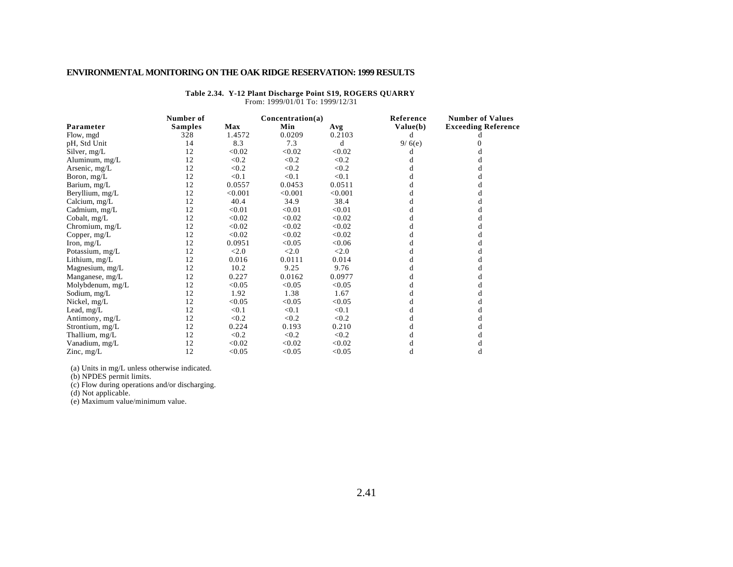## Table 2.34. Y-12 Plant Discharge Point S19, ROGERS QUARRY

From: 1999/01/01 To: 1999/12/31

| Parameter | Number of Samples | Concentration(a) Max | Min | Avg | Reference Value(b) | Number of Values Exceeding Reference |
|---|---|---|---|---|---|---|
| Flow, mgd | 328 | 1.4572 | 0.0209 | 0.2103 | d | d |
| pH, Std Unit | 14 | 8.3 | 7.3 | d | 9/ 6(e) | 0 |
| Silver, mg/L | 12 | <0.02 | <0.02 | <0.02 | d | d |
| Aluminum, mg/L | 12 | <0.2 | <0.2 | <0.2 | d | d |
| Arsenic, mg/L | 12 | <0.2 | <0.2 | <0.2 | d | d |
| Boron, mg/L | 12 | <0.1 | <0.1 | <0.1 | d | d |
| Barium, mg/L | 12 | 0.0557 | 0.0453 | 0.0511 | d | d |
| Beryllium, mg/L | 12 | <0.001 | <0.001 | <0.001 | d | d |
| Calcium, mg/L | 12 | 40.4 | 34.9 | 38.4 | d | d |
| Cadmium, mg/L | 12 | <0.01 | <0.01 | <0.01 | d | d |
| Cobalt, mg/L | 12 | <0.02 | <0.02 | <0.02 | d | d |
| Chromium, mg/L | 12 | <0.02 | <0.02 | <0.02 | d | d |
| Copper, mg/L | 12 | <0.02 | <0.02 | <0.02 | d | d |
| Iron, mg/L | 12 | 0.0951 | <0.05 | <0.06 | d | d |
| Potassium, mg/L | 12 | <2.0 | <2.0 | <2.0 | d | d |
| Lithium, mg/L | 12 | 0.016 | 0.0111 | 0.014 | d | d |
| Magnesium, mg/L | 12 | 10.2 | 9.25 | 9.76 | d | d |
| Manganese, mg/L | 12 | 0.227 | 0.0162 | 0.0977 | d | d |
| Molybdenum, mg/L | 12 | <0.05 | <0.05 | <0.05 | d | d |
| Sodium, mg/L | 12 | 1.92 | 1.38 | 1.67 | d | d |
| Nickel, mg/L | 12 | <0.05 | <0.05 | <0.05 | d | d |
| Lead, mg/L | 12 | <0.1 | <0.1 | <0.1 | d | d |
| Antimony, mg/L | 12 | <0.2 | <0.2 | <0.2 | d | d |
| Strontium, mg/L | 12 | 0.224 | 0.193 | 0.210 | d | d |
| Thallium, mg/L | 12 | <0.2 | <0.2 | <0.2 | d | d |
| Vanadium, mg/L | 12 | <0.02 | <0.02 | <0.02 | d | d |
| Zinc, mg/L | 12 | <0.05 | <0.05 | <0.05 | d | d |

(a) Units in mg/L unless otherwise indicated.
(b) NPDES permit limits.
(c) Flow during operations and/or discharging.
(d) Not applicable.
(e) Maximum value/minimum value.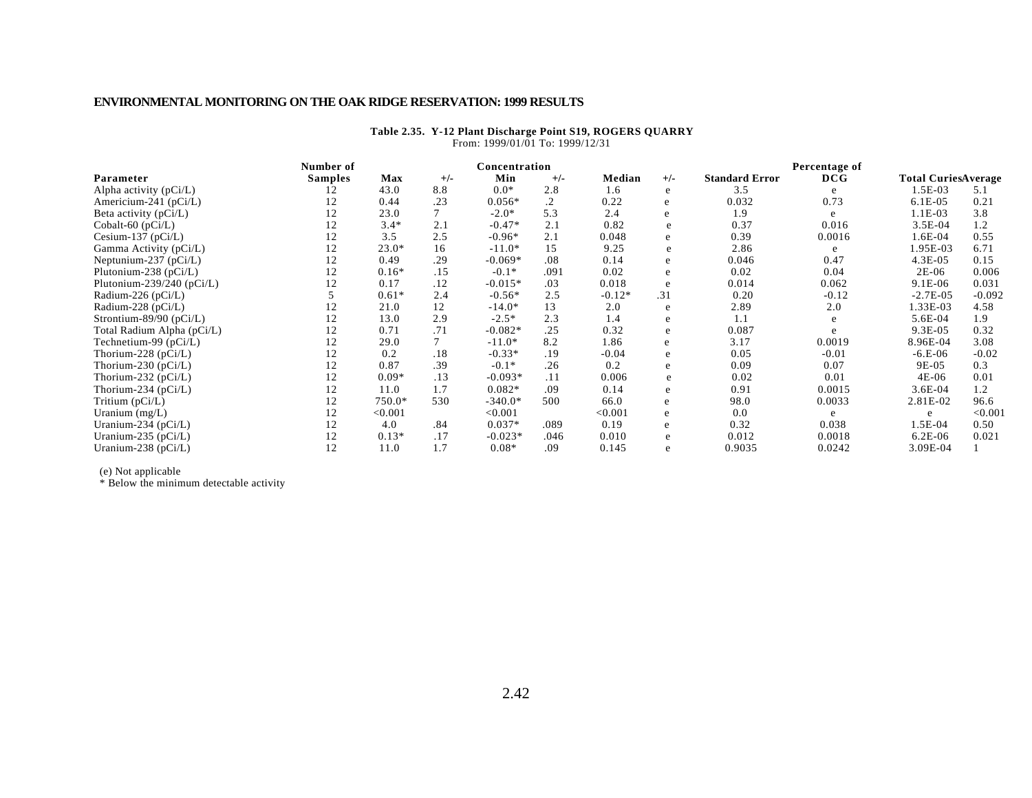**Table 2.35. Y-12 Plant Discharge Point S19, ROGERS QUARRY**

From: 1999/01/01 To: 1999/12/31

| Parameter | Number of Samples | Concentration Max | +/- | Min | +/- | Median | +/- | Standard Error | Percentage of DCG | Total Curies | Average |
|---|---|---|---|---|---|---|---|---|---|---|---|
| Alpha activity (pCi/L) | 12 | 43.0 | 8.8 | 0.0* | 2.8 | 1.6 | e | 3.5 | e | 1.5E-03 | 5.1 |
| Americium-241 (pCi/L) | 12 | 0.44 | .23 | 0.056* | .2 | 0.22 | e | 0.032 | 0.73 | 6.1E-05 | 0.21 |
| Beta activity (pCi/L) | 12 | 23.0 | 7 | -2.0* | 5.3 | 2.4 | e | 1.9 | e | 1.1E-03 | 3.8 |
| Cobalt-60 (pCi/L) | 12 | 3.4* | 2.1 | -0.47* | 2.1 | 0.82 | e | 0.37 | 0.016 | 3.5E-04 | 1.2 |
| Cesium-137 (pCi/L) | 12 | 3.5 | 2.5 | -0.96* | 2.1 | 0.048 | e | 0.39 | 0.0016 | 1.6E-04 | 0.55 |
| Gamma Activity (pCi/L) | 12 | 23.0* | 16 | -11.0* | 15 | 9.25 | e | 2.86 | e | 1.95E-03 | 6.71 |
| Neptunium-237 (pCi/L) | 12 | 0.49 | .29 | -0.069* | .08 | 0.14 | e | 0.046 | 0.47 | 4.3E-05 | 0.15 |
| Plutonium-238 (pCi/L) | 12 | 0.16* | .15 | -0.1* | .091 | 0.02 | e | 0.02 | 0.04 | 2E-06 | 0.006 |
| Plutonium-239/240 (pCi/L) | 12 | 0.17 | .12 | -0.015* | .03 | 0.018 | e | 0.014 | 0.062 | 9.1E-06 | 0.031 |
| Radium-226 (pCi/L) | 5 | 0.61* | 2.4 | -0.56* | 2.5 | -0.12* | .31 | 0.20 | -0.12 | -2.7E-05 | -0.092 |
| Radium-228 (pCi/L) | 12 | 21.0 | 12 | -14.0* | 13 | 2.0 | e | 2.89 | 2.0 | 1.33E-03 | 4.58 |
| Strontium-89/90 (pCi/L) | 12 | 13.0 | 2.9 | -2.5* | 2.3 | 1.4 | e | 1.1 | e | 5.6E-04 | 1.9 |
| Total Radium Alpha (pCi/L) | 12 | 0.71 | .71 | -0.082* | .25 | 0.32 | e | 0.087 | e | 9.3E-05 | 0.32 |
| Technetium-99 (pCi/L) | 12 | 29.0 | 7 | -11.0* | 8.2 | 1.86 | e | 3.17 | 0.0019 | 8.96E-04 | 3.08 |
| Thorium-228 (pCi/L) | 12 | 0.2 | .18 | -0.33* | .19 | -0.04 | e | 0.05 | -0.01 | -6.E-06 | -0.02 |
| Thorium-230 (pCi/L) | 12 | 0.87 | .39 | -0.1* | .26 | 0.2 | e | 0.09 | 0.07 | 9E-05 | 0.3 |
| Thorium-232 (pCi/L) | 12 | 0.09* | .13 | -0.093* | .11 | 0.006 | e | 0.02 | 0.01 | 4E-06 | 0.01 |
| Thorium-234 (pCi/L) | 12 | 11.0 | 1.7 | 0.082* | .09 | 0.14 | e | 0.91 | 0.0015 | 3.6E-04 | 1.2 |
| Tritium (pCi/L) | 12 | 750.0* | 530 | -340.0* | 500 | 66.0 | e | 98.0 | 0.0033 | 2.81E-02 | 96.6 |
| Uranium (mg/L) | 12 | <0.001 | | <0.001 | | <0.001 | e | 0.0 | e | e | <0.001 |
| Uranium-234 (pCi/L) | 12 | 4.0 | .84 | 0.037* | .089 | 0.19 | e | 0.32 | 0.038 | 1.5E-04 | 0.50 |
| Uranium-235 (pCi/L) | 12 | 0.13* | .17 | -0.023* | .046 | 0.010 | e | 0.012 | 0.0018 | 6.2E-06 | 0.021 |
| Uranium-238 (pCi/L) | 12 | 11.0 | 1.7 | 0.08* | .09 | 0.145 | e | 0.9035 | 0.0242 | 3.09E-04 | 1 |

(e) Not applicable

\* Below the minimum detectable activity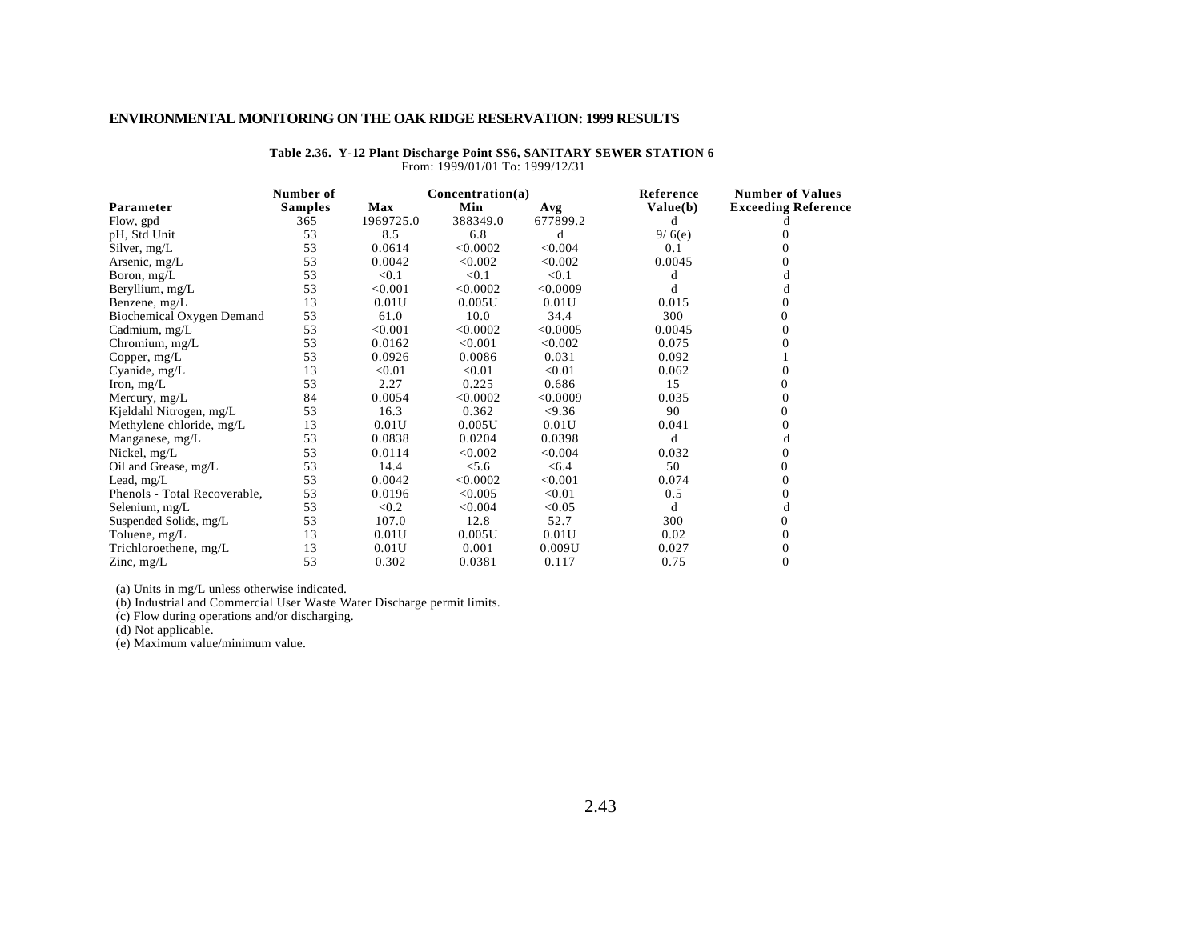# ENVIRONMENTAL MONITORING ON THE OAK RIDGE RESERVATION: 1999 RESULTS

**Table 2.36. Y-12 Plant Discharge Point SS6, SANITARY SEWER STATION 6**
From: 1999/01/01 To: 1999/12/31

| Parameter | Number of Samples | Concentration(a) Max | Min | Avg | Reference Value(b) | Number of Values Exceeding Reference |
|---|---|---|---|---|---|---|
| Flow, gpd | 365 | 1969725.0 | 388349.0 | 677899.2 | d | d |
| pH, Std Unit | 53 | 8.5 | 6.8 | d | 9/ 6(e) | 0 |
| Silver, mg/L | 53 | 0.0614 | <0.0002 | <0.004 | 0.1 | 0 |
| Arsenic, mg/L | 53 | 0.0042 | <0.002 | <0.002 | 0.0045 | 0 |
| Boron, mg/L | 53 | <0.1 | <0.1 | <0.1 | d | d |
| Beryllium, mg/L | 53 | <0.001 | <0.0002 | <0.0009 | d | d |
| Benzene, mg/L | 13 | 0.01U | 0.005U | 0.01U | 0.015 | 0 |
| Biochemical Oxygen Demand | 53 | 61.0 | 10.0 | 34.4 | 300 | 0 |
| Cadmium, mg/L | 53 | <0.001 | <0.0002 | <0.0005 | 0.0045 | 0 |
| Chromium, mg/L | 53 | 0.0162 | <0.001 | <0.002 | 0.075 | 0 |
| Copper, mg/L | 53 | 0.0926 | 0.0086 | 0.031 | 0.092 | 1 |
| Cyanide, mg/L | 13 | <0.01 | <0.01 | <0.01 | 0.062 | 0 |
| Iron, mg/L | 53 | 2.27 | 0.225 | 0.686 | 15 | 0 |
| Mercury, mg/L | 84 | 0.0054 | <0.0002 | <0.0009 | 0.035 | 0 |
| Kjeldahl Nitrogen, mg/L | 53 | 16.3 | 0.362 | <9.36 | 90 | 0 |
| Methylene chloride, mg/L | 13 | 0.01U | 0.005U | 0.01U | 0.041 | 0 |
| Manganese, mg/L | 53 | 0.0838 | 0.0204 | 0.0398 | d | d |
| Nickel, mg/L | 53 | 0.0114 | <0.002 | <0.004 | 0.032 | 0 |
| Oil and Grease, mg/L | 53 | 14.4 | <5.6 | <6.4 | 50 | 0 |
| Lead, mg/L | 53 | 0.0042 | <0.0002 | <0.001 | 0.074 | 0 |
| Phenols - Total Recoverable, | 53 | 0.0196 | <0.005 | <0.01 | 0.5 | 0 |
| Selenium, mg/L | 53 | <0.2 | <0.004 | <0.05 | d | d |
| Suspended Solids, mg/L | 53 | 107.0 | 12.8 | 52.7 | 300 | 0 |
| Toluene, mg/L | 13 | 0.01U | 0.005U | 0.01U | 0.02 | 0 |
| Trichloroethene, mg/L | 13 | 0.01U | 0.001 | 0.009U | 0.027 | 0 |
| Zinc, mg/L | 53 | 0.302 | 0.0381 | 0.117 | 0.75 | 0 |

(a) Units in mg/L unless otherwise indicated.
(b) Industrial and Commercial User Waste Water Discharge permit limits.
(c) Flow during operations and/or discharging.
(d) Not applicable.
(e) Maximum value/minimum value.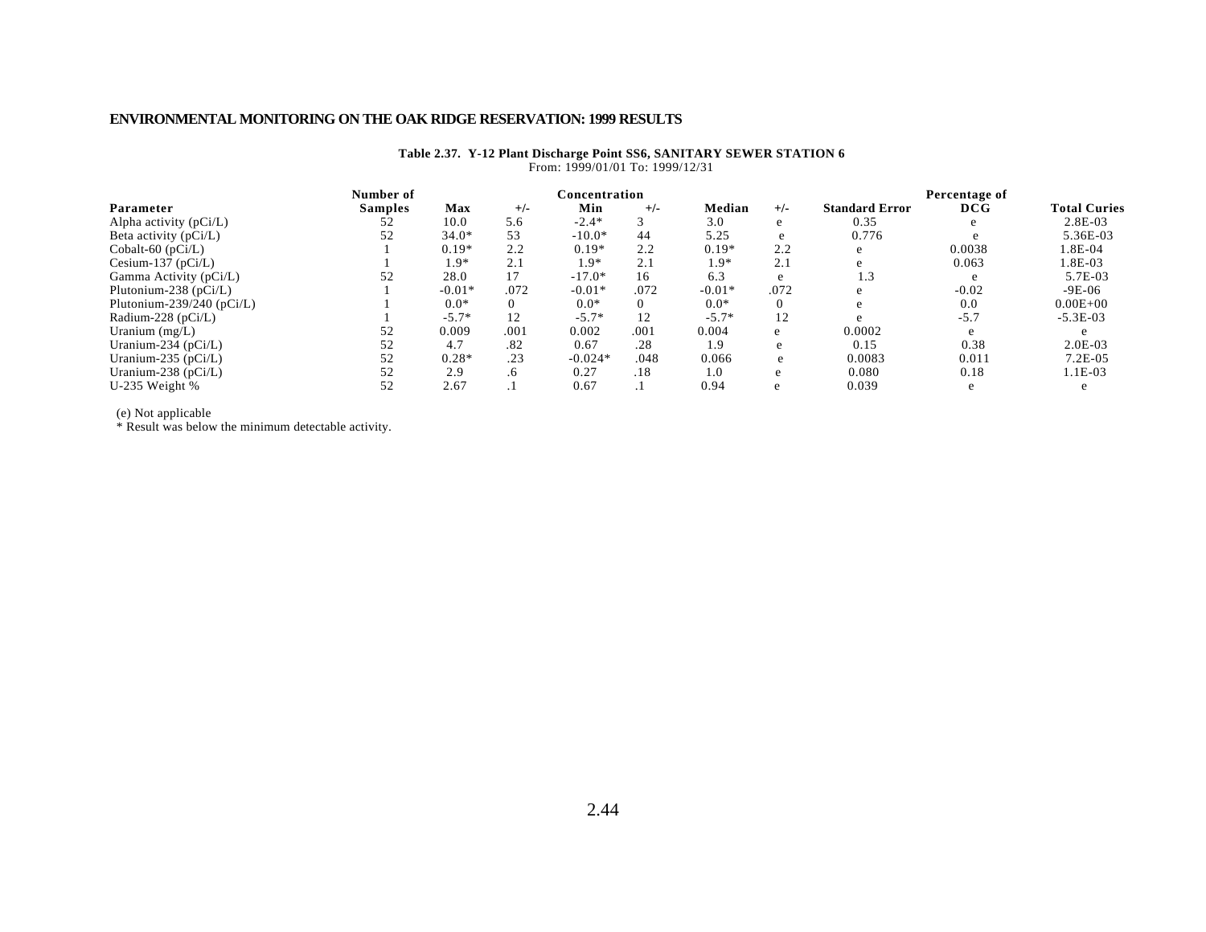**Table 2.37. Y-12 Plant Discharge Point SS6, SANITARY SEWER STATION 6**

From: 1999/01/01 To: 1999/12/31

| Parameter | Number of Samples | Concentration Max | +/- | Min | +/- | Median | +/- | Standard Error | Percentage of DCG | Total Curies |
|---|---|---|---|---|---|---|---|---|---|---|
| Alpha activity (pCi/L) | 52 | 10.0 | 5.6 | -2.4* | 3 | 3.0 | e | 0.35 | e | 2.8E-03 |
| Beta activity (pCi/L) | 52 | 34.0* | 53 | -10.0* | 44 | 5.25 | e | 0.776 | e | 5.36E-03 |
| Cobalt-60 (pCi/L) | 1 | 0.19* | 2.2 | 0.19* | 2.2 | 0.19* | 2.2 | e | 0.0038 | 1.8E-04 |
| Cesium-137 (pCi/L) | 1 | 1.9* | 2.1 | 1.9* | 2.1 | 1.9* | 2.1 | e | 0.063 | 1.8E-03 |
| Gamma Activity (pCi/L) | 52 | 28.0 | 17 | -17.0* | 16 | 6.3 | e | 1.3 | e | 5.7E-03 |
| Plutonium-238 (pCi/L) | 1 | -0.01* | .072 | -0.01* | .072 | -0.01* | .072 | e | -0.02 | -9E-06 |
| Plutonium-239/240 (pCi/L) | 1 | 0.0* | 0 | 0.0* | 0 | 0.0* | 0 | e | 0.0 | 0.00E+00 |
| Radium-228 (pCi/L) | 1 | -5.7* | 12 | -5.7* | 12 | -5.7* | 12 | e | -5.7 | -5.3E-03 |
| Uranium (mg/L) | 52 | 0.009 | .001 | 0.002 | .001 | 0.004 | e | 0.0002 | e | e |
| Uranium-234 (pCi/L) | 52 | 4.7 | .82 | 0.67 | .28 | 1.9 | e | 0.15 | 0.38 | 2.0E-03 |
| Uranium-235 (pCi/L) | 52 | 0.28* | .23 | -0.024* | .048 | 0.066 | e | 0.0083 | 0.011 | 7.2E-05 |
| Uranium-238 (pCi/L) | 52 | 2.9 | .6 | 0.27 | .18 | 1.0 | e | 0.080 | 0.18 | 1.1E-03 |
| U-235 Weight % | 52 | 2.67 | .1 | 0.67 | .1 | 0.94 | e | 0.039 | e | e |

(e) Not applicable

* Result was below the minimum detectable activity.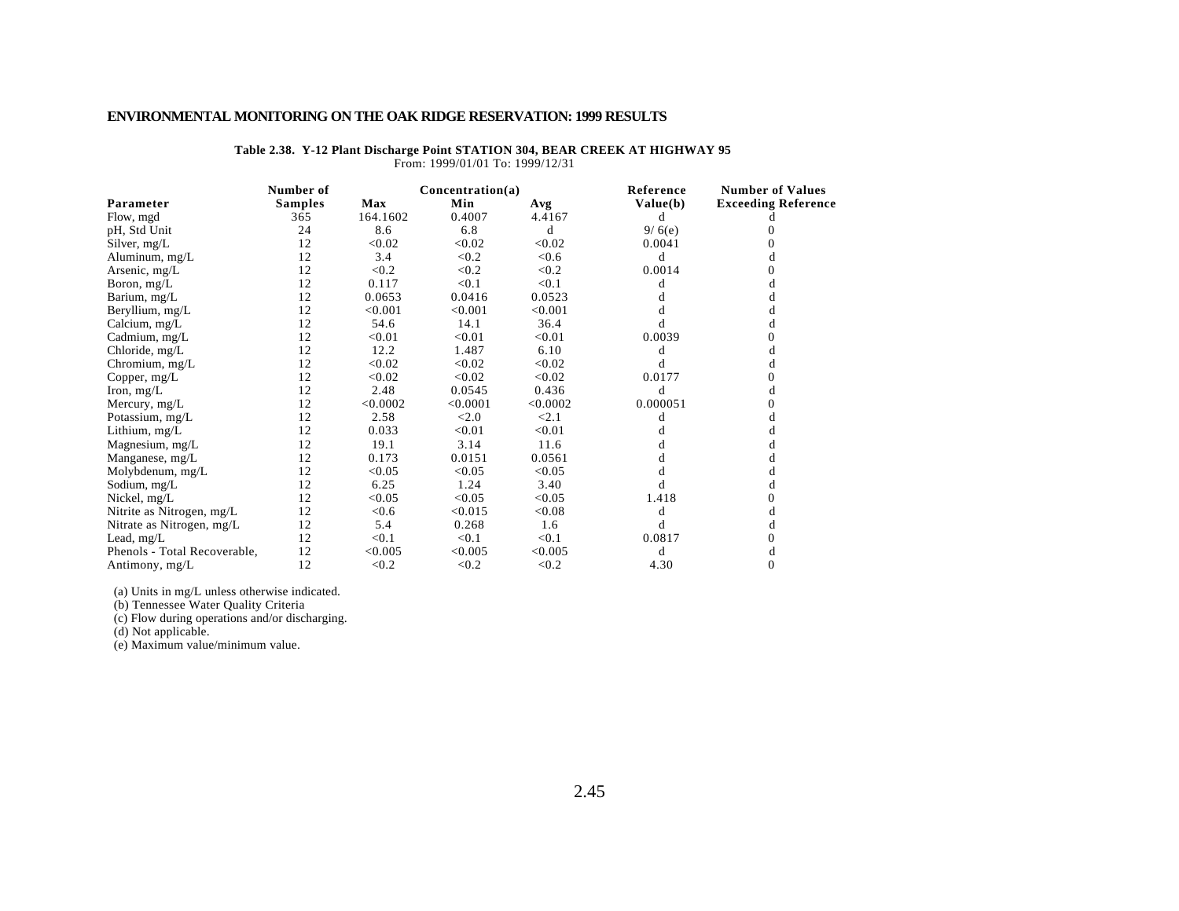Table 2.38. Y-12 Plant Discharge Point STATION 304, BEAR CREEK AT HIGHWAY 95

From: 1999/01/01 To: 1999/12/31

| Parameter | Number of Samples | Concentration(a) Max | Min | Avg | Reference Value(b) | Number of Values Exceeding Reference |
|---|---|---|---|---|---|---|
| Flow, mgd | 365 | 164.1602 | 0.4007 | 4.4167 | d | d |
| pH, Std Unit | 24 | 8.6 | 6.8 | d | 9/ 6(e) | 0 |
| Silver, mg/L | 12 | <0.02 | <0.02 | <0.02 | 0.0041 | 0 |
| Aluminum, mg/L | 12 | 3.4 | <0.2 | <0.6 | d | d |
| Arsenic, mg/L | 12 | <0.2 | <0.2 | <0.2 | 0.0014 | 0 |
| Boron, mg/L | 12 | 0.117 | <0.1 | <0.1 | d | d |
| Barium, mg/L | 12 | 0.0653 | 0.0416 | 0.0523 | d | d |
| Beryllium, mg/L | 12 | <0.001 | <0.001 | <0.001 | d | d |
| Calcium, mg/L | 12 | 54.6 | 14.1 | 36.4 | d | d |
| Cadmium, mg/L | 12 | <0.01 | <0.01 | <0.01 | 0.0039 | 0 |
| Chloride, mg/L | 12 | 12.2 | 1.487 | 6.10 | d | d |
| Chromium, mg/L | 12 | <0.02 | <0.02 | <0.02 | d | d |
| Copper, mg/L | 12 | <0.02 | <0.02 | <0.02 | 0.0177 | 0 |
| Iron, mg/L | 12 | 2.48 | 0.0545 | 0.436 | d | d |
| Mercury, mg/L | 12 | <0.0002 | <0.0001 | <0.0002 | 0.000051 | 0 |
| Potassium, mg/L | 12 | 2.58 | <2.0 | <2.1 | d | d |
| Lithium, mg/L | 12 | 0.033 | <0.01 | <0.01 | d | d |
| Magnesium, mg/L | 12 | 19.1 | 3.14 | 11.6 | d | d |
| Manganese, mg/L | 12 | 0.173 | 0.0151 | 0.0561 | d | d |
| Molybdenum, mg/L | 12 | <0.05 | <0.05 | <0.05 | d | d |
| Sodium, mg/L | 12 | 6.25 | 1.24 | 3.40 | d | d |
| Nickel, mg/L | 12 | <0.05 | <0.05 | <0.05 | 1.418 | 0 |
| Nitrite as Nitrogen, mg/L | 12 | <0.6 | <0.015 | <0.08 | d | d |
| Nitrate as Nitrogen, mg/L | 12 | 5.4 | 0.268 | 1.6 | d | d |
| Lead, mg/L | 12 | <0.1 | <0.1 | <0.1 | 0.0817 | 0 |
| Phenols - Total Recoverable, | 12 | <0.005 | <0.005 | <0.005 | d | d |
| Antimony, mg/L | 12 | <0.2 | <0.2 | <0.2 | 4.30 | 0 |

(a) Units in mg/L unless otherwise indicated.

(b) Tennessee Water Quality Criteria

(c) Flow during operations and/or discharging.

(d) Not applicable.

(e) Maximum value/minimum value.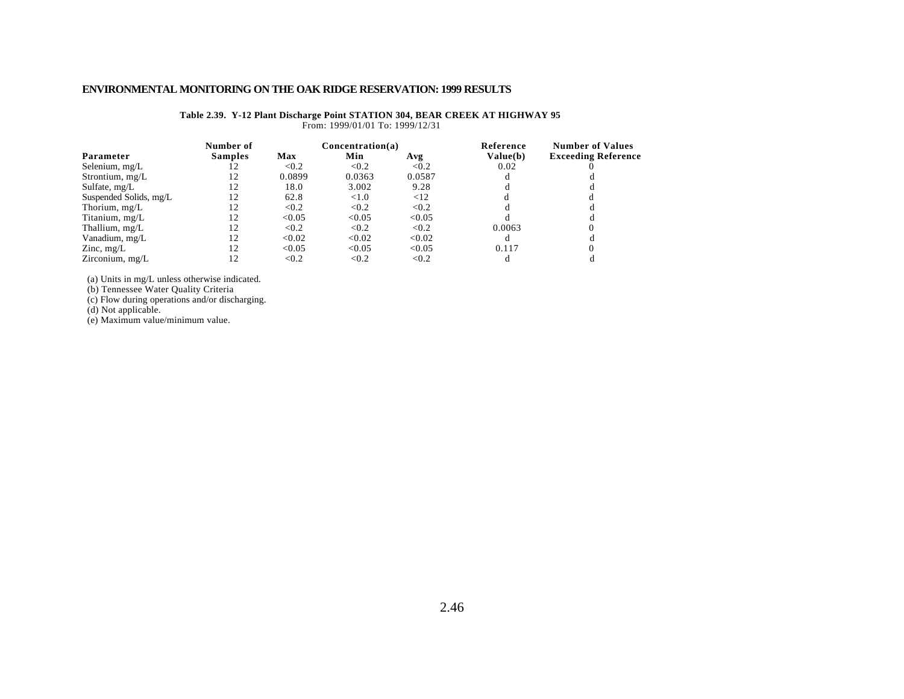**Table 2.39. Y-12 Plant Discharge Point STATION 304, BEAR CREEK AT HIGHWAY 95**

From: 1999/01/01 To: 1999/12/31

| Parameter | Number of Samples | Concentration(a) Max | Min | Avg | Reference Value(b) | Number of Values Exceeding Reference |
|---|---|---|---|---|---|---|
| Selenium, mg/L | 12 | <0.2 | <0.2 | <0.2 | 0.02 | 0 |
| Strontium, mg/L | 12 | 0.0899 | 0.0363 | 0.0587 | d | d |
| Sulfate, mg/L | 12 | 18.0 | 3.002 | 9.28 | d | d |
| Suspended Solids, mg/L | 12 | 62.8 | <1.0 | <12 | d | d |
| Thorium, mg/L | 12 | <0.2 | <0.2 | <0.2 | d | d |
| Titanium, mg/L | 12 | <0.05 | <0.05 | <0.05 | d | d |
| Thallium, mg/L | 12 | <0.2 | <0.2 | <0.2 | 0.0063 | 0 |
| Vanadium, mg/L | 12 | <0.02 | <0.02 | <0.02 | d | d |
| Zinc, mg/L | 12 | <0.05 | <0.05 | <0.05 | 0.117 | 0 |
| Zirconium, mg/L | 12 | <0.2 | <0.2 | <0.2 | d | d |

(a) Units in mg/L unless otherwise indicated.
(b) Tennessee Water Quality Criteria
(c) Flow during operations and/or discharging.
(d) Not applicable.
(e) Maximum value/minimum value.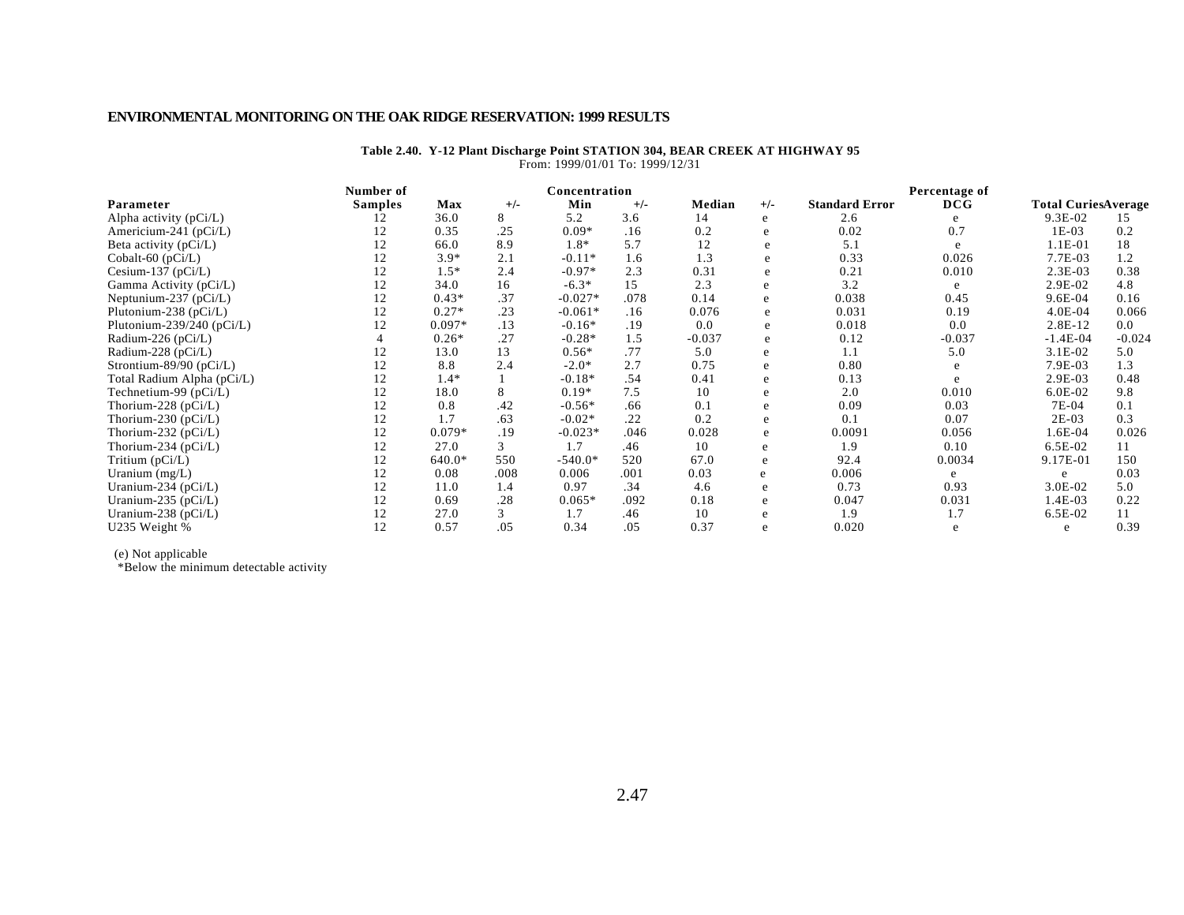ENVIRONMENTAL MONITORING ON THE OAK RIDGE RESERVATION: 1999 RESULTS

**Table 2.40. Y-12 Plant Discharge Point STATION 304, BEAR CREEK AT HIGHWAY 95**

From: 1999/01/01 To: 1999/12/31

| Parameter | Number of Samples | Concentration Max | +/- | Min | +/- | Median | +/- | Standard Error | Percentage of DCG | Total Curies | Average |
|---|---|---|---|---|---|---|---|---|---|---|---|
| Alpha activity (pCi/L) | 12 | 36.0 | 8 | 5.2 | 3.6 | 14 | e | 2.6 | e | 9.3E-02 | 15 |
| Americium-241 (pCi/L) | 12 | 0.35 | .25 | 0.09* | .16 | 0.2 | e | 0.02 | 0.7 | 1E-03 | 0.2 |
| Beta activity (pCi/L) | 12 | 66.0 | 8.9 | 1.8* | 5.7 | 12 | e | 5.1 | e | 1.1E-01 | 18 |
| Cobalt-60 (pCi/L) | 12 | 3.9* | 2.1 | -0.11* | 1.6 | 1.3 | e | 0.33 | 0.026 | 7.7E-03 | 1.2 |
| Cesium-137 (pCi/L) | 12 | 1.5* | 2.4 | -0.97* | 2.3 | 0.31 | e | 0.21 | 0.010 | 2.3E-03 | 0.38 |
| Gamma Activity (pCi/L) | 12 | 34.0 | 16 | -6.3* | 15 | 2.3 | e | 3.2 | e | 2.9E-02 | 4.8 |
| Neptunium-237 (pCi/L) | 12 | 0.43* | .37 | -0.027* | .078 | 0.14 | e | 0.038 | 0.45 | 9.6E-04 | 0.16 |
| Plutonium-238 (pCi/L) | 12 | 0.27* | .23 | -0.061* | .16 | 0.076 | e | 0.031 | 0.19 | 4.0E-04 | 0.066 |
| Plutonium-239/240 (pCi/L) | 12 | 0.097* | .13 | -0.16* | .19 | 0.0 | e | 0.018 | 0.0 | 2.8E-12 | 0.0 |
| Radium-226 (pCi/L) | 4 | 0.26* | .27 | -0.28* | 1.5 | -0.037 | e | 0.12 | -0.037 | -1.4E-04 | -0.024 |
| Radium-228 (pCi/L) | 12 | 13.0 | 13 | 0.56* | .77 | 5.0 | e | 1.1 | 5.0 | 3.1E-02 | 5.0 |
| Strontium-89/90 (pCi/L) | 12 | 8.8 | 2.4 | -2.0* | 2.7 | 0.75 | e | 0.80 | e | 7.9E-03 | 1.3 |
| Total Radium Alpha (pCi/L) | 12 | 1.4* | 1 | -0.18* | .54 | 0.41 | e | 0.13 | e | 2.9E-03 | 0.48 |
| Technetium-99 (pCi/L) | 12 | 18.0 | 8 | 0.19* | 7.5 | 10 | e | 2.0 | 0.010 | 6.0E-02 | 9.8 |
| Thorium-228 (pCi/L) | 12 | 0.8 | .42 | -0.56* | .66 | 0.1 | e | 0.09 | 0.03 | 7E-04 | 0.1 |
| Thorium-230 (pCi/L) | 12 | 1.7 | .63 | -0.02* | .22 | 0.2 | e | 0.1 | 0.07 | 2E-03 | 0.3 |
| Thorium-232 (pCi/L) | 12 | 0.079* | .19 | -0.023* | .046 | 0.028 | e | 0.0091 | 0.056 | 1.6E-04 | 0.026 |
| Thorium-234 (pCi/L) | 12 | 27.0 | 3 | 1.7 | .46 | 10 | e | 1.9 | 0.10 | 6.5E-02 | 11 |
| Tritium (pCi/L) | 12 | 640.0* | 550 | -540.0* | 520 | 67.0 | e | 92.4 | 0.0034 | 9.17E-01 | 150 |
| Uranium (mg/L) | 12 | 0.08 | .008 | 0.006 | .001 | 0.03 | e | 0.006 | e | e | 0.03 |
| Uranium-234 (pCi/L) | 12 | 11.0 | 1.4 | 0.97 | .34 | 4.6 | e | 0.73 | 0.93 | 3.0E-02 | 5.0 |
| Uranium-235 (pCi/L) | 12 | 0.69 | .28 | 0.065* | .092 | 0.18 | e | 0.047 | 0.031 | 1.4E-03 | 0.22 |
| Uranium-238 (pCi/L) | 12 | 27.0 | 3 | 1.7 | .46 | 10 | e | 1.9 | 1.7 | 6.5E-02 | 11 |
| U235 Weight % | 12 | 0.57 | .05 | 0.34 | .05 | 0.37 | e | 0.020 | e | e | 0.39 |

(e) Not applicable

*Below the minimum detectable activity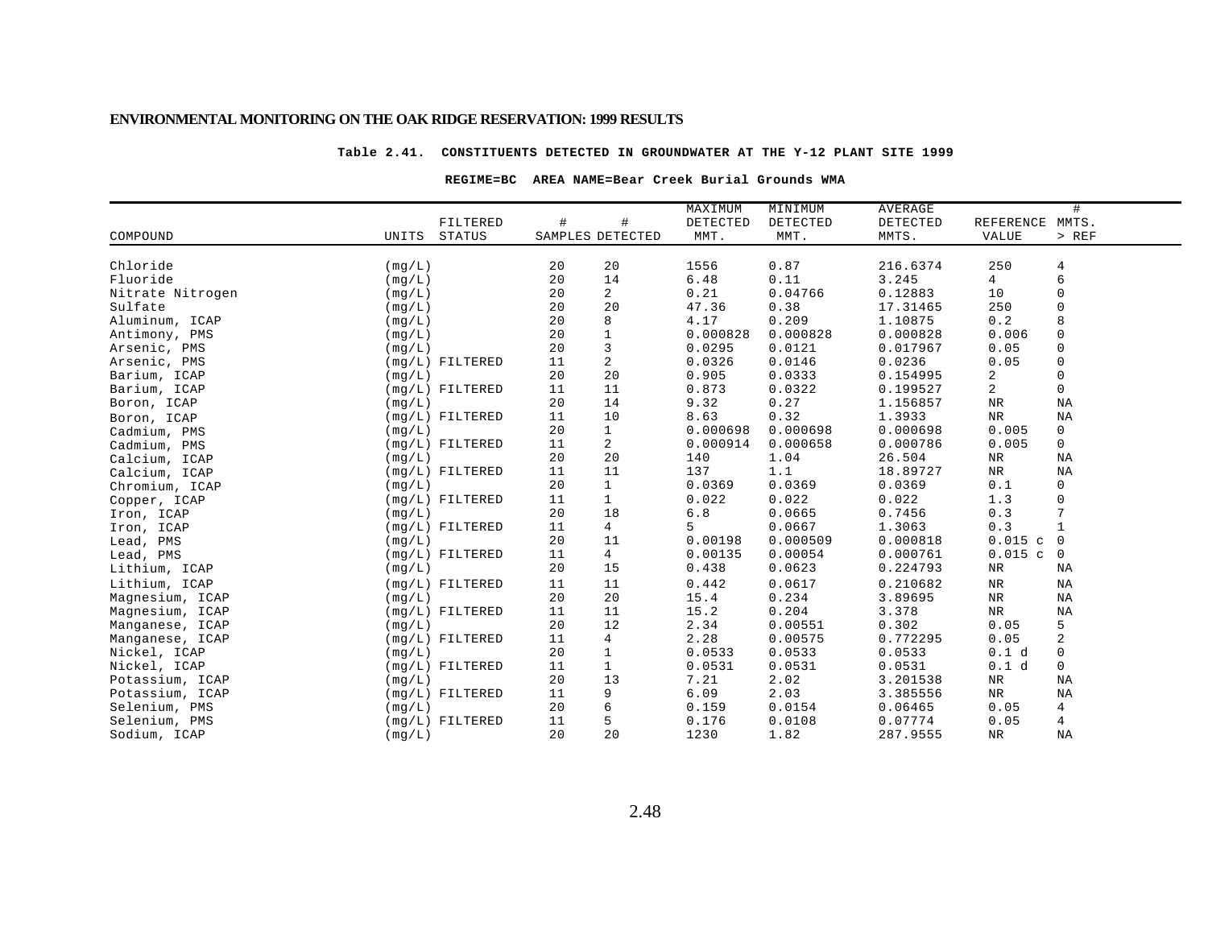**Table 2.41. CONSTITUENTS DETECTED IN GROUNDWATER AT THE Y-12 PLANT SITE 1999**

**REGIME=BC AREA NAME=Bear Creek Burial Grounds WMA**

| COMPOUND | UNITS | FILTERED STATUS | # SAMPLES | # DETECTED | MAXIMUM DETECTED MMT. | MINIMUM DETECTED MMT. | AVERAGE DETECTED MMTS. | REFERENCE VALUE | # MMTS. > REF |
|---|---|---|---|---|---|---|---|---|---|
| Chloride | (mg/L) | | 20 | 20 | 1556 | 0.87 | 216.6374 | 250 | 4 |
| Fluoride | (mg/L) | | 20 | 14 | 6.48 | 0.11 | 3.245 | 4 | 6 |
| Nitrate Nitrogen | (mg/L) | | 20 | 2 | 0.21 | 0.04766 | 0.12883 | 10 | 0 |
| Sulfate | (mg/L) | | 20 | 20 | 47.36 | 0.38 | 17.31465 | 250 | 0 |
| Aluminum, ICAP | (mg/L) | | 20 | 8 | 4.17 | 0.209 | 1.10875 | 0.2 | 8 |
| Antimony, PMS | (mg/L) | | 20 | 1 | 0.000828 | 0.000828 | 0.000828 | 0.006 | 0 |
| Arsenic, PMS | (mg/L) | | 20 | 3 | 0.0295 | 0.0121 | 0.017967 | 0.05 | 0 |
| Arsenic, PMS | (mg/L) | FILTERED | 11 | 2 | 0.0326 | 0.0146 | 0.0236 | 0.05 | 0 |
| Barium, ICAP | (mg/L) | | 20 | 20 | 0.905 | 0.0333 | 0.154995 | 2 | 0 |
| Barium, ICAP | (mg/L) | FILTERED | 11 | 11 | 0.873 | 0.0322 | 0.199527 | 2 | 0 |
| Boron, ICAP | (mg/L) | | 20 | 14 | 9.32 | 0.27 | 1.156857 | NR | NA |
| Boron, ICAP | (mg/L) | FILTERED | 11 | 10 | 8.63 | 0.32 | 1.3933 | NR | NA |
| Cadmium, PMS | (mg/L) | | 20 | 1 | 0.000698 | 0.000698 | 0.000698 | 0.005 | 0 |
| Cadmium, PMS | (mg/L) | FILTERED | 11 | 2 | 0.000914 | 0.000658 | 0.000786 | 0.005 | 0 |
| Calcium, ICAP | (mg/L) | | 20 | 20 | 140 | 1.04 | 26.504 | NR | NA |
| Calcium, ICAP | (mg/L) | FILTERED | 11 | 11 | 137 | 1.1 | 18.89727 | NR | NA |
| Chromium, ICAP | (mg/L) | | 20 | 1 | 0.0369 | 0.0369 | 0.0369 | 0.1 | 0 |
| Copper, ICAP | (mg/L) | FILTERED | 11 | 1 | 0.022 | 0.022 | 0.022 | 1.3 | 0 |
| Iron, ICAP | (mg/L) | | 20 | 18 | 6.8 | 0.0665 | 0.7456 | 0.3 | 7 |
| Iron, ICAP | (mg/L) | FILTERED | 11 | 4 | 5 | 0.0667 | 1.3063 | 0.3 | 1 |
| Lead, PMS | (mg/L) | | 20 | 11 | 0.00198 | 0.000509 | 0.000818 | 0.015 c | 0 |
| Lead, PMS | (mg/L) | FILTERED | 11 | 4 | 0.00135 | 0.00054 | 0.000761 | 0.015 c | 0 |
| Lithium, ICAP | (mg/L) | | 20 | 15 | 0.438 | 0.0623 | 0.224793 | NR | NA |
| Lithium, ICAP | (mg/L) | FILTERED | 11 | 11 | 0.442 | 0.0617 | 0.210682 | NR | NA |
| Magnesium, ICAP | (mg/L) | | 20 | 20 | 15.4 | 0.234 | 3.89695 | NR | NA |
| Magnesium, ICAP | (mg/L) | FILTERED | 11 | 11 | 15.2 | 0.204 | 3.378 | NR | NA |
| Manganese, ICAP | (mg/L) | | 20 | 12 | 2.34 | 0.00551 | 0.302 | 0.05 | 5 |
| Manganese, ICAP | (mg/L) | FILTERED | 11 | 4 | 2.28 | 0.00575 | 0.772295 | 0.05 | 2 |
| Nickel, ICAP | (mg/L) | | 20 | 1 | 0.0533 | 0.0533 | 0.0533 | 0.1 d | 0 |
| Nickel, ICAP | (mg/L) | FILTERED | 11 | 1 | 0.0531 | 0.0531 | 0.0531 | 0.1 d | 0 |
| Potassium, ICAP | (mg/L) | | 20 | 13 | 7.21 | 2.02 | 3.201538 | NR | NA |
| Potassium, ICAP | (mg/L) | FILTERED | 11 | 9 | 6.09 | 2.03 | 3.385556 | NR | NA |
| Selenium, PMS | (mg/L) | | 20 | 6 | 0.159 | 0.0154 | 0.06465 | 0.05 | 4 |
| Selenium, PMS | (mg/L) | FILTERED | 11 | 5 | 0.176 | 0.0108 | 0.07774 | 0.05 | 4 |
| Sodium, ICAP | (mg/L) | | 20 | 20 | 1230 | 1.82 | 287.9555 | NR | NA |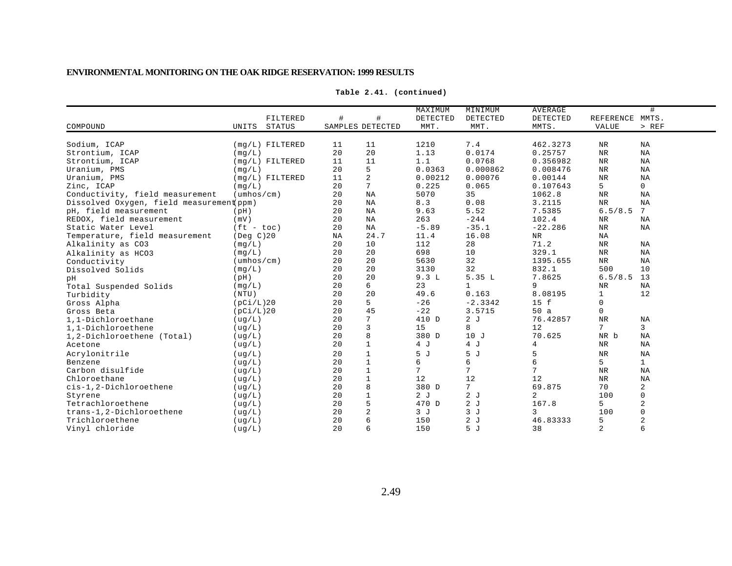Table 2.41. (continued)

| COMPOUND | UNITS | FILTERED STATUS | # SAMPLES | # DETECTED | MAXIMUM DETECTED MMT. | MINIMUM DETECTED MMT. | AVERAGE DETECTED MMTS. | REFERENCE VALUE | # MMTS. > REF |
|---|---|---|---|---|---|---|---|---|---|
| Sodium, ICAP | (mg/L) | FILTERED | 11 | 11 | 1210 | 7.4 | 462.3273 | NR | NA |
| Strontium, ICAP | (mg/L) | | 20 | 20 | 1.13 | 0.0174 | 0.25757 | NR | NA |
| Strontium, ICAP | (mg/L) | FILTERED | 11 | 11 | 1.1 | 0.0768 | 0.356982 | NR | NA |
| Uranium, PMS | (mg/L) | | 20 | 5 | 0.0363 | 0.000862 | 0.008476 | NR | NA |
| Uranium, PMS | (mg/L) | FILTERED | 11 | 2 | 0.00212 | 0.00076 | 0.00144 | NR | NA |
| Zinc, ICAP | (mg/L) | | 20 | 7 | 0.225 | 0.065 | 0.107643 | 5 | 0 |
| Conductivity, field measurement | (umhos/cm) | | 20 | NA | 5070 | 35 | 1062.8 | NR | NA |
| Dissolved Oxygen, field measurement | (ppm) | | 20 | NA | 8.3 | 0.08 | 3.2115 | NR | NA |
| pH, field measurement | (pH) | | 20 | NA | 9.63 | 5.52 | 7.5385 | 6.5/8.5 | 7 |
| REDOX, field measurement | (mV) | | 20 | NA | 263 | -244 | 102.4 | NR | NA |
| Static Water Level | (ft - toc) | | 20 | NA | -5.89 | -35.1 | -22.286 | NR | NA |
| Temperature, field measurement | (Deg C)20 | | NA | 24.7 | 11.4 | 16.08 | NR | NA | |
| Alkalinity as CO3 | (mg/L) | | 20 | 10 | 112 | 28 | 71.2 | NR | NA |
| Alkalinity as HCO3 | (mg/L) | | 20 | 20 | 698 | 10 | 329.1 | NR | NA |
| Conductivity | (umhos/cm) | | 20 | 20 | 5630 | 32 | 1395.655 | NR | NA |
| Dissolved Solids | (mg/L) | | 20 | 20 | 3130 | 32 | 832.1 | 500 | 10 |
| pH | (pH) | | 20 | 20 | 9.3 L | 5.35 L | 7.8625 | 6.5/8.5 | 13 |
| Total Suspended Solids | (mg/L) | | 20 | 6 | 23 | 1 | 9 | NR | NA |
| Turbidity | (NTU) | | 20 | 20 | 49.6 | 0.163 | 8.08195 | 1 | 12 |
| Gross Alpha | (pCi/L)20 | | 20 | 5 | -26 | -2.3342 | 15 f | 0 | |
| Gross Beta | (pCi/L)20 | | 20 | 45 | -22 | 3.5715 | 50 a | 0 | |
| 1,1-Dichloroethane | (ug/L) | | 20 | 7 | 410 D | 2 J | 76.42857 | NR | NA |
| 1,1-Dichloroethene | (ug/L) | | 20 | 3 | 15 | 8 | 12 | 7 | 3 |
| 1,2-Dichloroethene (Total) | (ug/L) | | 20 | 8 | 380 D | 10 J | 70.625 | NR b | NA |
| Acetone | (ug/L) | | 20 | 1 | 4 J | 4 J | 4 | NR | NA |
| Acrylonitrile | (ug/L) | | 20 | 1 | 5 J | 5 J | 5 | NR | NA |
| Benzene | (ug/L) | | 20 | 1 | 6 | 6 | 6 | 5 | 1 |
| Carbon disulfide | (ug/L) | | 20 | 1 | 7 | 7 | 7 | NR | NA |
| Chloroethane | (ug/L) | | 20 | 1 | 12 | 12 | 12 | NR | NA |
| cis-1,2-Dichloroethene | (ug/L) | | 20 | 8 | 380 D | 7 | 69.875 | 70 | 2 |
| Styrene | (ug/L) | | 20 | 1 | 2 J | 2 J | 2 | 100 | 0 |
| Tetrachloroethene | (ug/L) | | 20 | 5 | 470 D | 2 J | 167.8 | 5 | 2 |
| trans-1,2-Dichloroethene | (ug/L) | | 20 | 2 | 3 J | 3 J | 3 | 100 | 0 |
| Trichloroethene | (ug/L) | | 20 | 6 | 150 | 2 J | 46.83333 | 5 | 2 |
| Vinyl chloride | (ug/L) | | 20 | 6 | 150 | 5 J | 38 | 2 | 6 |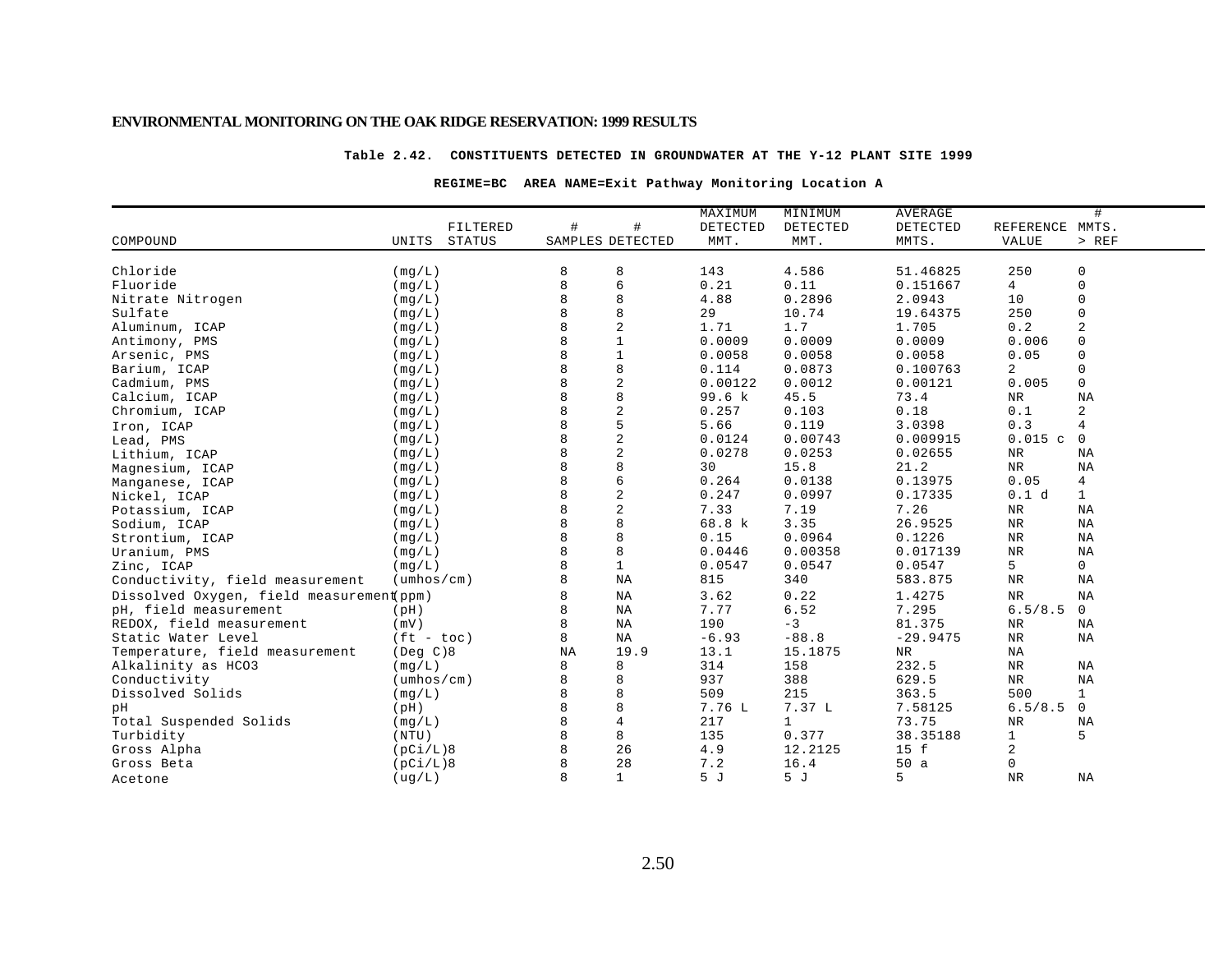**ENVIRONMENTAL MONITORING ON THE OAK RIDGE RESERVATION: 1999 RESULTS**

**Table 2.42. CONSTITUENTS DETECTED IN GROUNDWATER AT THE Y-12 PLANT SITE 1999**

**REGIME=BC AREA NAME=Exit Pathway Monitoring Location A**

| COMPOUND | UNITS | FILTERED STATUS | # SAMPLES | # DETECTED | MAXIMUM DETECTED MMT. | MINIMUM DETECTED MMT. | AVERAGE DETECTED MMTS. | REFERENCE VALUE | # MMTS. > REF |
|---|---|---|---|---|---|---|---|---|---|
| Chloride | (mg/L) | | 8 | 8 | 143 | 4.586 | 51.46825 | 250 | 0 |
| Fluoride | (mg/L) | | 8 | 6 | 0.21 | 0.11 | 0.151667 | 4 | 0 |
| Nitrate Nitrogen | (mg/L) | | 8 | 8 | 4.88 | 0.2896 | 2.0943 | 10 | 0 |
| Sulfate | (mg/L) | | 8 | 8 | 29 | 10.74 | 19.64375 | 250 | 0 |
| Aluminum, ICAP | (mg/L) | | 8 | 2 | 1.71 | 1.7 | 1.705 | 0.2 | 2 |
| Antimony, PMS | (mg/L) | | 8 | 1 | 0.0009 | 0.0009 | 0.0009 | 0.006 | 0 |
| Arsenic, PMS | (mg/L) | | 8 | 1 | 0.0058 | 0.0058 | 0.0058 | 0.05 | 0 |
| Barium, ICAP | (mg/L) | | 8 | 8 | 0.114 | 0.0873 | 0.100763 | 2 | 0 |
| Cadmium, PMS | (mg/L) | | 8 | 2 | 0.00122 | 0.0012 | 0.00121 | 0.005 | 0 |
| Calcium, ICAP | (mg/L) | | 8 | 8 | 99.6 k | 45.5 | 73.4 | NR | NA |
| Chromium, ICAP | (mg/L) | | 8 | 2 | 0.257 | 0.103 | 0.18 | 0.1 | 2 |
| Iron, ICAP | (mg/L) | | 8 | 5 | 5.66 | 0.119 | 3.0398 | 0.3 | 4 |
| Lead, PMS | (mg/L) | | 8 | 2 | 0.0124 | 0.00743 | 0.009915 | 0.015 c | 0 |
| Lithium, ICAP | (mg/L) | | 8 | 2 | 0.0278 | 0.0253 | 0.02655 | NR | NA |
| Magnesium, ICAP | (mg/L) | | 8 | 8 | 30 | 15.8 | 21.2 | NR | NA |
| Manganese, ICAP | (mg/L) | | 8 | 6 | 0.264 | 0.0138 | 0.13975 | 0.05 | 4 |
| Nickel, ICAP | (mg/L) | | 8 | 2 | 0.247 | 0.0997 | 0.17335 | 0.1 d | 1 |
| Potassium, ICAP | (mg/L) | | 8 | 2 | 7.33 | 7.19 | 7.26 | NR | NA |
| Sodium, ICAP | (mg/L) | | 8 | 8 | 68.8 k | 3.35 | 26.9525 | NR | NA |
| Strontium, ICAP | (mg/L) | | 8 | 8 | 0.15 | 0.0964 | 0.1226 | NR | NA |
| Uranium, PMS | (mg/L) | | 8 | 8 | 0.0446 | 0.00358 | 0.017139 | NR | NA |
| Zinc, ICAP | (mg/L) | | 8 | 1 | 0.0547 | 0.0547 | 0.0547 | 5 | 0 |
| Conductivity, field measurement | (umhos/cm) | | 8 | NA | 815 | 340 | 583.875 | NR | NA |
| Dissolved Oxygen, field measurement | (ppm) | | 8 | NA | 3.62 | 0.22 | 1.4275 | NR | NA |
| pH, field measurement | (pH) | | 8 | NA | 7.77 | 6.52 | 7.295 | 6.5/8.5 | 0 |
| REDOX, field measurement | (mV) | | 8 | NA | 190 | -3 | 81.375 | NR | NA |
| Static Water Level | (ft - toc) | | 8 | NA | -6.93 | -88.8 | -29.9475 | NR | NA |
| Temperature, field measurement | (Deg C)8 | | NA | 19.9 | 13.1 | 15.1875 | NR | NA | |
| Alkalinity as HCO3 | (mg/L) | | 8 | 8 | 314 | 158 | 232.5 | NR | NA |
| Conductivity | (umhos/cm) | | 8 | 8 | 937 | 388 | 629.5 | NR | NA |
| Dissolved Solids | (mg/L) | | 8 | 8 | 509 | 215 | 363.5 | 500 | 1 |
| pH | (pH) | | 8 | 8 | 7.76 L | 7.37 L | 7.58125 | 6.5/8.5 | 0 |
| Total Suspended Solids | (mg/L) | | 8 | 4 | 217 | 1 | 73.75 | NR | NA |
| Turbidity | (NTU) | | 8 | 8 | 135 | 0.377 | 38.35188 | 1 | 5 |
| Gross Alpha | (pCi/L)8 | | 8 | 26 | 4.9 | 12.2125 | 15 f | 2 | |
| Gross Beta | (pCi/L)8 | | 8 | 28 | 7.2 | 16.4 | 50 a | 0 | |
| Acetone | (ug/L) | | 8 | 1 | 5 J | 5 J | 5 | NR | NA |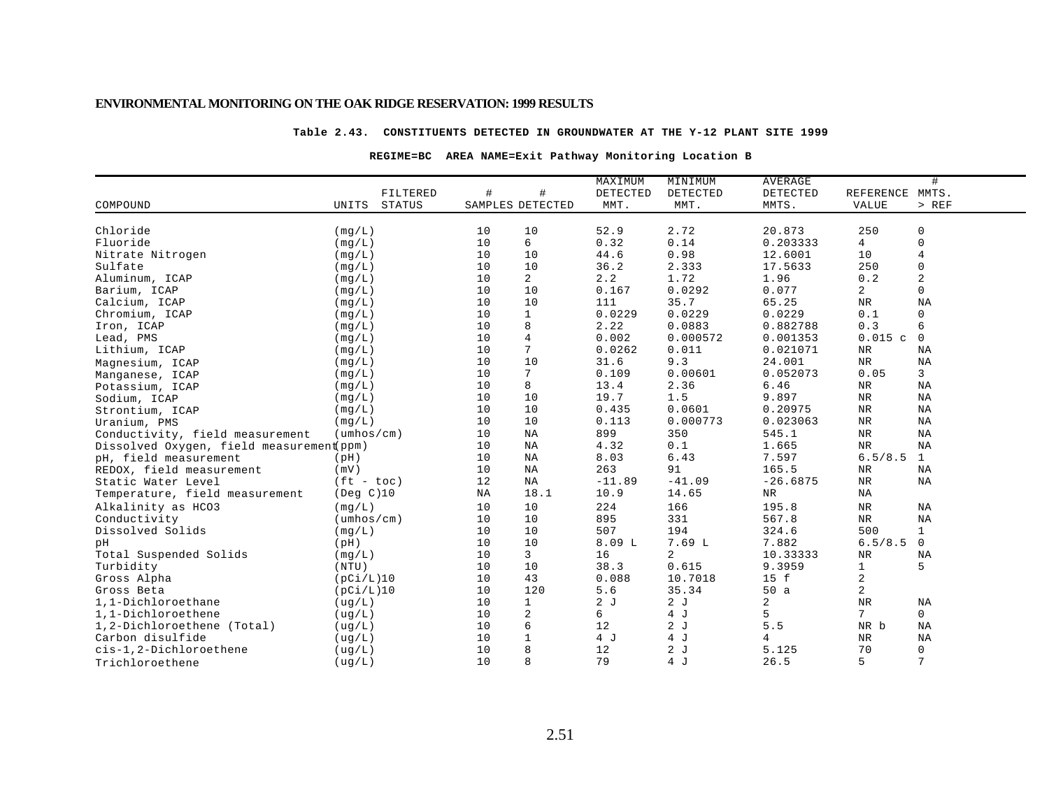ENVIRONMENTAL MONITORING ON THE OAK RIDGE RESERVATION: 1999 RESULTS

**Table 2.43. CONSTITUENTS DETECTED IN GROUNDWATER AT THE Y-12 PLANT SITE 1999**

**REGIME=BC AREA NAME=Exit Pathway Monitoring Location B**

| COMPOUND | UNITS | FILTERED STATUS | # SAMPLES | # DETECTED | MAXIMUM DETECTED MMT. | MINIMUM DETECTED MMT. | AVERAGE DETECTED MMTS. | REFERENCE VALUE | # MMTS. > REF |
|---|---|---|---|---|---|---|---|---|---|
| Chloride | (mg/L) | | 10 | 10 | 52.9 | 2.72 | 20.873 | 250 | 0 |
| Fluoride | (mg/L) | | 10 | 6 | 0.32 | 0.14 | 0.203333 | 4 | 0 |
| Nitrate Nitrogen | (mg/L) | | 10 | 10 | 44.6 | 0.98 | 12.6001 | 10 | 4 |
| Sulfate | (mg/L) | | 10 | 10 | 36.2 | 2.333 | 17.5633 | 250 | 0 |
| Aluminum, ICAP | (mg/L) | | 10 | 2 | 2.2 | 1.72 | 1.96 | 0.2 | 2 |
| Barium, ICAP | (mg/L) | | 10 | 10 | 0.167 | 0.0292 | 0.077 | 2 | 0 |
| Calcium, ICAP | (mg/L) | | 10 | 10 | 111 | 35.7 | 65.25 | NR | NA |
| Chromium, ICAP | (mg/L) | | 10 | 1 | 0.0229 | 0.0229 | 0.0229 | 0.1 | 0 |
| Iron, ICAP | (mg/L) | | 10 | 8 | 2.22 | 0.0883 | 0.882788 | 0.3 | 6 |
| Lead, PMS | (mg/L) | | 10 | 4 | 0.002 | 0.000572 | 0.001353 | 0.015 c | 0 |
| Lithium, ICAP | (mg/L) | | 10 | 7 | 0.0262 | 0.011 | 0.021071 | NR | NA |
| Magnesium, ICAP | (mg/L) | | 10 | 10 | 31.6 | 9.3 | 24.001 | NR | NA |
| Manganese, ICAP | (mg/L) | | 10 | 7 | 0.109 | 0.00601 | 0.052073 | 0.05 | 3 |
| Potassium, ICAP | (mg/L) | | 10 | 8 | 13.4 | 2.36 | 6.46 | NR | NA |
| Sodium, ICAP | (mg/L) | | 10 | 10 | 19.7 | 1.5 | 9.897 | NR | NA |
| Strontium, ICAP | (mg/L) | | 10 | 10 | 0.435 | 0.0601 | 0.20975 | NR | NA |
| Uranium, PMS | (mg/L) | | 10 | 10 | 0.113 | 0.000773 | 0.023063 | NR | NA |
| Conductivity, field measurement | (umhos/cm) | | 10 | NA | 899 | 350 | 545.1 | NR | NA |
| Dissolved Oxygen, field measurement | (ppm) | | 10 | NA | 4.32 | 0.1 | 1.665 | NR | NA |
| pH, field measurement | (pH) | | 10 | NA | 8.03 | 6.43 | 7.597 | 6.5/8.5 | 1 |
| REDOX, field measurement | (mV) | | 10 | NA | 263 | 91 | 165.5 | NR | NA |
| Static Water Level | (ft - toc) | | 12 | NA | -11.89 | -41.09 | -26.6875 | NR | NA |
| Temperature, field measurement | (Deg C)10 | | NA | 18.1 | 10.9 | 14.65 | NR | NA | |
| Alkalinity as HCO3 | (mg/L) | | 10 | 10 | 224 | 166 | 195.8 | NR | NA |
| Conductivity | (umhos/cm) | | 10 | 10 | 895 | 331 | 567.8 | NR | NA |
| Dissolved Solids | (mg/L) | | 10 | 10 | 507 | 194 | 324.6 | 500 | 1 |
| pH | (pH) | | 10 | 10 | 8.09 L | 7.69 L | 7.882 | 6.5/8.5 | 0 |
| Total Suspended Solids | (mg/L) | | 10 | 3 | 16 | 2 | 10.33333 | NR | NA |
| Turbidity | (NTU) | | 10 | 10 | 38.3 | 0.615 | 9.3959 | 1 | 5 |
| Gross Alpha | (pCi/L)10 | | 10 | 43 | 0.088 | 10.7018 | 15 f | 2 | |
| Gross Beta | (pCi/L)10 | | 10 | 120 | 5.6 | 35.34 | 50 a | 2 | |
| 1,1-Dichloroethane | (ug/L) | | 10 | 1 | 2 J | 2 J | 2 | NR | NA |
| 1,1-Dichloroethene | (ug/L) | | 10 | 2 | 6 | 4 J | 5 | 7 | 0 |
| 1,2-Dichloroethene (Total) | (ug/L) | | 10 | 6 | 12 | 2 J | 5.5 | NR b | NA |
| Carbon disulfide | (ug/L) | | 10 | 1 | 4 J | 4 J | 4 | NR | NA |
| cis-1,2-Dichloroethene | (ug/L) | | 10 | 8 | 12 | 2 J | 5.125 | 70 | 0 |
| Trichloroethene | (ug/L) | | 10 | 8 | 79 | 4 J | 26.5 | 5 | 7 |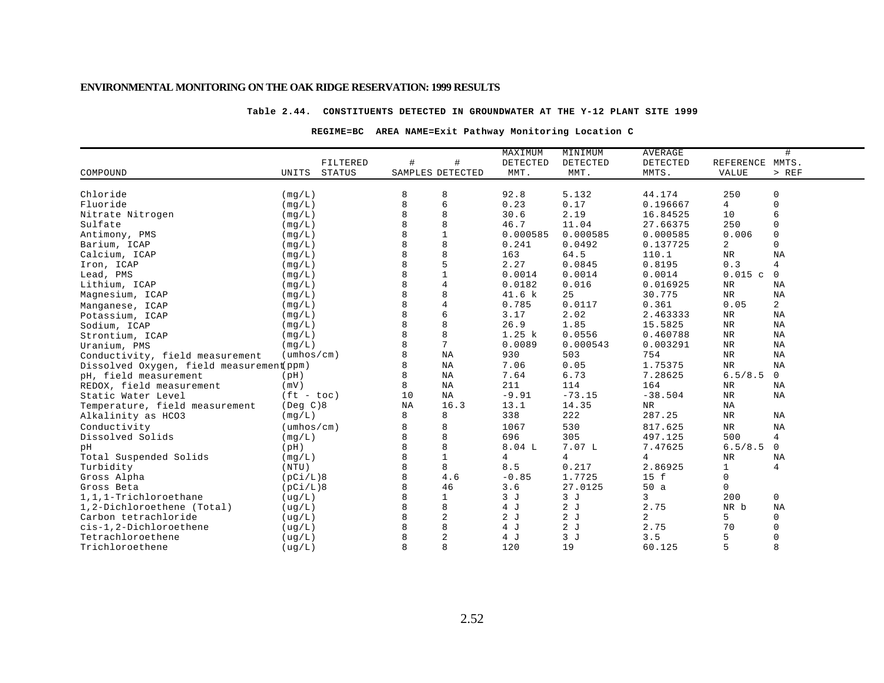**Table 2.44. CONSTITUENTS DETECTED IN GROUNDWATER AT THE Y-12 PLANT SITE 1999**

**REGIME=BC AREA NAME=Exit Pathway Monitoring Location C**

| COMPOUND | UNITS | FILTERED STATUS | # SAMPLES | # DETECTED | MAXIMUM DETECTED MMT. | MINIMUM DETECTED MMT. | AVERAGE DETECTED MMTS. | REFERENCE VALUE | # MMTS. > REF |
|---|---|---|---|---|---|---|---|---|---|
| Chloride | (mg/L) | | 8 | 8 | 92.8 | 5.132 | 44.174 | 250 | 0 |
| Fluoride | (mg/L) | | 8 | 6 | 0.23 | 0.17 | 0.196667 | 4 | 0 |
| Nitrate Nitrogen | (mg/L) | | 8 | 8 | 30.6 | 2.19 | 16.84525 | 10 | 6 |
| Sulfate | (mg/L) | | 8 | 8 | 46.7 | 11.04 | 27.66375 | 250 | 0 |
| Antimony, PMS | (mg/L) | | 8 | 1 | 0.000585 | 0.000585 | 0.000585 | 0.006 | 0 |
| Barium, ICAP | (mg/L) | | 8 | 8 | 0.241 | 0.0492 | 0.137725 | 2 | 0 |
| Calcium, ICAP | (mg/L) | | 8 | 8 | 163 | 64.5 | 110.1 | NR | NA |
| Iron, ICAP | (mg/L) | | 8 | 5 | 2.27 | 0.0845 | 0.8195 | 0.3 | 4 |
| Lead, PMS | (mg/L) | | 8 | 1 | 0.0014 | 0.0014 | 0.0014 | 0.015 c | 0 |
| Lithium, ICAP | (mg/L) | | 8 | 4 | 0.0182 | 0.016 | 0.016925 | NR | NA |
| Magnesium, ICAP | (mg/L) | | 8 | 8 | 41.6 k | 25 | 30.775 | NR | NA |
| Manganese, ICAP | (mg/L) | | 8 | 4 | 0.785 | 0.0117 | 0.361 | 0.05 | 2 |
| Potassium, ICAP | (mg/L) | | 8 | 6 | 3.17 | 2.02 | 2.463333 | NR | NA |
| Sodium, ICAP | (mg/L) | | 8 | 8 | 26.9 | 1.85 | 15.5825 | NR | NA |
| Strontium, ICAP | (mg/L) | | 8 | 8 | 1.25 k | 0.0556 | 0.460788 | NR | NA |
| Uranium, PMS | (mg/L) | | 8 | 7 | 0.0089 | 0.000543 | 0.003291 | NR | NA |
| Conductivity, field measurement | (umhos/cm) | | 8 | NA | 930 | 503 | 754 | NR | NA |
| Dissolved Oxygen, field measurement | (ppm) | | 8 | NA | 7.06 | 0.05 | 1.75375 | NR | NA |
| pH, field measurement | (pH) | | 8 | NA | 7.64 | 6.73 | 7.28625 | 6.5/8.5 | 0 |
| REDOX, field measurement | (mV) | | 8 | NA | 211 | 114 | 164 | NR | NA |
| Static Water Level | (ft - toc) | | 10 | NA | -9.91 | -73.15 | -38.504 | NR | NA |
| Temperature, field measurement | (Deg C)8 | | NA | 16.3 | 13.1 | 14.35 | NR | NA | |
| Alkalinity as HCO3 | (mg/L) | | 8 | 8 | 338 | 222 | 287.25 | NR | NA |
| Conductivity | (umhos/cm) | | 8 | 8 | 1067 | 530 | 817.625 | NR | NA |
| Dissolved Solids | (mg/L) | | 8 | 8 | 696 | 305 | 497.125 | 500 | 4 |
| pH | (pH) | | 8 | 8 | 8.04 L | 7.07 L | 7.47625 | 6.5/8.5 | 0 |
| Total Suspended Solids | (mg/L) | | 8 | 1 | 4 | 4 | 4 | NR | NA |
| Turbidity | (NTU) | | 8 | 8 | 8.5 | 0.217 | 2.86925 | 1 | 4 |
| Gross Alpha | (pCi/L)8 | | 8 | 4.6 | -0.85 | 1.7725 | 15 f | 0 | |
| Gross Beta | (pCi/L)8 | | 8 | 46 | 3.6 | 27.0125 | 50 a | 0 | |
| 1,1,1-Trichloroethane | (ug/L) | | 8 | 1 | 3 J | 3 J | 3 | 200 | 0 |
| 1,2-Dichloroethene (Total) | (ug/L) | | 8 | 8 | 4 J | 2 J | 2.75 | NR b | NA |
| Carbon tetrachloride | (ug/L) | | 8 | 2 | 2 J | 2 J | 2 | 5 | 0 |
| cis-1,2-Dichloroethene | (ug/L) | | 8 | 8 | 4 J | 2 J | 2.75 | 70 | 0 |
| Tetrachloroethene | (ug/L) | | 8 | 2 | 4 J | 3 J | 3.5 | 5 | 0 |
| Trichloroethene | (ug/L) | | 8 | 8 | 120 | 19 | 60.125 | 5 | 8 |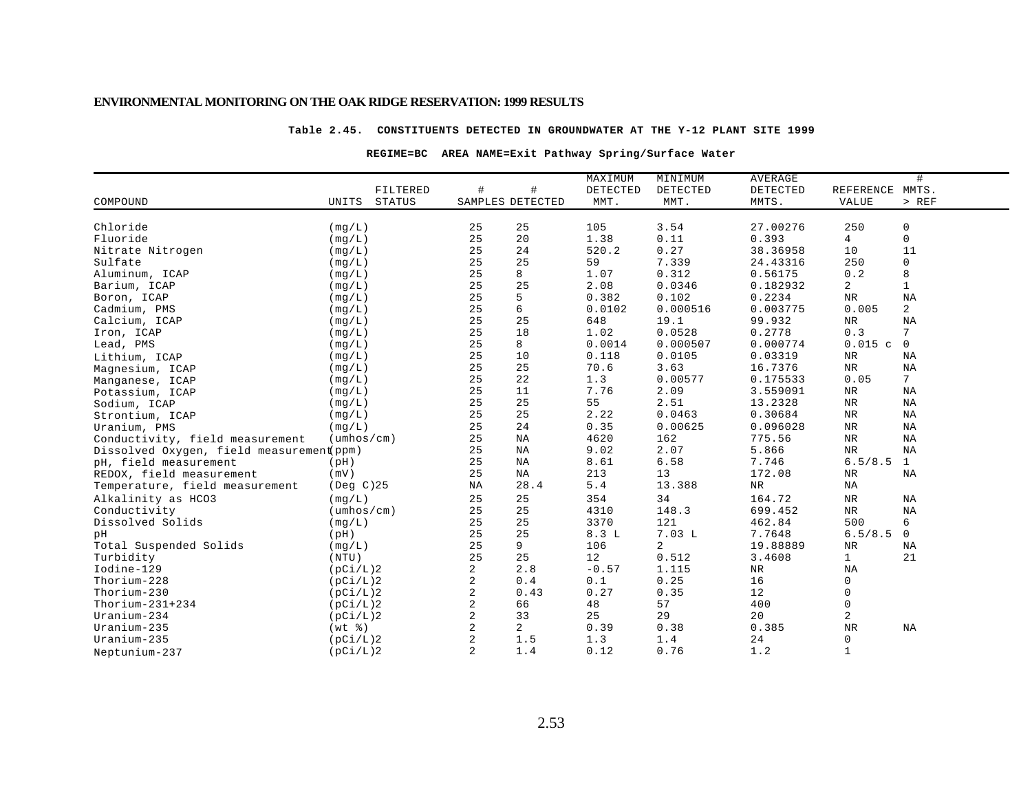**Table 2.45. CONSTITUENTS DETECTED IN GROUNDWATER AT THE Y-12 PLANT SITE 1999**

**REGIME=BC AREA NAME=Exit Pathway Spring/Surface Water**

| COMPOUND | UNITS | FILTERED STATUS | # SAMPLES | # DETECTED | MAXIMUM DETECTED MMT. | MINIMUM DETECTED MMT. | AVERAGE DETECTED MMTS. | REFERENCE VALUE | # MMTS. > REF |
|---|---|---|---|---|---|---|---|---|---|
| Chloride | (mg/L) | | 25 | 25 | 105 | 3.54 | 27.00276 | 250 | 0 |
| Fluoride | (mg/L) | | 25 | 20 | 1.38 | 0.11 | 0.393 | 4 | 0 |
| Nitrate Nitrogen | (mg/L) | | 25 | 24 | 520.2 | 0.27 | 38.36958 | 10 | 11 |
| Sulfate | (mg/L) | | 25 | 25 | 59 | 7.339 | 24.43316 | 250 | 0 |
| Aluminum, ICAP | (mg/L) | | 25 | 8 | 1.07 | 0.312 | 0.56175 | 0.2 | 8 |
| Barium, ICAP | (mg/L) | | 25 | 25 | 2.08 | 0.0346 | 0.182932 | 2 | 1 |
| Boron, ICAP | (mg/L) | | 25 | 5 | 0.382 | 0.102 | 0.2234 | NR | NA |
| Cadmium, PMS | (mg/L) | | 25 | 6 | 0.0102 | 0.000516 | 0.003775 | 0.005 | 2 |
| Calcium, ICAP | (mg/L) | | 25 | 25 | 648 | 19.1 | 99.932 | NR | NA |
| Iron, ICAP | (mg/L) | | 25 | 18 | 1.02 | 0.0528 | 0.2778 | 0.3 | 7 |
| Lead, PMS | (mg/L) | | 25 | 8 | 0.0014 | 0.000507 | 0.000774 | 0.015 c | 0 |
| Lithium, ICAP | (mg/L) | | 25 | 10 | 0.118 | 0.0105 | 0.03319 | NR | NA |
| Magnesium, ICAP | (mg/L) | | 25 | 25 | 70.6 | 3.63 | 16.7376 | NR | NA |
| Manganese, ICAP | (mg/L) | | 25 | 22 | 1.3 | 0.00577 | 0.175533 | 0.05 | 7 |
| Potassium, ICAP | (mg/L) | | 25 | 11 | 7.76 | 2.09 | 3.559091 | NR | NA |
| Sodium, ICAP | (mg/L) | | 25 | 25 | 55 | 2.51 | 13.2328 | NR | NA |
| Strontium, ICAP | (mg/L) | | 25 | 25 | 2.22 | 0.0463 | 0.30684 | NR | NA |
| Uranium, PMS | (mg/L) | | 25 | 24 | 0.35 | 0.00625 | 0.096028 | NR | NA |
| Conductivity, field measurement | (umhos/cm) | | 25 | NA | 4620 | 162 | 775.56 | NR | NA |
| Dissolved Oxygen, field measurement | (ppm) | | 25 | NA | 9.02 | 2.07 | 5.866 | NR | NA |
| pH, field measurement | (pH) | | 25 | NA | 8.61 | 6.58 | 7.746 | 6.5/8.5 | 1 |
| REDOX, field measurement | (mV) | | 25 | NA | 213 | 13 | 172.08 | NR | NA |
| Temperature, field measurement | (Deg C)25 | | NA | 28.4 | 5.4 | 13.388 | NR | NA | |
| Alkalinity as HCO3 | (mg/L) | | 25 | 25 | 354 | 34 | 164.72 | NR | NA |
| Conductivity | (umhos/cm) | | 25 | 25 | 4310 | 148.3 | 699.452 | NR | NA |
| Dissolved Solids | (mg/L) | | 25 | 25 | 3370 | 121 | 462.84 | 500 | 6 |
| pH | (pH) | | 25 | 25 | 8.3 L | 7.03 L | 7.7648 | 6.5/8.5 | 0 |
| Total Suspended Solids | (mg/L) | | 25 | 9 | 106 | 2 | 19.88889 | NR | NA |
| Turbidity | (NTU) | | 25 | 25 | 12 | 0.512 | 3.4608 | 1 | 21 |
| Iodine-129 | (pCi/L)2 | | 2 | 2.8 | -0.57 | 1.115 | NR | NA | |
| Thorium-228 | (pCi/L)2 | | 2 | 0.4 | 0.1 | 0.25 | 16 | 0 | |
| Thorium-230 | (pCi/L)2 | | 2 | 0.43 | 0.27 | 0.35 | 12 | 0 | |
| Thorium-231+234 | (pCi/L)2 | | 2 | 66 | 48 | 57 | 400 | 0 | |
| Uranium-234 | (pCi/L)2 | | 2 | 33 | 25 | 29 | 20 | 2 | |
| Uranium-235 | (wt %) | | 2 | 2 | 0.39 | 0.38 | 0.385 | NR | NA |
| Uranium-235 | (pCi/L)2 | | 2 | 1.5 | 1.3 | 1.4 | 24 | 0 | |
| Neptunium-237 | (pCi/L)2 | | 2 | 1.4 | 0.12 | 0.76 | 1.2 | 1 | |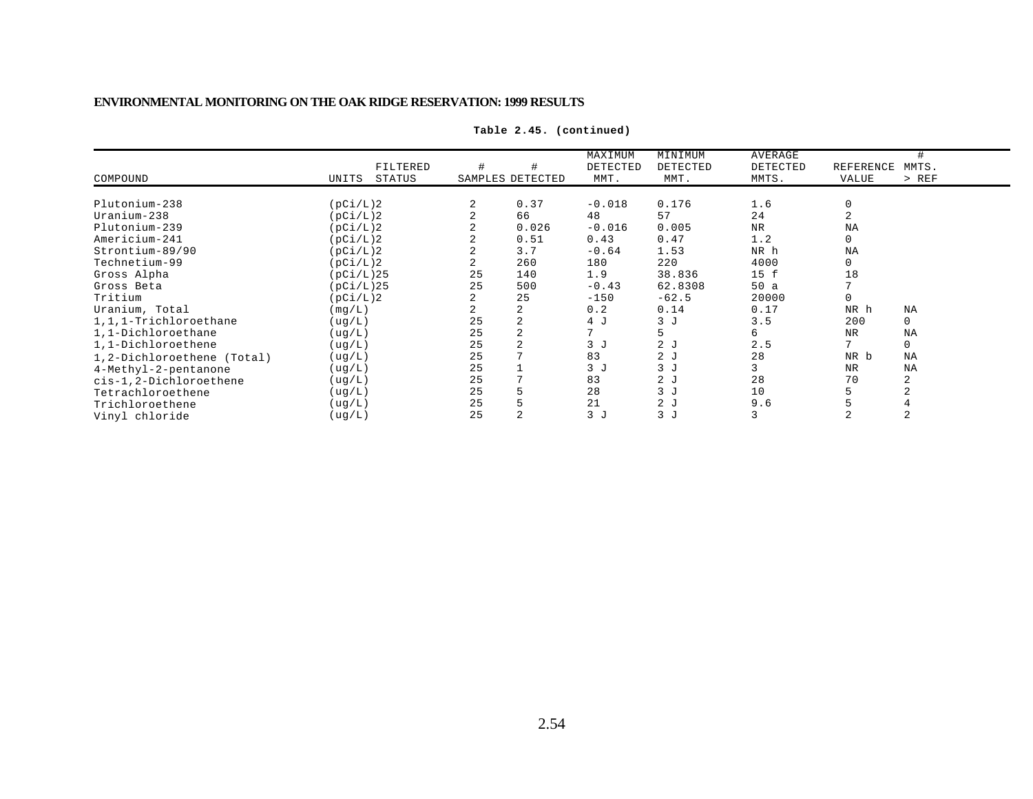**Table 2.45. (continued)**

| COMPOUND | UNITS | FILTERED STATUS | # SAMPLES | # DETECTED | MAXIMUM DETECTED MMT. | MINIMUM DETECTED MMT. | AVERAGE DETECTED MMTS. | REFERENCE VALUE | # MMTS. > REF |
|---|---|---|---|---|---|---|---|---|---|
| Plutonium-238 | (pCi/L)2 | | 2 | 0.37 | -0.018 | 0.176 | 1.6 | 0 | |
| Uranium-238 | (pCi/L)2 | | 2 | 66 | 48 | 57 | 24 | 2 | |
| Plutonium-239 | (pCi/L)2 | | 2 | 0.026 | -0.016 | 0.005 | NR | NA | |
| Americium-241 | (pCi/L)2 | | 2 | 0.51 | 0.43 | 0.47 | 1.2 | 0 | |
| Strontium-89/90 | (pCi/L)2 | | 2 | 3.7 | -0.64 | 1.53 | NR h | NA | |
| Technetium-99 | (pCi/L)2 | | 2 | 260 | 180 | 220 | 4000 | 0 | |
| Gross Alpha | (pCi/L)25 | | 25 | 140 | 1.9 | 38.836 | 15 f | 18 | |
| Gross Beta | (pCi/L)25 | | 25 | 500 | -0.43 | 62.8308 | 50 a | 7 | |
| Tritium | (pCi/L)2 | | 2 | 25 | -150 | -62.5 | 20000 | 0 | |
| Uranium, Total | (mg/L) | | 2 | 2 | 0.2 | 0.14 | 0.17 | NR h | NA |
| 1,1,1-Trichloroethane | (ug/L) | | 25 | 2 | 4 J | 3 J | 3.5 | 200 | 0 |
| 1,1-Dichloroethane | (ug/L) | | 25 | 2 | 7 | 5 | 6 | NR | NA |
| 1,1-Dichloroethene | (ug/L) | | 25 | 2 | 3 J | 2 J | 2.5 | 7 | 0 |
| 1,2-Dichloroethene (Total) | (ug/L) | | 25 | 7 | 83 | 2 J | 28 | NR b | NA |
| 4-Methyl-2-pentanone | (ug/L) | | 25 | 1 | 3 J | 3 J | 3 | NR | NA |
| cis-1,2-Dichloroethene | (ug/L) | | 25 | 7 | 83 | 2 J | 28 | 70 | 2 |
| Tetrachloroethene | (ug/L) | | 25 | 5 | 28 | 3 J | 10 | 5 | 2 |
| Trichloroethene | (ug/L) | | 25 | 5 | 21 | 2 J | 9.6 | 5 | 4 |
| Vinyl chloride | (ug/L) | | 25 | 2 | 3 J | 3 J | 3 | 2 | 2 |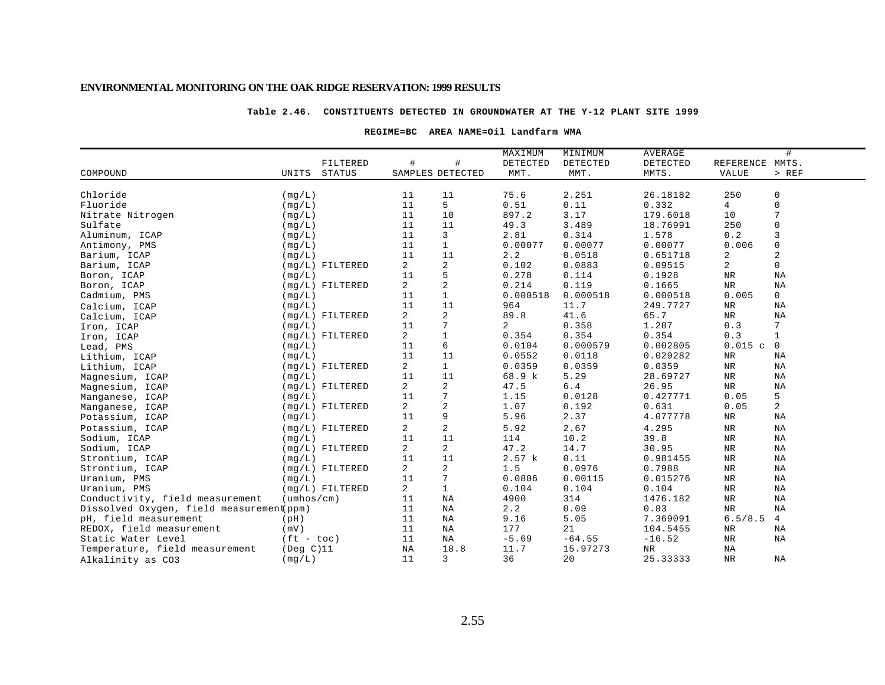**Table 2.46. CONSTITUENTS DETECTED IN GROUNDWATER AT THE Y-12 PLANT SITE 1999**

**REGIME=BC AREA NAME=Oil Landfarm WMA**

| COMPOUND | UNITS | FILTERED STATUS | # SAMPLES | # DETECTED | MAXIMUM DETECTED MMT. | MINIMUM DETECTED MMT. | AVERAGE DETECTED MMTS. | REFERENCE VALUE | # MMTS. > REF |
|---|---|---|---|---|---|---|---|---|---|
| Chloride | (mg/L) | | 11 | 11 | 75.6 | 2.251 | 26.18182 | 250 | 0 |
| Fluoride | (mg/L) | | 11 | 5 | 0.51 | 0.11 | 0.332 | 4 | 0 |
| Nitrate Nitrogen | (mg/L) | | 11 | 10 | 897.2 | 3.17 | 179.6018 | 10 | 7 |
| Sulfate | (mg/L) | | 11 | 11 | 49.3 | 3.489 | 18.76991 | 250 | 0 |
| Aluminum, ICAP | (mg/L) | | 11 | 3 | 2.81 | 0.314 | 1.578 | 0.2 | 3 |
| Antimony, PMS | (mg/L) | | 11 | 1 | 0.00077 | 0.00077 | 0.00077 | 0.006 | 0 |
| Barium, ICAP | (mg/L) | | 11 | 11 | 2.2 | 0.0518 | 0.651718 | 2 | 2 |
| Barium, ICAP | (mg/L) | FILTERED | 2 | 2 | 0.102 | 0.0883 | 0.09515 | 2 | 0 |
| Boron, ICAP | (mg/L) | | 11 | 5 | 0.278 | 0.114 | 0.1928 | NR | NA |
| Boron, ICAP | (mg/L) | FILTERED | 2 | 2 | 0.214 | 0.119 | 0.1665 | NR | NA |
| Cadmium, PMS | (mg/L) | | 11 | 1 | 0.000518 | 0.000518 | 0.000518 | 0.005 | 0 |
| Calcium, ICAP | (mg/L) | | 11 | 11 | 964 | 11.7 | 249.7727 | NR | NA |
| Calcium, ICAP | (mg/L) | FILTERED | 2 | 2 | 89.8 | 41.6 | 65.7 | NR | NA |
| Iron, ICAP | (mg/L) | | 11 | 7 | 2 | 0.358 | 1.287 | 0.3 | 7 |
| Iron, ICAP | (mg/L) | FILTERED | 2 | 1 | 0.354 | 0.354 | 0.354 | 0.3 | 1 |
| Lead, PMS | (mg/L) | | 11 | 6 | 0.0104 | 0.000579 | 0.002805 | 0.015 c | 0 |
| Lithium, ICAP | (mg/L) | | 11 | 11 | 0.0552 | 0.0118 | 0.029282 | NR | NA |
| Lithium, ICAP | (mg/L) | FILTERED | 2 | 1 | 0.0359 | 0.0359 | 0.0359 | NR | NA |
| Magnesium, ICAP | (mg/L) | | 11 | 11 | 68.9 k | 5.29 | 28.69727 | NR | NA |
| Magnesium, ICAP | (mg/L) | FILTERED | 2 | 2 | 47.5 | 6.4 | 26.95 | NR | NA |
| Manganese, ICAP | (mg/L) | | 11 | 7 | 1.15 | 0.0128 | 0.427771 | 0.05 | 5 |
| Manganese, ICAP | (mg/L) | FILTERED | 2 | 2 | 1.07 | 0.192 | 0.631 | 0.05 | 2 |
| Potassium, ICAP | (mg/L) | | 11 | 9 | 5.96 | 2.37 | 4.077778 | NR | NA |
| Potassium, ICAP | (mg/L) | FILTERED | 2 | 2 | 5.92 | 2.67 | 4.295 | NR | NA |
| Sodium, ICAP | (mg/L) | | 11 | 11 | 114 | 10.2 | 39.8 | NR | NA |
| Sodium, ICAP | (mg/L) | FILTERED | 2 | 2 | 47.2 | 14.7 | 30.95 | NR | NA |
| Strontium, ICAP | (mg/L) | | 11 | 11 | 2.57 k | 0.11 | 0.981455 | NR | NA |
| Strontium, ICAP | (mg/L) | FILTERED | 2 | 2 | 1.5 | 0.0976 | 0.7988 | NR | NA |
| Uranium, PMS | (mg/L) | | 11 | 7 | 0.0806 | 0.00115 | 0.015276 | NR | NA |
| Uranium, PMS | (mg/L) | FILTERED | 2 | 1 | 0.104 | 0.104 | 0.104 | NR | NA |
| Conductivity, field measurement | (umhos/cm) | | 11 | NA | 4900 | 314 | 1476.182 | NR | NA |
| Dissolved Oxygen, field measurement | (ppm) | | 11 | NA | 2.2 | 0.09 | 0.83 | NR | NA |
| pH, field measurement | (pH) | | 11 | NA | 9.16 | 5.05 | 7.369091 | 6.5/8.5 | 4 |
| REDOX, field measurement | (mV) | | 11 | NA | 177 | 21 | 104.5455 | NR | NA |
| Static Water Level | (ft - toc) | | 11 | NA | -5.69 | -64.55 | -16.52 | NR | NA |
| Temperature, field measurement | (Deg C)11 | | NA | 18.8 | 11.7 | 15.97273 | NR | NA | |
| Alkalinity as CO3 | (mg/L) | | 11 | 3 | 36 | 20 | 25.33333 | NR | NA |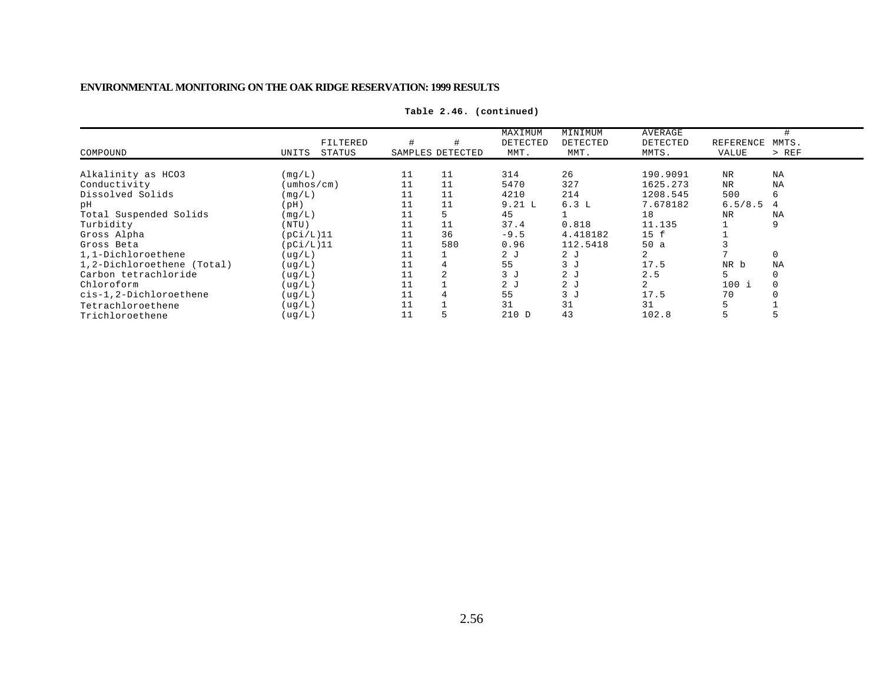**Table 2.46. (continued)**

| COMPOUND | UNITS | FILTERED STATUS | # SAMPLES | # DETECTED | MAXIMUM DETECTED MMT. | MINIMUM DETECTED MMT. | AVERAGE DETECTED MMTS. | REFERENCE VALUE | # MMTS. > REF |
|---|---|---|---|---|---|---|---|---|---|
| Alkalinity as HCO3 | (mg/L) | | 11 | 11 | 314 | 26 | 190.9091 | NR | NA |
| Conductivity | (umhos/cm) | | 11 | 11 | 5470 | 327 | 1625.273 | NR | NA |
| Dissolved Solids | (mg/L) | | 11 | 11 | 4210 | 214 | 1208.545 | 500 | 6 |
| pH | (pH) | | 11 | 11 | 9.21 L | 6.3 L | 7.678182 | 6.5/8.5 | 4 |
| Total Suspended Solids | (mg/L) | | 11 | 5 | 45 | 1 | 18 | NR | NA |
| Turbidity | (NTU) | | 11 | 11 | 37.4 | 0.818 | 11.135 | 1 | 9 |
| Gross Alpha | (pCi/L)11 | | 11 | 36 | -9.5 | 4.418182 | 15 f | 1 | |
| Gross Beta | (pCi/L)11 | | 11 | 580 | 0.96 | 112.5418 | 50 a | 3 | |
| 1,1-Dichloroethene | (ug/L) | | 11 | 1 | 2 J | 2 J | 2 | 7 | 0 |
| 1,2-Dichloroethene (Total) | (ug/L) | | 11 | 4 | 55 | 3 J | 17.5 | NR b | NA |
| Carbon tetrachloride | (ug/L) | | 11 | 2 | 3 J | 2 J | 2.5 | 5 | 0 |
| Chloroform | (ug/L) | | 11 | 1 | 2 J | 2 J | 2 | 100 i | 0 |
| cis-1,2-Dichloroethene | (ug/L) | | 11 | 4 | 55 | 3 J | 17.5 | 70 | 0 |
| Tetrachloroethene | (ug/L) | | 11 | 1 | 31 | 31 | 31 | 5 | 1 |
| Trichloroethene | (ug/L) | | 11 | 5 | 210 D | 43 | 102.8 | 5 | 5 |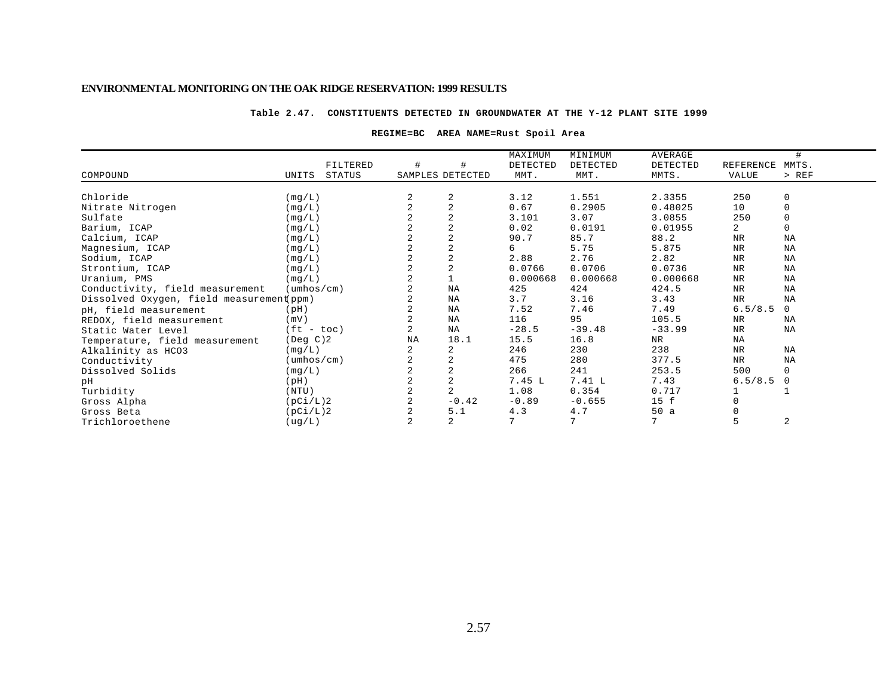**Table 2.47. CONSTITUENTS DETECTED IN GROUNDWATER AT THE Y-12 PLANT SITE 1999**

**REGIME=BC AREA NAME=Rust Spoil Area**

| COMPOUND | UNITS | FILTERED STATUS | # SAMPLES | # DETECTED | MAXIMUM DETECTED MMT. | MINIMUM DETECTED MMT. | AVERAGE DETECTED MMTS. | REFERENCE VALUE | # MMTS. > REF |
|---|---|---|---|---|---|---|---|---|---|
| Chloride | (mg/L) | | 2 | 2 | 3.12 | 1.551 | 2.3355 | 250 | 0 |
| Nitrate Nitrogen | (mg/L) | | 2 | 2 | 0.67 | 0.2905 | 0.48025 | 10 | 0 |
| Sulfate | (mg/L) | | 2 | 2 | 3.101 | 3.07 | 3.0855 | 250 | 0 |
| Barium, ICAP | (mg/L) | | 2 | 2 | 0.02 | 0.0191 | 0.01955 | 2 | 0 |
| Calcium, ICAP | (mg/L) | | 2 | 2 | 90.7 | 85.7 | 88.2 | NR | NA |
| Magnesium, ICAP | (mg/L) | | 2 | 2 | 6 | 5.75 | 5.875 | NR | NA |
| Sodium, ICAP | (mg/L) | | 2 | 2 | 2.88 | 2.76 | 2.82 | NR | NA |
| Strontium, ICAP | (mg/L) | | 2 | 2 | 0.0766 | 0.0706 | 0.0736 | NR | NA |
| Uranium, PMS | (mg/L) | | 2 | 1 | 0.000668 | 0.000668 | 0.000668 | NR | NA |
| Conductivity, field measurement | (umhos/cm) | | 2 | NA | 425 | 424 | 424.5 | NR | NA |
| Dissolved Oxygen, field measurement | (ppm) | | 2 | NA | 3.7 | 3.16 | 3.43 | NR | NA |
| pH, field measurement | (pH) | | 2 | NA | 7.52 | 7.46 | 7.49 | 6.5/8.5 | 0 |
| REDOX, field measurement | (mV) | | 2 | NA | 116 | 95 | 105.5 | NR | NA |
| Static Water Level | (ft - toc) | | 2 | NA | -28.5 | -39.48 | -33.99 | NR | NA |
| Temperature, field measurement | (Deg C)2 | | NA | 18.1 | 15.5 | 16.8 | NR | NA | |
| Alkalinity as HCO3 | (mg/L) | | 2 | 2 | 246 | 230 | 238 | NR | NA |
| Conductivity | (umhos/cm) | | 2 | 2 | 475 | 280 | 377.5 | NR | NA |
| Dissolved Solids | (mg/L) | | 2 | 2 | 266 | 241 | 253.5 | 500 | 0 |
| pH | (pH) | | 2 | 2 | 7.45 L | 7.41 L | 7.43 | 6.5/8.5 | 0 |
| Turbidity | (NTU) | | 2 | 2 | 1.08 | 0.354 | 0.717 | 1 | 1 |
| Gross Alpha | (pCi/L)2 | | 2 | -0.42 | -0.89 | -0.655 | 15 f | 0 | |
| Gross Beta | (pCi/L)2 | | 2 | 5.1 | 4.3 | 4.7 | 50 a | 0 | |
| Trichloroethene | (ug/L) | | 2 | 2 | 7 | 7 | 7 | 5 | 2 |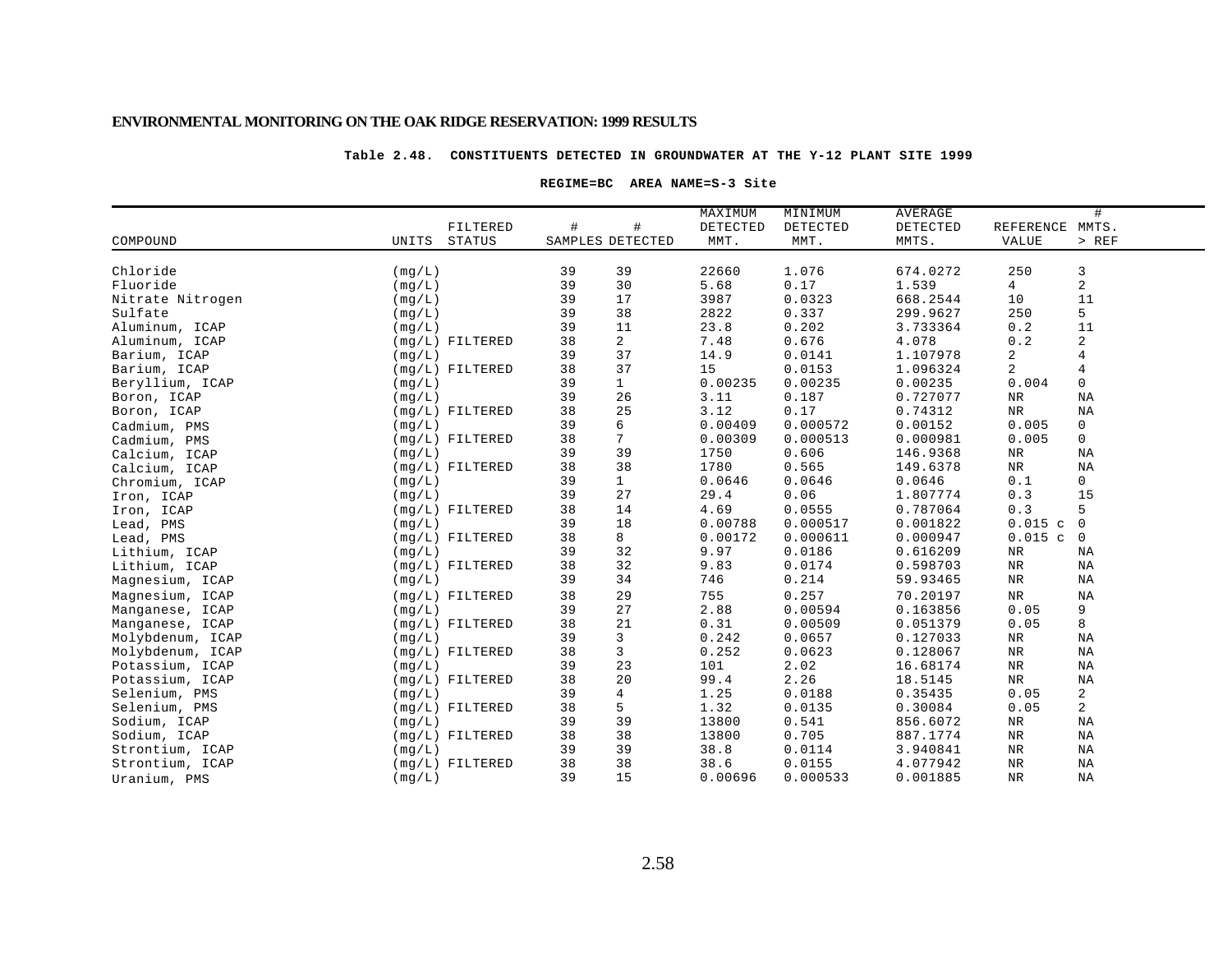**Table 2.48. CONSTITUENTS DETECTED IN GROUNDWATER AT THE Y-12 PLANT SITE 1999**

**REGIME=BC AREA NAME=S-3 Site**

| COMPOUND | UNITS | FILTERED STATUS | # SAMPLES | # DETECTED | MAXIMUM DETECTED MMT. | MINIMUM DETECTED MMT. | AVERAGE DETECTED MMTS. | REFERENCE VALUE | # MMTS. > REF |
|---|---|---|---|---|---|---|---|---|---|
| Chloride | (mg/L) | | 39 | 39 | 22660 | 1.076 | 674.0272 | 250 | 3 |
| Fluoride | (mg/L) | | 39 | 30 | 5.68 | 0.17 | 1.539 | 4 | 2 |
| Nitrate Nitrogen | (mg/L) | | 39 | 17 | 3987 | 0.0323 | 668.2544 | 10 | 11 |
| Sulfate | (mg/L) | | 39 | 38 | 2822 | 0.337 | 299.9627 | 250 | 5 |
| Aluminum, ICAP | (mg/L) | | 39 | 11 | 23.8 | 0.202 | 3.733364 | 0.2 | 11 |
| Aluminum, ICAP | (mg/L) | FILTERED | 38 | 2 | 7.48 | 0.676 | 4.078 | 0.2 | 2 |
| Barium, ICAP | (mg/L) | | 39 | 37 | 14.9 | 0.0141 | 1.107978 | 2 | 4 |
| Barium, ICAP | (mg/L) | FILTERED | 38 | 37 | 15 | 0.0153 | 1.096324 | 2 | 4 |
| Beryllium, ICAP | (mg/L) | | 39 | 1 | 0.00235 | 0.00235 | 0.00235 | 0.004 | 0 |
| Boron, ICAP | (mg/L) | | 39 | 26 | 3.11 | 0.187 | 0.727077 | NR | NA |
| Boron, ICAP | (mg/L) | FILTERED | 38 | 25 | 3.12 | 0.17 | 0.74312 | NR | NA |
| Cadmium, PMS | (mg/L) | | 39 | 6 | 0.00409 | 0.000572 | 0.00152 | 0.005 | 0 |
| Cadmium, PMS | (mg/L) | FILTERED | 38 | 7 | 0.00309 | 0.000513 | 0.000981 | 0.005 | 0 |
| Calcium, ICAP | (mg/L) | | 39 | 39 | 1750 | 0.606 | 146.9368 | NR | NA |
| Calcium, ICAP | (mg/L) | FILTERED | 38 | 38 | 1780 | 0.565 | 149.6378 | NR | NA |
| Chromium, ICAP | (mg/L) | | 39 | 1 | 0.0646 | 0.0646 | 0.0646 | 0.1 | 0 |
| Iron, ICAP | (mg/L) | | 39 | 27 | 29.4 | 0.06 | 1.807774 | 0.3 | 15 |
| Iron, ICAP | (mg/L) | FILTERED | 38 | 14 | 4.69 | 0.0555 | 0.787064 | 0.3 | 5 |
| Lead, PMS | (mg/L) | | 39 | 18 | 0.00788 | 0.000517 | 0.001822 | 0.015 c | 0 |
| Lead, PMS | (mg/L) | FILTERED | 38 | 8 | 0.00172 | 0.000611 | 0.000947 | 0.015 c | 0 |
| Lithium, ICAP | (mg/L) | | 39 | 32 | 9.97 | 0.0186 | 0.616209 | NR | NA |
| Lithium, ICAP | (mg/L) | FILTERED | 38 | 32 | 9.83 | 0.0174 | 0.598703 | NR | NA |
| Magnesium, ICAP | (mg/L) | | 39 | 34 | 746 | 0.214 | 59.93465 | NR | NA |
| Magnesium, ICAP | (mg/L) | FILTERED | 38 | 29 | 755 | 0.257 | 70.20197 | NR | NA |
| Manganese, ICAP | (mg/L) | | 39 | 27 | 2.88 | 0.00594 | 0.163856 | 0.05 | 9 |
| Manganese, ICAP | (mg/L) | FILTERED | 38 | 21 | 0.31 | 0.00509 | 0.051379 | 0.05 | 8 |
| Molybdenum, ICAP | (mg/L) | | 39 | 3 | 0.242 | 0.0657 | 0.127033 | NR | NA |
| Molybdenum, ICAP | (mg/L) | FILTERED | 38 | 3 | 0.252 | 0.0623 | 0.128067 | NR | NA |
| Potassium, ICAP | (mg/L) | | 39 | 23 | 101 | 2.02 | 16.68174 | NR | NA |
| Potassium, ICAP | (mg/L) | FILTERED | 38 | 20 | 99.4 | 2.26 | 18.5145 | NR | NA |
| Selenium, PMS | (mg/L) | | 39 | 4 | 1.25 | 0.0188 | 0.35435 | 0.05 | 2 |
| Selenium, PMS | (mg/L) | FILTERED | 38 | 5 | 1.32 | 0.0135 | 0.30084 | 0.05 | 2 |
| Sodium, ICAP | (mg/L) | | 39 | 39 | 13800 | 0.541 | 856.6072 | NR | NA |
| Sodium, ICAP | (mg/L) | FILTERED | 38 | 38 | 13800 | 0.705 | 887.1774 | NR | NA |
| Strontium, ICAP | (mg/L) | | 39 | 39 | 38.8 | 0.0114 | 3.940841 | NR | NA |
| Strontium, ICAP | (mg/L) | FILTERED | 38 | 38 | 38.6 | 0.0155 | 4.077942 | NR | NA |
| Uranium, PMS | (mg/L) | | 39 | 15 | 0.00696 | 0.000533 | 0.001885 | NR | NA |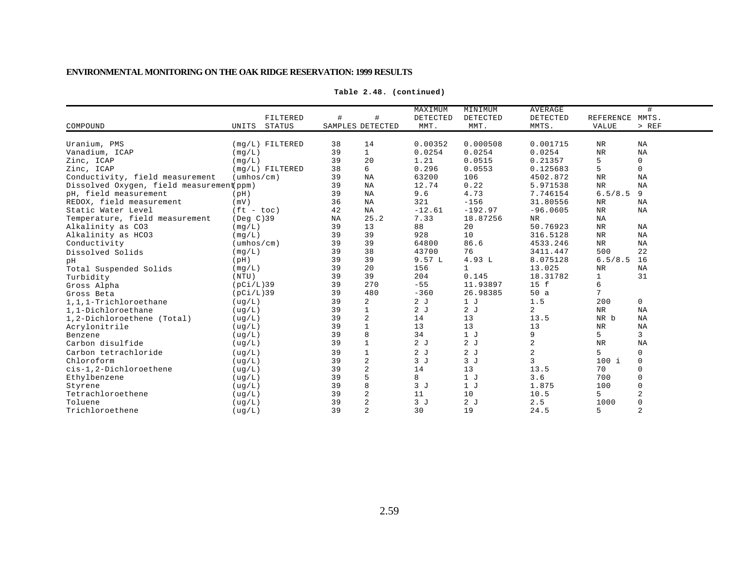**Table 2.48. (continued)**

| COMPOUND | UNITS | FILTERED STATUS | # SAMPLES | # DETECTED | MAXIMUM DETECTED MMT. | MINIMUM DETECTED MMT. | AVERAGE DETECTED MMTS. | REFERENCE VALUE | # MMTS. > REF |
|---|---|---|---|---|---|---|---|---|---|
| Uranium, PMS | (mg/L) | FILTERED | 38 | 14 | 0.00352 | 0.000508 | 0.001715 | NR | NA |
| Vanadium, ICAP | (mg/L) | | 39 | 1 | 0.0254 | 0.0254 | 0.0254 | NR | NA |
| Zinc, ICAP | (mg/L) | | 39 | 20 | 1.21 | 0.0515 | 0.21357 | 5 | 0 |
| Zinc, ICAP | (mg/L) | FILTERED | 38 | 6 | 0.296 | 0.0553 | 0.125683 | 5 | 0 |
| Conductivity, field measurement | (umhos/cm) | | 39 | NA | 63200 | 106 | 4502.872 | NR | NA |
| Dissolved Oxygen, field measurement | (ppm) | | 39 | NA | 12.74 | 0.22 | 5.971538 | NR | NA |
| pH, field measurement | (pH) | | 39 | NA | 9.6 | 4.73 | 7.746154 | 6.5/8.5 | 9 |
| REDOX, field measurement | (mV) | | 36 | NA | 321 | -156 | 31.80556 | NR | NA |
| Static Water Level | (ft - toc) | | 42 | NA | -12.61 | -192.97 | -96.0605 | NR | NA |
| Temperature, field measurement | (Deg C)39 | | NA | 25.2 | 7.33 | 18.87256 | NR | NA | |
| Alkalinity as CO3 | (mg/L) | | 39 | 13 | 88 | 20 | 50.76923 | NR | NA |
| Alkalinity as HCO3 | (mg/L) | | 39 | 39 | 928 | 10 | 316.5128 | NR | NA |
| Conductivity | (umhos/cm) | | 39 | 39 | 64800 | 86.6 | 4533.246 | NR | NA |
| Dissolved Solids | (mg/L) | | 39 | 38 | 43700 | 76 | 3411.447 | 500 | 22 |
| pH | (pH) | | 39 | 39 | 9.57 L | 4.93 L | 8.075128 | 6.5/8.5 | 16 |
| Total Suspended Solids | (mg/L) | | 39 | 20 | 156 | 1 | 13.025 | NR | NA |
| Turbidity | (NTU) | | 39 | 39 | 204 | 0.145 | 18.31782 | 1 | 31 |
| Gross Alpha | (pCi/L)39 | | 39 | 270 | -55 | 11.93897 | 15 f | 6 | |
| Gross Beta | (pCi/L)39 | | 39 | 480 | -360 | 26.98385 | 50 a | 7 | |
| 1,1,1-Trichloroethane | (ug/L) | | 39 | 2 | 2 J | 1 J | 1.5 | 200 | 0 |
| 1,1-Dichloroethane | (ug/L) | | 39 | 1 | 2 J | 2 J | 2 | NR | NA |
| 1,2-Dichloroethene (Total) | (ug/L) | | 39 | 2 | 14 | 13 | 13.5 | NR b | NA |
| Acrylonitrile | (ug/L) | | 39 | 1 | 13 | 13 | 13 | NR | NA |
| Benzene | (ug/L) | | 39 | 8 | 34 | 1 J | 9 | 5 | 3 |
| Carbon disulfide | (ug/L) | | 39 | 1 | 2 J | 2 J | 2 | NR | NA |
| Carbon tetrachloride | (ug/L) | | 39 | 1 | 2 J | 2 J | 2 | 5 | 0 |
| Chloroform | (ug/L) | | 39 | 2 | 3 J | 3 J | 3 | 100 i | 0 |
| cis-1,2-Dichloroethene | (ug/L) | | 39 | 2 | 14 | 13 | 13.5 | 70 | 0 |
| Ethylbenzene | (ug/L) | | 39 | 5 | 8 | 1 J | 3.6 | 700 | 0 |
| Styrene | (ug/L) | | 39 | 8 | 3 J | 1 J | 1.875 | 100 | 0 |
| Tetrachloroethene | (ug/L) | | 39 | 2 | 11 | 10 | 10.5 | 5 | 2 |
| Toluene | (ug/L) | | 39 | 2 | 3 J | 2 J | 2.5 | 1000 | 0 |
| Trichloroethene | (ug/L) | | 39 | 2 | 30 | 19 | 24.5 | 5 | 2 |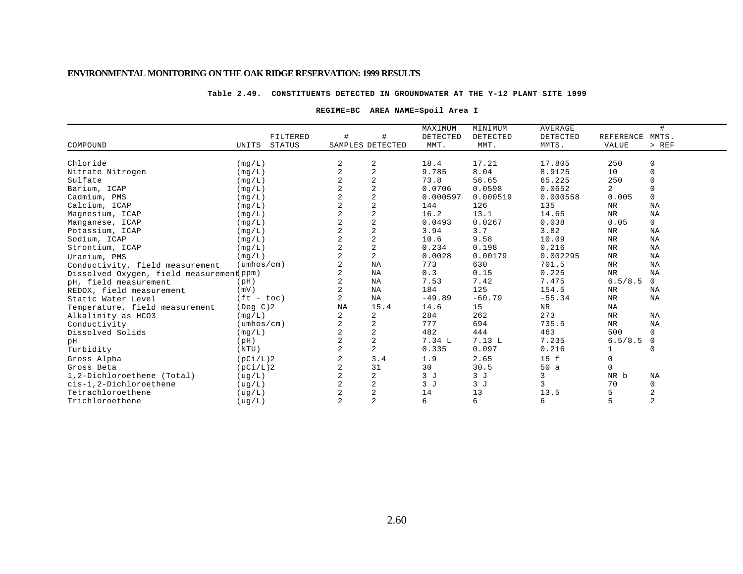**Table 2.49. CONSTITUENTS DETECTED IN GROUNDWATER AT THE Y-12 PLANT SITE 1999**

**REGIME=BC AREA NAME=Spoil Area I**

| COMPOUND | UNITS | FILTERED STATUS | # SAMPLES | # DETECTED | MAXIMUM DETECTED MMT. | MINIMUM DETECTED MMT. | AVERAGE DETECTED MMTS. | REFERENCE VALUE | # MMTS. > REF |
|---|---|---|---|---|---|---|---|---|---|
| Chloride | (mg/L) | | 2 | 2 | 18.4 | 17.21 | 17.805 | 250 | 0 |
| Nitrate Nitrogen | (mg/L) | | 2 | 2 | 9.785 | 8.04 | 8.9125 | 10 | 0 |
| Sulfate | (mg/L) | | 2 | 2 | 73.8 | 56.65 | 65.225 | 250 | 0 |
| Barium, ICAP | (mg/L) | | 2 | 2 | 0.0706 | 0.0598 | 0.0652 | 2 | 0 |
| Cadmium, PMS | (mg/L) | | 2 | 2 | 0.000597 | 0.000519 | 0.000558 | 0.005 | 0 |
| Calcium, ICAP | (mg/L) | | 2 | 2 | 144 | 126 | 135 | NR | NA |
| Magnesium, ICAP | (mg/L) | | 2 | 2 | 16.2 | 13.1 | 14.65 | NR | NA |
| Manganese, ICAP | (mg/L) | | 2 | 2 | 0.0493 | 0.0267 | 0.038 | 0.05 | 0 |
| Potassium, ICAP | (mg/L) | | 2 | 2 | 3.94 | 3.7 | 3.82 | NR | NA |
| Sodium, ICAP | (mg/L) | | 2 | 2 | 10.6 | 9.58 | 10.09 | NR | NA |
| Strontium, ICAP | (mg/L) | | 2 | 2 | 0.234 | 0.198 | 0.216 | NR | NA |
| Uranium, PMS | (mg/L) | | 2 | 2 | 0.0028 | 0.00179 | 0.002295 | NR | NA |
| Conductivity, field measurement | (umhos/cm) | | 2 | NA | 773 | 630 | 701.5 | NR | NA |
| Dissolved Oxygen, field measurement | (ppm) | | 2 | NA | 0.3 | 0.15 | 0.225 | NR | NA |
| pH, field measurement | (pH) | | 2 | NA | 7.53 | 7.42 | 7.475 | 6.5/8.5 | 0 |
| REDOX, field measurement | (mV) | | 2 | NA | 184 | 125 | 154.5 | NR | NA |
| Static Water Level | (ft - toc) | | 2 | NA | -49.89 | -60.79 | -55.34 | NR | NA |
| Temperature, field measurement | (Deg C)2 | | NA | 15.4 | 14.6 | 15 | NR | NA | |
| Alkalinity as HCO3 | (mg/L) | | 2 | 2 | 284 | 262 | 273 | NR | NA |
| Conductivity | (umhos/cm) | | 2 | 2 | 777 | 694 | 735.5 | NR | NA |
| Dissolved Solids | (mg/L) | | 2 | 2 | 482 | 444 | 463 | 500 | 0 |
| pH | (pH) | | 2 | 2 | 7.34 L | 7.13 L | 7.235 | 6.5/8.5 | 0 |
| Turbidity | (NTU) | | 2 | 2 | 0.335 | 0.097 | 0.216 | 1 | 0 |
| Gross Alpha | (pCi/L)2 | | 2 | 3.4 | 1.9 | 2.65 | 15 f | 0 | |
| Gross Beta | (pCi/L)2 | | 2 | 31 | 30 | 30.5 | 50 a | 0 | |
| 1,2-Dichloroethene (Total) | (ug/L) | | 2 | 2 | 3 J | 3 J | 3 | NR b | NA |
| cis-1,2-Dichloroethene | (ug/L) | | 2 | 2 | 3 J | 3 J | 3 | 70 | 0 |
| Tetrachloroethene | (ug/L) | | 2 | 2 | 14 | 13 | 13.5 | 5 | 2 |
| Trichloroethene | (ug/L) | | 2 | 2 | 6 | 6 | 6 | 5 | 2 |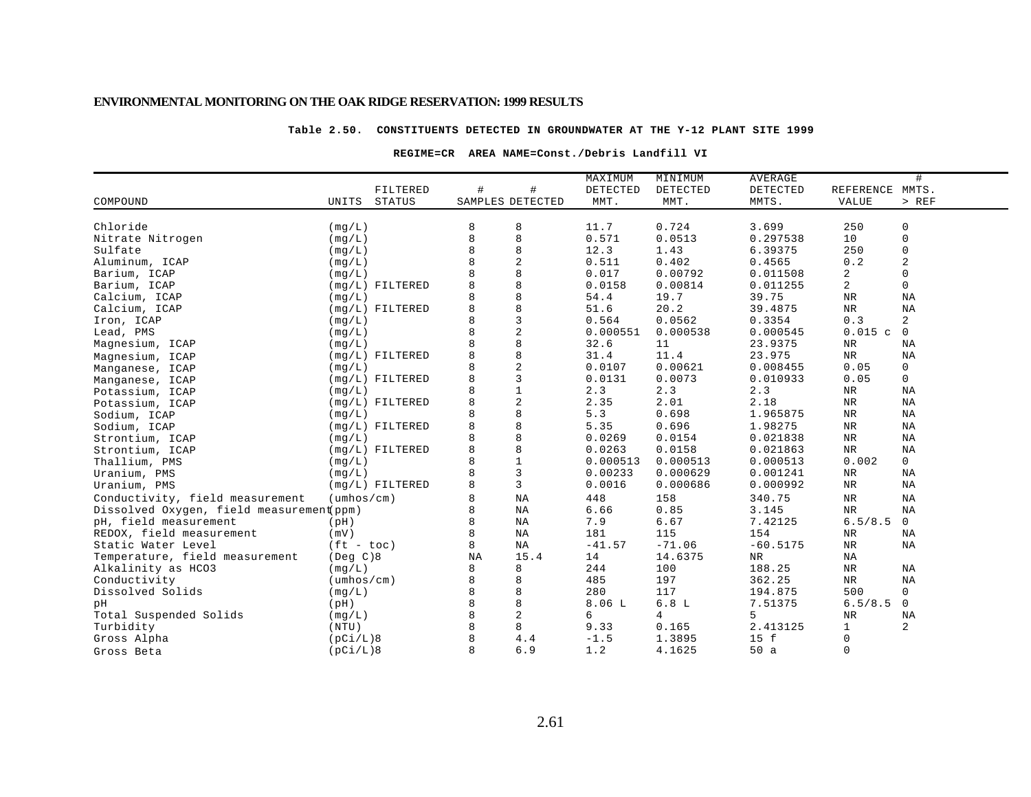**Table 2.50. CONSTITUENTS DETECTED IN GROUNDWATER AT THE Y-12 PLANT SITE 1999**

**REGIME=CR AREA NAME=Const./Debris Landfill VI**

| COMPOUND | UNITS | FILTERED STATUS | # SAMPLES | # DETECTED | MAXIMUM DETECTED MMT. | MINIMUM DETECTED MMT. | AVERAGE DETECTED MMTS. | REFERENCE VALUE | # MMTS. > REF |
|---|---|---|---|---|---|---|---|---|---|
| Chloride | (mg/L) | | 8 | 8 | 11.7 | 0.724 | 3.699 | 250 | 0 |
| Nitrate Nitrogen | (mg/L) | | 8 | 8 | 0.571 | 0.0513 | 0.297538 | 10 | 0 |
| Sulfate | (mg/L) | | 8 | 8 | 12.3 | 1.43 | 6.39375 | 250 | 0 |
| Aluminum, ICAP | (mg/L) | | 8 | 2 | 0.511 | 0.402 | 0.4565 | 0.2 | 2 |
| Barium, ICAP | (mg/L) | | 8 | 8 | 0.017 | 0.00792 | 0.011508 | 2 | 0 |
| Barium, ICAP | (mg/L) | FILTERED | 8 | 8 | 0.0158 | 0.00814 | 0.011255 | 2 | 0 |
| Calcium, ICAP | (mg/L) | | 8 | 8 | 54.4 | 19.7 | 39.75 | NR | NA |
| Calcium, ICAP | (mg/L) | FILTERED | 8 | 8 | 51.6 | 20.2 | 39.4875 | NR | NA |
| Iron, ICAP | (mg/L) | | 8 | 3 | 0.564 | 0.0562 | 0.3354 | 0.3 | 2 |
| Lead, PMS | (mg/L) | | 8 | 2 | 0.000551 | 0.000538 | 0.000545 | 0.015 c | 0 |
| Magnesium, ICAP | (mg/L) | | 8 | 8 | 32.6 | 11 | 23.9375 | NR | NA |
| Magnesium, ICAP | (mg/L) | FILTERED | 8 | 8 | 31.4 | 11.4 | 23.975 | NR | NA |
| Manganese, ICAP | (mg/L) | | 8 | 2 | 0.0107 | 0.00621 | 0.008455 | 0.05 | 0 |
| Manganese, ICAP | (mg/L) | FILTERED | 8 | 3 | 0.0131 | 0.0073 | 0.010933 | 0.05 | 0 |
| Potassium, ICAP | (mg/L) | | 8 | 1 | 2.3 | 2.3 | 2.3 | NR | NA |
| Potassium, ICAP | (mg/L) | FILTERED | 8 | 2 | 2.35 | 2.01 | 2.18 | NR | NA |
| Sodium, ICAP | (mg/L) | | 8 | 8 | 5.3 | 0.698 | 1.965875 | NR | NA |
| Sodium, ICAP | (mg/L) | FILTERED | 8 | 8 | 5.35 | 0.696 | 1.98275 | NR | NA |
| Strontium, ICAP | (mg/L) | | 8 | 8 | 0.0269 | 0.0154 | 0.021838 | NR | NA |
| Strontium, ICAP | (mg/L) | FILTERED | 8 | 8 | 0.0263 | 0.0158 | 0.021863 | NR | NA |
| Thallium, PMS | (mg/L) | | 8 | 1 | 0.000513 | 0.000513 | 0.000513 | 0.002 | 0 |
| Uranium, PMS | (mg/L) | | 8 | 3 | 0.00233 | 0.000629 | 0.001241 | NR | NA |
| Uranium, PMS | (mg/L) | FILTERED | 8 | 3 | 0.0016 | 0.000686 | 0.000992 | NR | NA |
| Conductivity, field measurement | (umhos/cm) | | 8 | NA | 448 | 158 | 340.75 | NR | NA |
| Dissolved Oxygen, field measurement | (ppm) | | 8 | NA | 6.66 | 0.85 | 3.145 | NR | NA |
| pH, field measurement | (pH) | | 8 | NA | 7.9 | 6.67 | 7.42125 | 6.5/8.5 | 0 |
| REDOX, field measurement | (mV) | | 8 | NA | 181 | 115 | 154 | NR | NA |
| Static Water Level | (ft - toc) | | 8 | NA | -41.57 | -71.06 | -60.5175 | NR | NA |
| Temperature, field measurement | (Deg C)8 | | NA | 15.4 | 14 | 14.6375 | NR | NA | |
| Alkalinity as HCO3 | (mg/L) | | 8 | 8 | 244 | 100 | 188.25 | NR | NA |
| Conductivity | (umhos/cm) | | 8 | 8 | 485 | 197 | 362.25 | NR | NA |
| Dissolved Solids | (mg/L) | | 8 | 8 | 280 | 117 | 194.875 | 500 | 0 |
| pH | (pH) | | 8 | 8 | 8.06 L | 6.8 L | 7.51375 | 6.5/8.5 | 0 |
| Total Suspended Solids | (mg/L) | | 8 | 2 | 6 | 4 | 5 | NR | NA |
| Turbidity | (NTU) | | 8 | 8 | 9.33 | 0.165 | 2.413125 | 1 | 2 |
| Gross Alpha | (pCi/L)8 | | 8 | 4.4 | -1.5 | 1.3895 | 15 f | 0 | |
| Gross Beta | (pCi/L)8 | | 8 | 6.9 | 1.2 | 4.1625 | 50 a | 0 | |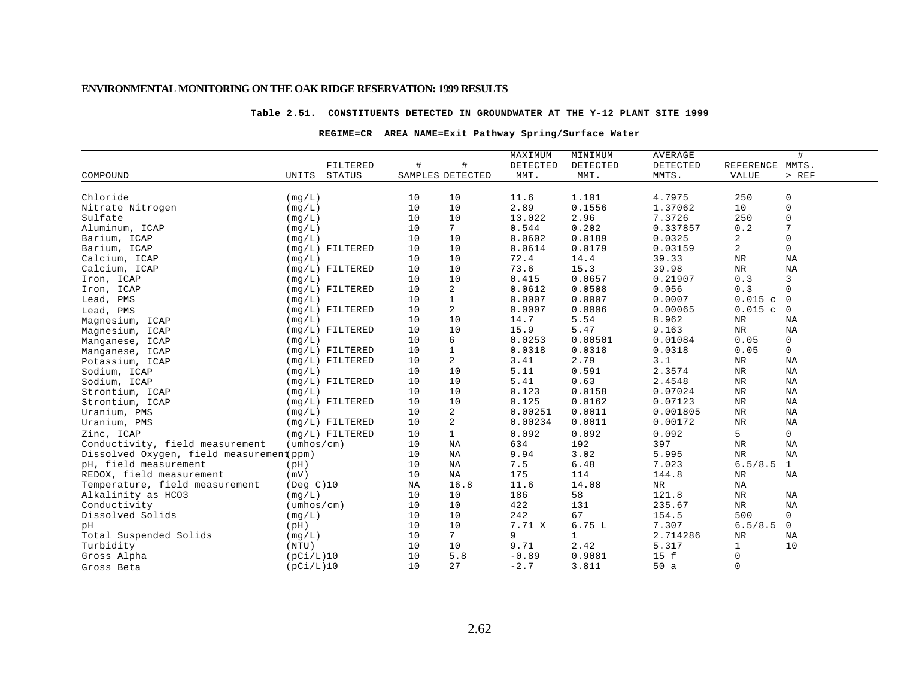ENVIRONMENTAL MONITORING ON THE OAK RIDGE RESERVATION: 1999 RESULTS

**Table 2.51. CONSTITUENTS DETECTED IN GROUNDWATER AT THE Y-12 PLANT SITE 1999**

**REGIME=CR AREA NAME=Exit Pathway Spring/Surface Water**

| COMPOUND | UNITS | FILTERED STATUS | # SAMPLES | # DETECTED | MAXIMUM DETECTED MMT. | MINIMUM DETECTED MMT. | AVERAGE DETECTED MMTS. | REFERENCE VALUE | # MMTS. > REF |
|---|---|---|---|---|---|---|---|---|---|
| Chloride | (mg/L) | | 10 | 10 | 11.6 | 1.101 | 4.7975 | 250 | 0 |
| Nitrate Nitrogen | (mg/L) | | 10 | 10 | 2.89 | 0.1556 | 1.37062 | 10 | 0 |
| Sulfate | (mg/L) | | 10 | 10 | 13.022 | 2.96 | 7.3726 | 250 | 0 |
| Aluminum, ICAP | (mg/L) | | 10 | 7 | 0.544 | 0.202 | 0.337857 | 0.2 | 7 |
| Barium, ICAP | (mg/L) | | 10 | 10 | 0.0602 | 0.0189 | 0.0325 | 2 | 0 |
| Barium, ICAP | (mg/L) | FILTERED | 10 | 10 | 0.0614 | 0.0179 | 0.03159 | 2 | 0 |
| Calcium, ICAP | (mg/L) | | 10 | 10 | 72.4 | 14.4 | 39.33 | NR | NA |
| Calcium, ICAP | (mg/L) | FILTERED | 10 | 10 | 73.6 | 15.3 | 39.98 | NR | NA |
| Iron, ICAP | (mg/L) | | 10 | 10 | 0.415 | 0.0657 | 0.21907 | 0.3 | 3 |
| Iron, ICAP | (mg/L) | FILTERED | 10 | 2 | 0.0612 | 0.0508 | 0.056 | 0.3 | 0 |
| Lead, PMS | (mg/L) | | 10 | 1 | 0.0007 | 0.0007 | 0.0007 | 0.015 c | 0 |
| Lead, PMS | (mg/L) | FILTERED | 10 | 2 | 0.0007 | 0.0006 | 0.00065 | 0.015 c | 0 |
| Magnesium, ICAP | (mg/L) | | 10 | 10 | 14.7 | 5.54 | 8.962 | NR | NA |
| Magnesium, ICAP | (mg/L) | FILTERED | 10 | 10 | 15.9 | 5.47 | 9.163 | NR | NA |
| Manganese, ICAP | (mg/L) | | 10 | 6 | 0.0253 | 0.00501 | 0.01084 | 0.05 | 0 |
| Manganese, ICAP | (mg/L) | FILTERED | 10 | 1 | 0.0318 | 0.0318 | 0.0318 | 0.05 | 0 |
| Potassium, ICAP | (mg/L) | FILTERED | 10 | 2 | 3.41 | 2.79 | 3.1 | NR | NA |
| Sodium, ICAP | (mg/L) | | 10 | 10 | 5.11 | 0.591 | 2.3574 | NR | NA |
| Sodium, ICAP | (mg/L) | FILTERED | 10 | 10 | 5.41 | 0.63 | 2.4548 | NR | NA |
| Strontium, ICAP | (mg/L) | | 10 | 10 | 0.123 | 0.0158 | 0.07024 | NR | NA |
| Strontium, ICAP | (mg/L) | FILTERED | 10 | 10 | 0.125 | 0.0162 | 0.07123 | NR | NA |
| Uranium, PMS | (mg/L) | | 10 | 2 | 0.00251 | 0.0011 | 0.001805 | NR | NA |
| Uranium, PMS | (mg/L) | FILTERED | 10 | 2 | 0.00234 | 0.0011 | 0.00172 | NR | NA |
| Zinc, ICAP | (mg/L) | FILTERED | 10 | 1 | 0.092 | 0.092 | 0.092 | 5 | 0 |
| Conductivity, field measurement | (umhos/cm) | | 10 | NA | 634 | 192 | 397 | NR | NA |
| Dissolved Oxygen, field measurement | (ppm) | | 10 | NA | 9.94 | 3.02 | 5.995 | NR | NA |
| pH, field measurement | (pH) | | 10 | NA | 7.5 | 6.48 | 7.023 | 6.5/8.5 | 1 |
| REDOX, field measurement | (mV) | | 10 | NA | 175 | 114 | 144.8 | NR | NA |
| Temperature, field measurement | (Deg C)10 | | NA | 16.8 | 11.6 | 14.08 | NR | NA | |
| Alkalinity as HCO3 | (mg/L) | | 10 | 10 | 186 | 58 | 121.8 | NR | NA |
| Conductivity | (umhos/cm) | | 10 | 10 | 422 | 131 | 235.67 | NR | NA |
| Dissolved Solids | (mg/L) | | 10 | 10 | 242 | 67 | 154.5 | 500 | 0 |
| pH | (pH) | | 10 | 10 | 7.71 X | 6.75 L | 7.307 | 6.5/8.5 | 0 |
| Total Suspended Solids | (mg/L) | | 10 | 7 | 9 | 1 | 2.714286 | NR | NA |
| Turbidity | (NTU) | | 10 | 10 | 9.71 | 2.42 | 5.317 | 1 | 10 |
| Gross Alpha | (pCi/L)10 | | 10 | 5.8 | -0.89 | 0.9081 | 15 f | 0 | |
| Gross Beta | (pCi/L)10 | | 10 | 27 | -2.7 | 3.811 | 50 a | 0 | |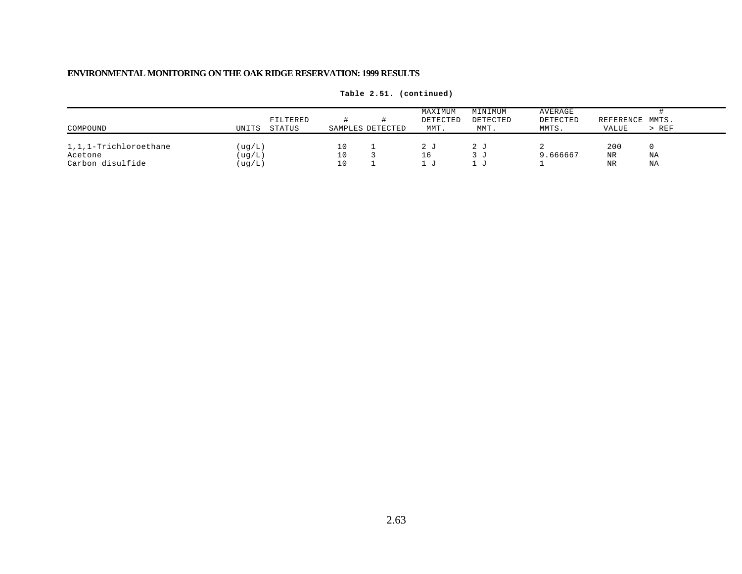**Table 2.51. (continued)**

| COMPOUND | UNITS | FILTERED STATUS | # SAMPLES | # DETECTED | MAXIMUM DETECTED MMT. | MINIMUM DETECTED MMT. | AVERAGE DETECTED MMTS. | REFERENCE VALUE | # MMTS. > REF |
|---|---|---|---|---|---|---|---|---|---|
| 1,1,1-Trichloroethane | (ug/L) | | 10 | 1 | 2 J | 2 J | 2 | 200 | 0 |
| Acetone | (ug/L) | | 10 | 3 | 16 | 3 J | 9.666667 | NR | NA |
| Carbon disulfide | (ug/L) | | 10 | 1 | 1 J | 1 J | 1 | NR | NA |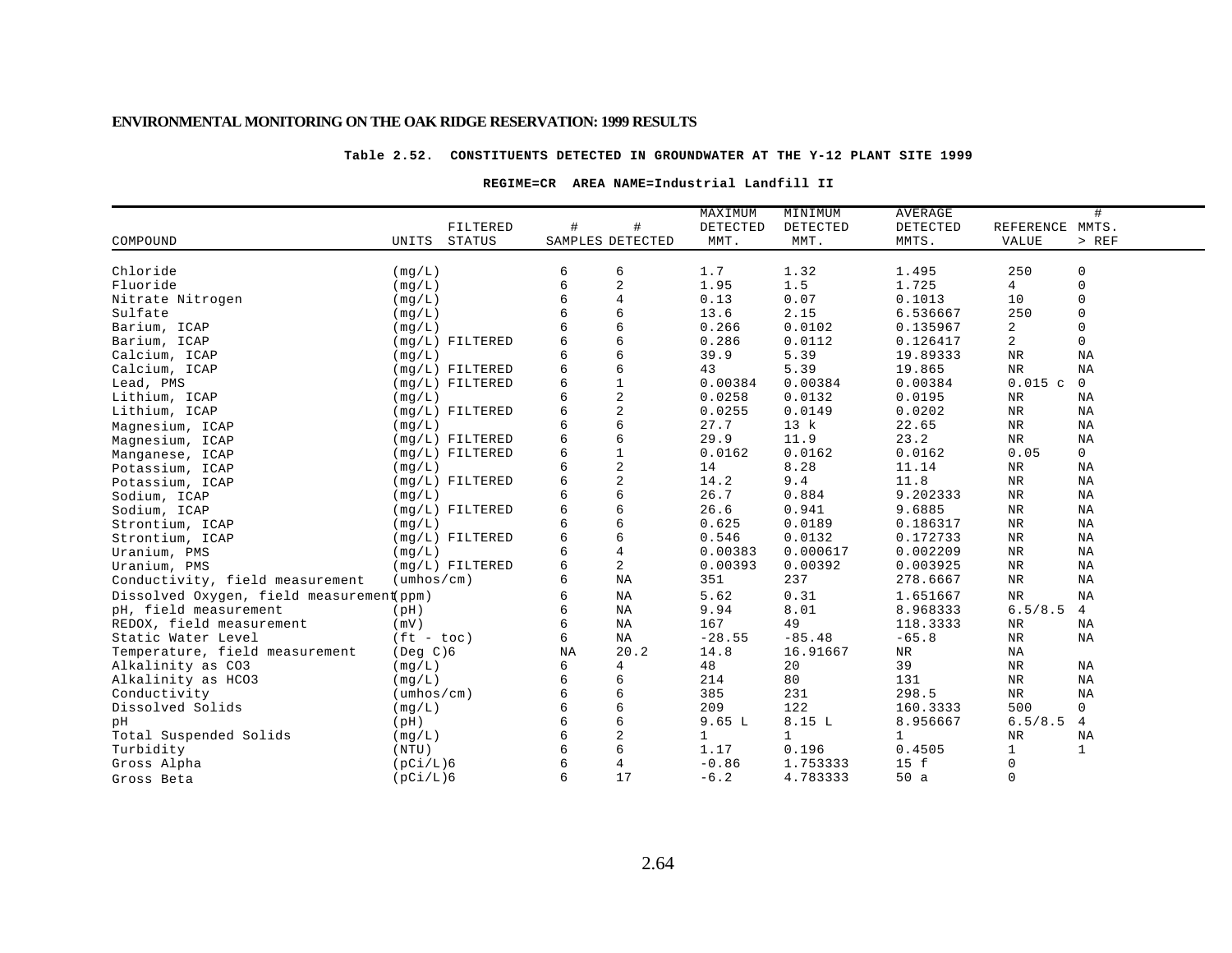ENVIRONMENTAL MONITORING ON THE OAK RIDGE RESERVATION: 1999 RESULTS

**Table 2.52. CONSTITUENTS DETECTED IN GROUNDWATER AT THE Y-12 PLANT SITE 1999**

**REGIME=CR AREA NAME=Industrial Landfill II**

| COMPOUND | UNITS | FILTERED STATUS | # SAMPLES | # DETECTED | MAXIMUM DETECTED MMT. | MINIMUM DETECTED MMT. | AVERAGE DETECTED MMTS. | REFERENCE VALUE | # MMTS. > REF |
|---|---|---|---|---|---|---|---|---|---|
| Chloride | (mg/L) | | 6 | 6 | 1.7 | 1.32 | 1.495 | 250 | 0 |
| Fluoride | (mg/L) | | 6 | 2 | 1.95 | 1.5 | 1.725 | 4 | 0 |
| Nitrate Nitrogen | (mg/L) | | 6 | 4 | 0.13 | 0.07 | 0.1013 | 10 | 0 |
| Sulfate | (mg/L) | | 6 | 6 | 13.6 | 2.15 | 6.536667 | 250 | 0 |
| Barium, ICAP | (mg/L) | | 6 | 6 | 0.266 | 0.0102 | 0.135967 | 2 | 0 |
| Barium, ICAP | (mg/L) | FILTERED | 6 | 6 | 0.286 | 0.0112 | 0.126417 | 2 | 0 |
| Calcium, ICAP | (mg/L) | | 6 | 6 | 39.9 | 5.39 | 19.89333 | NR | NA |
| Calcium, ICAP | (mg/L) | FILTERED | 6 | 6 | 43 | 5.39 | 19.865 | NR | NA |
| Lead, PMS | (mg/L) | FILTERED | 6 | 1 | 0.00384 | 0.00384 | 0.00384 | 0.015 c | 0 |
| Lithium, ICAP | (mg/L) | | 6 | 2 | 0.0258 | 0.0132 | 0.0195 | NR | NA |
| Lithium, ICAP | (mg/L) | FILTERED | 6 | 2 | 0.0255 | 0.0149 | 0.0202 | NR | NA |
| Magnesium, ICAP | (mg/L) | | 6 | 6 | 27.7 | 13 k | 22.65 | NR | NA |
| Magnesium, ICAP | (mg/L) | FILTERED | 6 | 6 | 29.9 | 11.9 | 23.2 | NR | NA |
| Manganese, ICAP | (mg/L) | FILTERED | 6 | 1 | 0.0162 | 0.0162 | 0.0162 | 0.05 | 0 |
| Potassium, ICAP | (mg/L) | | 6 | 2 | 14 | 8.28 | 11.14 | NR | NA |
| Potassium, ICAP | (mg/L) | FILTERED | 6 | 2 | 14.2 | 9.4 | 11.8 | NR | NA |
| Sodium, ICAP | (mg/L) | | 6 | 6 | 26.7 | 0.884 | 9.202333 | NR | NA |
| Sodium, ICAP | (mg/L) | FILTERED | 6 | 6 | 26.6 | 0.941 | 9.6885 | NR | NA |
| Strontium, ICAP | (mg/L) | | 6 | 6 | 0.625 | 0.0189 | 0.186317 | NR | NA |
| Strontium, ICAP | (mg/L) | FILTERED | 6 | 6 | 0.546 | 0.0132 | 0.172733 | NR | NA |
| Uranium, PMS | (mg/L) | | 6 | 4 | 0.00383 | 0.000617 | 0.002209 | NR | NA |
| Uranium, PMS | (mg/L) | FILTERED | 6 | 2 | 0.00393 | 0.00392 | 0.003925 | NR | NA |
| Conductivity, field measurement | (umhos/cm) | | 6 | NA | 351 | 237 | 278.6667 | NR | NA |
| Dissolved Oxygen, field measurement | (ppm) | | 6 | NA | 5.62 | 0.31 | 1.651667 | NR | NA |
| pH, field measurement | (pH) | | 6 | NA | 9.94 | 8.01 | 8.968333 | 6.5/8.5 | 4 |
| REDOX, field measurement | (mV) | | 6 | NA | 167 | 49 | 118.3333 | NR | NA |
| Static Water Level | (ft - toc) | | 6 | NA | -28.55 | -85.48 | -65.8 | NR | NA |
| Temperature, field measurement | (Deg C)6 | | NA | 20.2 | 14.8 | 16.91667 | NR | NA | |
| Alkalinity as CO3 | (mg/L) | | 6 | 4 | 48 | 20 | 39 | NR | NA |
| Alkalinity as HCO3 | (mg/L) | | 6 | 6 | 214 | 80 | 131 | NR | NA |
| Conductivity | (umhos/cm) | | 6 | 6 | 385 | 231 | 298.5 | NR | NA |
| Dissolved Solids | (mg/L) | | 6 | 6 | 209 | 122 | 160.3333 | 500 | 0 |
| pH | (pH) | | 6 | 6 | 9.65 L | 8.15 L | 8.956667 | 6.5/8.5 | 4 |
| Total Suspended Solids | (mg/L) | | 6 | 2 | 1 | 1 | 1 | NR | NA |
| Turbidity | (NTU) | | 6 | 6 | 1.17 | 0.196 | 0.4505 | 1 | 1 |
| Gross Alpha | (pCi/L)6 | | 6 | 4 | -0.86 | 1.753333 | 15 f | 0 | |
| Gross Beta | (pCi/L)6 | | 6 | 17 | -6.2 | 4.783333 | 50 a | 0 | |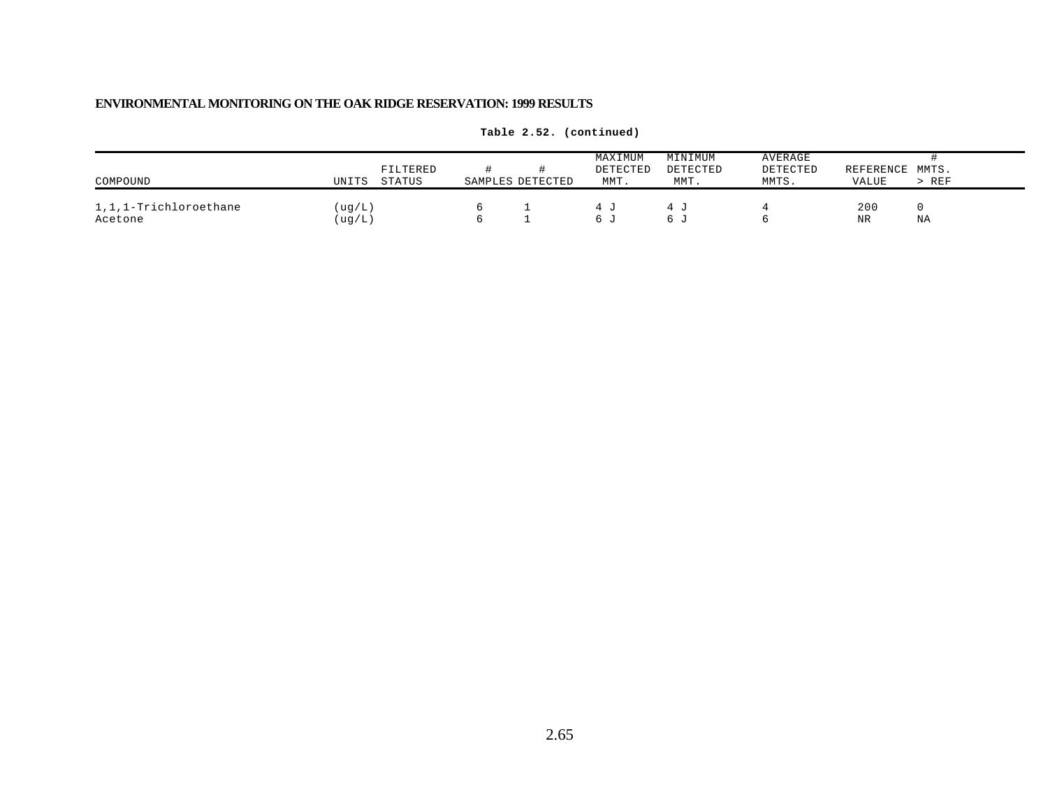**Table 2.52. (continued)**

| COMPOUND | UNITS | FILTERED STATUS | # SAMPLES | # DETECTED | MAXIMUM DETECTED MMT. | MINIMUM DETECTED MMT. | AVERAGE DETECTED MMTS. | REFERENCE VALUE | # MMTS. > REF |
|---|---|---|---|---|---|---|---|---|---|
| 1,1,1-Trichloroethane | (ug/L) | | 6 | 1 | 4 J | 4 J | 4 | 200 | 0 |
| Acetone | (ug/L) | | 6 | 1 | 6 J | 6 J | 6 | NR | NA |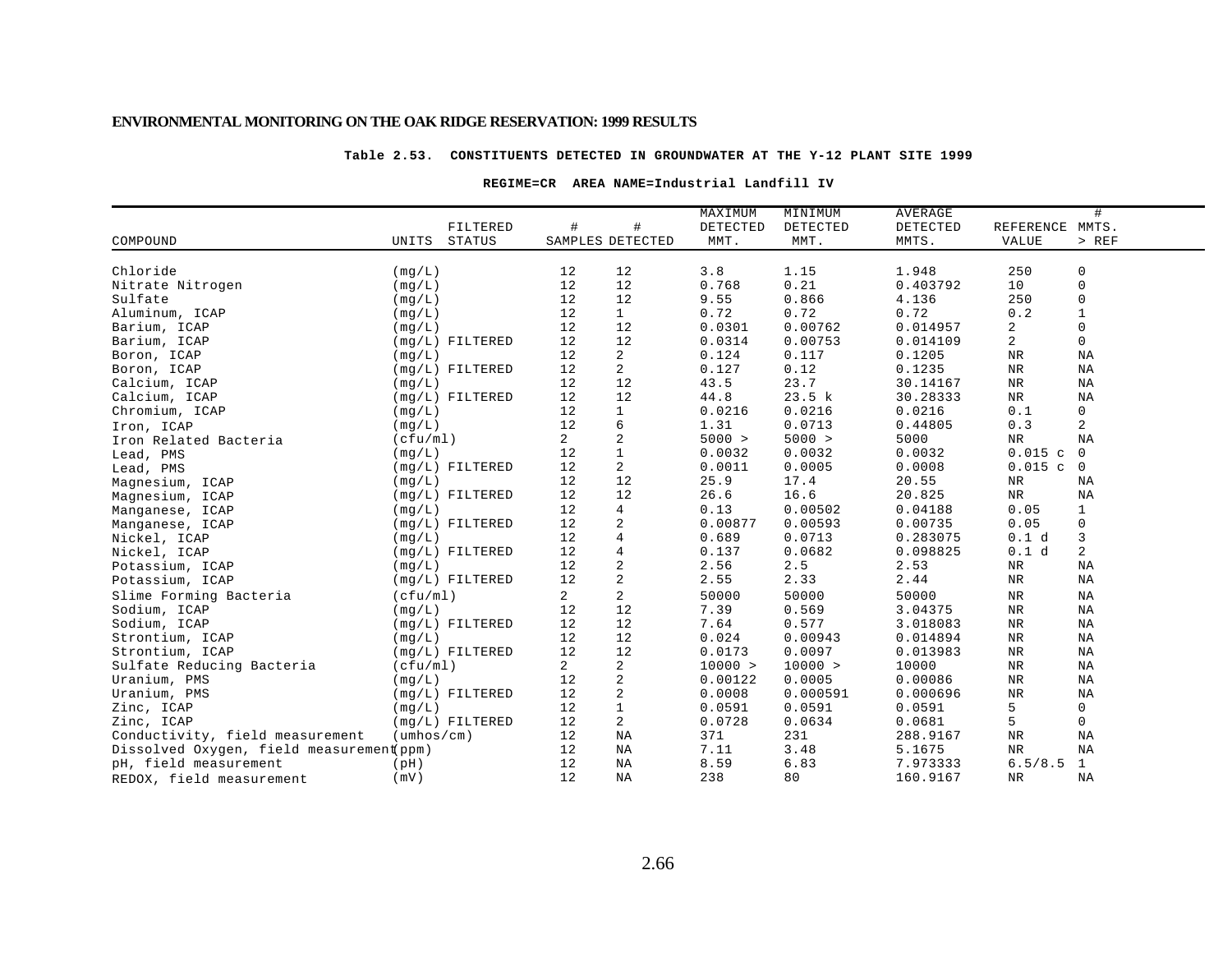**Table 2.53. CONSTITUENTS DETECTED IN GROUNDWATER AT THE Y-12 PLANT SITE 1999**

**REGIME=CR AREA NAME=Industrial Landfill IV**

| COMPOUND | UNITS | FILTERED STATUS | # SAMPLES | # DETECTED | MAXIMUM DETECTED MMT. | MINIMUM DETECTED MMT. | AVERAGE DETECTED MMTS. | REFERENCE VALUE | # MMTS. > REF |
|---|---|---|---|---|---|---|---|---|---|
| Chloride | (mg/L) | | 12 | 12 | 3.8 | 1.15 | 1.948 | 250 | 0 |
| Nitrate Nitrogen | (mg/L) | | 12 | 12 | 0.768 | 0.21 | 0.403792 | 10 | 0 |
| Sulfate | (mg/L) | | 12 | 12 | 9.55 | 0.866 | 4.136 | 250 | 0 |
| Aluminum, ICAP | (mg/L) | | 12 | 1 | 0.72 | 0.72 | 0.72 | 0.2 | 1 |
| Barium, ICAP | (mg/L) | | 12 | 12 | 0.0301 | 0.00762 | 0.014957 | 2 | 0 |
| Barium, ICAP | (mg/L) | FILTERED | 12 | 12 | 0.0314 | 0.00753 | 0.014109 | 2 | 0 |
| Boron, ICAP | (mg/L) | | 12 | 2 | 0.124 | 0.117 | 0.1205 | NR | NA |
| Boron, ICAP | (mg/L) | FILTERED | 12 | 2 | 0.127 | 0.12 | 0.1235 | NR | NA |
| Calcium, ICAP | (mg/L) | | 12 | 12 | 43.5 | 23.7 | 30.14167 | NR | NA |
| Calcium, ICAP | (mg/L) | FILTERED | 12 | 12 | 44.8 | 23.5 k | 30.28333 | NR | NA |
| Chromium, ICAP | (mg/L) | | 12 | 1 | 0.0216 | 0.0216 | 0.0216 | 0.1 | 0 |
| Iron, ICAP | (mg/L) | | 12 | 6 | 1.31 | 0.0713 | 0.44805 | 0.3 | 2 |
| Iron Related Bacteria | (cfu/ml) | | 2 | 2 | 5000 > | 5000 > | 5000 | NR | NA |
| Lead, PMS | (mg/L) | | 12 | 1 | 0.0032 | 0.0032 | 0.0032 | 0.015 c | 0 |
| Lead, PMS | (mg/L) | FILTERED | 12 | 2 | 0.0011 | 0.0005 | 0.0008 | 0.015 c | 0 |
| Magnesium, ICAP | (mg/L) | | 12 | 12 | 25.9 | 17.4 | 20.55 | NR | NA |
| Magnesium, ICAP | (mg/L) | FILTERED | 12 | 12 | 26.6 | 16.6 | 20.825 | NR | NA |
| Manganese, ICAP | (mg/L) | | 12 | 4 | 0.13 | 0.00502 | 0.04188 | 0.05 | 1 |
| Manganese, ICAP | (mg/L) | FILTERED | 12 | 2 | 0.00877 | 0.00593 | 0.00735 | 0.05 | 0 |
| Nickel, ICAP | (mg/L) | | 12 | 4 | 0.689 | 0.0713 | 0.283075 | 0.1 d | 3 |
| Nickel, ICAP | (mg/L) | FILTERED | 12 | 4 | 0.137 | 0.0682 | 0.098825 | 0.1 d | 2 |
| Potassium, ICAP | (mg/L) | | 12 | 2 | 2.56 | 2.5 | 2.53 | NR | NA |
| Potassium, ICAP | (mg/L) | FILTERED | 12 | 2 | 2.55 | 2.33 | 2.44 | NR | NA |
| Slime Forming Bacteria | (cfu/ml) | | 2 | 2 | 50000 | 50000 | 50000 | NR | NA |
| Sodium, ICAP | (mg/L) | | 12 | 12 | 7.39 | 0.569 | 3.04375 | NR | NA |
| Sodium, ICAP | (mg/L) | FILTERED | 12 | 12 | 7.64 | 0.577 | 3.018083 | NR | NA |
| Strontium, ICAP | (mg/L) | | 12 | 12 | 0.024 | 0.00943 | 0.014894 | NR | NA |
| Strontium, ICAP | (mg/L) | FILTERED | 12 | 12 | 0.0173 | 0.0097 | 0.013983 | NR | NA |
| Sulfate Reducing Bacteria | (cfu/ml) | | 2 | 2 | 10000 > | 10000 > | 10000 | NR | NA |
| Uranium, PMS | (mg/L) | | 12 | 2 | 0.00122 | 0.0005 | 0.00086 | NR | NA |
| Uranium, PMS | (mg/L) | FILTERED | 12 | 2 | 0.0008 | 0.000591 | 0.000696 | NR | NA |
| Zinc, ICAP | (mg/L) | | 12 | 1 | 0.0591 | 0.0591 | 0.0591 | 5 | 0 |
| Zinc, ICAP | (mg/L) | FILTERED | 12 | 2 | 0.0728 | 0.0634 | 0.0681 | 5 | 0 |
| Conductivity, field measurement | (umhos/cm) | | 12 | NA | 371 | 231 | 288.9167 | NR | NA |
| Dissolved Oxygen, field measurement | (ppm) | | 12 | NA | 7.11 | 3.48 | 5.1675 | NR | NA |
| pH, field measurement | (pH) | | 12 | NA | 8.59 | 6.83 | 7.973333 | 6.5/8.5 | 1 |
| REDOX, field measurement | (mV) | | 12 | NA | 238 | 80 | 160.9167 | NR | NA |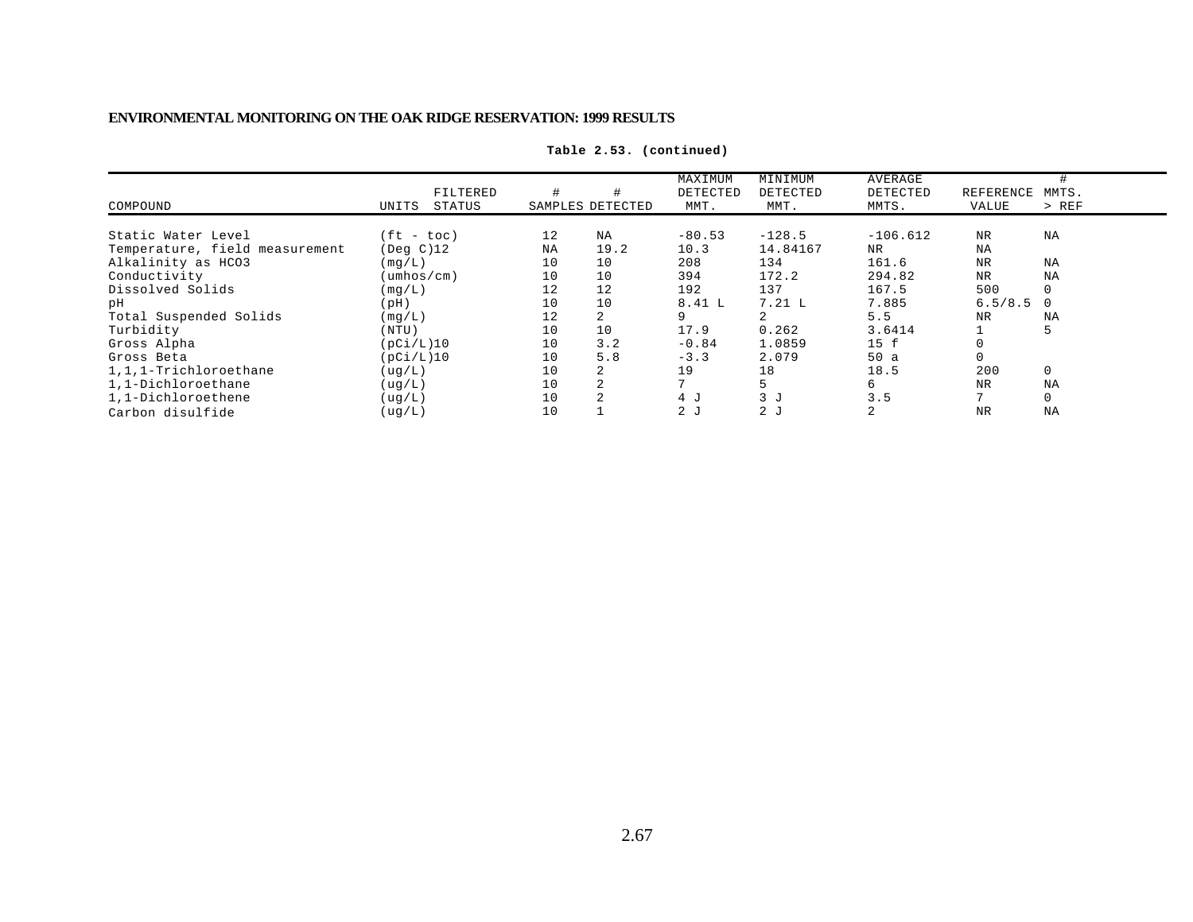**Table 2.53. (continued)**

| COMPOUND | UNITS | FILTERED STATUS | # SAMPLES | # DETECTED | MAXIMUM DETECTED MMT. | MINIMUM DETECTED MMT. | AVERAGE DETECTED MMTS. | REFERENCE VALUE | # MMTS. > REF |
|---|---|---|---|---|---|---|---|---|---|
| Static Water Level | (ft - toc) | | 12 | NA | -80.53 | -128.5 | -106.612 | NR | NA |
| Temperature, field measurement | (Deg C)12 | | NA | 19.2 | 10.3 | 14.84167 | NR | NA | |
| Alkalinity as HCO3 | (mg/L) | | 10 | 10 | 208 | 134 | 161.6 | NR | NA |
| Conductivity | (umhos/cm) | | 10 | 10 | 394 | 172.2 | 294.82 | NR | NA |
| Dissolved Solids | (mg/L) | | 12 | 12 | 192 | 137 | 167.5 | 500 | 0 |
| pH | (pH) | | 10 | 10 | 8.41 L | 7.21 L | 7.885 | 6.5/8.5 | 0 |
| Total Suspended Solids | (mg/L) | | 12 | 2 | 9 | 2 | 5.5 | NR | NA |
| Turbidity | (NTU) | | 10 | 10 | 17.9 | 0.262 | 3.6414 | 1 | 5 |
| Gross Alpha | (pCi/L)10 | | 10 | 3.2 | -0.84 | 1.0859 | 15 f | 0 | |
| Gross Beta | (pCi/L)10 | | 10 | 5.8 | -3.3 | 2.079 | 50 a | 0 | |
| 1,1,1-Trichloroethane | (ug/L) | | 10 | 2 | 19 | 18 | 18.5 | 200 | 0 |
| 1,1-Dichloroethane | (ug/L) | | 10 | 2 | 7 | 5 | 6 | NR | NA |
| 1,1-Dichloroethene | (ug/L) | | 10 | 2 | 4 J | 3 J | 3.5 | 7 | 0 |
| Carbon disulfide | (ug/L) | | 10 | 1 | 2 J | 2 J | 2 | NR | NA |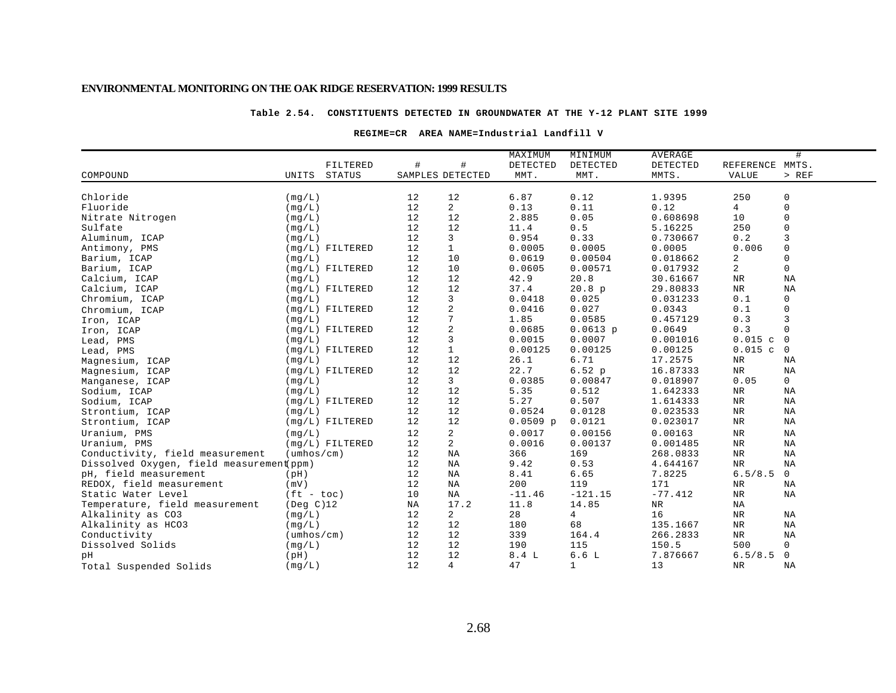**ENVIRONMENTAL MONITORING ON THE OAK RIDGE RESERVATION: 1999 RESULTS**

**Table 2.54. CONSTITUENTS DETECTED IN GROUNDWATER AT THE Y-12 PLANT SITE 1999**

**REGIME=CR AREA NAME=Industrial Landfill V**

| COMPOUND | UNITS | FILTERED STATUS | # SAMPLES | # DETECTED | MAXIMUM DETECTED MMT. | MINIMUM DETECTED MMT. | AVERAGE DETECTED MMTS. | REFERENCE VALUE | # MMTS. > REF |
|---|---|---|---|---|---|---|---|---|---|
| Chloride | (mg/L) | | 12 | 12 | 6.87 | 0.12 | 1.9395 | 250 | 0 |
| Fluoride | (mg/L) | | 12 | 2 | 0.13 | 0.11 | 0.12 | 4 | 0 |
| Nitrate Nitrogen | (mg/L) | | 12 | 12 | 2.885 | 0.05 | 0.608698 | 10 | 0 |
| Sulfate | (mg/L) | | 12 | 12 | 11.4 | 0.5 | 5.16225 | 250 | 0 |
| Aluminum, ICAP | (mg/L) | | 12 | 3 | 0.954 | 0.33 | 0.730667 | 0.2 | 3 |
| Antimony, PMS | (mg/L) | FILTERED | 12 | 1 | 0.0005 | 0.0005 | 0.0005 | 0.006 | 0 |
| Barium, ICAP | (mg/L) | | 12 | 10 | 0.0619 | 0.00504 | 0.018662 | 2 | 0 |
| Barium, ICAP | (mg/L) | FILTERED | 12 | 10 | 0.0605 | 0.00571 | 0.017932 | 2 | 0 |
| Calcium, ICAP | (mg/L) | | 12 | 12 | 42.9 | 20.8 | 30.61667 | NR | NA |
| Calcium, ICAP | (mg/L) | FILTERED | 12 | 12 | 37.4 | 20.8 p | 29.80833 | NR | NA |
| Chromium, ICAP | (mg/L) | | 12 | 3 | 0.0418 | 0.025 | 0.031233 | 0.1 | 0 |
| Chromium, ICAP | (mg/L) | FILTERED | 12 | 2 | 0.0416 | 0.027 | 0.0343 | 0.1 | 0 |
| Iron, ICAP | (mg/L) | | 12 | 7 | 1.85 | 0.0585 | 0.457129 | 0.3 | 3 |
| Iron, ICAP | (mg/L) | FILTERED | 12 | 2 | 0.0685 | 0.0613 p | 0.0649 | 0.3 | 0 |
| Lead, PMS | (mg/L) | | 12 | 3 | 0.0015 | 0.0007 | 0.001016 | 0.015 c | 0 |
| Lead, PMS | (mg/L) | FILTERED | 12 | 1 | 0.00125 | 0.00125 | 0.00125 | 0.015 c | 0 |
| Magnesium, ICAP | (mg/L) | | 12 | 12 | 26.1 | 6.71 | 17.2575 | NR | NA |
| Magnesium, ICAP | (mg/L) | FILTERED | 12 | 12 | 22.7 | 6.52 p | 16.87333 | NR | NA |
| Manganese, ICAP | (mg/L) | | 12 | 3 | 0.0385 | 0.00847 | 0.018907 | 0.05 | 0 |
| Sodium, ICAP | (mg/L) | | 12 | 12 | 5.35 | 0.512 | 1.642333 | NR | NA |
| Sodium, ICAP | (mg/L) | FILTERED | 12 | 12 | 5.27 | 0.507 | 1.614333 | NR | NA |
| Strontium, ICAP | (mg/L) | | 12 | 12 | 0.0524 | 0.0128 | 0.023533 | NR | NA |
| Strontium, ICAP | (mg/L) | FILTERED | 12 | 12 | 0.0509 p | 0.0121 | 0.023017 | NR | NA |
| Uranium, PMS | (mg/L) | | 12 | 2 | 0.0017 | 0.00156 | 0.00163 | NR | NA |
| Uranium, PMS | (mg/L) | FILTERED | 12 | 2 | 0.0016 | 0.00137 | 0.001485 | NR | NA |
| Conductivity, field measurement | (umhos/cm) | | 12 | NA | 366 | 169 | 268.0833 | NR | NA |
| Dissolved Oxygen, field measurement | (ppm) | | 12 | NA | 9.42 | 0.53 | 4.644167 | NR | NA |
| pH, field measurement | (pH) | | 12 | NA | 8.41 | 6.65 | 7.8225 | 6.5/8.5 | 0 |
| REDOX, field measurement | (mV) | | 12 | NA | 200 | 119 | 171 | NR | NA |
| Static Water Level | (ft - toc) | | 10 | NA | -11.46 | -121.15 | -77.412 | NR | NA |
| Temperature, field measurement | (Deg C) | 12 | NA | 17.2 | 11.8 | 14.85 | NR | NA | |
| Alkalinity as CO3 | (mg/L) | | 12 | 2 | 28 | 4 | 16 | NR | NA |
| Alkalinity as HCO3 | (mg/L) | | 12 | 12 | 180 | 68 | 135.1667 | NR | NA |
| Conductivity | (umhos/cm) | | 12 | 12 | 339 | 164.4 | 266.2833 | NR | NA |
| Dissolved Solids | (mg/L) | | 12 | 12 | 190 | 115 | 150.5 | 500 | 0 |
| pH | (pH) | | 12 | 12 | 8.4 L | 6.6 L | 7.876667 | 6.5/8.5 | 0 |
| Total Suspended Solids | (mg/L) | | 12 | 4 | 47 | 1 | 13 | NR | NA |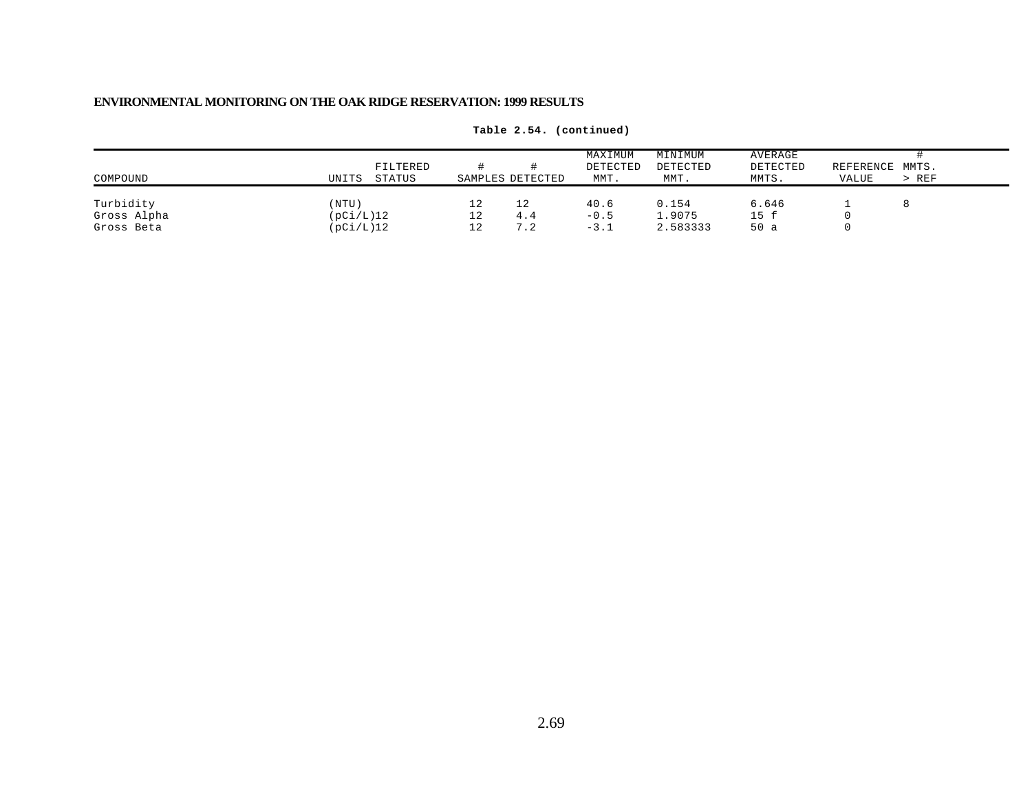**Table 2.54. (continued)**

| COMPOUND | UNITS | FILTERED STATUS | # SAMPLES | # DETECTED | MAXIMUM DETECTED MMT. | MINIMUM DETECTED MMT. | AVERAGE DETECTED MMTS. | REFERENCE VALUE | # MMTS. > REF |
|---|---|---|---|---|---|---|---|---|---|
| Turbidity | (NTU) | | 12 | 12 | 40.6 | 0.154 | 6.646 | 1 | 8 |
| Gross Alpha | (pCi/L)12 | | 12 | 4.4 | -0.5 | 1.9075 | 15 f | 0 | |
| Gross Beta | (pCi/L)12 | | 12 | 7.2 | -3.1 | 2.583333 | 50 a | 0 | |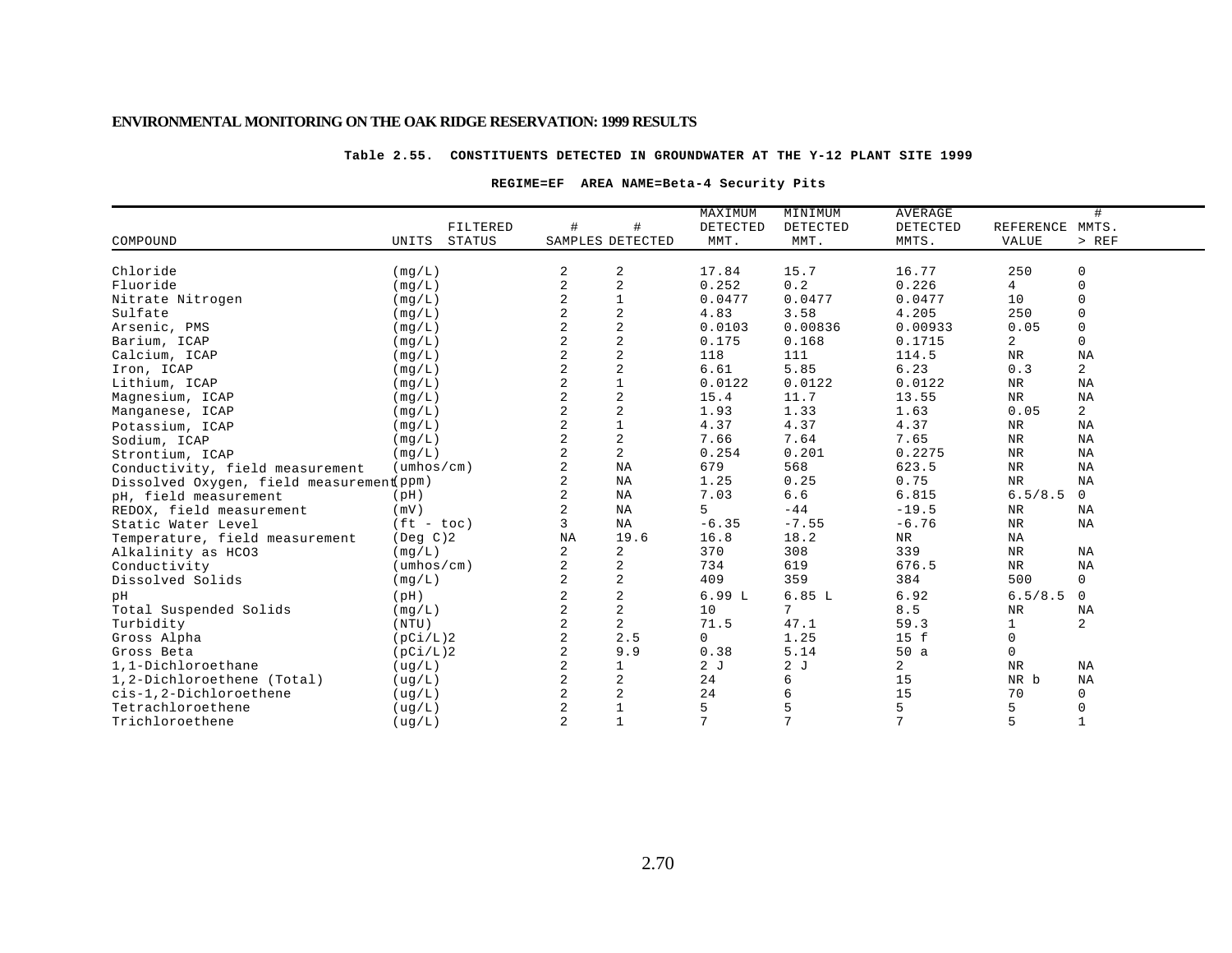## Table 2.55. CONSTITUENTS DETECTED IN GROUNDWATER AT THE Y-12 PLANT SITE 1999

**REGIME=EF AREA NAME=Beta-4 Security Pits**

| COMPOUND | UNITS | FILTERED STATUS | # SAMPLES | # DETECTED | MAXIMUM DETECTED MMT. | MINIMUM DETECTED MMT. | AVERAGE DETECTED MMTS. | REFERENCE VALUE | # MMTS. > REF |
|---|---|---|---|---|---|---|---|---|---|
| Chloride | (mg/L) | | 2 | 2 | 17.84 | 15.7 | 16.77 | 250 | 0 |
| Fluoride | (mg/L) | | 2 | 2 | 0.252 | 0.2 | 0.226 | 4 | 0 |
| Nitrate Nitrogen | (mg/L) | | 2 | 1 | 0.0477 | 0.0477 | 0.0477 | 10 | 0 |
| Sulfate | (mg/L) | | 2 | 2 | 4.83 | 3.58 | 4.205 | 250 | 0 |
| Arsenic, PMS | (mg/L) | | 2 | 2 | 0.0103 | 0.00836 | 0.00933 | 0.05 | 0 |
| Barium, ICAP | (mg/L) | | 2 | 2 | 0.175 | 0.168 | 0.1715 | 2 | 0 |
| Calcium, ICAP | (mg/L) | | 2 | 2 | 118 | 111 | 114.5 | NR | NA |
| Iron, ICAP | (mg/L) | | 2 | 2 | 6.61 | 5.85 | 6.23 | 0.3 | 2 |
| Lithium, ICAP | (mg/L) | | 2 | 1 | 0.0122 | 0.0122 | 0.0122 | NR | NA |
| Magnesium, ICAP | (mg/L) | | 2 | 2 | 15.4 | 11.7 | 13.55 | NR | NA |
| Manganese, ICAP | (mg/L) | | 2 | 2 | 1.93 | 1.33 | 1.63 | 0.05 | 2 |
| Potassium, ICAP | (mg/L) | | 2 | 1 | 4.37 | 4.37 | 4.37 | NR | NA |
| Sodium, ICAP | (mg/L) | | 2 | 2 | 7.66 | 7.64 | 7.65 | NR | NA |
| Strontium, ICAP | (mg/L) | | 2 | 2 | 0.254 | 0.201 | 0.2275 | NR | NA |
| Conductivity, field measurement | (umhos/cm) | | 2 | NA | 679 | 568 | 623.5 | NR | NA |
| Dissolved Oxygen, field measurement | (ppm) | | 2 | NA | 1.25 | 0.25 | 0.75 | NR | NA |
| pH, field measurement | (pH) | | 2 | NA | 7.03 | 6.6 | 6.815 | 6.5/8.5 | 0 |
| REDOX, field measurement | (mV) | | 2 | NA | 5 | -44 | -19.5 | NR | NA |
| Static Water Level | (ft - toc) | | 3 | NA | -6.35 | -7.55 | -6.76 | NR | NA |
| Temperature, field measurement | (Deg C)2 | | NA | 19.6 | 16.8 | 18.2 | NR | NA | |
| Alkalinity as HCO3 | (mg/L) | | 2 | 2 | 370 | 308 | 339 | NR | NA |
| Conductivity | (umhos/cm) | | 2 | 2 | 734 | 619 | 676.5 | NR | NA |
| Dissolved Solids | (mg/L) | | 2 | 2 | 409 | 359 | 384 | 500 | 0 |
| pH | (pH) | | 2 | 2 | 6.99 L | 6.85 L | 6.92 | 6.5/8.5 | 0 |
| Total Suspended Solids | (mg/L) | | 2 | 2 | 10 | 7 | 8.5 | NR | NA |
| Turbidity | (NTU) | | 2 | 2 | 71.5 | 47.1 | 59.3 | 1 | 2 |
| Gross Alpha | (pCi/L)2 | | 2 | 2.5 | 0 | 1.25 | 15 f | 0 | |
| Gross Beta | (pCi/L)2 | | 2 | 9.9 | 0.38 | 5.14 | 50 a | 0 | |
| 1,1-Dichloroethane | (ug/L) | | 2 | 1 | 2 J | 2 J | 2 | NR | NA |
| 1,2-Dichloroethene (Total) | (ug/L) | | 2 | 2 | 24 | 6 | 15 | NR b | NA |
| cis-1,2-Dichloroethene | (ug/L) | | 2 | 2 | 24 | 6 | 15 | 70 | 0 |
| Tetrachloroethene | (ug/L) | | 2 | 1 | 5 | 5 | 5 | 5 | 0 |
| Trichloroethene | (ug/L) | | 2 | 1 | 7 | 7 | 7 | 5 | 1 |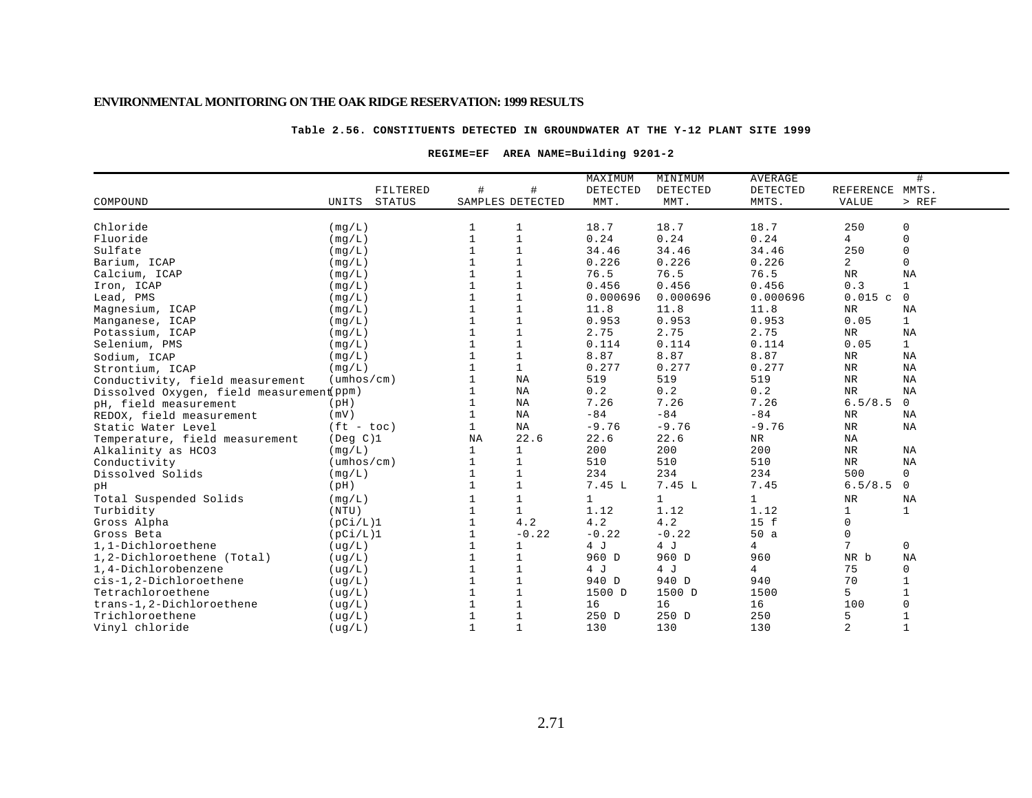**ENVIRONMENTAL MONITORING ON THE OAK RIDGE RESERVATION: 1999 RESULTS**

**Table 2.56. CONSTITUENTS DETECTED IN GROUNDWATER AT THE Y-12 PLANT SITE 1999**

**REGIME=EF AREA NAME=Building 9201-2**

| COMPOUND | UNITS | FILTERED STATUS | # SAMPLES | # DETECTED | MAXIMUM DETECTED MMT. | MINIMUM DETECTED MMT. | AVERAGE DETECTED MMTS. | REFERENCE VALUE | # MMTS. > REF |
|---|---|---|---|---|---|---|---|---|---|
| Chloride | (mg/L) | | 1 | 1 | 18.7 | 18.7 | 18.7 | 250 | 0 |
| Fluoride | (mg/L) | | 1 | 1 | 0.24 | 0.24 | 0.24 | 4 | 0 |
| Sulfate | (mg/L) | | 1 | 1 | 34.46 | 34.46 | 34.46 | 250 | 0 |
| Barium, ICAP | (mg/L) | | 1 | 1 | 0.226 | 0.226 | 0.226 | 2 | 0 |
| Calcium, ICAP | (mg/L) | | 1 | 1 | 76.5 | 76.5 | 76.5 | NR | NA |
| Iron, ICAP | (mg/L) | | 1 | 1 | 0.456 | 0.456 | 0.456 | 0.3 | 1 |
| Lead, PMS | (mg/L) | | 1 | 1 | 0.000696 | 0.000696 | 0.000696 | 0.015 c | 0 |
| Magnesium, ICAP | (mg/L) | | 1 | 1 | 11.8 | 11.8 | 11.8 | NR | NA |
| Manganese, ICAP | (mg/L) | | 1 | 1 | 0.953 | 0.953 | 0.953 | 0.05 | 1 |
| Potassium, ICAP | (mg/L) | | 1 | 1 | 2.75 | 2.75 | 2.75 | NR | NA |
| Selenium, PMS | (mg/L) | | 1 | 1 | 0.114 | 0.114 | 0.114 | 0.05 | 1 |
| Sodium, ICAP | (mg/L) | | 1 | 1 | 8.87 | 8.87 | 8.87 | NR | NA |
| Strontium, ICAP | (mg/L) | | 1 | 1 | 0.277 | 0.277 | 0.277 | NR | NA |
| Conductivity, field measurement | (umhos/cm) | | 1 | NA | 519 | 519 | 519 | NR | NA |
| Dissolved Oxygen, field measurement | (ppm) | | 1 | NA | 0.2 | 0.2 | 0.2 | NR | NA |
| pH, field measurement | (pH) | | 1 | NA | 7.26 | 7.26 | 7.26 | 6.5/8.5 | 0 |
| REDOX, field measurement | (mV) | | 1 | NA | -84 | -84 | -84 | NR | NA |
| Static Water Level | (ft - toc) | | 1 | NA | -9.76 | -9.76 | -9.76 | NR | NA |
| Temperature, field measurement | (Deg C)1 | | NA | 22.6 | 22.6 | 22.6 | NR | NA | |
| Alkalinity as HCO3 | (mg/L) | | 1 | 1 | 200 | 200 | 200 | NR | NA |
| Conductivity | (umhos/cm) | | 1 | 1 | 510 | 510 | 510 | NR | NA |
| Dissolved Solids | (mg/L) | | 1 | 1 | 234 | 234 | 234 | 500 | 0 |
| pH | (pH) | | 1 | 1 | 7.45 L | 7.45 L | 7.45 | 6.5/8.5 | 0 |
| Total Suspended Solids | (mg/L) | | 1 | 1 | 1 | 1 | 1 | NR | NA |
| Turbidity | (NTU) | | 1 | 1 | 1.12 | 1.12 | 1.12 | 1 | 1 |
| Gross Alpha | (pCi/L)1 | | 1 | 4.2 | 4.2 | 4.2 | 15 f | 0 | |
| Gross Beta | (pCi/L)1 | | 1 | -0.22 | -0.22 | -0.22 | 50 a | 0 | |
| 1,1-Dichloroethene | (ug/L) | | 1 | 1 | 4 J | 4 J | 4 | 7 | 0 |
| 1,2-Dichloroethene (Total) | (ug/L) | | 1 | 1 | 960 D | 960 D | 960 | NR b | NA |
| 1,4-Dichlorobenzene | (ug/L) | | 1 | 1 | 4 J | 4 J | 4 | 75 | 0 |
| cis-1,2-Dichloroethene | (ug/L) | | 1 | 1 | 940 D | 940 D | 940 | 70 | 1 |
| Tetrachloroethene | (ug/L) | | 1 | 1 | 1500 D | 1500 D | 1500 | 5 | 1 |
| trans-1,2-Dichloroethene | (ug/L) | | 1 | 1 | 16 | 16 | 16 | 100 | 0 |
| Trichloroethene | (ug/L) | | 1 | 1 | 250 D | 250 D | 250 | 5 | 1 |
| Vinyl chloride | (ug/L) | | 1 | 1 | 130 | 130 | 130 | 2 | 1 |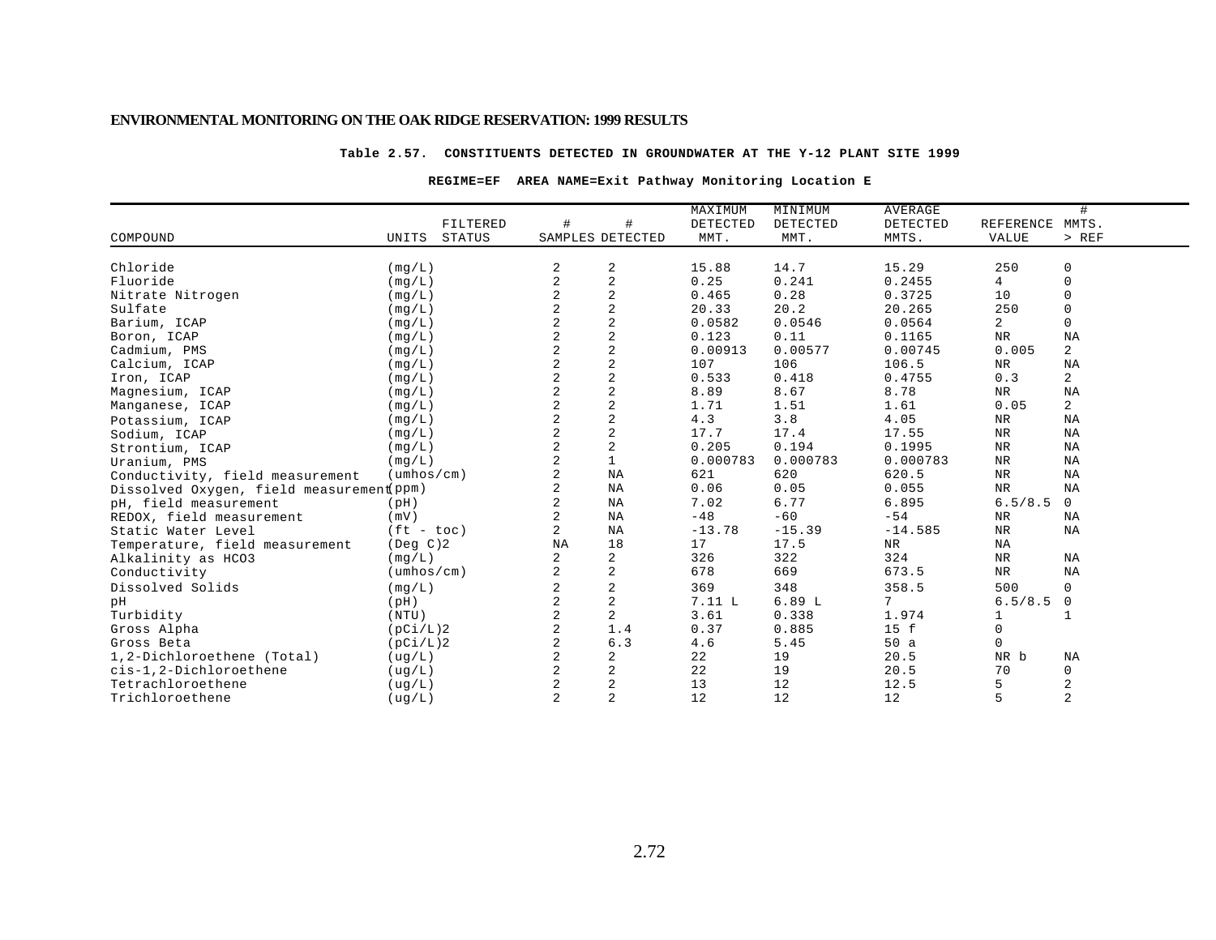**Table 2.57. CONSTITUENTS DETECTED IN GROUNDWATER AT THE Y-12 PLANT SITE 1999**

**REGIME=EF AREA NAME=Exit Pathway Monitoring Location E**

| COMPOUND | UNITS | FILTERED STATUS | # SAMPLES | # DETECTED | MAXIMUM DETECTED MMT. | MINIMUM DETECTED MMT. | AVERAGE DETECTED MMTS. | REFERENCE VALUE | # MMTS. > REF |
|---|---|---|---|---|---|---|---|---|---|
| Chloride | (mg/L) | | 2 | 2 | 15.88 | 14.7 | 15.29 | 250 | 0 |
| Fluoride | (mg/L) | | 2 | 2 | 0.25 | 0.241 | 0.2455 | 4 | 0 |
| Nitrate Nitrogen | (mg/L) | | 2 | 2 | 0.465 | 0.28 | 0.3725 | 10 | 0 |
| Sulfate | (mg/L) | | 2 | 2 | 20.33 | 20.2 | 20.265 | 250 | 0 |
| Barium, ICAP | (mg/L) | | 2 | 2 | 0.0582 | 0.0546 | 0.0564 | 2 | 0 |
| Boron, ICAP | (mg/L) | | 2 | 2 | 0.123 | 0.11 | 0.1165 | NR | NA |
| Cadmium, PMS | (mg/L) | | 2 | 2 | 0.00913 | 0.00577 | 0.00745 | 0.005 | 2 |
| Calcium, ICAP | (mg/L) | | 2 | 2 | 107 | 106 | 106.5 | NR | NA |
| Iron, ICAP | (mg/L) | | 2 | 2 | 0.533 | 0.418 | 0.4755 | 0.3 | 2 |
| Magnesium, ICAP | (mg/L) | | 2 | 2 | 8.89 | 8.67 | 8.78 | NR | NA |
| Manganese, ICAP | (mg/L) | | 2 | 2 | 1.71 | 1.51 | 1.61 | 0.05 | 2 |
| Potassium, ICAP | (mg/L) | | 2 | 2 | 4.3 | 3.8 | 4.05 | NR | NA |
| Sodium, ICAP | (mg/L) | | 2 | 2 | 17.7 | 17.4 | 17.55 | NR | NA |
| Strontium, ICAP | (mg/L) | | 2 | 2 | 0.205 | 0.194 | 0.1995 | NR | NA |
| Uranium, PMS | (mg/L) | | 2 | 1 | 0.000783 | 0.000783 | 0.000783 | NR | NA |
| Conductivity, field measurement | (umhos/cm) | | 2 | NA | 621 | 620 | 620.5 | NR | NA |
| Dissolved Oxygen, field measurement | (ppm) | | 2 | NA | 0.06 | 0.05 | 0.055 | NR | NA |
| pH, field measurement | (pH) | | 2 | NA | 7.02 | 6.77 | 6.895 | 6.5/8.5 | 0 |
| REDOX, field measurement | (mV) | | 2 | NA | -48 | -60 | -54 | NR | NA |
| Static Water Level | (ft - toc) | | 2 | NA | -13.78 | -15.39 | -14.585 | NR | NA |
| Temperature, field measurement | (Deg C)2 | | NA | 18 | 17 | 17.5 | NR | NA | |
| Alkalinity as HCO3 | (mg/L) | | 2 | 2 | 326 | 322 | 324 | NR | NA |
| Conductivity | (umhos/cm) | | 2 | 2 | 678 | 669 | 673.5 | NR | NA |
| Dissolved Solids | (mg/L) | | 2 | 2 | 369 | 348 | 358.5 | 500 | 0 |
| pH | (pH) | | 2 | 2 | 7.11 L | 6.89 L | 7 | 6.5/8.5 | 0 |
| Turbidity | (NTU) | | 2 | 2 | 3.61 | 0.338 | 1.974 | 1 | 1 |
| Gross Alpha | (pCi/L)2 | | 2 | 1.4 | 0.37 | 0.885 | 15 f | 0 | |
| Gross Beta | (pCi/L)2 | | 2 | 6.3 | 4.6 | 5.45 | 50 a | 0 | |
| 1,2-Dichloroethene (Total) | (ug/L) | | 2 | 2 | 22 | 19 | 20.5 | NR b | NA |
| cis-1,2-Dichloroethene | (ug/L) | | 2 | 2 | 22 | 19 | 20.5 | 70 | 0 |
| Tetrachloroethene | (ug/L) | | 2 | 2 | 13 | 12 | 12.5 | 5 | 2 |
| Trichloroethene | (ug/L) | | 2 | 2 | 12 | 12 | 12 | 5 | 2 |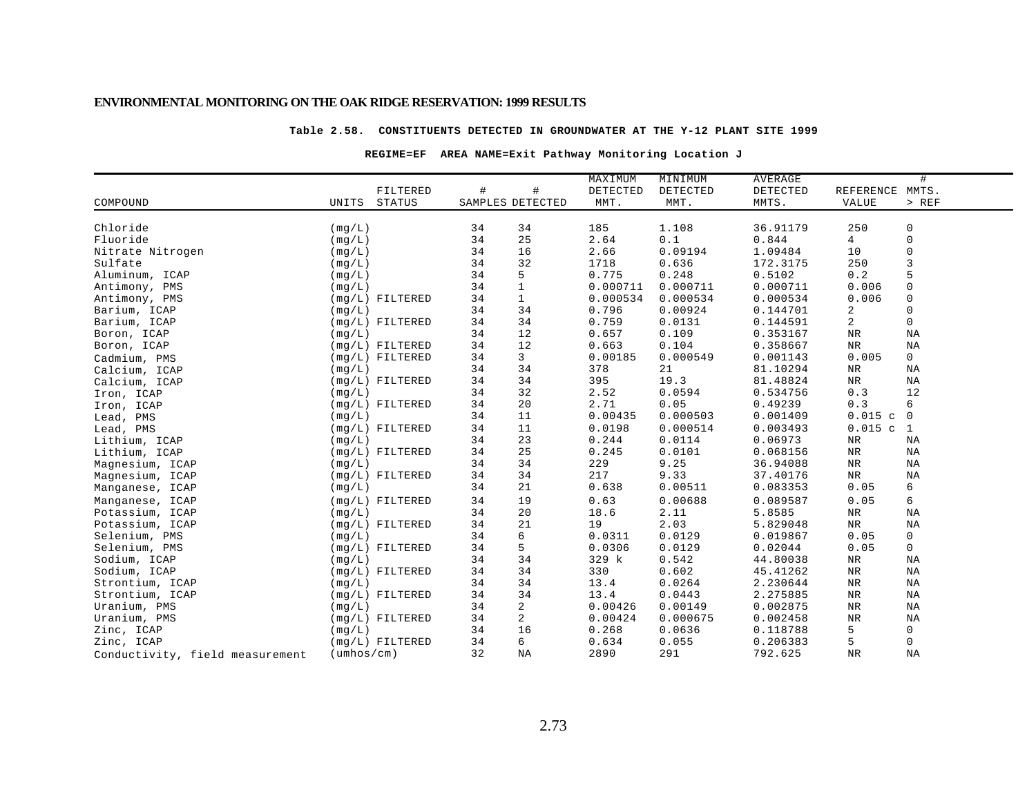## Table 2.58. CONSTITUENTS DETECTED IN GROUNDWATER AT THE Y-12 PLANT SITE 1999

**REGIME=EF AREA NAME=Exit Pathway Monitoring Location J**

| COMPOUND | UNITS | FILTERED STATUS | # SAMPLES | # DETECTED | MAXIMUM DETECTED MMT. | MINIMUM DETECTED MMT. | AVERAGE DETECTED MMTS. | REFERENCE VALUE | # MMTS. > REF |
|---|---|---|---|---|---|---|---|---|---|
| Chloride | (mg/L) | | 34 | 34 | 185 | 1.108 | 36.91179 | 250 | 0 |
| Fluoride | (mg/L) | | 34 | 25 | 2.64 | 0.1 | 0.844 | 4 | 0 |
| Nitrate Nitrogen | (mg/L) | | 34 | 16 | 2.66 | 0.09194 | 1.09484 | 10 | 0 |
| Sulfate | (mg/L) | | 34 | 32 | 1718 | 0.636 | 172.3175 | 250 | 3 |
| Aluminum, ICAP | (mg/L) | | 34 | 5 | 0.775 | 0.248 | 0.5102 | 0.2 | 5 |
| Antimony, PMS | (mg/L) | | 34 | 1 | 0.000711 | 0.000711 | 0.000711 | 0.006 | 0 |
| Antimony, PMS | (mg/L) | FILTERED | 34 | 1 | 0.000534 | 0.000534 | 0.000534 | 0.006 | 0 |
| Barium, ICAP | (mg/L) | | 34 | 34 | 0.796 | 0.00924 | 0.144701 | 2 | 0 |
| Barium, ICAP | (mg/L) | FILTERED | 34 | 34 | 0.759 | 0.0131 | 0.144591 | 2 | 0 |
| Boron, ICAP | (mg/L) | | 34 | 12 | 0.657 | 0.109 | 0.353167 | NR | NA |
| Boron, ICAP | (mg/L) | FILTERED | 34 | 12 | 0.663 | 0.104 | 0.358667 | NR | NA |
| Cadmium, PMS | (mg/L) | FILTERED | 34 | 3 | 0.00185 | 0.000549 | 0.001143 | 0.005 | 0 |
| Calcium, ICAP | (mg/L) | | 34 | 34 | 378 | 21 | 81.10294 | NR | NA |
| Calcium, ICAP | (mg/L) | FILTERED | 34 | 34 | 395 | 19.3 | 81.48824 | NR | NA |
| Iron, ICAP | (mg/L) | | 34 | 32 | 2.52 | 0.0594 | 0.534756 | 0.3 | 12 |
| Iron, ICAP | (mg/L) | FILTERED | 34 | 20 | 2.71 | 0.05 | 0.49239 | 0.3 | 6 |
| Lead, PMS | (mg/L) | | 34 | 11 | 0.00435 | 0.000503 | 0.001409 | 0.015 c | 0 |
| Lead, PMS | (mg/L) | FILTERED | 34 | 11 | 0.0198 | 0.000514 | 0.003493 | 0.015 c | 1 |
| Lithium, ICAP | (mg/L) | | 34 | 23 | 0.244 | 0.0114 | 0.06973 | NR | NA |
| Lithium, ICAP | (mg/L) | FILTERED | 34 | 25 | 0.245 | 0.0101 | 0.068156 | NR | NA |
| Magnesium, ICAP | (mg/L) | | 34 | 34 | 229 | 9.25 | 36.94088 | NR | NA |
| Magnesium, ICAP | (mg/L) | FILTERED | 34 | 34 | 217 | 9.33 | 37.40176 | NR | NA |
| Manganese, ICAP | (mg/L) | | 34 | 21 | 0.638 | 0.00511 | 0.083353 | 0.05 | 6 |
| Manganese, ICAP | (mg/L) | FILTERED | 34 | 19 | 0.63 | 0.00688 | 0.089587 | 0.05 | 6 |
| Potassium, ICAP | (mg/L) | | 34 | 20 | 18.6 | 2.11 | 5.8585 | NR | NA |
| Potassium, ICAP | (mg/L) | FILTERED | 34 | 21 | 19 | 2.03 | 5.829048 | NR | NA |
| Selenium, PMS | (mg/L) | | 34 | 6 | 0.0311 | 0.0129 | 0.019867 | 0.05 | 0 |
| Selenium, PMS | (mg/L) | FILTERED | 34 | 5 | 0.0306 | 0.0129 | 0.02044 | 0.05 | 0 |
| Sodium, ICAP | (mg/L) | | 34 | 34 | 329 k | 0.542 | 44.80038 | NR | NA |
| Sodium, ICAP | (mg/L) | FILTERED | 34 | 34 | 330 | 0.602 | 45.41262 | NR | NA |
| Strontium, ICAP | (mg/L) | | 34 | 34 | 13.4 | 0.0264 | 2.230644 | NR | NA |
| Strontium, ICAP | (mg/L) | FILTERED | 34 | 34 | 13.4 | 0.0443 | 2.275885 | NR | NA |
| Uranium, PMS | (mg/L) | | 34 | 2 | 0.00426 | 0.00149 | 0.002875 | NR | NA |
| Uranium, PMS | (mg/L) | FILTERED | 34 | 2 | 0.00424 | 0.000675 | 0.002458 | NR | NA |
| Zinc, ICAP | (mg/L) | | 34 | 16 | 0.268 | 0.0636 | 0.118788 | 5 | 0 |
| Zinc, ICAP | (mg/L) | FILTERED | 34 | 6 | 0.634 | 0.055 | 0.206383 | 5 | 0 |
| Conductivity, field measurement | (umhos/cm) | | 32 | NA | 2890 | 291 | 792.625 | NR | NA |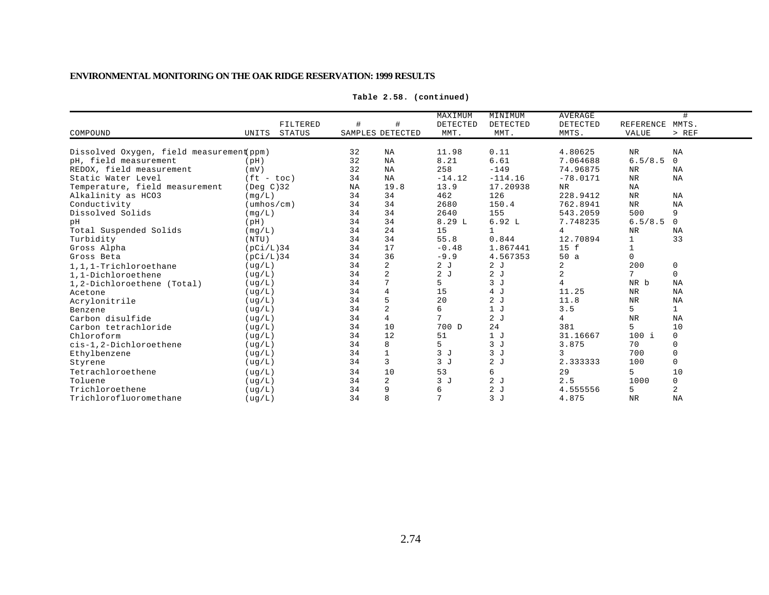**Table 2.58. (continued)**

| COMPOUND | UNITS | FILTERED STATUS | # SAMPLES | # DETECTED | MAXIMUM DETECTED MMT. | MINIMUM DETECTED MMT. | AVERAGE DETECTED MMTS. | REFERENCE VALUE | # MMTS. > REF |
|---|---|---|---|---|---|---|---|---|---|
| Dissolved Oxygen, field measurement | (ppm) | | 32 | NA | 11.98 | 0.11 | 4.80625 | NR | NA |
| pH, field measurement | (pH) | | 32 | NA | 8.21 | 6.61 | 7.064688 | 6.5/8.5 | 0 |
| REDOX, field measurement | (mV) | | 32 | NA | 258 | -149 | 74.96875 | NR | NA |
| Static Water Level | (ft - toc) | | 34 | NA | -14.12 | -114.16 | -78.0171 | NR | NA |
| Temperature, field measurement | (Deg C)32 | | NA | 19.8 | 13.9 | 17.20938 | NR | NA | |
| Alkalinity as HCO3 | (mg/L) | | 34 | 34 | 462 | 126 | 228.9412 | NR | NA |
| Conductivity | (umhos/cm) | | 34 | 34 | 2680 | 150.4 | 762.8941 | NR | NA |
| Dissolved Solids | (mg/L) | | 34 | 34 | 2640 | 155 | 543.2059 | 500 | 9 |
| pH | (pH) | | 34 | 34 | 8.29 L | 6.92 L | 7.748235 | 6.5/8.5 | 0 |
| Total Suspended Solids | (mg/L) | | 34 | 24 | 15 | 1 | 4 | NR | NA |
| Turbidity | (NTU) | | 34 | 34 | 55.8 | 0.844 | 12.70894 | 1 | 33 |
| Gross Alpha | (pCi/L)34 | | 34 | 17 | -0.48 | 1.867441 | 15 f | 1 | |
| Gross Beta | (pCi/L)34 | | 34 | 36 | -9.9 | 4.567353 | 50 a | 0 | |
| 1,1,1-Trichloroethane | (ug/L) | | 34 | 2 | 2 J | 2 J | 2 | 200 | 0 |
| 1,1-Dichloroethene | (ug/L) | | 34 | 2 | 2 J | 2 J | 2 | 7 | 0 |
| 1,2-Dichloroethene (Total) | (ug/L) | | 34 | 7 | 5 | 3 J | 4 | NR b | NA |
| Acetone | (ug/L) | | 34 | 4 | 15 | 4 J | 11.25 | NR | NA |
| Acrylonitrile | (ug/L) | | 34 | 5 | 20 | 2 J | 11.8 | NR | NA |
| Benzene | (ug/L) | | 34 | 2 | 6 | 1 J | 3.5 | 5 | 1 |
| Carbon disulfide | (ug/L) | | 34 | 4 | 7 | 2 J | 4 | NR | NA |
| Carbon tetrachloride | (ug/L) | | 34 | 10 | 700 D | 24 | 381 | 5 | 10 |
| Chloroform | (ug/L) | | 34 | 12 | 51 | 1 J | 31.16667 | 100 i | 0 |
| cis-1,2-Dichloroethene | (ug/L) | | 34 | 8 | 5 | 3 J | 3.875 | 70 | 0 |
| Ethylbenzene | (ug/L) | | 34 | 1 | 3 J | 3 J | 3 | 700 | 0 |
| Styrene | (ug/L) | | 34 | 3 | 3 J | 2 J | 2.333333 | 100 | 0 |
| Tetrachloroethene | (ug/L) | | 34 | 10 | 53 | 6 | 29 | 5 | 10 |
| Toluene | (ug/L) | | 34 | 2 | 3 J | 2 J | 2.5 | 1000 | 0 |
| Trichloroethene | (ug/L) | | 34 | 9 | 6 | 2 J | 4.555556 | 5 | 2 |
| Trichlorofluoromethane | (ug/L) | | 34 | 8 | 7 | 3 J | 4.875 | NR | NA |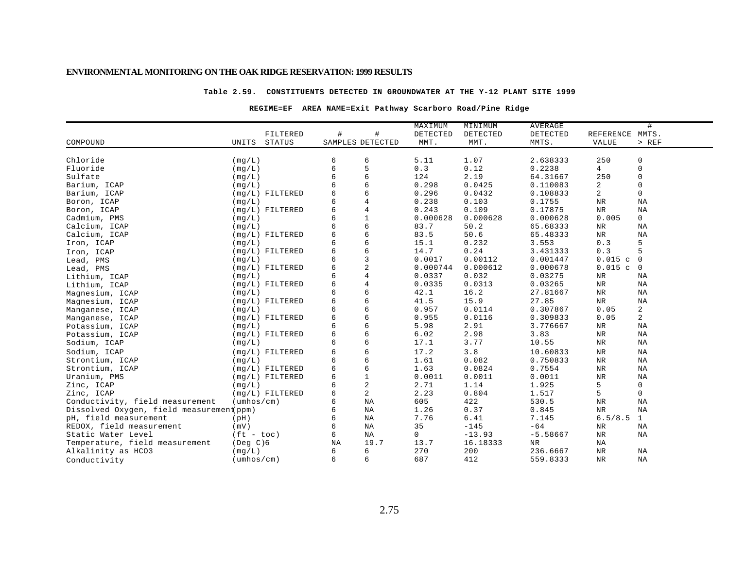**Table 2.59. CONSTITUENTS DETECTED IN GROUNDWATER AT THE Y-12 PLANT SITE 1999**

**REGIME=EF AREA NAME=Exit Pathway Scarboro Road/Pine Ridge**

| COMPOUND | UNITS | FILTERED STATUS | # SAMPLES | # DETECTED | MAXIMUM DETECTED MMT. | MINIMUM DETECTED MMT. | AVERAGE DETECTED MMTS. | REFERENCE VALUE | # MMTS. > REF |
|---|---|---|---|---|---|---|---|---|---|
| Chloride | (mg/L) | | 6 | 6 | 5.11 | 1.07 | 2.638333 | 250 | 0 |
| Fluoride | (mg/L) | | 6 | 5 | 0.3 | 0.12 | 0.2238 | 4 | 0 |
| Sulfate | (mg/L) | | 6 | 6 | 124 | 2.19 | 64.31667 | 250 | 0 |
| Barium, ICAP | (mg/L) | | 6 | 6 | 0.298 | 0.0425 | 0.110083 | 2 | 0 |
| Barium, ICAP | (mg/L) | FILTERED | 6 | 6 | 0.296 | 0.0432 | 0.108833 | 2 | 0 |
| Boron, ICAP | (mg/L) | | 6 | 4 | 0.238 | 0.103 | 0.1755 | NR | NA |
| Boron, ICAP | (mg/L) | FILTERED | 6 | 4 | 0.243 | 0.109 | 0.17875 | NR | NA |
| Cadmium, PMS | (mg/L) | | 6 | 1 | 0.000628 | 0.000628 | 0.000628 | 0.005 | 0 |
| Calcium, ICAP | (mg/L) | | 6 | 6 | 83.7 | 50.2 | 65.68333 | NR | NA |
| Calcium, ICAP | (mg/L) | FILTERED | 6 | 6 | 83.5 | 50.6 | 65.48333 | NR | NA |
| Iron, ICAP | (mg/L) | | 6 | 6 | 15.1 | 0.232 | 3.553 | 0.3 | 5 |
| Iron, ICAP | (mg/L) | FILTERED | 6 | 6 | 14.7 | 0.24 | 3.431333 | 0.3 | 5 |
| Lead, PMS | (mg/L) | | 6 | 3 | 0.0017 | 0.00112 | 0.001447 | 0.015 c | 0 |
| Lead, PMS | (mg/L) | FILTERED | 6 | 2 | 0.000744 | 0.000612 | 0.000678 | 0.015 c | 0 |
| Lithium, ICAP | (mg/L) | | 6 | 4 | 0.0337 | 0.032 | 0.03275 | NR | NA |
| Lithium, ICAP | (mg/L) | FILTERED | 6 | 4 | 0.0335 | 0.0313 | 0.03265 | NR | NA |
| Magnesium, ICAP | (mg/L) | | 6 | 6 | 42.1 | 16.2 | 27.81667 | NR | NA |
| Magnesium, ICAP | (mg/L) | FILTERED | 6 | 6 | 41.5 | 15.9 | 27.85 | NR | NA |
| Manganese, ICAP | (mg/L) | | 6 | 6 | 0.957 | 0.0114 | 0.307867 | 0.05 | 2 |
| Manganese, ICAP | (mg/L) | FILTERED | 6 | 6 | 0.955 | 0.0116 | 0.309833 | 0.05 | 2 |
| Potassium, ICAP | (mg/L) | | 6 | 6 | 5.98 | 2.91 | 3.776667 | NR | NA |
| Potassium, ICAP | (mg/L) | FILTERED | 6 | 6 | 6.02 | 2.98 | 3.83 | NR | NA |
| Sodium, ICAP | (mg/L) | | 6 | 6 | 17.1 | 3.77 | 10.55 | NR | NA |
| Sodium, ICAP | (mg/L) | FILTERED | 6 | 6 | 17.2 | 3.8 | 10.60833 | NR | NA |
| Strontium, ICAP | (mg/L) | | 6 | 6 | 1.61 | 0.082 | 0.750833 | NR | NA |
| Strontium, ICAP | (mg/L) | FILTERED | 6 | 6 | 1.63 | 0.0824 | 0.7554 | NR | NA |
| Uranium, PMS | (mg/L) | FILTERED | 6 | 1 | 0.0011 | 0.0011 | 0.0011 | NR | NA |
| Zinc, ICAP | (mg/L) | | 6 | 2 | 2.71 | 1.14 | 1.925 | 5 | 0 |
| Zinc, ICAP | (mg/L) | FILTERED | 6 | 2 | 2.23 | 0.804 | 1.517 | 5 | 0 |
| Conductivity, field measurement | (umhos/cm) | | 6 | NA | 605 | 422 | 530.5 | NR | NA |
| Dissolved Oxygen, field measurement | (ppm) | | 6 | NA | 1.26 | 0.37 | 0.845 | NR | NA |
| pH, field measurement | (pH) | | 6 | NA | 7.76 | 6.41 | 7.145 | 6.5/8.5 | 1 |
| REDOX, field measurement | (mV) | | 6 | NA | 35 | -145 | -64 | NR | NA |
| Static Water Level | (ft - toc) | | 6 | NA | 0 | -13.93 | -5.58667 | NR | NA |
| Temperature, field measurement | (Deg C)6 | | NA | 19.7 | 13.7 | 16.18333 | NR | NA | |
| Alkalinity as HCO3 | (mg/L) | | 6 | 6 | 270 | 200 | 236.6667 | NR | NA |
| Conductivity | (umhos/cm) | | 6 | 6 | 687 | 412 | 559.8333 | NR | NA |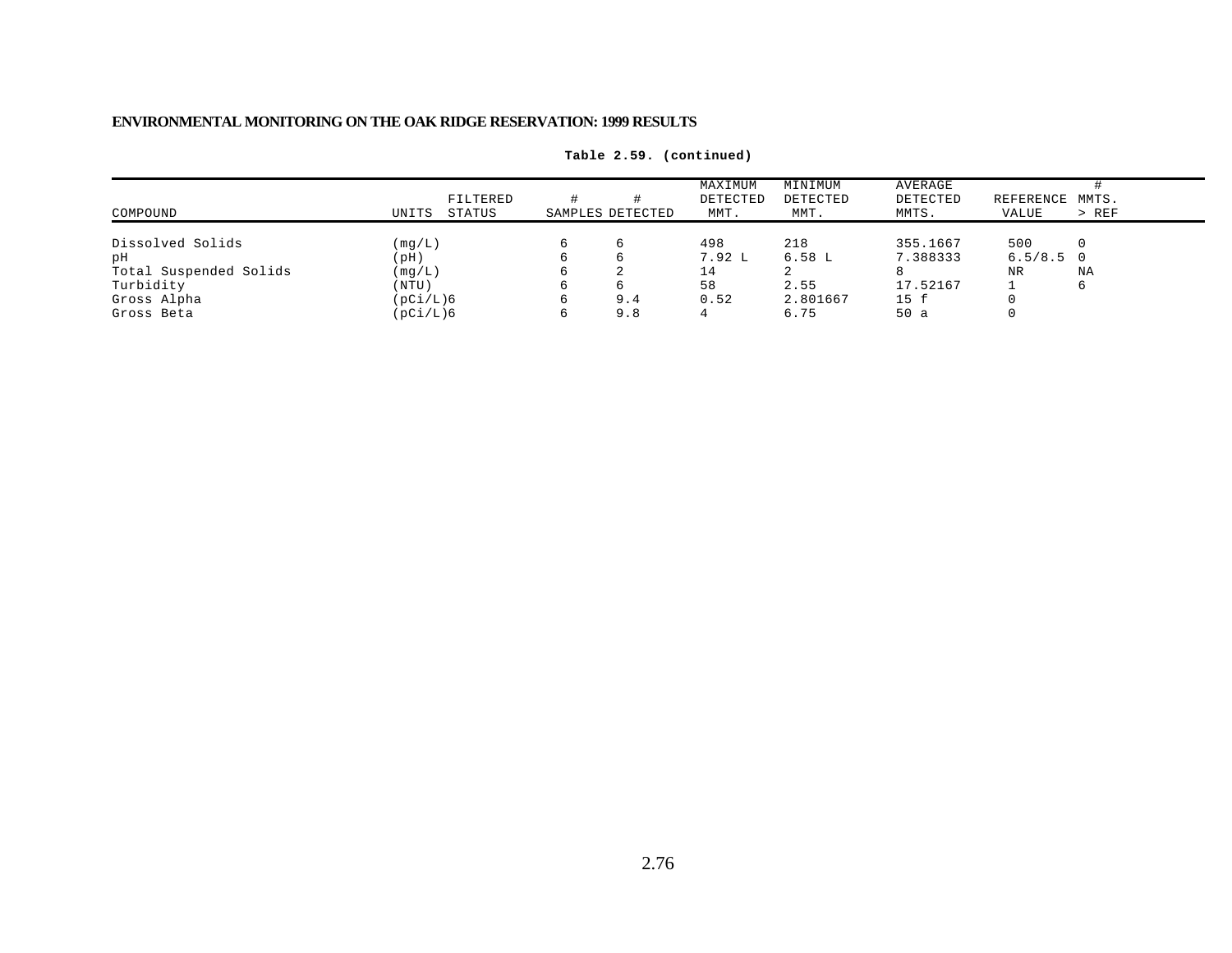**Table 2.59. (continued)**

| COMPOUND | UNITS | FILTERED STATUS | # SAMPLES | # DETECTED | MAXIMUM DETECTED MMT. | MINIMUM DETECTED MMT. | AVERAGE DETECTED MMTS. | REFERENCE VALUE | # MMTS. > REF |
|---|---|---|---|---|---|---|---|---|---|
| Dissolved Solids | (mg/L) | | 6 | 6 | 498 | 218 | 355.1667 | 500 | 0 |
| pH | (pH) | | 6 | 6 | 7.92 L | 6.58 L | 7.388333 | 6.5/8.5 | 0 |
| Total Suspended Solids | (mg/L) | | 6 | 2 | 14 | 2 | 8 | NR | NA |
| Turbidity | (NTU) | | 6 | 6 | 58 | 2.55 | 17.52167 | 1 | 6 |
| Gross Alpha | (pCi/L)6 | | 6 | 9.4 | 0.52 | 2.801667 | 15 f | 0 | |
| Gross Beta | (pCi/L)6 | | 6 | 9.8 | 4 | 6.75 | 50 a | 0 | |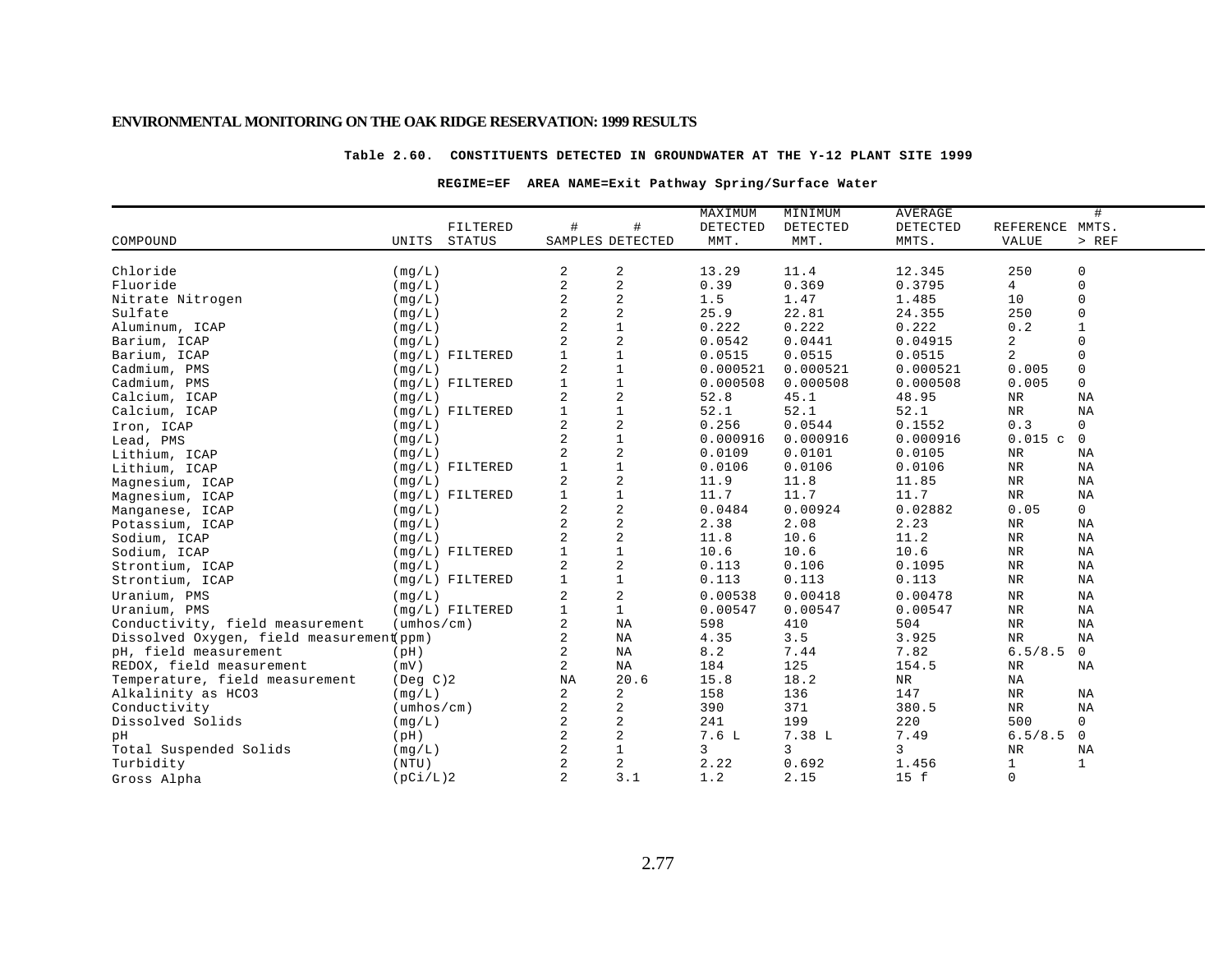## ENVIRONMENTAL MONITORING ON THE OAK RIDGE RESERVATION: 1999 RESULTS

**Table 2.60. CONSTITUENTS DETECTED IN GROUNDWATER AT THE Y-12 PLANT SITE 1999**

**REGIME=EF AREA NAME=Exit Pathway Spring/Surface Water**

| COMPOUND | UNITS | FILTERED STATUS | # SAMPLES | # DETECTED | MAXIMUM DETECTED MMT. | MINIMUM DETECTED MMT. | AVERAGE DETECTED MMTS. | REFERENCE VALUE | # MMTS. > REF |
|---|---|---|---|---|---|---|---|---|---|
| Chloride | (mg/L) | | 2 | 2 | 13.29 | 11.4 | 12.345 | 250 | 0 |
| Fluoride | (mg/L) | | 2 | 2 | 0.39 | 0.369 | 0.3795 | 4 | 0 |
| Nitrate Nitrogen | (mg/L) | | 2 | 2 | 1.5 | 1.47 | 1.485 | 10 | 0 |
| Sulfate | (mg/L) | | 2 | 2 | 25.9 | 22.81 | 24.355 | 250 | 0 |
| Aluminum, ICAP | (mg/L) | | 2 | 1 | 0.222 | 0.222 | 0.222 | 0.2 | 1 |
| Barium, ICAP | (mg/L) | | 2 | 2 | 0.0542 | 0.0441 | 0.04915 | 2 | 0 |
| Barium, ICAP | (mg/L) | FILTERED | 1 | 1 | 0.0515 | 0.0515 | 0.0515 | 2 | 0 |
| Cadmium, PMS | (mg/L) | | 2 | 1 | 0.000521 | 0.000521 | 0.000521 | 0.005 | 0 |
| Cadmium, PMS | (mg/L) | FILTERED | 1 | 1 | 0.000508 | 0.000508 | 0.000508 | 0.005 | 0 |
| Calcium, ICAP | (mg/L) | | 2 | 2 | 52.8 | 45.1 | 48.95 | NR | NA |
| Calcium, ICAP | (mg/L) | FILTERED | 1 | 1 | 52.1 | 52.1 | 52.1 | NR | NA |
| Iron, ICAP | (mg/L) | | 2 | 2 | 0.256 | 0.0544 | 0.1552 | 0.3 | 0 |
| Lead, PMS | (mg/L) | | 2 | 1 | 0.000916 | 0.000916 | 0.000916 | 0.015 c | 0 |
| Lithium, ICAP | (mg/L) | | 2 | 2 | 0.0109 | 0.0101 | 0.0105 | NR | NA |
| Lithium, ICAP | (mg/L) | FILTERED | 1 | 1 | 0.0106 | 0.0106 | 0.0106 | NR | NA |
| Magnesium, ICAP | (mg/L) | | 2 | 2 | 11.9 | 11.8 | 11.85 | NR | NA |
| Magnesium, ICAP | (mg/L) | FILTERED | 1 | 1 | 11.7 | 11.7 | 11.7 | NR | NA |
| Manganese, ICAP | (mg/L) | | 2 | 2 | 0.0484 | 0.00924 | 0.02882 | 0.05 | 0 |
| Potassium, ICAP | (mg/L) | | 2 | 2 | 2.38 | 2.08 | 2.23 | NR | NA |
| Sodium, ICAP | (mg/L) | | 2 | 2 | 11.8 | 10.6 | 11.2 | NR | NA |
| Sodium, ICAP | (mg/L) | FILTERED | 1 | 1 | 10.6 | 10.6 | 10.6 | NR | NA |
| Strontium, ICAP | (mg/L) | | 2 | 2 | 0.113 | 0.106 | 0.1095 | NR | NA |
| Strontium, ICAP | (mg/L) | FILTERED | 1 | 1 | 0.113 | 0.113 | 0.113 | NR | NA |
| Uranium, PMS | (mg/L) | | 2 | 2 | 0.00538 | 0.00418 | 0.00478 | NR | NA |
| Uranium, PMS | (mg/L) | FILTERED | 1 | 1 | 0.00547 | 0.00547 | 0.00547 | NR | NA |
| Conductivity, field measurement | (umhos/cm) | | 2 | NA | 598 | 410 | 504 | NR | NA |
| Dissolved Oxygen, field measurement | (ppm) | | 2 | NA | 4.35 | 3.5 | 3.925 | NR | NA |
| pH, field measurement | (pH) | | 2 | NA | 8.2 | 7.44 | 7.82 | 6.5/8.5 | 0 |
| REDOX, field measurement | (mV) | | 2 | NA | 184 | 125 | 154.5 | NR | NA |
| Temperature, field measurement | (Deg C)2 | | NA | 20.6 | 15.8 | 18.2 | NR | NA | |
| Alkalinity as HCO3 | (mg/L) | | 2 | 2 | 158 | 136 | 147 | NR | NA |
| Conductivity | (umhos/cm) | | 2 | 2 | 390 | 371 | 380.5 | NR | NA |
| Dissolved Solids | (mg/L) | | 2 | 2 | 241 | 199 | 220 | 500 | 0 |
| pH | (pH) | | 2 | 2 | 7.6 L | 7.38 L | 7.49 | 6.5/8.5 | 0 |
| Total Suspended Solids | (mg/L) | | 2 | 1 | 3 | 3 | 3 | NR | NA |
| Turbidity | (NTU) | | 2 | 2 | 2.22 | 0.692 | 1.456 | 1 | 1 |
| Gross Alpha | (pCi/L)2 | | 2 | 3.1 | 1.2 | 2.15 | 15 f | 0 | |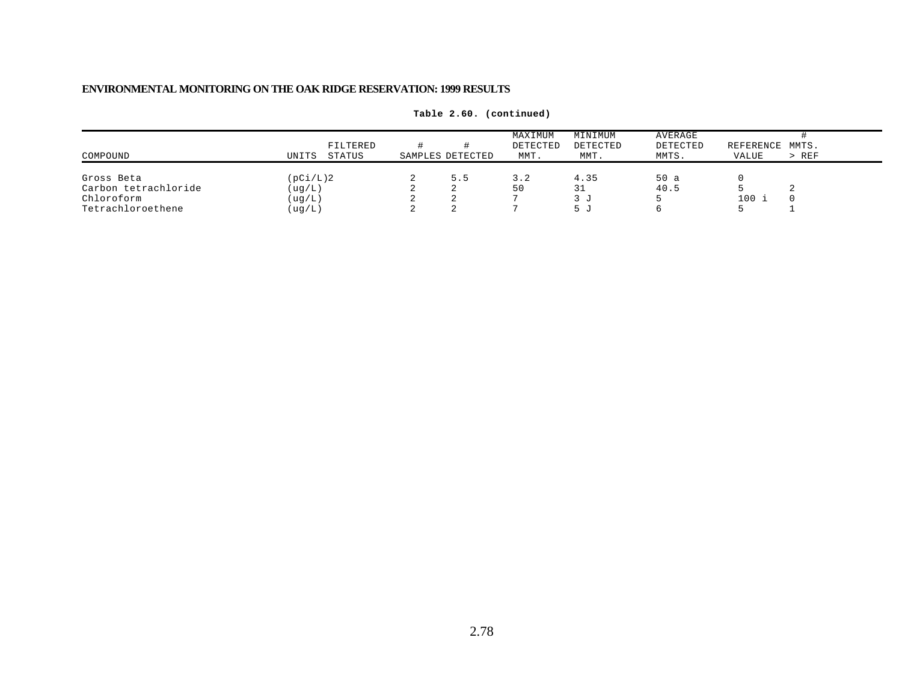**Table 2.60. (continued)**

| COMPOUND | UNITS | FILTERED STATUS | # SAMPLES | # DETECTED | MAXIMUM DETECTED MMT. | MINIMUM DETECTED MMT. | AVERAGE DETECTED MMTS. | REFERENCE VALUE | # MMTS. > REF |
|---|---|---|---|---|---|---|---|---|---|
| Gross Beta | (pCi/L)2 | | 2 | 5.5 | 3.2 | 4.35 | 50 a | 0 | |
| Carbon tetrachloride | (ug/L) | | 2 | 2 | 50 | 31 | 40.5 | 5 | 2 |
| Chloroform | (ug/L) | | 2 | 2 | 7 | 3 J | 5 | 100 i | 0 |
| Tetrachloroethene | (ug/L) | | 2 | 2 | 7 | 5 J | 6 | 5 | 1 |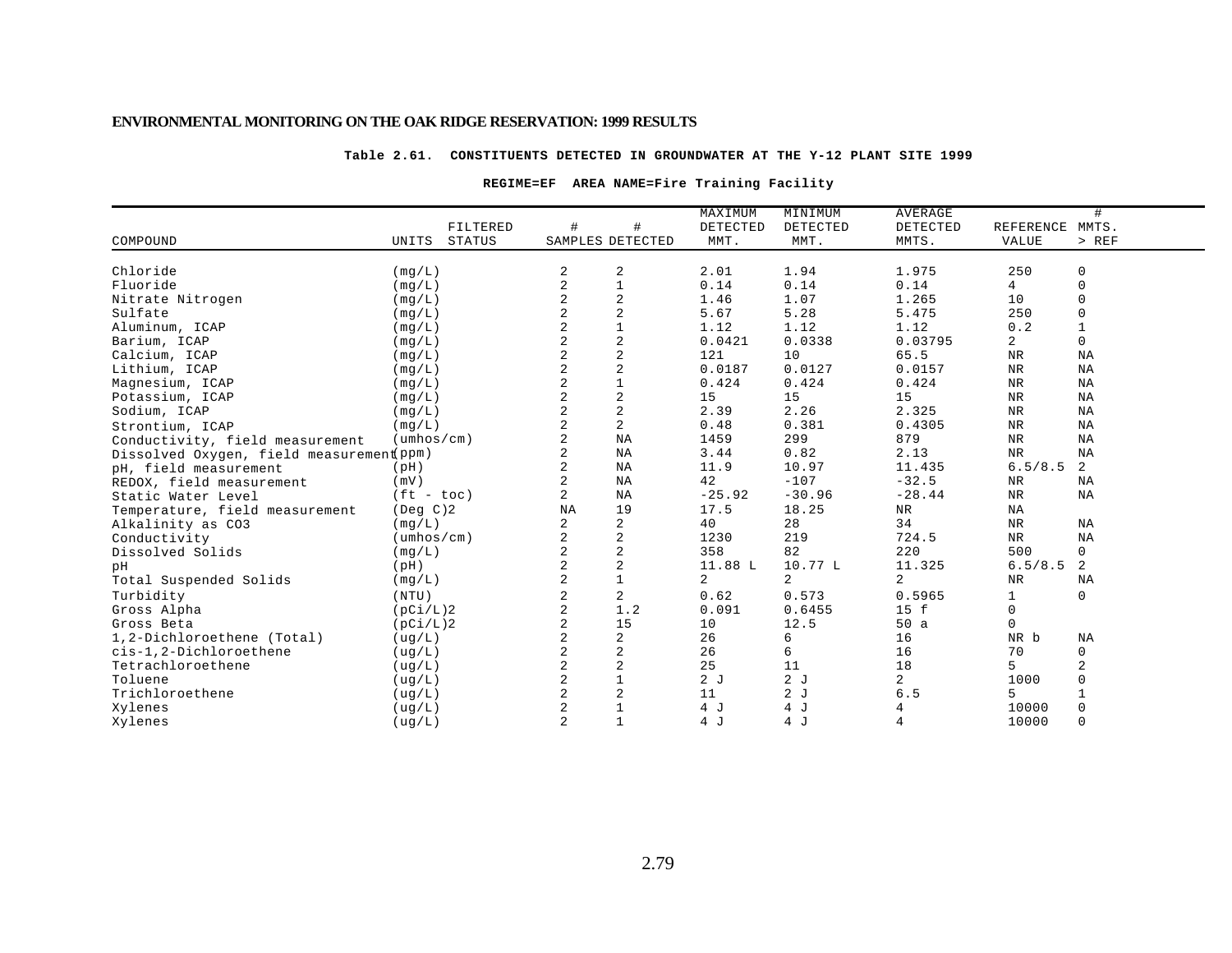**ENVIRONMENTAL MONITORING ON THE OAK RIDGE RESERVATION: 1999 RESULTS**

**Table 2.61. CONSTITUENTS DETECTED IN GROUNDWATER AT THE Y-12 PLANT SITE 1999**

**REGIME=EF AREA NAME=Fire Training Facility**

| COMPOUND | UNITS | FILTERED STATUS | # SAMPLES | # DETECTED | MAXIMUM DETECTED MMT. | MINIMUM DETECTED MMT. | AVERAGE DETECTED MMTS. | REFERENCE VALUE | # MMTS. > REF |
|---|---|---|---|---|---|---|---|---|---|
| Chloride | (mg/L) | | 2 | 2 | 2.01 | 1.94 | 1.975 | 250 | 0 |
| Fluoride | (mg/L) | | 2 | 1 | 0.14 | 0.14 | 0.14 | 4 | 0 |
| Nitrate Nitrogen | (mg/L) | | 2 | 2 | 1.46 | 1.07 | 1.265 | 10 | 0 |
| Sulfate | (mg/L) | | 2 | 2 | 5.67 | 5.28 | 5.475 | 250 | 0 |
| Aluminum, ICAP | (mg/L) | | 2 | 1 | 1.12 | 1.12 | 1.12 | 0.2 | 1 |
| Barium, ICAP | (mg/L) | | 2 | 2 | 0.0421 | 0.0338 | 0.03795 | 2 | 0 |
| Calcium, ICAP | (mg/L) | | 2 | 2 | 121 | 10 | 65.5 | NR | NA |
| Lithium, ICAP | (mg/L) | | 2 | 2 | 0.0187 | 0.0127 | 0.0157 | NR | NA |
| Magnesium, ICAP | (mg/L) | | 2 | 1 | 0.424 | 0.424 | 0.424 | NR | NA |
| Potassium, ICAP | (mg/L) | | 2 | 2 | 15 | 15 | 15 | NR | NA |
| Sodium, ICAP | (mg/L) | | 2 | 2 | 2.39 | 2.26 | 2.325 | NR | NA |
| Strontium, ICAP | (mg/L) | | 2 | 2 | 0.48 | 0.381 | 0.4305 | NR | NA |
| Conductivity, field measurement | (umhos/cm) | | 2 | NA | 1459 | 299 | 879 | NR | NA |
| Dissolved Oxygen, field measurement | (ppm) | | 2 | NA | 3.44 | 0.82 | 2.13 | NR | NA |
| pH, field measurement | (pH) | | 2 | NA | 11.9 | 10.97 | 11.435 | 6.5/8.5 | 2 |
| REDOX, field measurement | (mV) | | 2 | NA | 42 | -107 | -32.5 | NR | NA |
| Static Water Level | (ft - toc) | | 2 | NA | -25.92 | -30.96 | -28.44 | NR | NA |
| Temperature, field measurement | (Deg C)2 | | NA | 19 | 17.5 | 18.25 | NR | NA | |
| Alkalinity as CO3 | (mg/L) | | 2 | 2 | 40 | 28 | 34 | NR | NA |
| Conductivity | (umhos/cm) | | 2 | 2 | 1230 | 219 | 724.5 | NR | NA |
| Dissolved Solids | (mg/L) | | 2 | 2 | 358 | 82 | 220 | 500 | 0 |
| pH | (pH) | | 2 | 2 | 11.88 L | 10.77 L | 11.325 | 6.5/8.5 | 2 |
| Total Suspended Solids | (mg/L) | | 2 | 1 | 2 | 2 | 2 | NR | NA |
| Turbidity | (NTU) | | 2 | 2 | 0.62 | 0.573 | 0.5965 | 1 | 0 |
| Gross Alpha | (pCi/L)2 | | 2 | 1.2 | 0.091 | 0.6455 | 15 f | 0 | |
| Gross Beta | (pCi/L)2 | | 2 | 15 | 10 | 12.5 | 50 a | 0 | |
| 1,2-Dichloroethene (Total) | (ug/L) | | 2 | 2 | 26 | 6 | 16 | NR b | NA |
| cis-1,2-Dichloroethene | (ug/L) | | 2 | 2 | 26 | 6 | 16 | 70 | 0 |
| Tetrachloroethene | (ug/L) | | 2 | 2 | 25 | 11 | 18 | 5 | 2 |
| Toluene | (ug/L) | | 2 | 1 | 2 J | 2 J | 2 | 1000 | 0 |
| Trichloroethene | (ug/L) | | 2 | 2 | 11 | 2 J | 6.5 | 5 | 1 |
| Xylenes | (ug/L) | | 2 | 1 | 4 J | 4 J | 4 | 10000 | 0 |
| Xylenes | (ug/L) | | 2 | 1 | 4 J | 4 J | 4 | 10000 | 0 |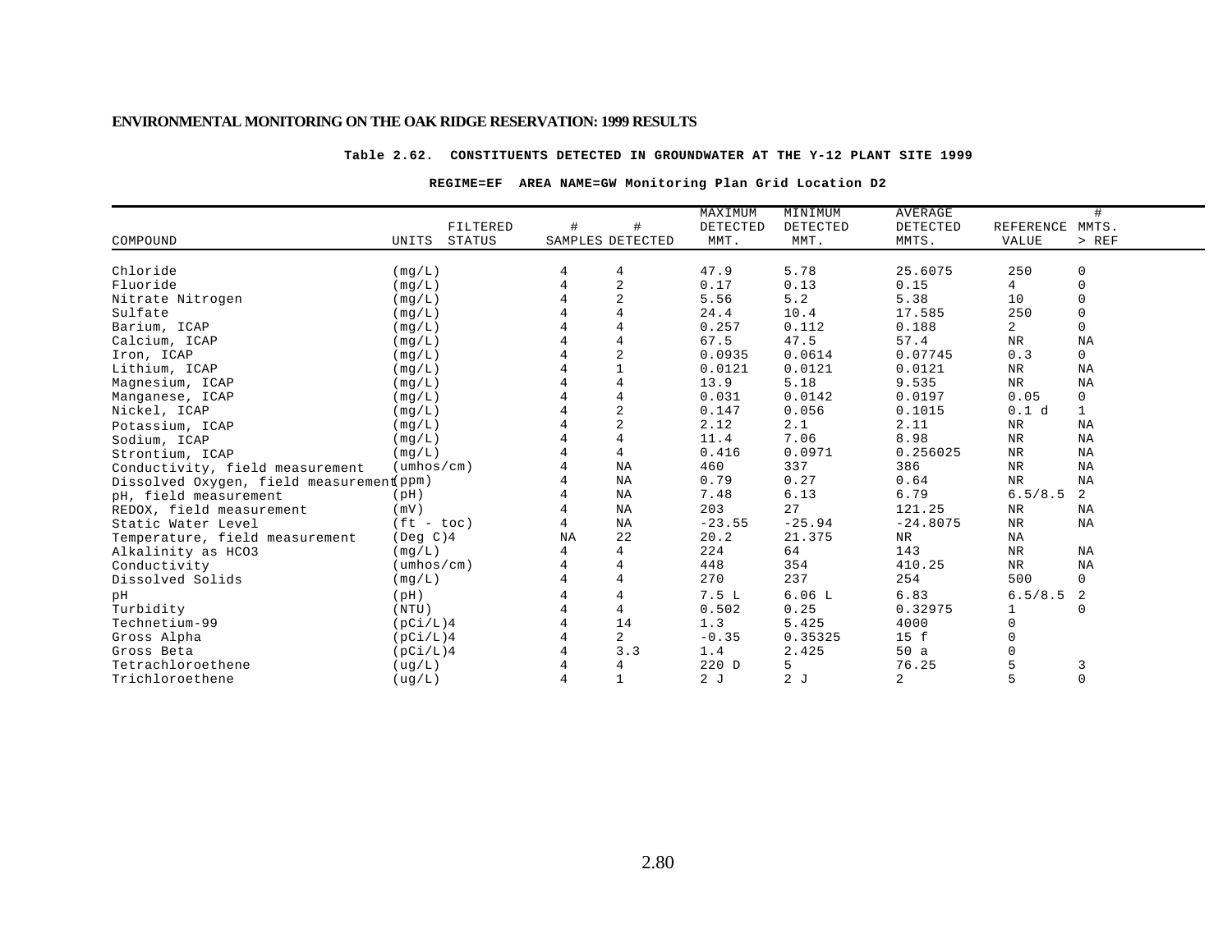**Table 2.62. CONSTITUENTS DETECTED IN GROUNDWATER AT THE Y-12 PLANT SITE 1999**

**REGIME=EF AREA NAME=GW Monitoring Plan Grid Location D2**

| COMPOUND | UNITS | FILTERED STATUS | # SAMPLES | # DETECTED | MAXIMUM DETECTED MMT. | MINIMUM DETECTED MMT. | AVERAGE DETECTED MMTS. | REFERENCE VALUE | # MMTS. > REF |
|---|---|---|---|---|---|---|---|---|---|
| Chloride | (mg/L) | | 4 | 4 | 47.9 | 5.78 | 25.6075 | 250 | 0 |
| Fluoride | (mg/L) | | 4 | 2 | 0.17 | 0.13 | 0.15 | 4 | 0 |
| Nitrate Nitrogen | (mg/L) | | 4 | 2 | 5.56 | 5.2 | 5.38 | 10 | 0 |
| Sulfate | (mg/L) | | 4 | 4 | 24.4 | 10.4 | 17.585 | 250 | 0 |
| Barium, ICAP | (mg/L) | | 4 | 4 | 0.257 | 0.112 | 0.188 | 2 | 0 |
| Calcium, ICAP | (mg/L) | | 4 | 4 | 67.5 | 47.5 | 57.4 | NR | NA |
| Iron, ICAP | (mg/L) | | 4 | 2 | 0.0935 | 0.0614 | 0.07745 | 0.3 | 0 |
| Lithium, ICAP | (mg/L) | | 4 | 1 | 0.0121 | 0.0121 | 0.0121 | NR | NA |
| Magnesium, ICAP | (mg/L) | | 4 | 4 | 13.9 | 5.18 | 9.535 | NR | NA |
| Manganese, ICAP | (mg/L) | | 4 | 4 | 0.031 | 0.0142 | 0.0197 | 0.05 | 0 |
| Nickel, ICAP | (mg/L) | | 4 | 2 | 0.147 | 0.056 | 0.1015 | 0.1 d | 1 |
| Potassium, ICAP | (mg/L) | | 4 | 2 | 2.12 | 2.1 | 2.11 | NR | NA |
| Sodium, ICAP | (mg/L) | | 4 | 4 | 11.4 | 7.06 | 8.98 | NR | NA |
| Strontium, ICAP | (mg/L) | | 4 | 4 | 0.416 | 0.0971 | 0.256025 | NR | NA |
| Conductivity, field measurement | (umhos/cm) | | 4 | NA | 460 | 337 | 386 | NR | NA |
| Dissolved Oxygen, field measurement | (ppm) | | 4 | NA | 0.79 | 0.27 | 0.64 | NR | NA |
| pH, field measurement | (pH) | | 4 | NA | 7.48 | 6.13 | 6.79 | 6.5/8.5 | 2 |
| REDOX, field measurement | (mV) | | 4 | NA | 203 | 27 | 121.25 | NR | NA |
| Static Water Level | (ft - toc) | | 4 | NA | -23.55 | -25.94 | -24.8075 | NR | NA |
| Temperature, field measurement | (Deg C)4 | | NA | 22 | 20.2 | 21.375 | NR | NA | |
| Alkalinity as HCO3 | (mg/L) | | 4 | 4 | 224 | 64 | 143 | NR | NA |
| Conductivity | (umhos/cm) | | 4 | 4 | 448 | 354 | 410.25 | NR | NA |
| Dissolved Solids | (mg/L) | | 4 | 4 | 270 | 237 | 254 | 500 | 0 |
| pH | (pH) | | 4 | 4 | 7.5 L | 6.06 L | 6.83 | 6.5/8.5 | 2 |
| Turbidity | (NTU) | | 4 | 4 | 0.502 | 0.25 | 0.32975 | 1 | 0 |
| Technetium-99 | (pCi/L)4 | | 4 | 14 | 1.3 | 5.425 | 4000 | 0 | |
| Gross Alpha | (pCi/L)4 | | 4 | 2 | -0.35 | 0.35325 | 15 f | 0 | |
| Gross Beta | (pCi/L)4 | | 4 | 3.3 | 1.4 | 2.425 | 50 a | 0 | |
| Tetrachloroethene | (ug/L) | | 4 | 4 | 220 D | 5 | 76.25 | 5 | 3 |
| Trichloroethene | (ug/L) | | 4 | 1 | 2 J | 2 J | 2 | 5 | 0 |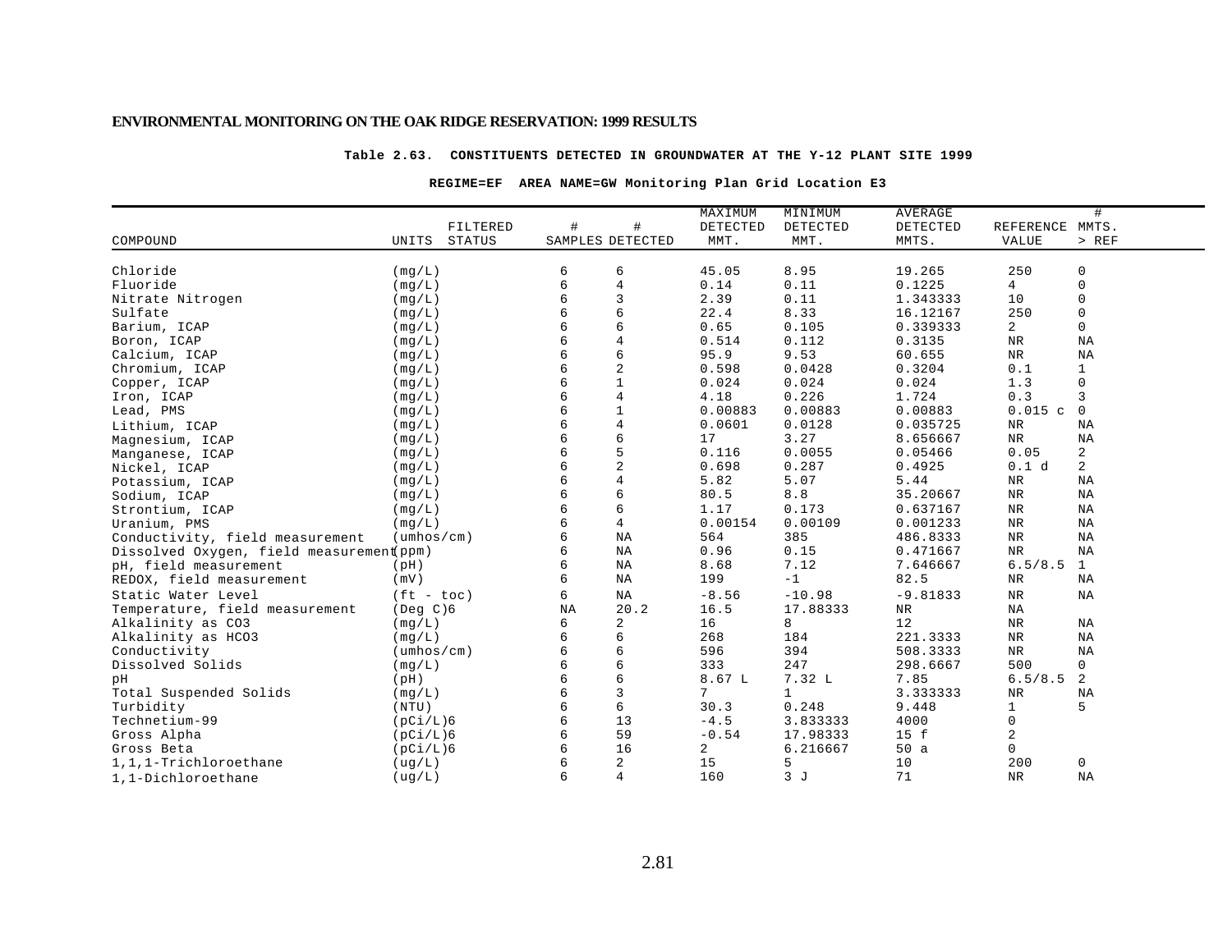**Table 2.63. CONSTITUENTS DETECTED IN GROUNDWATER AT THE Y-12 PLANT SITE 1999**

**REGIME=EF AREA NAME=GW Monitoring Plan Grid Location E3**

| COMPOUND | UNITS | FILTERED STATUS | # SAMPLES | # DETECTED | MAXIMUM DETECTED MMT. | MINIMUM DETECTED MMT. | AVERAGE DETECTED MMTS. | REFERENCE VALUE | # MMTS. > REF |
|---|---|---|---|---|---|---|---|---|---|
| Chloride | (mg/L) | | 6 | 6 | 45.05 | 8.95 | 19.265 | 250 | 0 |
| Fluoride | (mg/L) | | 6 | 4 | 0.14 | 0.11 | 0.1225 | 4 | 0 |
| Nitrate Nitrogen | (mg/L) | | 6 | 3 | 2.39 | 0.11 | 1.343333 | 10 | 0 |
| Sulfate | (mg/L) | | 6 | 6 | 22.4 | 8.33 | 16.12167 | 250 | 0 |
| Barium, ICAP | (mg/L) | | 6 | 6 | 0.65 | 0.105 | 0.339333 | 2 | 0 |
| Boron, ICAP | (mg/L) | | 6 | 4 | 0.514 | 0.112 | 0.3135 | NR | NA |
| Calcium, ICAP | (mg/L) | | 6 | 6 | 95.9 | 9.53 | 60.655 | NR | NA |
| Chromium, ICAP | (mg/L) | | 6 | 2 | 0.598 | 0.0428 | 0.3204 | 0.1 | 1 |
| Copper, ICAP | (mg/L) | | 6 | 1 | 0.024 | 0.024 | 0.024 | 1.3 | 0 |
| Iron, ICAP | (mg/L) | | 6 | 4 | 4.18 | 0.226 | 1.724 | 0.3 | 3 |
| Lead, PMS | (mg/L) | | 6 | 1 | 0.00883 | 0.00883 | 0.00883 | 0.015 c | 0 |
| Lithium, ICAP | (mg/L) | | 6 | 4 | 0.0601 | 0.0128 | 0.035725 | NR | NA |
| Magnesium, ICAP | (mg/L) | | 6 | 6 | 17 | 3.27 | 8.656667 | NR | NA |
| Manganese, ICAP | (mg/L) | | 6 | 5 | 0.116 | 0.0055 | 0.05466 | 0.05 | 2 |
| Nickel, ICAP | (mg/L) | | 6 | 2 | 0.698 | 0.287 | 0.4925 | 0.1 d | 2 |
| Potassium, ICAP | (mg/L) | | 6 | 4 | 5.82 | 5.07 | 5.44 | NR | NA |
| Sodium, ICAP | (mg/L) | | 6 | 6 | 80.5 | 8.8 | 35.20667 | NR | NA |
| Strontium, ICAP | (mg/L) | | 6 | 6 | 1.17 | 0.173 | 0.637167 | NR | NA |
| Uranium, PMS | (mg/L) | | 6 | 4 | 0.00154 | 0.00109 | 0.001233 | NR | NA |
| Conductivity, field measurement | (umhos/cm) | | 6 | NA | 564 | 385 | 486.8333 | NR | NA |
| Dissolved Oxygen, field measurement | (ppm) | | 6 | NA | 0.96 | 0.15 | 0.471667 | NR | NA |
| pH, field measurement | (pH) | | 6 | NA | 8.68 | 7.12 | 7.646667 | 6.5/8.5 | 1 |
| REDOX, field measurement | (mV) | | 6 | NA | 199 | -1 | 82.5 | NR | NA |
| Static Water Level | (ft - toc) | | 6 | NA | -8.56 | -10.98 | -9.81833 | NR | NA |
| Temperature, field measurement | (Deg C)6 | | NA | 20.2 | 16.5 | 17.88333 | NR | NA | |
| Alkalinity as CO3 | (mg/L) | | 6 | 2 | 16 | 8 | 12 | NR | NA |
| Alkalinity as HCO3 | (mg/L) | | 6 | 6 | 268 | 184 | 221.3333 | NR | NA |
| Conductivity | (umhos/cm) | | 6 | 6 | 596 | 394 | 508.3333 | NR | NA |
| Dissolved Solids | (mg/L) | | 6 | 6 | 333 | 247 | 298.6667 | 500 | 0 |
| pH | (pH) | | 6 | 6 | 8.67 L | 7.32 L | 7.85 | 6.5/8.5 | 2 |
| Total Suspended Solids | (mg/L) | | 6 | 3 | 7 | 1 | 3.333333 | NR | NA |
| Turbidity | (NTU) | | 6 | 6 | 30.3 | 0.248 | 9.448 | 1 | 5 |
| Technetium-99 | (pCi/L)6 | | 6 | 13 | -4.5 | 3.833333 | 4000 | 0 | |
| Gross Alpha | (pCi/L)6 | | 6 | 59 | -0.54 | 17.98333 | 15 f | 2 | |
| Gross Beta | (pCi/L)6 | | 6 | 16 | 2 | 6.216667 | 50 a | 0 | |
| 1,1,1-Trichloroethane | (ug/L) | | 6 | 2 | 15 | 5 | 10 | 200 | 0 |
| 1,1-Dichloroethane | (ug/L) | | 6 | 4 | 160 | 3 J | 71 | NR | NA |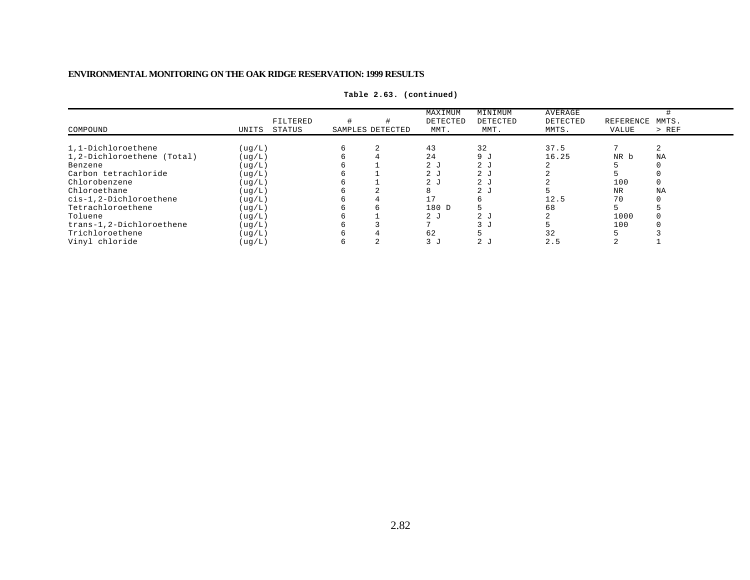**Table 2.63. (continued)**

| COMPOUND | UNITS | FILTERED STATUS | # SAMPLES | # DETECTED | MAXIMUM DETECTED MMT. | MINIMUM DETECTED MMT. | AVERAGE DETECTED MMTS. | REFERENCE VALUE | # MMTS. > REF |
|---|---|---|---|---|---|---|---|---|---|
| 1,1-Dichloroethene | (ug/L) | | 6 | 2 | 43 | 32 | 37.5 | 7 | 2 |
| 1,2-Dichloroethene (Total) | (ug/L) | | 6 | 4 | 24 | 9 J | 16.25 | NR b | NA |
| Benzene | (ug/L) | | 6 | 1 | 2 J | 2 J | 2 | 5 | 0 |
| Carbon tetrachloride | (ug/L) | | 6 | 1 | 2 J | 2 J | 2 | 5 | 0 |
| Chlorobenzene | (ug/L) | | 6 | 1 | 2 J | 2 J | 2 | 100 | 0 |
| Chloroethane | (ug/L) | | 6 | 2 | 8 | 2 J | 5 | NR | NA |
| cis-1,2-Dichloroethene | (ug/L) | | 6 | 4 | 17 | 6 | 12.5 | 70 | 0 |
| Tetrachloroethene | (ug/L) | | 6 | 6 | 180 D | 5 | 68 | 5 | 5 |
| Toluene | (ug/L) | | 6 | 1 | 2 J | 2 J | 2 | 1000 | 0 |
| trans-1,2-Dichloroethene | (ug/L) | | 6 | 3 | 7 | 3 J | 5 | 100 | 0 |
| Trichloroethene | (ug/L) | | 6 | 4 | 62 | 5 | 32 | 5 | 3 |
| Vinyl chloride | (ug/L) | | 6 | 2 | 3 J | 2 J | 2.5 | 2 | 1 |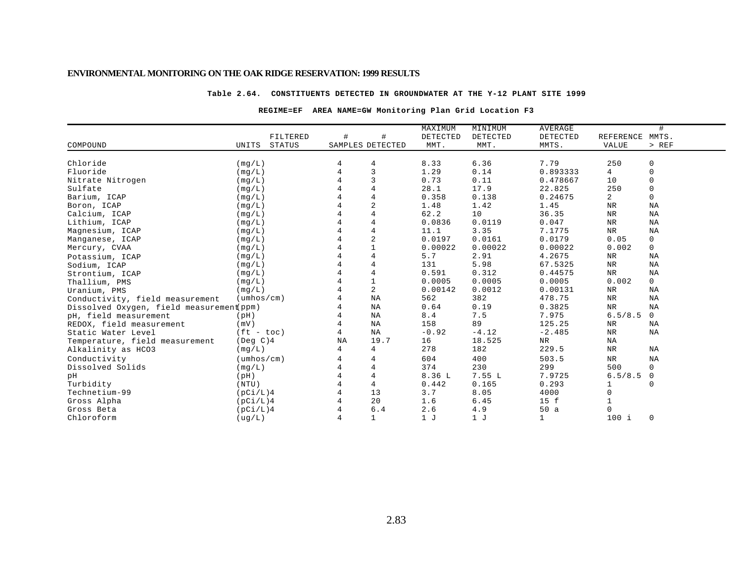**Table 2.64. CONSTITUENTS DETECTED IN GROUNDWATER AT THE Y-12 PLANT SITE 1999**

**REGIME=EF AREA NAME=GW Monitoring Plan Grid Location F3**

| COMPOUND | UNITS | FILTERED STATUS | # SAMPLES | # DETECTED | MAXIMUM DETECTED MMT. | MINIMUM DETECTED MMT. | AVERAGE DETECTED MMTS. | REFERENCE VALUE | # MMTS. > REF |
|---|---|---|---|---|---|---|---|---|---|
| Chloride | (mg/L) | | 4 | 4 | 8.33 | 6.36 | 7.79 | 250 | 0 |
| Fluoride | (mg/L) | | 4 | 3 | 1.29 | 0.14 | 0.893333 | 4 | 0 |
| Nitrate Nitrogen | (mg/L) | | 4 | 3 | 0.73 | 0.11 | 0.478667 | 10 | 0 |
| Sulfate | (mg/L) | | 4 | 4 | 28.1 | 17.9 | 22.825 | 250 | 0 |
| Barium, ICAP | (mg/L) | | 4 | 4 | 0.358 | 0.138 | 0.24675 | 2 | 0 |
| Boron, ICAP | (mg/L) | | 4 | 2 | 1.48 | 1.42 | 1.45 | NR | NA |
| Calcium, ICAP | (mg/L) | | 4 | 4 | 62.2 | 10 | 36.35 | NR | NA |
| Lithium, ICAP | (mg/L) | | 4 | 4 | 0.0836 | 0.0119 | 0.047 | NR | NA |
| Magnesium, ICAP | (mg/L) | | 4 | 4 | 11.1 | 3.35 | 7.1775 | NR | NA |
| Manganese, ICAP | (mg/L) | | 4 | 2 | 0.0197 | 0.0161 | 0.0179 | 0.05 | 0 |
| Mercury, CVAA | (mg/L) | | 4 | 1 | 0.00022 | 0.00022 | 0.00022 | 0.002 | 0 |
| Potassium, ICAP | (mg/L) | | 4 | 4 | 5.7 | 2.91 | 4.2675 | NR | NA |
| Sodium, ICAP | (mg/L) | | 4 | 4 | 131 | 5.98 | 67.5325 | NR | NA |
| Strontium, ICAP | (mg/L) | | 4 | 4 | 0.591 | 0.312 | 0.44575 | NR | NA |
| Thallium, PMS | (mg/L) | | 4 | 1 | 0.0005 | 0.0005 | 0.0005 | 0.002 | 0 |
| Uranium, PMS | (mg/L) | | 4 | 2 | 0.00142 | 0.0012 | 0.00131 | NR | NA |
| Conductivity, field measurement | (umhos/cm) | | 4 | NA | 562 | 382 | 478.75 | NR | NA |
| Dissolved Oxygen, field measurement | (ppm) | | 4 | NA | 0.64 | 0.19 | 0.3825 | NR | NA |
| pH, field measurement | (pH) | | 4 | NA | 8.4 | 7.5 | 7.975 | 6.5/8.5 | 0 |
| REDOX, field measurement | (mV) | | 4 | NA | 158 | 89 | 125.25 | NR | NA |
| Static Water Level | (ft - toc) | | 4 | NA | -0.92 | -4.12 | -2.485 | NR | NA |
| Temperature, field measurement | (Deg C)4 | | NA | 19.7 | 16 | 18.525 | NR | NA | |
| Alkalinity as HCO3 | (mg/L) | | 4 | 4 | 278 | 182 | 229.5 | NR | NA |
| Conductivity | (umhos/cm) | | 4 | 4 | 604 | 400 | 503.5 | NR | NA |
| Dissolved Solids | (mg/L) | | 4 | 4 | 374 | 230 | 299 | 500 | 0 |
| pH | (pH) | | 4 | 4 | 8.36 L | 7.55 L | 7.9725 | 6.5/8.5 | 0 |
| Turbidity | (NTU) | | 4 | 4 | 0.442 | 0.165 | 0.293 | 1 | 0 |
| Technetium-99 | (pCi/L)4 | | 4 | 13 | 3.7 | 8.05 | 4000 | 0 | |
| Gross Alpha | (pCi/L)4 | | 4 | 20 | 1.6 | 6.45 | 15 f | 1 | |
| Gross Beta | (pCi/L)4 | | 4 | 6.4 | 2.6 | 4.9 | 50 a | 0 | |
| Chloroform | (ug/L) | | 4 | 1 | 1 J | 1 J | 1 | 100 i | 0 |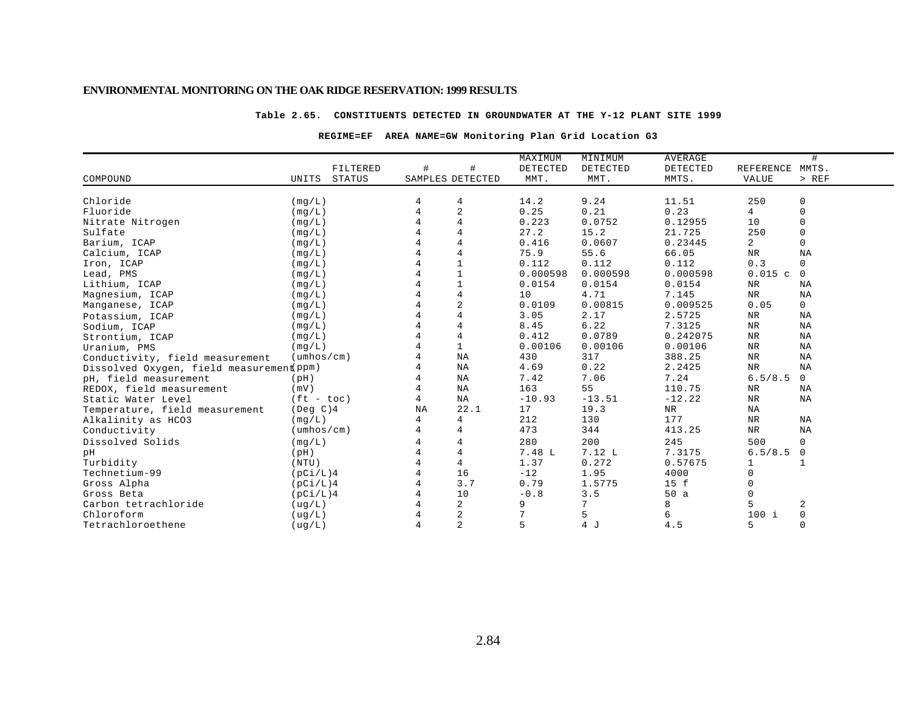**Table 2.65. CONSTITUENTS DETECTED IN GROUNDWATER AT THE Y-12 PLANT SITE 1999**

**REGIME=EF AREA NAME=GW Monitoring Plan Grid Location G3**

| COMPOUND | UNITS | FILTERED STATUS | # SAMPLES | # DETECTED | MAXIMUM DETECTED MMT. | MINIMUM DETECTED MMT. | AVERAGE DETECTED MMTS. | REFERENCE VALUE | # MMTS. > REF |
|---|---|---|---|---|---|---|---|---|---|
| Chloride | (mg/L) | | 4 | 4 | 14.2 | 9.24 | 11.51 | 250 | 0 |
| Fluoride | (mg/L) | | 4 | 2 | 0.25 | 0.21 | 0.23 | 4 | 0 |
| Nitrate Nitrogen | (mg/L) | | 4 | 4 | 0.223 | 0.0752 | 0.12955 | 10 | 0 |
| Sulfate | (mg/L) | | 4 | 4 | 27.2 | 15.2 | 21.725 | 250 | 0 |
| Barium, ICAP | (mg/L) | | 4 | 4 | 0.416 | 0.0607 | 0.23445 | 2 | 0 |
| Calcium, ICAP | (mg/L) | | 4 | 4 | 75.9 | 55.6 | 66.05 | NR | NA |
| Iron, ICAP | (mg/L) | | 4 | 1 | 0.112 | 0.112 | 0.112 | 0.3 | 0 |
| Lead, PMS | (mg/L) | | 4 | 1 | 0.000598 | 0.000598 | 0.000598 | 0.015 c | 0 |
| Lithium, ICAP | (mg/L) | | 4 | 1 | 0.0154 | 0.0154 | 0.0154 | NR | NA |
| Magnesium, ICAP | (mg/L) | | 4 | 4 | 10 | 4.71 | 7.145 | NR | NA |
| Manganese, ICAP | (mg/L) | | 4 | 2 | 0.0109 | 0.00815 | 0.009525 | 0.05 | 0 |
| Potassium, ICAP | (mg/L) | | 4 | 4 | 3.05 | 2.17 | 2.5725 | NR | NA |
| Sodium, ICAP | (mg/L) | | 4 | 4 | 8.45 | 6.22 | 7.3125 | NR | NA |
| Strontium, ICAP | (mg/L) | | 4 | 4 | 0.412 | 0.0789 | 0.242075 | NR | NA |
| Uranium, PMS | (mg/L) | | 4 | 1 | 0.00106 | 0.00106 | 0.00106 | NR | NA |
| Conductivity, field measurement | (umhos/cm) | | 4 | NA | 430 | 317 | 388.25 | NR | NA |
| Dissolved Oxygen, field measurement | (ppm) | | 4 | NA | 4.69 | 0.22 | 2.2425 | NR | NA |
| pH, field measurement | (pH) | | 4 | NA | 7.42 | 7.06 | 7.24 | 6.5/8.5 | 0 |
| REDOX, field measurement | (mV) | | 4 | NA | 163 | 55 | 110.75 | NR | NA |
| Static Water Level | (ft - toc) | | 4 | NA | -10.93 | -13.51 | -12.22 | NR | NA |
| Temperature, field measurement | (Deg C)4 | | NA | 22.1 | 17 | 19.3 | NR | NA | |
| Alkalinity as $HCO_3$ | (mg/L) | | 4 | 4 | 212 | 130 | 177 | NR | NA |
| Conductivity | (umhos/cm) | | 4 | 4 | 473 | 344 | 413.25 | NR | NA |
| Dissolved Solids | (mg/L) | | 4 | 4 | 280 | 200 | 245 | 500 | 0 |
| pH | (pH) | | 4 | 4 | 7.48 L | 7.12 L | 7.3175 | 6.5/8.5 | 0 |
| Turbidity | (NTU) | | 4 | 4 | 1.37 | 0.272 | 0.57675 | 1 | 1 |
| Technetium-99 | (pCi/L)4 | | 4 | 16 | -12 | 1.95 | 4000 | 0 | |
| Gross Alpha | (pCi/L)4 | | 4 | 3.7 | 0.79 | 1.5775 | 15 f | 0 | |
| Gross Beta | (pCi/L)4 | | 4 | 10 | -0.8 | 3.5 | 50 a | 0 | |
| Carbon tetrachloride | (ug/L) | | 4 | 2 | 9 | 7 | 8 | 5 | 2 |
| Chloroform | (ug/L) | | 4 | 2 | 7 | 5 | 6 | 100 i | 0 |
| Tetrachloroethene | (ug/L) | | 4 | 2 | 5 | 4 J | 4.5 | 5 | 0 |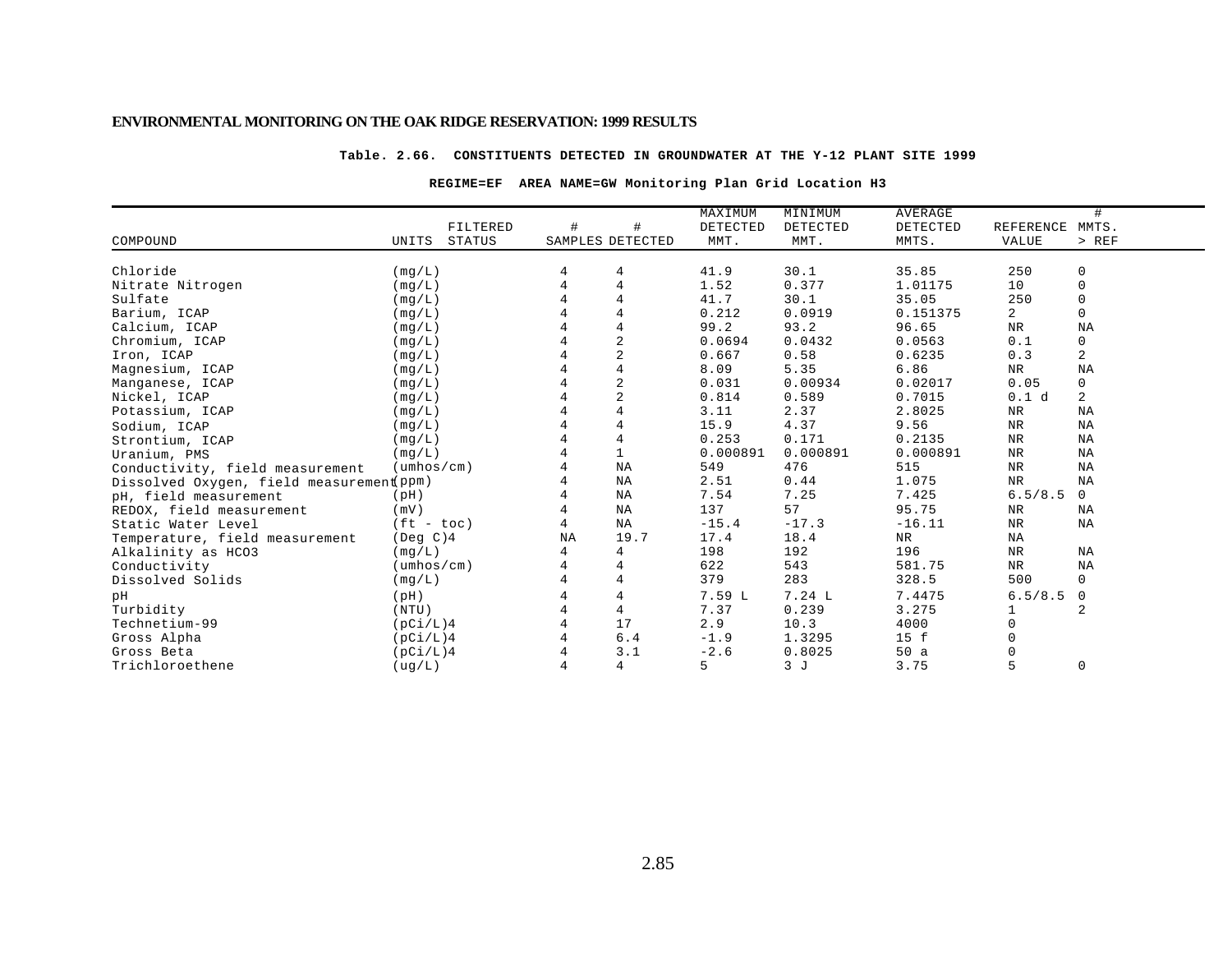**Table. 2.66. CONSTITUENTS DETECTED IN GROUNDWATER AT THE Y-12 PLANT SITE 1999**

**REGIME=EF AREA NAME=GW Monitoring Plan Grid Location H3**

| COMPOUND | UNITS | FILTERED STATUS | # SAMPLES | # DETECTED | MAXIMUM DETECTED MMT. | MINIMUM DETECTED MMT. | AVERAGE DETECTED MMTS. | REFERENCE VALUE | # MMTS. > REF |
|---|---|---|---|---|---|---|---|---|---|
| Chloride | (mg/L) | | 4 | 4 | 41.9 | 30.1 | 35.85 | 250 | 0 |
| Nitrate Nitrogen | (mg/L) | | 4 | 4 | 1.52 | 0.377 | 1.01175 | 10 | 0 |
| Sulfate | (mg/L) | | 4 | 4 | 41.7 | 30.1 | 35.05 | 250 | 0 |
| Barium, ICAP | (mg/L) | | 4 | 4 | 0.212 | 0.0919 | 0.151375 | 2 | 0 |
| Calcium, ICAP | (mg/L) | | 4 | 4 | 99.2 | 93.2 | 96.65 | NR | NA |
| Chromium, ICAP | (mg/L) | | 4 | 2 | 0.0694 | 0.0432 | 0.0563 | 0.1 | 0 |
| Iron, ICAP | (mg/L) | | 4 | 2 | 0.667 | 0.58 | 0.6235 | 0.3 | 2 |
| Magnesium, ICAP | (mg/L) | | 4 | 4 | 8.09 | 5.35 | 6.86 | NR | NA |
| Manganese, ICAP | (mg/L) | | 4 | 2 | 0.031 | 0.00934 | 0.02017 | 0.05 | 0 |
| Nickel, ICAP | (mg/L) | | 4 | 2 | 0.814 | 0.589 | 0.7015 | 0.1 d | 2 |
| Potassium, ICAP | (mg/L) | | 4 | 4 | 3.11 | 2.37 | 2.8025 | NR | NA |
| Sodium, ICAP | (mg/L) | | 4 | 4 | 15.9 | 4.37 | 9.56 | NR | NA |
| Strontium, ICAP | (mg/L) | | 4 | 4 | 0.253 | 0.171 | 0.2135 | NR | NA |
| Uranium, PMS | (mg/L) | | 4 | 1 | 0.000891 | 0.000891 | 0.000891 | NR | NA |
| Conductivity, field measurement | (umhos/cm) | | 4 | NA | 549 | 476 | 515 | NR | NA |
| Dissolved Oxygen, field measurement | (ppm) | | 4 | NA | 2.51 | 0.44 | 1.075 | NR | NA |
| pH, field measurement | (pH) | | 4 | NA | 7.54 | 7.25 | 7.425 | 6.5/8.5 | 0 |
| REDOX, field measurement | (mV) | | 4 | NA | 137 | 57 | 95.75 | NR | NA |
| Static Water Level | (ft - toc) | | 4 | NA | -15.4 | -17.3 | -16.11 | NR | NA |
| Temperature, field measurement | (Deg C)4 | | NA | 19.7 | 17.4 | 18.4 | NR | NA | |
| Alkalinity as HCO3 | (mg/L) | | 4 | 4 | 198 | 192 | 196 | NR | NA |
| Conductivity | (umhos/cm) | | 4 | 4 | 622 | 543 | 581.75 | NR | NA |
| Dissolved Solids | (mg/L) | | 4 | 4 | 379 | 283 | 328.5 | 500 | 0 |
| pH | (pH) | | 4 | 4 | 7.59 L | 7.24 L | 7.4475 | 6.5/8.5 | 0 |
| Turbidity | (NTU) | | 4 | 4 | 7.37 | 0.239 | 3.275 | 1 | 2 |
| Technetium-99 | (pCi/L)4 | | 4 | 17 | 2.9 | 10.3 | 4000 | 0 | |
| Gross Alpha | (pCi/L)4 | | 4 | 6.4 | -1.9 | 1.3295 | 15 f | 0 | |
| Gross Beta | (pCi/L)4 | | 4 | 3.1 | -2.6 | 0.8025 | 50 a | 0 | |
| Trichloroethene | (ug/L) | | 4 | 4 | 5 | 3 J | 3.75 | 5 | 0 |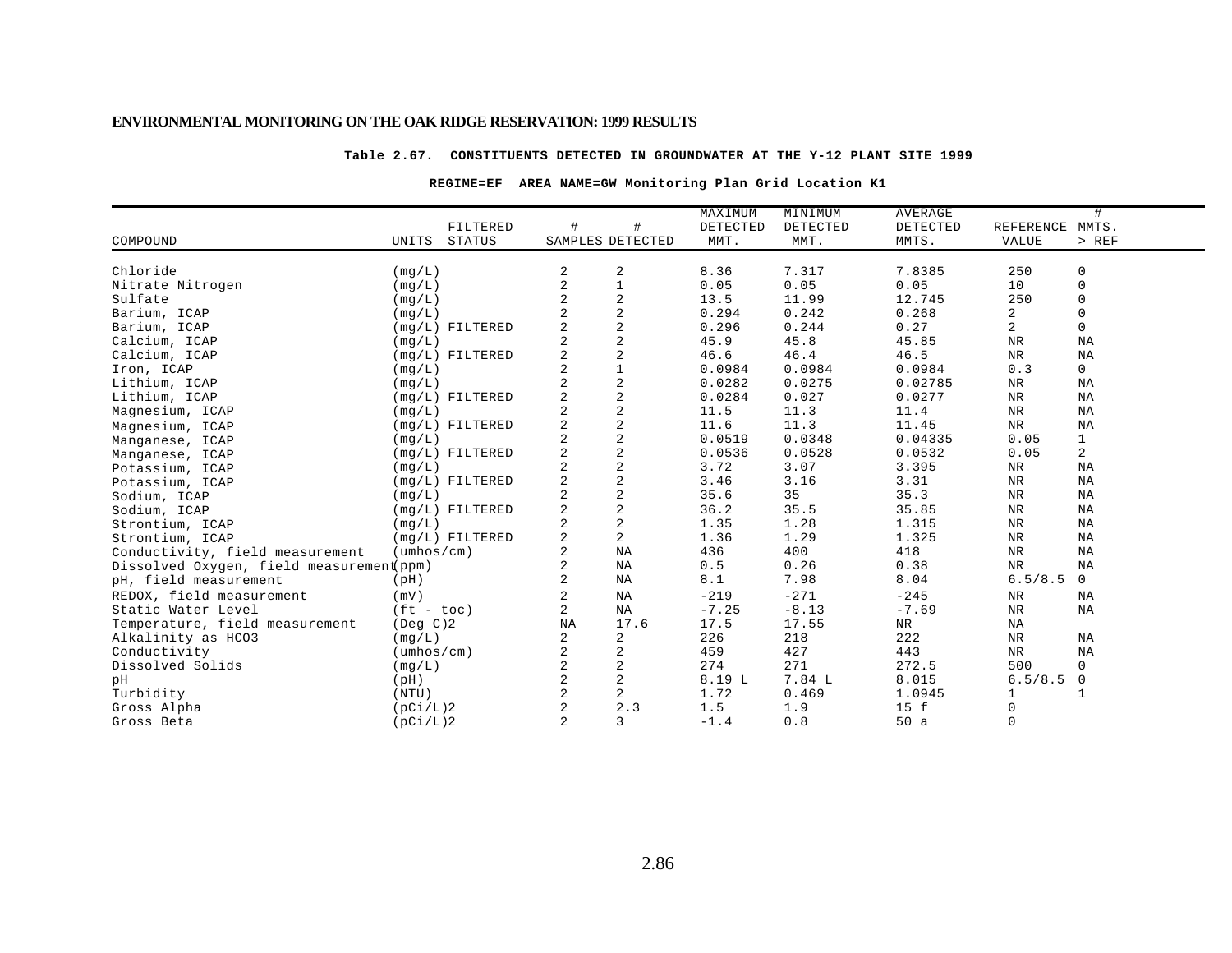**ENVIRONMENTAL MONITORING ON THE OAK RIDGE RESERVATION: 1999 RESULTS**

**Table 2.67. CONSTITUENTS DETECTED IN GROUNDWATER AT THE Y-12 PLANT SITE 1999**

**REGIME=EF AREA NAME=GW Monitoring Plan Grid Location K1**

| COMPOUND | UNITS | FILTERED STATUS | # SAMPLES | # DETECTED | MAXIMUM DETECTED MMT. | MINIMUM DETECTED MMT. | AVERAGE DETECTED MMTS. | REFERENCE VALUE | # MMTS. > REF |
|---|---|---|---|---|---|---|---|---|---|
| Chloride | (mg/L) | | 2 | 2 | 8.36 | 7.317 | 7.8385 | 250 | 0 |
| Nitrate Nitrogen | (mg/L) | | 2 | 1 | 0.05 | 0.05 | 0.05 | 10 | 0 |
| Sulfate | (mg/L) | | 2 | 2 | 13.5 | 11.99 | 12.745 | 250 | 0 |
| Barium, ICAP | (mg/L) | | 2 | 2 | 0.294 | 0.242 | 0.268 | 2 | 0 |
| Barium, ICAP | (mg/L) | FILTERED | 2 | 2 | 0.296 | 0.244 | 0.27 | 2 | 0 |
| Calcium, ICAP | (mg/L) | | 2 | 2 | 45.9 | 45.8 | 45.85 | NR | NA |
| Calcium, ICAP | (mg/L) | FILTERED | 2 | 2 | 46.6 | 46.4 | 46.5 | NR | NA |
| Iron, ICAP | (mg/L) | | 2 | 1 | 0.0984 | 0.0984 | 0.0984 | 0.3 | 0 |
| Lithium, ICAP | (mg/L) | | 2 | 2 | 0.0282 | 0.0275 | 0.02785 | NR | NA |
| Lithium, ICAP | (mg/L) | FILTERED | 2 | 2 | 0.0284 | 0.027 | 0.0277 | NR | NA |
| Magnesium, ICAP | (mg/L) | | 2 | 2 | 11.5 | 11.3 | 11.4 | NR | NA |
| Magnesium, ICAP | (mg/L) | FILTERED | 2 | 2 | 11.6 | 11.3 | 11.45 | NR | NA |
| Manganese, ICAP | (mg/L) | | 2 | 2 | 0.0519 | 0.0348 | 0.04335 | 0.05 | 1 |
| Manganese, ICAP | (mg/L) | FILTERED | 2 | 2 | 0.0536 | 0.0528 | 0.0532 | 0.05 | 2 |
| Potassium, ICAP | (mg/L) | | 2 | 2 | 3.72 | 3.07 | 3.395 | NR | NA |
| Potassium, ICAP | (mg/L) | FILTERED | 2 | 2 | 3.46 | 3.16 | 3.31 | NR | NA |
| Sodium, ICAP | (mg/L) | | 2 | 2 | 35.6 | 35 | 35.3 | NR | NA |
| Sodium, ICAP | (mg/L) | FILTERED | 2 | 2 | 36.2 | 35.5 | 35.85 | NR | NA |
| Strontium, ICAP | (mg/L) | | 2 | 2 | 1.35 | 1.28 | 1.315 | NR | NA |
| Strontium, ICAP | (mg/L) | FILTERED | 2 | 2 | 1.36 | 1.29 | 1.325 | NR | NA |
| Conductivity, field measurement | (umhos/cm) | | 2 | NA | 436 | 400 | 418 | NR | NA |
| Dissolved Oxygen, field measurement | (ppm) | | 2 | NA | 0.5 | 0.26 | 0.38 | NR | NA |
| pH, field measurement | (pH) | | 2 | NA | 8.1 | 7.98 | 8.04 | 6.5/8.5 | 0 |
| REDOX, field measurement | (mV) | | 2 | NA | -219 | -271 | -245 | NR | NA |
| Static Water Level | (ft - toc) | | 2 | NA | -7.25 | -8.13 | -7.69 | NR | NA |
| Temperature, field measurement | (Deg C)2 | | NA | 17.6 | 17.5 | 17.55 | NR | NA | |
| Alkalinity as HCO3 | (mg/L) | | 2 | 2 | 226 | 218 | 222 | NR | NA |
| Conductivity | (umhos/cm) | | 2 | 2 | 459 | 427 | 443 | NR | NA |
| Dissolved Solids | (mg/L) | | 2 | 2 | 274 | 271 | 272.5 | 500 | 0 |
| pH | (pH) | | 2 | 2 | 8.19 L | 7.84 L | 8.015 | 6.5/8.5 | 0 |
| Turbidity | (NTU) | | 2 | 2 | 1.72 | 0.469 | 1.0945 | 1 | 1 |
| Gross Alpha | (pCi/L)2 | | 2 | 2.3 | 1.5 | 1.9 | 15 f | 0 | |
| Gross Beta | (pCi/L)2 | | 2 | 3 | -1.4 | 0.8 | 50 a | 0 | |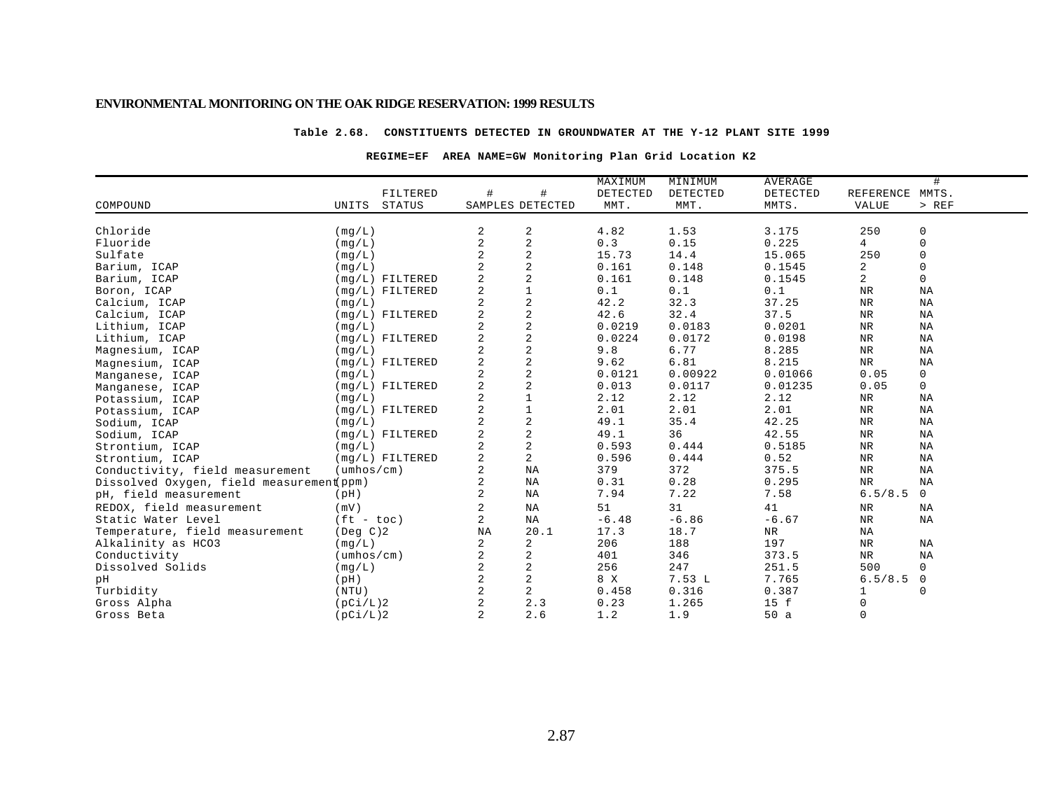**Table 2.68. CONSTITUENTS DETECTED IN GROUNDWATER AT THE Y-12 PLANT SITE 1999**

**REGIME=EF AREA NAME=GW Monitoring Plan Grid Location K2**

| COMPOUND | UNITS | FILTERED STATUS | # SAMPLES | # DETECTED | MAXIMUM DETECTED MMT. | MINIMUM DETECTED MMT. | AVERAGE DETECTED MMTS. | REFERENCE VALUE | # MMTS. > REF |
|---|---|---|---|---|---|---|---|---|---|
| Chloride | (mg/L) | | 2 | 2 | 4.82 | 1.53 | 3.175 | 250 | 0 |
| Fluoride | (mg/L) | | 2 | 2 | 0.3 | 0.15 | 0.225 | 4 | 0 |
| Sulfate | (mg/L) | | 2 | 2 | 15.73 | 14.4 | 15.065 | 250 | 0 |
| Barium, ICAP | (mg/L) | | 2 | 2 | 0.161 | 0.148 | 0.1545 | 2 | 0 |
| Barium, ICAP | (mg/L) | FILTERED | 2 | 2 | 0.161 | 0.148 | 0.1545 | 2 | 0 |
| Boron, ICAP | (mg/L) | FILTERED | 2 | 1 | 0.1 | 0.1 | 0.1 | NR | NA |
| Calcium, ICAP | (mg/L) | | 2 | 2 | 42.2 | 32.3 | 37.25 | NR | NA |
| Calcium, ICAP | (mg/L) | FILTERED | 2 | 2 | 42.6 | 32.4 | 37.5 | NR | NA |
| Lithium, ICAP | (mg/L) | | 2 | 2 | 0.0219 | 0.0183 | 0.0201 | NR | NA |
| Lithium, ICAP | (mg/L) | FILTERED | 2 | 2 | 0.0224 | 0.0172 | 0.0198 | NR | NA |
| Magnesium, ICAP | (mg/L) | | 2 | 2 | 9.8 | 6.77 | 8.285 | NR | NA |
| Magnesium, ICAP | (mg/L) | FILTERED | 2 | 2 | 9.62 | 6.81 | 8.215 | NR | NA |
| Manganese, ICAP | (mg/L) | | 2 | 2 | 0.0121 | 0.00922 | 0.01066 | 0.05 | 0 |
| Manganese, ICAP | (mg/L) | FILTERED | 2 | 2 | 0.013 | 0.0117 | 0.01235 | 0.05 | 0 |
| Potassium, ICAP | (mg/L) | | 2 | 1 | 2.12 | 2.12 | 2.12 | NR | NA |
| Potassium, ICAP | (mg/L) | FILTERED | 2 | 1 | 2.01 | 2.01 | 2.01 | NR | NA |
| Sodium, ICAP | (mg/L) | | 2 | 2 | 49.1 | 35.4 | 42.25 | NR | NA |
| Sodium, ICAP | (mg/L) | FILTERED | 2 | 2 | 49.1 | 36 | 42.55 | NR | NA |
| Strontium, ICAP | (mg/L) | | 2 | 2 | 0.593 | 0.444 | 0.5185 | NR | NA |
| Strontium, ICAP | (mg/L) | FILTERED | 2 | 2 | 0.596 | 0.444 | 0.52 | NR | NA |
| Conductivity, field measurement | (umhos/cm) | | 2 | NA | 379 | 372 | 375.5 | NR | NA |
| Dissolved Oxygen, field measurement | (ppm) | | 2 | NA | 0.31 | 0.28 | 0.295 | NR | NA |
| pH, field measurement | (pH) | | 2 | NA | 7.94 | 7.22 | 7.58 | 6.5/8.5 | 0 |
| REDOX, field measurement | (mV) | | 2 | NA | 51 | 31 | 41 | NR | NA |
| Static Water Level | (ft - toc) | | 2 | NA | -6.48 | -6.86 | -6.67 | NR | NA |
| Temperature, field measurement | (Deg C)2 | | NA | 20.1 | 17.3 | 18.7 | NR | NA | |
| Alkalinity as HCO3 | (mg/L) | | 2 | 2 | 206 | 188 | 197 | NR | NA |
| Conductivity | (umhos/cm) | | 2 | 2 | 401 | 346 | 373.5 | NR | NA |
| Dissolved Solids | (mg/L) | | 2 | 2 | 256 | 247 | 251.5 | 500 | 0 |
| pH | (pH) | | 2 | 2 | 8 X | 7.53 L | 7.765 | 6.5/8.5 | 0 |
| Turbidity | (NTU) | | 2 | 2 | 0.458 | 0.316 | 0.387 | 1 | 0 |
| Gross Alpha | (pCi/L)2 | | 2 | 2.3 | 0.23 | 1.265 | 15 f | 0 | |
| Gross Beta | (pCi/L)2 | | 2 | 2.6 | 1.2 | 1.9 | 50 a | 0 | |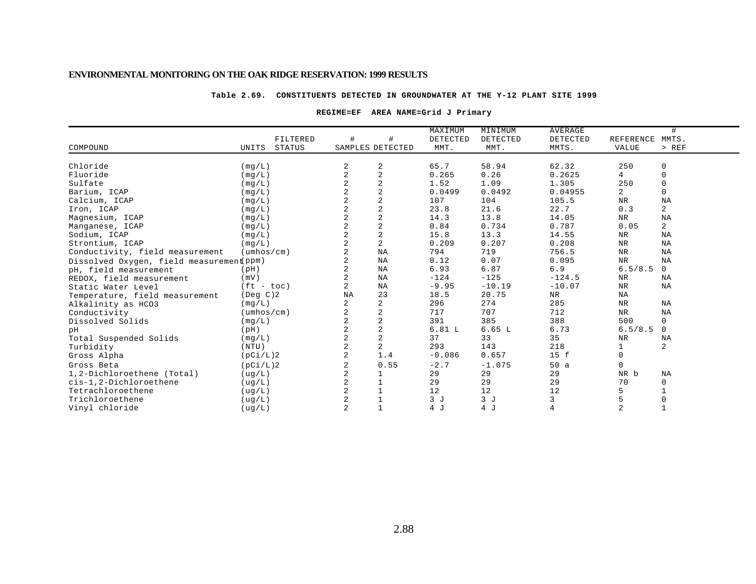Table 2.69. CONSTITUENTS DETECTED IN GROUNDWATER AT THE Y-12 PLANT SITE 1999

REGIME=EF AREA NAME=Grid J Primary

| COMPOUND | UNITS | FILTERED STATUS | # SAMPLES | # DETECTED | MAXIMUM DETECTED MMT. | MINIMUM DETECTED MMT. | AVERAGE DETECTED MMTS. | REFERENCE VALUE | # MMTS. > REF |
|---|---|---|---|---|---|---|---|---|---|
| Chloride | (mg/L) | | 2 | 2 | 65.7 | 58.94 | 62.32 | 250 | 0 |
| Fluoride | (mg/L) | | 2 | 2 | 0.265 | 0.26 | 0.2625 | 4 | 0 |
| Sulfate | (mg/L) | | 2 | 2 | 1.52 | 1.09 | 1.305 | 250 | 0 |
| Barium, ICAP | (mg/L) | | 2 | 2 | 0.0499 | 0.0492 | 0.04955 | 2 | 0 |
| Calcium, ICAP | (mg/L) | | 2 | 2 | 107 | 104 | 105.5 | NR | NA |
| Iron, ICAP | (mg/L) | | 2 | 2 | 23.8 | 21.6 | 22.7 | 0.3 | 2 |
| Magnesium, ICAP | (mg/L) | | 2 | 2 | 14.3 | 13.8 | 14.05 | NR | NA |
| Manganese, ICAP | (mg/L) | | 2 | 2 | 0.84 | 0.734 | 0.787 | 0.05 | 2 |
| Sodium, ICAP | (mg/L) | | 2 | 2 | 15.8 | 13.3 | 14.55 | NR | NA |
| Strontium, ICAP | (mg/L) | | 2 | 2 | 0.209 | 0.207 | 0.208 | NR | NA |
| Conductivity, field measurement | (umhos/cm) | | 2 | NA | 794 | 719 | 756.5 | NR | NA |
| Dissolved Oxygen, field measurement | (ppm) | | 2 | NA | 0.12 | 0.07 | 0.095 | NR | NA |
| pH, field measurement | (pH) | | 2 | NA | 6.93 | 6.87 | 6.9 | 6.5/8.5 | 0 |
| REDOX, field measurement | (mV) | | 2 | NA | -124 | -125 | -124.5 | NR | NA |
| Static Water Level | (ft - toc) | | 2 | NA | -9.95 | -10.19 | -10.07 | NR | NA |
| Temperature, field measurement | (Deg C)2 | | NA | 23 | 18.5 | 20.75 | NR | NA | |
| Alkalinity as HCO3 | (mg/L) | | 2 | 2 | 296 | 274 | 285 | NR | NA |
| Conductivity | (umhos/cm) | | 2 | 2 | 717 | 707 | 712 | NR | NA |
| Dissolved Solids | (mg/L) | | 2 | 2 | 391 | 385 | 388 | 500 | 0 |
| pH | (pH) | | 2 | 2 | 6.81 L | 6.65 L | 6.73 | 6.5/8.5 | 0 |
| Total Suspended Solids | (mg/L) | | 2 | 2 | 37 | 33 | 35 | NR | NA |
| Turbidity | (NTU) | | 2 | 2 | 293 | 143 | 218 | 1 | 2 |
| Gross Alpha | (pCi/L)2 | | 2 | 1.4 | -0.086 | 0.657 | 15 f | 0 | |
| Gross Beta | (pCi/L)2 | | 2 | 0.55 | -2.7 | -1.075 | 50 a | 0 | |
| 1,2-Dichloroethene (Total) | (ug/L) | | 2 | 1 | 29 | 29 | 29 | NR b | NA |
| cis-1,2-Dichloroethene | (ug/L) | | 2 | 1 | 29 | 29 | 29 | 70 | 0 |
| Tetrachloroethene | (ug/L) | | 2 | 1 | 12 | 12 | 12 | 5 | 1 |
| Trichloroethene | (ug/L) | | 2 | 1 | 3 J | 3 J | 3 | 5 | 0 |
| Vinyl chloride | (ug/L) | | 2 | 1 | 4 J | 4 J | 4 | 2 | 1 |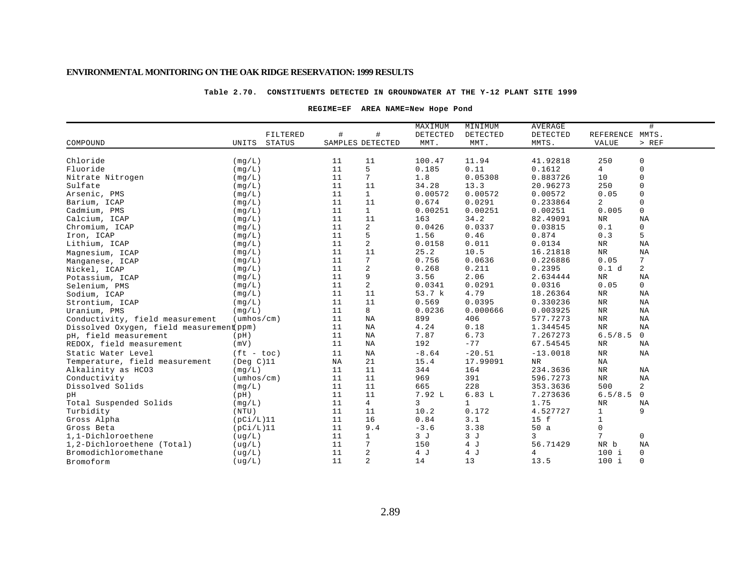**Table 2.70. CONSTITUENTS DETECTED IN GROUNDWATER AT THE Y-12 PLANT SITE 1999**

**REGIME=EF AREA NAME=New Hope Pond**

| COMPOUND | UNITS | FILTERED STATUS | # SAMPLES | # DETECTED | MAXIMUM DETECTED MMT. | MINIMUM DETECTED MMT. | AVERAGE DETECTED MMTS. | REFERENCE VALUE | # MMTS. > REF |
|---|---|---|---|---|---|---|---|---|---|
| Chloride | (mg/L) | | 11 | 11 | 100.47 | 11.94 | 41.92818 | 250 | 0 |
| Fluoride | (mg/L) | | 11 | 5 | 0.185 | 0.11 | 0.1612 | 4 | 0 |
| Nitrate Nitrogen | (mg/L) | | 11 | 7 | 1.8 | 0.05308 | 0.883726 | 10 | 0 |
| Sulfate | (mg/L) | | 11 | 11 | 34.28 | 13.3 | 20.96273 | 250 | 0 |
| Arsenic, PMS | (mg/L) | | 11 | 1 | 0.00572 | 0.00572 | 0.00572 | 0.05 | 0 |
| Barium, ICAP | (mg/L) | | 11 | 11 | 0.674 | 0.0291 | 0.233864 | 2 | 0 |
| Cadmium, PMS | (mg/L) | | 11 | 1 | 0.00251 | 0.00251 | 0.00251 | 0.005 | 0 |
| Calcium, ICAP | (mg/L) | | 11 | 11 | 163 | 34.2 | 82.49091 | NR | NA |
| Chromium, ICAP | (mg/L) | | 11 | 2 | 0.0426 | 0.0337 | 0.03815 | 0.1 | 0 |
| Iron, ICAP | (mg/L) | | 11 | 5 | 1.56 | 0.46 | 0.874 | 0.3 | 5 |
| Lithium, ICAP | (mg/L) | | 11 | 2 | 0.0158 | 0.011 | 0.0134 | NR | NA |
| Magnesium, ICAP | (mg/L) | | 11 | 11 | 25.2 | 10.5 | 16.21818 | NR | NA |
| Manganese, ICAP | (mg/L) | | 11 | 7 | 0.756 | 0.0636 | 0.226886 | 0.05 | 7 |
| Nickel, ICAP | (mg/L) | | 11 | 2 | 0.268 | 0.211 | 0.2395 | 0.1 d | 2 |
| Potassium, ICAP | (mg/L) | | 11 | 9 | 3.56 | 2.06 | 2.634444 | NR | NA |
| Selenium, PMS | (mg/L) | | 11 | 2 | 0.0341 | 0.0291 | 0.0316 | 0.05 | 0 |
| Sodium, ICAP | (mg/L) | | 11 | 11 | 53.7 k | 4.79 | 18.26364 | NR | NA |
| Strontium, ICAP | (mg/L) | | 11 | 11 | 0.569 | 0.0395 | 0.330236 | NR | NA |
| Uranium, PMS | (mg/L) | | 11 | 8 | 0.0236 | 0.000666 | 0.003925 | NR | NA |
| Conductivity, field measurement | (umhos/cm) | | 11 | NA | 899 | 406 | 577.7273 | NR | NA |
| Dissolved Oxygen, field measurement | (ppm) | | 11 | NA | 4.24 | 0.18 | 1.344545 | NR | NA |
| pH, field measurement | (pH) | | 11 | NA | 7.87 | 6.73 | 7.267273 | 6.5/8.5 | 0 |
| REDOX, field measurement | (mV) | | 11 | NA | 192 | -77 | 67.54545 | NR | NA |
| Static Water Level | (ft - toc) | | 11 | NA | -8.64 | -20.51 | -13.0018 | NR | NA |
| Temperature, field measurement | (Deg C) | 11 | NA | 21 | 15.4 | 17.99091 | NR | NA | |
| Alkalinity as HCO3 | (mg/L) | | 11 | 11 | 344 | 164 | 234.3636 | NR | NA |
| Conductivity | (umhos/cm) | | 11 | 11 | 969 | 391 | 596.7273 | NR | NA |
| Dissolved Solids | (mg/L) | | 11 | 11 | 665 | 228 | 353.3636 | 500 | 2 |
| pH | (pH) | | 11 | 11 | 7.92 L | 6.83 L | 7.273636 | 6.5/8.5 | 0 |
| Total Suspended Solids | (mg/L) | | 11 | 4 | 3 | 1 | 1.75 | NR | NA |
| Turbidity | (NTU) | | 11 | 11 | 10.2 | 0.172 | 4.527727 | 1 | 9 |
| Gross Alpha | (pCi/L) | 11 | 11 | 16 | 0.84 | 3.1 | 15 f | 1 | |
| Gross Beta | (pCi/L) | 11 | 11 | 9.4 | -3.6 | 3.38 | 50 a | 0 | |
| 1,1-Dichloroethene | (ug/L) | | 11 | 1 | 3 J | 3 J | 3 | 7 | 0 |
| 1,2-Dichloroethene (Total) | (ug/L) | | 11 | 7 | 150 | 4 J | 56.71429 | NR b | NA |
| Bromodichloromethane | (ug/L) | | 11 | 2 | 4 J | 4 J | 4 | 100 i | 0 |
| Bromoform | (ug/L) | | 11 | 2 | 14 | 13 | 13.5 | 100 i | 0 |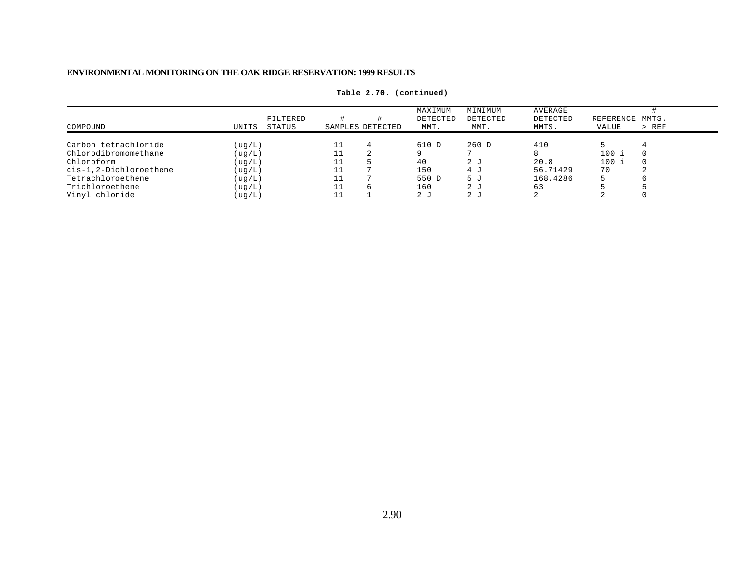**Table 2.70. (continued)**

| COMPOUND | UNITS | FILTERED STATUS | # SAMPLES | # DETECTED | MAXIMUM DETECTED MMT. | MINIMUM DETECTED MMT. | AVERAGE DETECTED MMTS. | REFERENCE VALUE | # MMTS. > REF |
|---|---|---|---|---|---|---|---|---|---|
| Carbon tetrachloride | (ug/L) | | 11 | 4 | 610 D | 260 D | 410 | 5 | 4 |
| Chlorodibromomethane | (ug/L) | | 11 | 2 | 9 | 7 | 8 | 100 i | 0 |
| Chloroform | (ug/L) | | 11 | 5 | 40 | 2 J | 20.8 | 100 i | 0 |
| cis-1,2-Dichloroethene | (ug/L) | | 11 | 7 | 150 | 4 J | 56.71429 | 70 | 2 |
| Tetrachloroethene | (ug/L) | | 11 | 7 | 550 D | 5 J | 168.4286 | 5 | 6 |
| Trichloroethene | (ug/L) | | 11 | 6 | 160 | 2 J | 63 | 5 | 5 |
| Vinyl chloride | (ug/L) | | 11 | 1 | 2 J | 2 J | 2 | 2 | 0 |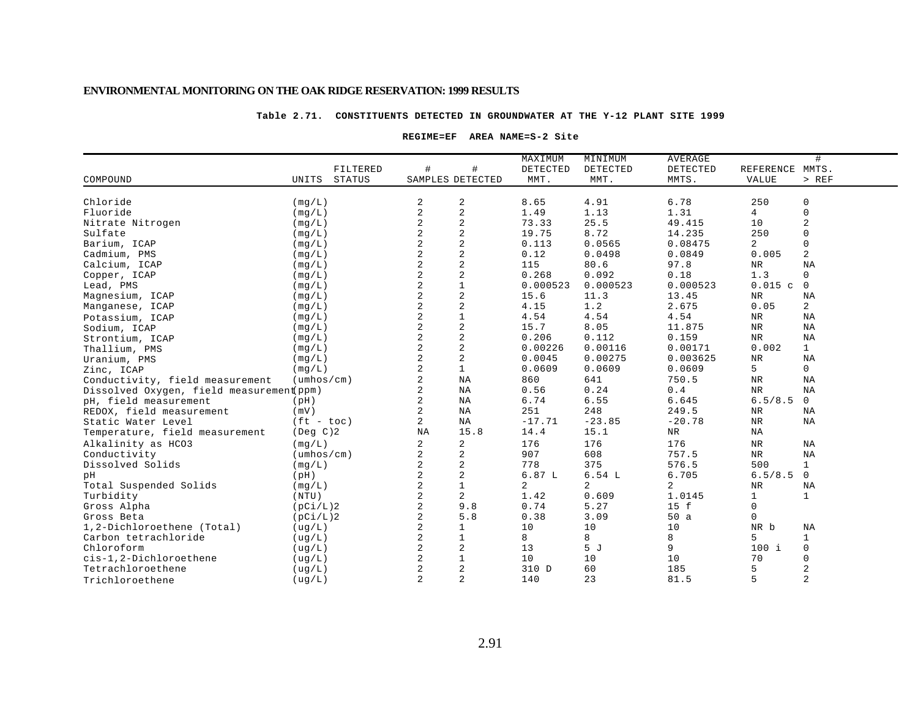**ENVIRONMENTAL MONITORING ON THE OAK RIDGE RESERVATION: 1999 RESULTS**

**Table 2.71. CONSTITUENTS DETECTED IN GROUNDWATER AT THE Y-12 PLANT SITE 1999**

**REGIME=EF AREA NAME=S-2 Site**

| COMPOUND | UNITS | FILTERED STATUS | # SAMPLES | # DETECTED | MAXIMUM DETECTED MMT. | MINIMUM DETECTED MMT. | AVERAGE DETECTED MMTS. | REFERENCE VALUE | # MMTS. > REF |
|---|---|---|---|---|---|---|---|---|---|
| Chloride | (mg/L) | | 2 | 2 | 8.65 | 4.91 | 6.78 | 250 | 0 |
| Fluoride | (mg/L) | | 2 | 2 | 1.49 | 1.13 | 1.31 | 4 | 0 |
| Nitrate Nitrogen | (mg/L) | | 2 | 2 | 73.33 | 25.5 | 49.415 | 10 | 2 |
| Sulfate | (mg/L) | | 2 | 2 | 19.75 | 8.72 | 14.235 | 250 | 0 |
| Barium, ICAP | (mg/L) | | 2 | 2 | 0.113 | 0.0565 | 0.08475 | 2 | 0 |
| Cadmium, PMS | (mg/L) | | 2 | 2 | 0.12 | 0.0498 | 0.0849 | 0.005 | 2 |
| Calcium, ICAP | (mg/L) | | 2 | 2 | 115 | 80.6 | 97.8 | NR | NA |
| Copper, ICAP | (mg/L) | | 2 | 2 | 0.268 | 0.092 | 0.18 | 1.3 | 0 |
| Lead, PMS | (mg/L) | | 2 | 1 | 0.000523 | 0.000523 | 0.000523 | 0.015 c | 0 |
| Magnesium, ICAP | (mg/L) | | 2 | 2 | 15.6 | 11.3 | 13.45 | NR | NA |
| Manganese, ICAP | (mg/L) | | 2 | 2 | 4.15 | 1.2 | 2.675 | 0.05 | 2 |
| Potassium, ICAP | (mg/L) | | 2 | 1 | 4.54 | 4.54 | 4.54 | NR | NA |
| Sodium, ICAP | (mg/L) | | 2 | 2 | 15.7 | 8.05 | 11.875 | NR | NA |
| Strontium, ICAP | (mg/L) | | 2 | 2 | 0.206 | 0.112 | 0.159 | NR | NA |
| Thallium, PMS | (mg/L) | | 2 | 2 | 0.00226 | 0.00116 | 0.00171 | 0.002 | 1 |
| Uranium, PMS | (mg/L) | | 2 | 2 | 0.0045 | 0.00275 | 0.003625 | NR | NA |
| Zinc, ICAP | (mg/L) | | 2 | 1 | 0.0609 | 0.0609 | 0.0609 | 5 | 0 |
| Conductivity, field measurement | (umhos/cm) | | 2 | NA | 860 | 641 | 750.5 | NR | NA |
| Dissolved Oxygen, field measurement | (ppm) | | 2 | NA | 0.56 | 0.24 | 0.4 | NR | NA |
| pH, field measurement | (pH) | | 2 | NA | 6.74 | 6.55 | 6.645 | 6.5/8.5 | 0 |
| REDOX, field measurement | (mV) | | 2 | NA | 251 | 248 | 249.5 | NR | NA |
| Static Water Level | (ft - toc) | | 2 | NA | -17.71 | -23.85 | -20.78 | NR | NA |
| Temperature, field measurement | (Deg C)2 | | NA | 15.8 | 14.4 | 15.1 | NR | NA | |
| Alkalinity as HCO3 | (mg/L) | | 2 | 2 | 176 | 176 | 176 | NR | NA |
| Conductivity | (umhos/cm) | | 2 | 2 | 907 | 608 | 757.5 | NR | NA |
| Dissolved Solids | (mg/L) | | 2 | 2 | 778 | 375 | 576.5 | 500 | 1 |
| pH | (pH) | | 2 | 2 | 6.87 L | 6.54 L | 6.705 | 6.5/8.5 | 0 |
| Total Suspended Solids | (mg/L) | | 2 | 1 | 2 | 2 | 2 | NR | NA |
| Turbidity | (NTU) | | 2 | 2 | 1.42 | 0.609 | 1.0145 | 1 | 1 |
| Gross Alpha | (pCi/L)2 | | 2 | 9.8 | 0.74 | 5.27 | 15 f | 0 | |
| Gross Beta | (pCi/L)2 | | 2 | 5.8 | 0.38 | 3.09 | 50 a | 0 | |
| 1,2-Dichloroethene (Total) | (ug/L) | | 2 | 1 | 10 | 10 | 10 | NR b | NA |
| Carbon tetrachloride | (ug/L) | | 2 | 1 | 8 | 8 | 8 | 5 | 1 |
| Chloroform | (ug/L) | | 2 | 2 | 13 | 5 J | 9 | 100 i | 0 |
| cis-1,2-Dichloroethene | (ug/L) | | 2 | 1 | 10 | 10 | 10 | 70 | 0 |
| Tetrachloroethene | (ug/L) | | 2 | 2 | 310 D | 60 | 185 | 5 | 2 |
| Trichloroethene | (ug/L) | | 2 | 2 | 140 | 23 | 81.5 | 5 | 2 |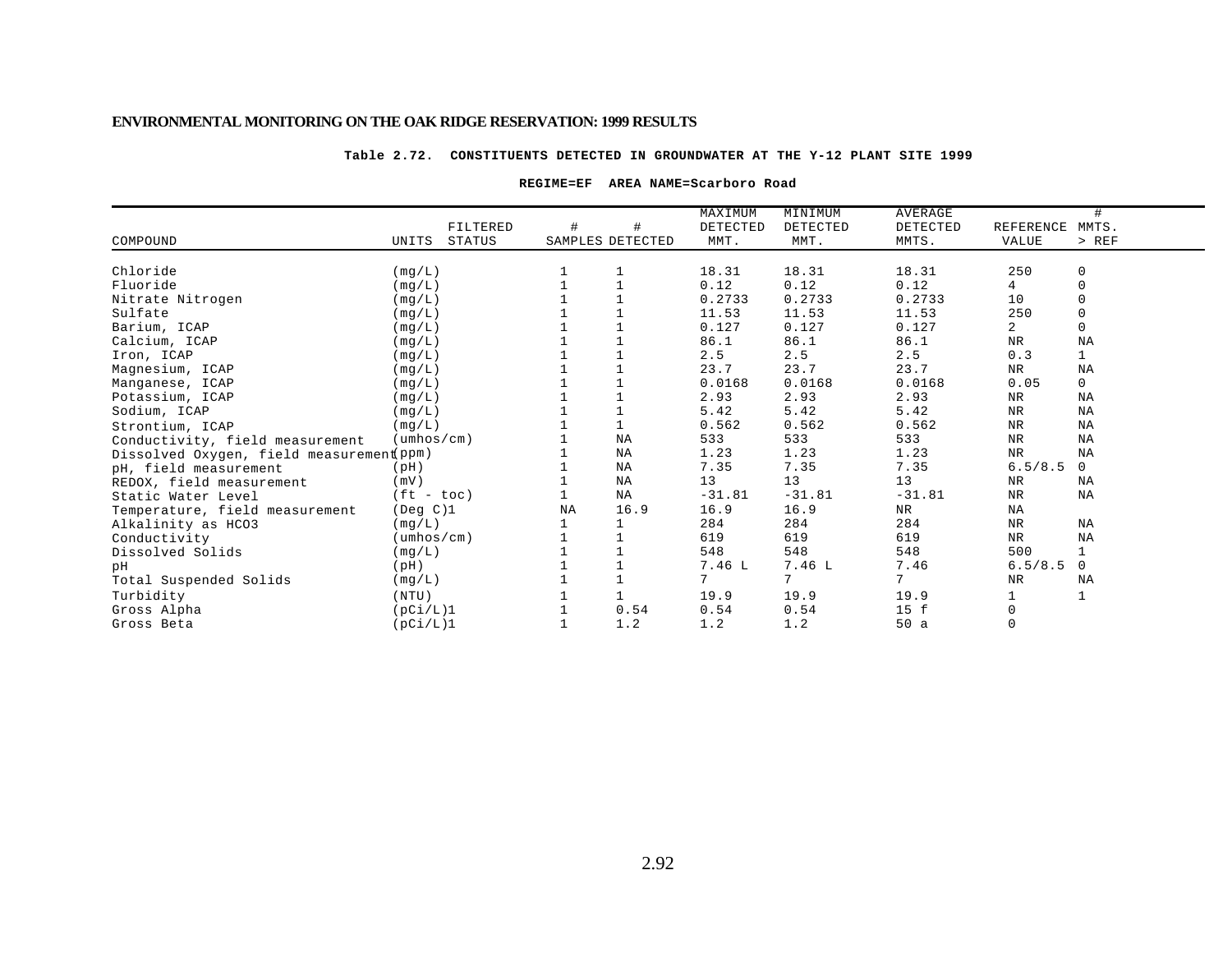**Table 2.72. CONSTITUENTS DETECTED IN GROUNDWATER AT THE Y-12 PLANT SITE 1999**

**REGIME=EF AREA NAME=Scarboro Road**

| COMPOUND | UNITS | FILTERED STATUS | # SAMPLES | # DETECTED | MAXIMUM DETECTED MMT. | MINIMUM DETECTED MMT. | AVERAGE DETECTED MMTS. | REFERENCE VALUE | # MMTS. > REF |
|---|---|---|---|---|---|---|---|---|---|
| Chloride | (mg/L) | | 1 | 1 | 18.31 | 18.31 | 18.31 | 250 | 0 |
| Fluoride | (mg/L) | | 1 | 1 | 0.12 | 0.12 | 0.12 | 4 | 0 |
| Nitrate Nitrogen | (mg/L) | | 1 | 1 | 0.2733 | 0.2733 | 0.2733 | 10 | 0 |
| Sulfate | (mg/L) | | 1 | 1 | 11.53 | 11.53 | 11.53 | 250 | 0 |
| Barium, ICAP | (mg/L) | | 1 | 1 | 0.127 | 0.127 | 0.127 | 2 | 0 |
| Calcium, ICAP | (mg/L) | | 1 | 1 | 86.1 | 86.1 | 86.1 | NR | NA |
| Iron, ICAP | (mg/L) | | 1 | 1 | 2.5 | 2.5 | 2.5 | 0.3 | 1 |
| Magnesium, ICAP | (mg/L) | | 1 | 1 | 23.7 | 23.7 | 23.7 | NR | NA |
| Manganese, ICAP | (mg/L) | | 1 | 1 | 0.0168 | 0.0168 | 0.0168 | 0.05 | 0 |
| Potassium, ICAP | (mg/L) | | 1 | 1 | 2.93 | 2.93 | 2.93 | NR | NA |
| Sodium, ICAP | (mg/L) | | 1 | 1 | 5.42 | 5.42 | 5.42 | NR | NA |
| Strontium, ICAP | (mg/L) | | 1 | 1 | 0.562 | 0.562 | 0.562 | NR | NA |
| Conductivity, field measurement | (umhos/cm) | | 1 | NA | 533 | 533 | 533 | NR | NA |
| Dissolved Oxygen, field measurement | (ppm) | | 1 | NA | 1.23 | 1.23 | 1.23 | NR | NA |
| pH, field measurement | (pH) | | 1 | NA | 7.35 | 7.35 | 7.35 | 6.5/8.5 | 0 |
| REDOX, field measurement | (mV) | | 1 | NA | 13 | 13 | 13 | NR | NA |
| Static Water Level | (ft - toc) | | 1 | NA | -31.81 | -31.81 | -31.81 | NR | NA |
| Temperature, field measurement | (Deg C)1 | | NA | 16.9 | 16.9 | 16.9 | NR | NA | |
| Alkalinity as HCO3 | (mg/L) | | 1 | 1 | 284 | 284 | 284 | NR | NA |
| Conductivity | (umhos/cm) | | 1 | 1 | 619 | 619 | 619 | NR | NA |
| Dissolved Solids | (mg/L) | | 1 | 1 | 548 | 548 | 548 | 500 | 1 |
| pH | (pH) | | 1 | 1 | 7.46 L | 7.46 L | 7.46 | 6.5/8.5 | 0 |
| Total Suspended Solids | (mg/L) | | 1 | 1 | 7 | 7 | 7 | NR | NA |
| Turbidity | (NTU) | | 1 | 1 | 19.9 | 19.9 | 19.9 | 1 | 1 |
| Gross Alpha | (pCi/L)1 | | 1 | 0.54 | 0.54 | 0.54 | 15 f | 0 | |
| Gross Beta | (pCi/L)1 | | 1 | 1.2 | 1.2 | 1.2 | 50 a | 0 | |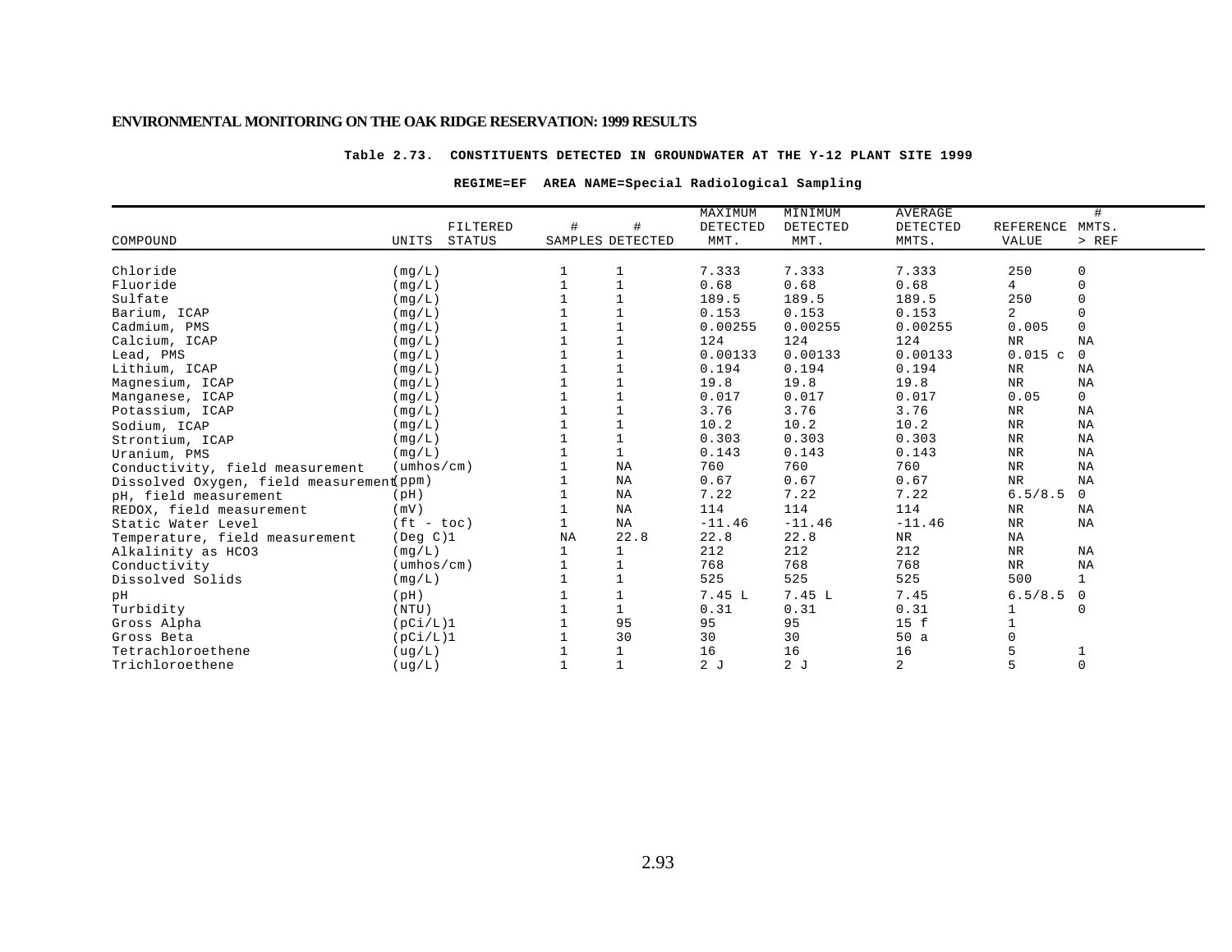**Table 2.73. CONSTITUENTS DETECTED IN GROUNDWATER AT THE Y-12 PLANT SITE 1999**

**REGIME=EF AREA NAME=Special Radiological Sampling**

| COMPOUND | UNITS | FILTERED STATUS | # SAMPLES | # DETECTED | MAXIMUM DETECTED MMT. | MINIMUM DETECTED MMT. | AVERAGE DETECTED MMTS. | REFERENCE VALUE | # MMTS. > REF |
|---|---|---|---|---|---|---|---|---|---|
| Chloride | (mg/L) | | 1 | 1 | 7.333 | 7.333 | 7.333 | 250 | 0 |
| Fluoride | (mg/L) | | 1 | 1 | 0.68 | 0.68 | 0.68 | 4 | 0 |
| Sulfate | (mg/L) | | 1 | 1 | 189.5 | 189.5 | 189.5 | 250 | 0 |
| Barium, ICAP | (mg/L) | | 1 | 1 | 0.153 | 0.153 | 0.153 | 2 | 0 |
| Cadmium, PMS | (mg/L) | | 1 | 1 | 0.00255 | 0.00255 | 0.00255 | 0.005 | 0 |
| Calcium, ICAP | (mg/L) | | 1 | 1 | 124 | 124 | 124 | NR | NA |
| Lead, PMS | (mg/L) | | 1 | 1 | 0.00133 | 0.00133 | 0.00133 | 0.015 c | 0 |
| Lithium, ICAP | (mg/L) | | 1 | 1 | 0.194 | 0.194 | 0.194 | NR | NA |
| Magnesium, ICAP | (mg/L) | | 1 | 1 | 19.8 | 19.8 | 19.8 | NR | NA |
| Manganese, ICAP | (mg/L) | | 1 | 1 | 0.017 | 0.017 | 0.017 | 0.05 | 0 |
| Potassium, ICAP | (mg/L) | | 1 | 1 | 3.76 | 3.76 | 3.76 | NR | NA |
| Sodium, ICAP | (mg/L) | | 1 | 1 | 10.2 | 10.2 | 10.2 | NR | NA |
| Strontium, ICAP | (mg/L) | | 1 | 1 | 0.303 | 0.303 | 0.303 | NR | NA |
| Uranium, PMS | (mg/L) | | 1 | 1 | 0.143 | 0.143 | 0.143 | NR | NA |
| Conductivity, field measurement | (umhos/cm) | | 1 | NA | 760 | 760 | 760 | NR | NA |
| Dissolved Oxygen, field measurement | (ppm) | | 1 | NA | 0.67 | 0.67 | 0.67 | NR | NA |
| pH, field measurement | (pH) | | 1 | NA | 7.22 | 7.22 | 7.22 | 6.5/8.5 | 0 |
| REDOX, field measurement | (mV) | | 1 | NA | 114 | 114 | 114 | NR | NA |
| Static Water Level | (ft - toc) | | 1 | NA | -11.46 | -11.46 | -11.46 | NR | NA |
| Temperature, field measurement | (Deg C)1 | | NA | 22.8 | 22.8 | 22.8 | NR | NA | |
| Alkalinity as HCO3 | (mg/L) | | 1 | 1 | 212 | 212 | 212 | NR | NA |
| Conductivity | (umhos/cm) | | 1 | 1 | 768 | 768 | 768 | NR | NA |
| Dissolved Solids | (mg/L) | | 1 | 1 | 525 | 525 | 525 | 500 | 1 |
| pH | (pH) | | 1 | 1 | 7.45 L | 7.45 L | 7.45 | 6.5/8.5 | 0 |
| Turbidity | (NTU) | | 1 | 1 | 0.31 | 0.31 | 0.31 | 1 | 0 |
| Gross Alpha | (pCi/L)1 | | 1 | 95 | 95 | 95 | 15 f | 1 | |
| Gross Beta | (pCi/L)1 | | 1 | 30 | 30 | 30 | 50 a | 0 | |
| Tetrachloroethene | (ug/L) | | 1 | 1 | 16 | 16 | 16 | 5 | 1 |
| Trichloroethene | (ug/L) | | 1 | 1 | 2 J | 2 J | 2 | 5 | 0 |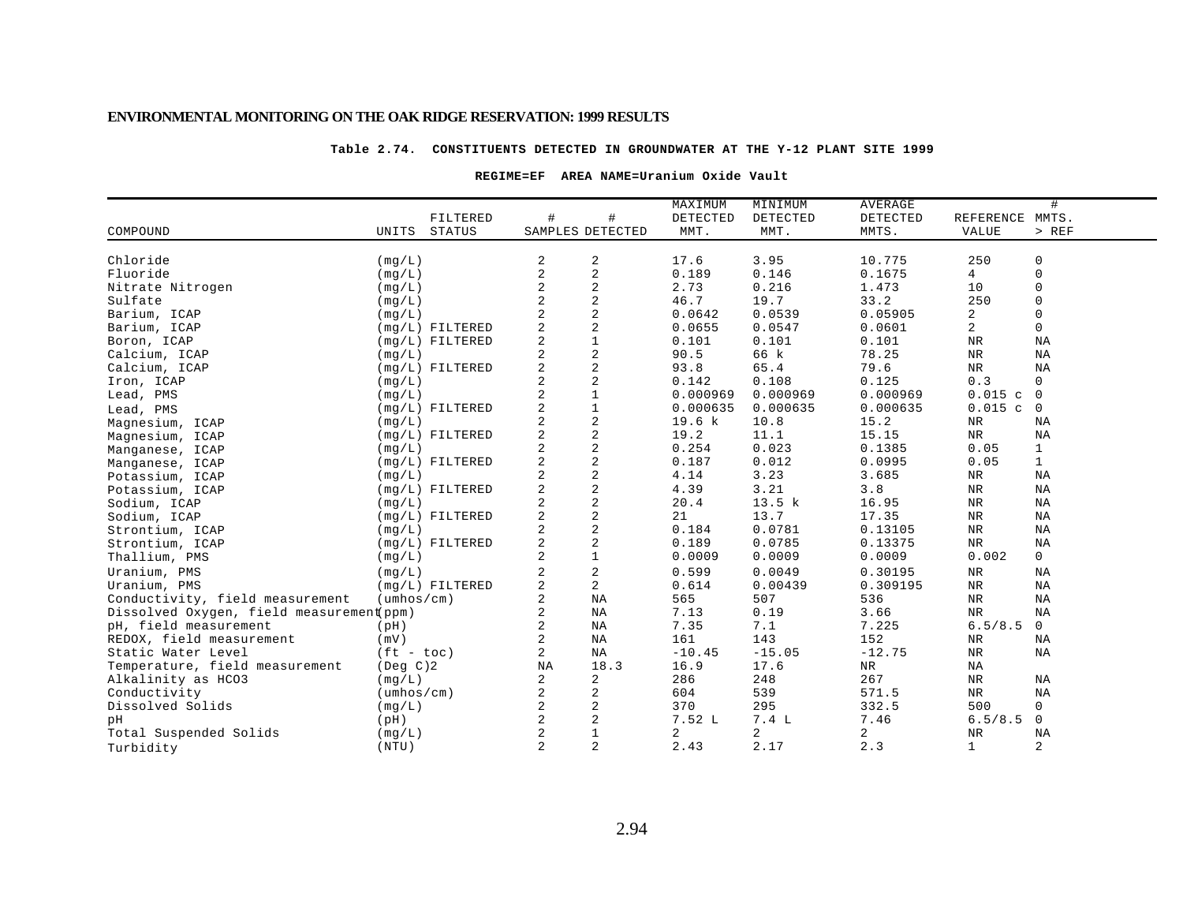**Table 2.74. CONSTITUENTS DETECTED IN GROUNDWATER AT THE Y-12 PLANT SITE 1999**

**REGIME=EF AREA NAME=Uranium Oxide Vault**

| COMPOUND | UNITS | FILTERED STATUS | # SAMPLES | # DETECTED | MAXIMUM DETECTED MMT. | MINIMUM DETECTED MMT. | AVERAGE DETECTED MMTS. | REFERENCE VALUE | # MMTS. > REF |
|---|---|---|---|---|---|---|---|---|---|
| Chloride | (mg/L) | | 2 | 2 | 17.6 | 3.95 | 10.775 | 250 | 0 |
| Fluoride | (mg/L) | | 2 | 2 | 0.189 | 0.146 | 0.1675 | 4 | 0 |
| Nitrate Nitrogen | (mg/L) | | 2 | 2 | 2.73 | 0.216 | 1.473 | 10 | 0 |
| Sulfate | (mg/L) | | 2 | 2 | 46.7 | 19.7 | 33.2 | 250 | 0 |
| Barium, ICAP | (mg/L) | | 2 | 2 | 0.0642 | 0.0539 | 0.05905 | 2 | 0 |
| Barium, ICAP | (mg/L) | FILTERED | 2 | 2 | 0.0655 | 0.0547 | 0.0601 | 2 | 0 |
| Boron, ICAP | (mg/L) | FILTERED | 2 | 1 | 0.101 | 0.101 | 0.101 | NR | NA |
| Calcium, ICAP | (mg/L) | | 2 | 2 | 90.5 | 66 k | 78.25 | NR | NA |
| Calcium, ICAP | (mg/L) | FILTERED | 2 | 2 | 93.8 | 65.4 | 79.6 | NR | NA |
| Iron, ICAP | (mg/L) | | 2 | 2 | 0.142 | 0.108 | 0.125 | 0.3 | 0 |
| Lead, PMS | (mg/L) | | 2 | 1 | 0.000969 | 0.000969 | 0.000969 | 0.015 c | 0 |
| Lead, PMS | (mg/L) | FILTERED | 2 | 1 | 0.000635 | 0.000635 | 0.000635 | 0.015 c | 0 |
| Magnesium, ICAP | (mg/L) | | 2 | 2 | 19.6 k | 10.8 | 15.2 | NR | NA |
| Magnesium, ICAP | (mg/L) | FILTERED | 2 | 2 | 19.2 | 11.1 | 15.15 | NR | NA |
| Manganese, ICAP | (mg/L) | | 2 | 2 | 0.254 | 0.023 | 0.1385 | 0.05 | 1 |
| Manganese, ICAP | (mg/L) | FILTERED | 2 | 2 | 0.187 | 0.012 | 0.0995 | 0.05 | 1 |
| Potassium, ICAP | (mg/L) | | 2 | 2 | 4.14 | 3.23 | 3.685 | NR | NA |
| Potassium, ICAP | (mg/L) | FILTERED | 2 | 2 | 4.39 | 3.21 | 3.8 | NR | NA |
| Sodium, ICAP | (mg/L) | | 2 | 2 | 20.4 | 13.5 k | 16.95 | NR | NA |
| Sodium, ICAP | (mg/L) | FILTERED | 2 | 2 | 21 | 13.7 | 17.35 | NR | NA |
| Strontium, ICAP | (mg/L) | | 2 | 2 | 0.184 | 0.0781 | 0.13105 | NR | NA |
| Strontium, ICAP | (mg/L) | FILTERED | 2 | 2 | 0.189 | 0.0785 | 0.13375 | NR | NA |
| Thallium, PMS | (mg/L) | | 2 | 1 | 0.0009 | 0.0009 | 0.0009 | 0.002 | 0 |
| Uranium, PMS | (mg/L) | | 2 | 2 | 0.599 | 0.0049 | 0.30195 | NR | NA |
| Uranium, PMS | (mg/L) | FILTERED | 2 | 2 | 0.614 | 0.00439 | 0.309195 | NR | NA |
| Conductivity, field measurement | (umhos/cm) | | 2 | NA | 565 | 507 | 536 | NR | NA |
| Dissolved Oxygen, field measurement | (ppm) | | 2 | NA | 7.13 | 0.19 | 3.66 | NR | NA |
| pH, field measurement | (pH) | | 2 | NA | 7.35 | 7.1 | 7.225 | 6.5/8.5 | 0 |
| REDOX, field measurement | (mV) | | 2 | NA | 161 | 143 | 152 | NR | NA |
| Static Water Level | (ft - toc) | | 2 | NA | -10.45 | -15.05 | -12.75 | NR | NA |
| Temperature, field measurement | (Deg C)2 | | NA | 18.3 | 16.9 | 17.6 | NR | NA | |
| Alkalinity as HCO3 | (mg/L) | | 2 | 2 | 286 | 248 | 267 | NR | NA |
| Conductivity | (umhos/cm) | | 2 | 2 | 604 | 539 | 571.5 | NR | NA |
| Dissolved Solids | (mg/L) | | 2 | 2 | 370 | 295 | 332.5 | 500 | 0 |
| pH | (pH) | | 2 | 2 | 7.52 L | 7.4 L | 7.46 | 6.5/8.5 | 0 |
| Total Suspended Solids | (mg/L) | | 2 | 1 | 2 | 2 | 2 | NR | NA |
| Turbidity | (NTU) | | 2 | 2 | 2.43 | 2.17 | 2.3 | 1 | 2 |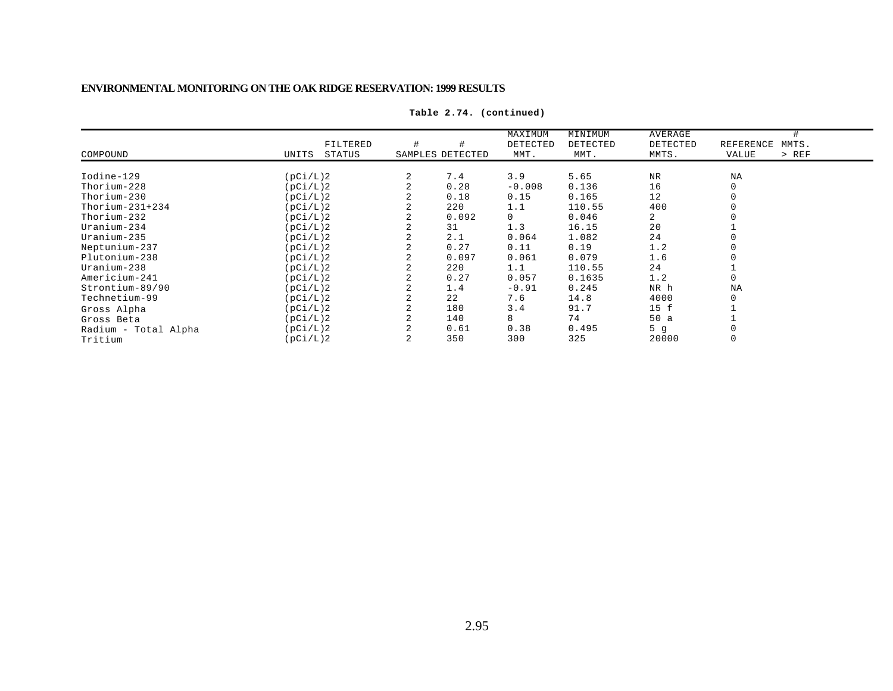**Table 2.74. (continued)**

| COMPOUND | UNITS | FILTERED STATUS | # SAMPLES | # DETECTED | MAXIMUM DETECTED MMT. | MINIMUM DETECTED MMT. | AVERAGE DETECTED MMTS. | REFERENCE VALUE | # MMTS. > REF |
|---|---|---|---|---|---|---|---|---|---|
| Iodine-129 | (pCi/L) | | 2 | 2 | 7.4 | 3.9 | 5.65 | NR | NA |
| Thorium-228 | (pCi/L) | | 2 | 2 | 0.28 | -0.008 | 0.136 | 16 | 0 |
| Thorium-230 | (pCi/L) | | 2 | 2 | 0.18 | 0.15 | 0.165 | 12 | 0 |
| Thorium-231+234 | (pCi/L) | | 2 | 2 | 220 | 1.1 | 110.55 | 400 | 0 |
| Thorium-232 | (pCi/L) | | 2 | 2 | 0.092 | 0 | 0.046 | 2 | 0 |
| Uranium-234 | (pCi/L) | | 2 | 2 | 31 | 1.3 | 16.15 | 20 | 1 |
| Uranium-235 | (pCi/L) | | 2 | 2 | 2.1 | 0.064 | 1.082 | 24 | 0 |
| Neptunium-237 | (pCi/L) | | 2 | 2 | 0.27 | 0.11 | 0.19 | 1.2 | 0 |
| Plutonium-238 | (pCi/L) | | 2 | 2 | 0.097 | 0.061 | 0.079 | 1.6 | 0 |
| Uranium-238 | (pCi/L) | | 2 | 2 | 220 | 1.1 | 110.55 | 24 | 1 |
| Americium-241 | (pCi/L) | | 2 | 2 | 0.27 | 0.057 | 0.1635 | 1.2 | 0 |
| Strontium-89/90 | (pCi/L) | | 2 | 2 | 1.4 | -0.91 | 0.245 | NR h | NA |
| Technetium-99 | (pCi/L) | | 2 | 2 | 22 | 7.6 | 14.8 | 4000 | 0 |
| Gross Alpha | (pCi/L) | | 2 | 2 | 180 | 3.4 | 91.7 | 15 f | 1 |
| Gross Beta | (pCi/L) | | 2 | 2 | 140 | 8 | 74 | 50 a | 1 |
| Radium - Total Alpha | (pCi/L) | | 2 | 2 | 0.61 | 0.38 | 0.495 | 5 g | 0 |
| Tritium | (pCi/L) | | 2 | 2 | 350 | 300 | 325 | 20000 | 0 |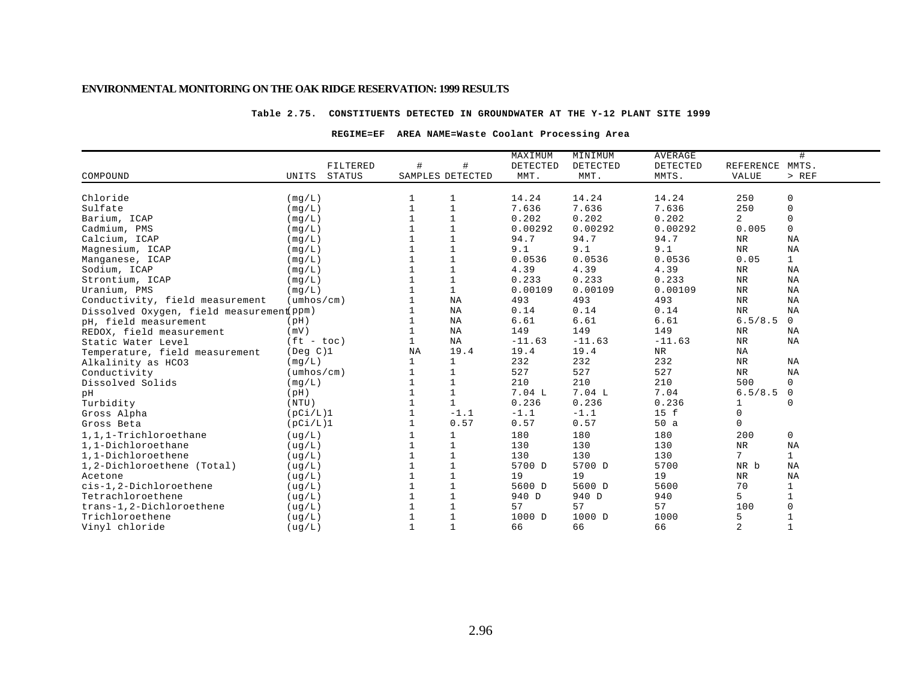**Table 2.75. CONSTITUENTS DETECTED IN GROUNDWATER AT THE Y-12 PLANT SITE 1999**

**REGIME=EF AREA NAME=Waste Coolant Processing Area**

| COMPOUND | UNITS | FILTERED STATUS | # SAMPLES | # DETECTED | MAXIMUM DETECTED MMT. | MINIMUM DETECTED MMT. | AVERAGE DETECTED MMTS. | REFERENCE VALUE | # MMTS. > REF |
|---|---|---|---|---|---|---|---|---|---|
| Chloride | (mg/L) | | 1 | 1 | 14.24 | 14.24 | 14.24 | 250 | 0 |
| Sulfate | (mg/L) | | 1 | 1 | 7.636 | 7.636 | 7.636 | 250 | 0 |
| Barium, ICAP | (mg/L) | | 1 | 1 | 0.202 | 0.202 | 0.202 | 2 | 0 |
| Cadmium, PMS | (mg/L) | | 1 | 1 | 0.00292 | 0.00292 | 0.00292 | 0.005 | 0 |
| Calcium, ICAP | (mg/L) | | 1 | 1 | 94.7 | 94.7 | 94.7 | NR | NA |
| Magnesium, ICAP | (mg/L) | | 1 | 1 | 9.1 | 9.1 | 9.1 | NR | NA |
| Manganese, ICAP | (mg/L) | | 1 | 1 | 0.0536 | 0.0536 | 0.0536 | 0.05 | 1 |
| Sodium, ICAP | (mg/L) | | 1 | 1 | 4.39 | 4.39 | 4.39 | NR | NA |
| Strontium, ICAP | (mg/L) | | 1 | 1 | 0.233 | 0.233 | 0.233 | NR | NA |
| Uranium, PMS | (mg/L) | | 1 | 1 | 0.00109 | 0.00109 | 0.00109 | NR | NA |
| Conductivity, field measurement | (umhos/cm) | | 1 | NA | 493 | 493 | 493 | NR | NA |
| Dissolved Oxygen, field measurement | (ppm) | | 1 | NA | 0.14 | 0.14 | 0.14 | NR | NA |
| pH, field measurement | (pH) | | 1 | NA | 6.61 | 6.61 | 6.61 | 6.5/8.5 | 0 |
| REDOX, field measurement | (mV) | | 1 | NA | 149 | 149 | 149 | NR | NA |
| Static Water Level | (ft - toc) | | 1 | NA | -11.63 | -11.63 | -11.63 | NR | NA |
| Temperature, field measurement | (Deg C)1 | | NA | 19.4 | 19.4 | 19.4 | NR | NA | |
| Alkalinity as HCO3 | (mg/L) | | 1 | 1 | 232 | 232 | 232 | NR | NA |
| Conductivity | (umhos/cm) | | 1 | 1 | 527 | 527 | 527 | NR | NA |
| Dissolved Solids | (mg/L) | | 1 | 1 | 210 | 210 | 210 | 500 | 0 |
| pH | (pH) | | 1 | 1 | 7.04 L | 7.04 L | 7.04 | 6.5/8.5 | 0 |
| Turbidity | (NTU) | | 1 | 1 | 0.236 | 0.236 | 0.236 | 1 | 0 |
| Gross Alpha | (pCi/L)1 | | 1 | -1.1 | -1.1 | -1.1 | 15 f | 0 | |
| Gross Beta | (pCi/L)1 | | 1 | 0.57 | 0.57 | 0.57 | 50 a | 0 | |
| 1,1,1-Trichloroethane | (ug/L) | | 1 | 1 | 180 | 180 | 180 | 200 | 0 |
| 1,1-Dichloroethane | (ug/L) | | 1 | 1 | 130 | 130 | 130 | NR | NA |
| 1,1-Dichloroethene | (ug/L) | | 1 | 1 | 130 | 130 | 130 | 7 | 1 |
| 1,2-Dichloroethene (Total) | (ug/L) | | 1 | 1 | 5700 D | 5700 D | 5700 | NR b | NA |
| Acetone | (ug/L) | | 1 | 1 | 19 | 19 | 19 | NR | NA |
| cis-1,2-Dichloroethene | (ug/L) | | 1 | 1 | 5600 D | 5600 D | 5600 | 70 | 1 |
| Tetrachloroethene | (ug/L) | | 1 | 1 | 940 D | 940 D | 940 | 5 | 1 |
| trans-1,2-Dichloroethene | (ug/L) | | 1 | 1 | 57 | 57 | 57 | 100 | 0 |
| Trichloroethene | (ug/L) | | 1 | 1 | 1000 D | 1000 D | 1000 | 5 | 1 |
| Vinyl chloride | (ug/L) | | 1 | 1 | 66 | 66 | 66 | 2 | 1 |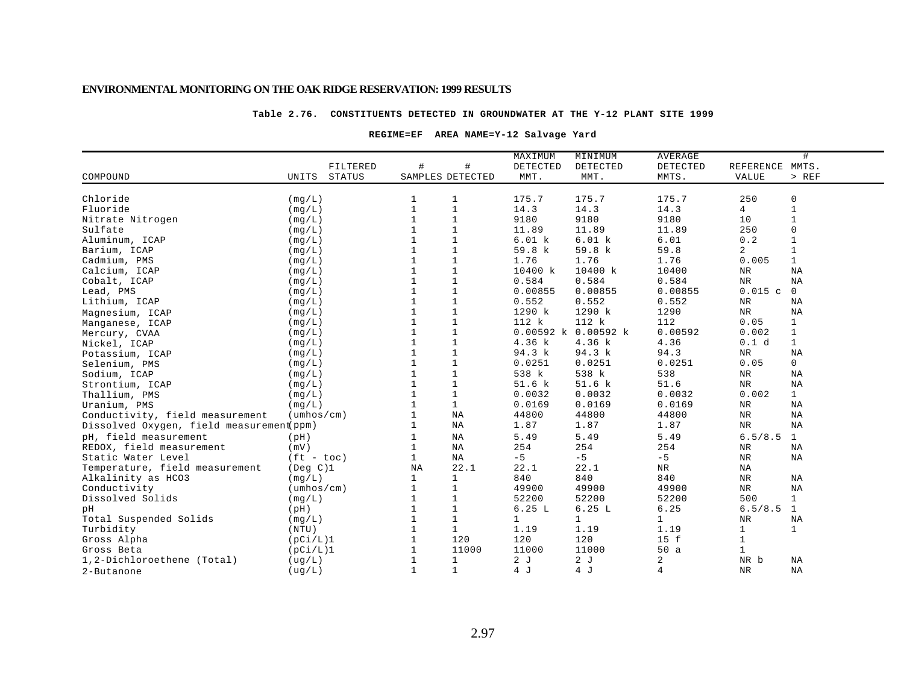**ENVIRONMENTAL MONITORING ON THE OAK RIDGE RESERVATION: 1999 RESULTS**

**Table 2.76. CONSTITUENTS DETECTED IN GROUNDWATER AT THE Y-12 PLANT SITE 1999**

**REGIME=EF AREA NAME=Y-12 Salvage Yard**

| COMPOUND | UNITS | FILTERED STATUS | # SAMPLES | # DETECTED | MAXIMUM DETECTED MMT. | MINIMUM DETECTED MMT. | AVERAGE DETECTED MMTS. | REFERENCE VALUE | # MMTS. > REF |
|---|---|---|---|---|---|---|---|---|---|
| Chloride | (mg/L) | | 1 | 1 | 175.7 | 175.7 | 175.7 | 250 | 0 |
| Fluoride | (mg/L) | | 1 | 1 | 14.3 | 14.3 | 14.3 | 4 | 1 |
| Nitrate Nitrogen | (mg/L) | | 1 | 1 | 9180 | 9180 | 9180 | 10 | 1 |
| Sulfate | (mg/L) | | 1 | 1 | 11.89 | 11.89 | 11.89 | 250 | 0 |
| Aluminum, ICAP | (mg/L) | | 1 | 1 | 6.01 k | 6.01 k | 6.01 | 0.2 | 1 |
| Barium, ICAP | (mg/L) | | 1 | 1 | 59.8 k | 59.8 k | 59.8 | 2 | 1 |
| Cadmium, PMS | (mg/L) | | 1 | 1 | 1.76 | 1.76 | 1.76 | 0.005 | 1 |
| Calcium, ICAP | (mg/L) | | 1 | 1 | 10400 k | 10400 k | 10400 | NR | NA |
| Cobalt, ICAP | (mg/L) | | 1 | 1 | 0.584 | 0.584 | 0.584 | NR | NA |
| Lead, PMS | (mg/L) | | 1 | 1 | 0.00855 | 0.00855 | 0.00855 | 0.015 c | 0 |
| Lithium, ICAP | (mg/L) | | 1 | 1 | 0.552 | 0.552 | 0.552 | NR | NA |
| Magnesium, ICAP | (mg/L) | | 1 | 1 | 1290 k | 1290 k | 1290 | NR | NA |
| Manganese, ICAP | (mg/L) | | 1 | 1 | 112 k | 112 k | 112 | 0.05 | 1 |
| Mercury, CVAA | (mg/L) | | 1 | 1 | 0.00592 k | 0.00592 k | 0.00592 | 0.002 | 1 |
| Nickel, ICAP | (mg/L) | | 1 | 1 | 4.36 k | 4.36 k | 4.36 | 0.1 d | 1 |
| Potassium, ICAP | (mg/L) | | 1 | 1 | 94.3 k | 94.3 k | 94.3 | NR | NA |
| Selenium, PMS | (mg/L) | | 1 | 1 | 0.0251 | 0.0251 | 0.0251 | 0.05 | 0 |
| Sodium, ICAP | (mg/L) | | 1 | 1 | 538 k | 538 k | 538 | NR | NA |
| Strontium, ICAP | (mg/L) | | 1 | 1 | 51.6 k | 51.6 k | 51.6 | NR | NA |
| Thallium, PMS | (mg/L) | | 1 | 1 | 0.0032 | 0.0032 | 0.0032 | 0.002 | 1 |
| Uranium, PMS | (mg/L) | | 1 | 1 | 0.0169 | 0.0169 | 0.0169 | NR | NA |
| Conductivity, field measurement | (umhos/cm) | | 1 | NA | 44800 | 44800 | 44800 | NR | NA |
| Dissolved Oxygen, field measurement | (ppm) | | 1 | NA | 1.87 | 1.87 | 1.87 | NR | NA |
| pH, field measurement | (pH) | | 1 | NA | 5.49 | 5.49 | 5.49 | 6.5/8.5 | 1 |
| REDOX, field measurement | (mV) | | 1 | NA | 254 | 254 | 254 | NR | NA |
| Static Water Level | (ft - toc) | | 1 | NA | -5 | -5 | -5 | NR | NA |
| Temperature, field measurement | (Deg C)1 | | NA | 22.1 | 22.1 | 22.1 | NR | NA | |
| Alkalinity as HCO3 | (mg/L) | | 1 | 1 | 840 | 840 | 840 | NR | NA |
| Conductivity | (umhos/cm) | | 1 | 1 | 49900 | 49900 | 49900 | NR | NA |
| Dissolved Solids | (mg/L) | | 1 | 1 | 52200 | 52200 | 52200 | 500 | 1 |
| pH | (pH) | | 1 | 1 | 6.25 L | 6.25 L | 6.25 | 6.5/8.5 | 1 |
| Total Suspended Solids | (mg/L) | | 1 | 1 | 1 | 1 | 1 | NR | NA |
| Turbidity | (NTU) | | 1 | 1 | 1.19 | 1.19 | 1.19 | 1 | 1 |
| Gross Alpha | (pCi/L)1 | | 1 | 120 | 120 | 120 | 15 f | 1 | |
| Gross Beta | (pCi/L)1 | | 1 | 11000 | 11000 | 11000 | 50 a | 1 | |
| 1,2-Dichloroethene (Total) | (ug/L) | | 1 | 1 | 2 J | 2 J | 2 | NR b | NA |
| 2-Butanone | (ug/L) | | 1 | 1 | 4 J | 4 J | 4 | NR | NA |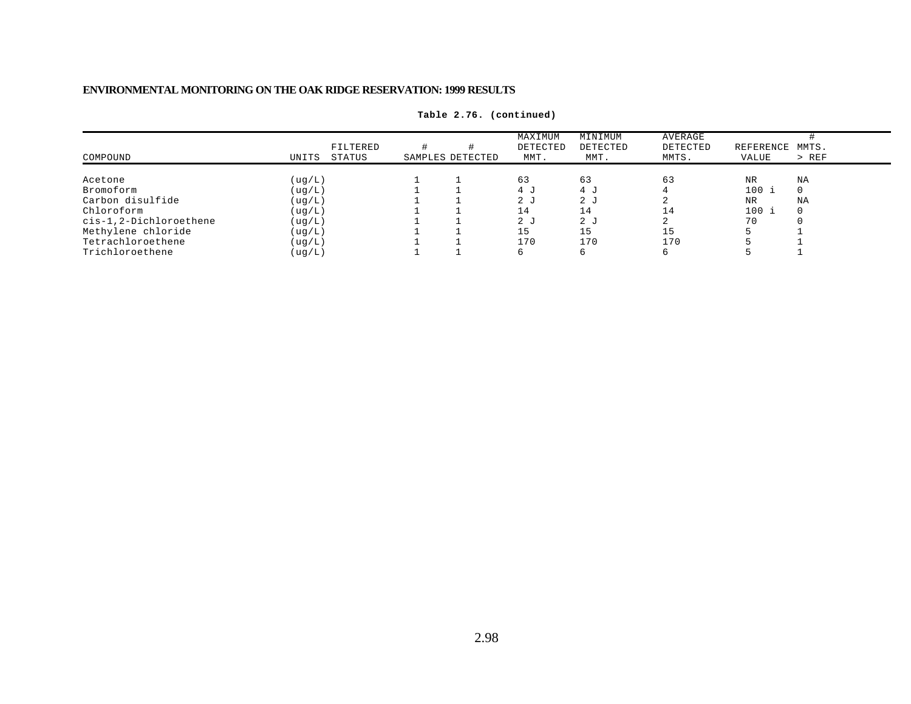**Table 2.76. (continued)**

| COMPOUND | UNITS | FILTERED STATUS | # SAMPLES | # DETECTED | MAXIMUM DETECTED MMT. | MINIMUM DETECTED MMT. | AVERAGE DETECTED MMTS. | REFERENCE VALUE | # MMTS. > REF |
|---|---|---|---|---|---|---|---|---|---|
| Acetone | (ug/L) | | 1 | 1 | 63 | 63 | 63 | NR | NA |
| Bromoform | (ug/L) | | 1 | 1 | 4 J | 4 J | 4 | 100 i | 0 |
| Carbon disulfide | (ug/L) | | 1 | 1 | 2 J | 2 J | 2 | NR | NA |
| Chloroform | (ug/L) | | 1 | 1 | 14 | 14 | 14 | 100 i | 0 |
| cis-1,2-Dichloroethene | (ug/L) | | 1 | 1 | 2 J | 2 J | 2 | 70 | 0 |
| Methylene chloride | (ug/L) | | 1 | 1 | 15 | 15 | 15 | 5 | 1 |
| Tetrachloroethene | (ug/L) | | 1 | 1 | 170 | 170 | 170 | 5 | 1 |
| Trichloroethene | (ug/L) | | 1 | 1 | 6 | 6 | 6 | 5 | 1 |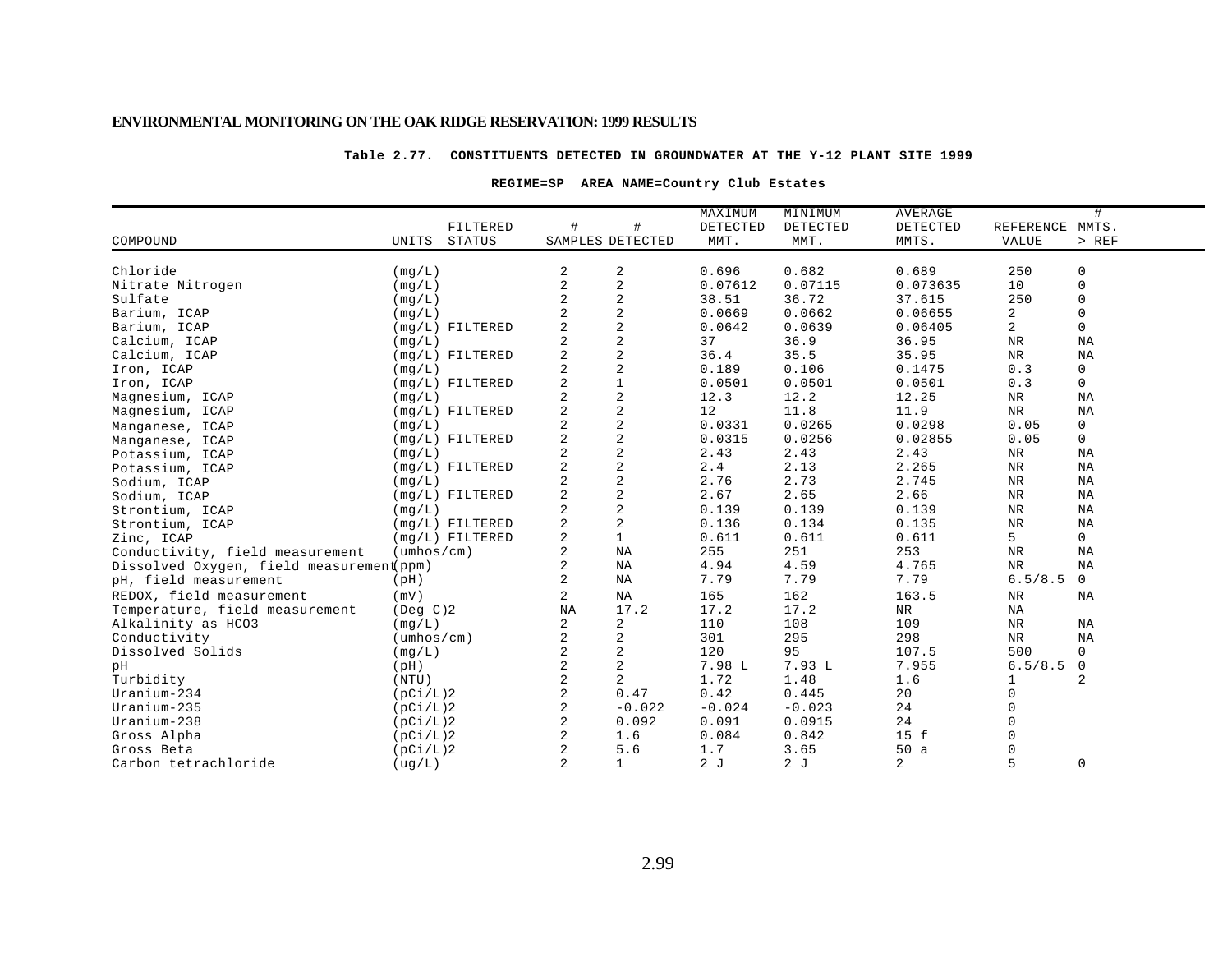**Table 2.77. CONSTITUENTS DETECTED IN GROUNDWATER AT THE Y-12 PLANT SITE 1999**

**REGIME=SP AREA NAME=Country Club Estates**

| COMPOUND | UNITS | FILTERED STATUS | # SAMPLES | # DETECTED | MAXIMUM DETECTED MMT. | MINIMUM DETECTED MMT. | AVERAGE DETECTED MMTS. | REFERENCE VALUE | # MMTS. > REF |
|---|---|---|---|---|---|---|---|---|---|
| Chloride | (mg/L) | | 2 | 2 | 0.696 | 0.682 | 0.689 | 250 | 0 |
| Nitrate Nitrogen | (mg/L) | | 2 | 2 | 0.07612 | 0.07115 | 0.073635 | 10 | 0 |
| Sulfate | (mg/L) | | 2 | 2 | 38.51 | 36.72 | 37.615 | 250 | 0 |
| Barium, ICAP | (mg/L) | | 2 | 2 | 0.0669 | 0.0662 | 0.06655 | 2 | 0 |
| Barium, ICAP | (mg/L) | FILTERED | 2 | 2 | 0.0642 | 0.0639 | 0.06405 | 2 | 0 |
| Calcium, ICAP | (mg/L) | | 2 | 2 | 37 | 36.9 | 36.95 | NR | NA |
| Calcium, ICAP | (mg/L) | FILTERED | 2 | 2 | 36.4 | 35.5 | 35.95 | NR | NA |
| Iron, ICAP | (mg/L) | | 2 | 2 | 0.189 | 0.106 | 0.1475 | 0.3 | 0 |
| Iron, ICAP | (mg/L) | FILTERED | 2 | 1 | 0.0501 | 0.0501 | 0.0501 | 0.3 | 0 |
| Magnesium, ICAP | (mg/L) | | 2 | 2 | 12.3 | 12.2 | 12.25 | NR | NA |
| Magnesium, ICAP | (mg/L) | FILTERED | 2 | 2 | 12 | 11.8 | 11.9 | NR | NA |
| Manganese, ICAP | (mg/L) | | 2 | 2 | 0.0331 | 0.0265 | 0.0298 | 0.05 | 0 |
| Manganese, ICAP | (mg/L) | FILTERED | 2 | 2 | 0.0315 | 0.0256 | 0.02855 | 0.05 | 0 |
| Potassium, ICAP | (mg/L) | | 2 | 2 | 2.43 | 2.43 | 2.43 | NR | NA |
| Potassium, ICAP | (mg/L) | FILTERED | 2 | 2 | 2.4 | 2.13 | 2.265 | NR | NA |
| Sodium, ICAP | (mg/L) | | 2 | 2 | 2.76 | 2.73 | 2.745 | NR | NA |
| Sodium, ICAP | (mg/L) | FILTERED | 2 | 2 | 2.67 | 2.65 | 2.66 | NR | NA |
| Strontium, ICAP | (mg/L) | | 2 | 2 | 0.139 | 0.139 | 0.139 | NR | NA |
| Strontium, ICAP | (mg/L) | FILTERED | 2 | 2 | 0.136 | 0.134 | 0.135 | NR | NA |
| Zinc, ICAP | (mg/L) | FILTERED | 2 | 1 | 0.611 | 0.611 | 0.611 | 5 | 0 |
| Conductivity, field measurement | (umhos/cm) | | 2 | NA | 255 | 251 | 253 | NR | NA |
| Dissolved Oxygen, field measurement | (ppm) | | 2 | NA | 4.94 | 4.59 | 4.765 | NR | NA |
| pH, field measurement | (pH) | | 2 | NA | 7.79 | 7.79 | 7.79 | 6.5/8.5 | 0 |
| REDOX, field measurement | (mV) | | 2 | NA | 165 | 162 | 163.5 | NR | NA |
| Temperature, field measurement | (Deg C)2 | | NA | 17.2 | 17.2 | 17.2 | NR | NA | |
| Alkalinity as HCO3 | (mg/L) | | 2 | 2 | 110 | 108 | 109 | NR | NA |
| Conductivity | (umhos/cm) | | 2 | 2 | 301 | 295 | 298 | NR | NA |
| Dissolved Solids | (mg/L) | | 2 | 2 | 120 | 95 | 107.5 | 500 | 0 |
| pH | (pH) | | 2 | 2 | 7.98 L | 7.93 L | 7.955 | 6.5/8.5 | 0 |
| Turbidity | (NTU) | | 2 | 2 | 1.72 | 1.48 | 1.6 | 1 | 2 |
| Uranium-234 | (pCi/L)2 | | 2 | 0.47 | 0.42 | 0.445 | 20 | 0 | |
| Uranium-235 | (pCi/L)2 | | 2 | -0.022 | -0.024 | -0.023 | 24 | 0 | |
| Uranium-238 | (pCi/L)2 | | 2 | 0.092 | 0.091 | 0.0915 | 24 | 0 | |
| Gross Alpha | (pCi/L)2 | | 2 | 1.6 | 0.084 | 0.842 | 15 f | 0 | |
| Gross Beta | (pCi/L)2 | | 2 | 5.6 | 1.7 | 3.65 | 50 a | 0 | |
| Carbon tetrachloride | (ug/L) | | 2 | 1 | 2 J | 2 J | 2 | 5 | 0 |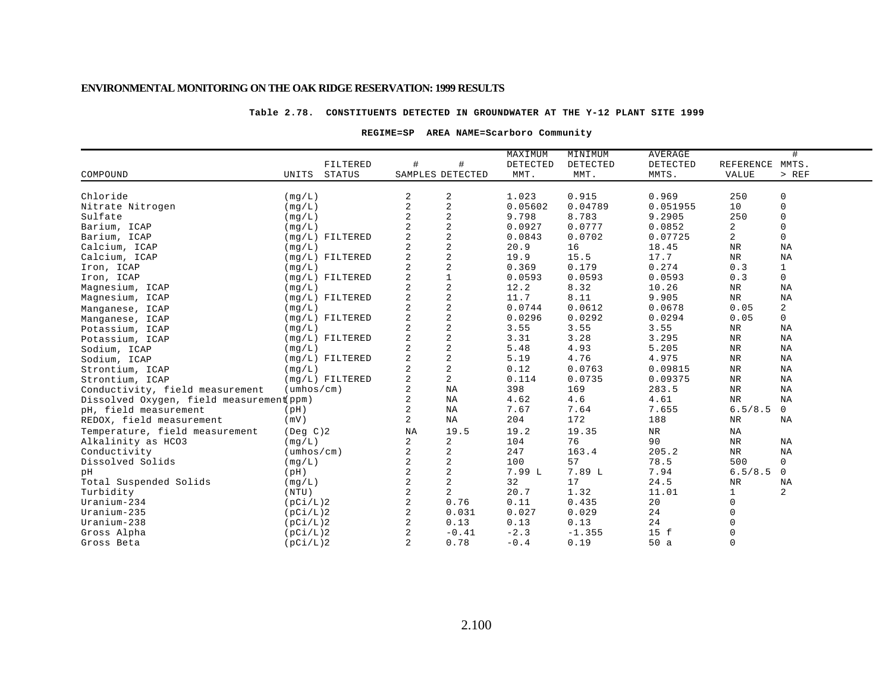**Table 2.78. CONSTITUENTS DETECTED IN GROUNDWATER AT THE Y-12 PLANT SITE 1999**

**REGIME=SP AREA NAME=Scarboro Community**

| COMPOUND | UNITS | FILTERED STATUS | # SAMPLES | # DETECTED | MAXIMUM DETECTED MMT. | MINIMUM DETECTED MMT. | AVERAGE DETECTED MMTS. | REFERENCE VALUE | # MMTS. > REF |
|---|---|---|---|---|---|---|---|---|---|
| Chloride | (mg/L) | | 2 | 2 | 1.023 | 0.915 | 0.969 | 250 | 0 |
| Nitrate Nitrogen | (mg/L) | | 2 | 2 | 0.05602 | 0.04789 | 0.051955 | 10 | 0 |
| Sulfate | (mg/L) | | 2 | 2 | 9.798 | 8.783 | 9.2905 | 250 | 0 |
| Barium, ICAP | (mg/L) | | 2 | 2 | 0.0927 | 0.0777 | 0.0852 | 2 | 0 |
| Barium, ICAP | (mg/L) | FILTERED | 2 | 2 | 0.0843 | 0.0702 | 0.07725 | 2 | 0 |
| Calcium, ICAP | (mg/L) | | 2 | 2 | 20.9 | 16 | 18.45 | NR | NA |
| Calcium, ICAP | (mg/L) | FILTERED | 2 | 2 | 19.9 | 15.5 | 17.7 | NR | NA |
| Iron, ICAP | (mg/L) | | 2 | 2 | 0.369 | 0.179 | 0.274 | 0.3 | 1 |
| Iron, ICAP | (mg/L) | FILTERED | 2 | 1 | 0.0593 | 0.0593 | 0.0593 | 0.3 | 0 |
| Magnesium, ICAP | (mg/L) | | 2 | 2 | 12.2 | 8.32 | 10.26 | NR | NA |
| Magnesium, ICAP | (mg/L) | FILTERED | 2 | 2 | 11.7 | 8.11 | 9.905 | NR | NA |
| Manganese, ICAP | (mg/L) | | 2 | 2 | 0.0744 | 0.0612 | 0.0678 | 0.05 | 2 |
| Manganese, ICAP | (mg/L) | FILTERED | 2 | 2 | 0.0296 | 0.0292 | 0.0294 | 0.05 | 0 |
| Potassium, ICAP | (mg/L) | | 2 | 2 | 3.55 | 3.55 | 3.55 | NR | NA |
| Potassium, ICAP | (mg/L) | FILTERED | 2 | 2 | 3.31 | 3.28 | 3.295 | NR | NA |
| Sodium, ICAP | (mg/L) | | 2 | 2 | 5.48 | 4.93 | 5.205 | NR | NA |
| Sodium, ICAP | (mg/L) | FILTERED | 2 | 2 | 5.19 | 4.76 | 4.975 | NR | NA |
| Strontium, ICAP | (mg/L) | | 2 | 2 | 0.12 | 0.0763 | 0.09815 | NR | NA |
| Strontium, ICAP | (mg/L) | FILTERED | 2 | 2 | 0.114 | 0.0735 | 0.09375 | NR | NA |
| Conductivity, field measurement | (umhos/cm) | | 2 | NA | 398 | 169 | 283.5 | NR | NA |
| Dissolved Oxygen, field measurement | (ppm) | | 2 | NA | 4.62 | 4.6 | 4.61 | NR | NA |
| pH, field measurement | (pH) | | 2 | NA | 7.67 | 7.64 | 7.655 | 6.5/8.5 | 0 |
| REDOX, field measurement | (mV) | | 2 | NA | 204 | 172 | 188 | NR | NA |
| Temperature, field measurement | (Deg C)2 | | NA | 19.5 | 19.2 | 19.35 | NR | NA | |
| Alkalinity as HCO3 | (mg/L) | | 2 | 2 | 104 | 76 | 90 | NR | NA |
| Conductivity | (umhos/cm) | | 2 | 2 | 247 | 163.4 | 205.2 | NR | NA |
| Dissolved Solids | (mg/L) | | 2 | 2 | 100 | 57 | 78.5 | 500 | 0 |
| pH | (pH) | | 2 | 2 | 7.99 L | 7.89 L | 7.94 | 6.5/8.5 | 0 |
| Total Suspended Solids | (mg/L) | | 2 | 2 | 32 | 17 | 24.5 | NR | NA |
| Turbidity | (NTU) | | 2 | 2 | 20.7 | 1.32 | 11.01 | 1 | 2 |
| Uranium-234 | (pCi/L)2 | | 2 | 0.76 | 0.11 | 0.435 | 20 | 0 | |
| Uranium-235 | (pCi/L)2 | | 2 | 0.031 | 0.027 | 0.029 | 24 | 0 | |
| Uranium-238 | (pCi/L)2 | | 2 | 0.13 | 0.13 | 0.13 | 24 | 0 | |
| Gross Alpha | (pCi/L)2 | | 2 | -0.41 | -2.3 | -1.355 | 15 f | 0 | |
| Gross Beta | (pCi/L)2 | | 2 | 0.78 | -0.4 | 0.19 | 50 a | 0 | |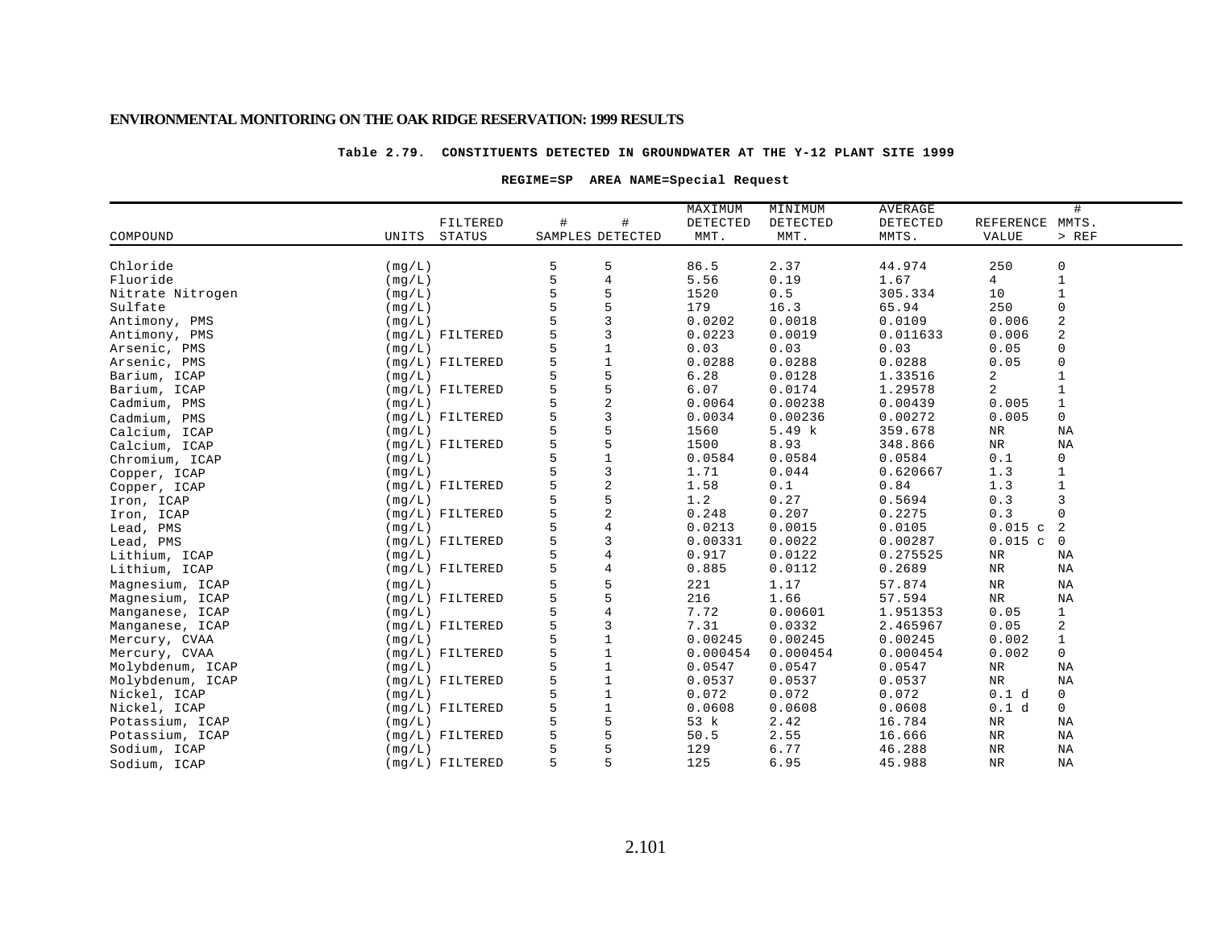**Table 2.79. CONSTITUENTS DETECTED IN GROUNDWATER AT THE Y-12 PLANT SITE 1999**

**REGIME=SP AREA NAME=Special Request**

| COMPOUND | UNITS | FILTERED STATUS | # SAMPLES | # DETECTED | MAXIMUM DETECTED MMT. | MINIMUM DETECTED MMT. | AVERAGE DETECTED MMTS. | REFERENCE VALUE | # MMTS. > REF |
|---|---|---|---|---|---|---|---|---|---|
| Chloride | (mg/L) | | 5 | 5 | 86.5 | 2.37 | 44.974 | 250 | 0 |
| Fluoride | (mg/L) | | 5 | 4 | 5.56 | 0.19 | 1.67 | 4 | 1 |
| Nitrate Nitrogen | (mg/L) | | 5 | 5 | 1520 | 0.5 | 305.334 | 10 | 1 |
| Sulfate | (mg/L) | | 5 | 5 | 179 | 16.3 | 65.94 | 250 | 0 |
| Antimony, PMS | (mg/L) | | 5 | 3 | 0.0202 | 0.0018 | 0.0109 | 0.006 | 2 |
| Antimony, PMS | (mg/L) | FILTERED | 5 | 3 | 0.0223 | 0.0019 | 0.011633 | 0.006 | 2 |
| Arsenic, PMS | (mg/L) | | 5 | 1 | 0.03 | 0.03 | 0.03 | 0.05 | 0 |
| Arsenic, PMS | (mg/L) | FILTERED | 5 | 1 | 0.0288 | 0.0288 | 0.0288 | 0.05 | 0 |
| Barium, ICAP | (mg/L) | | 5 | 5 | 6.28 | 0.0128 | 1.33516 | 2 | 1 |
| Barium, ICAP | (mg/L) | FILTERED | 5 | 5 | 6.07 | 0.0174 | 1.29578 | 2 | 1 |
| Cadmium, PMS | (mg/L) | | 5 | 2 | 0.0064 | 0.00238 | 0.00439 | 0.005 | 1 |
| Cadmium, PMS | (mg/L) | FILTERED | 5 | 3 | 0.0034 | 0.00236 | 0.00272 | 0.005 | 0 |
| Calcium, ICAP | (mg/L) | | 5 | 5 | 1560 | 5.49 k | 359.678 | NR | NA |
| Calcium, ICAP | (mg/L) | FILTERED | 5 | 5 | 1500 | 8.93 | 348.866 | NR | NA |
| Chromium, ICAP | (mg/L) | | 5 | 1 | 0.0584 | 0.0584 | 0.0584 | 0.1 | 0 |
| Copper, ICAP | (mg/L) | | 5 | 3 | 1.71 | 0.044 | 0.620667 | 1.3 | 1 |
| Copper, ICAP | (mg/L) | FILTERED | 5 | 2 | 1.58 | 0.1 | 0.84 | 1.3 | 1 |
| Iron, ICAP | (mg/L) | | 5 | 5 | 1.2 | 0.27 | 0.5694 | 0.3 | 3 |
| Iron, ICAP | (mg/L) | FILTERED | 5 | 2 | 0.248 | 0.207 | 0.2275 | 0.3 | 0 |
| Lead, PMS | (mg/L) | | 5 | 4 | 0.0213 | 0.0015 | 0.0105 | 0.015 c | 2 |
| Lead, PMS | (mg/L) | FILTERED | 5 | 3 | 0.00331 | 0.0022 | 0.00287 | 0.015 c | 0 |
| Lithium, ICAP | (mg/L) | | 5 | 4 | 0.917 | 0.0122 | 0.275525 | NR | NA |
| Lithium, ICAP | (mg/L) | FILTERED | 5 | 4 | 0.885 | 0.0112 | 0.2689 | NR | NA |
| Magnesium, ICAP | (mg/L) | | 5 | 5 | 221 | 1.17 | 57.874 | NR | NA |
| Magnesium, ICAP | (mg/L) | FILTERED | 5 | 5 | 216 | 1.66 | 57.594 | NR | NA |
| Manganese, ICAP | (mg/L) | | 5 | 4 | 7.72 | 0.00601 | 1.951353 | 0.05 | 1 |
| Manganese, ICAP | (mg/L) | FILTERED | 5 | 3 | 7.31 | 0.0332 | 2.465967 | 0.05 | 2 |
| Mercury, CVAA | (mg/L) | | 5 | 1 | 0.00245 | 0.00245 | 0.00245 | 0.002 | 1 |
| Mercury, CVAA | (mg/L) | FILTERED | 5 | 1 | 0.000454 | 0.000454 | 0.000454 | 0.002 | 0 |
| Molybdenum, ICAP | (mg/L) | | 5 | 1 | 0.0547 | 0.0547 | 0.0547 | NR | NA |
| Molybdenum, ICAP | (mg/L) | FILTERED | 5 | 1 | 0.0537 | 0.0537 | 0.0537 | NR | NA |
| Nickel, ICAP | (mg/L) | | 5 | 1 | 0.072 | 0.072 | 0.072 | 0.1 d | 0 |
| Nickel, ICAP | (mg/L) | FILTERED | 5 | 1 | 0.0608 | 0.0608 | 0.0608 | 0.1 d | 0 |
| Potassium, ICAP | (mg/L) | | 5 | 5 | 53 k | 2.42 | 16.784 | NR | NA |
| Potassium, ICAP | (mg/L) | FILTERED | 5 | 5 | 50.5 | 2.55 | 16.666 | NR | NA |
| Sodium, ICAP | (mg/L) | | 5 | 5 | 129 | 6.77 | 46.288 | NR | NA |
| Sodium, ICAP | (mg/L) | FILTERED | 5 | 5 | 125 | 6.95 | 45.988 | NR | NA |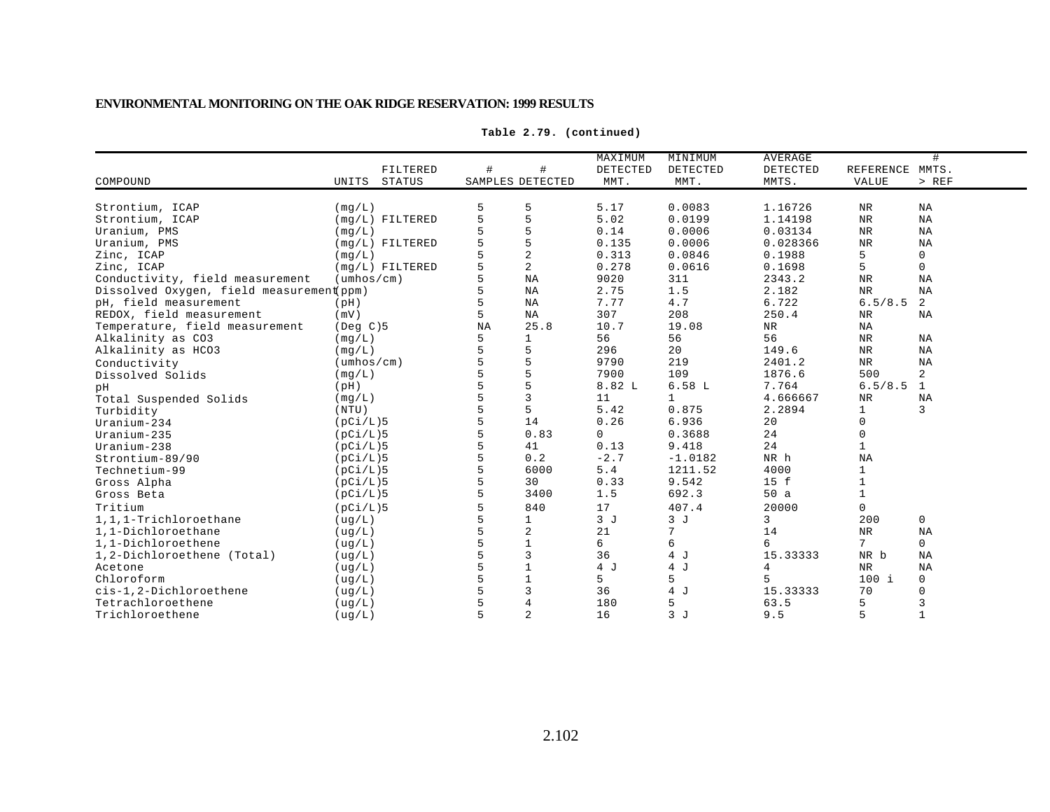**Table 2.79. (continued)**

| COMPOUND | UNITS | FILTERED STATUS | # SAMPLES | # DETECTED | MAXIMUM DETECTED MMT. | MINIMUM DETECTED MMT. | AVERAGE DETECTED MMTS. | REFERENCE VALUE | # MMTS. > REF |
|---|---|---|---|---|---|---|---|---|---|
| Strontium, ICAP | (mg/L) | | 5 | 5 | 5.17 | 0.0083 | 1.16726 | NR | NA |
| Strontium, ICAP | (mg/L) | FILTERED | 5 | 5 | 5.02 | 0.0199 | 1.14198 | NR | NA |
| Uranium, PMS | (mg/L) | | 5 | 5 | 0.14 | 0.0006 | 0.03134 | NR | NA |
| Uranium, PMS | (mg/L) | FILTERED | 5 | 5 | 0.135 | 0.0006 | 0.028366 | NR | NA |
| Zinc, ICAP | (mg/L) | | 5 | 2 | 0.313 | 0.0846 | 0.1988 | 5 | 0 |
| Zinc, ICAP | (mg/L) | FILTERED | 5 | 2 | 0.278 | 0.0616 | 0.1698 | 5 | 0 |
| Conductivity, field measurement | (umhos/cm) | | 5 | NA | 9020 | 311 | 2343.2 | NR | NA |
| Dissolved Oxygen, field measurement | (ppm) | | 5 | NA | 2.75 | 1.5 | 2.182 | NR | NA |
| pH, field measurement | (pH) | | 5 | NA | 7.77 | 4.7 | 6.722 | 6.5/8.5 | 2 |
| REDOX, field measurement | (mV) | | 5 | NA | 307 | 208 | 250.4 | NR | NA |
| Temperature, field measurement | (Deg C)5 | | NA | 25.8 | 10.7 | 19.08 | NR | NA | |
| Alkalinity as CO3 | (mg/L) | | 5 | 1 | 56 | 56 | 56 | NR | NA |
| Alkalinity as HCO3 | (mg/L) | | 5 | 5 | 296 | 20 | 149.6 | NR | NA |
| Conductivity | (umhos/cm) | | 5 | 5 | 9790 | 219 | 2401.2 | NR | NA |
| Dissolved Solids | (mg/L) | | 5 | 5 | 7900 | 109 | 1876.6 | 500 | 2 |
| pH | (pH) | | 5 | 5 | 8.82 L | 6.58 L | 7.764 | 6.5/8.5 | 1 |
| Total Suspended Solids | (mg/L) | | 5 | 3 | 11 | 1 | 4.666667 | NR | NA |
| Turbidity | (NTU) | | 5 | 5 | 5.42 | 0.875 | 2.2894 | 1 | 3 |
| Uranium-234 | (pCi/L)5 | | 5 | 14 | 0.26 | 6.936 | 20 | 0 | |
| Uranium-235 | (pCi/L)5 | | 5 | 0.83 | 0 | 0.3688 | 24 | 0 | |
| Uranium-238 | (pCi/L)5 | | 5 | 41 | 0.13 | 9.418 | 24 | 1 | |
| Strontium-89/90 | (pCi/L)5 | | 5 | 0.2 | -2.7 | -1.0182 | NR h | NA | |
| Technetium-99 | (pCi/L)5 | | 5 | 6000 | 5.4 | 1211.52 | 4000 | 1 | |
| Gross Alpha | (pCi/L)5 | | 5 | 30 | 0.33 | 9.542 | 15 f | 1 | |
| Gross Beta | (pCi/L)5 | | 5 | 3400 | 1.5 | 692.3 | 50 a | 1 | |
| Tritium | (pCi/L)5 | | 5 | 840 | 17 | 407.4 | 20000 | 0 | |
| 1,1,1-Trichloroethane | (ug/L) | | 5 | 1 | 3 J | 3 J | 3 | 200 | 0 |
| 1,1-Dichloroethane | (ug/L) | | 5 | 2 | 21 | 7 | 14 | NR | NA |
| 1,1-Dichloroethene | (ug/L) | | 5 | 1 | 6 | 6 | 6 | 7 | 0 |
| 1,2-Dichloroethene (Total) | (ug/L) | | 5 | 3 | 36 | 4 J | 15.33333 | NR b | NA |
| Acetone | (ug/L) | | 5 | 1 | 4 J | 4 J | 4 | NR | NA |
| Chloroform | (ug/L) | | 5 | 1 | 5 | 5 | 5 | 100 i | 0 |
| cis-1,2-Dichloroethene | (ug/L) | | 5 | 3 | 36 | 4 J | 15.33333 | 70 | 0 |
| Tetrachloroethene | (ug/L) | | 5 | 4 | 180 | 5 | 63.5 | 5 | 3 |
| Trichloroethene | (ug/L) | | 5 | 2 | 16 | 3 J | 9.5 | 5 | 1 |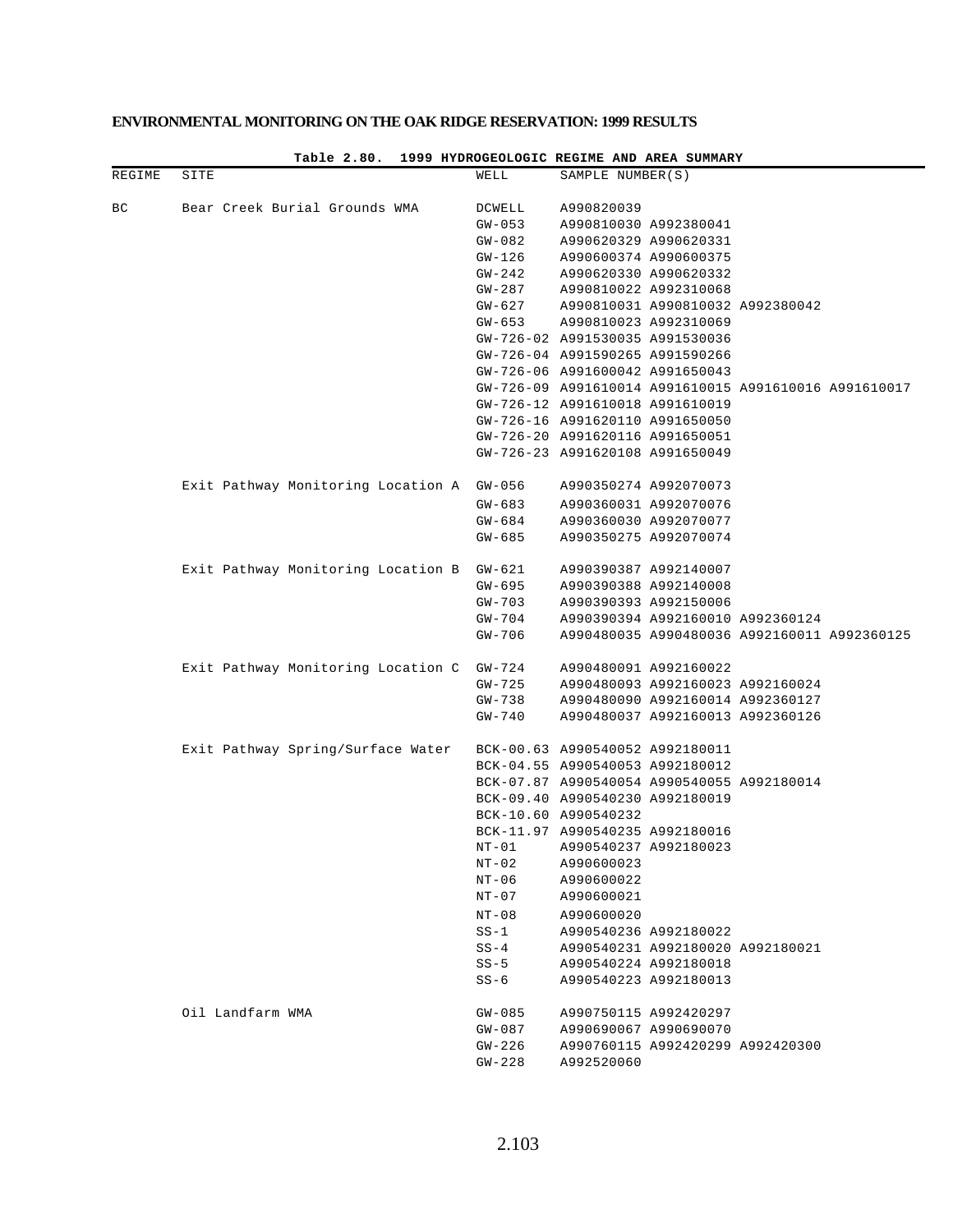**Table 2.80. 1999 HYDROGEOLOGIC REGIME AND AREA SUMMARY**

| REGIME | SITE | WELL | SAMPLE NUMBER(S) |
|---|---|---|---|
| BC | Bear Creek Burial Grounds WMA | DCWELL | A990820039 |
| | | GW-053 | A990810030 A992380041 |
| | | GW-082 | A990620329 A990620331 |
| | | GW-126 | A990600374 A990600375 |
| | | GW-242 | A990620330 A990620332 |
| | | GW-287 | A990810022 A992310068 |
| | | GW-627 | A990810031 A990810032 A992380042 |
| | | GW-653 | A990810023 A992310069 |
| | | GW-726-02 | A991530035 A991530036 |
| | | GW-726-04 | A991590265 A991590266 |
| | | GW-726-06 | A991600042 A991650043 |
| | | GW-726-09 | A991610014 A991610015 A991610016 A991610017 |
| | | GW-726-12 | A991610018 A991610019 |
| | | GW-726-16 | A991620110 A991650050 |
| | | GW-726-20 | A991620116 A991650051 |
| | | GW-726-23 | A991620108 A991650049 |
| | Exit Pathway Monitoring Location A | GW-056 | A990350274 A992070073 |
| | | GW-683 | A990360031 A992070076 |
| | | GW-684 | A990360030 A992070077 |
| | | GW-685 | A990350275 A992070074 |
| | Exit Pathway Monitoring Location B | GW-621 | A990390387 A992140007 |
| | | GW-695 | A990390388 A992140008 |
| | | GW-703 | A990390393 A992150006 |
| | | GW-704 | A990390394 A992160010 A992360124 |
| | | GW-706 | A990480035 A990480036 A992160011 A992360125 |
| | Exit Pathway Monitoring Location C | GW-724 | A990480091 A992160022 |
| | | GW-725 | A990480093 A992160023 A992160024 |
| | | GW-738 | A990480090 A992160014 A992360127 |
| | | GW-740 | A990480037 A992160013 A992360126 |
| | Exit Pathway Spring/Surface Water | BCK-00.63 | A990540052 A992180011 |
| | | BCK-04.55 | A990540053 A992180012 |
| | | BCK-07.87 | A990540054 A990540055 A992180014 |
| | | BCK-09.40 | A990540230 A992180019 |
| | | BCK-10.60 | A990540232 |
| | | BCK-11.97 | A990540235 A992180016 |
| | | NT-01 | A990540237 A992180023 |
| | | NT-02 | A990600023 |
| | | NT-06 | A990600022 |
| | | NT-07 | A990600021 |
| | | NT-08 | A990600020 |
| | | SS-1 | A990540236 A992180022 |
| | | SS-4 | A990540231 A992180020 A992180021 |
| | | SS-5 | A990540224 A992180018 |
| | | SS-6 | A990540223 A992180013 |
| | Oil Landfarm WMA | GW-085 | A990750115 A992420297 |
| | | GW-087 | A990690067 A990690070 |
| | | GW-226 | A990760115 A992420299 A992420300 |
| | | GW-228 | A992520060 |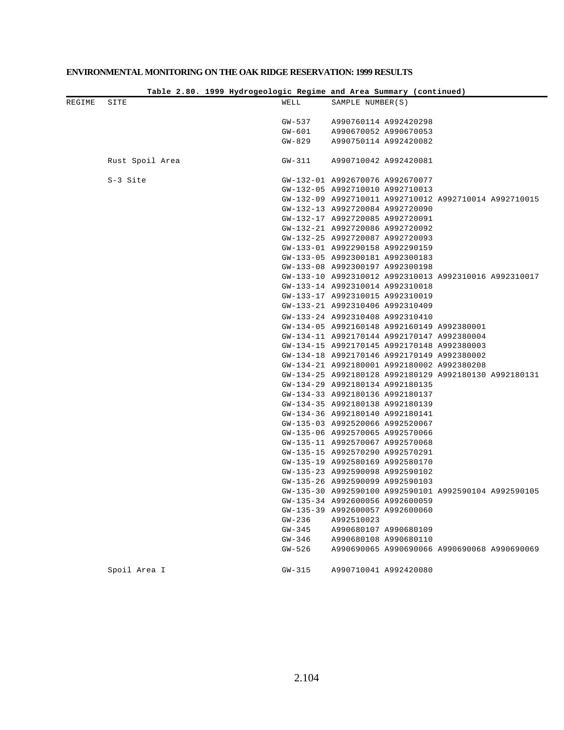**Table 2.80. 1999 Hydrogeologic Regime and Area Summary (continued)**

| REGIME | SITE | WELL | SAMPLE NUMBER(S) |
|---|---|---|---|
| | | GW-537 | A990760114 A992420298 |
| | | GW-601 | A990670052 A990670053 |
| | | GW-829 | A990750114 A992420082 |
| | Rust Spoil Area | GW-311 | A990710042 A992420081 |
| | S-3 Site | GW-132-01 | A992670076 A992670077 |
| | | GW-132-05 | A992710010 A992710013 |
| | | GW-132-09 | A992710011 A992710012 A992710014 A992710015 |
| | | GW-132-13 | A992720084 A992720090 |
| | | GW-132-17 | A992720085 A992720091 |
| | | GW-132-21 | A992720086 A992720092 |
| | | GW-132-25 | A992720087 A992720093 |
| | | GW-133-01 | A992290158 A992290159 |
| | | GW-133-05 | A992300181 A992300183 |
| | | GW-133-08 | A992300197 A992300198 |
| | | GW-133-10 | A992310012 A992310013 A992310016 A992310017 |
| | | GW-133-14 | A992310014 A992310018 |
| | | GW-133-17 | A992310015 A992310019 |
| | | GW-133-21 | A992310406 A992310409 |
| | | GW-133-24 | A992310408 A992310410 |
| | | GW-134-05 | A992160148 A992160149 A992380001 |
| | | GW-134-11 | A992170144 A992170147 A992380004 |
| | | GW-134-15 | A992170145 A992170148 A992380003 |
| | | GW-134-18 | A992170146 A992170149 A992380002 |
| | | GW-134-21 | A992180001 A992180002 A992380208 |
| | | GW-134-25 | A992180128 A992180129 A992180130 A992180131 |
| | | GW-134-29 | A992180134 A992180135 |
| | | GW-134-33 | A992180136 A992180137 |
| | | GW-134-35 | A992180138 A992180139 |
| | | GW-134-36 | A992180140 A992180141 |
| | | GW-135-03 | A992520066 A992520067 |
| | | GW-135-06 | A992570065 A992570066 |
| | | GW-135-11 | A992570067 A992570068 |
| | | GW-135-15 | A992570290 A992570291 |
| | | GW-135-19 | A992580169 A992580170 |
| | | GW-135-23 | A992590098 A992590102 |
| | | GW-135-26 | A992590099 A992590103 |
| | | GW-135-30 | A992590100 A992590101 A992590104 A992590105 |
| | | GW-135-34 | A992600056 A992600059 |
| | | GW-135-39 | A992600057 A992600060 |
| | | GW-236 | A992510023 |
| | | GW-345 | A990680107 A990680109 |
| | | GW-346 | A990680108 A990680110 |
| | | GW-526 | A990690065 A990690066 A990690068 A990690069 |
| | Spoil Area I | GW-315 | A990710041 A992420080 |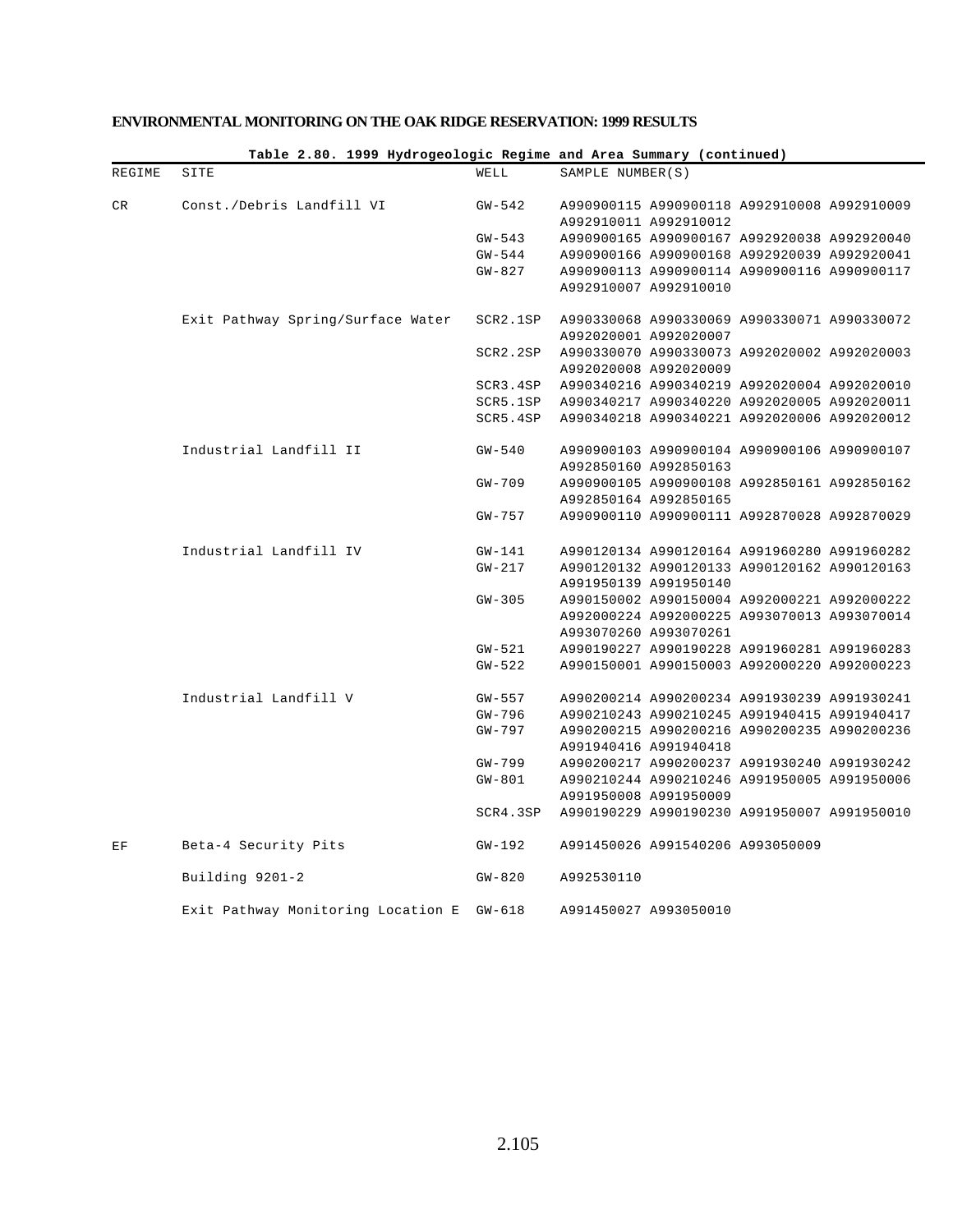**Table 2.80. 1999 Hydrogeologic Regime and Area Summary (continued)**

| REGIME | SITE | WELL | SAMPLE NUMBER(S) |
|---|---|---|---|
| CR | Const./Debris Landfill VI | GW-542 | A990900115 A990900118 A992910008 A992910009 A992910011 A992910012 |
| | | GW-543 | A990900165 A990900167 A992920038 A992920040 |
| | | GW-544 | A990900166 A990900168 A992920039 A992920041 |
| | | GW-827 | A990900113 A990900114 A990900116 A990900117 A992910007 A992910010 |
| | Exit Pathway Spring/Surface Water | SCR2.1SP | A990330068 A990330069 A990330071 A990330072 A992020001 A992020007 |
| | | SCR2.2SP | A990330070 A990330073 A992020002 A992020003 A992020008 A992020009 |
| | | SCR3.4SP | A990340216 A990340219 A992020004 A992020010 |
| | | SCR5.1SP | A990340217 A990340220 A992020005 A992020011 |
| | | SCR5.4SP | A990340218 A990340221 A992020006 A992020012 |
| | Industrial Landfill II | GW-540 | A990900103 A990900104 A990900106 A990900107 A992850160 A992850163 |
| | | GW-709 | A990900105 A990900108 A992850161 A992850162 A992850164 A992850165 |
| | | GW-757 | A990900110 A990900111 A992870028 A992870029 |
| | Industrial Landfill IV | GW-141 | A990120134 A990120164 A991960280 A991960282 |
| | | GW-217 | A990120132 A990120133 A990120162 A990120163 A991950139 A991950140 |
| | | GW-305 | A990150002 A990150004 A992000221 A992000222 A992000224 A992000225 A993070013 A993070014 A993070260 A993070261 |
| | | GW-521 | A990190227 A990190228 A991960281 A991960283 |
| | | GW-522 | A990150001 A990150003 A992000220 A992000223 |
| | Industrial Landfill V | GW-557 | A990200214 A990200234 A991930239 A991930241 |
| | | GW-796 | A990210243 A990210245 A991940415 A991940417 |
| | | GW-797 | A990200215 A990200216 A990200235 A990200236 A991940416 A991940418 |
| | | GW-799 | A990200217 A990200237 A991930240 A991930242 |
| | | GW-801 | A990210244 A990210246 A991950005 A991950006 A991950008 A991950009 |
| | | SCR4.3SP | A990190229 A990190230 A991950007 A991950010 |
| EF | Beta-4 Security Pits | GW-192 | A991450026 A991540206 A993050009 |
| | Building 9201-2 | GW-820 | A992530110 |
| | Exit Pathway Monitoring Location E | GW-618 | A991450027 A993050010 |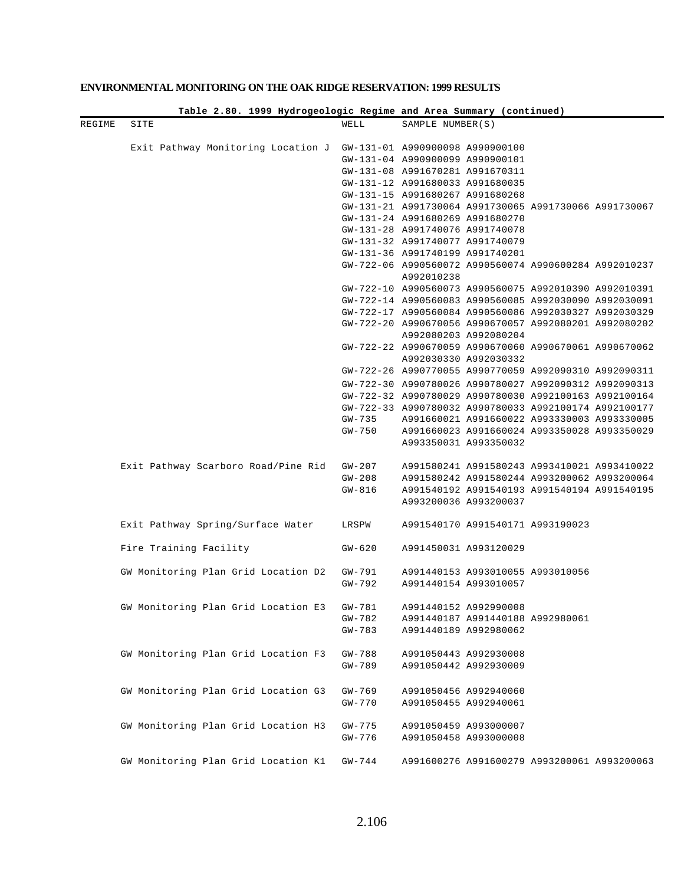**Table 2.80. 1999 Hydrogeologic Regime and Area Summary (continued)**

| REGIME | SITE | WELL | SAMPLE NUMBER(S) |
|---|---|---|---|
| | Exit Pathway Monitoring Location J | GW-131-01 | A990900098 A990900100 |
| | | GW-131-04 | A990900099 A990900101 |
| | | GW-131-08 | A991670281 A991670311 |
| | | GW-131-12 | A991680033 A991680035 |
| | | GW-131-15 | A991680267 A991680268 |
| | | GW-131-21 | A991730064 A991730065 A991730066 A991730067 |
| | | GW-131-24 | A991680269 A991680270 |
| | | GW-131-28 | A991740076 A991740078 |
| | | GW-131-32 | A991740077 A991740079 |
| | | GW-131-36 | A991740199 A991740201 |
| | | GW-722-06 | A990560072 A990560074 A990600284 A992010237 A992010238 |
| | | GW-722-10 | A990560073 A990560075 A992010390 A992010391 |
| | | GW-722-14 | A990560083 A990560085 A992030090 A992030091 |
| | | GW-722-17 | A990560084 A990560086 A992030327 A992030329 |
| | | GW-722-20 | A990670056 A990670057 A992080201 A992080202 A992080203 A992080204 |
| | | GW-722-22 | A990670059 A990670060 A990670061 A990670062 A992030330 A992030332 |
| | | GW-722-26 | A990770055 A990770059 A992090310 A992090311 |
| | | GW-722-30 | A990780026 A990780027 A992090312 A992090313 |
| | | GW-722-32 | A990780029 A990780030 A992100163 A992100164 |
| | | GW-722-33 | A990780032 A990780033 A992100174 A992100177 |
| | | GW-735 | A991660021 A991660022 A993330003 A993330005 |
| | | GW-750 | A991660023 A991660024 A993350028 A993350029 A993350031 A993350032 |
| | Exit Pathway Scarboro Road/Pine Rid | GW-207 | A991580241 A991580243 A993410021 A993410022 |
| | | GW-208 | A991580242 A991580244 A993200062 A993200064 |
| | | GW-816 | A991540192 A991540193 A991540194 A991540195 A993200036 A993200037 |
| | Exit Pathway Spring/Surface Water | LRSPW | A991540170 A991540171 A993190023 |
| | Fire Training Facility | GW-620 | A991450031 A993120029 |
| | GW Monitoring Plan Grid Location D2 | GW-791 | A991440153 A993010055 A993010056 |
| | | GW-792 | A991440154 A993010057 |
| | GW Monitoring Plan Grid Location E3 | GW-781 | A991440152 A992990008 |
| | | GW-782 | A991440187 A991440188 A992980061 |
| | | GW-783 | A991440189 A992980062 |
| | GW Monitoring Plan Grid Location F3 | GW-788 | A991050443 A992930008 |
| | | GW-789 | A991050442 A992930009 |
| | GW Monitoring Plan Grid Location G3 | GW-769 | A991050456 A992940060 |
| | | GW-770 | A991050455 A992940061 |
| | GW Monitoring Plan Grid Location H3 | GW-775 | A991050459 A993000007 |
| | | GW-776 | A991050458 A993000008 |
| | GW Monitoring Plan Grid Location K1 | GW-744 | A991600276 A991600279 A993200061 A993200063 |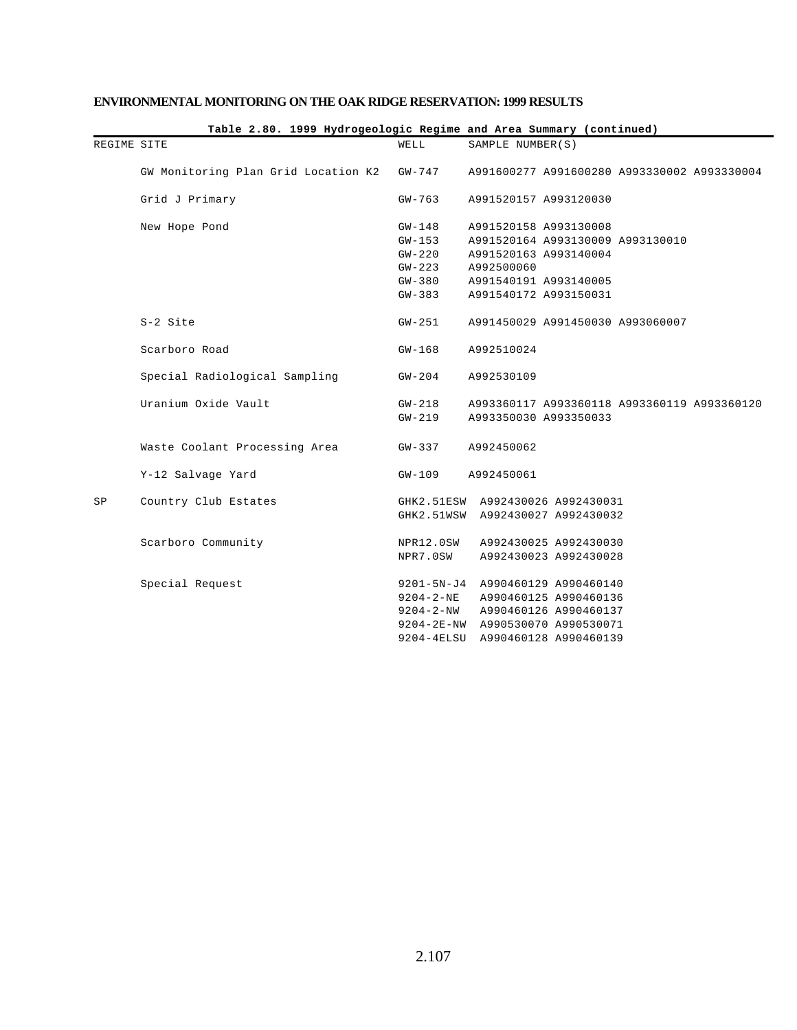**Table 2.80. 1999 Hydrogeologic Regime and Area Summary (continued)**

| REGIME | SITE | WELL | SAMPLE NUMBER(S) |
|---|---|---|---|
| | GW Monitoring Plan Grid Location K2 | GW-747 | A991600277 A991600280 A993330002 A993330004 |
| | Grid J Primary | GW-763 | A991520157 A993120030 |
| | New Hope Pond | GW-148 | A991520158 A993130008 |
| | | GW-153 | A991520164 A993130009 A993130010 |
| | | GW-220 | A991520163 A993140004 |
| | | GW-223 | A992500060 |
| | | GW-380 | A991540191 A993140005 |
| | | GW-383 | A991540172 A993150031 |
| | S-2 Site | GW-251 | A991450029 A991450030 A993060007 |
| | Scarboro Road | GW-168 | A992510024 |
| | Special Radiological Sampling | GW-204 | A992530109 |
| | Uranium Oxide Vault | GW-218 | A993360117 A993360118 A993360119 A993360120 |
| | | GW-219 | A993350030 A993350033 |
| | Waste Coolant Processing Area | GW-337 | A992450062 |
| | Y-12 Salvage Yard | GW-109 | A992450061 |
| SP | Country Club Estates | GHK2.51ESW | A992430026 A992430031 |
| | | GHK2.51WSW | A992430027 A992430032 |
| | Scarboro Community | NPR12.0SW | A992430025 A992430030 |
| | | NPR7.0SW | A992430023 A992430028 |
| | Special Request | 9201-5N-J4 | A990460129 A990460140 |
| | | 9204-2-NE | A990460125 A990460136 |
| | | 9204-2-NW | A990460126 A990460137 |
| | | 9204-2E-NW | A990530070 A990530071 |
| | | 9204-4ELSU | A990460128 A990460139 |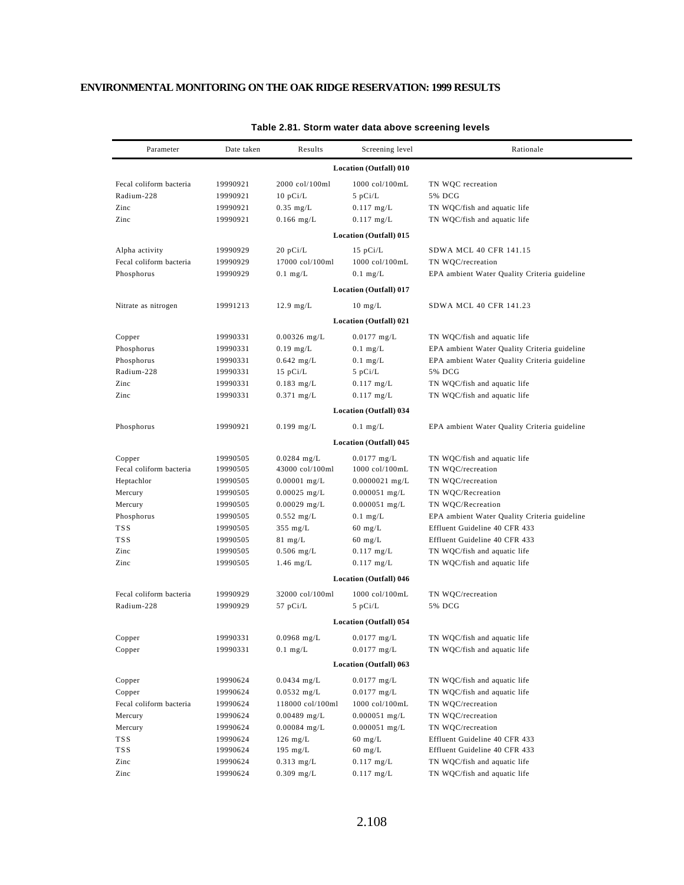**Table 2.81. Storm water data above screening levels**

| Parameter | Date taken | Results | Screening level | Rationale |
|---|---|---|---|---|
| | | | **Location (Outfall) 010** | |
| Fecal coliform bacteria | 19990921 | 2000 col/100ml | 1000 col/100mL | TN WQC recreation |
| Radium-228 | 19990921 | 10 pCi/L | 5 pCi/L | 5% DCG |
| Zinc | 19990921 | 0.35 mg/L | 0.117 mg/L | TN WQC/fish and aquatic life |
| Zinc | 19990921 | 0.166 mg/L | 0.117 mg/L | TN WQC/fish and aquatic life |
| | | | **Location (Outfall) 015** | |
| Alpha activity | 19990929 | 20 pCi/L | 15 pCi/L | SDWA MCL 40 CFR 141.15 |
| Fecal coliform bacteria | 19990929 | 17000 col/100ml | 1000 col/100mL | TN WQC/recreation |
| Phosphorus | 19990929 | 0.1 mg/L | 0.1 mg/L | EPA ambient Water Quality Criteria guideline |
| | | | **Location (Outfall) 017** | |
| Nitrate as nitrogen | 19991213 | 12.9 mg/L | 10 mg/L | SDWA MCL 40 CFR 141.23 |
| | | | **Location (Outfall) 021** | |
| Copper | 19990331 | 0.00326 mg/L | 0.0177 mg/L | TN WQC/fish and aquatic life |
| Phosphorus | 19990331 | 0.19 mg/L | 0.1 mg/L | EPA ambient Water Quality Criteria guideline |
| Phosphorus | 19990331 | 0.642 mg/L | 0.1 mg/L | EPA ambient Water Quality Criteria guideline |
| Radium-228 | 19990331 | 15 pCi/L | 5 pCi/L | 5% DCG |
| Zinc | 19990331 | 0.183 mg/L | 0.117 mg/L | TN WQC/fish and aquatic life |
| Zinc | 19990331 | 0.371 mg/L | 0.117 mg/L | TN WQC/fish and aquatic life |
| | | | **Location (Outfall) 034** | |
| Phosphorus | 19990921 | 0.199 mg/L | 0.1 mg/L | EPA ambient Water Quality Criteria guideline |
| | | | **Location (Outfall) 045** | |
| Copper | 19990505 | 0.0284 mg/L | 0.0177 mg/L | TN WQC/fish and aquatic life |
| Fecal coliform bacteria | 19990505 | 43000 col/100ml | 1000 col/100mL | TN WQC/recreation |
| Heptachlor | 19990505 | 0.00001 mg/L | 0.0000021 mg/L | TN WQC/recreation |
| Mercury | 19990505 | 0.00025 mg/L | 0.000051 mg/L | TN WQC/Recreation |
| Mercury | 19990505 | 0.00029 mg/L | 0.000051 mg/L | TN WQC/Recreation |
| Phosphorus | 19990505 | 0.552 mg/L | 0.1 mg/L | EPA ambient Water Quality Criteria guideline |
| TSS | 19990505 | 355 mg/L | 60 mg/L | Effluent Guideline 40 CFR 433 |
| TSS | 19990505 | 81 mg/L | 60 mg/L | Effluent Guideline 40 CFR 433 |
| Zinc | 19990505 | 0.506 mg/L | 0.117 mg/L | TN WQC/fish and aquatic life |
| Zinc | 19990505 | 1.46 mg/L | 0.117 mg/L | TN WQC/fish and aquatic life |
| | | | **Location (Outfall) 046** | |
| Fecal coliform bacteria | 19990929 | 32000 col/100ml | 1000 col/100mL | TN WQC/recreation |
| Radium-228 | 19990929 | 57 pCi/L | 5 pCi/L | 5% DCG |
| | | | **Location (Outfall) 054** | |
| Copper | 19990331 | 0.0968 mg/L | 0.0177 mg/L | TN WQC/fish and aquatic life |
| Copper | 19990331 | 0.1 mg/L | 0.0177 mg/L | TN WQC/fish and aquatic life |
| | | | **Location (Outfall) 063** | |
| Copper | 19990624 | 0.0434 mg/L | 0.0177 mg/L | TN WQC/fish and aquatic life |
| Copper | 19990624 | 0.0532 mg/L | 0.0177 mg/L | TN WQC/fish and aquatic life |
| Fecal coliform bacteria | 19990624 | 118000 col/100ml | 1000 col/100mL | TN WQC/recreation |
| Mercury | 19990624 | 0.00489 mg/L | 0.000051 mg/L | TN WQC/recreation |
| Mercury | 19990624 | 0.00084 mg/L | 0.000051 mg/L | TN WQC/recreation |
| TSS | 19990624 | 126 mg/L | 60 mg/L | Effluent Guideline 40 CFR 433 |
| TSS | 19990624 | 195 mg/L | 60 mg/L | Effluent Guideline 40 CFR 433 |
| Zinc | 19990624 | 0.313 mg/L | 0.117 mg/L | TN WQC/fish and aquatic life |
| Zinc | 19990624 | 0.309 mg/L | 0.117 mg/L | TN WQC/fish and aquatic life |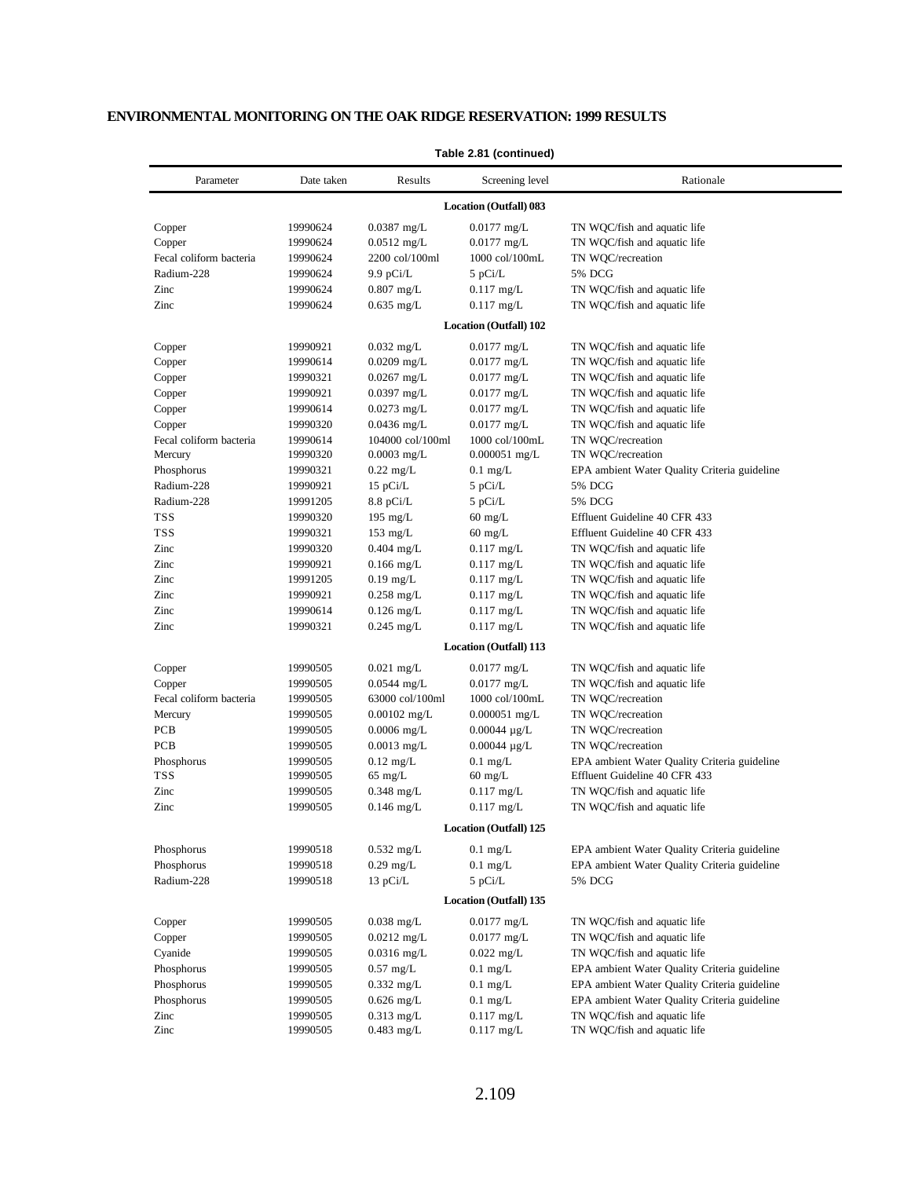**Table 2.81 (continued)**

| Parameter | Date taken | Results | Screening level | Rationale |
|---|---|---|---|---|
| | | **Location (Outfall) 083** | | |
| Copper | 19990624 | 0.0387 mg/L | 0.0177 mg/L | TN WQC/fish and aquatic life |
| Copper | 19990624 | 0.0512 mg/L | 0.0177 mg/L | TN WQC/fish and aquatic life |
| Fecal coliform bacteria | 19990624 | 2200 col/100ml | 1000 col/100mL | TN WQC/recreation |
| Radium-228 | 19990624 | 9.9 pCi/L | 5 pCi/L | 5% DCG |
| Zinc | 19990624 | 0.807 mg/L | 0.117 mg/L | TN WQC/fish and aquatic life |
| Zinc | 19990624 | 0.635 mg/L | 0.117 mg/L | TN WQC/fish and aquatic life |
| | | **Location (Outfall) 102** | | |
| Copper | 19990921 | 0.032 mg/L | 0.0177 mg/L | TN WQC/fish and aquatic life |
| Copper | 19990614 | 0.0209 mg/L | 0.0177 mg/L | TN WQC/fish and aquatic life |
| Copper | 19990321 | 0.0267 mg/L | 0.0177 mg/L | TN WQC/fish and aquatic life |
| Copper | 19990921 | 0.0397 mg/L | 0.0177 mg/L | TN WQC/fish and aquatic life |
| Copper | 19990614 | 0.0273 mg/L | 0.0177 mg/L | TN WQC/fish and aquatic life |
| Copper | 19990320 | 0.0436 mg/L | 0.0177 mg/L | TN WQC/fish and aquatic life |
| Fecal coliform bacteria | 19990614 | 104000 col/100ml | 1000 col/100mL | TN WQC/recreation |
| Mercury | 19990320 | 0.0003 mg/L | 0.000051 mg/L | TN WQC/recreation |
| Phosphorus | 19990321 | 0.22 mg/L | 0.1 mg/L | EPA ambient Water Quality Criteria guideline |
| Radium-228 | 19990921 | 15 pCi/L | 5 pCi/L | 5% DCG |
| Radium-228 | 19991205 | 8.8 pCi/L | 5 pCi/L | 5% DCG |
| TSS | 19990320 | 195 mg/L | 60 mg/L | Effluent Guideline 40 CFR 433 |
| TSS | 19990321 | 153 mg/L | 60 mg/L | Effluent Guideline 40 CFR 433 |
| Zinc | 19990320 | 0.404 mg/L | 0.117 mg/L | TN WQC/fish and aquatic life |
| Zinc | 19990921 | 0.166 mg/L | 0.117 mg/L | TN WQC/fish and aquatic life |
| Zinc | 19991205 | 0.19 mg/L | 0.117 mg/L | TN WQC/fish and aquatic life |
| Zinc | 19990921 | 0.258 mg/L | 0.117 mg/L | TN WQC/fish and aquatic life |
| Zinc | 19990614 | 0.126 mg/L | 0.117 mg/L | TN WQC/fish and aquatic life |
| Zinc | 19990321 | 0.245 mg/L | 0.117 mg/L | TN WQC/fish and aquatic life |
| | | **Location (Outfall) 113** | | |
| Copper | 19990505 | 0.021 mg/L | 0.0177 mg/L | TN WQC/fish and aquatic life |
| Copper | 19990505 | 0.0544 mg/L | 0.0177 mg/L | TN WQC/fish and aquatic life |
| Fecal coliform bacteria | 19990505 | 63000 col/100ml | 1000 col/100mL | TN WQC/recreation |
| Mercury | 19990505 | 0.00102 mg/L | 0.000051 mg/L | TN WQC/recreation |
| PCB | 19990505 | 0.0006 mg/L | 0.00044 µg/L | TN WQC/recreation |
| PCB | 19990505 | 0.0013 mg/L | 0.00044 µg/L | TN WQC/recreation |
| Phosphorus | 19990505 | 0.12 mg/L | 0.1 mg/L | EPA ambient Water Quality Criteria guideline |
| TSS | 19990505 | 65 mg/L | 60 mg/L | Effluent Guideline 40 CFR 433 |
| Zinc | 19990505 | 0.348 mg/L | 0.117 mg/L | TN WQC/fish and aquatic life |
| Zinc | 19990505 | 0.146 mg/L | 0.117 mg/L | TN WQC/fish and aquatic life |
| | | **Location (Outfall) 125** | | |
| Phosphorus | 19990518 | 0.532 mg/L | 0.1 mg/L | EPA ambient Water Quality Criteria guideline |
| Phosphorus | 19990518 | 0.29 mg/L | 0.1 mg/L | EPA ambient Water Quality Criteria guideline |
| Radium-228 | 19990518 | 13 pCi/L | 5 pCi/L | 5% DCG |
| | | **Location (Outfall) 135** | | |
| Copper | 19990505 | 0.038 mg/L | 0.0177 mg/L | TN WQC/fish and aquatic life |
| Copper | 19990505 | 0.0212 mg/L | 0.0177 mg/L | TN WQC/fish and aquatic life |
| Cyanide | 19990505 | 0.0316 mg/L | 0.022 mg/L | TN WQC/fish and aquatic life |
| Phosphorus | 19990505 | 0.57 mg/L | 0.1 mg/L | EPA ambient Water Quality Criteria guideline |
| Phosphorus | 19990505 | 0.332 mg/L | 0.1 mg/L | EPA ambient Water Quality Criteria guideline |
| Phosphorus | 19990505 | 0.626 mg/L | 0.1 mg/L | EPA ambient Water Quality Criteria guideline |
| Zinc | 19990505 | 0.313 mg/L | 0.117 mg/L | TN WQC/fish and aquatic life |
| Zinc | 19990505 | 0.483 mg/L | 0.117 mg/L | TN WQC/fish and aquatic life |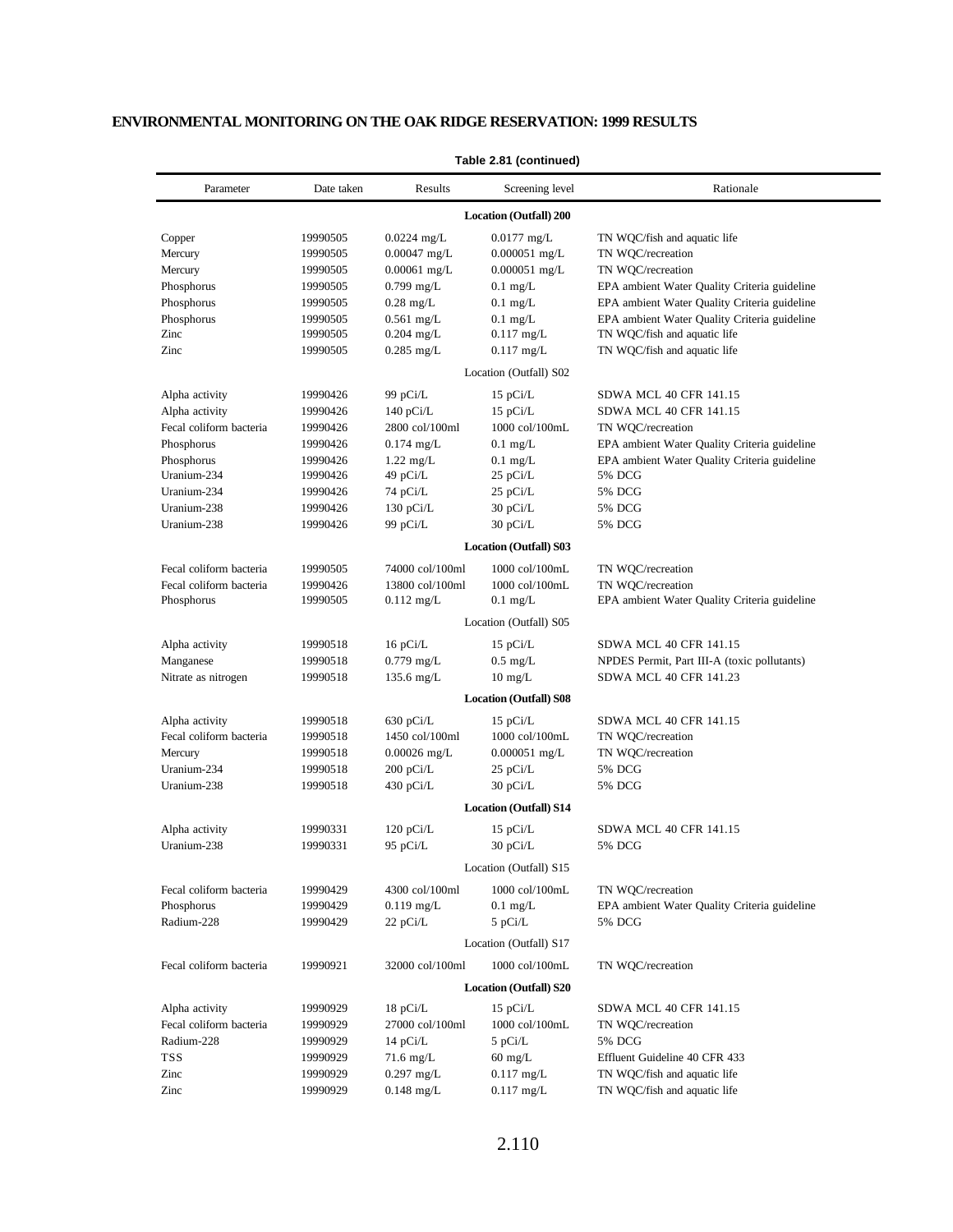**ENVIRONMENTAL MONITORING ON THE OAK RIDGE RESERVATION: 1999 RESULTS**

**Table 2.81 (continued)**

| Parameter | Date taken | Results | Screening level | Rationale |
|---|---|---|---|---|
| | | | **Location (Outfall) 200** | |
| Copper | 19990505 | 0.0224 mg/L | 0.0177 mg/L | TN WQC/fish and aquatic life |
| Mercury | 19990505 | 0.00047 mg/L | 0.000051 mg/L | TN WQC/recreation |
| Mercury | 19990505 | 0.00061 mg/L | 0.000051 mg/L | TN WQC/recreation |
| Phosphorus | 19990505 | 0.799 mg/L | 0.1 mg/L | EPA ambient Water Quality Criteria guideline |
| Phosphorus | 19990505 | 0.28 mg/L | 0.1 mg/L | EPA ambient Water Quality Criteria guideline |
| Phosphorus | 19990505 | 0.561 mg/L | 0.1 mg/L | EPA ambient Water Quality Criteria guideline |
| Zinc | 19990505 | 0.204 mg/L | 0.117 mg/L | TN WQC/fish and aquatic life |
| Zinc | 19990505 | 0.285 mg/L | 0.117 mg/L | TN WQC/fish and aquatic life |
| | | | Location (Outfall) S02 | |
| Alpha activity | 19990426 | 99 pCi/L | 15 pCi/L | SDWA MCL 40 CFR 141.15 |
| Alpha activity | 19990426 | 140 pCi/L | 15 pCi/L | SDWA MCL 40 CFR 141.15 |
| Fecal coliform bacteria | 19990426 | 2800 col/100ml | 1000 col/100mL | TN WQC/recreation |
| Phosphorus | 19990426 | 0.174 mg/L | 0.1 mg/L | EPA ambient Water Quality Criteria guideline |
| Phosphorus | 19990426 | 1.22 mg/L | 0.1 mg/L | EPA ambient Water Quality Criteria guideline |
| Uranium-234 | 19990426 | 49 pCi/L | 25 pCi/L | 5% DCG |
| Uranium-234 | 19990426 | 74 pCi/L | 25 pCi/L | 5% DCG |
| Uranium-238 | 19990426 | 130 pCi/L | 30 pCi/L | 5% DCG |
| Uranium-238 | 19990426 | 99 pCi/L | 30 pCi/L | 5% DCG |
| | | | **Location (Outfall) S03** | |
| Fecal coliform bacteria | 19990505 | 74000 col/100ml | 1000 col/100mL | TN WQC/recreation |
| Fecal coliform bacteria | 19990426 | 13800 col/100ml | 1000 col/100mL | TN WQC/recreation |
| Phosphorus | 19990505 | 0.112 mg/L | 0.1 mg/L | EPA ambient Water Quality Criteria guideline |
| | | | Location (Outfall) S05 | |
| Alpha activity | 19990518 | 16 pCi/L | 15 pCi/L | SDWA MCL 40 CFR 141.15 |
| Manganese | 19990518 | 0.779 mg/L | 0.5 mg/L | NPDES Permit, Part III-A (toxic pollutants) |
| Nitrate as nitrogen | 19990518 | 135.6 mg/L | 10 mg/L | SDWA MCL 40 CFR 141.23 |
| | | | **Location (Outfall) S08** | |
| Alpha activity | 19990518 | 630 pCi/L | 15 pCi/L | SDWA MCL 40 CFR 141.15 |
| Fecal coliform bacteria | 19990518 | 1450 col/100ml | 1000 col/100mL | TN WQC/recreation |
| Mercury | 19990518 | 0.00026 mg/L | 0.000051 mg/L | TN WQC/recreation |
| Uranium-234 | 19990518 | 200 pCi/L | 25 pCi/L | 5% DCG |
| Uranium-238 | 19990518 | 430 pCi/L | 30 pCi/L | 5% DCG |
| | | | **Location (Outfall) S14** | |
| Alpha activity | 19990331 | 120 pCi/L | 15 pCi/L | SDWA MCL 40 CFR 141.15 |
| Uranium-238 | 19990331 | 95 pCi/L | 30 pCi/L | 5% DCG |
| | | | Location (Outfall) S15 | |
| Fecal coliform bacteria | 19990429 | 4300 col/100ml | 1000 col/100mL | TN WQC/recreation |
| Phosphorus | 19990429 | 0.119 mg/L | 0.1 mg/L | EPA ambient Water Quality Criteria guideline |
| Radium-228 | 19990429 | 22 pCi/L | 5 pCi/L | 5% DCG |
| | | | Location (Outfall) S17 | |
| Fecal coliform bacteria | 19990921 | 32000 col/100ml | 1000 col/100mL | TN WQC/recreation |
| | | | **Location (Outfall) S20** | |
| Alpha activity | 19990929 | 18 pCi/L | 15 pCi/L | SDWA MCL 40 CFR 141.15 |
| Fecal coliform bacteria | 19990929 | 27000 col/100ml | 1000 col/100mL | TN WQC/recreation |
| Radium-228 | 19990929 | 14 pCi/L | 5 pCi/L | 5% DCG |
| TSS | 19990929 | 71.6 mg/L | 60 mg/L | Effluent Guideline 40 CFR 433 |
| Zinc | 19990929 | 0.297 mg/L | 0.117 mg/L | TN WQC/fish and aquatic life |
| Zinc | 19990929 | 0.148 mg/L | 0.117 mg/L | TN WQC/fish and aquatic life |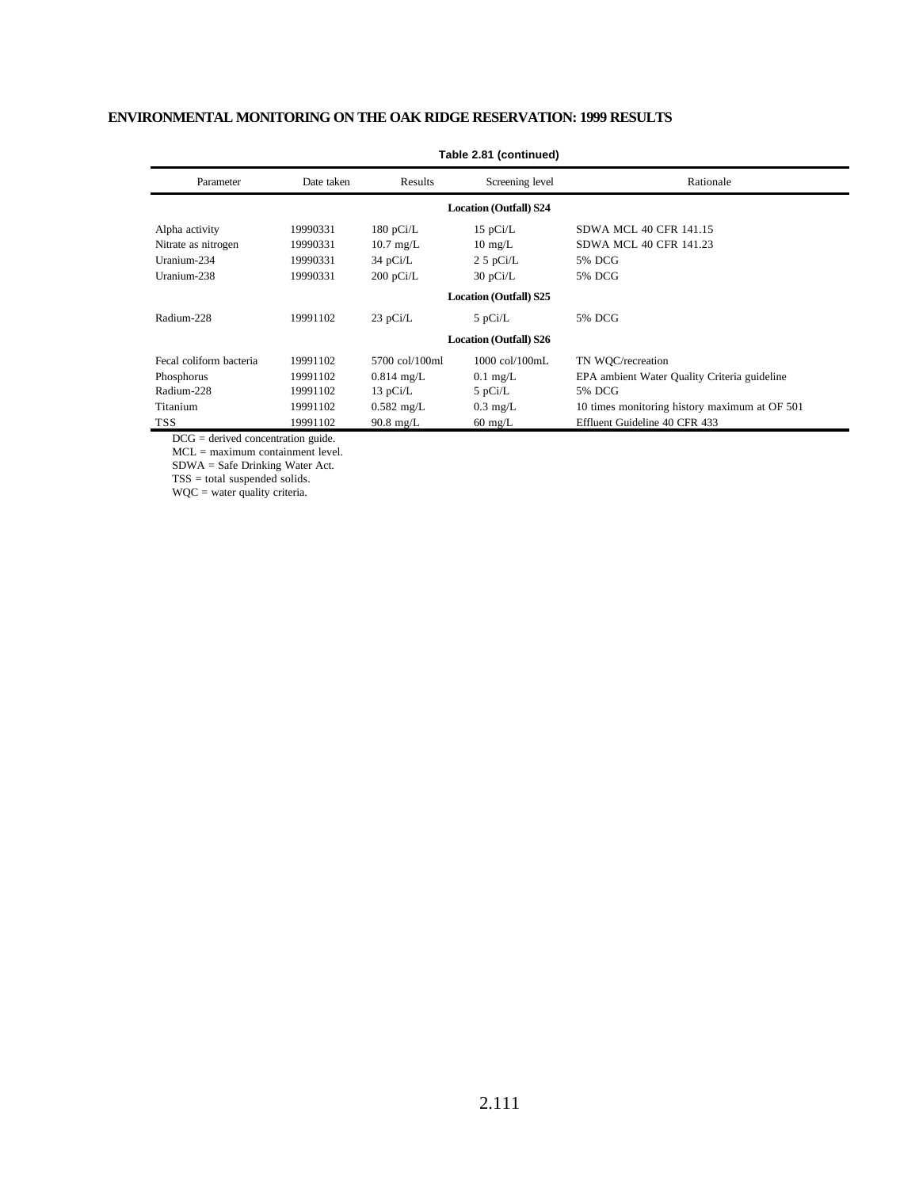**Table 2.81 (continued)**

| Parameter | Date taken | Results | Screening level | Rationale |
|---|---|---|---|---|
| | | | **Location (Outfall) S24** | |
| Alpha activity | 19990331 | 180 pCi/L | 15 pCi/L | SDWA MCL 40 CFR 141.15 |
| Nitrate as nitrogen | 19990331 | 10.7 mg/L | 10 mg/L | SDWA MCL 40 CFR 141.23 |
| Uranium-234 | 19990331 | 34 pCi/L | 2 5 pCi/L | 5% DCG |
| Uranium-238 | 19990331 | 200 pCi/L | 30 pCi/L | 5% DCG |
| | | | **Location (Outfall) S25** | |
| Radium-228 | 19991102 | 23 pCi/L | 5 pCi/L | 5% DCG |
| | | | **Location (Outfall) S26** | |
| Fecal coliform bacteria | 19991102 | 5700 col/100ml | 1000 col/100mL | TN WQC/recreation |
| Phosphorus | 19991102 | 0.814 mg/L | 0.1 mg/L | EPA ambient Water Quality Criteria guideline |
| Radium-228 | 19991102 | 13 pCi/L | 5 pCi/L | 5% DCG |
| Titanium | 19991102 | 0.582 mg/L | 0.3 mg/L | 10 times monitoring history maximum at OF 501 |
| TSS | 19991102 | 90.8 mg/L | 60 mg/L | Effluent Guideline 40 CFR 433 |

DCG = derived concentration guide.
MCL = maximum containment level.
SDWA = Safe Drinking Water Act.
TSS = total suspended solids.
WQC = water quality criteria.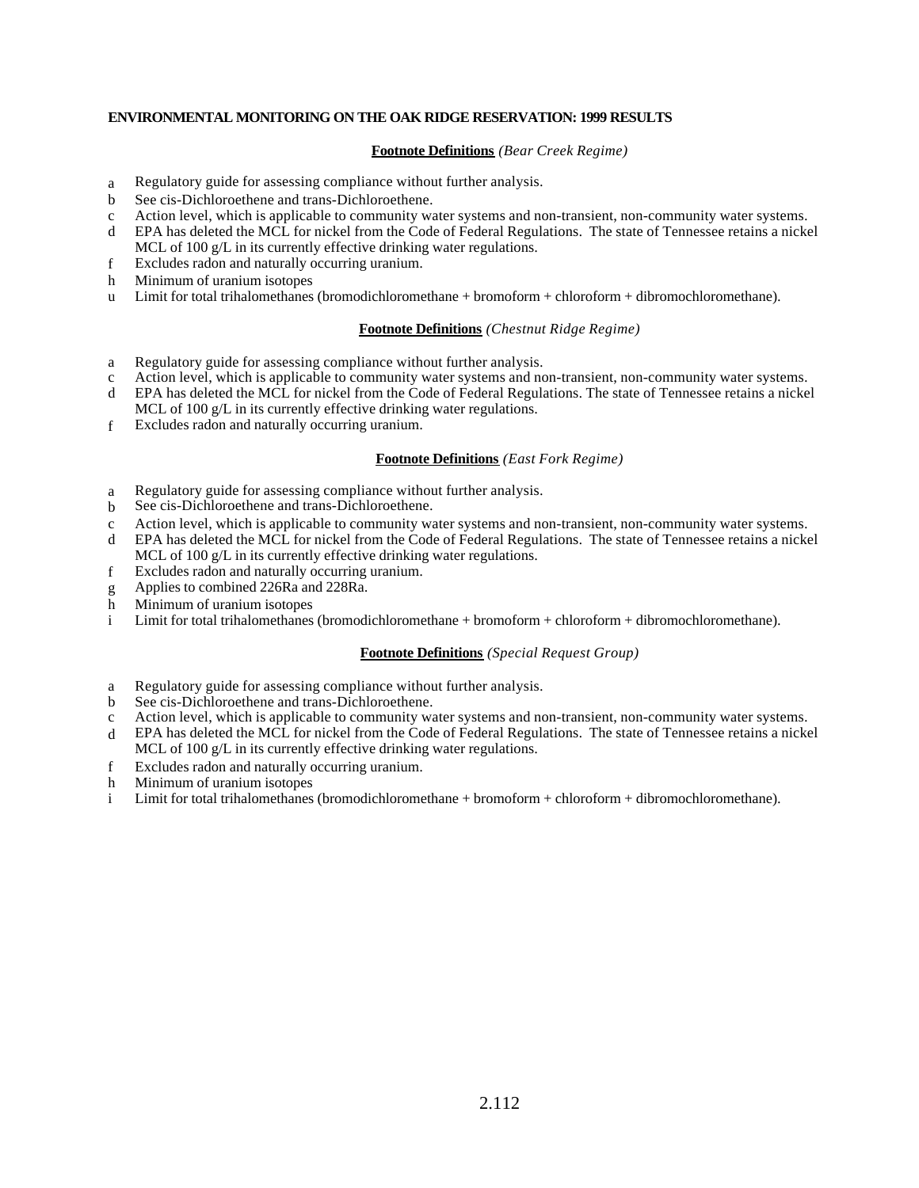**ENVIRONMENTAL MONITORING ON THE OAK RIDGE RESERVATION: 1999 RESULTS**

**Footnote Definitions** *(Bear Creek Regime)*

- a Regulatory guide for assessing compliance without further analysis.
- b See cis-Dichloroethene and trans-Dichloroethene.
- c Action level, which is applicable to community water systems and non-transient, non-community water systems.
- d EPA has deleted the MCL for nickel from the Code of Federal Regulations. The state of Tennessee retains a nickel MCL of 100 g/L in its currently effective drinking water regulations.
- f Excludes radon and naturally occurring uranium.
- h Minimum of uranium isotopes
- u Limit for total trihalomethanes (bromodichloromethane + bromoform + chloroform + dibromochloromethane).

**Footnote Definitions** *(Chestnut Ridge Regime)*

- a Regulatory guide for assessing compliance without further analysis.
- c Action level, which is applicable to community water systems and non-transient, non-community water systems.
- d EPA has deleted the MCL for nickel from the Code of Federal Regulations. The state of Tennessee retains a nickel MCL of 100 g/L in its currently effective drinking water regulations.
- f Excludes radon and naturally occurring uranium.

**Footnote Definitions** *(East Fork Regime)*

- a Regulatory guide for assessing compliance without further analysis.
- b See cis-Dichloroethene and trans-Dichloroethene.
- c Action level, which is applicable to community water systems and non-transient, non-community water systems.
- d EPA has deleted the MCL for nickel from the Code of Federal Regulations. The state of Tennessee retains a nickel MCL of 100 g/L in its currently effective drinking water regulations.
- f Excludes radon and naturally occurring uranium.
- g Applies to combined 226Ra and 228Ra.
- h Minimum of uranium isotopes
- i Limit for total trihalomethanes (bromodichloromethane + bromoform + chloroform + dibromochloromethane).

**Footnote Definitions** *(Special Request Group)*

- a Regulatory guide for assessing compliance without further analysis.
- b See cis-Dichloroethene and trans-Dichloroethene.
- c Action level, which is applicable to community water systems and non-transient, non-community water systems.
- d EPA has deleted the MCL for nickel from the Code of Federal Regulations. The state of Tennessee retains a nickel MCL of 100 g/L in its currently effective drinking water regulations.
- f Excludes radon and naturally occurring uranium.
- h Minimum of uranium isotopes
- i Limit for total trihalomethanes (bromodichloromethane + bromoform + chloroform + dibromochloromethane).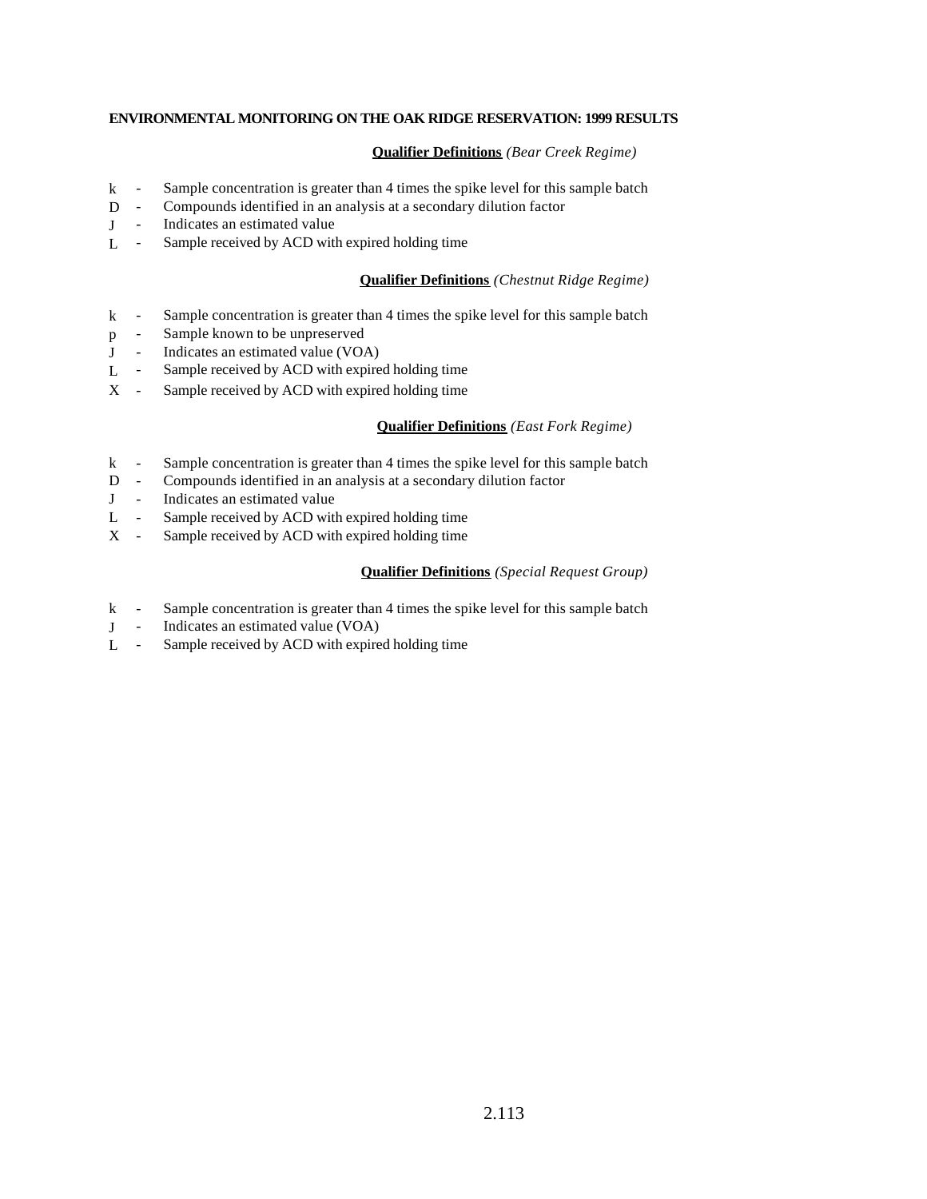ENVIRONMENTAL MONITORING ON THE OAK RIDGE RESERVATION: 1999 RESULTS

**Qualifier Definitions** *(Bear Creek Regime)*

k - Sample concentration is greater than 4 times the spike level for this sample batch
D - Compounds identified in an analysis at a secondary dilution factor
J - Indicates an estimated value
L - Sample received by ACD with expired holding time

**Qualifier Definitions** *(Chestnut Ridge Regime)*

k - Sample concentration is greater than 4 times the spike level for this sample batch
p - Sample known to be unpreserved
J - Indicates an estimated value (VOA)
L - Sample received by ACD with expired holding time
X - Sample received by ACD with expired holding time

**Qualifier Definitions** *(East Fork Regime)*

k - Sample concentration is greater than 4 times the spike level for this sample batch
D - Compounds identified in an analysis at a secondary dilution factor
J - Indicates an estimated value
L - Sample received by ACD with expired holding time
X - Sample received by ACD with expired holding time

**Qualifier Definitions** *(Special Request Group)*

k - Sample concentration is greater than 4 times the spike level for this sample batch
J - Indicates an estimated value (VOA)
L - Sample received by ACD with expired holding time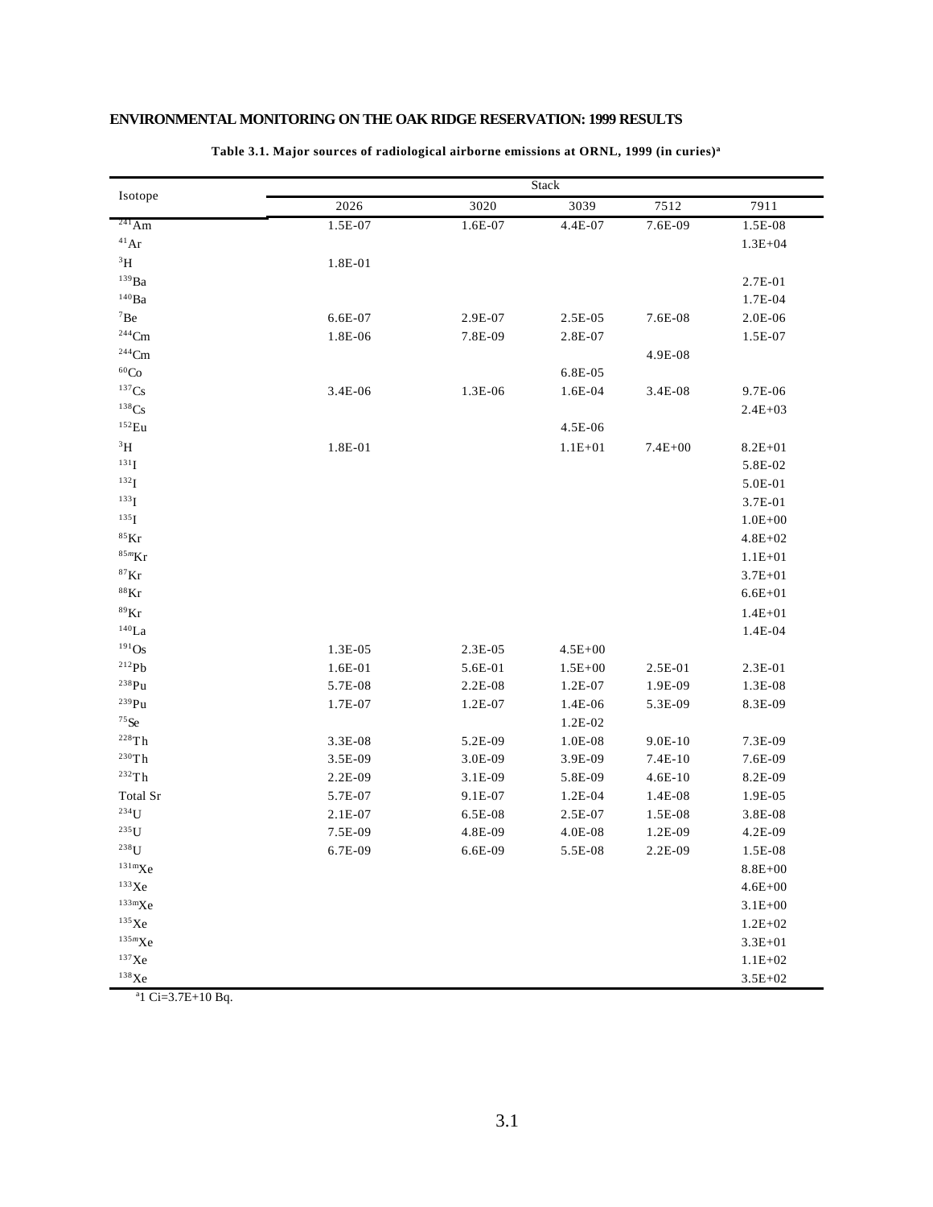# ENVIRONMENTAL MONITORING ON THE OAK RIDGE RESERVATION: 1999 RESULTS

**Table 3.1. Major sources of radiological airborne emissions at ORNL, 1999 (in curies)[a]**

| Isotope | Stack | | | | |
|---|---|---|---|---|---|
| | 2026 | 3020 | 3039 | 7512 | 7911 |
| $^{241}$Am | 1.5E-07 | 1.6E-07 | 4.4E-07 | 7.6E-09 | 1.5E-08 |
| $^{41}$Ar | | | | | 1.3E+04 |
| $^{3}$H | 1.8E-01 | | | | |
| $^{139}$Ba | | | | | 2.7E-01 |
| $^{140}$Ba | | | | | 1.7E-04 |
| $^{7}$Be | 6.6E-07 | 2.9E-07 | 2.5E-05 | 7.6E-08 | 2.0E-06 |
| $^{244}$Cm | 1.8E-06 | 7.8E-09 | 2.8E-07 | | 1.5E-07 |
| $^{244}$Cm | | | | 4.9E-08 | |
| $^{60}$Co | | | 6.8E-05 | | |
| $^{137}$Cs | 3.4E-06 | 1.3E-06 | 1.6E-04 | 3.4E-08 | 9.7E-06 |
| $^{138}$Cs | | | | | 2.4E+03 |
| $^{152}$Eu | | | 4.5E-06 | | |
| $^{3}$H | 1.8E-01 | | 1.1E+01 | 7.4E+00 | 8.2E+01 |
| $^{131}$I | | | | | 5.8E-02 |
| $^{132}$I | | | | | 5.0E-01 |
| $^{133}$I | | | | | 3.7E-01 |
| $^{135}$I | | | | | 1.0E+00 |
| $^{85}$Kr | | | | | 4.8E+02 |
| $^{85m}$Kr | | | | | 1.1E+01 |
| $^{87}$Kr | | | | | 3.7E+01 |
| $^{88}$Kr | | | | | 6.6E+01 |
| $^{89}$Kr | | | | | 1.4E+01 |
| $^{140}$La | | | | | 1.4E-04 |
| $^{191}$Os | 1.3E-05 | 2.3E-05 | 4.5E+00 | | |
| $^{212}$Pb | 1.6E-01 | 5.6E-01 | 1.5E+00 | 2.5E-01 | 2.3E-01 |
| $^{238}$Pu | 5.7E-08 | 2.2E-08 | 1.2E-07 | 1.9E-09 | 1.3E-08 |
| $^{239}$Pu | 1.7E-07 | 1.2E-07 | 1.4E-06 | 5.3E-09 | 8.3E-09 |
| $^{75}$Se | | | 1.2E-02 | | |
| $^{228}$Th | 3.3E-08 | 5.2E-09 | 1.0E-08 | 9.0E-10 | 7.3E-09 |
| $^{230}$Th | 3.5E-09 | 3.0E-09 | 3.9E-09 | 7.4E-10 | 7.6E-09 |
| $^{232}$Th | 2.2E-09 | 3.1E-09 | 5.8E-09 | 4.6E-10 | 8.2E-09 |
| Total Sr | 5.7E-07 | 9.1E-07 | 1.2E-04 | 1.4E-08 | 1.9E-05 |
| $^{234}$U | 2.1E-07 | 6.5E-08 | 2.5E-07 | 1.5E-08 | 3.8E-08 |
| $^{235}$U | 7.5E-09 | 4.8E-09 | 4.0E-08 | 1.2E-09 | 4.2E-09 |
| $^{238}$U | 6.7E-09 | 6.6E-09 | 5.5E-08 | 2.2E-09 | 1.5E-08 |
| $^{131m}$Xe | | | | | 8.8E+00 |
| $^{133}$Xe | | | | | 4.6E+00 |
| $^{133m}$Xe | | | | | 3.1E+00 |
| $^{135}$Xe | | | | | 1.2E+02 |
| $^{135m}$Xe | | | | | 3.3E+01 |
| $^{137}$Xe | | | | | 1.1E+02 |
| $^{138}$Xe | | | | | 3.5E+02 |

[a] 1 Ci=3.7E+10 Bq.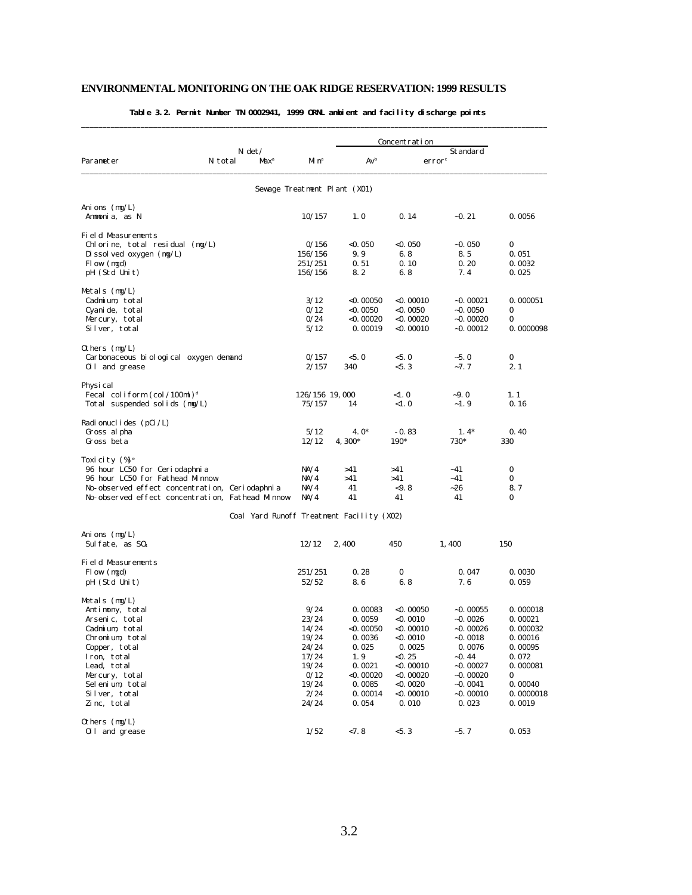**Table 3.2. Permit Number TN 0002941, 1999 ORNL ambient and facility discharge points**

| Parameter | N det/N total | Max[a] | Min[a] | Av[b] | Standard error[c] |
|---|---|---|---|---|---|
| **Sewage Treatment Plant (X01)** | | | | | |
| Anions (mg/L) | | | | | |
| Ammonia, as N | 10/157 | 1.0 | 0.14 | ~0.21 | 0.0056 |
| Field Measurements | | | | | |
| Chlorine, total residual (mg/L) | 0/156 | <0.050 | <0.050 | ~0.050 | 0 |
| Dissolved oxygen (mg/L) | 156/156 | 9.9 | 6.8 | 8.5 | 0.051 |
| Flow (mgd) | 251/251 | 0.51 | 0.10 | 0.20 | 0.0032 |
| pH (Std Unit) | 156/156 | 8.2 | 6.8 | 7.4 | 0.025 |
| Metals (mg/L) | | | | | |
| Cadmium, total | 3/12 | <0.00050 | <0.00010 | ~0.00021 | 0.000051 |
| Cyanide, total | 0/12 | <0.0050 | <0.0050 | ~0.0050 | 0 |
| Mercury, total | 0/24 | <0.00020 | <0.00020 | ~0.00020 | 0 |
| Silver, total | 5/12 | 0.00019 | <0.00010 | ~0.00012 | 0.0000098 |
| Others (mg/L) | | | | | |
| Carbonaceous biological oxygen demand | 0/157 | <5.0 | <5.0 | ~5.0 | 0 |
| Oil and grease | 2/157 | 340 | <5.3 | ~7.7 | 2.1 |
| Physical | | | | | |
| Fecal coliform (col/100ml)[d] | 126/156 | 19,000 | <1.0 | ~9.0 | 1.1 |
| Total suspended solids (mg/L) | 75/157 | 14 | <1.0 | ~1.9 | 0.16 |
| Radionuclides (pCi/L) | | | | | |
| Gross alpha | 5/12 | 4.0* | -0.83 | 1.4* | 0.40 |
| Gross beta | 12/12 | 4,300* | 190* | 730* | 330 |
| Toxicity (%)[e] | | | | | |
| 96 hour LC50 for Ceriodaphnia | NA/4 | >41 | >41 | ~41 | 0 |
| 96 hour LC50 for Fathead Minnow | NA/4 | >41 | >41 | ~41 | 0 |
| No-observed effect concentration, Ceriodaphnia | NA/4 | 41 | <9.8 | ~26 | 8.7 |
| No-observed effect concentration, Fathead Minnow | NA/4 | 41 | 41 | 41 | 0 |
| **Coal Yard Runoff Treatment Facility (X02)** | | | | | |
| Anions (mg/L) | | | | | |
| Sulfate, as $SO_4$ | 12/12 | 2,400 | 450 | 1,400 | 150 |
| Field Measurements | | | | | |
| Flow (mgd) | 251/251 | 0.28 | 0 | 0.047 | 0.0030 |
| pH (Std Unit) | 52/52 | 8.6 | 6.8 | 7.6 | 0.059 |
| Metals (mg/L) | | | | | |
| Antimony, total | 9/24 | 0.00083 | <0.00050 | ~0.00055 | 0.000018 |
| Arsenic, total | 23/24 | 0.0059 | <0.0010 | ~0.0026 | 0.00021 |
| Cadmium, total | 14/24 | <0.00050 | <0.00010 | ~0.00026 | 0.000032 |
| Chromium, total | 19/24 | 0.0036 | <0.0010 | ~0.0018 | 0.00016 |
| Copper, total | 24/24 | 0.025 | 0.0025 | 0.0076 | 0.00095 |
| Iron, total | 17/24 | 1.9 | <0.25 | ~0.44 | 0.072 |
| Lead, total | 19/24 | 0.0021 | <0.00010 | ~0.00027 | 0.000081 |
| Mercury, total | 0/12 | <0.00020 | <0.00020 | ~0.00020 | 0 |
| Selenium, total | 19/24 | 0.0085 | <0.0020 | ~0.0041 | 0.00040 |
| Silver, total | 2/24 | 0.00014 | <0.00010 | ~0.00010 | 0.0000018 |
| Zinc, total | 24/24 | 0.054 | 0.010 | 0.023 | 0.0019 |
| Others (mg/L) | | | | | |
| Oil and grease | 1/52 | <7.8 | <5.3 | ~5.7 | 0.053 |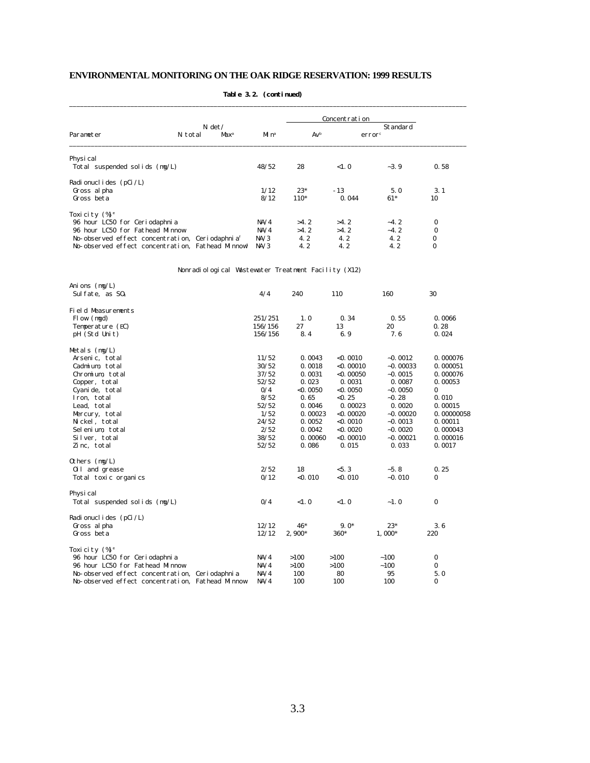**Table 3.2. (continued)**

| Parameter | N det/ N total | Concentration Max[a] | Min[a] | Av[b] | Standard error[c] |
|---|---|---|---|---|---|
| **Physical** | | | | | |
| Total suspended solids (mg/L) | 48/52 | 28 | <1.0 | ~3.9 | 0.58 |
| **Radionuclides (pCi/L)** | | | | | |
| Gross alpha | 1/12 | 23* | -13 | 5.0 | 3.1 |
| Gross beta | 8/12 | 110* | 0.044 | 61* | 10 |
| **Toxicity (%)[e]** | | | | | |
| 96 hour LC50 for Ceriodaphnia | NA/4 | >4.2 | >4.2 | ~4.2 | 0 |
| 96 hour LC50 for Fathead Minnow | NA/4 | >4.2 | >4.2 | ~4.2 | 0 |
| No-observed effect concentration, Ceriodaphnia[f] | NA/3 | 4.2 | 4.2 | 4.2 | 0 |
| No-observed effect concentration, Fathead Minnow | NA/3 | 4.2 | 4.2 | 4.2 | 0 |
| **Nonradiological Wastewater Treatment Facility (X12)** | | | | | |
| **Anions (mg/L)** | | | | | |
| Sulfate, as $SO_4$ | 4/4 | 240 | 110 | 160 | 30 |
| **Field Measurements** | | | | | |
| Flow (mgd) | 251/251 | 1.0 | 0.34 | 0.55 | 0.0066 |
| Temperature (EC) | 156/156 | 27 | 13 | 20 | 0.28 |
| pH (Std Unit) | 156/156 | 8.4 | 6.9 | 7.6 | 0.024 |
| **Metals (mg/L)** | | | | | |
| Arsenic, total | 11/52 | 0.0043 | <0.0010 | ~0.0012 | 0.000076 |
| Cadmium, total | 30/52 | 0.0018 | <0.00010 | ~0.00033 | 0.000051 |
| Chromium, total | 37/52 | 0.0031 | <0.00050 | ~0.0015 | 0.000076 |
| Copper, total | 52/52 | 0.023 | 0.0031 | 0.0087 | 0.00053 |
| Cyanide, total | 0/4 | <0.0050 | <0.0050 | ~0.0050 | 0 |
| Iron, total | 8/52 | 0.65 | <0.25 | ~0.28 | 0.010 |
| Lead, total | 52/52 | 0.0046 | 0.00023 | 0.0020 | 0.00015 |
| Mercury, total | 1/52 | 0.00023 | <0.00020 | ~0.00020 | 0.00000058 |
| Nickel, total | 24/52 | 0.0052 | <0.0010 | ~0.0013 | 0.00011 |
| Selenium, total | 2/52 | 0.0042 | <0.0020 | ~0.0020 | 0.000043 |
| Silver, total | 38/52 | 0.00060 | <0.00010 | ~0.00021 | 0.000016 |
| Zinc, total | 52/52 | 0.086 | 0.015 | 0.033 | 0.0017 |
| **Others (mg/L)** | | | | | |
| Oil and grease | 2/52 | 18 | <5.3 | ~5.8 | 0.25 |
| Total toxic organics | 0/12 | <0.010 | <0.010 | ~0.010 | 0 |
| **Physical** | | | | | |
| Total suspended solids (mg/L) | 0/4 | <1.0 | <1.0 | ~1.0 | 0 |
| **Radionuclides (pCi/L)** | | | | | |
| Gross alpha | 12/12 | 46* | 9.0* | 23* | 3.6 |
| Gross beta | 12/12 | 2,900* | 360* | 1,000* | 220 |
| **Toxicity (%)[e]** | | | | | |
| 96 hour LC50 for Ceriodaphnia | NA/4 | >100 | >100 | ~100 | 0 |
| 96 hour LC50 for Fathead Minnow | NA/4 | >100 | >100 | ~100 | 0 |
| No-observed effect concentration, Ceriodaphnia | NA/4 | 100 | 80 | 95 | 5.0 |
| No-observed effect concentration, Fathead Minnow | NA/4 | 100 | 100 | 100 | 0 |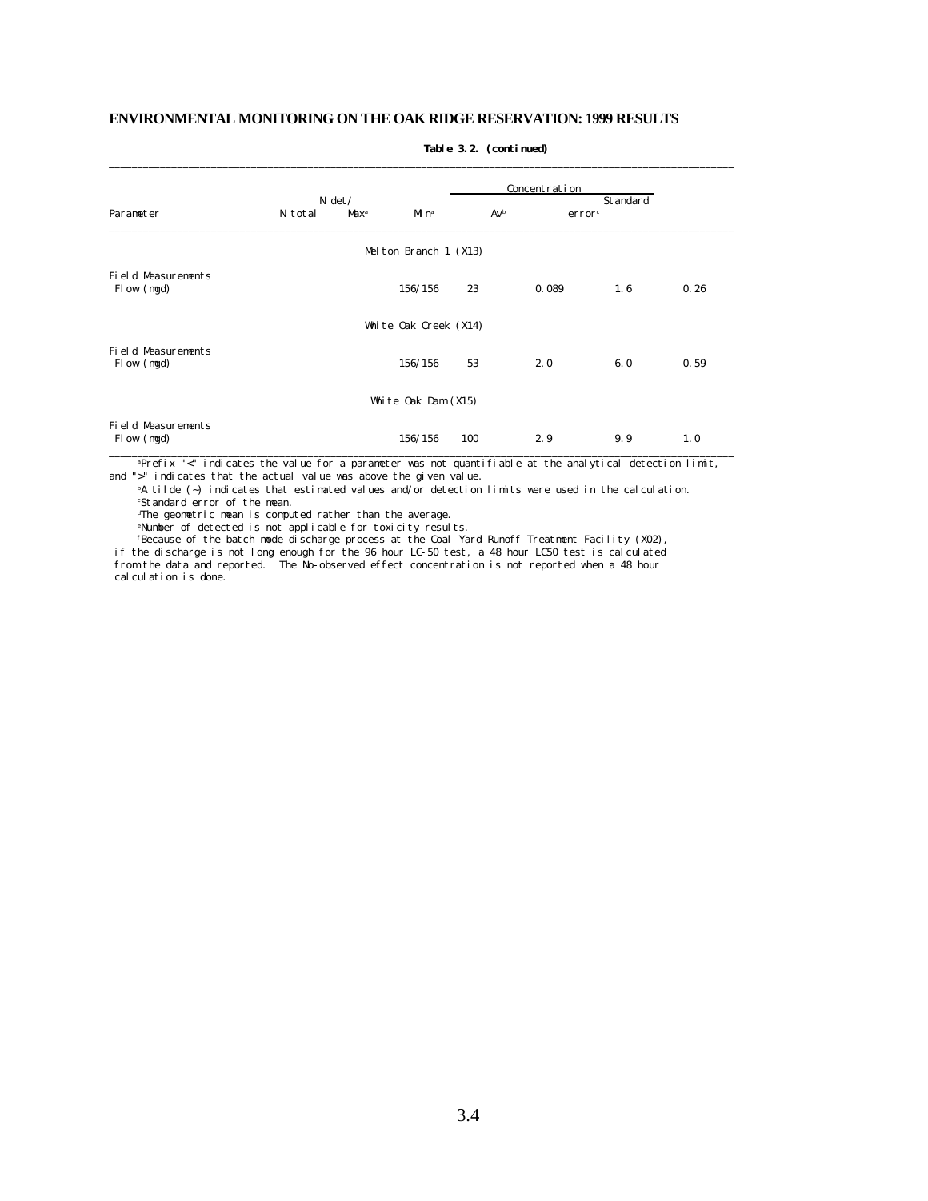**Table 3.2. (continued)**

| Parameter | N det/ N total | Concentration | | | |
|---|---|---|---|---|---|
| | | Max[a] | Min[a] | Av[b] | Standard error[c] |
| **Melton Branch 1 (X13)** | | | | | |
| Field Measurements | | | | | |
| Flow (mgd) | 156/156 | 23 | 0.089 | 1.6 | 0.26 |
| **White Oak Creek (X14)** | | | | | |
| Field Measurements | | | | | |
| Flow (mgd) | 156/156 | 53 | 2.0 | 6.0 | 0.59 |
| **White Oak Dam (X15)** | | | | | |
| Field Measurements | | | | | |
| Flow (mgd) | 156/156 | 100 | 2.9 | 9.9 | 1.0 |

[a]Prefix "<" indicates the value for a parameter was not quantifiable at the analytical detection limit, and ">" indicates that the actual value was above the given value.

[b]A tilde (~) indicates that estimated values and/or detection limits were used in the calculation.

[c]Standard error of the mean.

[d]The geometric mean is computed rather than the average.

[e]Number of detected is not applicable for toxicity results.

[f]Because of the batch mode discharge process at the Coal Yard Runoff Treatment Facility (X02), if the discharge is not long enough for the 96 hour LC-50 test, a 48 hour LC50 test is calculated from the data and reported. The No-observed effect concentration is not reported when a 48 hour calculation is done.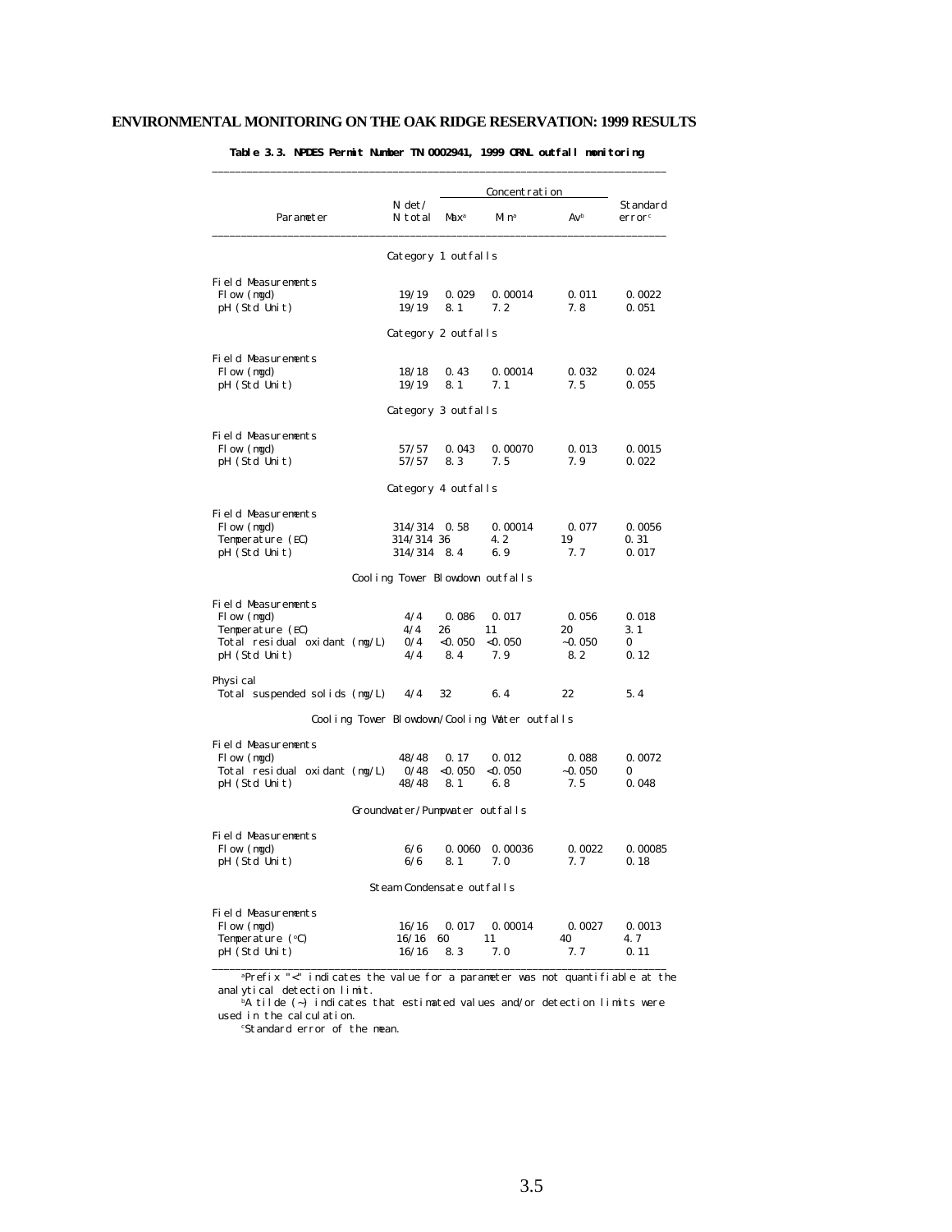**Table 3.3. NPDES Permit Number TN 0002941, 1999 ORNL outfall monitoring**

| Parameter | N det/ N total | Concentration Max[a] | Min[a] | Av[b] | Standard error[c] |
|---|---|---|---|---|---|
| *Category 1 outfalls* | | | | | |
| Field Measurements | | | | | |
| Flow (mgd) | 19/19 | 0.029 | 0.00014 | 0.011 | 0.0022 |
| pH (Std Unit) | 19/19 | 8.1 | 7.2 | 7.8 | 0.051 |
| *Category 2 outfalls* | | | | | |
| Field Measurements | | | | | |
| Flow (mgd) | 18/18 | 0.43 | 0.00014 | 0.032 | 0.024 |
| pH (Std Unit) | 19/19 | 8.1 | 7.1 | 7.5 | 0.055 |
| *Category 3 outfalls* | | | | | |
| Field Measurements | | | | | |
| Flow (mgd) | 57/57 | 0.043 | 0.00070 | 0.013 | 0.0015 |
| pH (Std Unit) | 57/57 | 8.3 | 7.5 | 7.9 | 0.022 |
| *Category 4 outfalls* | | | | | |
| Field Measurements | | | | | |
| Flow (mgd) | 314/314 | 0.58 | 0.00014 | 0.077 | 0.0056 |
| Temperature (EC) | 314/314 | 36 | 4.2 | 19 | 0.31 |
| pH (Std Unit) | 314/314 | 8.4 | 6.9 | 7.7 | 0.017 |
| *Cooling Tower Blowdown outfalls* | | | | | |
| Field Measurements | | | | | |
| Flow (mgd) | 4/4 | 0.086 | 0.017 | 0.056 | 0.018 |
| Temperature (EC) | 4/4 | 26 | 11 | 20 | 3.1 |
| Total residual oxidant (mg/L) | 0/4 | <0.050 | <0.050 | ~0.050 | 0 |
| pH (Std Unit) | 4/4 | 8.4 | 7.9 | 8.2 | 0.12 |
| Physical | | | | | |
| Total suspended solids (mg/L) | 4/4 | 32 | 6.4 | 22 | 5.4 |
| *Cooling Tower Blowdown/Cooling Water outfalls* | | | | | |
| Field Measurements | | | | | |
| Flow (mgd) | 48/48 | 0.17 | 0.012 | 0.088 | 0.0072 |
| Total residual oxidant (mg/L) | 0/48 | <0.050 | <0.050 | ~0.050 | 0 |
| pH (Std Unit) | 48/48 | 8.1 | 6.8 | 7.5 | 0.048 |
| *Groundwater/Pumpwater outfalls* | | | | | |
| Field Measurements | | | | | |
| Flow (mgd) | 6/6 | 0.0060 | 0.00036 | 0.0022 | 0.00085 |
| pH (Std Unit) | 6/6 | 8.1 | 7.0 | 7.7 | 0.18 |
| *Steam Condensate outfalls* | | | | | |
| Field Measurements | | | | | |
| Flow (mgd) | 16/16 | 0.017 | 0.00014 | 0.0027 | 0.0013 |
| Temperature (°C) | 16/16 | 60 | 11 | 40 | 4.7 |
| pH (Std Unit) | 16/16 | 8.3 | 7.0 | 7.7 | 0.11 |

[a]Prefix "<" indicates the value for a parameter was not quantifiable at the analytical detection limit.
[b]A tilde (~) indicates that estimated values and/or detection limits were used in the calculation.
[c]Standard error of the mean.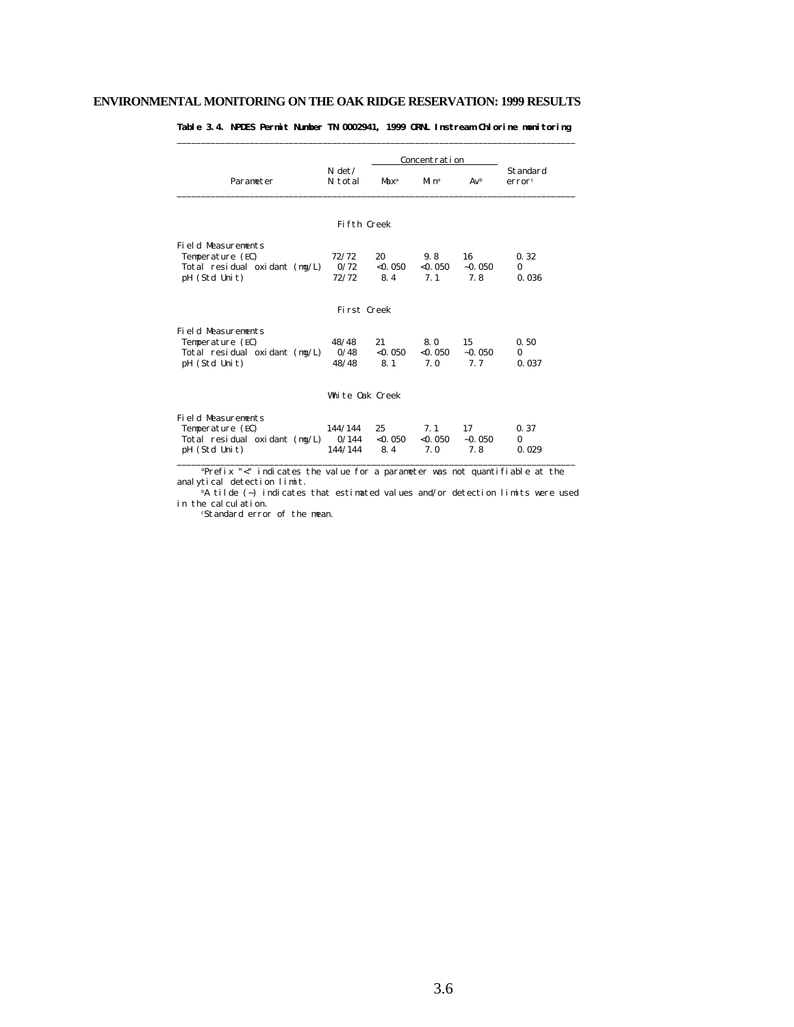**Table 3.4. NPDES Permit Number TN 0002941, 1999 ORNL Instream Chlorine monitoring**

| Parameter | N det/ N total | Concentration Max[a] | Min[a] | Av[b] | Standard error[c] |
|---|---|---|---|---|---|
| **Fifth Creek** | | | | | |
| Field Measurements | | | | | |
| Temperature (EC) | 72/72 | 20 | 9.8 | 16 | 0.32 |
| Total residual oxidant (mg/L) | 0/72 | <0.050 | <0.050 | ~0.050 | 0 |
| pH (Std Unit) | 72/72 | 8.4 | 7.1 | 7.8 | 0.036 |
| **First Creek** | | | | | |
| Field Measurements | | | | | |
| Temperature (EC) | 48/48 | 21 | 8.0 | 15 | 0.50 |
| Total residual oxidant (mg/L) | 0/48 | <0.050 | <0.050 | ~0.050 | 0 |
| pH (Std Unit) | 48/48 | 8.1 | 7.0 | 7.7 | 0.037 |
| **White Oak Creek** | | | | | |
| Field Measurements | | | | | |
| Temperature (EC) | 144/144 | 25 | 7.1 | 17 | 0.37 |
| Total residual oxidant (mg/L) | 0/144 | <0.050 | <0.050 | ~0.050 | 0 |
| pH (Std Unit) | 144/144 | 8.4 | 7.0 | 7.8 | 0.029 |

[a]Prefix "<" indicates the value for a parameter was not quantifiable at the analytical detection limit.

[b]A tilde (~) indicates that estimated values and/or detection limits were used in the calculation.

[c]Standard error of the mean.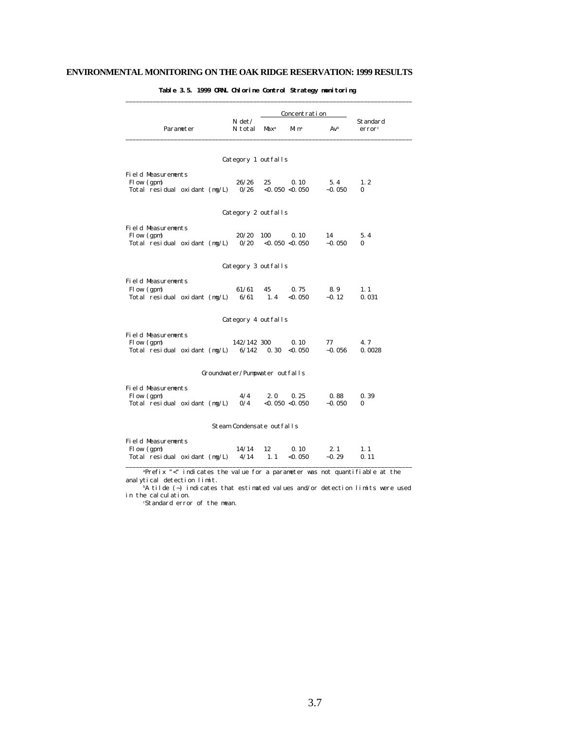**Table 3.5. 1999 ORNL Chlorine Control Strategy monitoring**

| Parameter | N det/ N total | Concentration | | | Standard error[c] |
|---|---|---|---|---|---|
| | | Max[a] | Min[a] | Av[b] | |
| **Category 1 outfalls** | | | | | |
| Field Measurements | | | | | |
| Flow (gpm) | 26/26 | 25 | 0.10 | 5.4 | 1.2 |
| Total residual oxidant (mg/L) | 0/26 | <0.050 | <0.050 | ~0.050 | 0 |
| **Category 2 outfalls** | | | | | |
| Field Measurements | | | | | |
| Flow (gpm) | 20/20 | 100 | 0.10 | 14 | 5.4 |
| Total residual oxidant (mg/L) | 0/20 | <0.050 | <0.050 | ~0.050 | 0 |
| **Category 3 outfalls** | | | | | |
| Field Measurements | | | | | |
| Flow (gpm) | 61/61 | 45 | 0.75 | 8.9 | 1.1 |
| Total residual oxidant (mg/L) | 6/61 | 1.4 | <0.050 | ~0.12 | 0.031 |
| **Category 4 outfalls** | | | | | |
| Field Measurements | | | | | |
| Flow (gpm) | 142/142 | 300 | 0.10 | 77 | 4.7 |
| Total residual oxidant (mg/L) | 6/142 | 0.30 | <0.050 | ~0.056 | 0.0028 |
| **Groundwater/Pumpwater outfalls** | | | | | |
| Field Measurements | | | | | |
| Flow (gpm) | 4/4 | 2.0 | 0.25 | 0.88 | 0.39 |
| Total residual oxidant (mg/L) | 0/4 | <0.050 | <0.050 | ~0.050 | 0 |
| **Steam Condensate outfalls** | | | | | |
| Field Measurements | | | | | |
| Flow (gpm) | 14/14 | 12 | 0.10 | 2.1 | 1.1 |
| Total residual oxidant (mg/L) | 4/14 | 1.1 | <0.050 | ~0.29 | 0.11 |

[a]Prefix "<" indicates the value for a parameter was not quantifiable at the analytical detection limit.

[b]A tilde (~) indicates that estimated values and/or detection limits were used in the calculation.

[c]Standard error of the mean.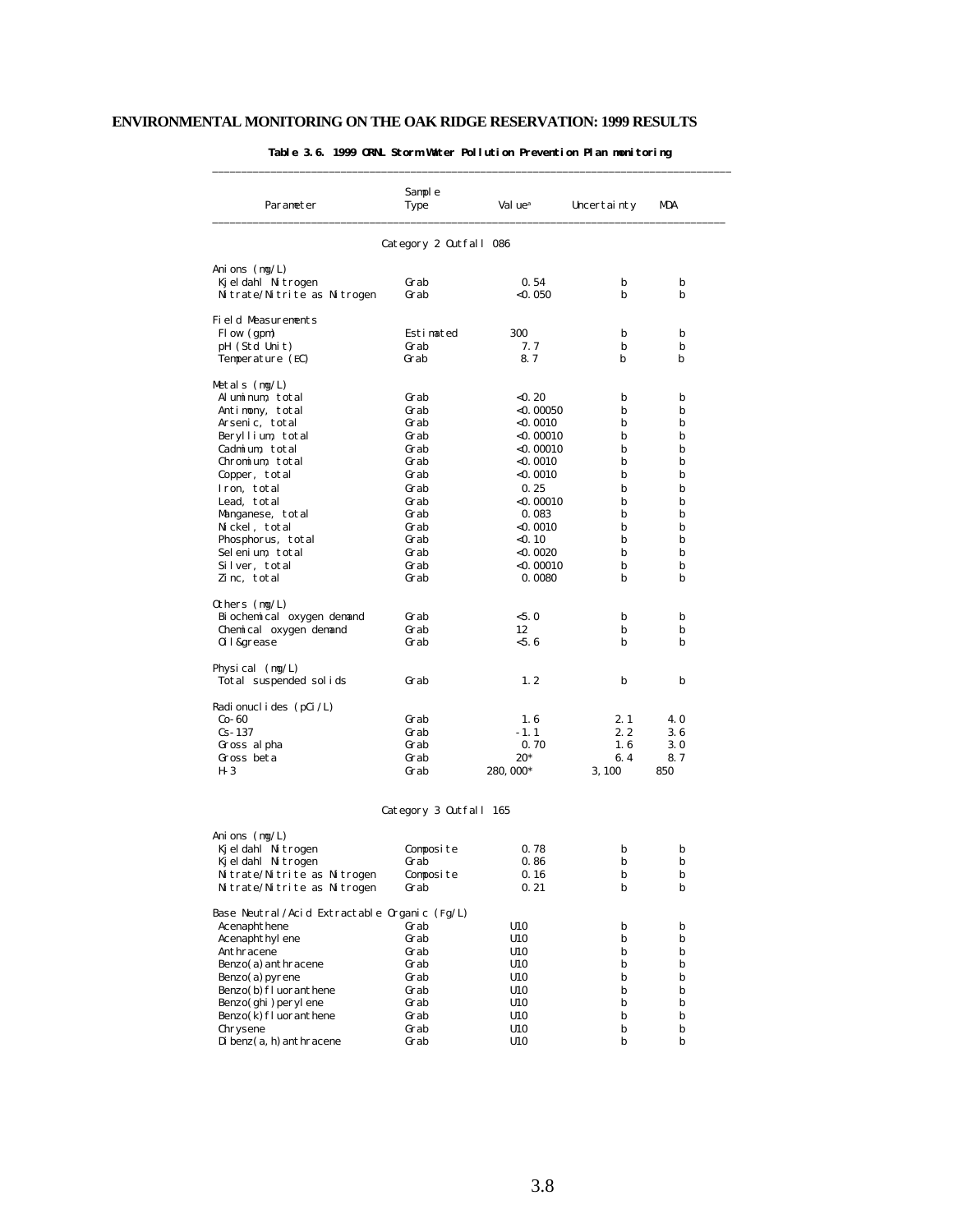**Table 3.6. 1999 ORNL Storm Water Pollution Prevention Plan monitoring**

| Parameter | Sample Type | Value[a] | Uncertainty | MDA |
|---|---|---|---|---|
| | Category 2 Outfall 086 | | | |
| Anions (mg/L) | | | | |
| Kjeldahl Nitrogen | Grab | 0.54 | b | b |
| Nitrate/Nitrite as Nitrogen | Grab | <0.050 | b | b |
| Field Measurements | | | | |
| Flow (gpm) | Estimated | 300 | b | b |
| pH (Std Unit) | Grab | 7.7 | b | b |
| Temperature (EC) | Grab | 8.7 | b | b |
| Metals (mg/L) | | | | |
| Aluminum, total | Grab | <0.20 | b | b |
| Antimony, total | Grab | <0.00050 | b | b |
| Arsenic, total | Grab | <0.0010 | b | b |
| Beryllium, total | Grab | <0.00010 | b | b |
| Cadmium, total | Grab | <0.00010 | b | b |
| Chromium, total | Grab | <0.0010 | b | b |
| Copper, total | Grab | <0.0010 | b | b |
| Iron, total | Grab | 0.25 | b | b |
| Lead, total | Grab | <0.00010 | b | b |
| Manganese, total | Grab | 0.083 | b | b |
| Nickel, total | Grab | <0.0010 | b | b |
| Phosphorus, total | Grab | <0.10 | b | b |
| Selenium, total | Grab | <0.0020 | b | b |
| Silver, total | Grab | <0.00010 | b | b |
| Zinc, total | Grab | 0.0080 | b | b |
| Others (mg/L) | | | | |
| Biochemical oxygen demand | Grab | <5.0 | b | b |
| Chemical oxygen demand | Grab | 12 | b | b |
| Oil&grease | Grab | <5.6 | b | b |
| Physical (mg/L) | | | | |
| Total suspended solids | Grab | 1.2 | b | b |
| Radionuclides (pCi/L) | | | | |
| Co-60 | Grab | 1.6 | 2.1 | 4.0 |
| Cs-137 | Grab | -1.1 | 2.2 | 3.6 |
| Gross alpha | Grab | 0.70 | 1.6 | 3.0 |
| Gross beta | Grab | 20* | 6.4 | 8.7 |
| H-3 | Grab | 280,000* | 3,100 | 850 |
| | Category 3 Outfall 165 | | | |
| Anions (mg/L) | | | | |
| Kjeldahl Nitrogen | Composite | 0.78 | b | b |
| Kjeldahl Nitrogen | Grab | 0.86 | b | b |
| Nitrate/Nitrite as Nitrogen | Composite | 0.16 | b | b |
| Nitrate/Nitrite as Nitrogen | Grab | 0.21 | b | b |
| Base Neutral/Acid Extractable Organic (Fg/L) | | | | |
| Acenaphthene | Grab | U10 | b | b |
| Acenaphthylene | Grab | U10 | b | b |
| Anthracene | Grab | U10 | b | b |
| Benzo(a)anthracene | Grab | U10 | b | b |
| Benzo(a)pyrene | Grab | U10 | b | b |
| Benzo(b)fluoranthene | Grab | U10 | b | b |
| Benzo(ghi)perylene | Grab | U10 | b | b |
| Benzo(k)fluoranthene | Grab | U10 | b | b |
| Chrysene | Grab | U10 | b | b |
| Dibenz(a,h)anthracene | Grab | U10 | b | b |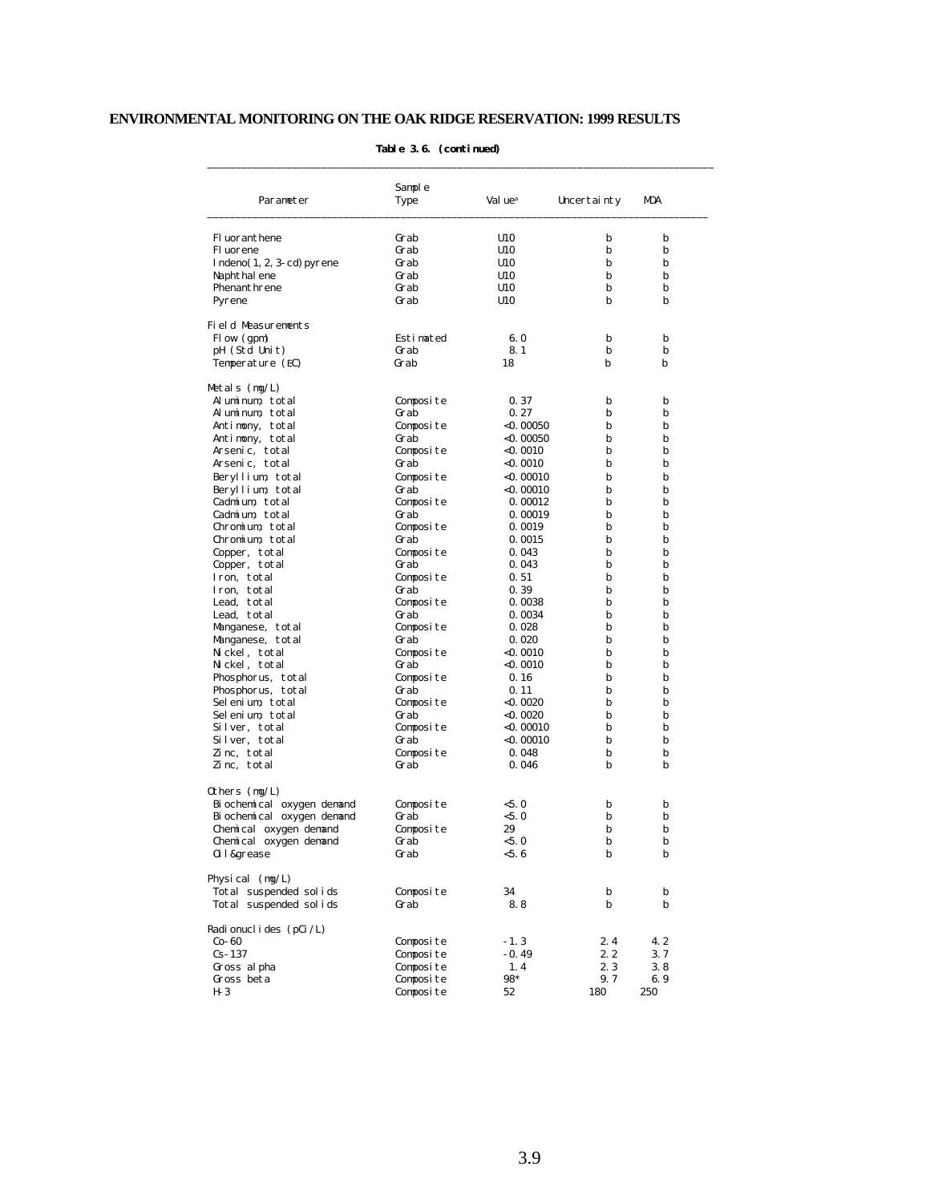**Table 3.6. (continued)**

| Parameter | Sample Type | Value[a] | Uncertainty | MDA |
|---|---|---|---|---|
| Fluoranthene | Grab | U10 | b | b |
| Fluorene | Grab | U10 | b | b |
| Indeno(1,2,3-cd)pyrene | Grab | U10 | b | b |
| Naphthalene | Grab | U10 | b | b |
| Phenanthrene | Grab | U10 | b | b |
| Pyrene | Grab | U10 | b | b |
| **Field Measurements** | | | | |
| Flow (gpm) | Estimated | 6.0 | b | b |
| pH (Std Unit) | Grab | 8.1 | b | b |
| Temperature (EC) | Grab | 18 | b | b |
| **Metals (mg/L)** | | | | |
| Aluminum, total | Composite | 0.37 | b | b |
| Aluminum, total | Grab | 0.27 | b | b |
| Antimony, total | Composite | <0.00050 | b | b |
| Antimony, total | Grab | <0.00050 | b | b |
| Arsenic, total | Composite | <0.0010 | b | b |
| Arsenic, total | Grab | <0.0010 | b | b |
| Beryllium, total | Composite | <0.00010 | b | b |
| Beryllium, total | Grab | <0.00010 | b | b |
| Cadmium, total | Composite | 0.00012 | b | b |
| Cadmium, total | Grab | 0.00019 | b | b |
| Chromium, total | Composite | 0.0019 | b | b |
| Chromium, total | Grab | 0.0015 | b | b |
| Copper, total | Composite | 0.043 | b | b |
| Copper, total | Grab | 0.043 | b | b |
| Iron, total | Composite | 0.51 | b | b |
| Iron, total | Grab | 0.39 | b | b |
| Lead, total | Composite | 0.0038 | b | b |
| Lead, total | Grab | 0.0034 | b | b |
| Manganese, total | Composite | 0.028 | b | b |
| Manganese, total | Grab | 0.020 | b | b |
| Nickel, total | Composite | <0.0010 | b | b |
| Nickel, total | Grab | <0.0010 | b | b |
| Phosphorus, total | Composite | 0.16 | b | b |
| Phosphorus, total | Grab | 0.11 | b | b |
| Selenium, total | Composite | <0.0020 | b | b |
| Selenium, total | Grab | <0.0020 | b | b |
| Silver, total | Composite | <0.00010 | b | b |
| Silver, total | Grab | <0.00010 | b | b |
| Zinc, total | Composite | 0.048 | b | b |
| Zinc, total | Grab | 0.046 | b | b |
| **Others (mg/L)** | | | | |
| Biochemical oxygen demand | Composite | <5.0 | b | b |
| Biochemical oxygen demand | Grab | <5.0 | b | b |
| Chemical oxygen demand | Composite | 29 | b | b |
| Chemical oxygen demand | Grab | <5.0 | b | b |
| Oil&grease | Grab | <5.6 | b | b |
| **Physical (mg/L)** | | | | |
| Total suspended solids | Composite | 34 | b | b |
| Total suspended solids | Grab | 8.8 | b | b |
| **Radionuclides (pCi/L)** | | | | |
| Co-60 | Composite | -1.3 | 2.4 | 4.2 |
| Cs-137 | Composite | -0.49 | 2.2 | 3.7 |
| Gross alpha | Composite | 1.4 | 2.3 | 3.8 |
| Gross beta | Composite | 98* | 9.7 | 6.9 |
| H-3 | Composite | 52 | 180 | 250 |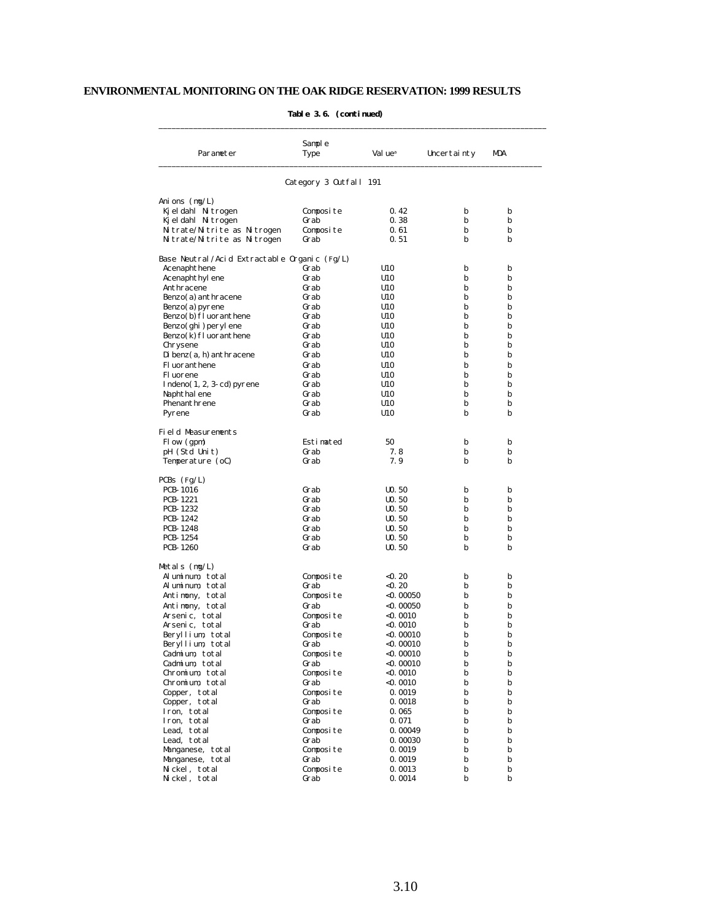**Table 3.6. (continued)**

| Parameter | Sample Type | Value[a] | Uncertainty | MDA |
|---|---|---|---|---|
| | Category 3 Outfall 191 | | | |
| **Anions (mg/L)** | | | | |
| Kjeldahl Nitrogen | Composite | 0.42 | b | b |
| Kjeldahl Nitrogen | Grab | 0.38 | b | b |
| Nitrate/Nitrite as Nitrogen | Composite | 0.61 | b | b |
| Nitrate/Nitrite as Nitrogen | Grab | 0.51 | b | b |
| **Base Neutral/Acid Extractable Organic (µg/L)** | | | | |
| Acenaphthene | Grab | U10 | b | b |
| Acenaphthylene | Grab | U10 | b | b |
| Anthracene | Grab | U10 | b | b |
| Benzo(a)anthracene | Grab | U10 | b | b |
| Benzo(a)pyrene | Grab | U10 | b | b |
| Benzo(b)fluoranthene | Grab | U10 | b | b |
| Benzo(ghi)perylene | Grab | U10 | b | b |
| Benzo(k)fluoranthene | Grab | U10 | b | b |
| Chrysene | Grab | U10 | b | b |
| Dibenz(a,h)anthracene | Grab | U10 | b | b |
| Fluoranthene | Grab | U10 | b | b |
| Fluorene | Grab | U10 | b | b |
| Indeno(1,2,3-cd)pyrene | Grab | U10 | b | b |
| Naphthalene | Grab | U10 | b | b |
| Phenanthrene | Grab | U10 | b | b |
| Pyrene | Grab | U10 | b | b |
| **Field Measurements** | | | | |
| Flow (gpm) | Estimated | 50 | b | b |
| pH (Std Unit) | Grab | 7.8 | b | b |
| Temperature (oC) | Grab | 7.9 | b | b |
| **PCBs (µg/L)** | | | | |
| PCB-1016 | Grab | U0.50 | b | b |
| PCB-1221 | Grab | U0.50 | b | b |
| PCB-1232 | Grab | U0.50 | b | b |
| PCB-1242 | Grab | U0.50 | b | b |
| PCB-1248 | Grab | U0.50 | b | b |
| PCB-1254 | Grab | U0.50 | b | b |
| PCB-1260 | Grab | U0.50 | b | b |
| **Metals (mg/L)** | | | | |
| Aluminum, total | Composite | <0.20 | b | b |
| Aluminum, total | Grab | <0.20 | b | b |
| Antimony, total | Composite | <0.00050 | b | b |
| Antimony, total | Grab | <0.00050 | b | b |
| Arsenic, total | Composite | <0.0010 | b | b |
| Arsenic, total | Grab | <0.0010 | b | b |
| Beryllium, total | Composite | <0.00010 | b | b |
| Beryllium, total | Grab | <0.00010 | b | b |
| Cadmium, total | Composite | <0.00010 | b | b |
| Cadmium, total | Grab | <0.00010 | b | b |
| Chromium, total | Composite | <0.0010 | b | b |
| Chromium, total | Grab | <0.0010 | b | b |
| Copper, total | Composite | 0.0019 | b | b |
| Copper, total | Grab | 0.0018 | b | b |
| Iron, total | Composite | 0.065 | b | b |
| Iron, total | Grab | 0.071 | b | b |
| Lead, total | Composite | 0.00049 | b | b |
| Lead, total | Grab | 0.00030 | b | b |
| Manganese, total | Composite | 0.0019 | b | b |
| Manganese, total | Grab | 0.0019 | b | b |
| Nickel, total | Composite | 0.0013 | b | b |
| Nickel, total | Grab | 0.0014 | b | b |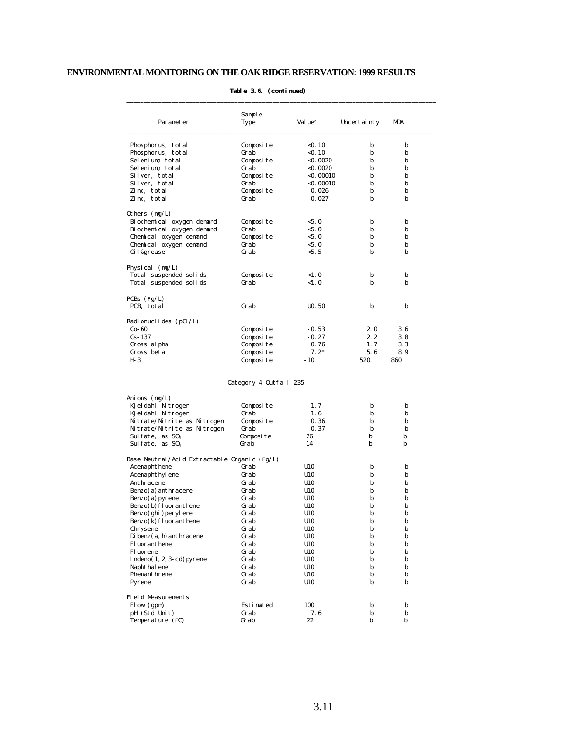**Table 3.6. (continued)**

| Parameter | Sample Type | Value[a] | Uncertainty | MDA |
|---|---|---|---|---|
| Phosphorus, total | Composite | <0.10 | b | b |
| Phosphorus, total | Grab | <0.10 | b | b |
| Selenium, total | Composite | <0.0020 | b | b |
| Selenium, total | Grab | <0.0020 | b | b |
| Silver, total | Composite | <0.00010 | b | b |
| Silver, total | Grab | <0.00010 | b | b |
| Zinc, total | Composite | 0.026 | b | b |
| Zinc, total | Grab | 0.027 | b | b |
| Others (mg/L) | | | | |
| Biochemical oxygen demand | Composite | <5.0 | b | b |
| Biochemical oxygen demand | Grab | <5.0 | b | b |
| Chemical oxygen demand | Composite | <5.0 | b | b |
| Chemical oxygen demand | Grab | <5.0 | b | b |
| Oil&grease | Grab | <5.5 | b | b |
| Physical (mg/L) | | | | |
| Total suspended solids | Composite | <1.0 | b | b |
| Total suspended solids | Grab | <1.0 | b | b |
| PCBs (µg/L) | | | | |
| PCB, total | Grab | U0.50 | b | b |
| Radionuclides (pCi/L) | | | | |
| Co-60 | Composite | -0.53 | 2.0 | 3.6 |
| Cs-137 | Composite | -0.27 | 2.2 | 3.8 |
| Gross alpha | Composite | 0.76 | 1.7 | 3.3 |
| Gross beta | Composite | 7.2* | 5.6 | 8.9 |
| H-3 | Composite | -10 | 520 | 860 |
| **Category 4 Outfall 235** | | | | |
| Anions (mg/L) | | | | |
| Kjeldahl Nitrogen | Composite | 1.7 | b | b |
| Kjeldahl Nitrogen | Grab | 1.6 | b | b |
| Nitrate/Nitrite as Nitrogen | Composite | 0.36 | b | b |
| Nitrate/Nitrite as Nitrogen | Grab | 0.37 | b | b |
| Sulfate, as $SO_4$ | Composite | 26 | b | b |
| Sulfate, as $SO_4$ | Grab | 14 | b | b |
| Base Neutral/Acid Extractable Organic (µg/L) | | | | |
| Acenaphthene | Grab | U10 | b | b |
| Acenaphthylene | Grab | U10 | b | b |
| Anthracene | Grab | U10 | b | b |
| Benzo(a)anthracene | Grab | U10 | b | b |
| Benzo(a)pyrene | Grab | U10 | b | b |
| Benzo(b)fluoranthene | Grab | U10 | b | b |
| Benzo(ghi)perylene | Grab | U10 | b | b |
| Benzo(k)fluoranthene | Grab | U10 | b | b |
| Chrysene | Grab | U10 | b | b |
| Dibenz(a,h)anthracene | Grab | U10 | b | b |
| Fluoranthene | Grab | U10 | b | b |
| Fluorene | Grab | U10 | b | b |
| Indeno(1,2,3-cd)pyrene | Grab | U10 | b | b |
| Naphthalene | Grab | U10 | b | b |
| Phenanthrene | Grab | U10 | b | b |
| Pyrene | Grab | U10 | b | b |
| Field Measurements | | | | |
| Flow (gpm) | Estimated | 100 | b | b |
| pH (Std Unit) | Grab | 7.6 | b | b |
| Temperature (°C) | Grab | 22 | b | b |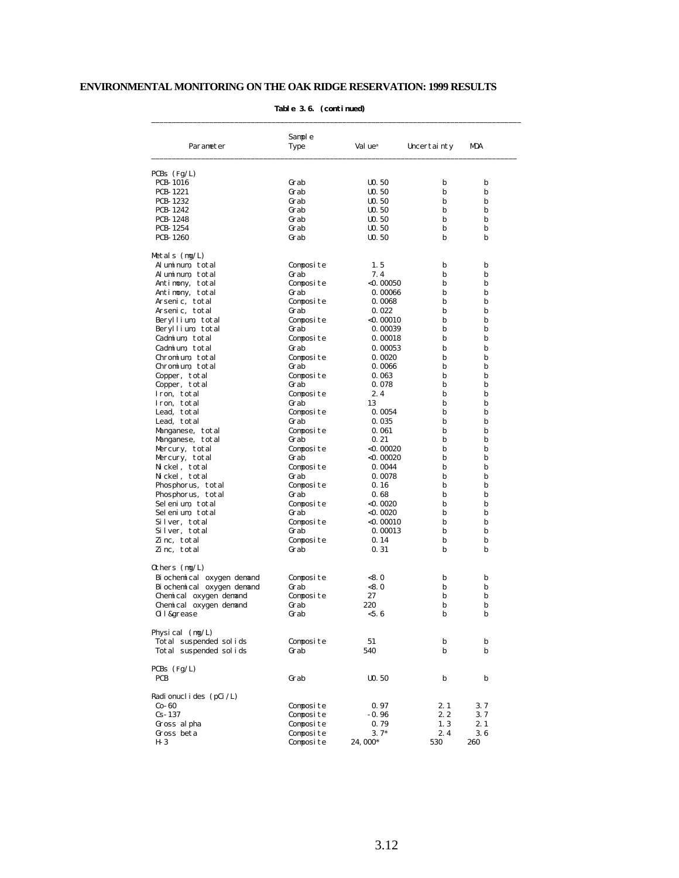**Table 3.6. (continued)**

| Parameter | Sample Type | Value[a] | Uncertainty | MDA |
|---|---|---|---|---|
| PCBs (Fg/L) | | | | |
| PCB-1016 | Grab | U0.50 | b | b |
| PCB-1221 | Grab | U0.50 | b | b |
| PCB-1232 | Grab | U0.50 | b | b |
| PCB-1242 | Grab | U0.50 | b | b |
| PCB-1248 | Grab | U0.50 | b | b |
| PCB-1254 | Grab | U0.50 | b | b |
| PCB-1260 | Grab | U0.50 | b | b |
| Metals (mg/L) | | | | |
| Aluminum, total | Composite | 1.5 | b | b |
| Aluminum, total | Grab | 7.4 | b | b |
| Antimony, total | Composite | <0.00050 | b | b |
| Antimony, total | Grab | 0.00066 | b | b |
| Arsenic, total | Composite | 0.0068 | b | b |
| Arsenic, total | Grab | 0.022 | b | b |
| Beryllium, total | Composite | <0.00010 | b | b |
| Beryllium, total | Grab | 0.00039 | b | b |
| Cadmium, total | Composite | 0.00018 | b | b |
| Cadmium, total | Grab | 0.00053 | b | b |
| Chromium, total | Composite | 0.0020 | b | b |
| Chromium, total | Grab | 0.0066 | b | b |
| Copper, total | Composite | 0.063 | b | b |
| Copper, total | Grab | 0.078 | b | b |
| Iron, total | Composite | 2.4 | b | b |
| Iron, total | Grab | 13 | b | b |
| Lead, total | Composite | 0.0054 | b | b |
| Lead, total | Grab | 0.035 | b | b |
| Manganese, total | Composite | 0.061 | b | b |
| Manganese, total | Grab | 0.21 | b | b |
| Mercury, total | Composite | <0.00020 | b | b |
| Mercury, total | Grab | <0.00020 | b | b |
| Nickel, total | Composite | 0.0044 | b | b |
| Nickel, total | Grab | 0.0078 | b | b |
| Phosphorus, total | Composite | 0.16 | b | b |
| Phosphorus, total | Grab | 0.68 | b | b |
| Selenium, total | Composite | <0.0020 | b | b |
| Selenium, total | Grab | <0.0020 | b | b |
| Silver, total | Composite | <0.00010 | b | b |
| Silver, total | Grab | 0.00013 | b | b |
| Zinc, total | Composite | 0.14 | b | b |
| Zinc, total | Grab | 0.31 | b | b |
| Others (mg/L) | | | | |
| Biochemical oxygen demand | Composite | <8.0 | b | b |
| Biochemical oxygen demand | Grab | <8.0 | b | b |
| Chemical oxygen demand | Composite | 27 | b | b |
| Chemical oxygen demand | Grab | 220 | b | b |
| Oil&grease | Grab | <5.6 | b | b |
| Physical (mg/L) | | | | |
| Total suspended solids | Composite | 51 | b | b |
| Total suspended solids | Grab | 540 | b | b |
| PCBs (Fg/L) | | | | |
| PCB | Grab | U0.50 | b | b |
| Radionuclides (pCi/L) | | | | |
| Co-60 | Composite | 0.97 | 2.1 | 3.7 |
| Cs-137 | Composite | -0.96 | 2.2 | 3.7 |
| Gross alpha | Composite | 0.79 | 1.3 | 2.1 |
| Gross beta | Composite | 3.7* | 2.4 | 3.6 |
| H-3 | Composite | 24,000* | 530 | 260 |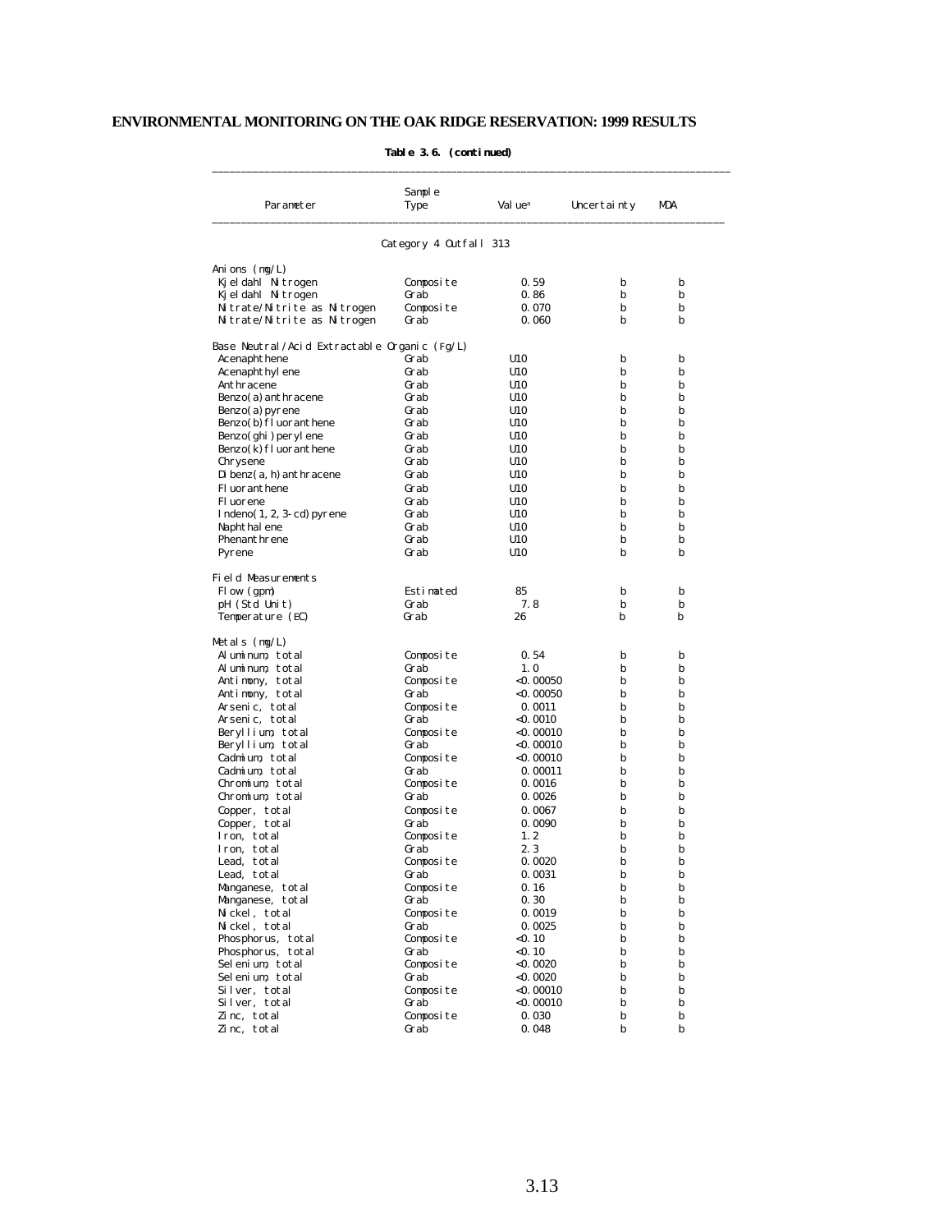**Table 3.6. (continued)**

| Parameter | Sample Type | Value[a] | Uncertainty | MDA |
|---|---|---|---|---|
| | Category 4 Outfall 313 | | | |
| Anions (mg/L) | | | | |
| Kjeldahl Nitrogen | Composite | 0.59 | b | b |
| Kjeldahl Nitrogen | Grab | 0.86 | b | b |
| Nitrate/Nitrite as Nitrogen | Composite | 0.070 | b | b |
| Nitrate/Nitrite as Nitrogen | Grab | 0.060 | b | b |
| Base Neutral/Acid Extractable Organic (μg/L) | | | | |
| Acenaphthene | Grab | U10 | b | b |
| Acenaphthylene | Grab | U10 | b | b |
| Anthracene | Grab | U10 | b | b |
| Benzo(a)anthracene | Grab | U10 | b | b |
| Benzo(a)pyrene | Grab | U10 | b | b |
| Benzo(b)fluoranthene | Grab | U10 | b | b |
| Benzo(ghi)perylene | Grab | U10 | b | b |
| Benzo(k)fluoranthene | Grab | U10 | b | b |
| Chrysene | Grab | U10 | b | b |
| Dibenz(a,h)anthracene | Grab | U10 | b | b |
| Fluoranthene | Grab | U10 | b | b |
| Fluorene | Grab | U10 | b | b |
| Indeno(1,2,3-cd)pyrene | Grab | U10 | b | b |
| Naphthalene | Grab | U10 | b | b |
| Phenanthrene | Grab | U10 | b | b |
| Pyrene | Grab | U10 | b | b |
| Field Measurements | | | | |
| Flow (gpm) | Estimated | 85 | b | b |
| pH (Std Unit) | Grab | 7.8 | b | b |
| Temperature (°C) | Grab | 26 | b | b |
| Metals (mg/L) | | | | |
| Aluminum, total | Composite | 0.54 | b | b |
| Aluminum, total | Grab | 1.0 | b | b |
| Antimony, total | Composite | <0.00050 | b | b |
| Antimony, total | Grab | <0.00050 | b | b |
| Arsenic, total | Composite | 0.0011 | b | b |
| Arsenic, total | Grab | <0.0010 | b | b |
| Beryllium, total | Composite | <0.00010 | b | b |
| Beryllium, total | Grab | <0.00010 | b | b |
| Cadmium, total | Composite | <0.00010 | b | b |
| Cadmium, total | Grab | 0.00011 | b | b |
| Chromium, total | Composite | 0.0016 | b | b |
| Chromium, total | Grab | 0.0026 | b | b |
| Copper, total | Composite | 0.0067 | b | b |
| Copper, total | Grab | 0.0090 | b | b |
| Iron, total | Composite | 1.2 | b | b |
| Iron, total | Grab | 2.3 | b | b |
| Lead, total | Composite | 0.0020 | b | b |
| Lead, total | Grab | 0.0031 | b | b |
| Manganese, total | Composite | 0.16 | b | b |
| Manganese, total | Grab | 0.30 | b | b |
| Nickel, total | Composite | 0.0019 | b | b |
| Nickel, total | Grab | 0.0025 | b | b |
| Phosphorus, total | Composite | <0.10 | b | b |
| Phosphorus, total | Grab | <0.10 | b | b |
| Selenium, total | Composite | <0.0020 | b | b |
| Selenium, total | Grab | <0.0020 | b | b |
| Silver, total | Composite | <0.00010 | b | b |
| Silver, total | Grab | <0.00010 | b | b |
| Zinc, total | Composite | 0.030 | b | b |
| Zinc, total | Grab | 0.048 | b | b |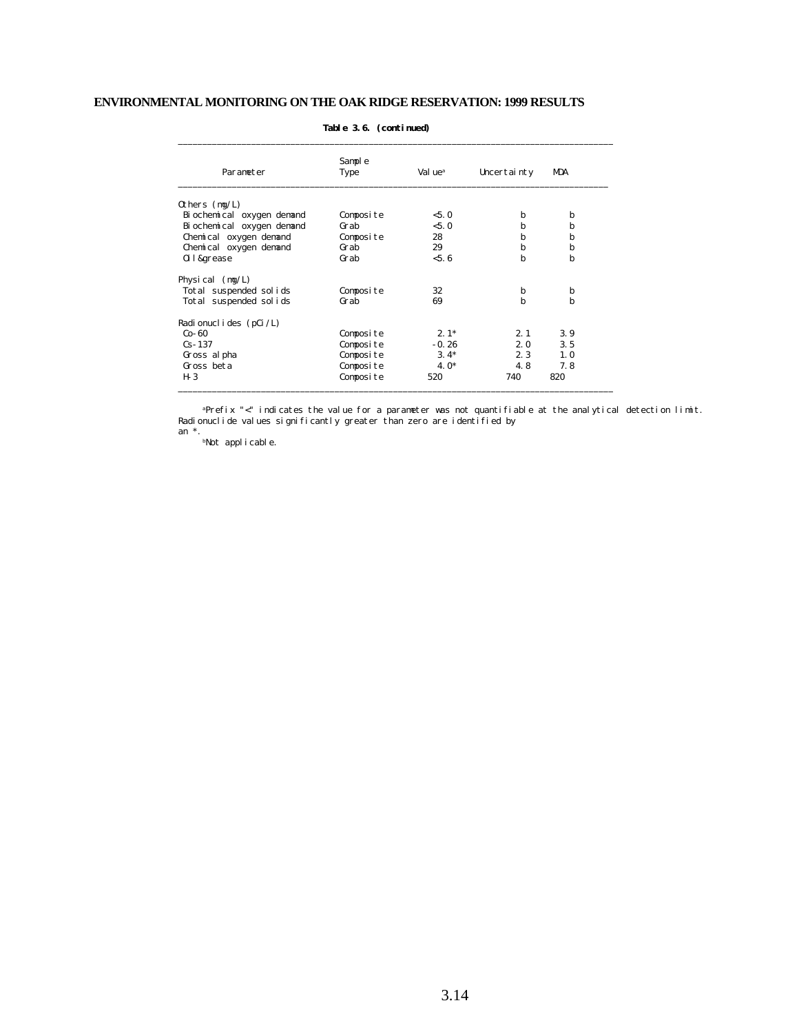**Table 3.6. (continued)**

| Parameter | Sample Type | Value[a] | Uncertainty | MDA |
|---|---|---|---|---|
| Others (mg/L) | | | | |
| Biochemical oxygen demand | Composite | <5.0 | b | b |
| Biochemical oxygen demand | Grab | <5.0 | b | b |
| Chemical oxygen demand | Composite | 28 | b | b |
| Chemical oxygen demand | Grab | 29 | b | b |
| Oil&grease | Grab | <5.6 | b | b |
| Physical (mg/L) | | | | |
| Total suspended solids | Composite | 32 | b | b |
| Total suspended solids | Grab | 69 | b | b |
| Radionuclides (pCi/L) | | | | |
| Co-60 | Composite | 2.1* | 2.1 | 3.9 |
| Cs-137 | Composite | -0.26 | 2.0 | 3.5 |
| Gross alpha | Composite | 3.4* | 2.3 | 1.0 |
| Gross beta | Composite | 4.0* | 4.8 | 7.8 |
| H-3 | Composite | 520 | 740 | 820 |

[a]Prefix "<" indicates the value for a parameter was not quantifiable at the analytical detection limit. Radionuclide values significantly greater than zero are identified by an *.

[b]Not applicable.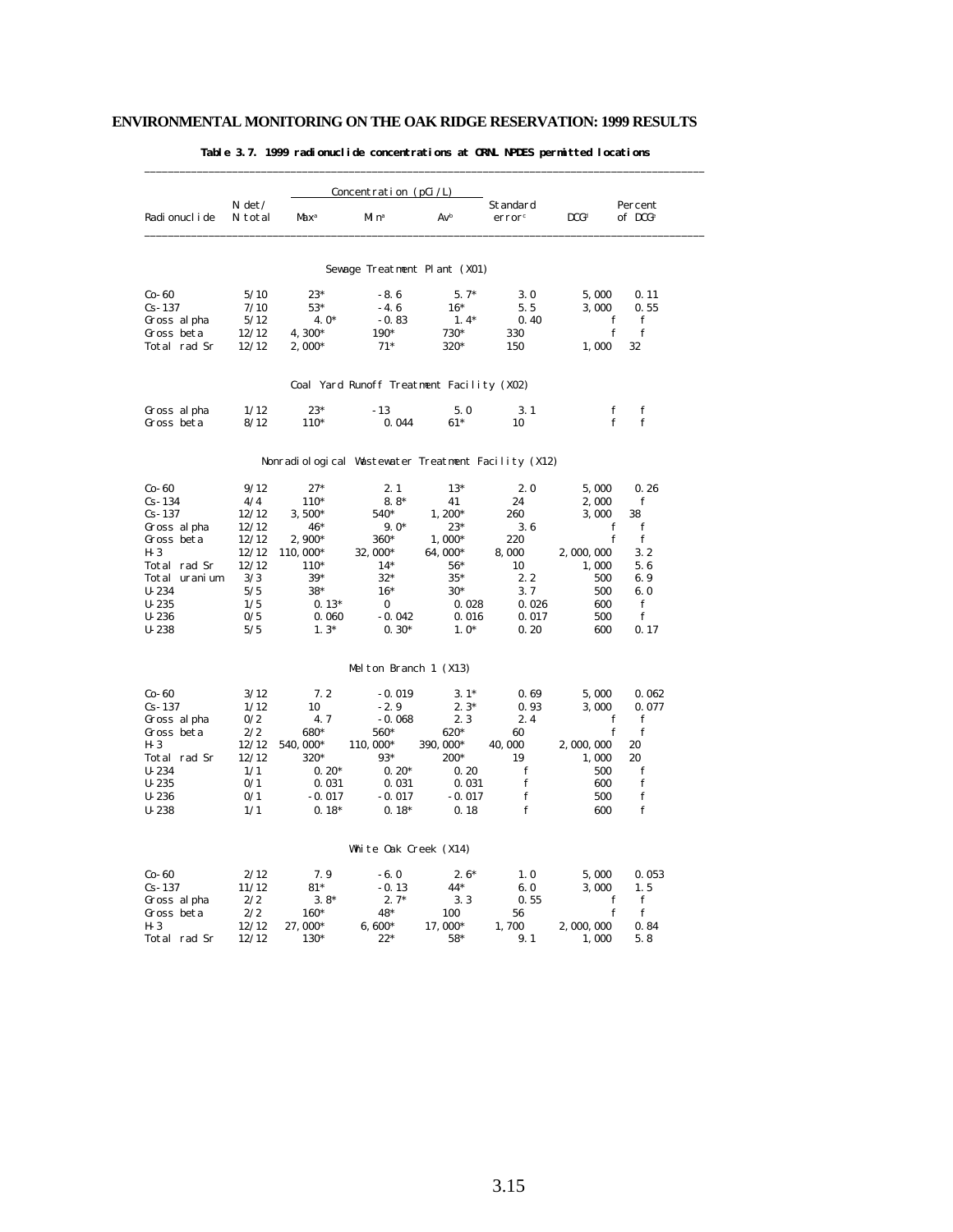**Table 3.7. 1999 radionuclide concentrations at ORNL NPDES permitted locations**

| Radionuclide | N det/ N total | Concentration (pCi/L) Max[a] | Min[a] | Av[b] | Standard error[c] | DCG[d] | Percent of DCG[e] |
|---|---|---|---|---|---|---|---|
| **Sewage Treatment Plant (X01)** | | | | | | | |
| Co-60 | 5/10 | 23* | -8.6 | 5.7* | 3.0 | 5,000 | 0.11 |
| Cs-137 | 7/10 | 53* | -4.6 | 16* | 5.5 | 3,000 | 0.55 |
| Gross alpha | 5/12 | 4.0* | -0.83 | 1.4* | 0.40 | f | f |
| Gross beta | 12/12 | 4,300* | 190* | 730* | 330 | f | f |
| Total rad Sr | 12/12 | 2,000* | 71* | 320* | 150 | 1,000 | 32 |
| **Coal Yard Runoff Treatment Facility (X02)** | | | | | | | |
| Gross alpha | 1/12 | 23* | -13 | 5.0 | 3.1 | f | f |
| Gross beta | 8/12 | 110* | 0.044 | 61* | 10 | f | f |
| **Nonradiological Wastewater Treatment Facility (X12)** | | | | | | | |
| Co-60 | 9/12 | 27* | 2.1 | 13* | 2.0 | 5,000 | 0.26 |
| Cs-134 | 4/4 | 110* | 8.8* | 41 | 24 | 2,000 | f |
| Cs-137 | 12/12 | 3,500* | 540* | 1,200* | 260 | 3,000 | 38 |
| Gross alpha | 12/12 | 46* | 9.0* | 23* | 3.6 | f | f |
| Gross beta | 12/12 | 2,900* | 360* | 1,000* | 220 | f | f |
| H-3 | 12/12 | 110,000* | 32,000* | 64,000* | 8,000 | 2,000,000 | 3.2 |
| Total rad Sr | 12/12 | 110* | 14* | 56* | 10 | 1,000 | 5.6 |
| Total uranium | 3/3 | 39* | 32* | 35* | 2.2 | 500 | 6.9 |
| U-234 | 5/5 | 38* | 16* | 30* | 3.7 | 500 | 6.0 |
| U-235 | 1/5 | 0.13* | 0 | 0.028 | 0.026 | 600 | f |
| U-236 | 0/5 | 0.060 | -0.042 | 0.016 | 0.017 | 500 | f |
| U-238 | 5/5 | 1.3* | 0.30* | 1.0* | 0.20 | 600 | 0.17 |
| **Melton Branch 1 (X13)** | | | | | | | |
| Co-60 | 3/12 | 7.2 | -0.019 | 3.1* | 0.69 | 5,000 | 0.062 |
| Cs-137 | 1/12 | 10 | -2.9 | 2.3* | 0.93 | 3,000 | 0.077 |
| Gross alpha | 0/2 | 4.7 | -0.068 | 2.3 | 2.4 | f | f |
| Gross beta | 2/2 | 680* | 560* | 620* | 60 | f | f |
| H-3 | 12/12 | 540,000* | 110,000* | 390,000* | 40,000 | 2,000,000 | 20 |
| Total rad Sr | 12/12 | 320* | 93* | 200* | 19 | 1,000 | 20 |
| U-234 | 1/1 | 0.20* | 0.20* | 0.20 | f | 500 | f |
| U-235 | 0/1 | 0.031 | 0.031 | 0.031 | f | 600 | f |
| U-236 | 0/1 | -0.017 | -0.017 | -0.017 | f | 500 | f |
| U-238 | 1/1 | 0.18* | 0.18* | 0.18 | f | 600 | f |
| **White Oak Creek (X14)** | | | | | | | |
| Co-60 | 2/12 | 7.9 | -6.0 | 2.6* | 1.0 | 5,000 | 0.053 |
| Cs-137 | 11/12 | 81* | -0.13 | 44* | 6.0 | 3,000 | 1.5 |
| Gross alpha | 2/2 | 3.8* | 2.7* | 3.3 | 0.55 | f | f |
| Gross beta | 2/2 | 160* | 48* | 100 | 56 | f | f |
| H-3 | 12/12 | 27,000* | 6,600* | 17,000* | 1,700 | 2,000,000 | 0.84 |
| Total rad Sr | 12/12 | 130* | 22* | 58* | 9.1 | 1,000 | 5.8 |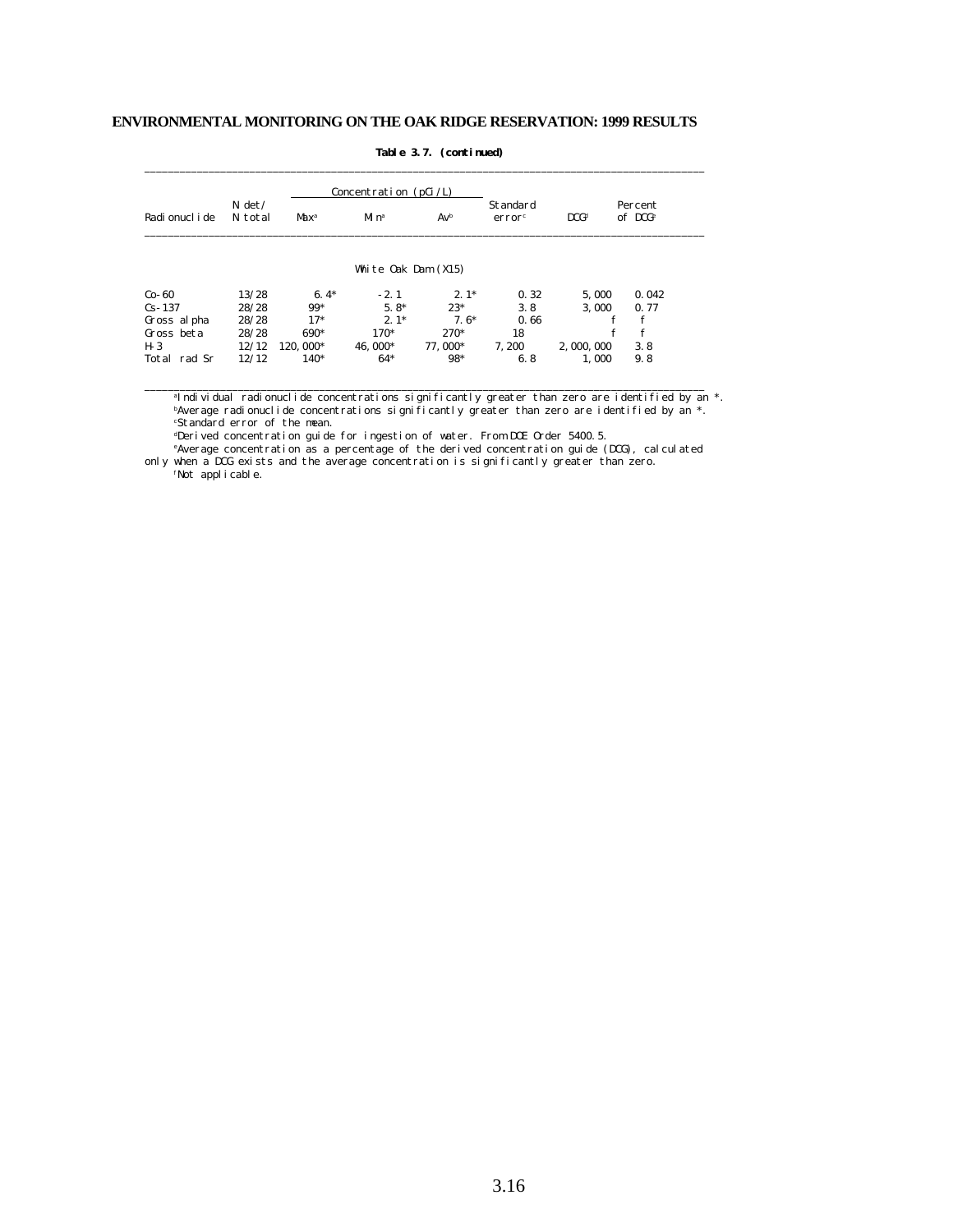**Table 3.7. (continued)**

| Radionuclide | N det/ N total | Concentration (pCi/L) | | | Standard error[c] | DCG[d] | Percent of DCG[e] |
|---|---|---|---|---|---|---|---|
| | | Max[a] | Min[a] | Av[b] | | | |
| | | | White Oak Dam (X15) | | | | |
| Co-60 | 13/28 | 6.4* | -2.1 | 2.1* | 0.32 | 5,000 | 0.042 |
| Cs-137 | 28/28 | 99* | 5.8* | 23* | 3.8 | 3,000 | 0.77 |
| Gross alpha | 28/28 | 17* | 2.1* | 7.6* | 0.66 | f | f |
| Gross beta | 28/28 | 690* | 170* | 270* | 18 | f | f |
| H-3 | 12/12 | 120,000* | 46,000* | 77,000* | 7,200 | 2,000,000 | 3.8 |
| Total rad Sr | 12/12 | 140* | 64* | 98* | 6.8 | 1,000 | 9.8 |

[a]Individual radionuclide concentrations significantly greater than zero are identified by an *.
[b]Average radionuclide concentrations significantly greater than zero are identified by an *.
[c]Standard error of the mean.
[d]Derived concentration guide for ingestion of water. From DOE Order 5400.5.
[e]Average concentration as a percentage of the derived concentration guide (DCG), calculated only when a DCG exists and the average concentration is significantly greater than zero.
[f]Not applicable.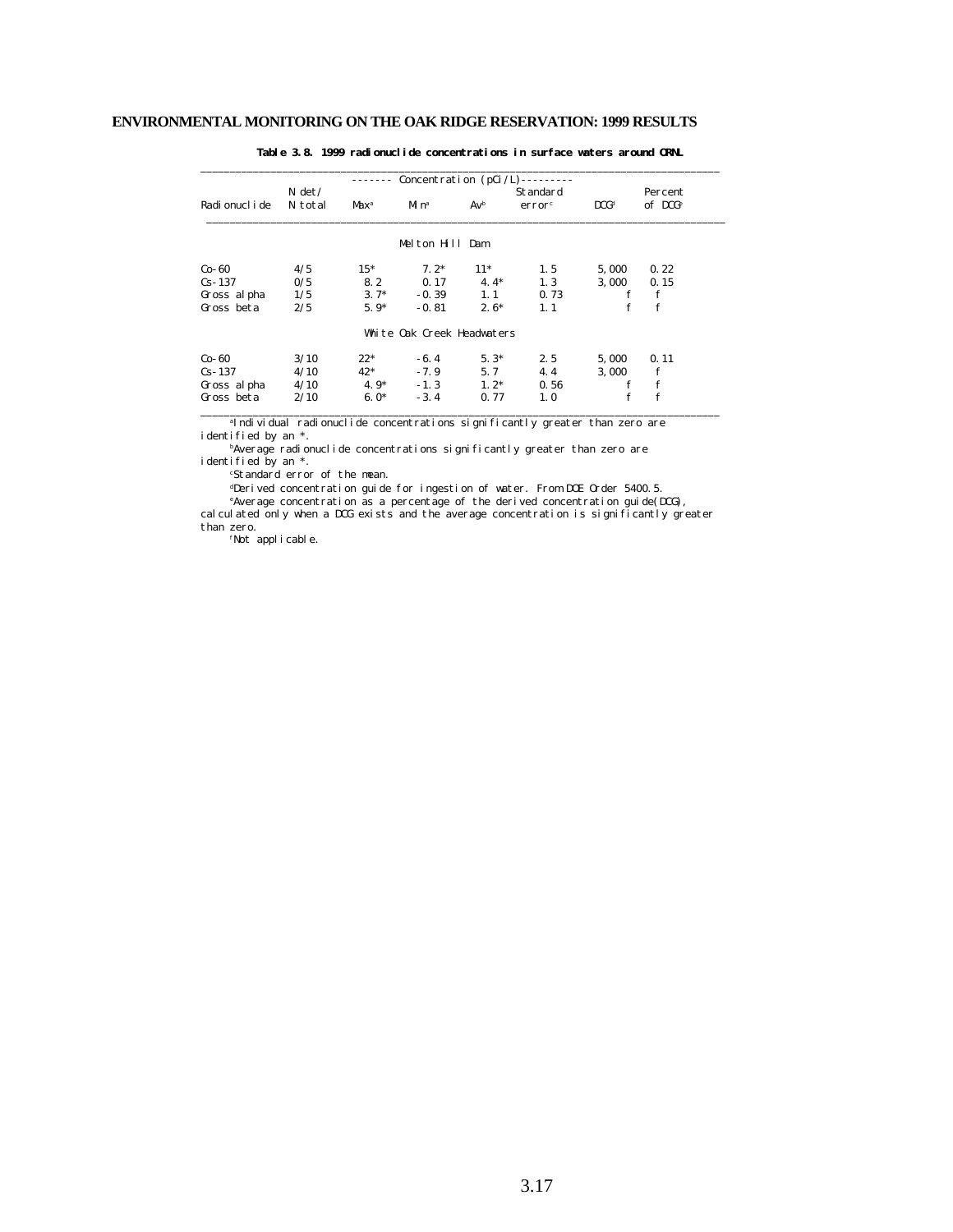**Table 3.8. 1999 radionuclide concentrations in surface waters around ORNL**

| Radionuclide | N det/ N total | Concentration (pCi/L) Max[a] | Min[a] | Av[b] | Standard error[c] | DCG[d] | Percent of DCG[e] |
|---|---|---|---|---|---|---|---|
| **Melton Hill Dam** | | | | | | | |
| Co-60 | 4/5 | 15* | 7.2* | 11* | 1.5 | 5,000 | 0.22 |
| Cs-137 | 0/5 | 8.2 | 0.17 | 4.4* | 1.3 | 3,000 | 0.15 |
| Gross alpha | 1/5 | 3.7* | -0.39 | 1.1 | 0.73 | f | f |
| Gross beta | 2/5 | 5.9* | -0.81 | 2.6* | 1.1 | f | f |
| **White Oak Creek Headwaters** | | | | | | | |
| Co-60 | 3/10 | 22* | -6.4 | 5.3* | 2.5 | 5,000 | 0.11 |
| Cs-137 | 4/10 | 42* | -7.9 | 5.7 | 4.4 | 3,000 | f |
| Gross alpha | 4/10 | 4.9* | -1.3 | 1.2* | 0.56 | f | f |
| Gross beta | 2/10 | 6.0* | -3.4 | 0.77 | 1.0 | f | f |

[a]Individual radionuclide concentrations significantly greater than zero are identified by an *.

[b]Average radionuclide concentrations significantly greater than zero are identified by an *.

[c]Standard error of the mean.

[d]Derived concentration guide for ingestion of water. From DOE Order 5400.5.

[e]Average concentration as a percentage of the derived concentration guide (DCG), calculated only when a DCG exists and the average concentration is significantly greater than zero.

[f]Not applicable.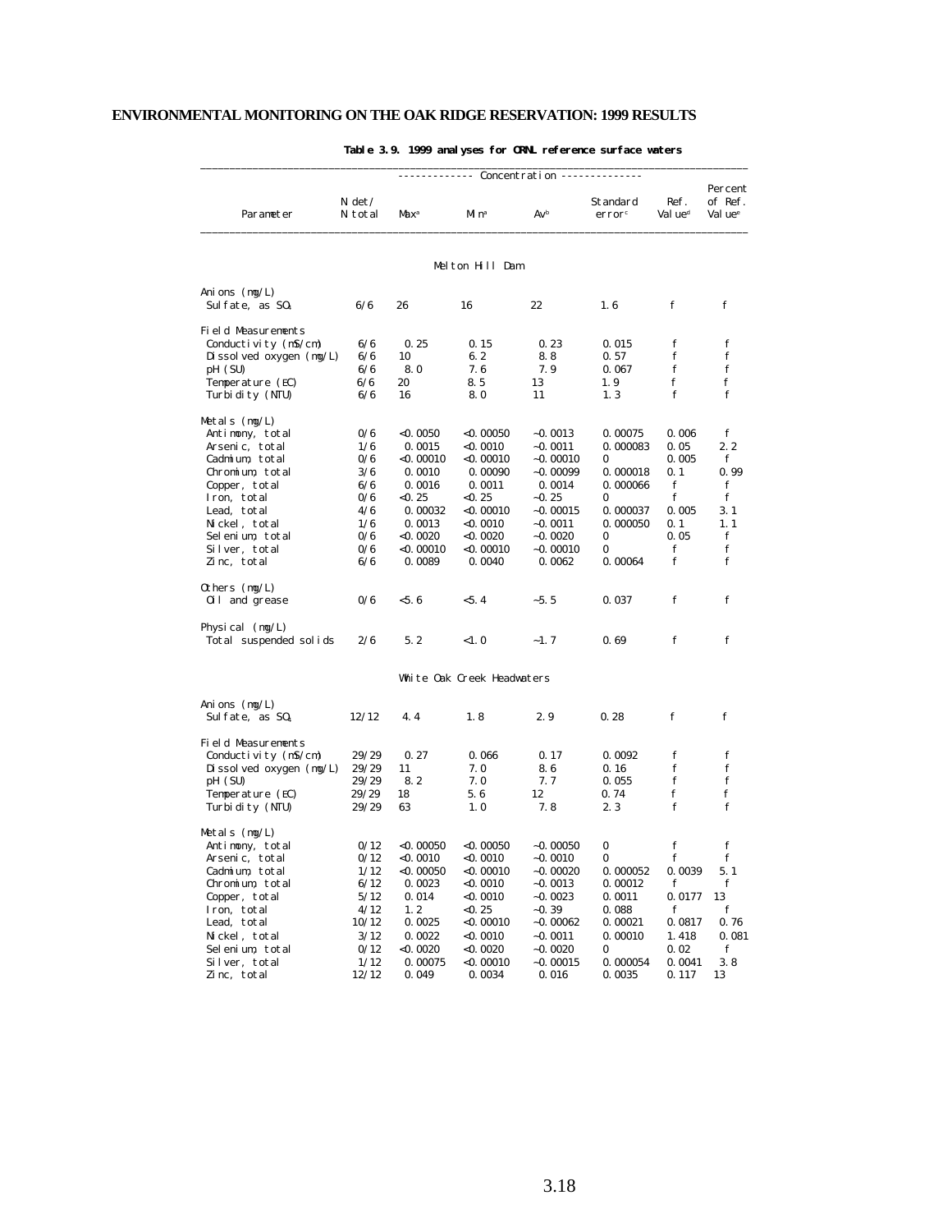**Table 3.9. 1999 analyses for ORNL reference surface waters**

| Parameter | N det/ N total | Concentration Max[a] | Min[a] | Av[b] | Standard error[c] | Ref. Value[d] | Percent of Ref. Value[e] |
|---|---|---|---|---|---|---|---|
| **Melton Hill Dam** | | | | | | | |
| Anions (mg/L) | | | | | | | |
| Sulfate, as $SO_4$ | 6/6 | 26 | 16 | 22 | 1.6 | f | f |
| Field Measurements | | | | | | | |
| Conductivity (mS/cm) | 6/6 | 0.25 | 0.15 | 0.23 | 0.015 | f | f |
| Dissolved oxygen (mg/L) | 6/6 | 10 | 6.2 | 8.8 | 0.57 | f | f |
| pH (SU) | 6/6 | 8.0 | 7.6 | 7.9 | 0.067 | f | f |
| Temperature (EC) | 6/6 | 20 | 8.5 | 13 | 1.9 | f | f |
| Turbidity (NTU) | 6/6 | 16 | 8.0 | 11 | 1.3 | f | f |
| Metals (mg/L) | | | | | | | |
| Antimony, total | 0/6 | <0.0050 | <0.00050 | ~0.0013 | 0.00075 | 0.006 | f |
| Arsenic, total | 1/6 | 0.0015 | <0.0010 | ~0.0011 | 0.000083 | 0.05 | 2.2 |
| Cadmium, total | 0/6 | <0.00010 | <0.00010 | ~0.00010 | 0 | 0.005 | f |
| Chromium, total | 3/6 | 0.0010 | 0.00090 | ~0.00099 | 0.000018 | 0.1 | 0.99 |
| Copper, total | 6/6 | 0.0016 | 0.0011 | 0.0014 | 0.000066 | f | f |
| Iron, total | 0/6 | <0.25 | <0.25 | ~0.25 | 0 | f | f |
| Lead, total | 4/6 | 0.00032 | <0.00010 | ~0.00015 | 0.000037 | 0.005 | 3.1 |
| Nickel, total | 1/6 | 0.0013 | <0.0010 | ~0.0011 | 0.000050 | 0.1 | 1.1 |
| Selenium, total | 0/6 | <0.0020 | <0.0020 | ~0.0020 | 0 | 0.05 | f |
| Silver, total | 0/6 | <0.00010 | <0.00010 | ~0.00010 | 0 | f | f |
| Zinc, total | 6/6 | 0.0089 | 0.0040 | 0.0062 | 0.00064 | f | f |
| Others (mg/L) | | | | | | | |
| Oil and grease | 0/6 | <5.6 | <5.4 | ~5.5 | 0.037 | f | f |
| Physical (mg/L) | | | | | | | |
| Total suspended solids | 2/6 | 5.2 | <1.0 | ~1.7 | 0.69 | f | f |
| **White Oak Creek Headwaters** | | | | | | | |
| Anions (mg/L) | | | | | | | |
| Sulfate, as $SO_4$ | 12/12 | 4.4 | 1.8 | 2.9 | 0.28 | f | f |
| Field Measurements | | | | | | | |
| Conductivity (mS/cm) | 29/29 | 0.27 | 0.066 | 0.17 | 0.0092 | f | f |
| Dissolved oxygen (mg/L) | 29/29 | 11 | 7.0 | 8.6 | 0.16 | f | f |
| pH (SU) | 29/29 | 8.2 | 7.0 | 7.7 | 0.055 | f | f |
| Temperature (EC) | 29/29 | 18 | 5.6 | 12 | 0.74 | f | f |
| Turbidity (NTU) | 29/29 | 63 | 1.0 | 7.8 | 2.3 | f | f |
| Metals (mg/L) | | | | | | | |
| Antimony, total | 0/12 | <0.00050 | <0.00050 | ~0.00050 | 0 | f | f |
| Arsenic, total | 0/12 | <0.0010 | <0.0010 | ~0.0010 | 0 | f | f |
| Cadmium, total | 1/12 | <0.00050 | <0.00010 | ~0.00020 | 0.000052 | 0.0039 | 5.1 |
| Chromium, total | 6/12 | 0.0023 | <0.0010 | ~0.0013 | 0.00012 | f | f |
| Copper, total | 5/12 | 0.014 | <0.0010 | ~0.0023 | 0.0011 | 0.0177 | 13 |
| Iron, total | 4/12 | 1.2 | <0.25 | ~0.39 | 0.088 | f | f |
| Lead, total | 10/12 | 0.0025 | <0.00010 | ~0.00062 | 0.00021 | 0.0817 | 0.76 |
| Nickel, total | 3/12 | 0.0022 | <0.0010 | ~0.0011 | 0.00010 | 1.418 | 0.081 |
| Selenium, total | 0/12 | <0.0020 | <0.0020 | ~0.0020 | 0 | 0.02 | f |
| Silver, total | 1/12 | 0.00075 | <0.00010 | ~0.00015 | 0.000054 | 0.0041 | 3.8 |
| Zinc, total | 12/12 | 0.049 | 0.0034 | 0.016 | 0.0035 | 0.117 | 13 |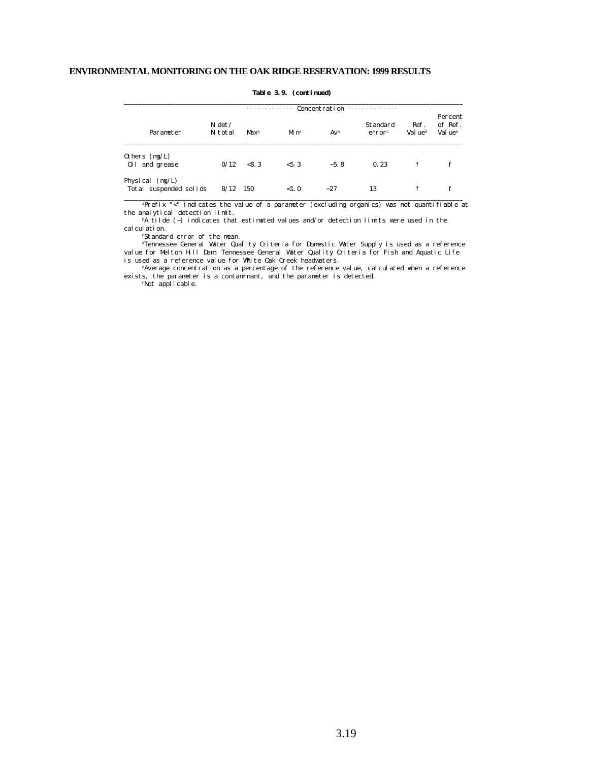**Table 3.9. (continued)**

| Parameter | N det/ N total | Concentration Max[a] | Min[a] | Av[b] | Standard error[c] | Ref. Value[d] | Percent of Ref. Value[e] |
|---|---|---|---|---|---|---|---|
| Others (mg/L) | | | | | | | |
| Oil and grease | 0/12 | <8.3 | <5.3 | ~5.8 | 0.23 | f | f |
| Physical (mg/L) | | | | | | | |
| Total suspended solids | 8/12 | 150 | <1.0 | ~27 | 13 | f | f |

[a]Prefix "<" indicates the value of a parameter (excluding organics) was not quantifiable at the analytical detection limit.

[b]A tilde (~) indicates that estimated values and/or detection limits were used in the calculation.

[c]Standard error of the mean.

[d]Tennessee General Water Quality Criteria for Domestic Water Supply is used as a reference value for Melton Hill Dam; Tennessee General Water Quality Criteria for Fish and Aquatic Life is used as a reference value for White Oak Creek headwaters.

[e]Average concentration as a percentage of the reference value, calculated when a reference exists, the parameter is a contaminant, and the parameter is detected.

[f]Not applicable.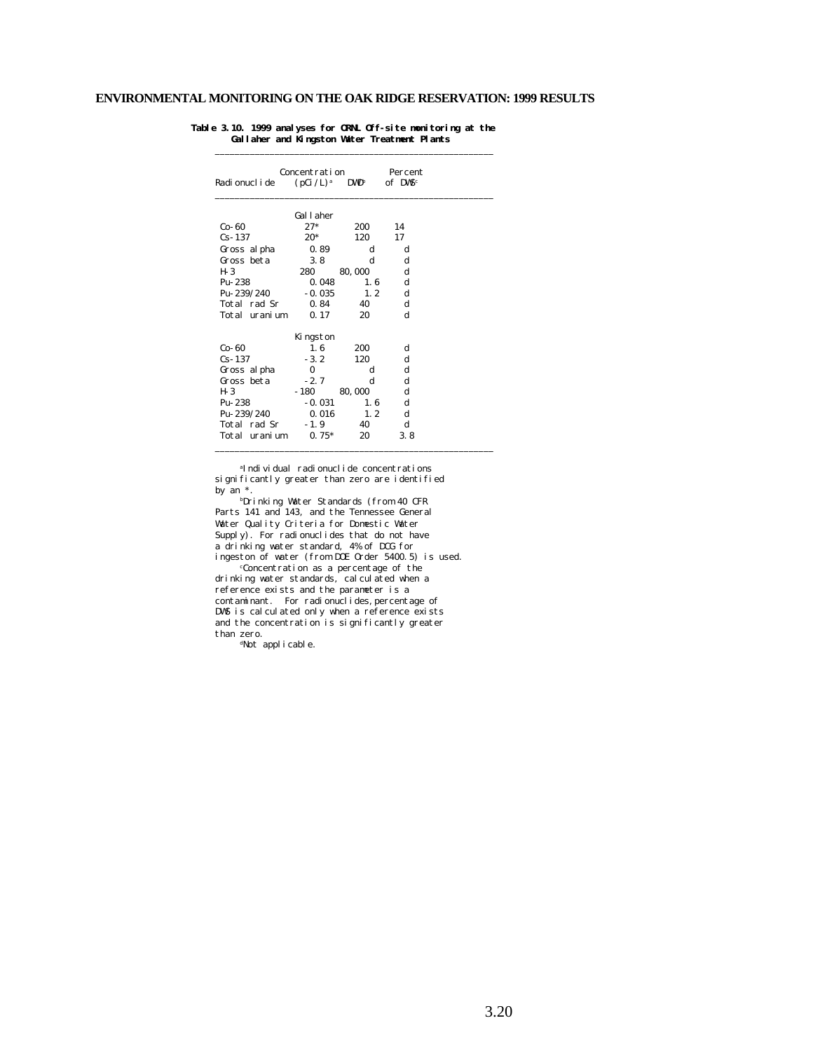**Table 3.10. 1999 analyses for ORNL Off-site monitoring at the Gallaher and Kingston Water Treatment Plants**

| Radionuclide | Concentration (pCi/L)[a] | DWD[b] | Percent of DWS[c] |
|---|---|---|---|
| | Gallaher | | |
| Co-60 | 27* | 200 | 14 |
| Cs-137 | 20* | 120 | 17 |
| Gross alpha | 0.89 | d | d |
| Gross beta | 3.8 | d | d |
| H-3 | 280 | 80,000 | d |
| Pu-238 | 0.048 | 1.6 | d |
| Pu-239/240 | -0.035 | 1.2 | d |
| Total rad Sr | 0.84 | 40 | d |
| Total uranium | 0.17 | 20 | d |
| | Kingston | | |
| Co-60 | 1.6 | 200 | d |
| Cs-137 | -3.2 | 120 | d |
| Gross alpha | 0 | d | d |
| Gross beta | -2.7 | d | d |
| H-3 | -180 | 80,000 | d |
| Pu-238 | -0.031 | 1.6 | d |
| Pu-239/240 | 0.016 | 1.2 | d |
| Total rad Sr | -1.9 | 40 | d |
| Total uranium | 0.75* | 20 | 3.8 |

[a]Individual radionuclide concentrations significantly greater than zero are identified by an *.

[b]Drinking Water Standards (from 40 CFR Parts 141 and 143, and the Tennessee General Water Quality Criteria for Domestic Water Supply). For radionuclides that do not have a drinking water standard, 4% of DCG for ingeston of water (from DOE Order 5400.5) is used.

[c]Concentration as a percentage of the drinking water standards, calculated when a reference exists and the parameter is a contaminant. For radionuclides, percentage of DWS is calculated only when a reference exists and the concentration is significantly greater than zero.

[d]Not applicable.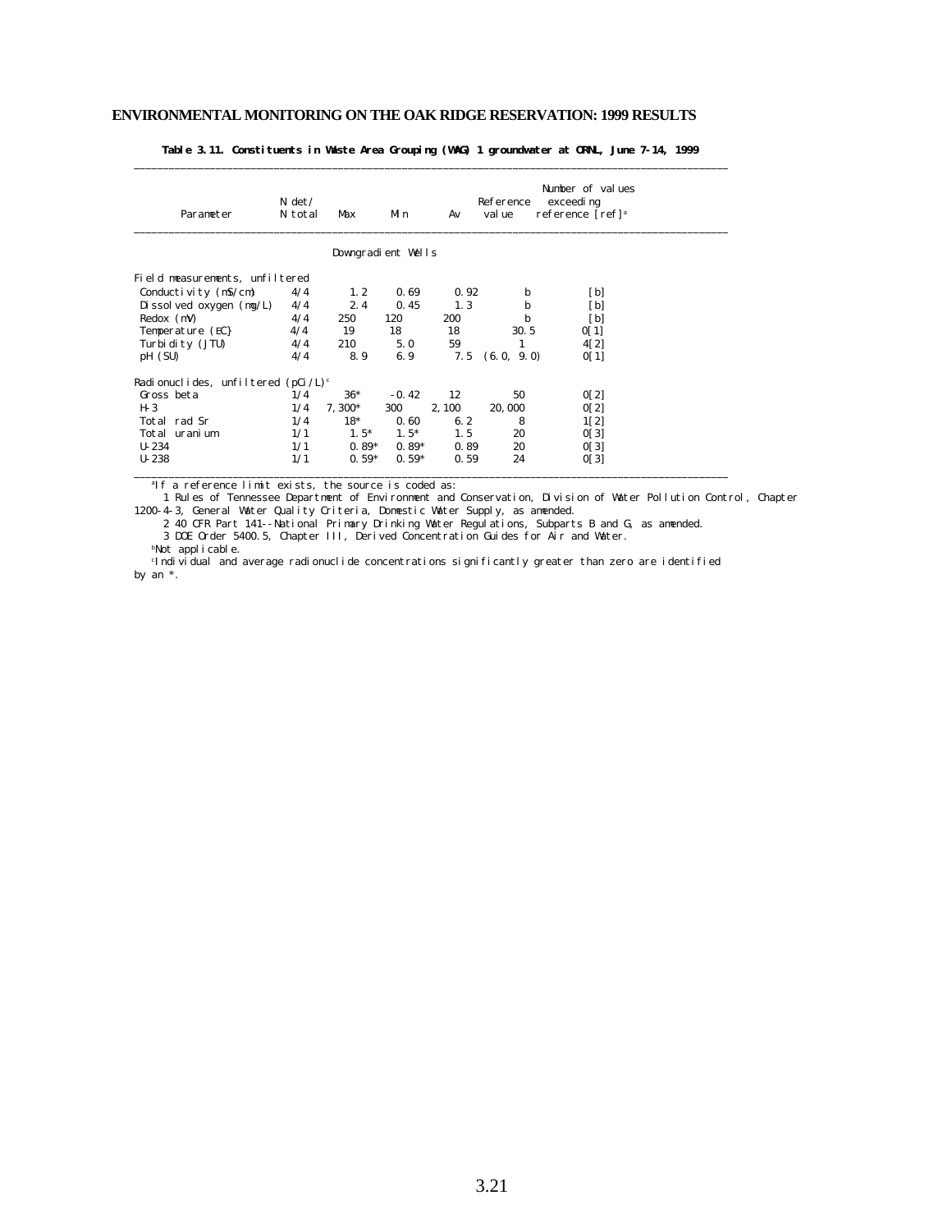**Table 3.11. Constituents in Waste Area Grouping (WAG) 1 groundwater at ORNL, June 7-14, 1999**

| Parameter | N det/ N total | Max | Min | Av | Reference value | Number of values exceeding reference [ref][a] |
|---|---|---|---|---|---|---|
| | | | Downgradient Wells | | | |
| Field measurements, unfiltered | | | | | | |
| Conductivity (mS/cm) | 4/4 | 1.2 | 0.69 | 0.92 | b | [b] |
| Dissolved oxygen (mg/L) | 4/4 | 2.4 | 0.45 | 1.3 | b | [b] |
| Redox (mV) | 4/4 | 250 | 120 | 200 | b | [b] |
| Temperature (EC) | 4/4 | 19 | 18 | 18 | 30.5 | 0[1] |
| Turbidity (JTU) | 4/4 | 210 | 5.0 | 59 | 1 | 4[2] |
| pH (SU) | 4/4 | 8.9 | 6.9 | 7.5 | (6.0, 9.0) | 0[1] |
| Radionuclides, unfiltered (pCi/L)[c] | | | | | | |
| Gross beta | 1/4 | 36* | -0.42 | 12 | 50 | 0[2] |
| H-3 | 1/4 | 7,300* | 300 | 2,100 | 20,000 | 0[2] |
| Total rad Sr | 1/4 | 18* | 0.60 | 6.2 | 8 | 1[2] |
| Total uranium | 1/1 | 1.5* | 1.5* | 1.5 | 20 | 0[3] |
| U-234 | 1/1 | 0.89* | 0.89* | 0.89 | 20 | 0[3] |
| U-238 | 1/1 | 0.59* | 0.59* | 0.59 | 24 | 0[3] |

[a]If a reference limit exists, the source is coded as:

1 Rules of Tennessee Department of Environment and Conservation, Division of Water Pollution Control, Chapter 1200-4-3, General Water Quality Criteria, Domestic Water Supply, as amended.

2 40 CFR Part 141--National Primary Drinking Water Regulations, Subparts B and G, as amended.

3 DOE Order 5400.5, Chapter III, Derived Concentration Guides for Air and Water.

[b]Not applicable.

[c]Individual and average radionuclide concentrations significantly greater than zero are identified by an *.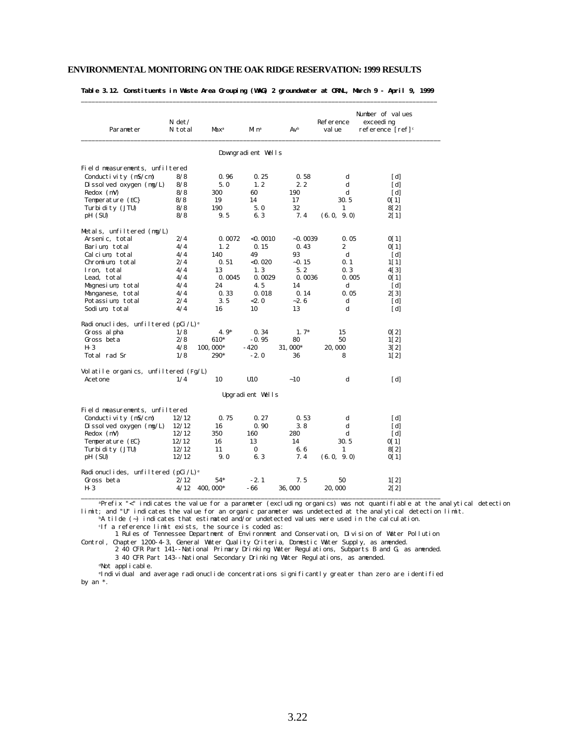**Table 3.12. Constituents in Waste Area Grouping (WAG) 2 groundwater at ORNL, March 9 - April 9, 1999**

| Parameter | N det/ N total | Max[a] | Min[a] | Av[b] | Reference value | Number of values exceeding reference [ref][c] |
|---|---|---|---|---|---|---|
| **Downgradient Wells** | | | | | | |
| *Field measurements, unfiltered* | | | | | | |
| Conductivity (mS/cm) | 8/8 | 0.96 | 0.25 | 0.58 | d | [d] |
| Dissolved oxygen (mg/L) | 8/8 | 5.0 | 1.2 | 2.2 | d | [d] |
| Redox (mV) | 8/8 | 300 | 60 | 190 | d | [d] |
| Temperature (EC) | 8/8 | 19 | 14 | 17 | 30.5 | 0[1] |
| Turbidity (JTU) | 8/8 | 190 | 5.0 | 32 | 1 | 8[2] |
| pH (SU) | 8/8 | 9.5 | 6.3 | 7.4 | (6.0, 9.0) | 2[1] |
| *Metals, unfiltered (mg/L)* | | | | | | |
| Arsenic, total | 2/4 | 0.0072 | <0.0010 | ~0.0039 | 0.05 | 0[1] |
| Barium, total | 4/4 | 1.2 | 0.15 | 0.43 | 2 | 0[1] |
| Calcium, total | 4/4 | 140 | 49 | 93 | d | [d] |
| Chromium, total | 2/4 | 0.51 | <0.020 | ~0.15 | 0.1 | 1[1] |
| Iron, total | 4/4 | 13 | 1.3 | 5.2 | 0.3 | 4[3] |
| Lead, total | 4/4 | 0.0045 | 0.0029 | 0.0036 | 0.005 | 0[1] |
| Magnesium, total | 4/4 | 24 | 4.5 | 14 | d | [d] |
| Manganese, total | 4/4 | 0.33 | 0.018 | 0.14 | 0.05 | 2[3] |
| Potassium, total | 2/4 | 3.5 | <2.0 | ~2.6 | d | [d] |
| Sodium, total | 4/4 | 16 | 10 | 13 | d | [d] |
| *Radionuclides, unfiltered (pCi/L)[e]* | | | | | | |
| Gross alpha | 1/8 | 4.9* | 0.34 | 1.7* | 15 | 0[2] |
| Gross beta | 2/8 | 610* | -0.95 | 80 | 50 | 1[2] |
| H-3 | 4/8 | 100,000* | -420 | 31,000* | 20,000 | 3[2] |
| Total rad Sr | 1/8 | 290* | -2.0 | 36 | 8 | 1[2] |
| *Volatile organics, unfiltered (Fg/L)* | | | | | | |
| Acetone | 1/4 | 10 | U10 | ~10 | d | [d] |
| **Upgradient Wells** | | | | | | |
| *Field measurements, unfiltered* | | | | | | |
| Conductivity (mS/cm) | 12/12 | 0.75 | 0.27 | 0.53 | d | [d] |
| Dissolved oxygen (mg/L) | 12/12 | 16 | 0.90 | 3.8 | d | [d] |
| Redox (mV) | 12/12 | 350 | 160 | 280 | d | [d] |
| Temperature (EC) | 12/12 | 16 | 13 | 14 | 30.5 | 0[1] |
| Turbidity (JTU) | 12/12 | 11 | 0 | 6.6 | 1 | 8[2] |
| pH (SU) | 12/12 | 9.0 | 6.3 | 7.4 | (6.0, 9.0) | 0[1] |
| *Radionuclides, unfiltered (pCi/L)[e]* | | | | | | |
| Gross beta | 2/12 | 54* | -2.1 | 7.5 | 50 | 1[2] |
| H-3 | 4/12 | 400,000* | -66 | 36,000 | 20,000 | 2[2] |

[a]Prefix "<" indicates the value for a parameter (excluding organics) was not quantifiable at the analytical detection limit; and "U" indicates the value for an organic parameter was undetected at the analytical detection limit.

[b]A tilde (~) indicates that estimated and/or undetected values were used in the calculation.

[c]If a reference limit exists, the source is coded as:

1 Rules of Tennessee Department of Environment and Conservation, Division of Water Pollution Control, Chapter 1200-4-3, General Water Quality Criteria, Domestic Water Supply, as amended.

2 40 CFR Part 141--National Primary Drinking Water Regulations, Subparts B and G, as amended.

3 40 CFR Part 143--National Secondary Drinking Water Regulations, as amended.

[d]Not applicable.

[e]Individual and average radionuclide concentrations significantly greater than zero are identified by an *.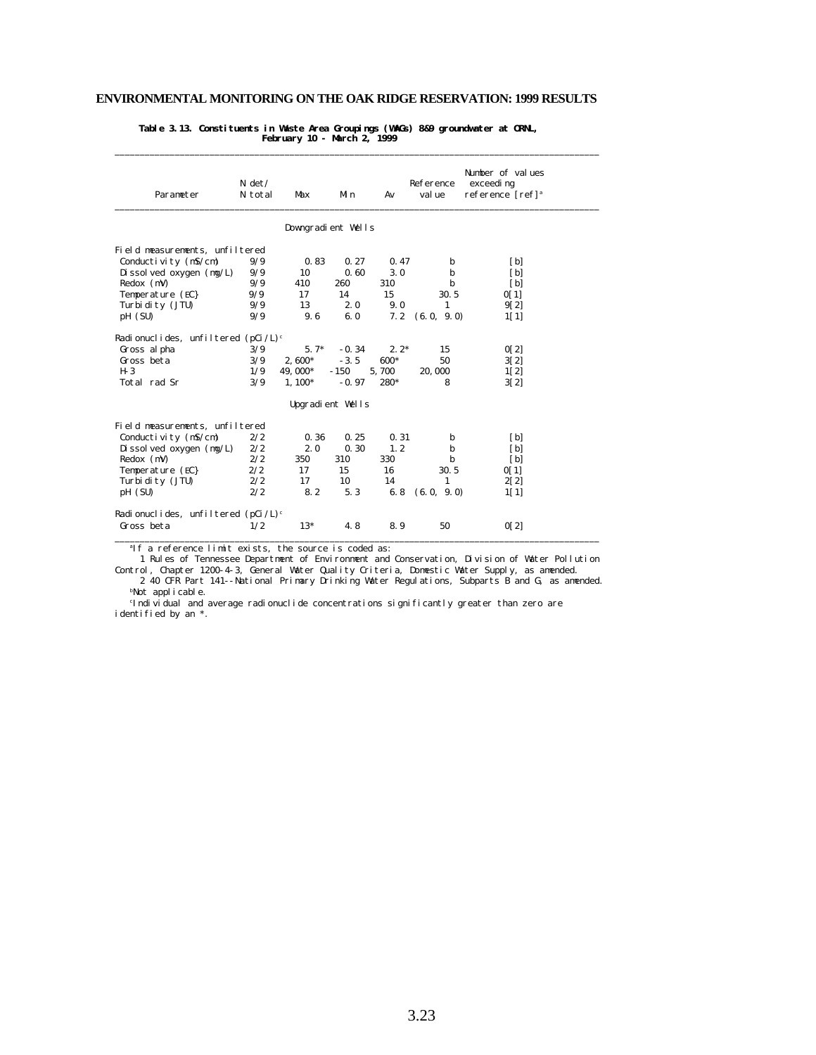**Table 3.13. Constituents in Waste Area Groupings (WAGs) 8&9 groundwater at ORNL, February 10 - March 2, 1999**

| Parameter | N det/ N total | Max | Min | Av | Reference value | Number of values exceeding reference [ref][a] |
|---|---|---|---|---|---|---|
| | | | **Downgradient Wells** | | | |
| *Field measurements, unfiltered* | | | | | | |
| Conductivity (mS/cm) | 9/9 | 0.83 | 0.27 | 0.47 | b | [b] |
| Dissolved oxygen (mg/L) | 9/9 | 10 | 0.60 | 3.0 | b | [b] |
| Redox (mV) | 9/9 | 410 | 260 | 310 | b | [b] |
| Temperature (EC) | 9/9 | 17 | 14 | 15 | 30.5 | 0[1] |
| Turbidity (JTU) | 9/9 | 13 | 2.0 | 9.0 | 1 | 9[2] |
| pH (SU) | 9/9 | 9.6 | 6.0 | 7.2 | (6.0, 9.0) | 1[1] |
| *Radionuclides, unfiltered (pCi/L)*[c] | | | | | | |
| Gross alpha | 3/9 | 5.7* | -0.34 | 2.2* | 15 | 0[2] |
| Gross beta | 3/9 | 2,600* | -3.5 | 600* | 50 | 3[2] |
| H-3 | 1/9 | 49,000* | -150 | 5,700 | 20,000 | 1[2] |
| Total rad Sr | 3/9 | 1,100* | -0.97 | 280* | 8 | 3[2] |
| | | | **Upgradient Wells** | | | |
| *Field measurements, unfiltered* | | | | | | |
| Conductivity (mS/cm) | 2/2 | 0.36 | 0.25 | 0.31 | b | [b] |
| Dissolved oxygen (mg/L) | 2/2 | 2.0 | 0.30 | 1.2 | b | [b] |
| Redox (mV) | 2/2 | 350 | 310 | 330 | b | [b] |
| Temperature (EC) | 2/2 | 17 | 15 | 16 | 30.5 | 0[1] |
| Turbidity (JTU) | 2/2 | 17 | 10 | 14 | 1 | 2[2] |
| pH (SU) | 2/2 | 8.2 | 5.3 | 6.8 | (6.0, 9.0) | 1[1] |
| *Radionuclides, unfiltered (pCi/L)*[c] | | | | | | |
| Gross beta | 1/2 | 13* | 4.8 | 8.9 | 50 | 0[2] |

[a]If a reference limit exists, the source is coded as:

1 Rules of Tennessee Department of Environment and Conservation, Division of Water Pollution Control, Chapter 1200-4-3, General Water Quality Criteria, Domestic Water Supply, as amended.

2 40 CFR Part 141--National Primary Drinking Water Regulations, Subparts B and G, as amended.

[b]Not applicable.

[c]Individual and average radionuclide concentrations significantly greater than zero are identified by an *.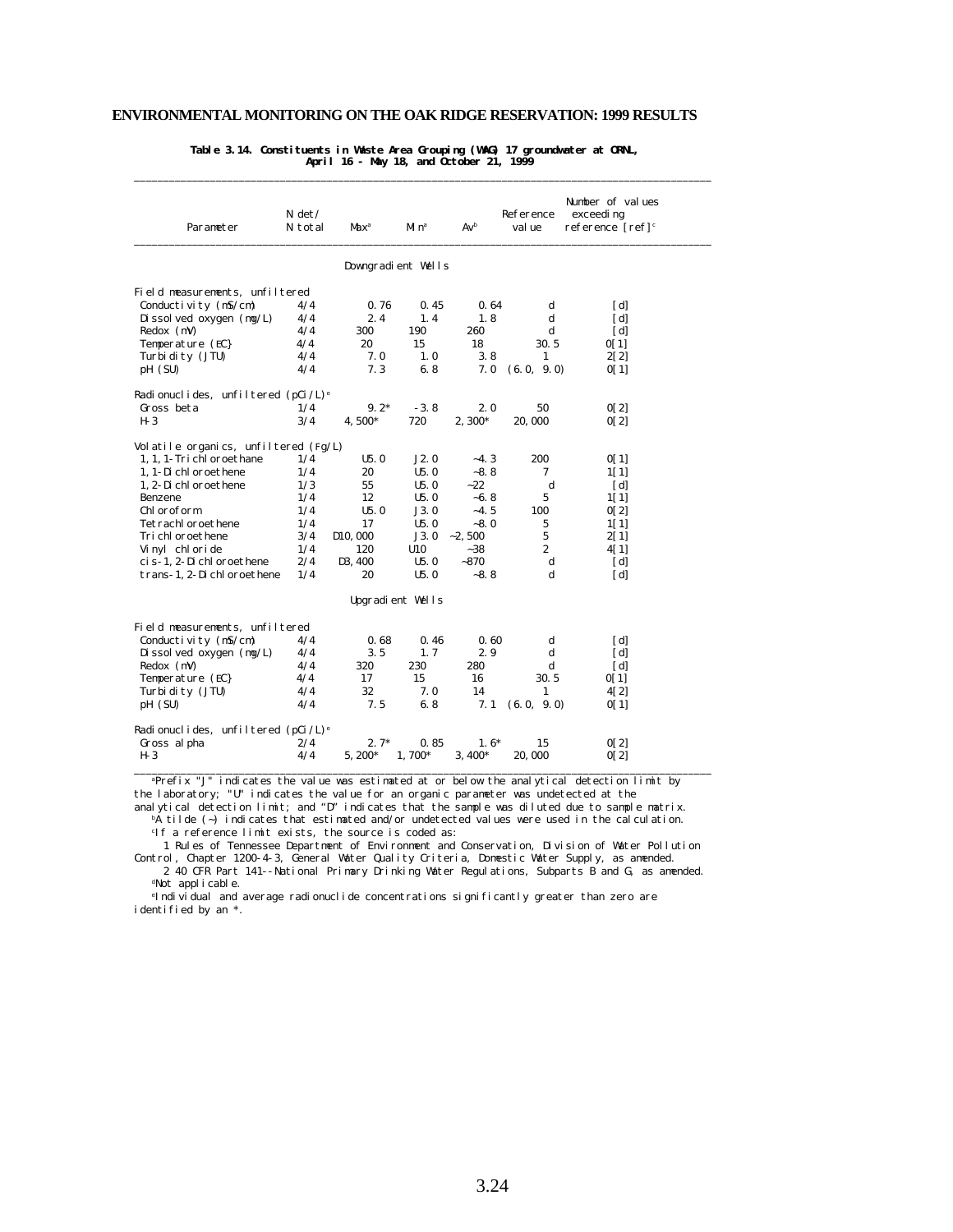**Table 3.14. Constituents in Waste Area Grouping (WAG) 17 groundwater at ORNL, April 16 - May 18, and October 21, 1999**

| Parameter | N det/ N total | Max[a] | Min[a] | Av[b] | Reference value | Number of values exceeding reference [ref][c] |
|---|---|---|---|---|---|---|
| | | | Downgradient Wells | | | |
| Field measurements, unfiltered | | | | | | |
| Conductivity (mS/cm) | 4/4 | 0.76 | 0.45 | 0.64 | d | [d] |
| Dissolved oxygen (mg/L) | 4/4 | 2.4 | 1.4 | 1.8 | d | [d] |
| Redox (mV) | 4/4 | 300 | 190 | 260 | d | [d] |
| Temperature (EC) | 4/4 | 20 | 15 | 18 | 30.5 | 0[1] |
| Turbidity (JTU) | 4/4 | 7.0 | 1.0 | 3.8 | 1 | 2[2] |
| pH (SU) | 4/4 | 7.3 | 6.8 | 7.0 | (6.0, 9.0) | 0[1] |
| Radionuclides, unfiltered (pCi/L)[e] | | | | | | |
| Gross beta | 1/4 | 9.2* | -3.8 | 2.0 | 50 | 0[2] |
| H-3 | 3/4 | 4,500* | 720 | 2,300* | 20,000 | 0[2] |
| Volatile organics, unfiltered (Fg/L) | | | | | | |
| 1,1,1-Trichloroethane | 1/4 | U5.0 | J2.0 | ~4.3 | 200 | 0[1] |
| 1,1-Dichloroethene | 1/4 | 20 | U5.0 | ~8.8 | 7 | 1[1] |
| 1,2-Dichloroethene | 1/3 | 55 | U5.0 | ~22 | d | [d] |
| Benzene | 1/4 | 12 | U5.0 | ~6.8 | 5 | 1[1] |
| Chloroform | 1/4 | U5.0 | J3.0 | ~4.5 | 100 | 0[2] |
| Tetrachloroethene | 1/4 | 17 | U5.0 | ~8.0 | 5 | 1[1] |
| Trichloroethene | 3/4 | D10,000 | J3.0 | ~2,500 | 5 | 2[1] |
| Vinyl chloride | 1/4 | 120 | U10 | ~38 | 2 | 4[1] |
| cis-1,2-Dichloroethene | 2/4 | D3,400 | U5.0 | ~870 | d | [d] |
| trans-1,2-Dichloroethene | 1/4 | 20 | U5.0 | ~8.8 | d | [d] |
| | | | Upgradient Wells | | | |
| Field measurements, unfiltered | | | | | | |
| Conductivity (mS/cm) | 4/4 | 0.68 | 0.46 | 0.60 | d | [d] |
| Dissolved oxygen (mg/L) | 4/4 | 3.5 | 1.7 | 2.9 | d | [d] |
| Redox (mV) | 4/4 | 320 | 230 | 280 | d | [d] |
| Temperature (EC) | 4/4 | 17 | 15 | 16 | 30.5 | 0[1] |
| Turbidity (JTU) | 4/4 | 32 | 7.0 | 14 | 1 | 4[2] |
| pH (SU) | 4/4 | 7.5 | 6.8 | 7.1 | (6.0, 9.0) | 0[1] |
| Radionuclides, unfiltered (pCi/L)[e] | | | | | | |
| Gross alpha | 2/4 | 2.7* | 0.85 | 1.6* | 15 | 0[2] |
| H-3 | 4/4 | 5,200* | 1,700* | 3,400* | 20,000 | 0[2] |

[a]Prefix "J" indicates the value was estimated at or below the analytical detection limit by the laboratory; "U" indicates the value for an organic parameter was undetected at the analytical detection limit; and "D" indicates that the sample was diluted due to sample matrix.

[b]A tilde (~) indicates that estimated and/or undetected values were used in the calculation.

[c]If a reference limit exists, the source is coded as:

1 Rules of Tennessee Department of Environment and Conservation, Division of Water Pollution Control, Chapter 1200-4-3, General Water Quality Criteria, Domestic Water Supply, as amended.

2 40 CFR Part 141--National Primary Drinking Water Regulations, Subparts B and G, as amended.

[d]Not applicable.

[e]Individual and average radionuclide concentrations significantly greater than zero are identified by an *.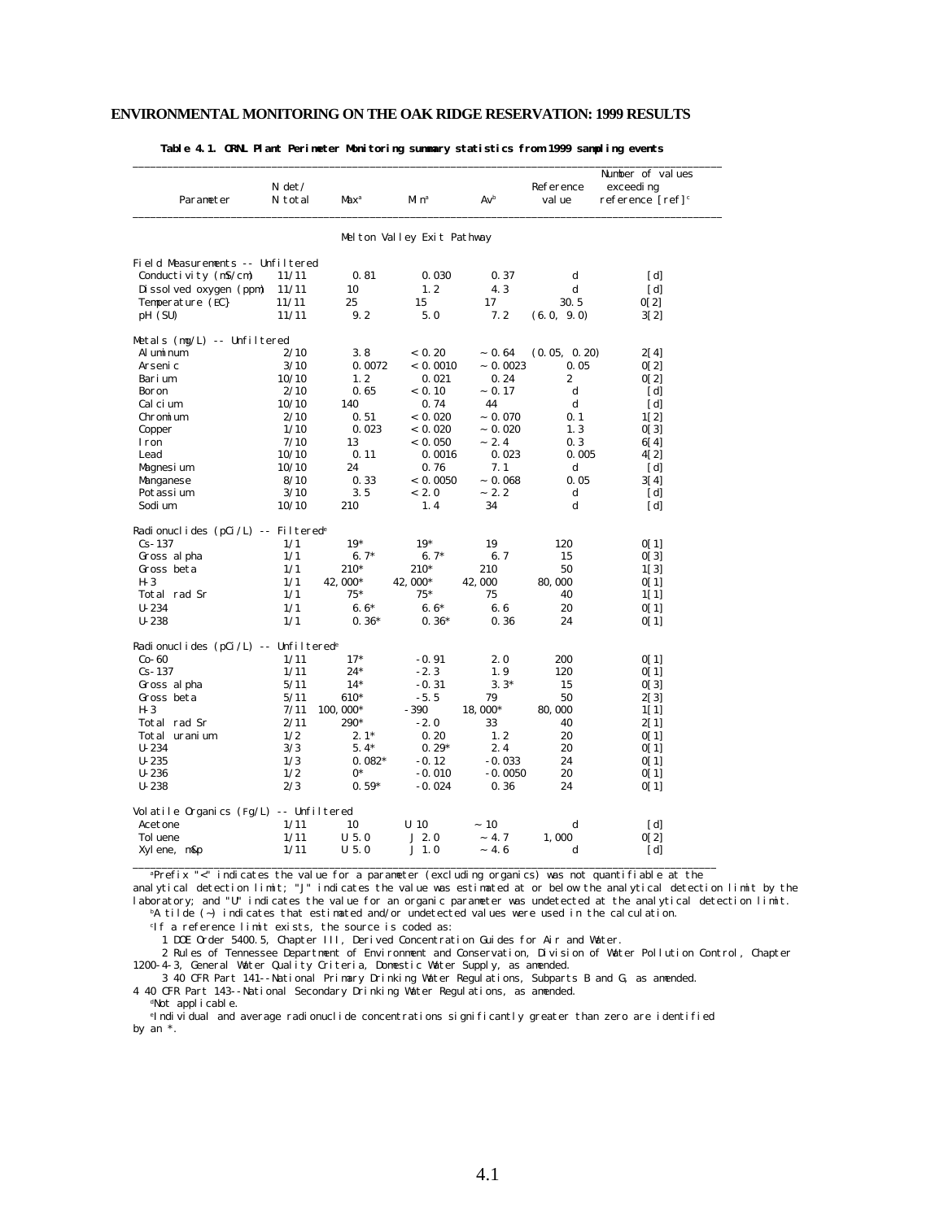## Table 4.1. ORNL Plant Perimeter Monitoring summary statistics from 1999 sampling events

| Parameter | N det/ N total | Max[a] | Min[a] | Av[b] | Reference value | Number of values exceeding reference [ref][c] |
|---|---|---|---|---|---|---|
| | | | **Melton Valley Exit Pathway** | | | |
| **Field Measurements -- Unfiltered** | | | | | | |
| Conductivity (mS/cm) | 11/11 | 0.81 | 0.030 | 0.37 | d | [d] |
| Dissolved oxygen (ppm) | 11/11 | 10 | 1.2 | 4.3 | d | [d] |
| Temperature (EC) | 11/11 | 25 | 15 | 17 | 30.5 | 0[2] |
| pH (SU) | 11/11 | 9.2 | 5.0 | 7.2 | (6.0, 9.0) | 3[2] |
| **Metals (mg/L) -- Unfiltered** | | | | | | |
| Aluminum | 2/10 | 3.8 | < 0.20 | ~ 0.64 | (0.05, 0.20) | 2[4] |
| Arsenic | 3/10 | 0.0072 | < 0.0010 | ~ 0.0023 | 0.05 | 0[2] |
| Barium | 10/10 | 1.2 | 0.021 | 0.24 | 2 | 0[2] |
| Boron | 2/10 | 0.65 | < 0.10 | ~ 0.17 | d | [d] |
| Calcium | 10/10 | 140 | 0.74 | 44 | d | [d] |
| Chromium | 2/10 | 0.51 | < 0.020 | ~ 0.070 | 0.1 | 1[2] |
| Copper | 1/10 | 0.023 | < 0.020 | ~ 0.020 | 1.3 | 0[3] |
| Iron | 7/10 | 13 | < 0.050 | ~ 2.4 | 0.3 | 6[4] |
| Lead | 10/10 | 0.11 | 0.0016 | 0.023 | 0.005 | 4[2] |
| Magnesium | 10/10 | 24 | 0.76 | 7.1 | d | [d] |
| Manganese | 8/10 | 0.33 | < 0.0050 | ~ 0.068 | 0.05 | 3[4] |
| Potassium | 3/10 | 3.5 | < 2.0 | ~ 2.2 | d | [d] |
| Sodium | 10/10 | 210 | 1.4 | 34 | d | [d] |
| **Radionuclides (pCi/L) -- Filtered[e]** | | | | | | |
| Cs-137 | 1/1 | 19* | 19* | 19 | 120 | 0[1] |
| Gross alpha | 1/1 | 6.7* | 6.7* | 6.7 | 15 | 0[3] |
| Gross beta | 1/1 | 210* | 210* | 210 | 50 | 1[3] |
| H-3 | 1/1 | 42,000* | 42,000* | 42,000 | 80,000 | 0[1] |
| Total rad Sr | 1/1 | 75* | 75* | 75 | 40 | 1[1] |
| U-234 | 1/1 | 6.6* | 6.6* | 6.6 | 20 | 0[1] |
| U-238 | 1/1 | 0.36* | 0.36* | 0.36 | 24 | 0[1] |
| **Radionuclides (pCi/L) -- Unfiltered[e]** | | | | | | |
| Co-60 | 1/11 | 17* | -0.91 | 2.0 | 200 | 0[1] |
| Cs-137 | 1/11 | 24* | -2.3 | 1.9 | 120 | 0[1] |
| Gross alpha | 5/11 | 14* | -0.31 | 3.3* | 15 | 0[3] |
| Gross beta | 5/11 | 610* | -5.5 | 79 | 50 | 2[3] |
| H-3 | 7/11 | 100,000* | -390 | 18,000* | 80,000 | 1[1] |
| Total rad Sr | 2/11 | 290* | -2.0 | 33 | 40 | 2[1] |
| Total uranium | 1/2 | 2.1* | 0.20 | 1.2 | 20 | 0[1] |
| U-234 | 3/3 | 5.4* | 0.29* | 2.4 | 20 | 0[1] |
| U-235 | 1/3 | 0.082* | -0.12 | -0.033 | 24 | 0[1] |
| U-236 | 1/2 | 0* | -0.010 | -0.0050 | 20 | 0[1] |
| U-238 | 2/3 | 0.59* | -0.024 | 0.36 | 24 | 0[1] |
| **Volatile Organics (Fg/L) -- Unfiltered** | | | | | | |
| Acetone | 1/11 | 10 | U 10 | ~ 10 | d | [d] |
| Toluene | 1/11 | U 5.0 | J 2.0 | ~ 4.7 | 1,000 | 0[2] |
| Xylene, m&p | 1/11 | U 5.0 | J 1.0 | ~ 4.6 | d | [d] |

[a]Prefix "<" indicates the value for a parameter (excluding organics) was not quantifiable at the analytical detection limit; "J" indicates the value was estimated at or below the analytical detection limit by the laboratory; and "U" indicates the value for an organic parameter was undetected at the analytical detection limit.

[b]A tilde (~) indicates that estimated and/or undetected values were used in the calculation.

[c]If a reference limit exists, the source is coded as:

1 DOE Order 5400.5, Chapter III, Derived Concentration Guides for Air and Water.

2 Rules of Tennessee Department of Environment and Conservation, Division of Water Pollution Control, Chapter 1200-4-3, General Water Quality Criteria, Domestic Water Supply, as amended.

3 40 CFR Part 141--National Primary Drinking Water Regulations, Subparts B and G, as amended.

4 40 CFR Part 143--National Secondary Drinking Water Regulations, as amended.

[d]Not applicable.

[e]Individual and average radionuclide concentrations significantly greater than zero are identified by an *.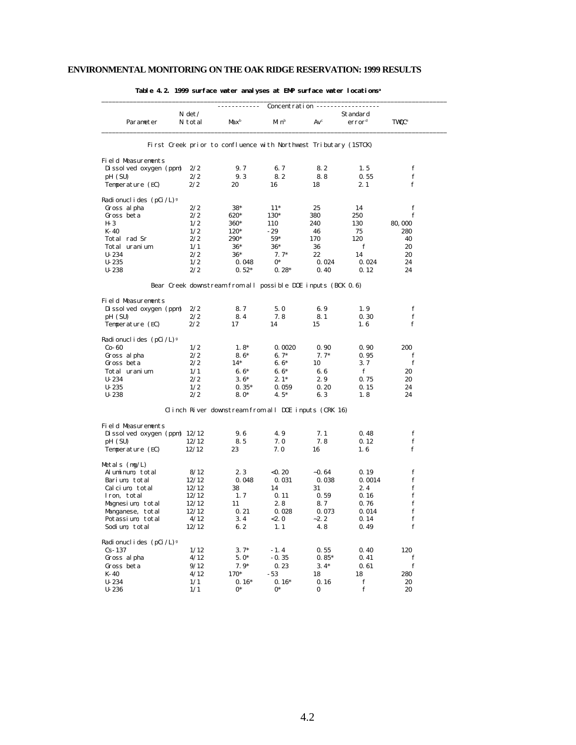## ENVIRONMENTAL MONITORING ON THE OAK RIDGE RESERVATION: 1999 RESULTS

**Table 4.2. 1999 surface water analyses at EMP surface water locations**[a]

| Parameter | N det/ N total | Concentration Max[b] | Min[b] | Av[c] | Standard error[d] | TWQC[e] |
|---|---|---|---|---|---|---|
| *First Creek prior to confluence with Northwest Tributary (1STCK)* | | | | | | |
| **Field Measurements** | | | | | | |
| Dissolved oxygen (ppm) | 2/2 | 9.7 | 6.7 | 8.2 | 1.5 | f |
| pH (SU) | 2/2 | 9.3 | 8.2 | 8.8 | 0.55 | f |
| Temperature (EC) | 2/2 | 20 | 16 | 18 | 2.1 | f |
| **Radionuclides (pCi/L)**[g] | | | | | | |
| Gross alpha | 2/2 | 38* | 11* | 25 | 14 | f |
| Gross beta | 2/2 | 620* | 130* | 380 | 250 | f |
| H-3 | 1/2 | 360* | 110 | 240 | 130 | 80,000 |
| K-40 | 1/2 | 120* | -29 | 46 | 75 | 280 |
| Total rad Sr | 2/2 | 290* | 59* | 170 | 120 | 40 |
| Total uranium | 1/1 | 36* | 36* | 36 | f | 20 |
| U-234 | 2/2 | 36* | 7.7* | 22 | 14 | 20 |
| U-235 | 1/2 | 0.048 | 0* | 0.024 | 0.024 | 24 |
| U-238 | 2/2 | 0.52* | 0.28* | 0.40 | 0.12 | 24 |
| *Bear Creek downstream from all possible DOE inputs (BCK 0.6)* | | | | | | |
| **Field Measurements** | | | | | | |
| Dissolved oxygen (ppm) | 2/2 | 8.7 | 5.0 | 6.9 | 1.9 | f |
| pH (SU) | 2/2 | 8.4 | 7.8 | 8.1 | 0.30 | f |
| Temperature (EC) | 2/2 | 17 | 14 | 15 | 1.6 | f |
| **Radionuclides (pCi/L)**[g] | | | | | | |
| Co-60 | 1/2 | 1.8* | 0.0020 | 0.90 | 0.90 | 200 |
| Gross alpha | 2/2 | 8.6* | 6.7* | 7.7* | 0.95 | f |
| Gross beta | 2/2 | 14* | 6.6* | 10 | 3.7 | f |
| Total uranium | 1/1 | 6.6* | 6.6* | 6.6 | f | 20 |
| U-234 | 2/2 | 3.6* | 2.1* | 2.9 | 0.75 | 20 |
| U-235 | 1/2 | 0.35* | 0.059 | 0.20 | 0.15 | 24 |
| U-238 | 2/2 | 8.0* | 4.5* | 6.3 | 1.8 | 24 |
| *Clinch River downstream from all DOE inputs (CRK 16)* | | | | | | |
| **Field Measurements** | | | | | | |
| Dissolved oxygen (ppm) | 12/12 | 9.6 | 4.9 | 7.1 | 0.48 | f |
| pH (SU) | 12/12 | 8.5 | 7.0 | 7.8 | 0.12 | f |
| Temperature (EC) | 12/12 | 23 | 7.0 | 16 | 1.6 | f |
| **Metals (mg/L)** | | | | | | |
| Aluminum, total | 8/12 | 2.3 | <0.20 | ~0.64 | 0.19 | f |
| Barium, total | 12/12 | 0.048 | 0.031 | 0.038 | 0.0014 | f |
| Calcium, total | 12/12 | 38 | 14 | 31 | 2.4 | f |
| Iron, total | 12/12 | 1.7 | 0.11 | 0.59 | 0.16 | f |
| Magnesium, total | 12/12 | 11 | 2.8 | 8.7 | 0.76 | f |
| Manganese, total | 12/12 | 0.21 | 0.028 | 0.073 | 0.014 | f |
| Potassium, total | 4/12 | 3.4 | <2.0 | ~2.2 | 0.14 | f |
| Sodium, total | 12/12 | 6.2 | 1.1 | 4.8 | 0.49 | f |
| **Radionuclides (pCi/L)**[g] | | | | | | |
| Cs-137 | 1/12 | 3.7* | -1.4 | 0.55 | 0.40 | 120 |
| Gross alpha | 4/12 | 5.0* | -0.35 | 0.85* | 0.41 | f |
| Gross beta | 9/12 | 7.9* | 0.23 | 3.4* | 0.61 | f |
| K-40 | 4/12 | 170* | -53 | 18 | 18 | 280 |
| U-234 | 1/1 | 0.16* | 0.16* | 0.16 | f | 20 |
| U-236 | 1/1 | 0* | 0* | 0 | f | 20 |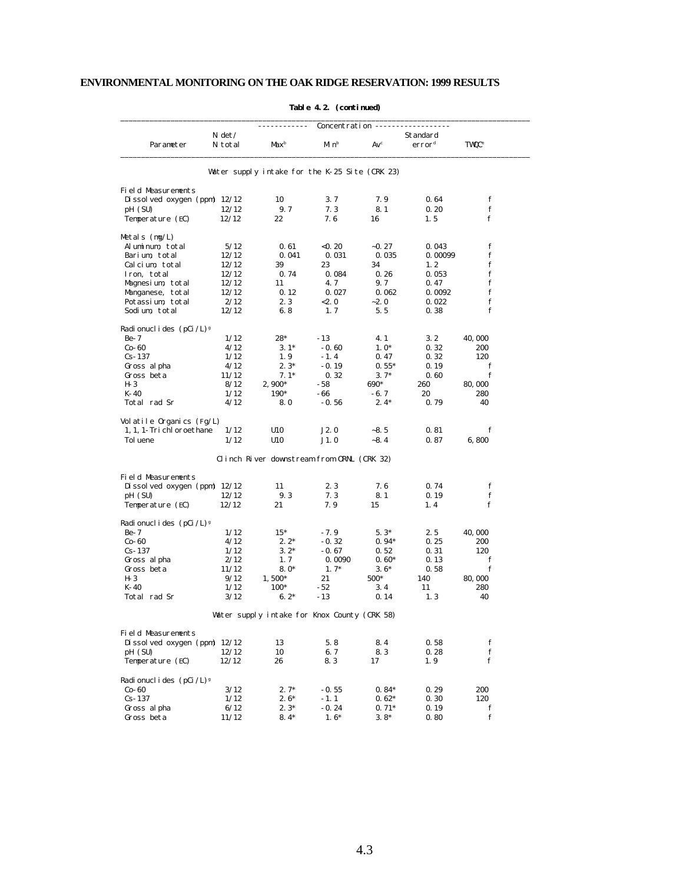**Table 4.2. (continued)**

| Parameter | N det/ N total | Concentration Max[b] | Min[b] | Av[c] | Standard error[d] | TWQC[e] |
|---|---|---|---|---|---|---|
| *Water supply intake for the K-25 Site (CRK 23)* | | | | | | |
| Field Measurements | | | | | | |
| Dissolved oxygen (ppm) | 12/12 | 10 | 3.7 | 7.9 | 0.64 | f |
| pH (SU) | 12/12 | 9.7 | 7.3 | 8.1 | 0.20 | f |
| Temperature (EC) | 12/12 | 22 | 7.6 | 16 | 1.5 | f |
| Metals (mg/L) | | | | | | |
| Aluminum, total | 5/12 | 0.61 | <0.20 | ~0.27 | 0.043 | f |
| Barium, total | 12/12 | 0.041 | 0.031 | 0.035 | 0.00099 | f |
| Calcium, total | 12/12 | 39 | 23 | 34 | 1.2 | f |
| Iron, total | 12/12 | 0.74 | 0.084 | 0.26 | 0.053 | f |
| Magnesium, total | 12/12 | 11 | 4.7 | 9.7 | 0.47 | f |
| Manganese, total | 12/12 | 0.12 | 0.027 | 0.062 | 0.0092 | f |
| Potassium, total | 2/12 | 2.3 | <2.0 | ~2.0 | 0.022 | f |
| Sodium, total | 12/12 | 6.8 | 1.7 | 5.5 | 0.38 | f |
| Radionuclides (pCi/L)[g] | | | | | | |
| Be-7 | 1/12 | 28* | -13 | 4.1 | 3.2 | 40,000 |
| Co-60 | 4/12 | 3.1* | -0.60 | 1.0* | 0.32 | 200 |
| Cs-137 | 1/12 | 1.9 | -1.4 | 0.47 | 0.32 | 120 |
| Gross alpha | 4/12 | 2.3* | -0.19 | 0.55* | 0.19 | f |
| Gross beta | 11/12 | 7.1* | 0.32 | 3.7* | 0.60 | f |
| H-3 | 8/12 | 2,900* | -58 | 690* | 260 | 80,000 |
| K-40 | 1/12 | 190* | -66 | -6.7 | 20 | 280 |
| Total rad Sr | 4/12 | 8.0 | -0.56 | 2.4* | 0.79 | 40 |
| Volatile Organics (Fg/L) | | | | | | |
| 1,1,1-Trichloroethane | 1/12 | U10 | J2.0 | ~8.5 | 0.81 | f |
| Toluene | 1/12 | U10 | J1.0 | ~8.4 | 0.87 | 6,800 |
| *Clinch River downstream from ORNL (CRK 32)* | | | | | | |
| Field Measurements | | | | | | |
| Dissolved oxygen (ppm) | 12/12 | 11 | 2.3 | 7.6 | 0.74 | f |
| pH (SU) | 12/12 | 9.3 | 7.3 | 8.1 | 0.19 | f |
| Temperature (EC) | 12/12 | 21 | 7.9 | 15 | 1.4 | f |
| Radionuclides (pCi/L)[g] | | | | | | |
| Be-7 | 1/12 | 15* | -7.9 | 5.3* | 2.5 | 40,000 |
| Co-60 | 4/12 | 2.2* | -0.32 | 0.94* | 0.25 | 200 |
| Cs-137 | 1/12 | 3.2* | -0.67 | 0.52 | 0.31 | 120 |
| Gross alpha | 2/12 | 1.7 | 0.0090 | 0.60* | 0.13 | f |
| Gross beta | 11/12 | 8.0* | 1.7* | 3.6* | 0.58 | f |
| H-3 | 9/12 | 1,500* | 21 | 500* | 140 | 80,000 |
| K-40 | 1/12 | 100* | -52 | 3.4 | 11 | 280 |
| Total rad Sr | 3/12 | 6.2* | -13 | 0.14 | 1.3 | 40 |
| *Water supply intake for Knox County (CRK 58)* | | | | | | |
| Field Measurements | | | | | | |
| Dissolved oxygen (ppm) | 12/12 | 13 | 5.8 | 8.4 | 0.58 | f |
| pH (SU) | 12/12 | 10 | 6.7 | 8.3 | 0.28 | f |
| Temperature (EC) | 12/12 | 26 | 8.3 | 17 | 1.9 | f |
| Radionuclides (pCi/L)[g] | | | | | | |
| Co-60 | 3/12 | 2.7* | -0.55 | 0.84* | 0.29 | 200 |
| Cs-137 | 1/12 | 2.6* | -1.1 | 0.62* | 0.30 | 120 |
| Gross alpha | 6/12 | 2.3* | -0.24 | 0.71* | 0.19 | f |
| Gross beta | 11/12 | 8.4* | 1.6* | 3.8* | 0.80 | f |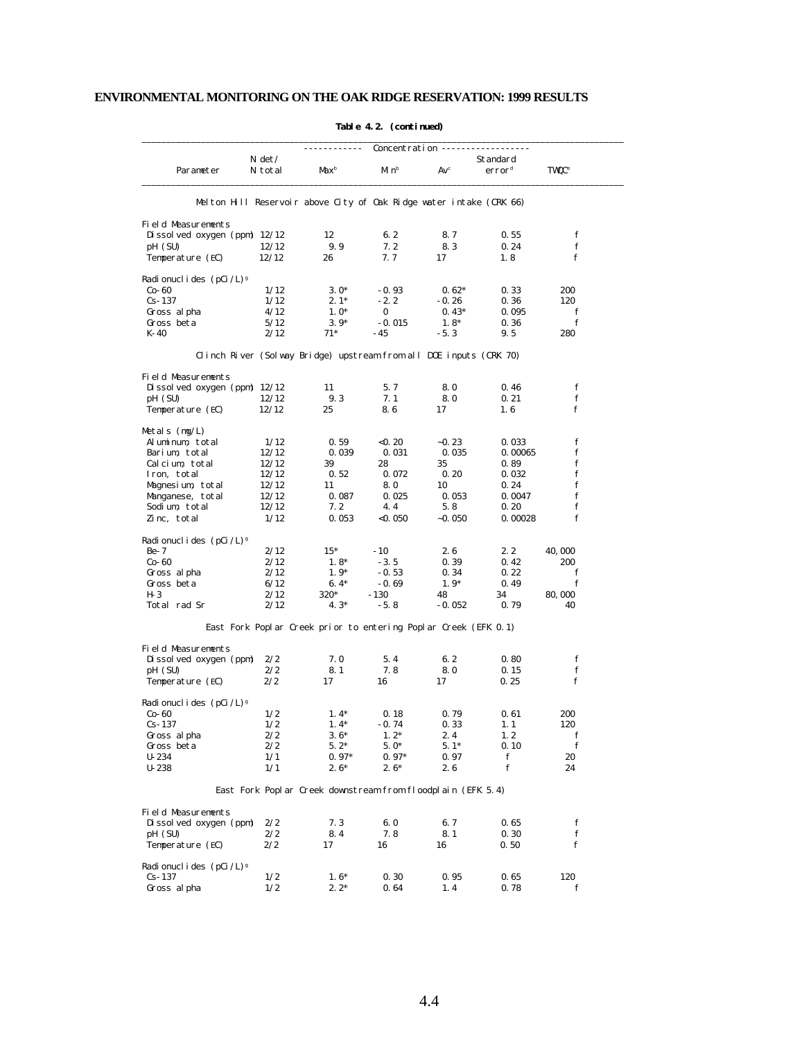**Table 4.2. (continued)**

| Parameter | N det/ N total | Concentration Max[b] | Min[b] | Av[c] | Standard error[d] | TWQC[e] |
|---|---|---|---|---|---|---|
| **Melton Hill Reservoir above City of Oak Ridge water intake (CRK 66)** | | | | | | |
| Field Measurements | | | | | | |
| Dissolved oxygen (ppm) | 12/12 | 12 | 6.2 | 8.7 | 0.55 | f |
| pH (SU) | 12/12 | 9.9 | 7.2 | 8.3 | 0.24 | f |
| Temperature (EC) | 12/12 | 26 | 7.7 | 17 | 1.8 | f |
| Radionuclides (pCi/L)[g] | | | | | | |
| Co-60 | 1/12 | 3.0* | -0.93 | 0.62* | 0.33 | 200 |
| Cs-137 | 1/12 | 2.1* | -2.2 | -0.26 | 0.36 | 120 |
| Gross alpha | 4/12 | 1.0* | 0 | 0.43* | 0.095 | f |
| Gross beta | 5/12 | 3.9* | -0.015 | 1.8* | 0.36 | f |
| K-40 | 2/12 | 71* | -45 | -5.3 | 9.5 | 280 |
| **Clinch River (Solway Bridge) upstream from all DOE inputs (CRK 70)** | | | | | | |
| Field Measurements | | | | | | |
| Dissolved oxygen (ppm) | 12/12 | 11 | 5.7 | 8.0 | 0.46 | f |
| pH (SU) | 12/12 | 9.3 | 7.1 | 8.0 | 0.21 | f |
| Temperature (EC) | 12/12 | 25 | 8.6 | 17 | 1.6 | f |
| Metals (mg/L) | | | | | | |
| Aluminum, total | 1/12 | 0.59 | <0.20 | ~0.23 | 0.033 | f |
| Barium, total | 12/12 | 0.039 | 0.031 | 0.035 | 0.00065 | f |
| Calcium, total | 12/12 | 39 | 28 | 35 | 0.89 | f |
| Iron, total | 12/12 | 0.52 | 0.072 | 0.20 | 0.032 | f |
| Magnesium, total | 12/12 | 11 | 8.0 | 10 | 0.24 | f |
| Manganese, total | 12/12 | 0.087 | 0.025 | 0.053 | 0.0047 | f |
| Sodium, total | 12/12 | 7.2 | 4.4 | 5.8 | 0.20 | f |
| Zinc, total | 1/12 | 0.053 | <0.050 | ~0.050 | 0.00028 | f |
| Radionuclides (pCi/L)[g] | | | | | | |
| Be-7 | 2/12 | 15* | -10 | 2.6 | 2.2 | 40,000 |
| Co-60 | 2/12 | 1.8* | -3.5 | 0.39 | 0.42 | 200 |
| Gross alpha | 2/12 | 1.9* | -0.53 | 0.34 | 0.22 | f |
| Gross beta | 6/12 | 6.4* | -0.69 | 1.9* | 0.49 | f |
| H-3 | 2/12 | 320* | -130 | 48 | 34 | 80,000 |
| Total rad Sr | 2/12 | 4.3* | -5.8 | -0.052 | 0.79 | 40 |
| **East Fork Poplar Creek prior to entering Poplar Creek (EFK 0.1)** | | | | | | |
| Field Measurements | | | | | | |
| Dissolved oxygen (ppm) | 2/2 | 7.0 | 5.4 | 6.2 | 0.80 | f |
| pH (SU) | 2/2 | 8.1 | 7.8 | 8.0 | 0.15 | f |
| Temperature (EC) | 2/2 | 17 | 16 | 17 | 0.25 | f |
| Radionuclides (pCi/L)[g] | | | | | | |
| Co-60 | 1/2 | 1.4* | 0.18 | 0.79 | 0.61 | 200 |
| Cs-137 | 1/2 | 1.4* | -0.74 | 0.33 | 1.1 | 120 |
| Gross alpha | 2/2 | 3.6* | 1.2* | 2.4 | 1.2 | f |
| Gross beta | 2/2 | 5.2* | 5.0* | 5.1* | 0.10 | f |
| U-234 | 1/1 | 0.97* | 0.97* | 0.97 | f | 20 |
| U-238 | 1/1 | 2.6* | 2.6* | 2.6 | f | 24 |
| **East Fork Poplar Creek downstream from floodplain (EFK 5.4)** | | | | | | |
| Field Measurements | | | | | | |
| Dissolved oxygen (ppm) | 2/2 | 7.3 | 6.0 | 6.7 | 0.65 | f |
| pH (SU) | 2/2 | 8.4 | 7.8 | 8.1 | 0.30 | f |
| Temperature (EC) | 2/2 | 17 | 16 | 16 | 0.50 | f |
| Radionuclides (pCi/L)[g] | | | | | | |
| Cs-137 | 1/2 | 1.6* | 0.30 | 0.95 | 0.65 | 120 |
| Gross alpha | 1/2 | 2.2* | 0.64 | 1.4 | 0.78 | f |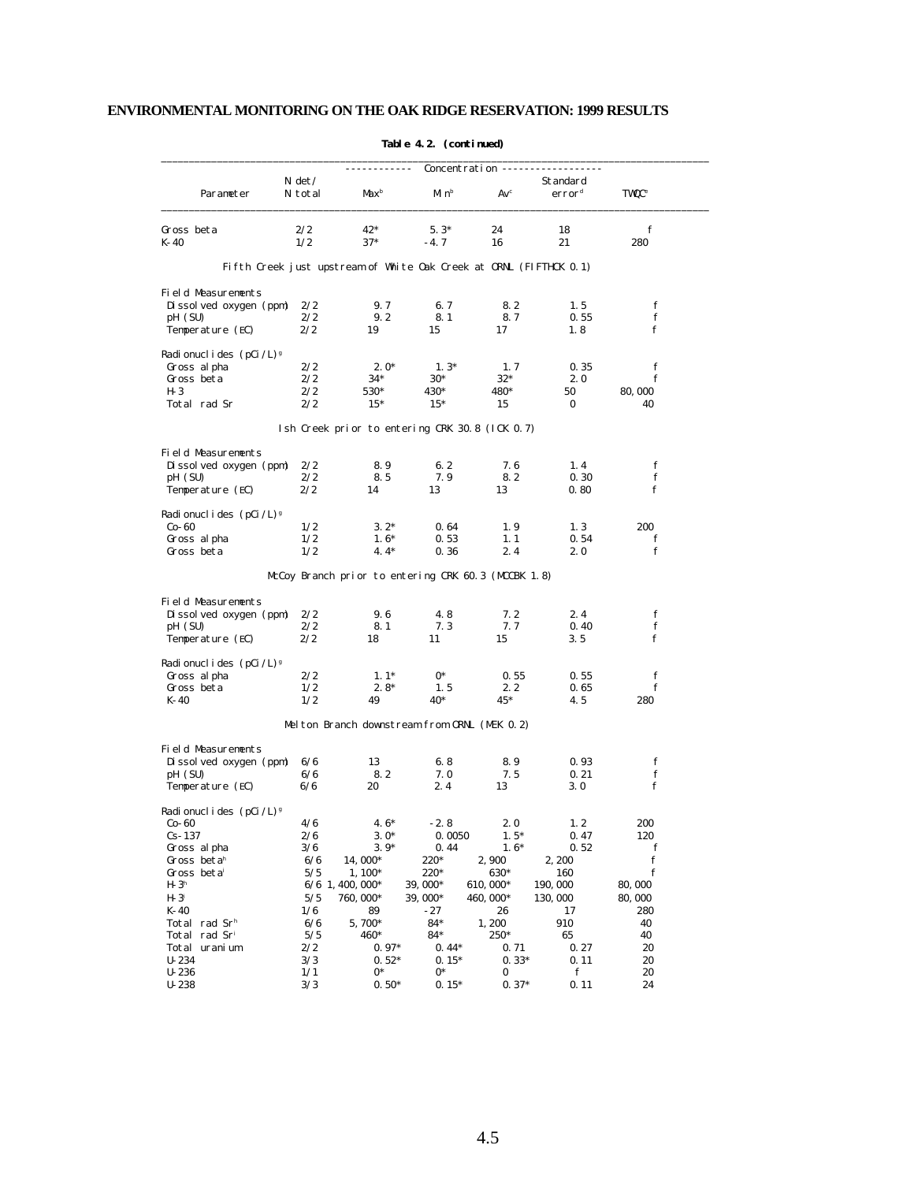**Table 4.2. (continued)**

| Parameter | N det/ N total | Concentration Max[b] | Min[b] | Av[c] | Standard error[d] | TWQC[e] |
|---|---|---|---|---|---|---|
| Gross beta | 2/2 | 42* | 5.3* | 24 | 18 | f |
| K-40 | 1/2 | 37* | -4.7 | 16 | 21 | 280 |
| *Fifth Creek just upstream of White Oak Creek at ORNL (FIFTHCK 0.1)* | | | | | | |
| Field Measurements | | | | | | |
| Dissolved oxygen (ppm) | 2/2 | 9.7 | 6.7 | 8.2 | 1.5 | f |
| pH (SU) | 2/2 | 9.2 | 8.1 | 8.7 | 0.55 | f |
| Temperature (EC) | 2/2 | 19 | 15 | 17 | 1.8 | f |
| Radionuclides (pCi/L)[g] | | | | | | |
| Gross alpha | 2/2 | 2.0* | 1.3* | 1.7 | 0.35 | f |
| Gross beta | 2/2 | 34* | 30* | 32* | 2.0 | f |
| H-3 | 2/2 | 530* | 430* | 480* | 50 | 80,000 |
| Total rad Sr | 2/2 | 15* | 15* | 15 | 0 | 40 |
| *Ish Creek prior to entering CRK 30.8 (ICK 0.7)* | | | | | | |
| Field Measurements | | | | | | |
| Dissolved oxygen (ppm) | 2/2 | 8.9 | 6.2 | 7.6 | 1.4 | f |
| pH (SU) | 2/2 | 8.5 | 7.9 | 8.2 | 0.30 | f |
| Temperature (EC) | 2/2 | 14 | 13 | 13 | 0.80 | f |
| Radionuclides (pCi/L)[g] | | | | | | |
| Co-60 | 1/2 | 3.2* | 0.64 | 1.9 | 1.3 | 200 |
| Gross alpha | 1/2 | 1.6* | 0.53 | 1.1 | 0.54 | f |
| Gross beta | 1/2 | 4.4* | 0.36 | 2.4 | 2.0 | f |
| *McCoy Branch prior to entering CRK 60.3 (MCCBK 1.8)* | | | | | | |
| Field Measurements | | | | | | |
| Dissolved oxygen (ppm) | 2/2 | 9.6 | 4.8 | 7.2 | 2.4 | f |
| pH (SU) | 2/2 | 8.1 | 7.3 | 7.7 | 0.40 | f |
| Temperature (EC) | 2/2 | 18 | 11 | 15 | 3.5 | f |
| Radionuclides (pCi/L)[g] | | | | | | |
| Gross alpha | 2/2 | 1.1* | 0* | 0.55 | 0.55 | f |
| Gross beta | 1/2 | 2.8* | 1.5 | 2.2 | 0.65 | f |
| K-40 | 1/2 | 49 | 40* | 45* | 4.5 | 280 |
| *Melton Branch downstream from ORNL (MEK 0.2)* | | | | | | |
| Field Measurements | | | | | | |
| Dissolved oxygen (ppm) | 6/6 | 13 | 6.8 | 8.9 | 0.93 | f |
| pH (SU) | 6/6 | 8.2 | 7.0 | 7.5 | 0.21 | f |
| Temperature (EC) | 6/6 | 20 | 2.4 | 13 | 3.0 | f |
| Radionuclides (pCi/L)[g] | | | | | | |
| Co-60 | 4/6 | 4.6* | -2.8 | 2.0 | 1.2 | 200 |
| Cs-137 | 2/6 | 3.0* | 0.0050 | 1.5* | 0.47 | 120 |
| Gross alpha | 3/6 | 3.9* | 0.44 | 1.6* | 0.52 | f |
| Gross beta[h] | 6/6 | 14,000* | 220* | 2,900 | 2,200 | f |
| Gross beta[i] | 5/5 | 1,100* | 220* | 630* | 160 | f |
| H-3[h] | 6/6 | 1,400,000* | 39,000* | 610,000* | 190,000 | 80,000 |
| H-3[i] | 5/5 | 760,000* | 39,000* | 460,000* | 130,000 | 80,000 |
| K-40 | 1/6 | 89 | -27 | 26 | 17 | 280 |
| Total rad Sr[h] | 6/6 | 5,700* | 84* | 1,200 | 910 | 40 |
| Total rad Sr[i] | 5/5 | 460* | 84* | 250* | 65 | 40 |
| Total uranium | 2/2 | 0.97* | 0.44* | 0.71 | 0.27 | 20 |
| U-234 | 3/3 | 0.52* | 0.15* | 0.33* | 0.11 | 20 |
| U-236 | 1/1 | 0* | 0* | 0 | f | 20 |
| U-238 | 3/3 | 0.50* | 0.15* | 0.37* | 0.11 | 24 |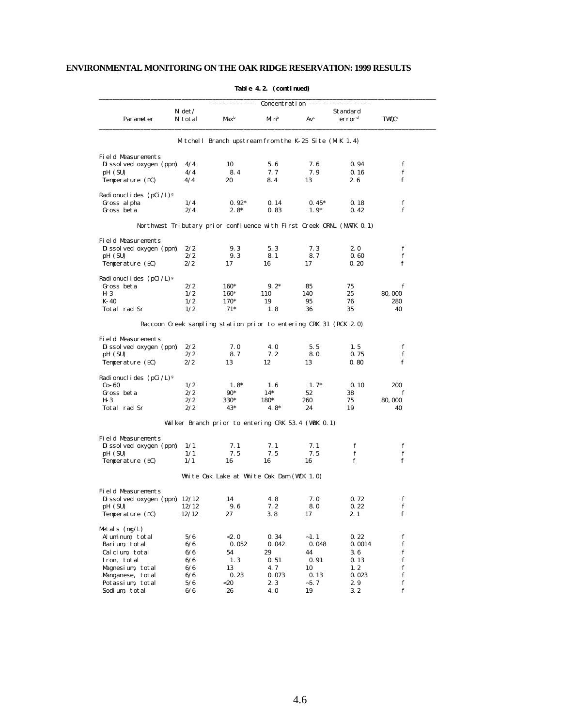**Table 4.2. (continued)**

| Parameter | N det/ N total | Concentration Max[b] | Min[b] | Av[c] | Standard error[d] | TWQC[e] |
|---|---|---|---|---|---|---|
| **Mitchell Branch upstream from the K-25 Site (MIK 1.4)** | | | | | | |
| Field Measurements | | | | | | |
| Dissolved oxygen (ppm) | 4/4 | 10 | 5.6 | 7.6 | 0.94 | f |
| pH (SU) | 4/4 | 8.4 | 7.7 | 7.9 | 0.16 | f |
| Temperature (EC) | 4/4 | 20 | 8.4 | 13 | 2.6 | f |
| Radionuclides (pCi/L)[g] | | | | | | |
| Gross alpha | 1/4 | 0.92* | 0.14 | 0.45* | 0.18 | f |
| Gross beta | 2/4 | 2.8* | 0.83 | 1.9* | 0.42 | f |
| **Northwest Tributary prior confluence with First Creek ORNL (NWTK 0.1)** | | | | | | |
| Field Measurements | | | | | | |
| Dissolved oxygen (ppm) | 2/2 | 9.3 | 5.3 | 7.3 | 2.0 | f |
| pH (SU) | 2/2 | 9.3 | 8.1 | 8.7 | 0.60 | f |
| Temperature (EC) | 2/2 | 17 | 16 | 17 | 0.20 | f |
| Radionuclides (pCi/L)[g] | | | | | | |
| Gross beta | 2/2 | 160* | 9.2* | 85 | 75 | f |
| H-3 | 1/2 | 160* | 110 | 140 | 25 | 80,000 |
| K-40 | 1/2 | 170* | 19 | 95 | 76 | 280 |
| Total rad Sr | 1/2 | 71* | 1.8 | 36 | 35 | 40 |
| **Raccoon Creek sampling station prior to entering CRK 31 (RCK 2.0)** | | | | | | |
| Field Measurements | | | | | | |
| Dissolved oxygen (ppm) | 2/2 | 7.0 | 4.0 | 5.5 | 1.5 | f |
| pH (SU) | 2/2 | 8.7 | 7.2 | 8.0 | 0.75 | f |
| Temperature (EC) | 2/2 | 13 | 12 | 13 | 0.80 | f |
| Radionuclides (pCi/L)[g] | | | | | | |
| Co-60 | 1/2 | 1.8* | 1.6 | 1.7* | 0.10 | 200 |
| Gross beta | 2/2 | 90* | 14* | 52 | 38 | f |
| H-3 | 2/2 | 330* | 180* | 260 | 75 | 80,000 |
| Total rad Sr | 2/2 | 43* | 4.8* | 24 | 19 | 40 |
| **Walker Branch prior to entering CRK 53.4 (WBK 0.1)** | | | | | | |
| Field Measurements | | | | | | |
| Dissolved oxygen (ppm) | 1/1 | 7.1 | 7.1 | 7.1 | f | f |
| pH (SU) | 1/1 | 7.5 | 7.5 | 7.5 | f | f |
| Temperature (EC) | 1/1 | 16 | 16 | 16 | f | f |
| **White Oak Lake at White Oak Dam (WOK 1.0)** | | | | | | |
| Field Measurements | | | | | | |
| Dissolved oxygen (ppm) | 12/12 | 14 | 4.8 | 7.0 | 0.72 | f |
| pH (SU) | 12/12 | 9.6 | 7.2 | 8.0 | 0.22 | f |
| Temperature (EC) | 12/12 | 27 | 3.8 | 17 | 2.1 | f |
| Metals (mg/L) | | | | | | |
| Aluminum, total | 5/6 | <2.0 | 0.34 | ~1.1 | 0.22 | f |
| Barium, total | 6/6 | 0.052 | 0.042 | 0.048 | 0.0014 | f |
| Calcium, total | 6/6 | 54 | 29 | 44 | 3.6 | f |
| Iron, total | 6/6 | 1.3 | 0.51 | 0.91 | 0.13 | f |
| Magnesium, total | 6/6 | 13 | 4.7 | 10 | 1.2 | f |
| Manganese, total | 6/6 | 0.23 | 0.073 | 0.13 | 0.023 | f |
| Potassium, total | 5/6 | <20 | 2.3 | ~5.7 | 2.9 | f |
| Sodium, total | 6/6 | 26 | 4.0 | 19 | 3.2 | f |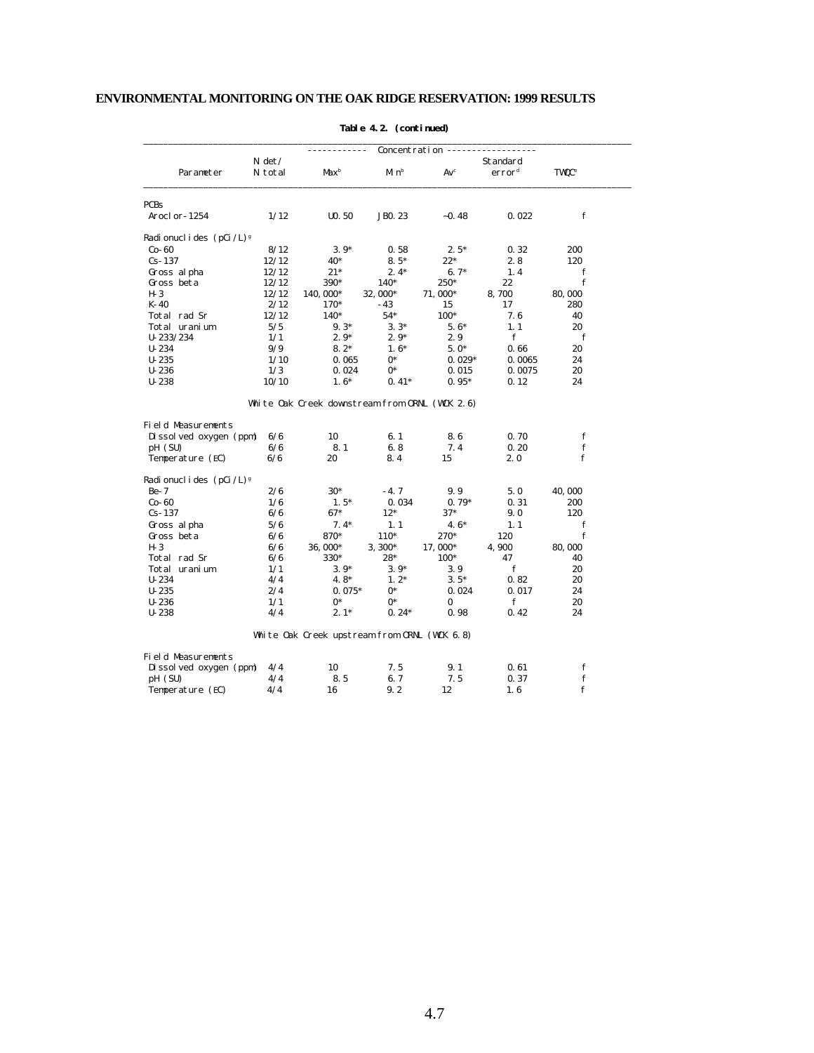**Table 4.2. (continued)**

| Parameter | N det/ N total | Concentration Max[b] | Min[b] | Av[c] | Standard error[d] | TWQC[e] |
|---|---|---|---|---|---|---|
| PCBs | | | | | | |
| Aroclor-1254 | 1/12 | U0.50 | J0.23 | ~0.48 | 0.022 | f |
| Radionuclides (pCi/L)[g] | | | | | | |
| Co-60 | 8/12 | 3.9* | 0.58 | 2.5* | 0.32 | 200 |
| Cs-137 | 12/12 | 40* | 8.5* | 22* | 2.8 | 120 |
| Gross alpha | 12/12 | 21* | 2.4* | 6.7* | 1.4 | f |
| Gross beta | 12/12 | 390* | 140* | 250* | 22 | f |
| H-3 | 12/12 | 140,000* | 32,000* | 71,000* | 8,700 | 80,000 |
| K-40 | 2/12 | 170* | -43 | 15 | 17 | 280 |
| Total rad Sr | 12/12 | 140* | 54* | 100* | 7.6 | 40 |
| Total uranium | 5/5 | 9.3* | 3.3* | 5.6* | 1.1 | 20 |
| U-233/234 | 1/1 | 2.9* | 2.9* | 2.9 | f | f |
| U-234 | 9/9 | 8.2* | 1.6* | 5.0* | 0.66 | 20 |
| U-235 | 1/10 | 0.065 | 0* | 0.029* | 0.0065 | 24 |
| U-236 | 1/3 | 0.024 | 0* | 0.015 | 0.0075 | 20 |
| U-238 | 10/10 | 1.6* | 0.41* | 0.95* | 0.12 | 24 |
| **White Oak Creek downstream from ORNL (WCK 2.6)** | | | | | | |
| Field Measurements | | | | | | |
| Dissolved oxygen (ppm) | 6/6 | 10 | 6.1 | 8.6 | 0.70 | f |
| pH (SU) | 6/6 | 8.1 | 6.8 | 7.4 | 0.20 | f |
| Temperature (EC) | 6/6 | 20 | 8.4 | 15 | 2.0 | f |
| Radionuclides (pCi/L)[g] | | | | | | |
| Be-7 | 2/6 | 30* | -4.7 | 9.9 | 5.0 | 40,000 |
| Co-60 | 1/6 | 1.5* | 0.034 | 0.79* | 0.31 | 200 |
| Cs-137 | 6/6 | 67* | 12* | 37* | 9.0 | 120 |
| Gross alpha | 5/6 | 7.4* | 1.1 | 4.6* | 1.1 | f |
| Gross beta | 6/6 | 870* | 110* | 270* | 120 | f |
| H-3 | 6/6 | 36,000* | 3,300* | 17,000* | 4,900 | 80,000 |
| Total rad Sr | 6/6 | 330* | 28* | 100* | 47 | 40 |
| Total uranium | 1/1 | 3.9* | 3.9* | 3.9 | f | 20 |
| U-234 | 4/4 | 4.8* | 1.2* | 3.5* | 0.82 | 20 |
| U-235 | 2/4 | 0.075* | 0* | 0.024 | 0.017 | 24 |
| U-236 | 1/1 | 0* | 0* | 0 | f | 20 |
| U-238 | 4/4 | 2.1* | 0.24* | 0.98 | 0.42 | 24 |
| **White Oak Creek upstream from ORNL (WCK 6.8)** | | | | | | |
| Field Measurements | | | | | | |
| Dissolved oxygen (ppm) | 4/4 | 10 | 7.5 | 9.1 | 0.61 | f |
| pH (SU) | 4/4 | 8.5 | 6.7 | 7.5 | 0.37 | f |
| Temperature (EC) | 4/4 | 16 | 9.2 | 12 | 1.6 | f |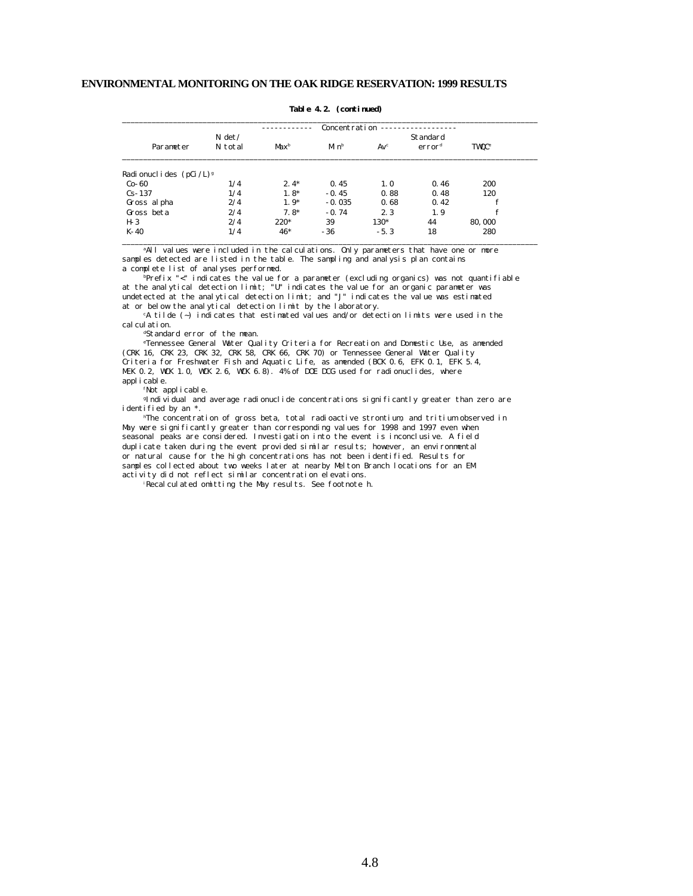**Table 4.2. (continued)**

| Parameter | N det/ N total | Concentration Max[b] | Min[b] | Av[c] | Standard error[d] | TWQC[e] |
|---|---|---|---|---|---|---|
| Radionuclides (pCi/L)[g] | | | | | | |
| Co-60 | 1/4 | 2.4* | 0.45 | 1.0 | 0.46 | 200 |
| Cs-137 | 1/4 | 1.8* | -0.45 | 0.88 | 0.48 | 120 |
| Gross alpha | 2/4 | 1.9* | -0.035 | 0.68 | 0.42 | f |
| Gross beta | 2/4 | 7.8* | -0.74 | 2.3 | 1.9 | f |
| H-3 | 2/4 | 220* | 39 | 130* | 44 | 80,000 |
| K-40 | 1/4 | 46* | -36 | -5.3 | 18 | 280 |

[a]All values were included in the calculations. Only parameters that have one or more samples detected are listed in the table. The sampling and analysis plan contains a complete list of analyses performed.

[b]Prefix "<" indicates the value for a parameter (excluding organics) was not quantifiable at the analytical detection limit; "U" indicates the value for an organic parameter was undetected at the analytical detection limit; and "J" indicates the value was estimated at or below the analytical detection limit by the laboratory.

[c]A tilde (~) indicates that estimated values and/or detection limits were used in the calculation.

[d]Standard error of the mean.

[e]Tennessee General Water Quality Criteria for Recreation and Domestic Use, as amended (CRK 16, CRK 23, CRK 32, CRK 58, CRK 66, CRK 70) or Tennessee General Water Quality Criteria for Freshwater Fish and Aquatic Life, as amended (BCK 0.6, EFK 0.1, EFK 5.4, MEK 0.2, WCK 1.0, WCK 2.6, WCK 6.8). 4% of DOE DCG used for radionuclides, where applicable.

[f]Not applicable.

[g]Individual and average radionuclide concentrations significantly greater than zero are identified by an *.

[h]The concentration of gross beta, total radioactive strontium, and tritium observed in May were significantly greater than corresponding values for 1998 and 1997 even when seasonal peaks are considered. Investigation into the event is inconclusive. A field duplicate taken during the event provided similar results; however, an environmental or natural cause for the high concentrations has not been identified. Results for samples collected about two weeks later at nearby Melton Branch locations for an EM activity did not reflect similar concentration elevations.

[i]Recalculated omitting the May results. See footnote h.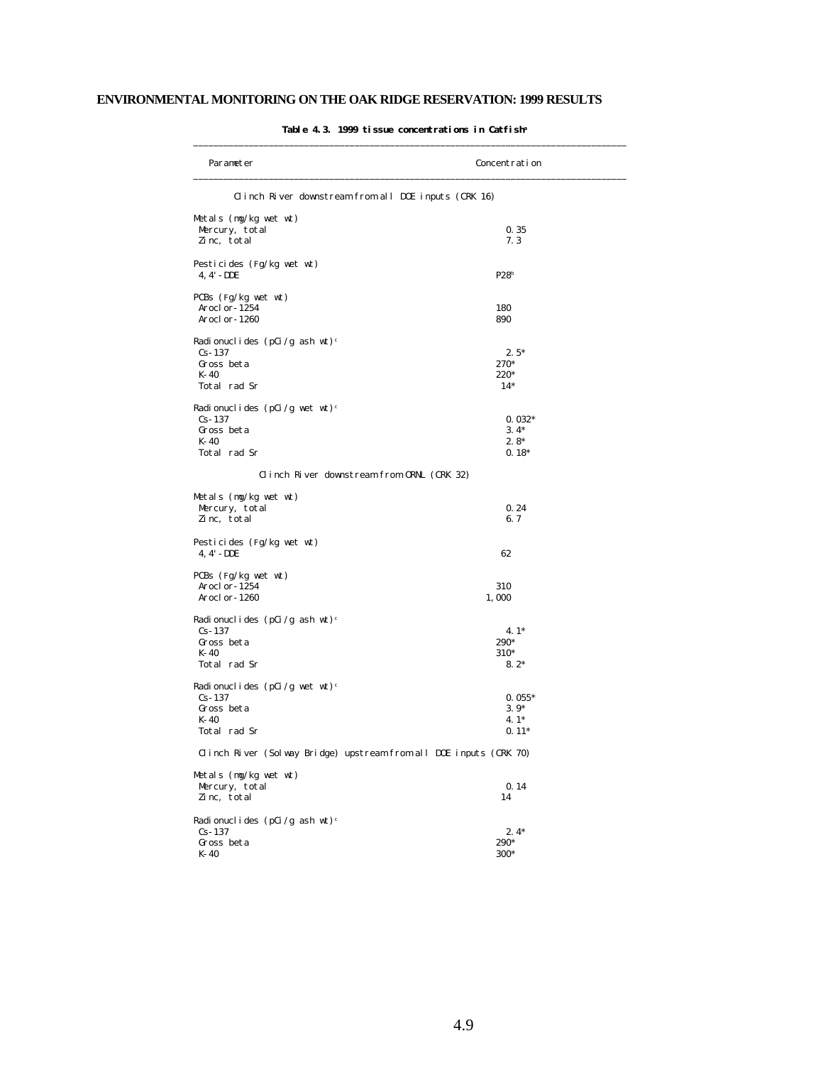**Table 4.3. 1999 tissue concentrations in Catfish**[a]

| Parameter | Concentration |
|---|---|
| *Clinch River downstream from all DOE inputs (CRK 16)* | |
| Metals (mg/kg wet wt) | |
| Mercury, total | 0.35 |
| Zinc, total | 7.3 |
| Pesticides (µg/kg wet wt) | |
| 4,4'-DDE | P28[b] |
| PCBs (µg/kg wet wt) | |
| Aroclor-1254 | 180 |
| Aroclor-1260 | 890 |
| Radionuclides (pCi/g ash wt)[c] | |
| Cs-137 | 2.5* |
| Gross beta | 270* |
| K-40 | 220* |
| Total rad Sr | 14* |
| Radionuclides (pCi/g wet wt)[c] | |
| Cs-137 | 0.032* |
| Gross beta | 3.4* |
| K-40 | 2.8* |
| Total rad Sr | 0.18* |
| *Clinch River downstream from ORNL (CRK 32)* | |
| Metals (mg/kg wet wt) | |
| Mercury, total | 0.24 |
| Zinc, total | 6.7 |
| Pesticides (µg/kg wet wt) | |
| 4,4'-DDE | 62 |
| PCBs (µg/kg wet wt) | |
| Aroclor-1254 | 310 |
| Aroclor-1260 | 1,000 |
| Radionuclides (pCi/g ash wt)[c] | |
| Cs-137 | 4.1* |
| Gross beta | 290* |
| K-40 | 310* |
| Total rad Sr | 8.2* |
| Radionuclides (pCi/g wet wt)[c] | |
| Cs-137 | 0.055* |
| Gross beta | 3.9* |
| K-40 | 4.1* |
| Total rad Sr | 0.11* |
| *Clinch River (Solway Bridge) upstream from all DOE inputs (CRK 70)* | |
| Metals (mg/kg wet wt) | |
| Mercury, total | 0.14 |
| Zinc, total | 14 |
| Radionuclides (pCi/g ash wt)[c] | |
| Cs-137 | 2.4* |
| Gross beta | 290* |
| K-40 | 300* |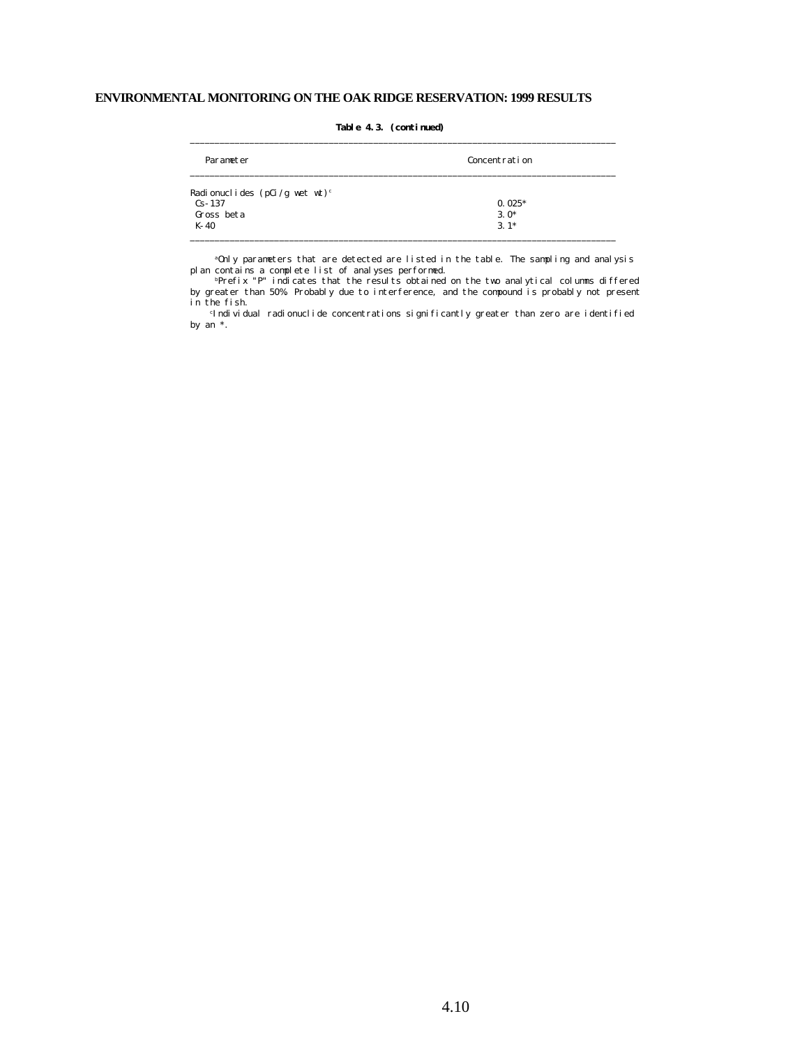**Table 4.3. (continued)**

| Parameter | Concentration |
|---|---|
| Radionuclides (pCi/g wet wt)[c] | |
| Cs-137 | 0.025* |
| Gross beta | 3.0* |
| K-40 | 3.1* |

[a]Only parameters that are detected are listed in the table. The sampling and analysis plan contains a complete list of analyses performed.

[b]Prefix "P" indicates that the results obtained on the two analytical columns differed by greater than 50%. Probably due to interference, and the compound is probably not present in the fish.

[c]Individual radionuclide concentrations significantly greater than zero are identified by an *.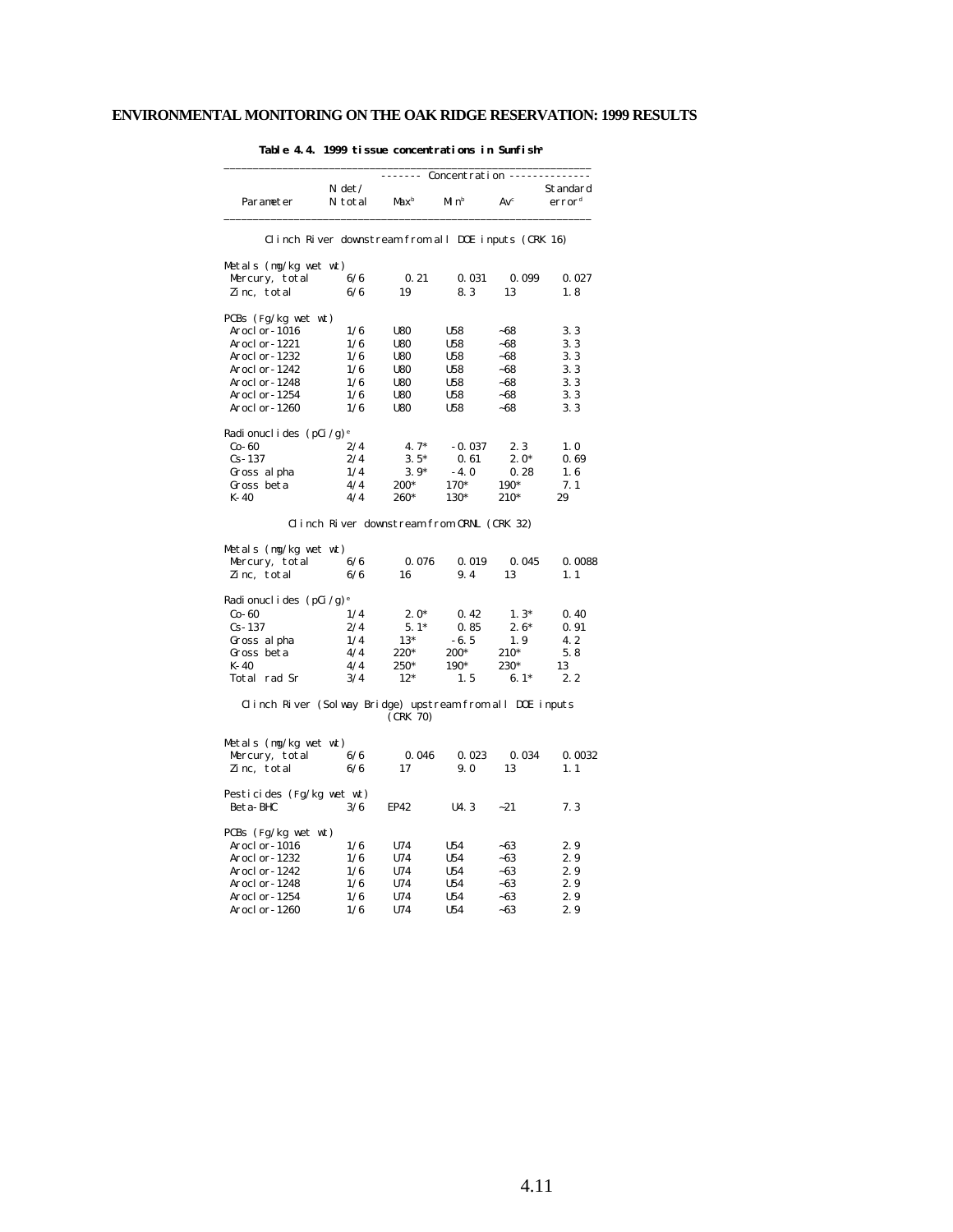**Table 4.4. 1999 tissue concentrations in Sunfish[a]**

| Parameter | N det/ N total | Concentration Max[b] | Min[b] | Av[c] | Standard error[d] |
|---|---|---|---|---|---|
| **Clinch River downstream from all DOE inputs (CRK 16)** | | | | | |
| Metals (mg/kg wet wt) | | | | | |
| Mercury, total | 6/6 | 0.21 | 0.031 | 0.099 | 0.027 |
| Zinc, total | 6/6 | 19 | 8.3 | 13 | 1.8 |
| PCBs (Fg/kg wet wt) | | | | | |
| Aroclor-1016 | 1/6 | U80 | U58 | ~68 | 3.3 |
| Aroclor-1221 | 1/6 | U80 | U58 | ~68 | 3.3 |
| Aroclor-1232 | 1/6 | U80 | U58 | ~68 | 3.3 |
| Aroclor-1242 | 1/6 | U80 | U58 | ~68 | 3.3 |
| Aroclor-1248 | 1/6 | U80 | U58 | ~68 | 3.3 |
| Aroclor-1254 | 1/6 | U80 | U58 | ~68 | 3.3 |
| Aroclor-1260 | 1/6 | U80 | U58 | ~68 | 3.3 |
| Radionuclides (pCi/g)[e] | | | | | |
| Co-60 | 2/4 | 4.7* | -0.037 | 2.3 | 1.0 |
| Cs-137 | 2/4 | 3.5* | 0.61 | 2.0* | 0.69 |
| Gross alpha | 1/4 | 3.9* | -4.0 | 0.28 | 1.6 |
| Gross beta | 4/4 | 200* | 170* | 190* | 7.1 |
| K-40 | 4/4 | 260* | 130* | 210* | 29 |
| **Clinch River downstream from ORNL (CRK 32)** | | | | | |
| Metals (mg/kg wet wt) | | | | | |
| Mercury, total | 6/6 | 0.076 | 0.019 | 0.045 | 0.0088 |
| Zinc, total | 6/6 | 16 | 9.4 | 13 | 1.1 |
| Radionuclides (pCi/g)[e] | | | | | |
| Co-60 | 1/4 | 2.0* | 0.42 | 1.3* | 0.40 |
| Cs-137 | 2/4 | 5.1* | 0.85 | 2.6* | 0.91 |
| Gross alpha | 1/4 | 13* | -6.5 | 1.9 | 4.2 |
| Gross beta | 4/4 | 220* | 200* | 210* | 5.8 |
| K-40 | 4/4 | 250* | 190* | 230* | 13 |
| Total rad Sr | 3/4 | 12* | 1.5 | 6.1* | 2.2 |
| **Clinch River (Solway Bridge) upstream from all DOE inputs (CRK 70)** | | | | | |
| Metals (mg/kg wet wt) | | | | | |
| Mercury, total | 6/6 | 0.046 | 0.023 | 0.034 | 0.0032 |
| Zinc, total | 6/6 | 17 | 9.0 | 13 | 1.1 |
| Pesticides (Fg/kg wet wt) | | | | | |
| Beta-BHC | 3/6 | EP42 | U4.3 | ~21 | 7.3 |
| PCBs (Fg/kg wet wt) | | | | | |
| Aroclor-1016 | 1/6 | U74 | U54 | ~63 | 2.9 |
| Aroclor-1232 | 1/6 | U74 | U54 | ~63 | 2.9 |
| Aroclor-1242 | 1/6 | U74 | U54 | ~63 | 2.9 |
| Aroclor-1248 | 1/6 | U74 | U54 | ~63 | 2.9 |
| Aroclor-1254 | 1/6 | U74 | U54 | ~63 | 2.9 |
| Aroclor-1260 | 1/6 | U74 | U54 | ~63 | 2.9 |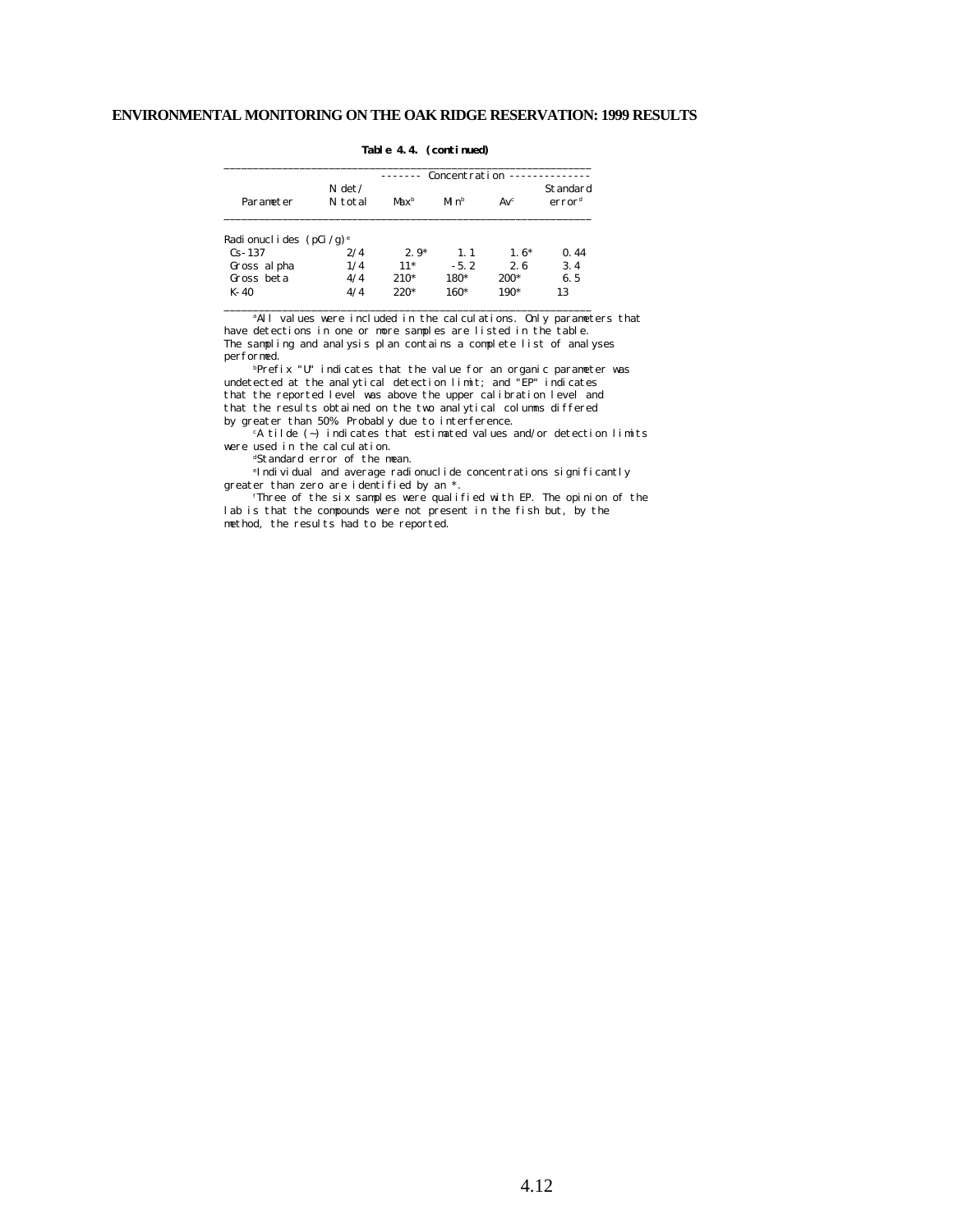**Table 4.4. (continued)**

| Parameter | N det/ N total | Concentration Max[b] | Min[b] | Av[c] | Standard error[d] |
|---|---|---|---|---|---|
| Radionuclides (pCi/g)[e] | | | | | |
| Cs-137 | 2/4 | 2.9* | 1.1 | 1.6* | 0.44 |
| Gross alpha | 1/4 | 11* | -5.2 | 2.6 | 3.4 |
| Gross beta | 4/4 | 210* | 180* | 200* | 6.5 |
| K-40 | 4/4 | 220* | 160* | 190* | 13 |

[a]All values were included in the calculations. Only parameters that have detections in one or more samples are listed in the table. The sampling and analysis plan contains a complete list of analyses performed.

[b]Prefix "U" indicates that the value for an organic parameter was undetected at the analytical detection limit; and "EP" indicates that the reported level was above the upper calibration level and that the results obtained on the two analytical columns differed by greater than 50%. Probably due to interference.

[c]A tilde (~) indicates that estimated values and/or detection limits were used in the calculation.

[d]Standard error of the mean.

[e]Individual and average radionuclide concentrations significantly greater than zero are identified by an *.

[f]Three of the six samples were qualified with EP. The opinion of the lab is that the compounds were not present in the fish but, by the method, the results had to be reported.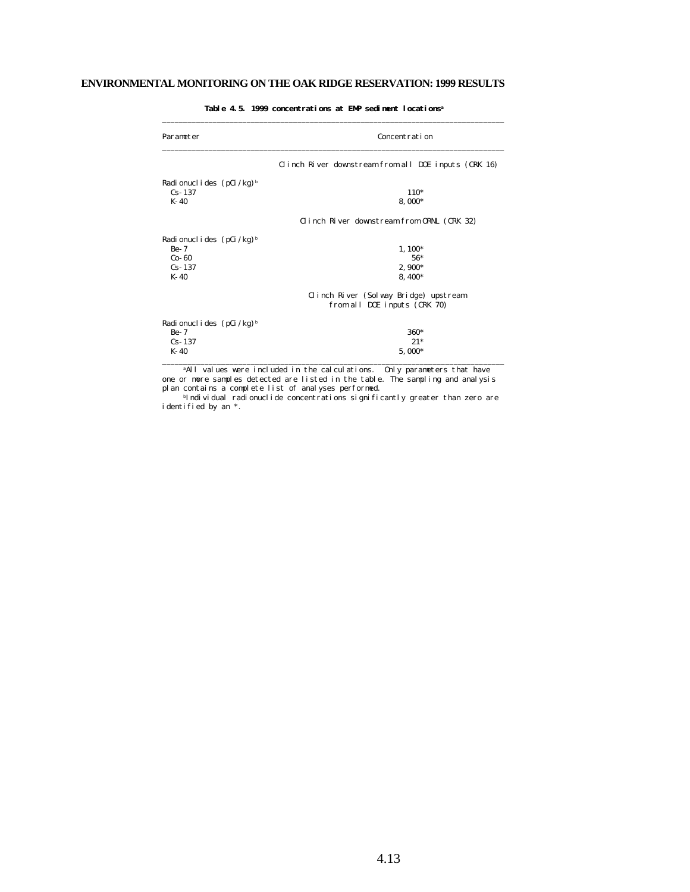**Table 4.5. 1999 concentrations at EMP sediment locations[a]**

| Parameter | Concentration |
|---|---|
| | Clinch River downstream from all DOE inputs (CRK 16) |
| Radionuclides (pCi/kg)[b] | |
| Cs-137 | 110* |
| K-40 | 8,000* |
| | Clinch River downstream from ORNL (CRK 32) |
| Radionuclides (pCi/kg)[b] | |
| Be-7 | 1,100* |
| Co-60 | 56* |
| Cs-137 | 2,900* |
| K-40 | 8,400* |
| | Clinch River (Solway Bridge) upstream from all DOE inputs (CRK 70) |
| Radionuclides (pCi/kg)[b] | |
| Be-7 | 360* |
| Cs-137 | 21* |
| K-40 | 5,000* |

[a]All values were included in the calculations. Only parameters that have one or more samples detected are listed in the table. The sampling and analysis plan contains a complete list of analyses performed.

[b]Individual radionuclide concentrations significantly greater than zero are identified by an *.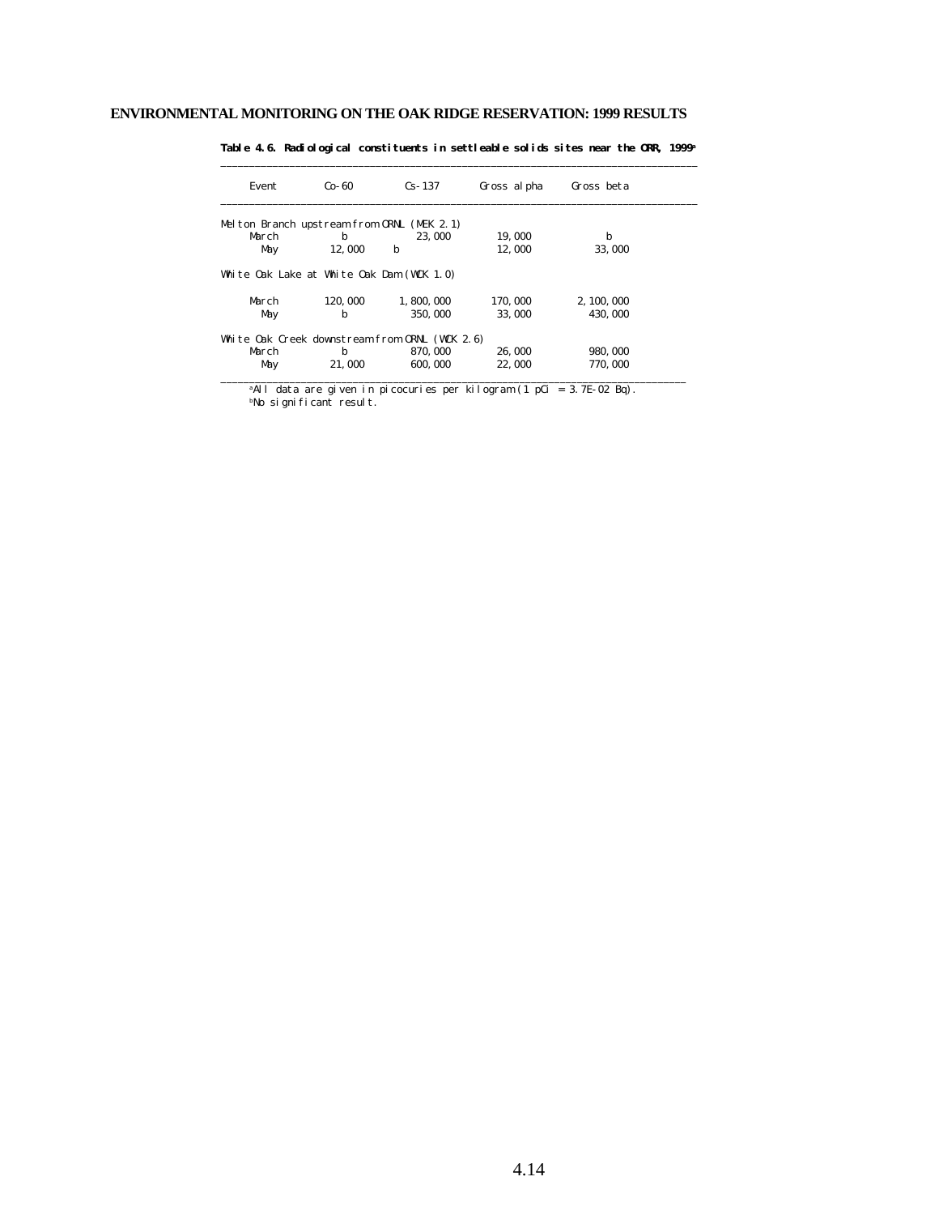**Table 4.6. Radiological constituents in settleable solids sites near the ORR, 1999**[a]

| Event | Co-60 | Cs-137 | Gross alpha | Gross beta |
|---|---|---|---|---|
| Melton Branch upstream from ORNL (MEK 2.1) | | | | |
| March | b | 23,000 | 19,000 | b |
| May | 12,000 | b | 12,000 | 33,000 |
| White Oak Lake at White Oak Dam (WCK 1.0) | | | | |
| March | 120,000 | 1,800,000 | 170,000 | 2,100,000 |
| May | b | 350,000 | 33,000 | 430,000 |
| White Oak Creek downstream from ORNL (WCK 2.6) | | | | |
| March | b | 870,000 | 26,000 | 980,000 |
| May | 21,000 | 600,000 | 22,000 | 770,000 |

[a]All data are given in picocuries per kilogram (1 pCi = 3.7E-02 Bq).
[b]No significant result.